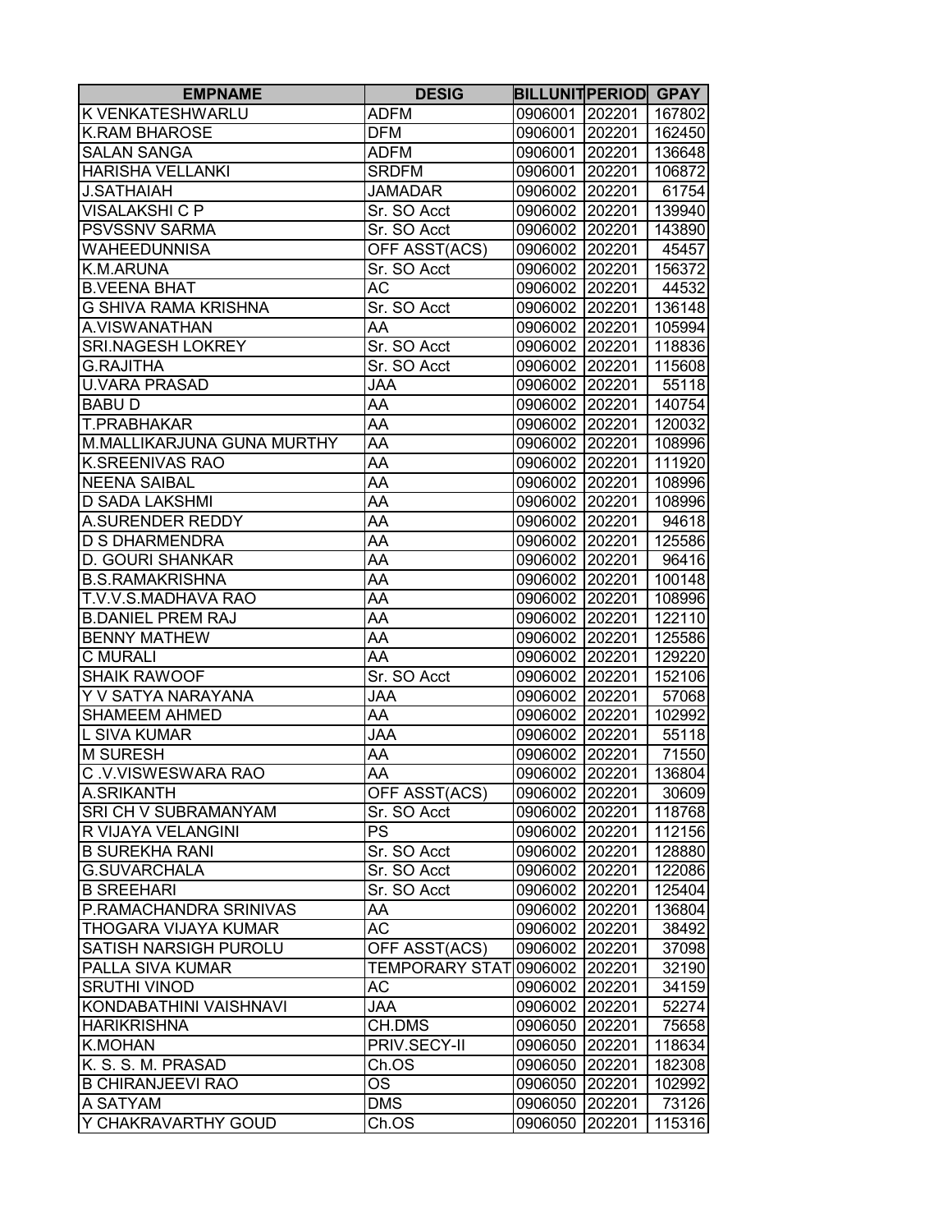| EMPNAME | DESIG | BILLUNIT | PERIOD | GPAY |
| --- | --- | --- | --- | --- |
| K VENKATESHWARLU | ADFM | 0906001 | 202201 | 167802 |
| K.RAM BHAROSE | DFM | 0906001 | 202201 | 162450 |
| SALAN SANGA | ADFM | 0906001 | 202201 | 136648 |
| HARISHA VELLANKI | SRDFM | 0906001 | 202201 | 106872 |
| J.SATHAIAH | JAMADAR | 0906002 | 202201 | 61754 |
| VISALAKSHI C P | Sr. SO Acct | 0906002 | 202201 | 139940 |
| PSVSSNV SARMA | Sr. SO Acct | 0906002 | 202201 | 143890 |
| WAHEEDUNNISA | OFF ASST(ACS) | 0906002 | 202201 | 45457 |
| K.M.ARUNA | Sr. SO Acct | 0906002 | 202201 | 156372 |
| B.VEENA BHAT | AC | 0906002 | 202201 | 44532 |
| G SHIVA RAMA KRISHNA | Sr. SO Acct | 0906002 | 202201 | 136148 |
| A.VISWANATHAN | AA | 0906002 | 202201 | 105994 |
| SRI.NAGESH LOKREY | Sr. SO Acct | 0906002 | 202201 | 118836 |
| G.RAJITHA | Sr. SO Acct | 0906002 | 202201 | 115608 |
| U.VARA PRASAD | JAA | 0906002 | 202201 | 55118 |
| BABU D | AA | 0906002 | 202201 | 140754 |
| T.PRABHAKAR | AA | 0906002 | 202201 | 120032 |
| M.MALLIKARJUNA GUNA MURTHY | AA | 0906002 | 202201 | 108996 |
| K.SREENIVAS RAO | AA | 0906002 | 202201 | 111920 |
| NEENA SAIBAL | AA | 0906002 | 202201 | 108996 |
| D SADA LAKSHMI | AA | 0906002 | 202201 | 108996 |
| A.SURENDER REDDY | AA | 0906002 | 202201 | 94618 |
| D S DHARMENDRA | AA | 0906002 | 202201 | 125586 |
| D. GOURI SHANKAR | AA | 0906002 | 202201 | 96416 |
| B.S.RAMAKRISHNA | AA | 0906002 | 202201 | 100148 |
| T.V.V.S.MADHAVA RAO | AA | 0906002 | 202201 | 108996 |
| B.DANIEL PREM RAJ | AA | 0906002 | 202201 | 122110 |
| BENNY MATHEW | AA | 0906002 | 202201 | 125586 |
| C MURALI | AA | 0906002 | 202201 | 129220 |
| SHAIK RAWOOF | Sr. SO Acct | 0906002 | 202201 | 152106 |
| Y V SATYA NARAYANA | JAA | 0906002 | 202201 | 57068 |
| SHAMEEM AHMED | AA | 0906002 | 202201 | 102992 |
| L SIVA KUMAR | JAA | 0906002 | 202201 | 55118 |
| M SURESH | AA | 0906002 | 202201 | 71550 |
| C .V.VISWESWARA RAO | AA | 0906002 | 202201 | 136804 |
| A.SRIKANTH | OFF ASST(ACS) | 0906002 | 202201 | 30609 |
| SRI CH V SUBRAMANYAM | Sr. SO Acct | 0906002 | 202201 | 118768 |
| R VIJAYA VELANGINI | PS | 0906002 | 202201 | 112156 |
| B SUREKHA RANI | Sr. SO Acct | 0906002 | 202201 | 128880 |
| G.SUVARCHALA | Sr. SO Acct | 0906002 | 202201 | 122086 |
| B SREEHARI | Sr. SO Acct | 0906002 | 202201 | 125404 |
| P.RAMACHANDRA SRINIVAS | AA | 0906002 | 202201 | 136804 |
| THOGARA VIJAYA KUMAR | AC | 0906002 | 202201 | 38492 |
| SATISH NARSIGH PUROLU | OFF ASST(ACS) | 0906002 | 202201 | 37098 |
| PALLA SIVA KUMAR | TEMPORARY STAT | 0906002 | 202201 | 32190 |
| SRUTHI VINOD | AC | 0906002 | 202201 | 34159 |
| KONDABATHINI VAISHNAVI | JAA | 0906002 | 202201 | 52274 |
| HARIKRISHNA | CH.DMS | 0906050 | 202201 | 75658 |
| K.MOHAN | PRIV.SECY-II | 0906050 | 202201 | 118634 |
| K. S. S. M. PRASAD | Ch.OS | 0906050 | 202201 | 182308 |
| B CHIRANJEEVI RAO | OS | 0906050 | 202201 | 102992 |
| A SATYAM | DMS | 0906050 | 202201 | 73126 |
| Y CHAKRAVARTHY GOUD | Ch.OS | 0906050 | 202201 | 115316 |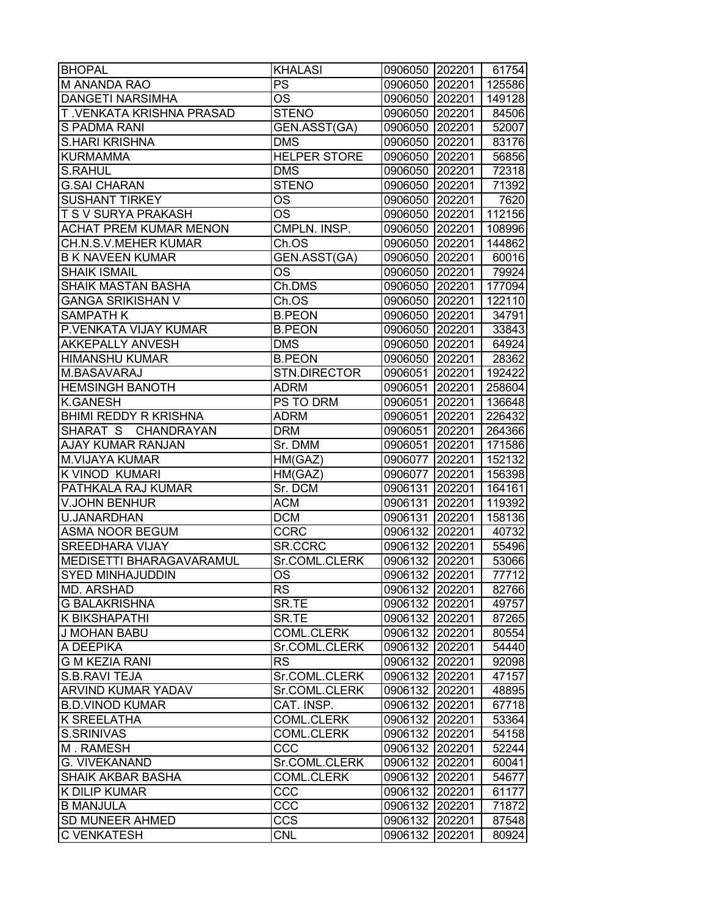| BHOPAL | KHALASI | 0906050 | 202201 | 61754 |
|---|---|---|---|---|
| M ANANDA RAO | PS | 0906050 | 202201 | 125586 |
| DANGETI NARSIMHA | OS | 0906050 | 202201 | 149128 |
| T .VENKATA KRISHNA PRASAD | STENO | 0906050 | 202201 | 84506 |
| S PADMA RANI | GEN.ASST(GA) | 0906050 | 202201 | 52007 |
| S.HARI KRISHNA | DMS | 0906050 | 202201 | 83176 |
| KURMAMMA | HELPER STORE | 0906050 | 202201 | 56856 |
| S.RAHUL | DMS | 0906050 | 202201 | 72318 |
| G.SAI CHARAN | STENO | 0906050 | 202201 | 71392 |
| SUSHANT TIRKEY | OS | 0906050 | 202201 | 7620 |
| T S V SURYA PRAKASH | OS | 0906050 | 202201 | 112156 |
| ACHAT PREM KUMAR MENON | CMPLN. INSP. | 0906050 | 202201 | 108996 |
| CH.N.S.V.MEHER KUMAR | Ch.OS | 0906050 | 202201 | 144862 |
| B K NAVEEN KUMAR | GEN.ASST(GA) | 0906050 | 202201 | 60016 |
| SHAIK ISMAIL | OS | 0906050 | 202201 | 79924 |
| SHAIK MASTAN BASHA | Ch.DMS | 0906050 | 202201 | 177094 |
| GANGA SRIKISHAN V | Ch.OS | 0906050 | 202201 | 122110 |
| SAMPATH K | B.PEON | 0906050 | 202201 | 34791 |
| P.VENKATA VIJAY KUMAR | B.PEON | 0906050 | 202201 | 33843 |
| AKKEPALLY ANVESH | DMS | 0906050 | 202201 | 64924 |
| HIMANSHU KUMAR | B.PEON | 0906050 | 202201 | 28362 |
| M.BASAVARAJ | STN.DIRECTOR | 0906051 | 202201 | 192422 |
| HEMSINGH BANOTH | ADRM | 0906051 | 202201 | 258604 |
| K.GANESH | PS TO DRM | 0906051 | 202201 | 136648 |
| BHIMI REDDY R KRISHNA | ADRM | 0906051 | 202201 | 226432 |
| SHARAT S CHANDRAYAN | DRM | 0906051 | 202201 | 264366 |
| AJAY KUMAR RANJAN | Sr. DMM | 0906051 | 202201 | 171586 |
| M.VIJAYA KUMAR | HM(GAZ) | 0906077 | 202201 | 152132 |
| K VINOD KUMARI | HM(GAZ) | 0906077 | 202201 | 156398 |
| PATHKALA RAJ KUMAR | Sr. DCM | 0906131 | 202201 | 164161 |
| V.JOHN BENHUR | ACM | 0906131 | 202201 | 119392 |
| U.JANARDHAN | DCM | 0906131 | 202201 | 158136 |
| ASMA NOOR BEGUM | CCRC | 0906132 | 202201 | 40732 |
| SREEDHARA VIJAY | SR.CCRC | 0906132 | 202201 | 55496 |
| MEDISETTI BHARAGAVARAMUL | Sr.COML.CLERK | 0906132 | 202201 | 53066 |
| SYED MINHAJUDDIN | OS | 0906132 | 202201 | 77712 |
| MD. ARSHAD | RS | 0906132 | 202201 | 82766 |
| G BALAKRISHNA | SR.TE | 0906132 | 202201 | 49757 |
| K BIKSHAPATHI | SR.TE | 0906132 | 202201 | 87265 |
| J MOHAN BABU | COML.CLERK | 0906132 | 202201 | 80554 |
| A DEEPIKA | Sr.COML.CLERK | 0906132 | 202201 | 54440 |
| G M KEZIA RANI | RS | 0906132 | 202201 | 92098 |
| S.B.RAVI TEJA | Sr.COML.CLERK | 0906132 | 202201 | 47157 |
| ARVIND KUMAR YADAV | Sr.COML.CLERK | 0906132 | 202201 | 48895 |
| B.D.VINOD KUMAR | CAT. INSP. | 0906132 | 202201 | 67718 |
| K SREELATHA | COML.CLERK | 0906132 | 202201 | 53364 |
| S.SRINIVAS | COML.CLERK | 0906132 | 202201 | 54158 |
| M . RAMESH | CCC | 0906132 | 202201 | 52244 |
| G. VIVEKANAND | Sr.COML.CLERK | 0906132 | 202201 | 60041 |
| SHAIK AKBAR BASHA | COML.CLERK | 0906132 | 202201 | 54677 |
| K DILIP KUMAR | CCC | 0906132 | 202201 | 61177 |
| B MANJULA | CCC | 0906132 | 202201 | 71872 |
| SD MUNEER AHMED | CCS | 0906132 | 202201 | 87548 |
| C VENKATESH | CNL | 0906132 | 202201 | 80924 |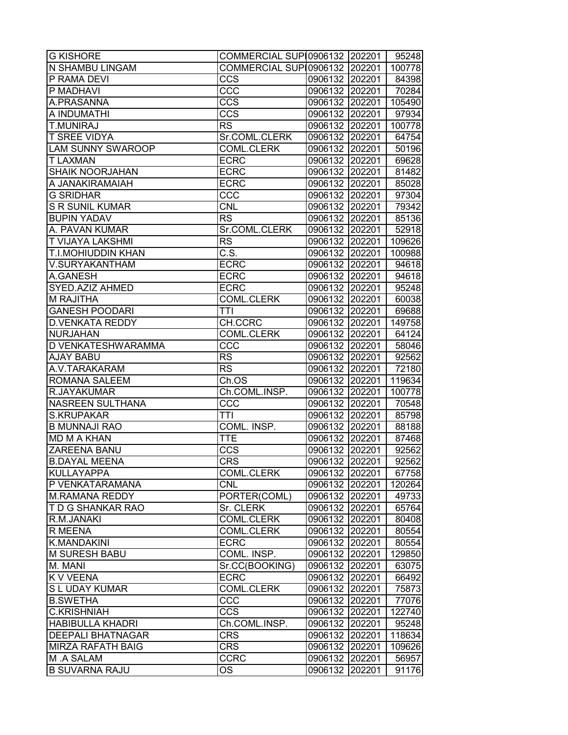| G KISHORE | COMMERCIAL SUPI | 0906132 | 202201 | 95248 |
|---|---|---|---|---|
| N SHAMBU LINGAM | COMMERCIAL SUPI | 0906132 | 202201 | 100778 |
| P RAMA DEVI | CCS | 0906132 | 202201 | 84398 |
| P MADHAVI | CCC | 0906132 | 202201 | 70284 |
| A.PRASANNA | CCS | 0906132 | 202201 | 105490 |
| A INDUMATHI | CCS | 0906132 | 202201 | 97934 |
| T.MUNIRAJ | RS | 0906132 | 202201 | 100778 |
| T SREE VIDYA | Sr.COML.CLERK | 0906132 | 202201 | 64754 |
| LAM SUNNY SWAROOP | COML.CLERK | 0906132 | 202201 | 50196 |
| T LAXMAN | ECRC | 0906132 | 202201 | 69628 |
| SHAIK NOORJAHAN | ECRC | 0906132 | 202201 | 81482 |
| A JANAKIRAMAIAH | ECRC | 0906132 | 202201 | 85028 |
| G SRIDHAR | CCC | 0906132 | 202201 | 97304 |
| S R SUNIL KUMAR | CNL | 0906132 | 202201 | 79342 |
| BUPIN YADAV | RS | 0906132 | 202201 | 85136 |
| A. PAVAN KUMAR | Sr.COML.CLERK | 0906132 | 202201 | 52918 |
| T VIJAYA LAKSHMI | RS | 0906132 | 202201 | 109626 |
| T.I.MOHIUDDIN KHAN | C.S. | 0906132 | 202201 | 100988 |
| V.SURYAKANTHAM | ECRC | 0906132 | 202201 | 94618 |
| A.GANESH | ECRC | 0906132 | 202201 | 94618 |
| SYED.AZIZ AHMED | ECRC | 0906132 | 202201 | 95248 |
| M RAJITHA | COML.CLERK | 0906132 | 202201 | 60038 |
| GANESH POODARI | TTI | 0906132 | 202201 | 69688 |
| D.VENKATA REDDY | CH.CCRC | 0906132 | 202201 | 149758 |
| NURJAHAN | COML.CLERK | 0906132 | 202201 | 64124 |
| D VENKATESHWARAMMA | CCC | 0906132 | 202201 | 58046 |
| AJAY BABU | RS | 0906132 | 202201 | 92562 |
| A.V.TARAKARAM | RS | 0906132 | 202201 | 72180 |
| ROMANA SALEEM | Ch.OS | 0906132 | 202201 | 119634 |
| R.JAYAKUMAR | Ch.COML.INSP. | 0906132 | 202201 | 100778 |
| NASREEN SULTHANA | CCC | 0906132 | 202201 | 70548 |
| S.KRUPAKAR | TTI | 0906132 | 202201 | 85798 |
| B MUNNAJI RAO | COML. INSP. | 0906132 | 202201 | 88188 |
| MD M A KHAN | TTE | 0906132 | 202201 | 87468 |
| ZAREENA BANU | CCS | 0906132 | 202201 | 92562 |
| B.DAYAL MEENA | CRS | 0906132 | 202201 | 92562 |
| KULLAYAPPA | COML.CLERK | 0906132 | 202201 | 67758 |
| P VENKATARAMANA | CNL | 0906132 | 202201 | 120264 |
| M.RAMANA REDDY | PORTER(COML) | 0906132 | 202201 | 49733 |
| T D G SHANKAR RAO | Sr. CLERK | 0906132 | 202201 | 65764 |
| R.M.JANAKI | COML.CLERK | 0906132 | 202201 | 80408 |
| R MEENA | COML.CLERK | 0906132 | 202201 | 80554 |
| K.MANDAKINI | ECRC | 0906132 | 202201 | 80554 |
| M SURESH BABU | COML. INSP. | 0906132 | 202201 | 129850 |
| M. MANI | Sr.CC(BOOKING) | 0906132 | 202201 | 63075 |
| K V VEENA | ECRC | 0906132 | 202201 | 66492 |
| S L UDAY KUMAR | COML.CLERK | 0906132 | 202201 | 75873 |
| B.SWETHA | CCC | 0906132 | 202201 | 77076 |
| C.KRISHNIAH | CCS | 0906132 | 202201 | 122740 |
| HABIBULLA KHADRI | Ch.COML.INSP. | 0906132 | 202201 | 95248 |
| DEEPALI BHATNAGAR | CRS | 0906132 | 202201 | 118634 |
| MIRZA RAFATH BAIG | CRS | 0906132 | 202201 | 109626 |
| M .A SALAM | CCRC | 0906132 | 202201 | 56957 |
| B SUVARNA RAJU | OS | 0906132 | 202201 | 91176 |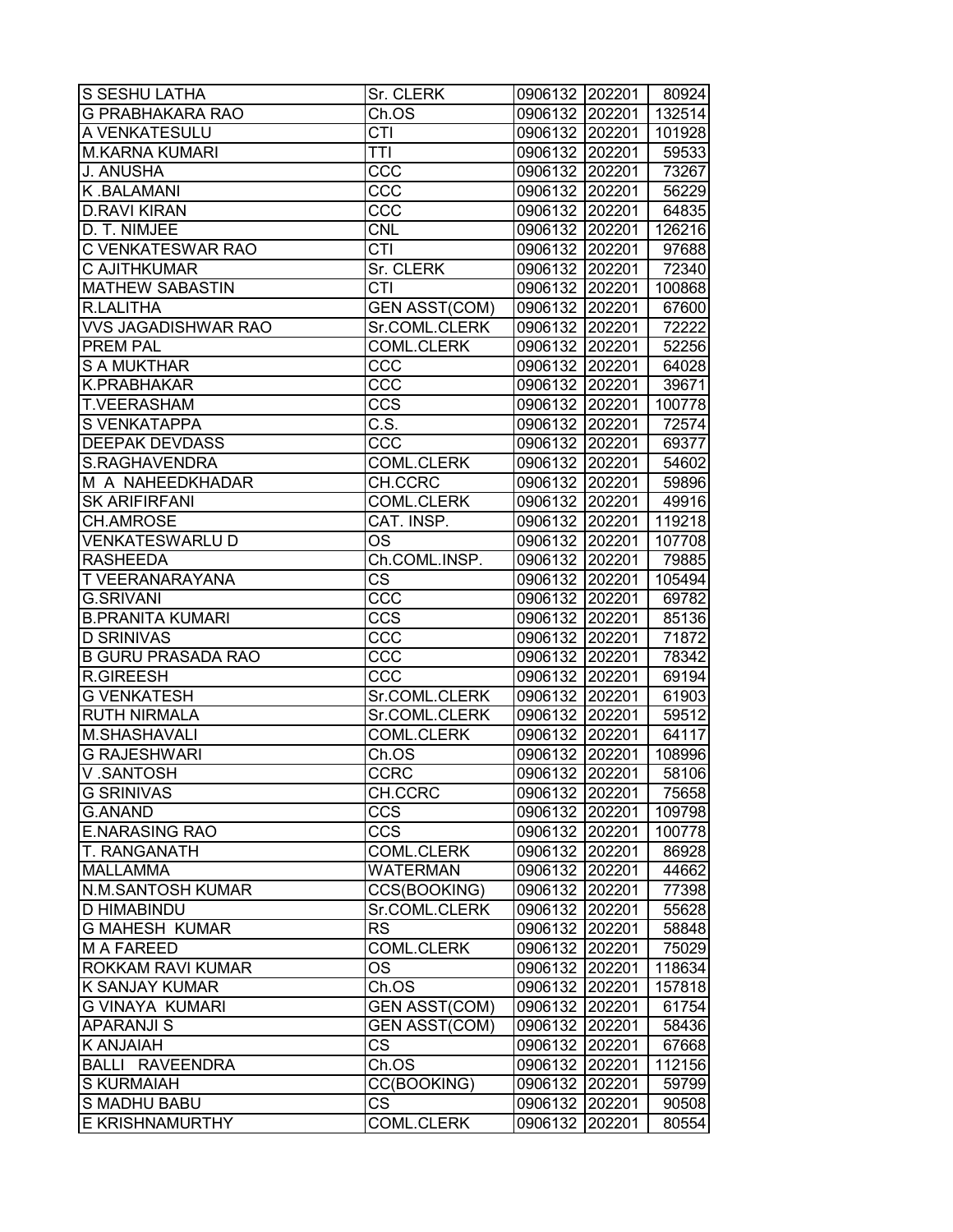| S SESHU LATHA | Sr. CLERK | 0906132 | 202201 | 80924 |
|---|---|---|---|---|
| G PRABHAKARA RAO | Ch.OS | 0906132 | 202201 | 132514 |
| A VENKATESULU | CTI | 0906132 | 202201 | 101928 |
| M.KARNA KUMARI | TTI | 0906132 | 202201 | 59533 |
| J. ANUSHA | CCC | 0906132 | 202201 | 73267 |
| K .BALAMANI | CCC | 0906132 | 202201 | 56229 |
| D.RAVI KIRAN | CCC | 0906132 | 202201 | 64835 |
| D. T. NIMJEE | CNL | 0906132 | 202201 | 126216 |
| C VENKATESWAR RAO | CTI | 0906132 | 202201 | 97688 |
| C AJITHKUMAR | Sr. CLERK | 0906132 | 202201 | 72340 |
| MATHEW SABASTIN | CTI | 0906132 | 202201 | 100868 |
| R.LALITHA | GEN ASST(COM) | 0906132 | 202201 | 67600 |
| VVS JAGADISHWAR RAO | Sr.COML.CLERK | 0906132 | 202201 | 72222 |
| PREM PAL | COML.CLERK | 0906132 | 202201 | 52256 |
| S A MUKTHAR | CCC | 0906132 | 202201 | 64028 |
| K.PRABHAKAR | CCC | 0906132 | 202201 | 39671 |
| T.VEERASHAM | CCS | 0906132 | 202201 | 100778 |
| S VENKATAPPA | C.S. | 0906132 | 202201 | 72574 |
| DEEPAK DEVDASS | CCC | 0906132 | 202201 | 69377 |
| S.RAGHAVENDRA | COML.CLERK | 0906132 | 202201 | 54602 |
| M A NAHEEDKHADAR | CH.CCRC | 0906132 | 202201 | 59896 |
| SK ARIFIRFANI | COML.CLERK | 0906132 | 202201 | 49916 |
| CH.AMROSE | CAT. INSP. | 0906132 | 202201 | 119218 |
| VENKATESWARLU D | OS | 0906132 | 202201 | 107708 |
| RASHEEDA | Ch.COML.INSP. | 0906132 | 202201 | 79885 |
| T VEERANARAYANA | CS | 0906132 | 202201 | 105494 |
| G.SRIVANI | CCC | 0906132 | 202201 | 69782 |
| B.PRANITA KUMARI | CCS | 0906132 | 202201 | 85136 |
| D SRINIVAS | CCC | 0906132 | 202201 | 71872 |
| B GURU PRASADA RAO | CCC | 0906132 | 202201 | 78342 |
| R.GIREESH | CCC | 0906132 | 202201 | 69194 |
| G VENKATESH | Sr.COML.CLERK | 0906132 | 202201 | 61903 |
| RUTH NIRMALA | Sr.COML.CLERK | 0906132 | 202201 | 59512 |
| M.SHASHAVALI | COML.CLERK | 0906132 | 202201 | 64117 |
| G RAJESHWARI | Ch.OS | 0906132 | 202201 | 108996 |
| V .SANTOSH | CCRC | 0906132 | 202201 | 58106 |
| G SRINIVAS | CH.CCRC | 0906132 | 202201 | 75658 |
| G.ANAND | CCS | 0906132 | 202201 | 109798 |
| E.NARASING RAO | CCS | 0906132 | 202201 | 100778 |
| T. RANGANATH | COML.CLERK | 0906132 | 202201 | 86928 |
| MALLAMMA | WATERMAN | 0906132 | 202201 | 44662 |
| N.M.SANTOSH KUMAR | CCS(BOOKING) | 0906132 | 202201 | 77398 |
| D HIMABINDU | Sr.COML.CLERK | 0906132 | 202201 | 55628 |
| G MAHESH KUMAR | RS | 0906132 | 202201 | 58848 |
| M A FAREED | COML.CLERK | 0906132 | 202201 | 75029 |
| ROKKAM RAVI KUMAR | OS | 0906132 | 202201 | 118634 |
| K SANJAY KUMAR | Ch.OS | 0906132 | 202201 | 157818 |
| G VINAYA KUMARI | GEN ASST(COM) | 0906132 | 202201 | 61754 |
| APARANJI S | GEN ASST(COM) | 0906132 | 202201 | 58436 |
| K ANJAIAH | CS | 0906132 | 202201 | 67668 |
| BALLI RAVEENDRA | Ch.OS | 0906132 | 202201 | 112156 |
| S KURMAIAH | CC(BOOKING) | 0906132 | 202201 | 59799 |
| S MADHU BABU | CS | 0906132 | 202201 | 90508 |
| E KRISHNAMURTHY | COML.CLERK | 0906132 | 202201 | 80554 |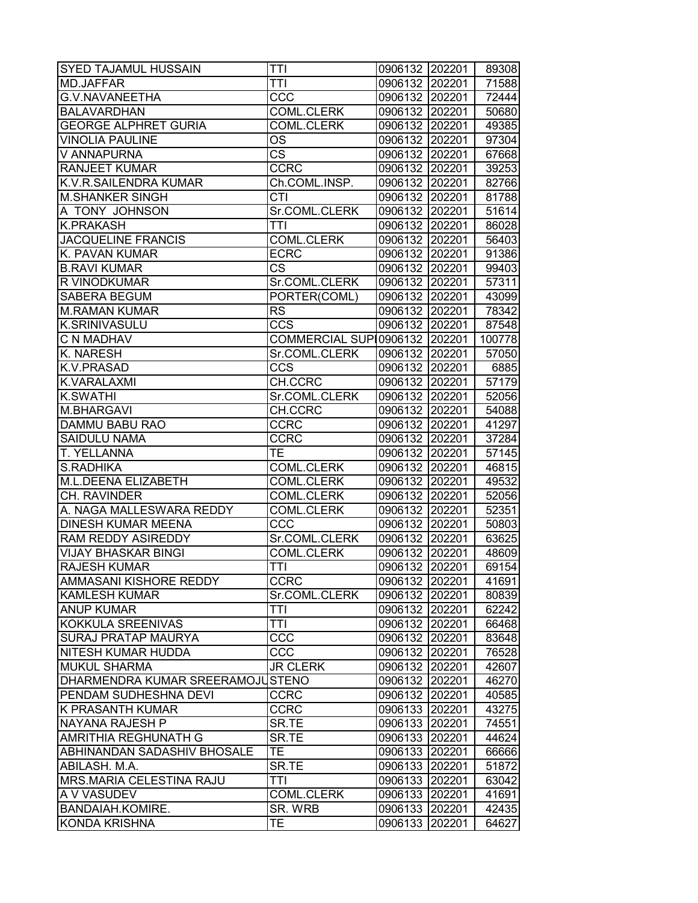| | | | | |
|---|---|---|---|---|
| SYED TAJAMUL HUSSAIN | TTI | 0906132 | 202201 | 89308 |
| MD.JAFFAR | TTI | 0906132 | 202201 | 71588 |
| G.V.NAVANEETHA | CCC | 0906132 | 202201 | 72444 |
| BALAVARDHAN | COML.CLERK | 0906132 | 202201 | 50680 |
| GEORGE ALPHRET GURIA | COML.CLERK | 0906132 | 202201 | 49385 |
| VINOLIA PAULINE | OS | 0906132 | 202201 | 97304 |
| V ANNAPURNA | CS | 0906132 | 202201 | 67668 |
| RANJEET KUMAR | CCRC | 0906132 | 202201 | 39253 |
| K.V.R.SAILENDRA KUMAR | Ch.COML.INSP. | 0906132 | 202201 | 82766 |
| M.SHANKER SINGH | CTI | 0906132 | 202201 | 81788 |
| A TONY JOHNSON | Sr.COML.CLERK | 0906132 | 202201 | 51614 |
| K.PRAKASH | TTI | 0906132 | 202201 | 86028 |
| JACQUELINE FRANCIS | COML.CLERK | 0906132 | 202201 | 56403 |
| K. PAVAN KUMAR | ECRC | 0906132 | 202201 | 91386 |
| B.RAVI KUMAR | CS | 0906132 | 202201 | 99403 |
| R VINODKUMAR | Sr.COML.CLERK | 0906132 | 202201 | 57311 |
| SABERA BEGUM | PORTER(COML) | 0906132 | 202201 | 43099 |
| M.RAMAN KUMAR | RS | 0906132 | 202201 | 78342 |
| K.SRINIVASULU | CCS | 0906132 | 202201 | 87548 |
| C N MADHAV | COMMERCIAL SUPI | 0906132 | 202201 | 100778 |
| K. NARESH | Sr.COML.CLERK | 0906132 | 202201 | 57050 |
| K.V.PRASAD | CCS | 0906132 | 202201 | 6885 |
| K.VARALAXMI | CH.CCRC | 0906132 | 202201 | 57179 |
| K.SWATHI | Sr.COML.CLERK | 0906132 | 202201 | 52056 |
| M.BHARGAVI | CH.CCRC | 0906132 | 202201 | 54088 |
| DAMMU BABU RAO | CCRC | 0906132 | 202201 | 41297 |
| SAIDULU NAMA | CCRC | 0906132 | 202201 | 37284 |
| T. YELLANNA | TE | 0906132 | 202201 | 57145 |
| S.RADHIKA | COML.CLERK | 0906132 | 202201 | 46815 |
| M.L.DEENA ELIZABETH | COML.CLERK | 0906132 | 202201 | 49532 |
| CH. RAVINDER | COML.CLERK | 0906132 | 202201 | 52056 |
| A. NAGA MALLESWARA REDDY | COML.CLERK | 0906132 | 202201 | 52351 |
| DINESH KUMAR MEENA | CCC | 0906132 | 202201 | 50803 |
| RAM REDDY ASIREDDY | Sr.COML.CLERK | 0906132 | 202201 | 63625 |
| VIJAY BHASKAR BINGI | COML.CLERK | 0906132 | 202201 | 48609 |
| RAJESH KUMAR | TTI | 0906132 | 202201 | 69154 |
| AMMASANI KISHORE REDDY | CCRC | 0906132 | 202201 | 41691 |
| KAMLESH KUMAR | Sr.COML.CLERK | 0906132 | 202201 | 80839 |
| ANUP KUMAR | TTI | 0906132 | 202201 | 62242 |
| KOKKULA SREENIVAS | TTI | 0906132 | 202201 | 66468 |
| SURAJ PRATAP MAURYA | CCC | 0906132 | 202201 | 83648 |
| NITESH KUMAR HUDDA | CCC | 0906132 | 202201 | 76528 |
| MUKUL SHARMA | JR CLERK | 0906132 | 202201 | 42607 |
| DHARMENDRA KUMAR SREERAMOJU | STENO | 0906132 | 202201 | 46270 |
| PENDAM SUDHESHNA DEVI | CCRC | 0906132 | 202201 | 40585 |
| K PRASANTH KUMAR | CCRC | 0906133 | 202201 | 43275 |
| NAYANA RAJESH P | SR.TE | 0906133 | 202201 | 74551 |
| AMRITHIA REGHUNATH G | SR.TE | 0906133 | 202201 | 44624 |
| ABHINANDAN SADASHIV BHOSALE | TE | 0906133 | 202201 | 66666 |
| ABILASH. M.A. | SR.TE | 0906133 | 202201 | 51872 |
| MRS.MARIA CELESTINA RAJU | TTI | 0906133 | 202201 | 63042 |
| A V VASUDEV | COML.CLERK | 0906133 | 202201 | 41691 |
| BANDAIAH.KOMIRE. | SR. WRB | 0906133 | 202201 | 42435 |
| KONDA KRISHNA | TE | 0906133 | 202201 | 64627 |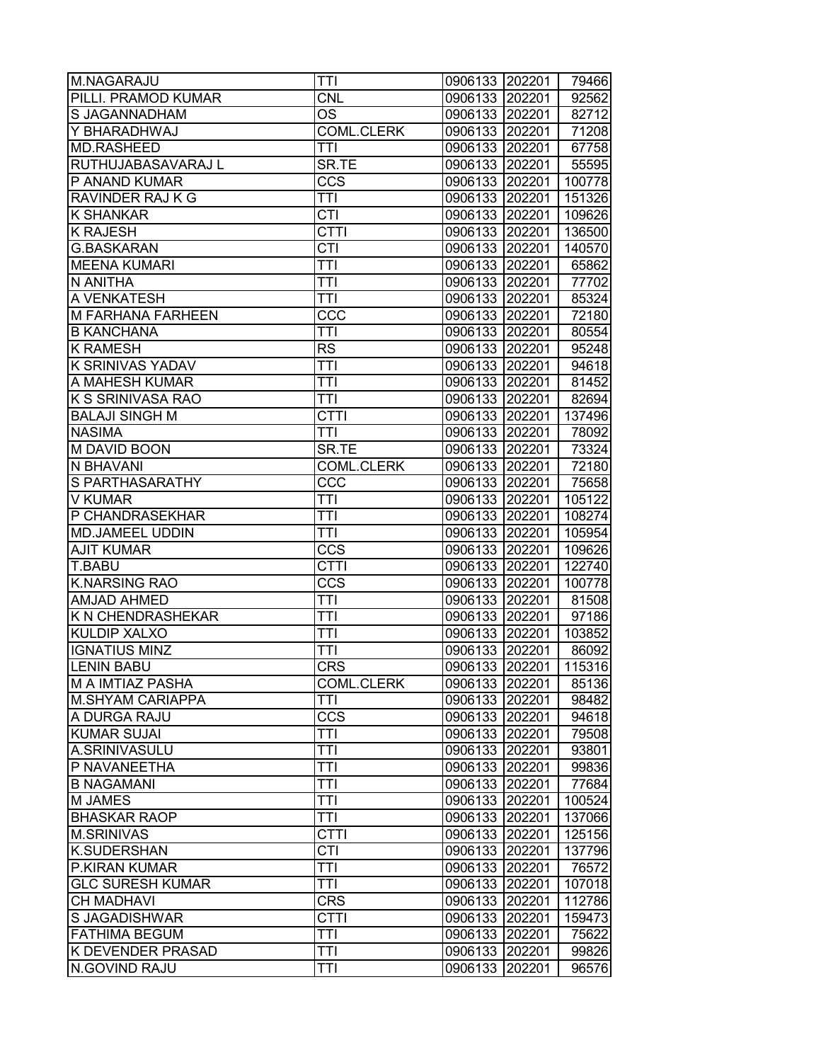| | | | | |
|---|---|---|---|---|
| M.NAGARAJU | TTI | 0906133 | 202201 | 79466 |
| PILLI. PRAMOD KUMAR | CNL | 0906133 | 202201 | 92562 |
| S JAGANNADHAM | OS | 0906133 | 202201 | 82712 |
| Y BHARADHWAJ | COML.CLERK | 0906133 | 202201 | 71208 |
| MD.RASHEED | TTI | 0906133 | 202201 | 67758 |
| RUTHUJABASAVARAJ L | SR.TE | 0906133 | 202201 | 55595 |
| P ANAND KUMAR | CCS | 0906133 | 202201 | 100778 |
| RAVINDER RAJ K G | TTI | 0906133 | 202201 | 151326 |
| K SHANKAR | CTI | 0906133 | 202201 | 109626 |
| K RAJESH | CTTI | 0906133 | 202201 | 136500 |
| G.BASKARAN | CTI | 0906133 | 202201 | 140570 |
| MEENA KUMARI | TTI | 0906133 | 202201 | 65862 |
| N ANITHA | TTI | 0906133 | 202201 | 77702 |
| A VENKATESH | TTI | 0906133 | 202201 | 85324 |
| M FARHANA FARHEEN | CCC | 0906133 | 202201 | 72180 |
| B KANCHANA | TTI | 0906133 | 202201 | 80554 |
| K RAMESH | RS | 0906133 | 202201 | 95248 |
| K SRINIVAS YADAV | TTI | 0906133 | 202201 | 94618 |
| A MAHESH KUMAR | TTI | 0906133 | 202201 | 81452 |
| K S SRINIVASA RAO | TTI | 0906133 | 202201 | 82694 |
| BALAJI SINGH M | CTTI | 0906133 | 202201 | 137496 |
| NASIMA | TTI | 0906133 | 202201 | 78092 |
| M DAVID BOON | SR.TE | 0906133 | 202201 | 73324 |
| N BHAVANI | COML.CLERK | 0906133 | 202201 | 72180 |
| S PARTHASARATHY | CCC | 0906133 | 202201 | 75658 |
| V KUMAR | TTI | 0906133 | 202201 | 105122 |
| P CHANDRASEKHAR | TTI | 0906133 | 202201 | 108274 |
| MD.JAMEEL UDDIN | TTI | 0906133 | 202201 | 105954 |
| AJIT KUMAR | CCS | 0906133 | 202201 | 109626 |
| T.BABU | CTTI | 0906133 | 202201 | 122740 |
| K.NARSING RAO | CCS | 0906133 | 202201 | 100778 |
| AMJAD AHMED | TTI | 0906133 | 202201 | 81508 |
| K N CHENDRASHEKAR | TTI | 0906133 | 202201 | 97186 |
| KULDIP XALXO | TTI | 0906133 | 202201 | 103852 |
| IGNATIUS MINZ | TTI | 0906133 | 202201 | 86092 |
| LENIN BABU | CRS | 0906133 | 202201 | 115316 |
| M A IMTIAZ PASHA | COML.CLERK | 0906133 | 202201 | 85136 |
| M.SHYAM CARIAPPA | TTI | 0906133 | 202201 | 98482 |
| A DURGA RAJU | CCS | 0906133 | 202201 | 94618 |
| KUMAR SUJAI | TTI | 0906133 | 202201 | 79508 |
| A.SRINIVASULU | TTI | 0906133 | 202201 | 93801 |
| P NAVANEETHA | TTI | 0906133 | 202201 | 99836 |
| B NAGAMANI | TTI | 0906133 | 202201 | 77684 |
| M JAMES | TTI | 0906133 | 202201 | 100524 |
| BHASKAR RAOP | TTI | 0906133 | 202201 | 137066 |
| M.SRINIVAS | CTTI | 0906133 | 202201 | 125156 |
| K.SUDERSHAN | CTI | 0906133 | 202201 | 137796 |
| P.KIRAN KUMAR | TTI | 0906133 | 202201 | 76572 |
| GLC SURESH KUMAR | TTI | 0906133 | 202201 | 107018 |
| CH MADHAVI | CRS | 0906133 | 202201 | 112786 |
| S JAGADISHWAR | CTTI | 0906133 | 202201 | 159473 |
| FATHIMA BEGUM | TTI | 0906133 | 202201 | 75622 |
| K DEVENDER PRASAD | TTI | 0906133 | 202201 | 99826 |
| N.GOVIND RAJU | TTI | 0906133 | 202201 | 96576 |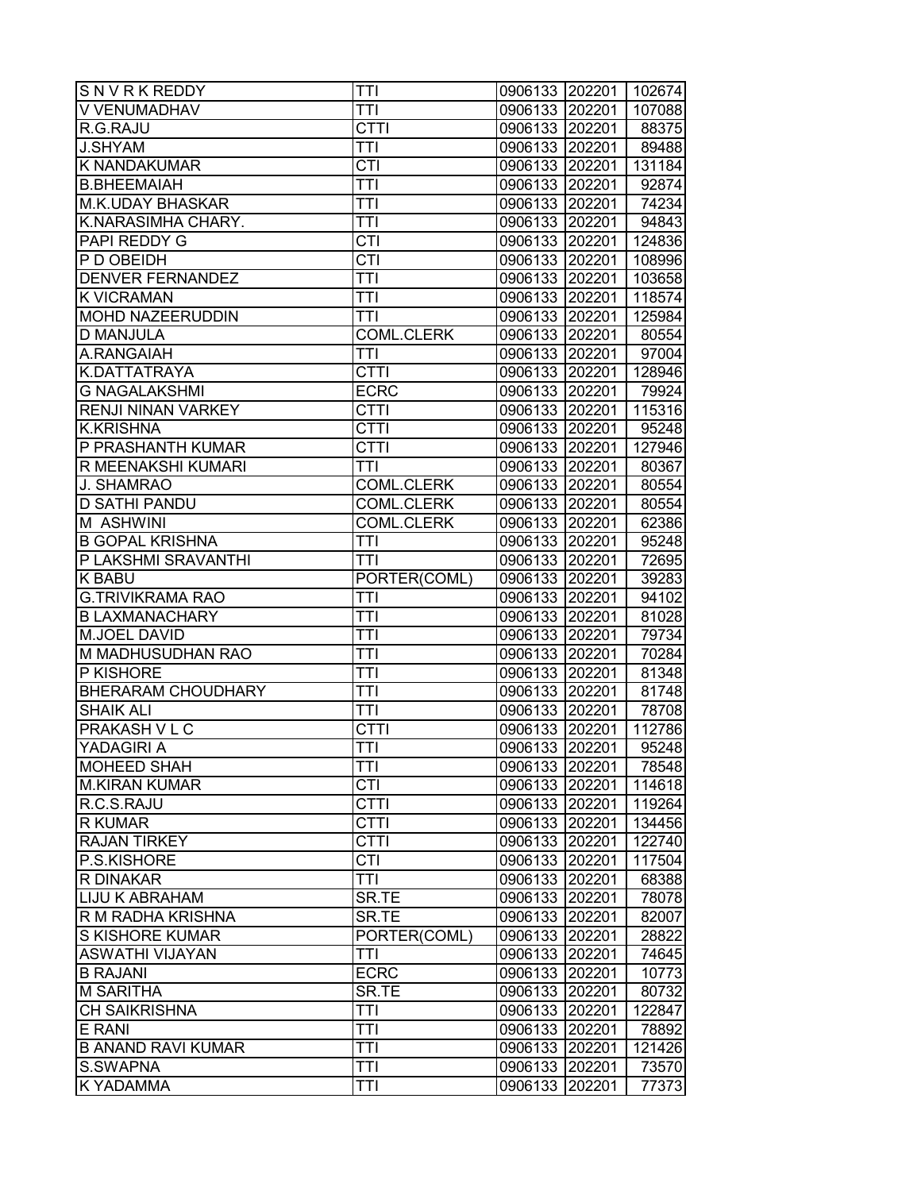| S N V R K REDDY | TTI | 0906133 | 202201 | 102674 |
|---|---|---|---|---|
| V VENUMADHAV | TTI | 0906133 | 202201 | 107088 |
| R.G.RAJU | CTTI | 0906133 | 202201 | 88375 |
| J.SHYAM | TTI | 0906133 | 202201 | 89488 |
| K NANDAKUMAR | CTI | 0906133 | 202201 | 131184 |
| B.BHEEMAIAH | TTI | 0906133 | 202201 | 92874 |
| M.K.UDAY BHASKAR | TTI | 0906133 | 202201 | 74234 |
| K.NARASIMHA CHARY. | TTI | 0906133 | 202201 | 94843 |
| PAPI REDDY G | CTI | 0906133 | 202201 | 124836 |
| P D OBEIDH | CTI | 0906133 | 202201 | 108996 |
| DENVER FERNANDEZ | TTI | 0906133 | 202201 | 103658 |
| K VICRAMAN | TTI | 0906133 | 202201 | 118574 |
| MOHD NAZEERUDDIN | TTI | 0906133 | 202201 | 125984 |
| D MANJULA | COML.CLERK | 0906133 | 202201 | 80554 |
| A.RANGAIAH | TTI | 0906133 | 202201 | 97004 |
| K.DATTATRAYA | CTTI | 0906133 | 202201 | 128946 |
| G NAGALAKSHMI | ECRC | 0906133 | 202201 | 79924 |
| RENJI NINAN VARKEY | CTTI | 0906133 | 202201 | 115316 |
| K.KRISHNA | CTTI | 0906133 | 202201 | 95248 |
| P PRASHANTH KUMAR | CTTI | 0906133 | 202201 | 127946 |
| R MEENAKSHI KUMARI | TTI | 0906133 | 202201 | 80367 |
| J. SHAMRAO | COML.CLERK | 0906133 | 202201 | 80554 |
| D SATHI PANDU | COML.CLERK | 0906133 | 202201 | 80554 |
| M ASHWINI | COML.CLERK | 0906133 | 202201 | 62386 |
| B GOPAL KRISHNA | TTI | 0906133 | 202201 | 95248 |
| P LAKSHMI SRAVANTHI | TTI | 0906133 | 202201 | 72695 |
| K BABU | PORTER(COML) | 0906133 | 202201 | 39283 |
| G.TRIVIKRAMA RAO | TTI | 0906133 | 202201 | 94102 |
| B LAXMANACHARY | TTI | 0906133 | 202201 | 81028 |
| M.JOEL DAVID | TTI | 0906133 | 202201 | 79734 |
| M MADHUSUDHAN RAO | TTI | 0906133 | 202201 | 70284 |
| P KISHORE | TTI | 0906133 | 202201 | 81348 |
| BHERARAM CHOUDHARY | TTI | 0906133 | 202201 | 81748 |
| SHAIK ALI | TTI | 0906133 | 202201 | 78708 |
| PRAKASH V L C | CTTI | 0906133 | 202201 | 112786 |
| YADAGIRI A | TTI | 0906133 | 202201 | 95248 |
| MOHEED SHAH | TTI | 0906133 | 202201 | 78548 |
| M.KIRAN KUMAR | CTI | 0906133 | 202201 | 114618 |
| R.C.S.RAJU | CTTI | 0906133 | 202201 | 119264 |
| R KUMAR | CTTI | 0906133 | 202201 | 134456 |
| RAJAN TIRKEY | CTTI | 0906133 | 202201 | 122740 |
| P.S.KISHORE | CTI | 0906133 | 202201 | 117504 |
| R DINAKAR | TTI | 0906133 | 202201 | 68388 |
| LIJU K ABRAHAM | SR.TE | 0906133 | 202201 | 78078 |
| R M RADHA KRISHNA | SR.TE | 0906133 | 202201 | 82007 |
| S KISHORE KUMAR | PORTER(COML) | 0906133 | 202201 | 28822 |
| ASWATHI VIJAYAN | TTI | 0906133 | 202201 | 74645 |
| B RAJANI | ECRC | 0906133 | 202201 | 10773 |
| M SARITHA | SR.TE | 0906133 | 202201 | 80732 |
| CH SAIKRISHNA | TTI | 0906133 | 202201 | 122847 |
| E RANI | TTI | 0906133 | 202201 | 78892 |
| B ANAND RAVI KUMAR | TTI | 0906133 | 202201 | 121426 |
| S.SWAPNA | TTI | 0906133 | 202201 | 73570 |
| K YADAMMA | TTI | 0906133 | 202201 | 77373 |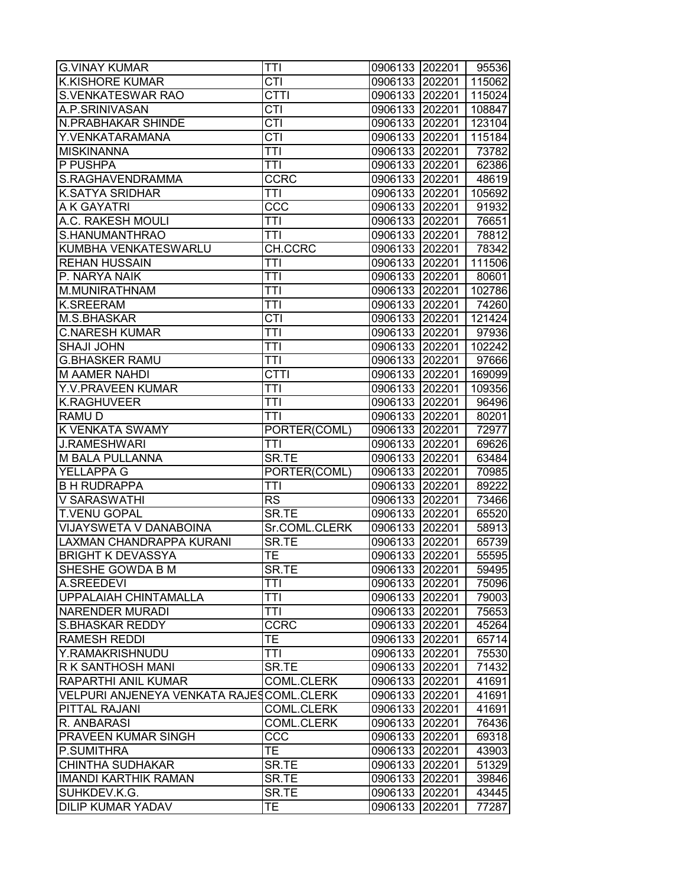| G.VINAY KUMAR | TTI | 0906133 | 202201 | 95536 |
|---|---|---|---|---|
| K.KISHORE KUMAR | CTI | 0906133 | 202201 | 115062 |
| S.VENKATESWAR RAO | CTTI | 0906133 | 202201 | 115024 |
| A.P.SRINIVASAN | CTI | 0906133 | 202201 | 108847 |
| N.PRABHAKAR SHINDE | CTI | 0906133 | 202201 | 123104 |
| Y.VENKATARAMANA | CTI | 0906133 | 202201 | 115184 |
| MISKINANNA | TTI | 0906133 | 202201 | 73782 |
| P PUSHPA | TTI | 0906133 | 202201 | 62386 |
| S.RAGHAVENDRAMMA | CCRC | 0906133 | 202201 | 48619 |
| K.SATYA SRIDHAR | TTI | 0906133 | 202201 | 105692 |
| A K GAYATRI | CCC | 0906133 | 202201 | 91932 |
| A.C. RAKESH MOULI | TTI | 0906133 | 202201 | 76651 |
| S.HANUMANTHRAO | TTI | 0906133 | 202201 | 78812 |
| KUMBHA VENKATESWARLU | CH.CCRC | 0906133 | 202201 | 78342 |
| REHAN HUSSAIN | TTI | 0906133 | 202201 | 111506 |
| P. NARYA NAIK | TTI | 0906133 | 202201 | 80601 |
| M.MUNIRATHNAM | TTI | 0906133 | 202201 | 102786 |
| K.SREERAM | TTI | 0906133 | 202201 | 74260 |
| M.S.BHASKAR | CTI | 0906133 | 202201 | 121424 |
| C.NARESH KUMAR | TTI | 0906133 | 202201 | 97936 |
| SHAJI JOHN | TTI | 0906133 | 202201 | 102242 |
| G.BHASKER RAMU | TTI | 0906133 | 202201 | 97666 |
| M AAMER NAHDI | CTTI | 0906133 | 202201 | 169099 |
| Y.V.PRAVEEN KUMAR | TTI | 0906133 | 202201 | 109356 |
| K.RAGHUVEER | TTI | 0906133 | 202201 | 96496 |
| RAMU D | TTI | 0906133 | 202201 | 80201 |
| K VENKATA SWAMY | PORTER(COML) | 0906133 | 202201 | 72977 |
| J.RAMESHWARI | TTI | 0906133 | 202201 | 69626 |
| M BALA PULLANNA | SR.TE | 0906133 | 202201 | 63484 |
| YELLAPPA G | PORTER(COML) | 0906133 | 202201 | 70985 |
| B H RUDRAPPA | TTI | 0906133 | 202201 | 89222 |
| V SARASWATHI | RS | 0906133 | 202201 | 73466 |
| T.VENU GOPAL | SR.TE | 0906133 | 202201 | 65520 |
| VIJAYSWETA V DANABOINA | Sr.COML.CLERK | 0906133 | 202201 | 58913 |
| LAXMAN CHANDRAPPA KURANI | SR.TE | 0906133 | 202201 | 65739 |
| BRIGHT K DEVASSYA | TE | 0906133 | 202201 | 55595 |
| SHESHE GOWDA B M | SR.TE | 0906133 | 202201 | 59495 |
| A.SREEDEVI | TTI | 0906133 | 202201 | 75096 |
| UPPALAIAH CHINTAMALLA | TTI | 0906133 | 202201 | 79003 |
| NARENDER MURADI | TTI | 0906133 | 202201 | 75653 |
| S.BHASKAR REDDY | CCRC | 0906133 | 202201 | 45264 |
| RAMESH REDDI | TE | 0906133 | 202201 | 65714 |
| Y.RAMAKRISHNUDU | TTI | 0906133 | 202201 | 75530 |
| R K SANTHOSH MANI | SR.TE | 0906133 | 202201 | 71432 |
| RAPARTHI ANIL KUMAR | COML.CLERK | 0906133 | 202201 | 41691 |
| VELPURI ANJENEYA VENKATA RAJES | COML.CLERK | 0906133 | 202201 | 41691 |
| PITTAL RAJANI | COML.CLERK | 0906133 | 202201 | 41691 |
| R. ANBARASI | COML.CLERK | 0906133 | 202201 | 76436 |
| PRAVEEN KUMAR SINGH | CCC | 0906133 | 202201 | 69318 |
| P.SUMITHRA | TE | 0906133 | 202201 | 43903 |
| CHINTHA SUDHAKAR | SR.TE | 0906133 | 202201 | 51329 |
| IMANDI KARTHIK RAMAN | SR.TE | 0906133 | 202201 | 39846 |
| SUHKDEV.K.G. | SR.TE | 0906133 | 202201 | 43445 |
| DILIP KUMAR YADAV | TE | 0906133 | 202201 | 77287 |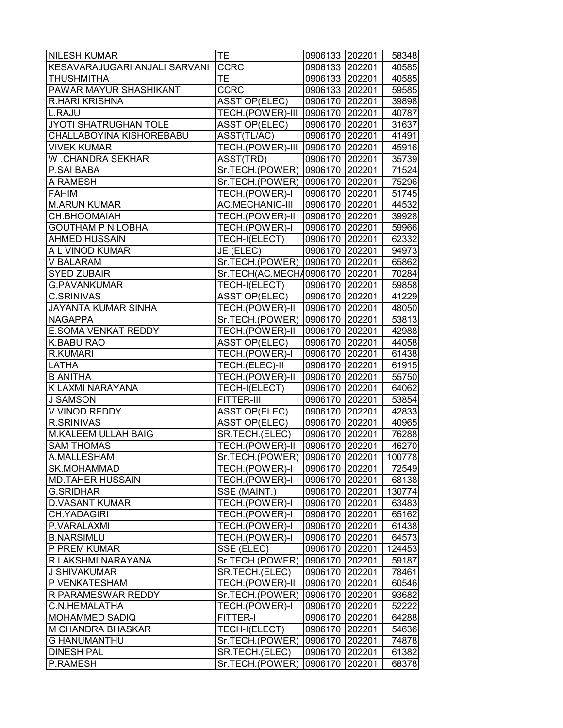| | | | | |
|---|---|---|---|---|
| NILESH KUMAR | TE | 0906133 | 202201 | 58348 |
| KESAVARAJUGARI ANJALI SARVANI | CCRC | 0906133 | 202201 | 40585 |
| THUSHMITHA | TE | 0906133 | 202201 | 40585 |
| PAWAR MAYUR SHASHIKANT | CCRC | 0906133 | 202201 | 59585 |
| R.HARI KRISHNA | ASST OP(ELEC) | 0906170 | 202201 | 39898 |
| L.RAJU | TECH.(POWER)-III | 0906170 | 202201 | 40787 |
| JYOTI SHATRUGHAN TOLE | ASST OP(ELEC) | 0906170 | 202201 | 31637 |
| CHALLABOYINA KISHOREBABU | ASST(TL/AC) | 0906170 | 202201 | 41491 |
| VIVEK KUMAR | TECH.(POWER)-III | 0906170 | 202201 | 45916 |
| W .CHANDRA SEKHAR | ASST(TRD) | 0906170 | 202201 | 35739 |
| P.SAI BABA | Sr.TECH.(POWER) | 0906170 | 202201 | 71524 |
| A RAMESH | Sr.TECH.(POWER) | 0906170 | 202201 | 75296 |
| FAHIM | TECH.(POWER)-I | 0906170 | 202201 | 51745 |
| M.ARUN KUMAR | AC.MECHANIC-III | 0906170 | 202201 | 44532 |
| CH.BHOOMAIAH | TECH.(POWER)-II | 0906170 | 202201 | 39928 |
| GOUTHAM P N LOBHA | TECH.(POWER)-I | 0906170 | 202201 | 59966 |
| AHMED HUSSAIN | TECH-I(ELECT) | 0906170 | 202201 | 62332 |
| A L VINOD KUMAR | JE (ELEC) | 0906170 | 202201 | 94973 |
| V BALARAM | Sr.TECH.(POWER) | 0906170 | 202201 | 65862 |
| SYED ZUBAIR | Sr.TECH(AC.MECHA | 0906170 | 202201 | 70284 |
| G.PAVANKUMAR | TECH-I(ELECT) | 0906170 | 202201 | 59858 |
| C.SRINIVAS | ASST OP(ELEC) | 0906170 | 202201 | 41229 |
| JAYANTA KUMAR SINHA | TECH.(POWER)-II | 0906170 | 202201 | 48050 |
| NAGAPPA | Sr.TECH.(POWER) | 0906170 | 202201 | 53813 |
| E.SOMA VENKAT REDDY | TECH.(POWER)-II | 0906170 | 202201 | 42988 |
| K.BABU RAO | ASST OP(ELEC) | 0906170 | 202201 | 44058 |
| R.KUMARI | TECH.(POWER)-I | 0906170 | 202201 | 61438 |
| LATHA | TECH.(ELEC)-II | 0906170 | 202201 | 61915 |
| B ANITHA | TECH.(POWER)-II | 0906170 | 202201 | 55750 |
| K LAXMI NARAYANA | TECH-I(ELECT) | 0906170 | 202201 | 64062 |
| J SAMSON | FITTER-III | 0906170 | 202201 | 53854 |
| V.VINOD REDDY | ASST OP(ELEC) | 0906170 | 202201 | 42833 |
| R.SRINIVAS | ASST OP(ELEC) | 0906170 | 202201 | 40965 |
| M.KALEEM ULLAH BAIG | SR.TECH.(ELEC) | 0906170 | 202201 | 76288 |
| SAM THOMAS | TECH.(POWER)-II | 0906170 | 202201 | 46270 |
| A.MALLESHAM | Sr.TECH.(POWER) | 0906170 | 202201 | 100778 |
| SK.MOHAMMAD | TECH.(POWER)-I | 0906170 | 202201 | 72549 |
| MD.TAHER HUSSAIN | TECH.(POWER)-I | 0906170 | 202201 | 68138 |
| G.SRIDHAR | SSE (MAINT.) | 0906170 | 202201 | 130774 |
| D.VASANT KUMAR | TECH.(POWER)-I | 0906170 | 202201 | 63483 |
| CH.YADAGIRI | TECH.(POWER)-I | 0906170 | 202201 | 65162 |
| P.VARALAXMI | TECH.(POWER)-I | 0906170 | 202201 | 61438 |
| B.NARSIMLU | TECH.(POWER)-I | 0906170 | 202201 | 64573 |
| P PREM KUMAR | SSE (ELEC) | 0906170 | 202201 | 124453 |
| R LAKSHMI NARAYANA | Sr.TECH.(POWER) | 0906170 | 202201 | 59187 |
| J SHIVAKUMAR | SR.TECH.(ELEC) | 0906170 | 202201 | 78461 |
| P VENKATESHAM | TECH.(POWER)-II | 0906170 | 202201 | 60546 |
| R PARAMESWAR REDDY | Sr.TECH.(POWER) | 0906170 | 202201 | 93682 |
| C.N.HEMALATHA | TECH.(POWER)-I | 0906170 | 202201 | 52222 |
| MOHAMMED SADIQ | FITTER-I | 0906170 | 202201 | 64288 |
| M CHANDRA BHASKAR | TECH-I(ELECT) | 0906170 | 202201 | 54636 |
| G HANUMANTHU | Sr.TECH.(POWER) | 0906170 | 202201 | 74878 |
| DINESH PAL | SR.TECH.(ELEC) | 0906170 | 202201 | 61382 |
| P.RAMESH | Sr.TECH.(POWER) | 0906170 | 202201 | 68378 |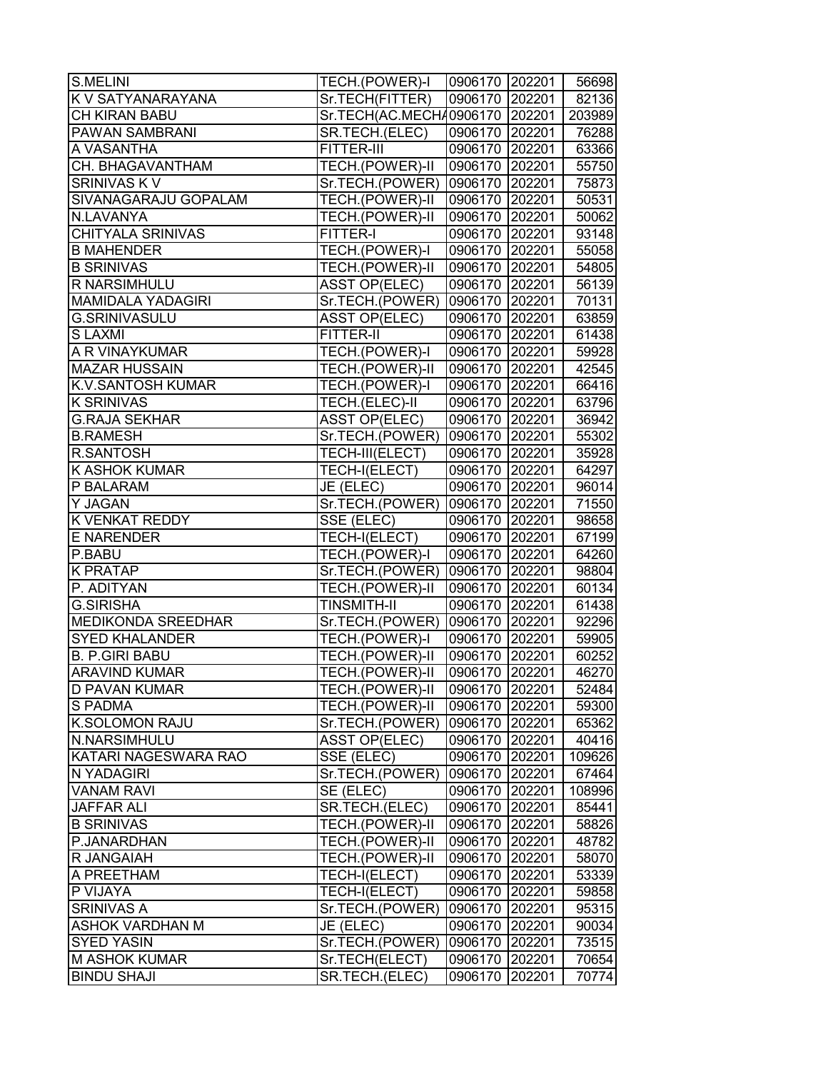| | | | | |
|---|---|---|---|---|
| S.MELINI | TECH.(POWER)-I | 0906170 | 202201 | 56698 |
| K V SATYANARAYANA | Sr.TECH(FITTER) | 0906170 | 202201 | 82136 |
| CH KIRAN BABU | Sr.TECH(AC.MECHA | 0906170 | 202201 | 203989 |
| PAWAN SAMBRANI | SR.TECH.(ELEC) | 0906170 | 202201 | 76288 |
| A VASANTHA | FITTER-III | 0906170 | 202201 | 63366 |
| CH. BHAGAVANTHAM | TECH.(POWER)-II | 0906170 | 202201 | 55750 |
| SRINIVAS K V | Sr.TECH.(POWER) | 0906170 | 202201 | 75873 |
| SIVANAGARAJU GOPALAM | TECH.(POWER)-II | 0906170 | 202201 | 50531 |
| N.LAVANYA | TECH.(POWER)-II | 0906170 | 202201 | 50062 |
| CHITYALA SRINIVAS | FITTER-I | 0906170 | 202201 | 93148 |
| B MAHENDER | TECH.(POWER)-I | 0906170 | 202201 | 55058 |
| B SRINIVAS | TECH.(POWER)-II | 0906170 | 202201 | 54805 |
| R NARSIMHULU | ASST OP(ELEC) | 0906170 | 202201 | 56139 |
| MAMIDALA YADAGIRI | Sr.TECH.(POWER) | 0906170 | 202201 | 70131 |
| G.SRINIVASULU | ASST OP(ELEC) | 0906170 | 202201 | 63859 |
| S LAXMI | FITTER-II | 0906170 | 202201 | 61438 |
| A R VINAYKUMAR | TECH.(POWER)-I | 0906170 | 202201 | 59928 |
| MAZAR HUSSAIN | TECH.(POWER)-II | 0906170 | 202201 | 42545 |
| K.V.SANTOSH KUMAR | TECH.(POWER)-I | 0906170 | 202201 | 66416 |
| K SRINIVAS | TECH.(ELEC)-II | 0906170 | 202201 | 63796 |
| G.RAJA SEKHAR | ASST OP(ELEC) | 0906170 | 202201 | 36942 |
| B.RAMESH | Sr.TECH.(POWER) | 0906170 | 202201 | 55302 |
| R.SANTOSH | TECH-III(ELECT) | 0906170 | 202201 | 35928 |
| K ASHOK KUMAR | TECH-I(ELECT) | 0906170 | 202201 | 64297 |
| P BALARAM | JE (ELEC) | 0906170 | 202201 | 96014 |
| Y JAGAN | Sr.TECH.(POWER) | 0906170 | 202201 | 71550 |
| K VENKAT REDDY | SSE (ELEC) | 0906170 | 202201 | 98658 |
| E NARENDER | TECH-I(ELECT) | 0906170 | 202201 | 67199 |
| P.BABU | TECH.(POWER)-I | 0906170 | 202201 | 64260 |
| K PRATAP | Sr.TECH.(POWER) | 0906170 | 202201 | 98804 |
| P. ADITYAN | TECH.(POWER)-II | 0906170 | 202201 | 60134 |
| G.SIRISHA | TINSMITH-II | 0906170 | 202201 | 61438 |
| MEDIKONDA SREEDHAR | Sr.TECH.(POWER) | 0906170 | 202201 | 92296 |
| SYED KHALANDER | TECH.(POWER)-I | 0906170 | 202201 | 59905 |
| B. P.GIRI BABU | TECH.(POWER)-II | 0906170 | 202201 | 60252 |
| ARAVIND KUMAR | TECH.(POWER)-II | 0906170 | 202201 | 46270 |
| D PAVAN KUMAR | TECH.(POWER)-II | 0906170 | 202201 | 52484 |
| S PADMA | TECH.(POWER)-II | 0906170 | 202201 | 59300 |
| K.SOLOMON RAJU | Sr.TECH.(POWER) | 0906170 | 202201 | 65362 |
| N.NARSIMHULU | ASST OP(ELEC) | 0906170 | 202201 | 40416 |
| KATARI NAGESWARA RAO | SSE (ELEC) | 0906170 | 202201 | 109626 |
| N YADAGIRI | Sr.TECH.(POWER) | 0906170 | 202201 | 67464 |
| VANAM RAVI | SE (ELEC) | 0906170 | 202201 | 108996 |
| JAFFAR ALI | SR.TECH.(ELEC) | 0906170 | 202201 | 85441 |
| B SRINIVAS | TECH.(POWER)-II | 0906170 | 202201 | 58826 |
| P.JANARDHAN | TECH.(POWER)-II | 0906170 | 202201 | 48782 |
| R JANGAIAH | TECH.(POWER)-II | 0906170 | 202201 | 58070 |
| A PREETHAM | TECH-I(ELECT) | 0906170 | 202201 | 53339 |
| P VIJAYA | TECH-I(ELECT) | 0906170 | 202201 | 59858 |
| SRINIVAS A | Sr.TECH.(POWER) | 0906170 | 202201 | 95315 |
| ASHOK VARDHAN M | JE (ELEC) | 0906170 | 202201 | 90034 |
| SYED YASIN | Sr.TECH.(POWER) | 0906170 | 202201 | 73515 |
| M ASHOK KUMAR | Sr.TECH(ELECT) | 0906170 | 202201 | 70654 |
| BINDU SHAJI | SR.TECH.(ELEC) | 0906170 | 202201 | 70774 |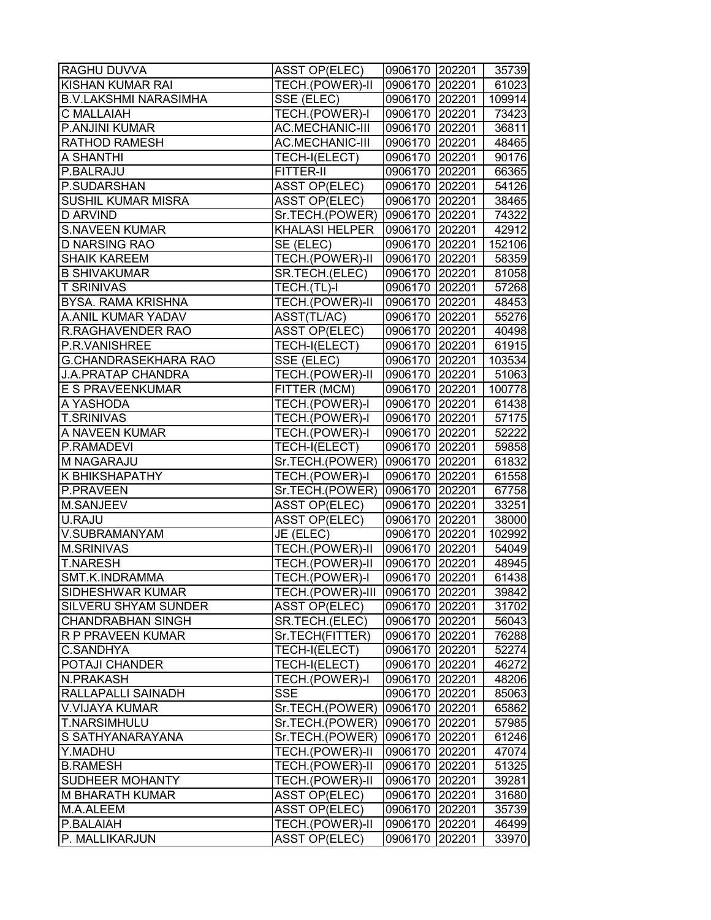| | | | | |
|---|---|---|---|---|
| RAGHU DUVVA | ASST OP(ELEC) | 0906170 | 202201 | 35739 |
| KISHAN KUMAR RAI | TECH.(POWER)-II | 0906170 | 202201 | 61023 |
| B.V.LAKSHMI NARASIMHA | SSE (ELEC) | 0906170 | 202201 | 109914 |
| C MALLAIAH | TECH.(POWER)-I | 0906170 | 202201 | 73423 |
| P.ANJINI KUMAR | AC.MECHANIC-III | 0906170 | 202201 | 36811 |
| RATHOD RAMESH | AC.MECHANIC-III | 0906170 | 202201 | 48465 |
| A SHANTHI | TECH-I(ELECT) | 0906170 | 202201 | 90176 |
| P.BALRAJU | FITTER-II | 0906170 | 202201 | 66365 |
| P.SUDARSHAN | ASST OP(ELEC) | 0906170 | 202201 | 54126 |
| SUSHIL KUMAR MISRA | ASST OP(ELEC) | 0906170 | 202201 | 38465 |
| D ARVIND | Sr.TECH.(POWER) | 0906170 | 202201 | 74322 |
| S.NAVEEN KUMAR | KHALASI HELPER | 0906170 | 202201 | 42912 |
| D NARSING RAO | SE (ELEC) | 0906170 | 202201 | 152106 |
| SHAIK KAREEM | TECH.(POWER)-II | 0906170 | 202201 | 58359 |
| B SHIVAKUMAR | SR.TECH.(ELEC) | 0906170 | 202201 | 81058 |
| T SRINIVAS | TECH.(TL)-I | 0906170 | 202201 | 57268 |
| BYSA. RAMA KRISHNA | TECH.(POWER)-II | 0906170 | 202201 | 48453 |
| A.ANIL KUMAR YADAV | ASST(TL/AC) | 0906170 | 202201 | 55276 |
| R.RAGHAVENDER RAO | ASST OP(ELEC) | 0906170 | 202201 | 40498 |
| P.R.VANISHREE | TECH-I(ELECT) | 0906170 | 202201 | 61915 |
| G.CHANDRASEKHARA RAO | SSE (ELEC) | 0906170 | 202201 | 103534 |
| J.A.PRATAP CHANDRA | TECH.(POWER)-II | 0906170 | 202201 | 51063 |
| E S PRAVEENKUMAR | FITTER (MCM) | 0906170 | 202201 | 100778 |
| A YASHODA | TECH.(POWER)-I | 0906170 | 202201 | 61438 |
| T.SRINIVAS | TECH.(POWER)-I | 0906170 | 202201 | 57175 |
| A NAVEEN KUMAR | TECH.(POWER)-I | 0906170 | 202201 | 52222 |
| P.RAMADEVI | TECH-I(ELECT) | 0906170 | 202201 | 59858 |
| M NAGARAJU | Sr.TECH.(POWER) | 0906170 | 202201 | 61832 |
| K BHIKSHAPATHY | TECH.(POWER)-I | 0906170 | 202201 | 61558 |
| P.PRAVEEN | Sr.TECH.(POWER) | 0906170 | 202201 | 67758 |
| M.SANJEEV | ASST OP(ELEC) | 0906170 | 202201 | 33251 |
| U.RAJU | ASST OP(ELEC) | 0906170 | 202201 | 38000 |
| V.SUBRAMANYAM | JE (ELEC) | 0906170 | 202201 | 102992 |
| M.SRINIVAS | TECH.(POWER)-II | 0906170 | 202201 | 54049 |
| T.NARESH | TECH.(POWER)-II | 0906170 | 202201 | 48945 |
| SMT.K.INDRAMMA | TECH.(POWER)-I | 0906170 | 202201 | 61438 |
| SIDHESHWAR KUMAR | TECH.(POWER)-III | 0906170 | 202201 | 39842 |
| SILVERU SHYAM SUNDER | ASST OP(ELEC) | 0906170 | 202201 | 31702 |
| CHANDRABHAN SINGH | SR.TECH.(ELEC) | 0906170 | 202201 | 56043 |
| R P PRAVEEN KUMAR | Sr.TECH(FITTER) | 0906170 | 202201 | 76288 |
| C.SANDHYA | TECH-I(ELECT) | 0906170 | 202201 | 52274 |
| POTAJI CHANDER | TECH-I(ELECT) | 0906170 | 202201 | 46272 |
| N.PRAKASH | TECH.(POWER)-I | 0906170 | 202201 | 48206 |
| RALLAPALLI SAINADH | SSE | 0906170 | 202201 | 85063 |
| V.VIJAYA KUMAR | Sr.TECH.(POWER) | 0906170 | 202201 | 65862 |
| T.NARSIMHULU | Sr.TECH.(POWER) | 0906170 | 202201 | 57985 |
| S SATHYANARAYANA | Sr.TECH.(POWER) | 0906170 | 202201 | 61246 |
| Y.MADHU | TECH.(POWER)-II | 0906170 | 202201 | 47074 |
| B.RAMESH | TECH.(POWER)-II | 0906170 | 202201 | 51325 |
| SUDHEER MOHANTY | TECH.(POWER)-II | 0906170 | 202201 | 39281 |
| M BHARATH KUMAR | ASST OP(ELEC) | 0906170 | 202201 | 31680 |
| M.A.ALEEM | ASST OP(ELEC) | 0906170 | 202201 | 35739 |
| P.BALAIAH | TECH.(POWER)-II | 0906170 | 202201 | 46499 |
| P. MALLIKARJUN | ASST OP(ELEC) | 0906170 | 202201 | 33970 |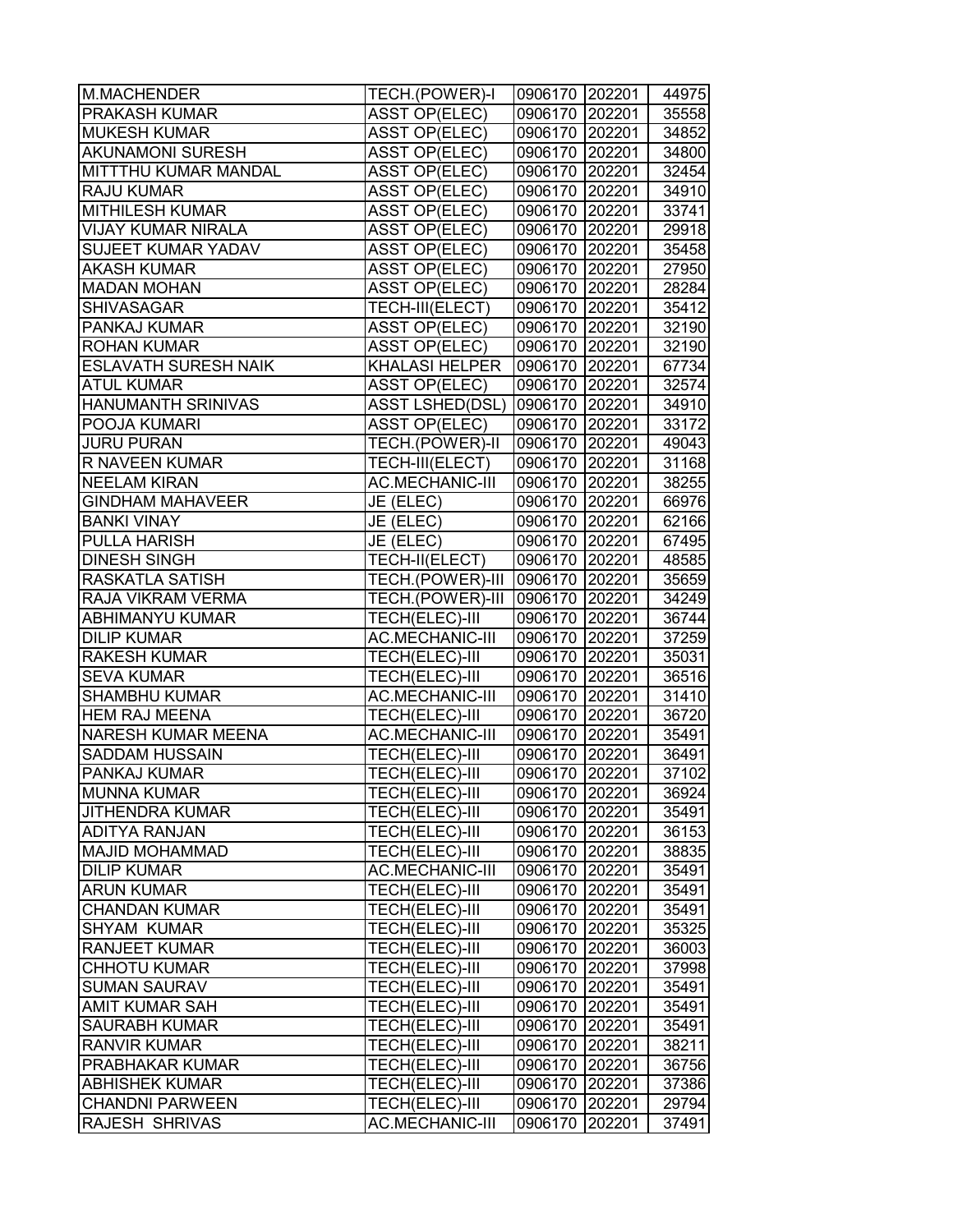| M.MACHENDER | TECH.(POWER)-I | 0906170 | 202201 | 44975 |
|---|---|---|---|---|
| PRAKASH KUMAR | ASST OP(ELEC) | 0906170 | 202201 | 35558 |
| MUKESH KUMAR | ASST OP(ELEC) | 0906170 | 202201 | 34852 |
| AKUNAMONI SURESH | ASST OP(ELEC) | 0906170 | 202201 | 34800 |
| MITTTHU KUMAR MANDAL | ASST OP(ELEC) | 0906170 | 202201 | 32454 |
| RAJU KUMAR | ASST OP(ELEC) | 0906170 | 202201 | 34910 |
| MITHILESH KUMAR | ASST OP(ELEC) | 0906170 | 202201 | 33741 |
| VIJAY KUMAR NIRALA | ASST OP(ELEC) | 0906170 | 202201 | 29918 |
| SUJEET KUMAR YADAV | ASST OP(ELEC) | 0906170 | 202201 | 35458 |
| AKASH KUMAR | ASST OP(ELEC) | 0906170 | 202201 | 27950 |
| MADAN MOHAN | ASST OP(ELEC) | 0906170 | 202201 | 28284 |
| SHIVASAGAR | TECH-III(ELECT) | 0906170 | 202201 | 35412 |
| PANKAJ KUMAR | ASST OP(ELEC) | 0906170 | 202201 | 32190 |
| ROHAN KUMAR | ASST OP(ELEC) | 0906170 | 202201 | 32190 |
| ESLAVATH SURESH NAIK | KHALASI HELPER | 0906170 | 202201 | 67734 |
| ATUL KUMAR | ASST OP(ELEC) | 0906170 | 202201 | 32574 |
| HANUMANTH SRINIVAS | ASST LSHED(DSL) | 0906170 | 202201 | 34910 |
| POOJA KUMARI | ASST OP(ELEC) | 0906170 | 202201 | 33172 |
| JURU PURAN | TECH.(POWER)-II | 0906170 | 202201 | 49043 |
| R NAVEEN KUMAR | TECH-III(ELECT) | 0906170 | 202201 | 31168 |
| NEELAM KIRAN | AC.MECHANIC-III | 0906170 | 202201 | 38255 |
| GINDHAM MAHAVEER | JE (ELEC) | 0906170 | 202201 | 66976 |
| BANKI VINAY | JE (ELEC) | 0906170 | 202201 | 62166 |
| PULLA HARISH | JE (ELEC) | 0906170 | 202201 | 67495 |
| DINESH SINGH | TECH-II(ELECT) | 0906170 | 202201 | 48585 |
| RASKATLA SATISH | TECH.(POWER)-III | 0906170 | 202201 | 35659 |
| RAJA VIKRAM VERMA | TECH.(POWER)-III | 0906170 | 202201 | 34249 |
| ABHIMANYU KUMAR | TECH(ELEC)-III | 0906170 | 202201 | 36744 |
| DILIP KUMAR | AC.MECHANIC-III | 0906170 | 202201 | 37259 |
| RAKESH KUMAR | TECH(ELEC)-III | 0906170 | 202201 | 35031 |
| SEVA KUMAR | TECH(ELEC)-III | 0906170 | 202201 | 36516 |
| SHAMBHU KUMAR | AC.MECHANIC-III | 0906170 | 202201 | 31410 |
| HEM RAJ MEENA | TECH(ELEC)-III | 0906170 | 202201 | 36720 |
| NARESH KUMAR MEENA | AC.MECHANIC-III | 0906170 | 202201 | 35491 |
| SADDAM HUSSAIN | TECH(ELEC)-III | 0906170 | 202201 | 36491 |
| PANKAJ KUMAR | TECH(ELEC)-III | 0906170 | 202201 | 37102 |
| MUNNA KUMAR | TECH(ELEC)-III | 0906170 | 202201 | 36924 |
| JITHENDRA KUMAR | TECH(ELEC)-III | 0906170 | 202201 | 35491 |
| ADITYA RANJAN | TECH(ELEC)-III | 0906170 | 202201 | 36153 |
| MAJID MOHAMMAD | TECH(ELEC)-III | 0906170 | 202201 | 38835 |
| DILIP KUMAR | AC.MECHANIC-III | 0906170 | 202201 | 35491 |
| ARUN KUMAR | TECH(ELEC)-III | 0906170 | 202201 | 35491 |
| CHANDAN KUMAR | TECH(ELEC)-III | 0906170 | 202201 | 35491 |
| SHYAM KUMAR | TECH(ELEC)-III | 0906170 | 202201 | 35325 |
| RANJEET KUMAR | TECH(ELEC)-III | 0906170 | 202201 | 36003 |
| CHHOTU KUMAR | TECH(ELEC)-III | 0906170 | 202201 | 37998 |
| SUMAN SAURAV | TECH(ELEC)-III | 0906170 | 202201 | 35491 |
| AMIT KUMAR SAH | TECH(ELEC)-III | 0906170 | 202201 | 35491 |
| SAURABH KUMAR | TECH(ELEC)-III | 0906170 | 202201 | 35491 |
| RANVIR KUMAR | TECH(ELEC)-III | 0906170 | 202201 | 38211 |
| PRABHAKAR KUMAR | TECH(ELEC)-III | 0906170 | 202201 | 36756 |
| ABHISHEK KUMAR | TECH(ELEC)-III | 0906170 | 202201 | 37386 |
| CHANDNI PARWEEN | TECH(ELEC)-III | 0906170 | 202201 | 29794 |
| RAJESH SHRIVAS | AC.MECHANIC-III | 0906170 | 202201 | 37491 |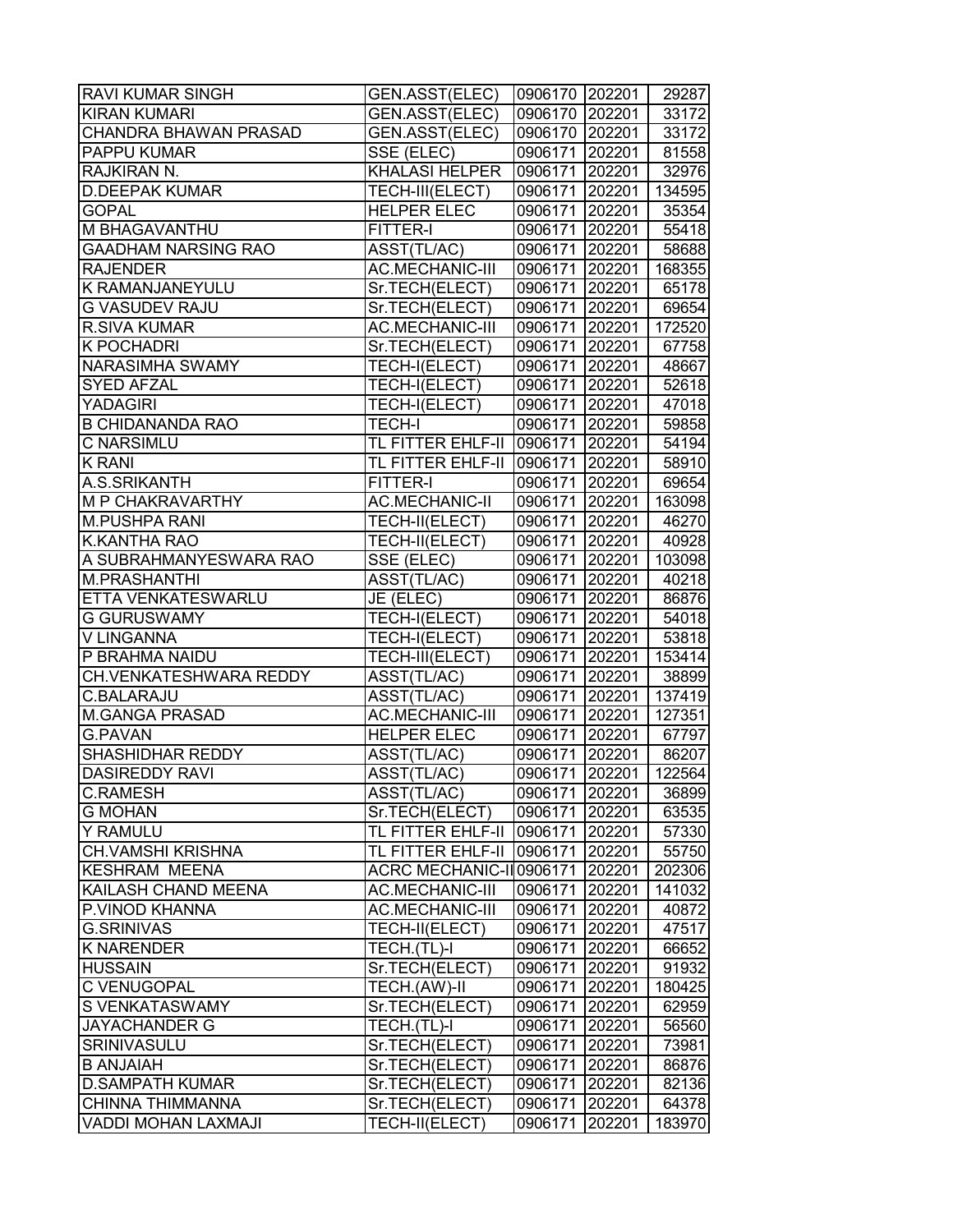| RAVI KUMAR SINGH | GEN.ASST(ELEC) | 0906170 | 202201 | 29287 |
|---|---|---|---|---|
| KIRAN KUMARI | GEN.ASST(ELEC) | 0906170 | 202201 | 33172 |
| CHANDRA BHAWAN PRASAD | GEN.ASST(ELEC) | 0906170 | 202201 | 33172 |
| PAPPU KUMAR | SSE (ELEC) | 0906171 | 202201 | 81558 |
| RAJKIRAN N. | KHALASI HELPER | 0906171 | 202201 | 32976 |
| D.DEEPAK KUMAR | TECH-III(ELECT) | 0906171 | 202201 | 134595 |
| GOPAL | HELPER ELEC | 0906171 | 202201 | 35354 |
| M BHAGAVANTHU | FITTER-I | 0906171 | 202201 | 55418 |
| GAADHAM NARSING RAO | ASST(TL/AC) | 0906171 | 202201 | 58688 |
| RAJENDER | AC.MECHANIC-III | 0906171 | 202201 | 168355 |
| K RAMANJANEYULU | Sr.TECH(ELECT) | 0906171 | 202201 | 65178 |
| G VASUDEV RAJU | Sr.TECH(ELECT) | 0906171 | 202201 | 69654 |
| R.SIVA KUMAR | AC.MECHANIC-III | 0906171 | 202201 | 172520 |
| K POCHADRI | Sr.TECH(ELECT) | 0906171 | 202201 | 67758 |
| NARASIMHA SWAMY | TECH-I(ELECT) | 0906171 | 202201 | 48667 |
| SYED AFZAL | TECH-I(ELECT) | 0906171 | 202201 | 52618 |
| YADAGIRI | TECH-I(ELECT) | 0906171 | 202201 | 47018 |
| B CHIDANANDA RAO | TECH-I | 0906171 | 202201 | 59858 |
| C NARSIMLU | TL FITTER EHLF-II | 0906171 | 202201 | 54194 |
| K RANI | TL FITTER EHLF-II | 0906171 | 202201 | 58910 |
| A.S.SRIKANTH | FITTER-I | 0906171 | 202201 | 69654 |
| M P CHAKRAVARTHY | AC.MECHANIC-II | 0906171 | 202201 | 163098 |
| M.PUSHPA RANI | TECH-II(ELECT) | 0906171 | 202201 | 46270 |
| K.KANTHA RAO | TECH-II(ELECT) | 0906171 | 202201 | 40928 |
| A SUBRAHMANYESWARA RAO | SSE (ELEC) | 0906171 | 202201 | 103098 |
| M.PRASHANTHI | ASST(TL/AC) | 0906171 | 202201 | 40218 |
| ETTA VENKATESWARLU | JE (ELEC) | 0906171 | 202201 | 86876 |
| G GURUSWAMY | TECH-I(ELECT) | 0906171 | 202201 | 54018 |
| V LINGANNA | TECH-I(ELECT) | 0906171 | 202201 | 53818 |
| P BRAHMA NAIDU | TECH-III(ELECT) | 0906171 | 202201 | 153414 |
| CH.VENKATESHWARA REDDY | ASST(TL/AC) | 0906171 | 202201 | 38899 |
| C.BALARAJU | ASST(TL/AC) | 0906171 | 202201 | 137419 |
| M.GANGA PRASAD | AC.MECHANIC-III | 0906171 | 202201 | 127351 |
| G.PAVAN | HELPER ELEC | 0906171 | 202201 | 67797 |
| SHASHIDHAR REDDY | ASST(TL/AC) | 0906171 | 202201 | 86207 |
| DASIREDDY RAVI | ASST(TL/AC) | 0906171 | 202201 | 122564 |
| C.RAMESH | ASST(TL/AC) | 0906171 | 202201 | 36899 |
| G MOHAN | Sr.TECH(ELECT) | 0906171 | 202201 | 63535 |
| Y RAMULU | TL FITTER EHLF-II | 0906171 | 202201 | 57330 |
| CH.VAMSHI KRISHNA | TL FITTER EHLF-II | 0906171 | 202201 | 55750 |
| KESHRAM MEENA | ACRC MECHANIC-II | 0906171 | 202201 | 202306 |
| KAILASH CHAND MEENA | AC.MECHANIC-III | 0906171 | 202201 | 141032 |
| P.VINOD KHANNA | AC.MECHANIC-III | 0906171 | 202201 | 40872 |
| G.SRINIVAS | TECH-II(ELECT) | 0906171 | 202201 | 47517 |
| K NARENDER | TECH.(TL)-I | 0906171 | 202201 | 66652 |
| HUSSAIN | Sr.TECH(ELECT) | 0906171 | 202201 | 91932 |
| C VENUGOPAL | TECH.(AW)-II | 0906171 | 202201 | 180425 |
| S VENKATASWAMY | Sr.TECH(ELECT) | 0906171 | 202201 | 62959 |
| JAYACHANDER G | TECH.(TL)-I | 0906171 | 202201 | 56560 |
| SRINIVASULU | Sr.TECH(ELECT) | 0906171 | 202201 | 73981 |
| B ANJAIAH | Sr.TECH(ELECT) | 0906171 | 202201 | 86876 |
| D.SAMPATH KUMAR | Sr.TECH(ELECT) | 0906171 | 202201 | 82136 |
| CHINNA THIMMANNA | Sr.TECH(ELECT) | 0906171 | 202201 | 64378 |
| VADDI MOHAN LAXMAJI | TECH-II(ELECT) | 0906171 | 202201 | 183970 |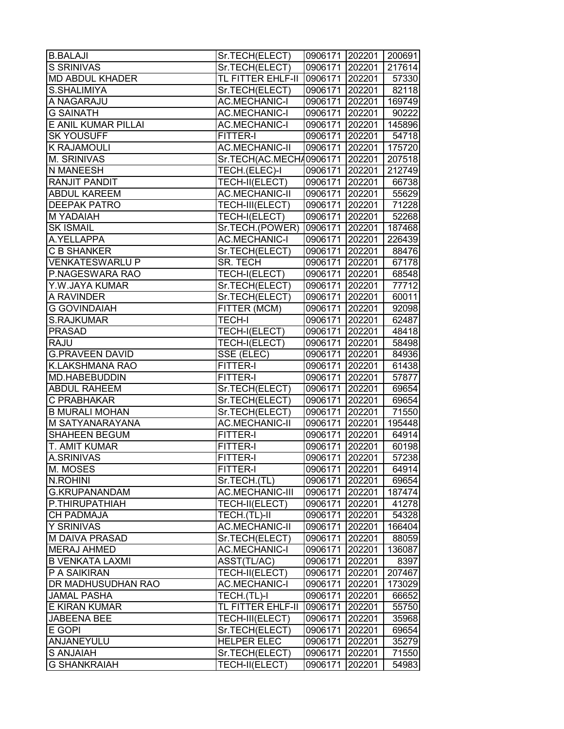| B.BALAJI | Sr.TECH(ELECT) | 0906171 | 202201 | 200691 |
|---|---|---|---|---|
| S SRINIVAS | Sr.TECH(ELECT) | 0906171 | 202201 | 217614 |
| MD ABDUL KHADER | TL FITTER EHLF-II | 0906171 | 202201 | 57330 |
| S.SHALIMIYA | Sr.TECH(ELECT) | 0906171 | 202201 | 82118 |
| A NAGARAJU | AC.MECHANIC-I | 0906171 | 202201 | 169749 |
| G SAINATH | AC.MECHANIC-I | 0906171 | 202201 | 90222 |
| E ANIL KUMAR PILLAI | AC.MECHANIC-I | 0906171 | 202201 | 145896 |
| SK YOUSUFF | FITTER-I | 0906171 | 202201 | 54718 |
| K RAJAMOULI | AC.MECHANIC-II | 0906171 | 202201 | 175720 |
| M. SRINIVAS | Sr.TECH(AC.MECHA | 0906171 | 202201 | 207518 |
| N MANEESH | TECH.(ELEC)-I | 0906171 | 202201 | 212749 |
| RANJIT PANDIT | TECH-II(ELECT) | 0906171 | 202201 | 66738 |
| ABDUL KAREEM | AC.MECHANIC-II | 0906171 | 202201 | 55629 |
| DEEPAK PATRO | TECH-III(ELECT) | 0906171 | 202201 | 71228 |
| M YADAIAH | TECH-I(ELECT) | 0906171 | 202201 | 52268 |
| SK ISMAIL | Sr.TECH.(POWER) | 0906171 | 202201 | 187468 |
| A.YELLAPPA | AC.MECHANIC-I | 0906171 | 202201 | 226439 |
| C B SHANKER | Sr.TECH(ELECT) | 0906171 | 202201 | 88476 |
| VENKATESWARLU P | SR. TECH | 0906171 | 202201 | 67178 |
| P.NAGESWARA RAO | TECH-I(ELECT) | 0906171 | 202201 | 68548 |
| Y.W.JAYA KUMAR | Sr.TECH(ELECT) | 0906171 | 202201 | 77712 |
| A RAVINDER | Sr.TECH(ELECT) | 0906171 | 202201 | 60011 |
| G GOVINDAIAH | FITTER (MCM) | 0906171 | 202201 | 92098 |
| S.RAJKUMAR | TECH-I | 0906171 | 202201 | 62487 |
| PRASAD | TECH-I(ELECT) | 0906171 | 202201 | 48418 |
| RAJU | TECH-I(ELECT) | 0906171 | 202201 | 58498 |
| G.PRAVEEN DAVID | SSE (ELEC) | 0906171 | 202201 | 84936 |
| K.LAKSHMANA RAO | FITTER-I | 0906171 | 202201 | 61438 |
| MD.HABEBUDDIN | FITTER-I | 0906171 | 202201 | 57877 |
| ABDUL RAHEEM | Sr.TECH(ELECT) | 0906171 | 202201 | 69654 |
| C PRABHAKAR | Sr.TECH(ELECT) | 0906171 | 202201 | 69654 |
| B MURALI MOHAN | Sr.TECH(ELECT) | 0906171 | 202201 | 71550 |
| M SATYANARAYANA | AC.MECHANIC-II | 0906171 | 202201 | 195448 |
| SHAHEEN BEGUM | FITTER-I | 0906171 | 202201 | 64914 |
| T. AMIT KUMAR | FITTER-I | 0906171 | 202201 | 60198 |
| A.SRINIVAS | FITTER-I | 0906171 | 202201 | 57238 |
| M. MOSES | FITTER-I | 0906171 | 202201 | 64914 |
| N.ROHINI | Sr.TECH.(TL) | 0906171 | 202201 | 69654 |
| G.KRUPANANDAM | AC.MECHANIC-III | 0906171 | 202201 | 187474 |
| P.THIRUPATHIAH | TECH-II(ELECT) | 0906171 | 202201 | 41278 |
| CH PADMAJA | TECH.(TL)-II | 0906171 | 202201 | 54328 |
| Y SRINIVAS | AC.MECHANIC-II | 0906171 | 202201 | 166404 |
| M DAIVA PRASAD | Sr.TECH(ELECT) | 0906171 | 202201 | 88059 |
| MERAJ AHMED | AC.MECHANIC-I | 0906171 | 202201 | 136087 |
| B VENKATA LAXMI | ASST(TL/AC) | 0906171 | 202201 | 8397 |
| P A SAIKIRAN | TECH-II(ELECT) | 0906171 | 202201 | 207467 |
| DR MADHUSUDHAN RAO | AC.MECHANIC-I | 0906171 | 202201 | 173029 |
| JAMAL PASHA | TECH.(TL)-I | 0906171 | 202201 | 66652 |
| E KIRAN KUMAR | TL FITTER EHLF-II | 0906171 | 202201 | 55750 |
| JABEENA BEE | TECH-III(ELECT) | 0906171 | 202201 | 35968 |
| E GOPI | Sr.TECH(ELECT) | 0906171 | 202201 | 69654 |
| ANJANEYULU | HELPER ELEC | 0906171 | 202201 | 35279 |
| S ANJAIAH | Sr.TECH(ELECT) | 0906171 | 202201 | 71550 |
| G SHANKRAIAH | TECH-II(ELECT) | 0906171 | 202201 | 54983 |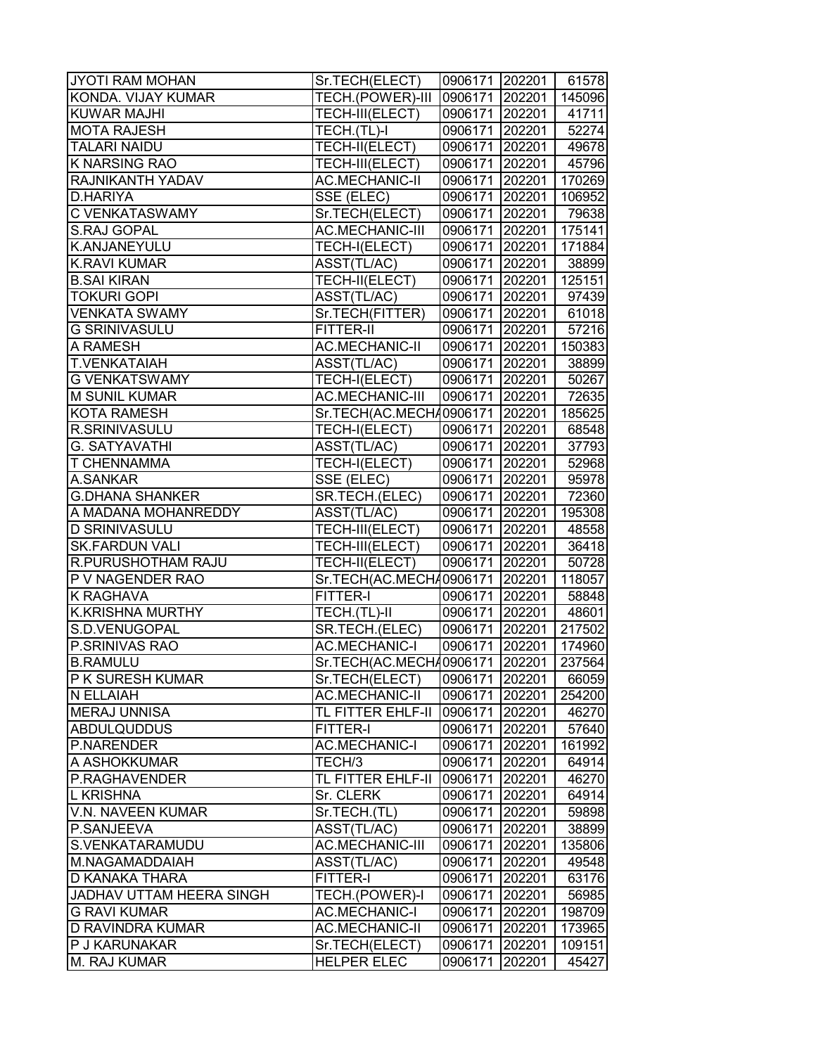| JYOTI RAM MOHAN | Sr.TECH(ELECT) | 0906171 | 202201 | 61578 |
|---|---|---|---|---|
| KONDA. VIJAY KUMAR | TECH.(POWER)-III | 0906171 | 202201 | 145096 |
| KUWAR MAJHI | TECH-III(ELECT) | 0906171 | 202201 | 41711 |
| MOTA RAJESH | TECH.(TL)-I | 0906171 | 202201 | 52274 |
| TALARI NAIDU | TECH-II(ELECT) | 0906171 | 202201 | 49678 |
| K NARSING RAO | TECH-III(ELECT) | 0906171 | 202201 | 45796 |
| RAJNIKANTH YADAV | AC.MECHANIC-II | 0906171 | 202201 | 170269 |
| D.HARIYA | SSE (ELEC) | 0906171 | 202201 | 106952 |
| C VENKATASWAMY | Sr.TECH(ELECT) | 0906171 | 202201 | 79638 |
| S.RAJ GOPAL | AC.MECHANIC-III | 0906171 | 202201 | 175141 |
| K.ANJANEYULU | TECH-I(ELECT) | 0906171 | 202201 | 171884 |
| K.RAVI KUMAR | ASST(TL/AC) | 0906171 | 202201 | 38899 |
| B.SAI KIRAN | TECH-II(ELECT) | 0906171 | 202201 | 125151 |
| TOKURI GOPI | ASST(TL/AC) | 0906171 | 202201 | 97439 |
| VENKATA SWAMY | Sr.TECH(FITTER) | 0906171 | 202201 | 61018 |
| G SRINIVASULU | FITTER-II | 0906171 | 202201 | 57216 |
| A RAMESH | AC.MECHANIC-II | 0906171 | 202201 | 150383 |
| T.VENKATAIAH | ASST(TL/AC) | 0906171 | 202201 | 38899 |
| G VENKATSWAMY | TECH-I(ELECT) | 0906171 | 202201 | 50267 |
| M SUNIL KUMAR | AC.MECHANIC-III | 0906171 | 202201 | 72635 |
| KOTA RAMESH | Sr.TECH(AC.MECHA | 0906171 | 202201 | 185625 |
| R.SRINIVASULU | TECH-I(ELECT) | 0906171 | 202201 | 68548 |
| G. SATYAVATHI | ASST(TL/AC) | 0906171 | 202201 | 37793 |
| T CHENNAMMA | TECH-I(ELECT) | 0906171 | 202201 | 52968 |
| A.SANKAR | SSE (ELEC) | 0906171 | 202201 | 95978 |
| G.DHANA SHANKER | SR.TECH.(ELEC) | 0906171 | 202201 | 72360 |
| A MADANA MOHANREDDY | ASST(TL/AC) | 0906171 | 202201 | 195308 |
| D SRINIVASULU | TECH-III(ELECT) | 0906171 | 202201 | 48558 |
| SK.FARDUN VALI | TECH-III(ELECT) | 0906171 | 202201 | 36418 |
| R.PURUSHOTHAM RAJU | TECH-II(ELECT) | 0906171 | 202201 | 50728 |
| P V NAGENDER RAO | Sr.TECH(AC.MECHA | 0906171 | 202201 | 118057 |
| K RAGHAVA | FITTER-I | 0906171 | 202201 | 58848 |
| K.KRISHNA MURTHY | TECH.(TL)-II | 0906171 | 202201 | 48601 |
| S.D.VENUGOPAL | SR.TECH.(ELEC) | 0906171 | 202201 | 217502 |
| P.SRINIVAS RAO | AC.MECHANIC-I | 0906171 | 202201 | 174960 |
| B.RAMULU | Sr.TECH(AC.MECHA | 0906171 | 202201 | 237564 |
| P K SURESH KUMAR | Sr.TECH(ELECT) | 0906171 | 202201 | 66059 |
| N ELLAIAH | AC.MECHANIC-II | 0906171 | 202201 | 254200 |
| MERAJ UNNISA | TL FITTER EHLF-II | 0906171 | 202201 | 46270 |
| ABDULQUDDUS | FITTER-I | 0906171 | 202201 | 57640 |
| P.NARENDER | AC.MECHANIC-I | 0906171 | 202201 | 161992 |
| A ASHOKKUMAR | TECH/3 | 0906171 | 202201 | 64914 |
| P.RAGHAVENDER | TL FITTER EHLF-II | 0906171 | 202201 | 46270 |
| L KRISHNA | Sr. CLERK | 0906171 | 202201 | 64914 |
| V.N. NAVEEN KUMAR | Sr.TECH.(TL) | 0906171 | 202201 | 59898 |
| P.SANJEEVA | ASST(TL/AC) | 0906171 | 202201 | 38899 |
| S.VENKATARAMUDU | AC.MECHANIC-III | 0906171 | 202201 | 135806 |
| M.NAGAMADDAIAH | ASST(TL/AC) | 0906171 | 202201 | 49548 |
| D KANAKA THARA | FITTER-I | 0906171 | 202201 | 63176 |
| JADHAV UTTAM HEERA SINGH | TECH.(POWER)-I | 0906171 | 202201 | 56985 |
| G RAVI KUMAR | AC.MECHANIC-I | 0906171 | 202201 | 198709 |
| D RAVINDRA KUMAR | AC.MECHANIC-II | 0906171 | 202201 | 173965 |
| P J KARUNAKAR | Sr.TECH(ELECT) | 0906171 | 202201 | 109151 |
| M. RAJ KUMAR | HELPER ELEC | 0906171 | 202201 | 45427 |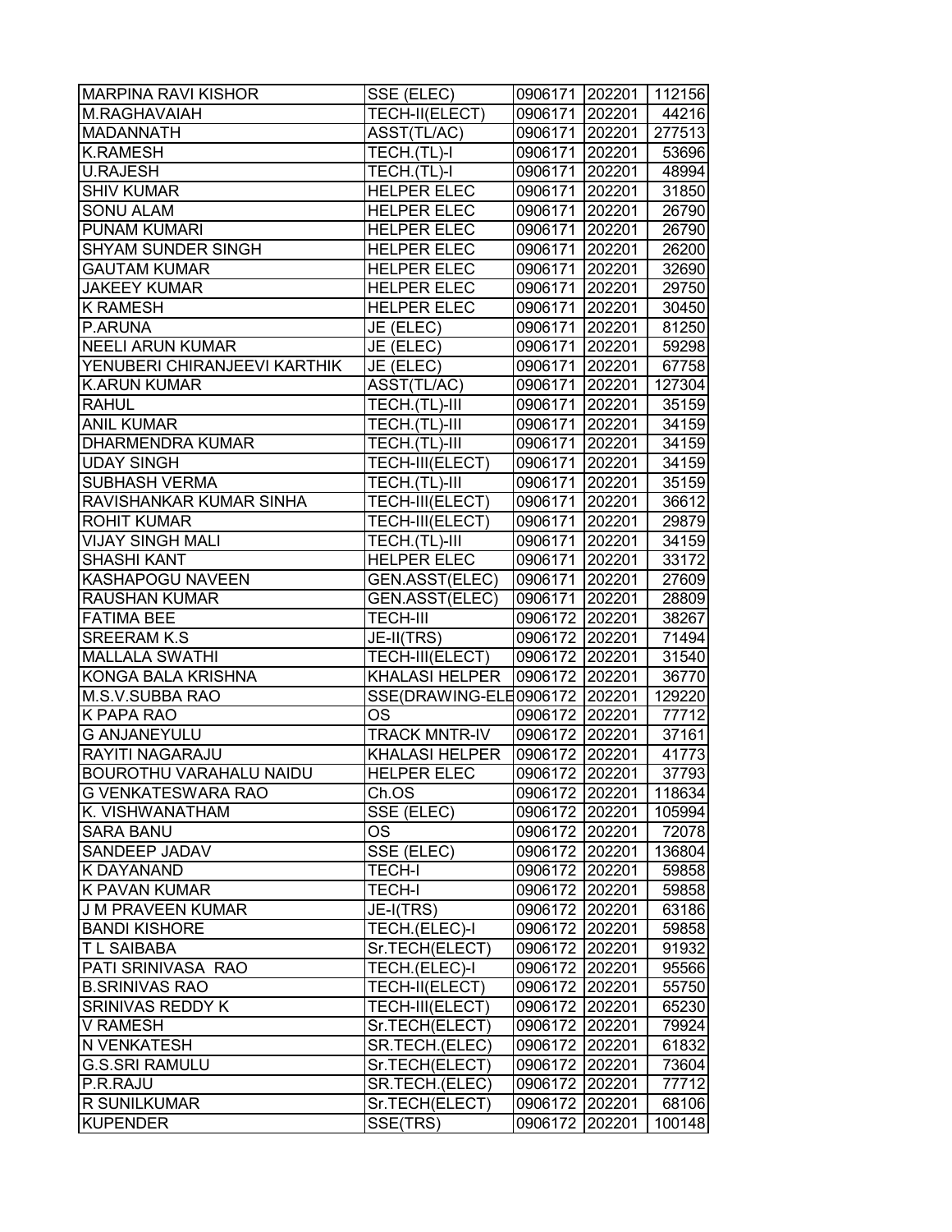| | | | | |
|---|---|---|---|---|
| MARPINA RAVI KISHOR | SSE (ELEC) | 0906171 | 202201 | 112156 |
| M.RAGHAVAIAH | TECH-II(ELECT) | 0906171 | 202201 | 44216 |
| MADANNATH | ASST(TL/AC) | 0906171 | 202201 | 277513 |
| K.RAMESH | TECH.(TL)-I | 0906171 | 202201 | 53696 |
| U.RAJESH | TECH.(TL)-I | 0906171 | 202201 | 48994 |
| SHIV KUMAR | HELPER ELEC | 0906171 | 202201 | 31850 |
| SONU ALAM | HELPER ELEC | 0906171 | 202201 | 26790 |
| PUNAM KUMARI | HELPER ELEC | 0906171 | 202201 | 26790 |
| SHYAM SUNDER SINGH | HELPER ELEC | 0906171 | 202201 | 26200 |
| GAUTAM KUMAR | HELPER ELEC | 0906171 | 202201 | 32690 |
| JAKEEY KUMAR | HELPER ELEC | 0906171 | 202201 | 29750 |
| K RAMESH | HELPER ELEC | 0906171 | 202201 | 30450 |
| P.ARUNA | JE (ELEC) | 0906171 | 202201 | 81250 |
| NEELI ARUN KUMAR | JE (ELEC) | 0906171 | 202201 | 59298 |
| YENUBERI CHIRANJEEVI KARTHIK | JE (ELEC) | 0906171 | 202201 | 67758 |
| K.ARUN KUMAR | ASST(TL/AC) | 0906171 | 202201 | 127304 |
| RAHUL | TECH.(TL)-III | 0906171 | 202201 | 35159 |
| ANIL KUMAR | TECH.(TL)-III | 0906171 | 202201 | 34159 |
| DHARMENDRA KUMAR | TECH.(TL)-III | 0906171 | 202201 | 34159 |
| UDAY SINGH | TECH-III(ELECT) | 0906171 | 202201 | 34159 |
| SUBHASH VERMA | TECH.(TL)-III | 0906171 | 202201 | 35159 |
| RAVISHANKAR KUMAR SINHA | TECH-III(ELECT) | 0906171 | 202201 | 36612 |
| ROHIT KUMAR | TECH-III(ELECT) | 0906171 | 202201 | 29879 |
| VIJAY SINGH MALI | TECH.(TL)-III | 0906171 | 202201 | 34159 |
| SHASHI KANT | HELPER ELEC | 0906171 | 202201 | 33172 |
| KASHAPOGU NAVEEN | GEN.ASST(ELEC) | 0906171 | 202201 | 27609 |
| RAUSHAN KUMAR | GEN.ASST(ELEC) | 0906171 | 202201 | 28809 |
| FATIMA BEE | TECH-III | 0906172 | 202201 | 38267 |
| SREERAM K.S | JE-II(TRS) | 0906172 | 202201 | 71494 |
| MALLALA SWATHI | TECH-III(ELECT) | 0906172 | 202201 | 31540 |
| KONGA BALA KRISHNA | KHALASI HELPER | 0906172 | 202201 | 36770 |
| M.S.V.SUBBA RAO | SSE(DRAWING-ELE | 0906172 | 202201 | 129220 |
| K PAPA RAO | OS | 0906172 | 202201 | 77712 |
| G ANJANEYULU | TRACK MNTR-IV | 0906172 | 202201 | 37161 |
| RAYITI NAGARAJU | KHALASI HELPER | 0906172 | 202201 | 41773 |
| BOUROTHU VARAHALU NAIDU | HELPER ELEC | 0906172 | 202201 | 37793 |
| G VENKATESWARA RAO | Ch.OS | 0906172 | 202201 | 118634 |
| K. VISHWANATHAM | SSE (ELEC) | 0906172 | 202201 | 105994 |
| SARA BANU | OS | 0906172 | 202201 | 72078 |
| SANDEEP JADAV | SSE (ELEC) | 0906172 | 202201 | 136804 |
| K DAYANAND | TECH-I | 0906172 | 202201 | 59858 |
| K PAVAN KUMAR | TECH-I | 0906172 | 202201 | 59858 |
| J M PRAVEEN KUMAR | JE-I(TRS) | 0906172 | 202201 | 63186 |
| BANDI KISHORE | TECH.(ELEC)-I | 0906172 | 202201 | 59858 |
| T L SAIBABA | Sr.TECH(ELECT) | 0906172 | 202201 | 91932 |
| PATI SRINIVASA RAO | TECH.(ELEC)-I | 0906172 | 202201 | 95566 |
| B.SRINIVAS RAO | TECH-II(ELECT) | 0906172 | 202201 | 55750 |
| SRINIVAS REDDY K | TECH-III(ELECT) | 0906172 | 202201 | 65230 |
| V RAMESH | Sr.TECH(ELECT) | 0906172 | 202201 | 79924 |
| N VENKATESH | SR.TECH.(ELEC) | 0906172 | 202201 | 61832 |
| G.S.SRI RAMULU | Sr.TECH(ELECT) | 0906172 | 202201 | 73604 |
| P.R.RAJU | SR.TECH.(ELEC) | 0906172 | 202201 | 77712 |
| R SUNILKUMAR | Sr.TECH(ELECT) | 0906172 | 202201 | 68106 |
| KUPENDER | SSE(TRS) | 0906172 | 202201 | 100148 |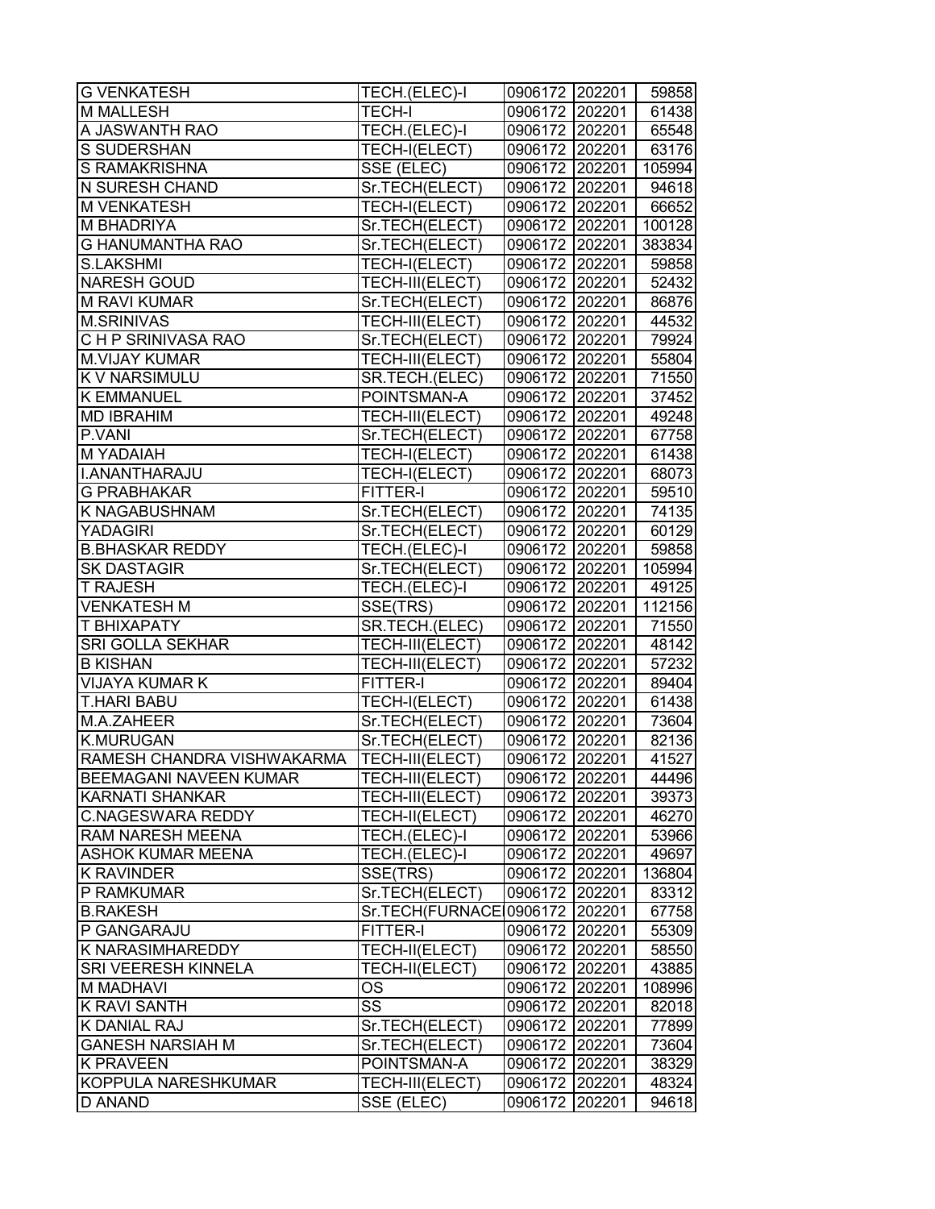| G VENKATESH | TECH.(ELEC)-I | 0906172 | 202201 | 59858 |
|---|---|---|---|---|
| M MALLESH | TECH-I | 0906172 | 202201 | 61438 |
| A JASWANTH RAO | TECH.(ELEC)-I | 0906172 | 202201 | 65548 |
| S SUDERSHAN | TECH-I(ELECT) | 0906172 | 202201 | 63176 |
| S RAMAKRISHNA | SSE (ELEC) | 0906172 | 202201 | 105994 |
| N SURESH CHAND | Sr.TECH(ELECT) | 0906172 | 202201 | 94618 |
| M VENKATESH | TECH-I(ELECT) | 0906172 | 202201 | 66652 |
| M BHADRIYA | Sr.TECH(ELECT) | 0906172 | 202201 | 100128 |
| G HANUMANTHA RAO | Sr.TECH(ELECT) | 0906172 | 202201 | 383834 |
| S.LAKSHMI | TECH-I(ELECT) | 0906172 | 202201 | 59858 |
| NARESH GOUD | TECH-III(ELECT) | 0906172 | 202201 | 52432 |
| M RAVI KUMAR | Sr.TECH(ELECT) | 0906172 | 202201 | 86876 |
| M.SRINIVAS | TECH-III(ELECT) | 0906172 | 202201 | 44532 |
| C H P SRINIVASA RAO | Sr.TECH(ELECT) | 0906172 | 202201 | 79924 |
| M.VIJAY KUMAR | TECH-III(ELECT) | 0906172 | 202201 | 55804 |
| K V NARSIMULU | SR.TECH.(ELEC) | 0906172 | 202201 | 71550 |
| K EMMANUEL | POINTSMAN-A | 0906172 | 202201 | 37452 |
| MD IBRAHIM | TECH-III(ELECT) | 0906172 | 202201 | 49248 |
| P.VANI | Sr.TECH(ELECT) | 0906172 | 202201 | 67758 |
| M YADAIAH | TECH-I(ELECT) | 0906172 | 202201 | 61438 |
| I.ANANTHARAJU | TECH-I(ELECT) | 0906172 | 202201 | 68073 |
| G PRABHAKAR | FITTER-I | 0906172 | 202201 | 59510 |
| K NAGABUSHNAM | Sr.TECH(ELECT) | 0906172 | 202201 | 74135 |
| YADAGIRI | Sr.TECH(ELECT) | 0906172 | 202201 | 60129 |
| B.BHASKAR REDDY | TECH.(ELEC)-I | 0906172 | 202201 | 59858 |
| SK DASTAGIR | Sr.TECH(ELECT) | 0906172 | 202201 | 105994 |
| T RAJESH | TECH.(ELEC)-I | 0906172 | 202201 | 49125 |
| VENKATESH M | SSE(TRS) | 0906172 | 202201 | 112156 |
| T BHIXAPATY | SR.TECH.(ELEC) | 0906172 | 202201 | 71550 |
| SRI GOLLA SEKHAR | TECH-III(ELECT) | 0906172 | 202201 | 48142 |
| B KISHAN | TECH-III(ELECT) | 0906172 | 202201 | 57232 |
| VIJAYA KUMAR K | FITTER-I | 0906172 | 202201 | 89404 |
| T.HARI BABU | TECH-I(ELECT) | 0906172 | 202201 | 61438 |
| M.A.ZAHEER | Sr.TECH(ELECT) | 0906172 | 202201 | 73604 |
| K.MURUGAN | Sr.TECH(ELECT) | 0906172 | 202201 | 82136 |
| RAMESH CHANDRA VISHWAKARMA | TECH-III(ELECT) | 0906172 | 202201 | 41527 |
| BEEMAGANI NAVEEN KUMAR | TECH-III(ELECT) | 0906172 | 202201 | 44496 |
| KARNATI SHANKAR | TECH-III(ELECT) | 0906172 | 202201 | 39373 |
| C.NAGESWARA REDDY | TECH-II(ELECT) | 0906172 | 202201 | 46270 |
| RAM NARESH MEENA | TECH.(ELEC)-I | 0906172 | 202201 | 53966 |
| ASHOK KUMAR MEENA | TECH.(ELEC)-I | 0906172 | 202201 | 49697 |
| K RAVINDER | SSE(TRS) | 0906172 | 202201 | 136804 |
| P RAMKUMAR | Sr.TECH(ELECT) | 0906172 | 202201 | 83312 |
| B.RAKESH | Sr.TECH(FURNACE | 0906172 | 202201 | 67758 |
| P GANGARAJU | FITTER-I | 0906172 | 202201 | 55309 |
| K NARASIMHAREDDY | TECH-II(ELECT) | 0906172 | 202201 | 58550 |
| SRI VEERESH KINNELA | TECH-II(ELECT) | 0906172 | 202201 | 43885 |
| M MADHAVI | OS | 0906172 | 202201 | 108996 |
| K RAVI SANTH | SS | 0906172 | 202201 | 82018 |
| K DANIAL RAJ | Sr.TECH(ELECT) | 0906172 | 202201 | 77899 |
| GANESH NARSIAH M | Sr.TECH(ELECT) | 0906172 | 202201 | 73604 |
| K PRAVEEN | POINTSMAN-A | 0906172 | 202201 | 38329 |
| KOPPULA NARESHKUMAR | TECH-III(ELECT) | 0906172 | 202201 | 48324 |
| D ANAND | SSE (ELEC) | 0906172 | 202201 | 94618 |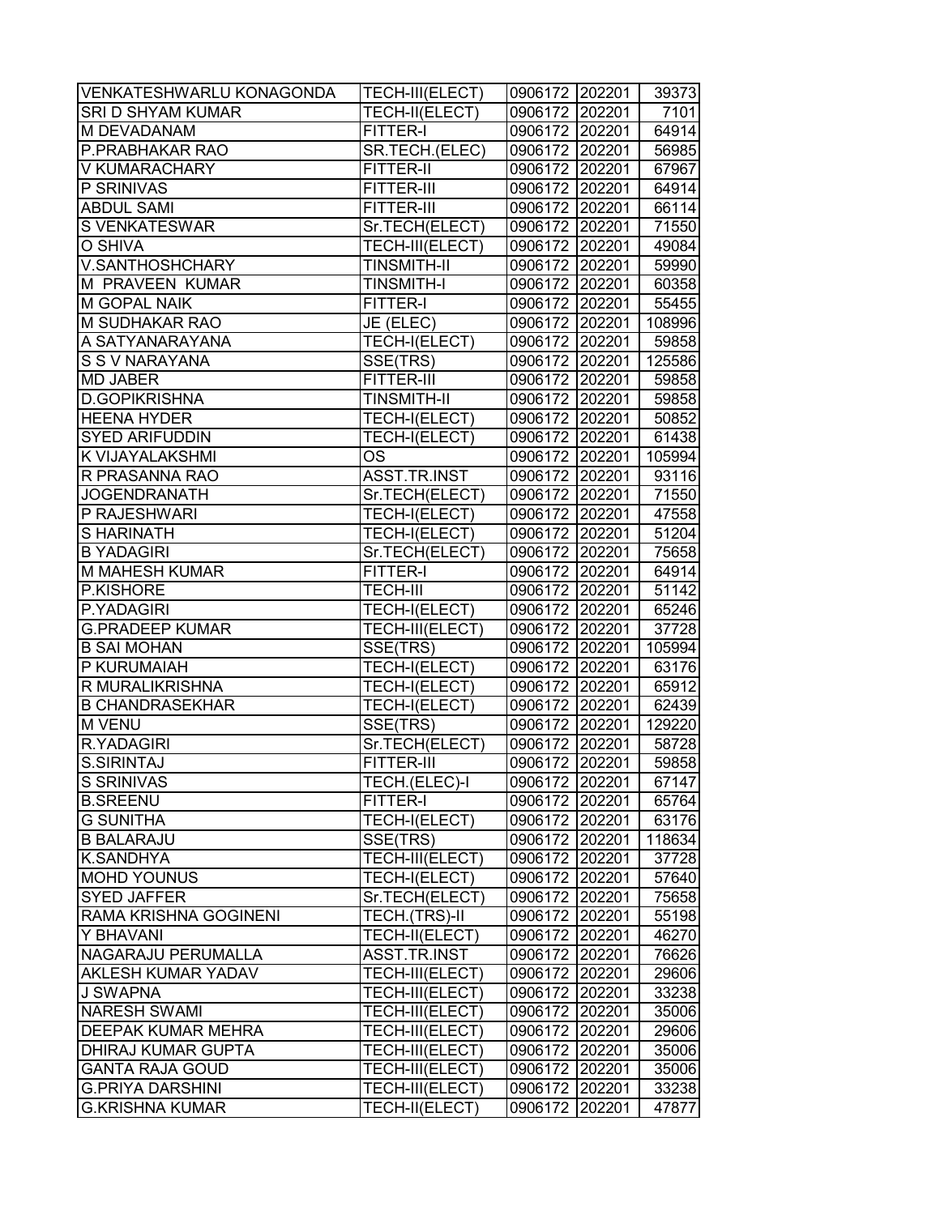| VENKATESHWARLU KONAGONDA | TECH-III(ELECT) | 0906172 | 202201 | 39373 |
|---|---|---|---|---|
| SRI D SHYAM KUMAR | TECH-II(ELECT) | 0906172 | 202201 | 7101 |
| M DEVADANAM | FITTER-I | 0906172 | 202201 | 64914 |
| P.PRABHAKAR RAO | SR.TECH.(ELEC) | 0906172 | 202201 | 56985 |
| V KUMARACHARY | FITTER-II | 0906172 | 202201 | 67967 |
| P SRINIVAS | FITTER-III | 0906172 | 202201 | 64914 |
| ABDUL SAMI | FITTER-III | 0906172 | 202201 | 66114 |
| S VENKATESWAR | Sr.TECH(ELECT) | 0906172 | 202201 | 71550 |
| O SHIVA | TECH-III(ELECT) | 0906172 | 202201 | 49084 |
| V.SANTHOSHCHARY | TINSMITH-II | 0906172 | 202201 | 59990 |
| M PRAVEEN KUMAR | TINSMITH-I | 0906172 | 202201 | 60358 |
| M GOPAL NAIK | FITTER-I | 0906172 | 202201 | 55455 |
| M SUDHAKAR RAO | JE (ELEC) | 0906172 | 202201 | 108996 |
| A SATYANARAYANA | TECH-I(ELECT) | 0906172 | 202201 | 59858 |
| S S V NARAYANA | SSE(TRS) | 0906172 | 202201 | 125586 |
| MD JABER | FITTER-III | 0906172 | 202201 | 59858 |
| D.GOPIKRISHNA | TINSMITH-II | 0906172 | 202201 | 59858 |
| HEENA HYDER | TECH-I(ELECT) | 0906172 | 202201 | 50852 |
| SYED ARIFUDDIN | TECH-I(ELECT) | 0906172 | 202201 | 61438 |
| K VIJAYALAKSHMI | OS | 0906172 | 202201 | 105994 |
| R PRASANNA RAO | ASST.TR.INST | 0906172 | 202201 | 93116 |
| JOGENDRANATH | Sr.TECH(ELECT) | 0906172 | 202201 | 71550 |
| P RAJESHWARI | TECH-I(ELECT) | 0906172 | 202201 | 47558 |
| S HARINATH | TECH-I(ELECT) | 0906172 | 202201 | 51204 |
| B YADAGIRI | Sr.TECH(ELECT) | 0906172 | 202201 | 75658 |
| M MAHESH KUMAR | FITTER-I | 0906172 | 202201 | 64914 |
| P.KISHORE | TECH-III | 0906172 | 202201 | 51142 |
| P.YADAGIRI | TECH-I(ELECT) | 0906172 | 202201 | 65246 |
| G.PRADEEP KUMAR | TECH-III(ELECT) | 0906172 | 202201 | 37728 |
| B SAI MOHAN | SSE(TRS) | 0906172 | 202201 | 105994 |
| P KURUMAIAH | TECH-I(ELECT) | 0906172 | 202201 | 63176 |
| R MURALIKRISHNA | TECH-I(ELECT) | 0906172 | 202201 | 65912 |
| B CHANDRASEKHAR | TECH-I(ELECT) | 0906172 | 202201 | 62439 |
| M VENU | SSE(TRS) | 0906172 | 202201 | 129220 |
| R.YADAGIRI | Sr.TECH(ELECT) | 0906172 | 202201 | 58728 |
| S.SIRINTAJ | FITTER-III | 0906172 | 202201 | 59858 |
| S SRINIVAS | TECH.(ELEC)-I | 0906172 | 202201 | 67147 |
| B.SREENU | FITTER-I | 0906172 | 202201 | 65764 |
| G SUNITHA | TECH-I(ELECT) | 0906172 | 202201 | 63176 |
| B BALARAJU | SSE(TRS) | 0906172 | 202201 | 118634 |
| K.SANDHYA | TECH-III(ELECT) | 0906172 | 202201 | 37728 |
| MOHD YOUNUS | TECH-I(ELECT) | 0906172 | 202201 | 57640 |
| SYED JAFFER | Sr.TECH(ELECT) | 0906172 | 202201 | 75658 |
| RAMA KRISHNA GOGINENI | TECH.(TRS)-II | 0906172 | 202201 | 55198 |
| Y BHAVANI | TECH-II(ELECT) | 0906172 | 202201 | 46270 |
| NAGARAJU PERUMALLA | ASST.TR.INST | 0906172 | 202201 | 76626 |
| AKLESH KUMAR YADAV | TECH-III(ELECT) | 0906172 | 202201 | 29606 |
| J SWAPNA | TECH-III(ELECT) | 0906172 | 202201 | 33238 |
| NARESH SWAMI | TECH-III(ELECT) | 0906172 | 202201 | 35006 |
| DEEPAK KUMAR MEHRA | TECH-III(ELECT) | 0906172 | 202201 | 29606 |
| DHIRAJ KUMAR GUPTA | TECH-III(ELECT) | 0906172 | 202201 | 35006 |
| GANTA RAJA GOUD | TECH-III(ELECT) | 0906172 | 202201 | 35006 |
| G.PRIYA DARSHINI | TECH-III(ELECT) | 0906172 | 202201 | 33238 |
| G.KRISHNA KUMAR | TECH-II(ELECT) | 0906172 | 202201 | 47877 |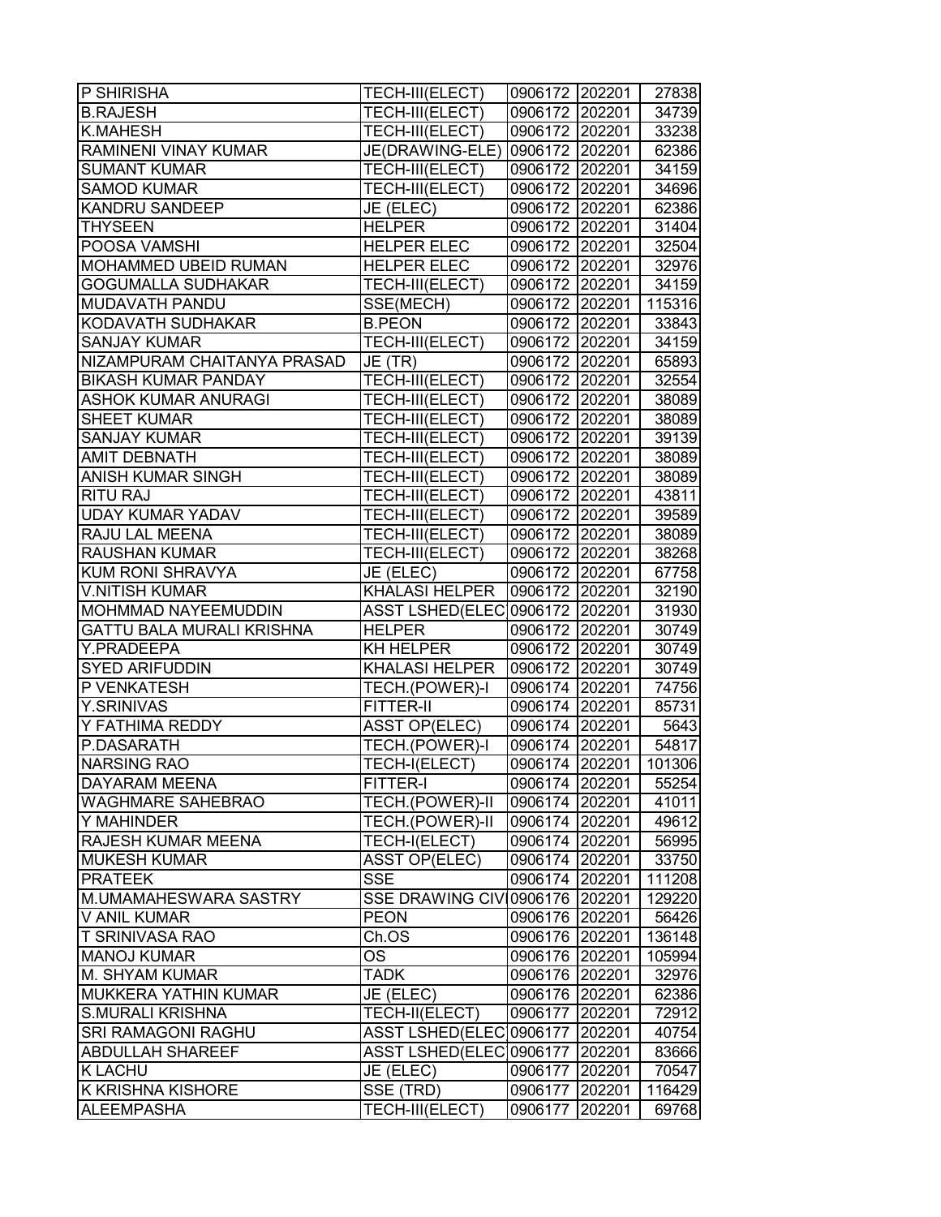| P SHIRISHA | TECH-III(ELECT) | 0906172 | 202201 | 27838 |
|---|---|---|---|---|
| B.RAJESH | TECH-III(ELECT) | 0906172 | 202201 | 34739 |
| K.MAHESH | TECH-III(ELECT) | 0906172 | 202201 | 33238 |
| RAMINENI VINAY KUMAR | JE(DRAWING-ELE) | 0906172 | 202201 | 62386 |
| SUMANT KUMAR | TECH-III(ELECT) | 0906172 | 202201 | 34159 |
| SAMOD KUMAR | TECH-III(ELECT) | 0906172 | 202201 | 34696 |
| KANDRU SANDEEP | JE (ELEC) | 0906172 | 202201 | 62386 |
| THYSEEN | HELPER | 0906172 | 202201 | 31404 |
| POOSA VAMSHI | HELPER ELEC | 0906172 | 202201 | 32504 |
| MOHAMMED UBEID RUMAN | HELPER ELEC | 0906172 | 202201 | 32976 |
| GOGUMALLA SUDHAKAR | TECH-III(ELECT) | 0906172 | 202201 | 34159 |
| MUDAVATH PANDU | SSE(MECH) | 0906172 | 202201 | 115316 |
| KODAVATH SUDHAKAR | B.PEON | 0906172 | 202201 | 33843 |
| SANJAY KUMAR | TECH-III(ELECT) | 0906172 | 202201 | 34159 |
| NIZAMPURAM CHAITANYA PRASAD | JE (TR) | 0906172 | 202201 | 65893 |
| BIKASH KUMAR PANDAY | TECH-III(ELECT) | 0906172 | 202201 | 32554 |
| ASHOK KUMAR ANURAGI | TECH-III(ELECT) | 0906172 | 202201 | 38089 |
| SHEET KUMAR | TECH-III(ELECT) | 0906172 | 202201 | 38089 |
| SANJAY KUMAR | TECH-III(ELECT) | 0906172 | 202201 | 39139 |
| AMIT DEBNATH | TECH-III(ELECT) | 0906172 | 202201 | 38089 |
| ANISH KUMAR SINGH | TECH-III(ELECT) | 0906172 | 202201 | 38089 |
| RITU RAJ | TECH-III(ELECT) | 0906172 | 202201 | 43811 |
| UDAY KUMAR YADAV | TECH-III(ELECT) | 0906172 | 202201 | 39589 |
| RAJU LAL MEENA | TECH-III(ELECT) | 0906172 | 202201 | 38089 |
| RAUSHAN KUMAR | TECH-III(ELECT) | 0906172 | 202201 | 38268 |
| KUM RONI SHRAVYA | JE (ELEC) | 0906172 | 202201 | 67758 |
| V.NITISH KUMAR | KHALASI HELPER | 0906172 | 202201 | 32190 |
| MOHMMAD NAYEEMUDDIN | ASST LSHED(ELEC | 0906172 | 202201 | 31930 |
| GATTU BALA MURALI KRISHNA | HELPER | 0906172 | 202201 | 30749 |
| Y.PRADEEPA | KH HELPER | 0906172 | 202201 | 30749 |
| SYED ARIFUDDIN | KHALASI HELPER | 0906172 | 202201 | 30749 |
| P VENKATESH | TECH.(POWER)-I | 0906174 | 202201 | 74756 |
| Y.SRINIVAS | FITTER-II | 0906174 | 202201 | 85731 |
| Y FATHIMA REDDY | ASST OP(ELEC) | 0906174 | 202201 | 5643 |
| P.DASARATH | TECH.(POWER)-I | 0906174 | 202201 | 54817 |
| NARSING RAO | TECH-I(ELECT) | 0906174 | 202201 | 101306 |
| DAYARAM MEENA | FITTER-I | 0906174 | 202201 | 55254 |
| WAGHMARE SAHEBRAO | TECH.(POWER)-II | 0906174 | 202201 | 41011 |
| Y MAHINDER | TECH.(POWER)-II | 0906174 | 202201 | 49612 |
| RAJESH KUMAR MEENA | TECH-I(ELECT) | 0906174 | 202201 | 56995 |
| MUKESH KUMAR | ASST OP(ELEC) | 0906174 | 202201 | 33750 |
| PRATEEK | SSE | 0906174 | 202201 | 111208 |
| M.UMAMAHESWARA SASTRY | SSE DRAWING CIV | 0906176 | 202201 | 129220 |
| V ANIL KUMAR | PEON | 0906176 | 202201 | 56426 |
| T SRINIVASA RAO | Ch.OS | 0906176 | 202201 | 136148 |
| MANOJ KUMAR | OS | 0906176 | 202201 | 105994 |
| M. SHYAM KUMAR | TADK | 0906176 | 202201 | 32976 |
| MUKKERA YATHIN KUMAR | JE (ELEC) | 0906176 | 202201 | 62386 |
| S.MURALI KRISHNA | TECH-II(ELECT) | 0906177 | 202201 | 72912 |
| SRI RAMAGONI RAGHU | ASST LSHED(ELEC | 0906177 | 202201 | 40754 |
| ABDULLAH SHAREEF | ASST LSHED(ELEC | 0906177 | 202201 | 83666 |
| K LACHU | JE (ELEC) | 0906177 | 202201 | 70547 |
| K KRISHNA KISHORE | SSE (TRD) | 0906177 | 202201 | 116429 |
| ALEEMPASHA | TECH-III(ELECT) | 0906177 | 202201 | 69768 |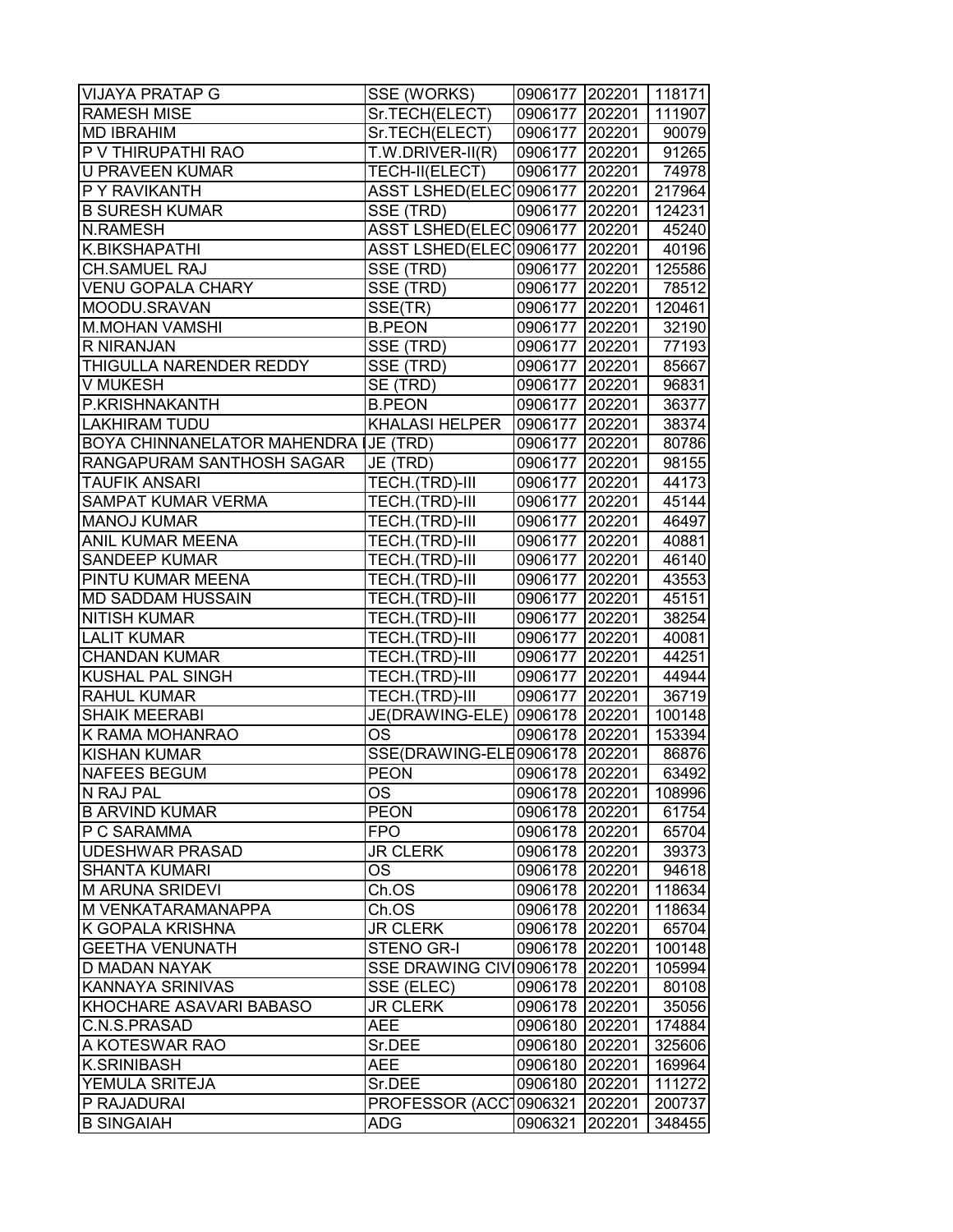| VIJAYA PRATAP G | SSE (WORKS) | 0906177 | 202201 | 118171 |
|---|---|---|---|---|
| RAMESH MISE | Sr.TECH(ELECT) | 0906177 | 202201 | 111907 |
| MD IBRAHIM | Sr.TECH(ELECT) | 0906177 | 202201 | 90079 |
| P V THIRUPATHI RAO | T.W.DRIVER-II(R) | 0906177 | 202201 | 91265 |
| U PRAVEEN KUMAR | TECH-II(ELECT) | 0906177 | 202201 | 74978 |
| P Y RAVIKANTH | ASST LSHED(ELEC | 0906177 | 202201 | 217964 |
| B SURESH KUMAR | SSE (TRD) | 0906177 | 202201 | 124231 |
| N.RAMESH | ASST LSHED(ELEC | 0906177 | 202201 | 45240 |
| K.BIKSHAPATHI | ASST LSHED(ELEC | 0906177 | 202201 | 40196 |
| CH.SAMUEL RAJ | SSE (TRD) | 0906177 | 202201 | 125586 |
| VENU GOPALA CHARY | SSE (TRD) | 0906177 | 202201 | 78512 |
| MOODU.SRAVAN | SSE(TR) | 0906177 | 202201 | 120461 |
| M.MOHAN VAMSHI | B.PEON | 0906177 | 202201 | 32190 |
| R NIRANJAN | SSE (TRD) | 0906177 | 202201 | 77193 |
| THIGULLA NARENDER REDDY | SSE (TRD) | 0906177 | 202201 | 85667 |
| V MUKESH | SE (TRD) | 0906177 | 202201 | 96831 |
| P.KRISHNAKANTH | B.PEON | 0906177 | 202201 | 36377 |
| LAKHIRAM TUDU | KHALASI HELPER | 0906177 | 202201 | 38374 |
| BOYA CHINNANELATOR MAHENDRA | JE (TRD) | 0906177 | 202201 | 80786 |
| RANGAPURAM SANTHOSH SAGAR | JE (TRD) | 0906177 | 202201 | 98155 |
| TAUFIK ANSARI | TECH.(TRD)-III | 0906177 | 202201 | 44173 |
| SAMPAT KUMAR VERMA | TECH.(TRD)-III | 0906177 | 202201 | 45144 |
| MANOJ KUMAR | TECH.(TRD)-III | 0906177 | 202201 | 46497 |
| ANIL KUMAR MEENA | TECH.(TRD)-III | 0906177 | 202201 | 40881 |
| SANDEEP KUMAR | TECH.(TRD)-III | 0906177 | 202201 | 46140 |
| PINTU KUMAR MEENA | TECH.(TRD)-III | 0906177 | 202201 | 43553 |
| MD SADDAM HUSSAIN | TECH.(TRD)-III | 0906177 | 202201 | 45151 |
| NITISH KUMAR | TECH.(TRD)-III | 0906177 | 202201 | 38254 |
| LALIT KUMAR | TECH.(TRD)-III | 0906177 | 202201 | 40081 |
| CHANDAN KUMAR | TECH.(TRD)-III | 0906177 | 202201 | 44251 |
| KUSHAL PAL SINGH | TECH.(TRD)-III | 0906177 | 202201 | 44944 |
| RAHUL KUMAR | TECH.(TRD)-III | 0906177 | 202201 | 36719 |
| SHAIK MEERABI | JE(DRAWING-ELE) | 0906178 | 202201 | 100148 |
| K RAMA MOHANRAO | OS | 0906178 | 202201 | 153394 |
| KISHAN KUMAR | SSE(DRAWING-ELE | 0906178 | 202201 | 86876 |
| NAFEES BEGUM | PEON | 0906178 | 202201 | 63492 |
| N RAJ PAL | OS | 0906178 | 202201 | 108996 |
| B ARVIND KUMAR | PEON | 0906178 | 202201 | 61754 |
| P C SARAMMA | FPO | 0906178 | 202201 | 65704 |
| UDESHWAR PRASAD | JR CLERK | 0906178 | 202201 | 39373 |
| SHANTA KUMARI | OS | 0906178 | 202201 | 94618 |
| M ARUNA SRIDEVI | Ch.OS | 0906178 | 202201 | 118634 |
| M VENKATARAMANAPPA | Ch.OS | 0906178 | 202201 | 118634 |
| K GOPALA KRISHNA | JR CLERK | 0906178 | 202201 | 65704 |
| GEETHA VENUNATH | STENO GR-I | 0906178 | 202201 | 100148 |
| D MADAN NAYAK | SSE DRAWING CIV | 0906178 | 202201 | 105994 |
| KANNAYA SRINIVAS | SSE (ELEC) | 0906178 | 202201 | 80108 |
| KHOCHARE ASAVARI BABASO | JR CLERK | 0906178 | 202201 | 35056 |
| C.N.S.PRASAD | AEE | 0906180 | 202201 | 174884 |
| A KOTESWAR RAO | Sr.DEE | 0906180 | 202201 | 325606 |
| K.SRINIBASH | AEE | 0906180 | 202201 | 169964 |
| YEMULA SRITEJA | Sr.DEE | 0906180 | 202201 | 111272 |
| P RAJADURAI | PROFESSOR (ACC | 0906321 | 202201 | 200737 |
| B SINGAIAH | ADG | 0906321 | 202201 | 348455 |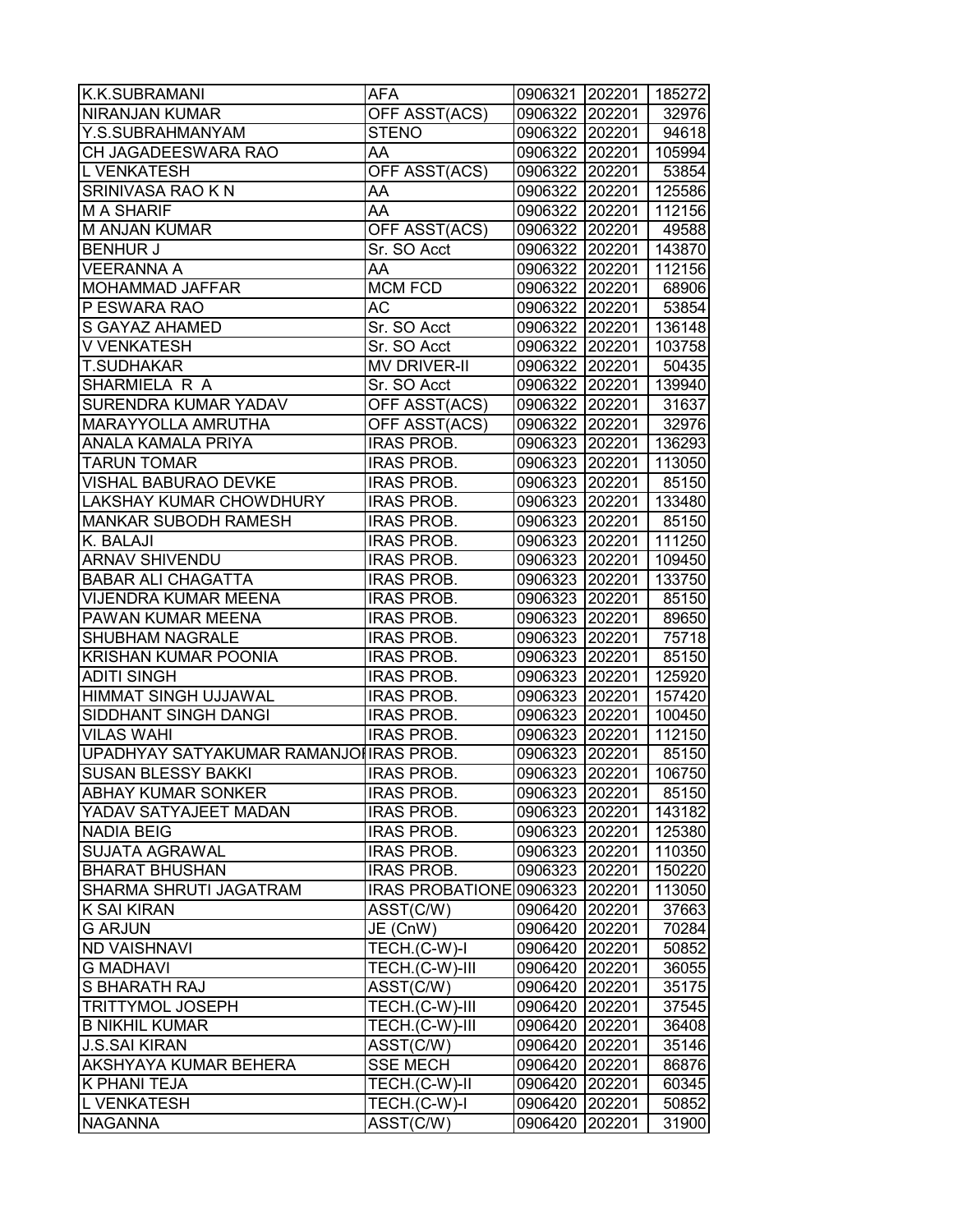| K.K.SUBRAMANI | AFA | 0906321 | 202201 | 185272 |
|---|---|---|---|---|
| NIRANJAN KUMAR | OFF ASST(ACS) | 0906322 | 202201 | 32976 |
| Y.S.SUBRAHMANYAM | STENO | 0906322 | 202201 | 94618 |
| CH JAGADEESWARA RAO | AA | 0906322 | 202201 | 105994 |
| L VENKATESH | OFF ASST(ACS) | 0906322 | 202201 | 53854 |
| SRINIVASA RAO K N | AA | 0906322 | 202201 | 125586 |
| M A SHARIF | AA | 0906322 | 202201 | 112156 |
| M ANJAN KUMAR | OFF ASST(ACS) | 0906322 | 202201 | 49588 |
| BENHUR J | Sr. SO Acct | 0906322 | 202201 | 143870 |
| VEERANNA A | AA | 0906322 | 202201 | 112156 |
| MOHAMMAD JAFFAR | MCM FCD | 0906322 | 202201 | 68906 |
| P ESWARA RAO | AC | 0906322 | 202201 | 53854 |
| S GAYAZ AHAMED | Sr. SO Acct | 0906322 | 202201 | 136148 |
| V VENKATESH | Sr. SO Acct | 0906322 | 202201 | 103758 |
| T.SUDHAKAR | MV DRIVER-II | 0906322 | 202201 | 50435 |
| SHARMIELA R A | Sr. SO Acct | 0906322 | 202201 | 139940 |
| SURENDRA KUMAR YADAV | OFF ASST(ACS) | 0906322 | 202201 | 31637 |
| MARAYYOLLA AMRUTHA | OFF ASST(ACS) | 0906322 | 202201 | 32976 |
| ANALA KAMALA PRIYA | IRAS PROB. | 0906323 | 202201 | 136293 |
| TARUN TOMAR | IRAS PROB. | 0906323 | 202201 | 113050 |
| VISHAL BABURAO DEVKE | IRAS PROB. | 0906323 | 202201 | 85150 |
| LAKSHAY KUMAR CHOWDHURY | IRAS PROB. | 0906323 | 202201 | 133480 |
| MANKAR SUBODH RAMESH | IRAS PROB. | 0906323 | 202201 | 85150 |
| K. BALAJI | IRAS PROB. | 0906323 | 202201 | 111250 |
| ARNAV SHIVENDU | IRAS PROB. | 0906323 | 202201 | 109450 |
| BABAR ALI CHAGATTA | IRAS PROB. | 0906323 | 202201 | 133750 |
| VIJENDRA KUMAR MEENA | IRAS PROB. | 0906323 | 202201 | 85150 |
| PAWAN KUMAR MEENA | IRAS PROB. | 0906323 | 202201 | 89650 |
| SHUBHAM NAGRALE | IRAS PROB. | 0906323 | 202201 | 75718 |
| KRISHAN KUMAR POONIA | IRAS PROB. | 0906323 | 202201 | 85150 |
| ADITI SINGH | IRAS PROB. | 0906323 | 202201 | 125920 |
| HIMMAT SINGH UJJAWAL | IRAS PROB. | 0906323 | 202201 | 157420 |
| SIDDHANT SINGH DANGI | IRAS PROB. | 0906323 | 202201 | 100450 |
| VILAS WAHI | IRAS PROB. | 0906323 | 202201 | 112150 |
| UPADHYAY SATYAKUMAR RAMANJOI | IRAS PROB. | 0906323 | 202201 | 85150 |
| SUSAN BLESSY BAKKI | IRAS PROB. | 0906323 | 202201 | 106750 |
| ABHAY KUMAR SONKER | IRAS PROB. | 0906323 | 202201 | 85150 |
| YADAV SATYAJEET MADAN | IRAS PROB. | 0906323 | 202201 | 143182 |
| NADIA BEIG | IRAS PROB. | 0906323 | 202201 | 125380 |
| SUJATA AGRAWAL | IRAS PROB. | 0906323 | 202201 | 110350 |
| BHARAT BHUSHAN | IRAS PROB. | 0906323 | 202201 | 150220 |
| SHARMA SHRUTI JAGATRAM | IRAS PROBATIONE | 0906323 | 202201 | 113050 |
| K SAI KIRAN | ASST(C/W) | 0906420 | 202201 | 37663 |
| G ARJUN | JE (CnW) | 0906420 | 202201 | 70284 |
| ND VAISHNAVI | TECH.(C-W)-I | 0906420 | 202201 | 50852 |
| G MADHAVI | TECH.(C-W)-III | 0906420 | 202201 | 36055 |
| S BHARATH RAJ | ASST(C/W) | 0906420 | 202201 | 35175 |
| TRITTYMOL JOSEPH | TECH.(C-W)-III | 0906420 | 202201 | 37545 |
| B NIKHIL KUMAR | TECH.(C-W)-III | 0906420 | 202201 | 36408 |
| J.S.SAI KIRAN | ASST(C/W) | 0906420 | 202201 | 35146 |
| AKSHYAYA KUMAR BEHERA | SSE MECH | 0906420 | 202201 | 86876 |
| K PHANI TEJA | TECH.(C-W)-II | 0906420 | 202201 | 60345 |
| L VENKATESH | TECH.(C-W)-I | 0906420 | 202201 | 50852 |
| NAGANNA | ASST(C/W) | 0906420 | 202201 | 31900 |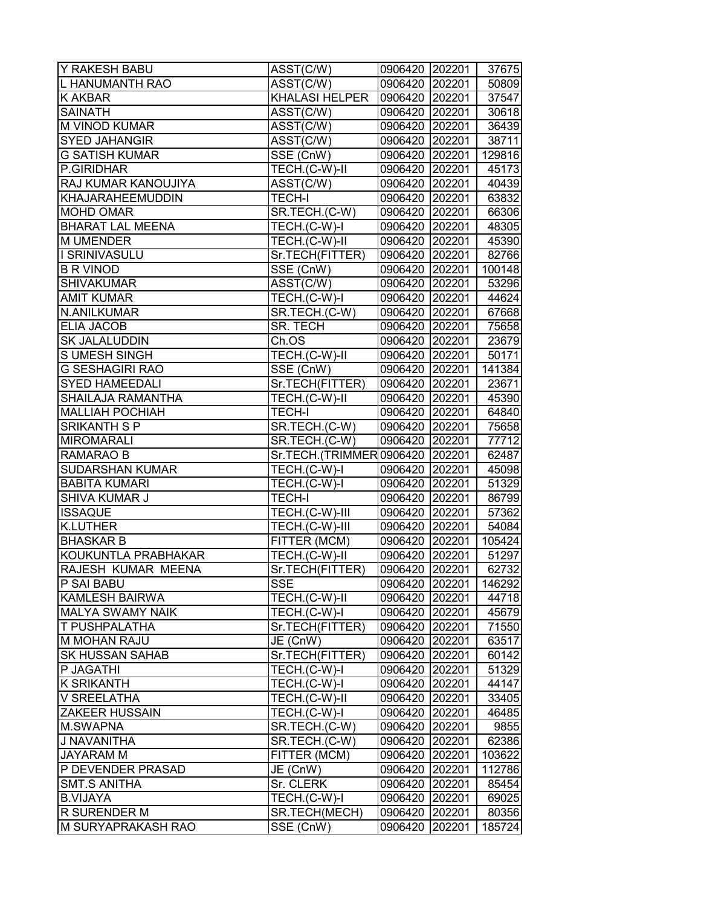| Y RAKESH BABU | ASST(C/W) | 0906420 | 202201 | 37675 |
|---|---|---|---|---|
| L HANUMANTH RAO | ASST(C/W) | 0906420 | 202201 | 50809 |
| K AKBAR | KHALASI HELPER | 0906420 | 202201 | 37547 |
| SAINATH | ASST(C/W) | 0906420 | 202201 | 30618 |
| M VINOD KUMAR | ASST(C/W) | 0906420 | 202201 | 36439 |
| SYED JAHANGIR | ASST(C/W) | 0906420 | 202201 | 38711 |
| G SATISH KUMAR | SSE (CnW) | 0906420 | 202201 | 129816 |
| P.GIRIDHAR | TECH.(C-W)-II | 0906420 | 202201 | 45173 |
| RAJ KUMAR KANOUJIYA | ASST(C/W) | 0906420 | 202201 | 40439 |
| KHAJARAHEEMUDDIN | TECH-I | 0906420 | 202201 | 63832 |
| MOHD OMAR | SR.TECH.(C-W) | 0906420 | 202201 | 66306 |
| BHARAT LAL MEENA | TECH.(C-W)-I | 0906420 | 202201 | 48305 |
| M UMENDER | TECH.(C-W)-II | 0906420 | 202201 | 45390 |
| I SRINIVASULU | Sr.TECH(FITTER) | 0906420 | 202201 | 82766 |
| B R VINOD | SSE (CnW) | 0906420 | 202201 | 100148 |
| SHIVAKUMAR | ASST(C/W) | 0906420 | 202201 | 53296 |
| AMIT KUMAR | TECH.(C-W)-I | 0906420 | 202201 | 44624 |
| N.ANILKUMAR | SR.TECH.(C-W) | 0906420 | 202201 | 67668 |
| ELIA JACOB | SR. TECH | 0906420 | 202201 | 75658 |
| SK JALALUDDIN | Ch.OS | 0906420 | 202201 | 23679 |
| S UMESH SINGH | TECH.(C-W)-II | 0906420 | 202201 | 50171 |
| G SESHAGIRI RAO | SSE (CnW) | 0906420 | 202201 | 141384 |
| SYED HAMEEDALI | Sr.TECH(FITTER) | 0906420 | 202201 | 23671 |
| SHAILAJA RAMANTHA | TECH.(C-W)-II | 0906420 | 202201 | 45390 |
| MALLIAH POCHIAH | TECH-I | 0906420 | 202201 | 64840 |
| SRIKANTH S P | SR.TECH.(C-W) | 0906420 | 202201 | 75658 |
| MIROMARALI | SR.TECH.(C-W) | 0906420 | 202201 | 77712 |
| RAMARAO B | Sr.TECH.(TRIMMER | 0906420 | 202201 | 62487 |
| SUDARSHAN KUMAR | TECH.(C-W)-I | 0906420 | 202201 | 45098 |
| BABITA KUMARI | TECH.(C-W)-I | 0906420 | 202201 | 51329 |
| SHIVA KUMAR J | TECH-I | 0906420 | 202201 | 86799 |
| ISSAQUE | TECH.(C-W)-III | 0906420 | 202201 | 57362 |
| K.LUTHER | TECH.(C-W)-III | 0906420 | 202201 | 54084 |
| BHASKAR B | FITTER (MCM) | 0906420 | 202201 | 105424 |
| KOUKUNTLA PRABHAKAR | TECH.(C-W)-II | 0906420 | 202201 | 51297 |
| RAJESH KUMAR MEENA | Sr.TECH(FITTER) | 0906420 | 202201 | 62732 |
| P SAI BABU | SSE | 0906420 | 202201 | 146292 |
| KAMLESH BAIRWA | TECH.(C-W)-II | 0906420 | 202201 | 44718 |
| MALYA SWAMY NAIK | TECH.(C-W)-I | 0906420 | 202201 | 45679 |
| T PUSHPALATHA | Sr.TECH(FITTER) | 0906420 | 202201 | 71550 |
| M MOHAN RAJU | JE (CnW) | 0906420 | 202201 | 63517 |
| SK HUSSAN SAHAB | Sr.TECH(FITTER) | 0906420 | 202201 | 60142 |
| P JAGATHI | TECH.(C-W)-I | 0906420 | 202201 | 51329 |
| K SRIKANTH | TECH.(C-W)-I | 0906420 | 202201 | 44147 |
| V SREELATHA | TECH.(C-W)-II | 0906420 | 202201 | 33405 |
| ZAKEER HUSSAIN | TECH.(C-W)-I | 0906420 | 202201 | 46485 |
| M.SWAPNA | SR.TECH.(C-W) | 0906420 | 202201 | 9855 |
| J NAVANITHA | SR.TECH.(C-W) | 0906420 | 202201 | 62386 |
| JAYARAM M | FITTER (MCM) | 0906420 | 202201 | 103622 |
| P DEVENDER PRASAD | JE (CnW) | 0906420 | 202201 | 112786 |
| SMT.S ANITHA | Sr. CLERK | 0906420 | 202201 | 85454 |
| B.VIJAYA | TECH.(C-W)-I | 0906420 | 202201 | 69025 |
| R SURENDER M | SR.TECH(MECH) | 0906420 | 202201 | 80356 |
| M SURYAPRAKASH RAO | SSE (CnW) | 0906420 | 202201 | 185724 |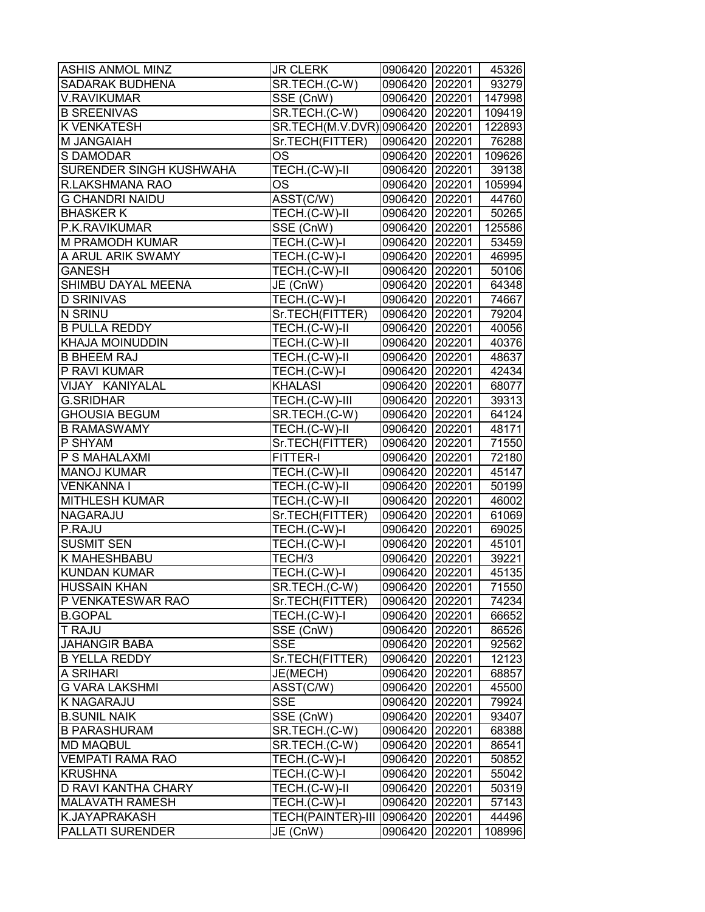| ASHIS ANMOL MINZ | JR CLERK | 0906420 | 202201 | 45326 |
|---|---|---|---|---|
| SADARAK BUDHENA | SR.TECH.(C-W) | 0906420 | 202201 | 93279 |
| V.RAVIKUMAR | SSE (CnW) | 0906420 | 202201 | 147998 |
| B SREENIVAS | SR.TECH.(C-W) | 0906420 | 202201 | 109419 |
| K VENKATESH | SR.TECH(M.V.DVR) | 0906420 | 202201 | 122893 |
| M JANGAIAH | Sr.TECH(FITTER) | 0906420 | 202201 | 76288 |
| S DAMODAR | OS | 0906420 | 202201 | 109626 |
| SURENDER SINGH KUSHWAHA | TECH.(C-W)-II | 0906420 | 202201 | 39138 |
| R.LAKSHMANA RAO | OS | 0906420 | 202201 | 105994 |
| G CHANDRI NAIDU | ASST(C/W) | 0906420 | 202201 | 44760 |
| BHASKER K | TECH.(C-W)-II | 0906420 | 202201 | 50265 |
| P.K.RAVIKUMAR | SSE (CnW) | 0906420 | 202201 | 125586 |
| M PRAMODH KUMAR | TECH.(C-W)-I | 0906420 | 202201 | 53459 |
| A ARUL ARIK SWAMY | TECH.(C-W)-I | 0906420 | 202201 | 46995 |
| GANESH | TECH.(C-W)-II | 0906420 | 202201 | 50106 |
| SHIMBU DAYAL MEENA | JE (CnW) | 0906420 | 202201 | 64348 |
| D SRINIVAS | TECH.(C-W)-I | 0906420 | 202201 | 74667 |
| N SRINU | Sr.TECH(FITTER) | 0906420 | 202201 | 79204 |
| B PULLA REDDY | TECH.(C-W)-II | 0906420 | 202201 | 40056 |
| KHAJA MOINUDDIN | TECH.(C-W)-II | 0906420 | 202201 | 40376 |
| B BHEEM RAJ | TECH.(C-W)-II | 0906420 | 202201 | 48637 |
| P RAVI KUMAR | TECH.(C-W)-I | 0906420 | 202201 | 42434 |
| VIJAY KANIYALAL | KHALASI | 0906420 | 202201 | 68077 |
| G.SRIDHAR | TECH.(C-W)-III | 0906420 | 202201 | 39313 |
| GHOUSIA BEGUM | SR.TECH.(C-W) | 0906420 | 202201 | 64124 |
| B RAMASWAMY | TECH.(C-W)-II | 0906420 | 202201 | 48171 |
| P SHYAM | Sr.TECH(FITTER) | 0906420 | 202201 | 71550 |
| P S MAHALAXMI | FITTER-I | 0906420 | 202201 | 72180 |
| MANOJ KUMAR | TECH.(C-W)-II | 0906420 | 202201 | 45147 |
| VENKANNA I | TECH.(C-W)-II | 0906420 | 202201 | 50199 |
| MITHLESH KUMAR | TECH.(C-W)-II | 0906420 | 202201 | 46002 |
| NAGARAJU | Sr.TECH(FITTER) | 0906420 | 202201 | 61069 |
| P.RAJU | TECH.(C-W)-I | 0906420 | 202201 | 69025 |
| SUSMIT SEN | TECH.(C-W)-I | 0906420 | 202201 | 45101 |
| K MAHESHBABU | TECH/3 | 0906420 | 202201 | 39221 |
| KUNDAN KUMAR | TECH.(C-W)-I | 0906420 | 202201 | 45135 |
| HUSSAIN KHAN | SR.TECH.(C-W) | 0906420 | 202201 | 71550 |
| P VENKATESWAR RAO | Sr.TECH(FITTER) | 0906420 | 202201 | 74234 |
| B.GOPAL | TECH.(C-W)-I | 0906420 | 202201 | 66652 |
| T RAJU | SSE (CnW) | 0906420 | 202201 | 86526 |
| JAHANGIR BABA | SSE | 0906420 | 202201 | 92562 |
| B YELLA REDDY | Sr.TECH(FITTER) | 0906420 | 202201 | 12123 |
| A SRIHARI | JE(MECH) | 0906420 | 202201 | 68857 |
| G VARA LAKSHMI | ASST(C/W) | 0906420 | 202201 | 45500 |
| K NAGARAJU | SSE | 0906420 | 202201 | 79924 |
| B.SUNIL NAIK | SSE (CnW) | 0906420 | 202201 | 93407 |
| B PARASHURAM | SR.TECH.(C-W) | 0906420 | 202201 | 68388 |
| MD MAQBUL | SR.TECH.(C-W) | 0906420 | 202201 | 86541 |
| VEMPATI RAMA RAO | TECH.(C-W)-I | 0906420 | 202201 | 50852 |
| KRUSHNA | TECH.(C-W)-I | 0906420 | 202201 | 55042 |
| D RAVI KANTHA CHARY | TECH.(C-W)-II | 0906420 | 202201 | 50319 |
| MALAVATH RAMESH | TECH.(C-W)-I | 0906420 | 202201 | 57143 |
| K.JAYAPRAKASH | TECH(PAINTER)-III | 0906420 | 202201 | 44496 |
| PALLATI SURENDER | JE (CnW) | 0906420 | 202201 | 108996 |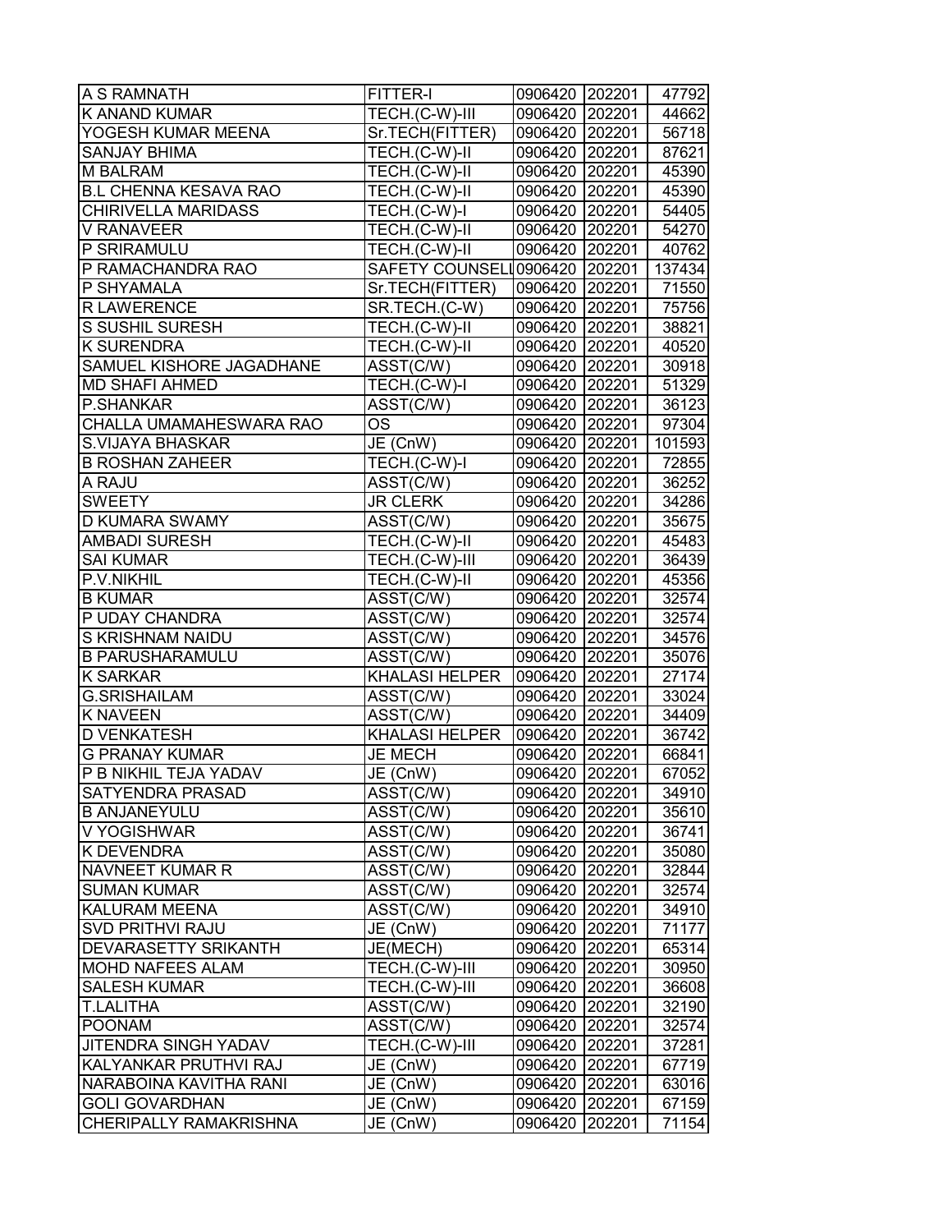| | | | | |
|---|---|---|---|---|
| A S RAMNATH | FITTER-I | 0906420 | 202201 | 47792 |
| K ANAND KUMAR | TECH.(C-W)-III | 0906420 | 202201 | 44662 |
| YOGESH KUMAR MEENA | Sr.TECH(FITTER) | 0906420 | 202201 | 56718 |
| SANJAY BHIMA | TECH.(C-W)-II | 0906420 | 202201 | 87621 |
| M BALRAM | TECH.(C-W)-II | 0906420 | 202201 | 45390 |
| B.L CHENNA KESAVA RAO | TECH.(C-W)-II | 0906420 | 202201 | 45390 |
| CHIRIVELLA MARIDASS | TECH.(C-W)-I | 0906420 | 202201 | 54405 |
| V RANAVEER | TECH.(C-W)-II | 0906420 | 202201 | 54270 |
| P SRIRAMULU | TECH.(C-W)-II | 0906420 | 202201 | 40762 |
| P RAMACHANDRA RAO | SAFETY COUNSELI | 0906420 | 202201 | 137434 |
| P SHYAMALA | Sr.TECH(FITTER) | 0906420 | 202201 | 71550 |
| R LAWERENCE | SR.TECH.(C-W) | 0906420 | 202201 | 75756 |
| S SUSHIL SURESH | TECH.(C-W)-II | 0906420 | 202201 | 38821 |
| K SURENDRA | TECH.(C-W)-II | 0906420 | 202201 | 40520 |
| SAMUEL KISHORE JAGADHANE | ASST(C/W) | 0906420 | 202201 | 30918 |
| MD SHAFI AHMED | TECH.(C-W)-I | 0906420 | 202201 | 51329 |
| P.SHANKAR | ASST(C/W) | 0906420 | 202201 | 36123 |
| CHALLA UMAMAHESWARA RAO | OS | 0906420 | 202201 | 97304 |
| S.VIJAYA BHASKAR | JE (CnW) | 0906420 | 202201 | 101593 |
| B ROSHAN ZAHEER | TECH.(C-W)-I | 0906420 | 202201 | 72855 |
| A RAJU | ASST(C/W) | 0906420 | 202201 | 36252 |
| SWEETY | JR CLERK | 0906420 | 202201 | 34286 |
| D KUMARA SWAMY | ASST(C/W) | 0906420 | 202201 | 35675 |
| AMBADI SURESH | TECH.(C-W)-II | 0906420 | 202201 | 45483 |
| SAI KUMAR | TECH.(C-W)-III | 0906420 | 202201 | 36439 |
| P.V.NIKHIL | TECH.(C-W)-II | 0906420 | 202201 | 45356 |
| B KUMAR | ASST(C/W) | 0906420 | 202201 | 32574 |
| P UDAY CHANDRA | ASST(C/W) | 0906420 | 202201 | 32574 |
| S KRISHNAM NAIDU | ASST(C/W) | 0906420 | 202201 | 34576 |
| B PARUSHARAMULU | ASST(C/W) | 0906420 | 202201 | 35076 |
| K SARKAR | KHALASI HELPER | 0906420 | 202201 | 27174 |
| G.SRISHAILAM | ASST(C/W) | 0906420 | 202201 | 33024 |
| K NAVEEN | ASST(C/W) | 0906420 | 202201 | 34409 |
| D VENKATESH | KHALASI HELPER | 0906420 | 202201 | 36742 |
| G PRANAY KUMAR | JE MECH | 0906420 | 202201 | 66841 |
| P B NIKHIL TEJA YADAV | JE (CnW) | 0906420 | 202201 | 67052 |
| SATYENDRA PRASAD | ASST(C/W) | 0906420 | 202201 | 34910 |
| B ANJANEYULU | ASST(C/W) | 0906420 | 202201 | 35610 |
| V YOGISHWAR | ASST(C/W) | 0906420 | 202201 | 36741 |
| K DEVENDRA | ASST(C/W) | 0906420 | 202201 | 35080 |
| NAVNEET KUMAR R | ASST(C/W) | 0906420 | 202201 | 32844 |
| SUMAN KUMAR | ASST(C/W) | 0906420 | 202201 | 32574 |
| KALURAM MEENA | ASST(C/W) | 0906420 | 202201 | 34910 |
| SVD PRITHVI RAJU | JE (CnW) | 0906420 | 202201 | 71177 |
| DEVARASETTY SRIKANTH | JE(MECH) | 0906420 | 202201 | 65314 |
| MOHD NAFEES ALAM | TECH.(C-W)-III | 0906420 | 202201 | 30950 |
| SALESH KUMAR | TECH.(C-W)-III | 0906420 | 202201 | 36608 |
| T.LALITHA | ASST(C/W) | 0906420 | 202201 | 32190 |
| POONAM | ASST(C/W) | 0906420 | 202201 | 32574 |
| JITENDRA SINGH YADAV | TECH.(C-W)-III | 0906420 | 202201 | 37281 |
| KALYANKAR PRUTHVI RAJ | JE (CnW) | 0906420 | 202201 | 67719 |
| NARABOINA KAVITHA RANI | JE (CnW) | 0906420 | 202201 | 63016 |
| GOLI GOVARDHAN | JE (CnW) | 0906420 | 202201 | 67159 |
| CHERIPALLY RAMAKRISHNA | JE (CnW) | 0906420 | 202201 | 71154 |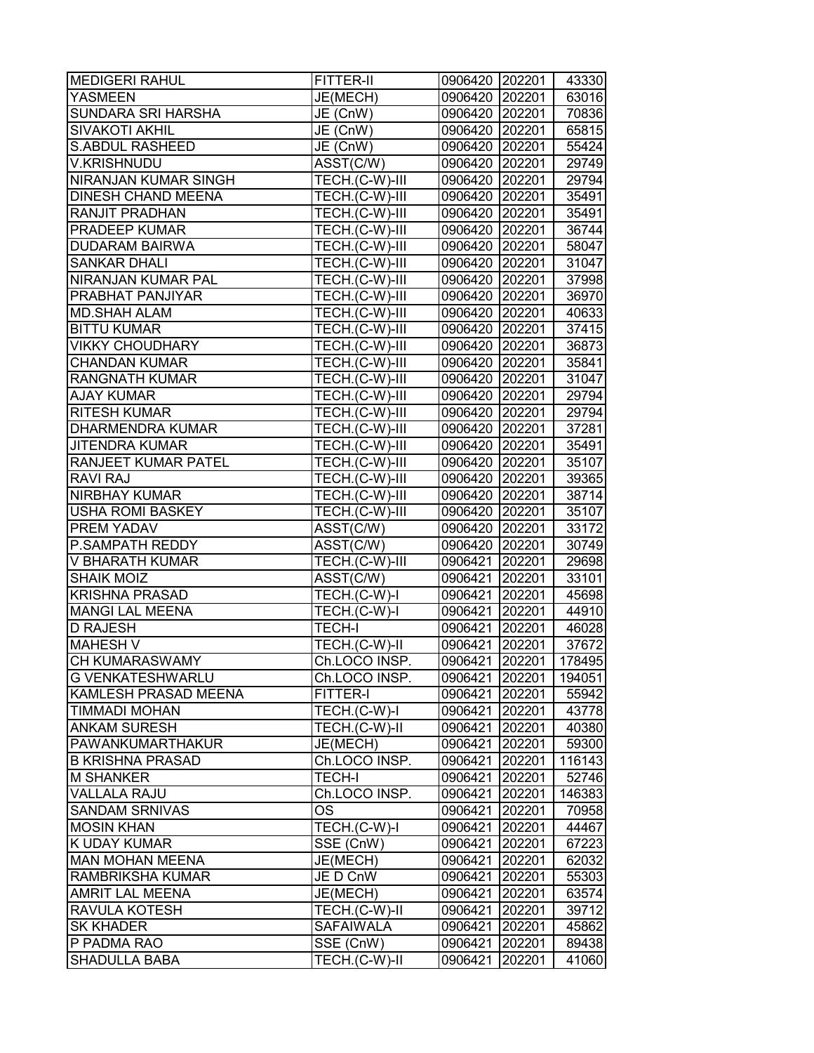| MEDIGERI RAHUL | FITTER-II | 0906420 | 202201 | 43330 |
|---|---|---|---|---|
| YASMEEN | JE(MECH) | 0906420 | 202201 | 63016 |
| SUNDARA SRI HARSHA | JE (CnW) | 0906420 | 202201 | 70836 |
| SIVAKOTI AKHIL | JE (CnW) | 0906420 | 202201 | 65815 |
| S.ABDUL RASHEED | JE (CnW) | 0906420 | 202201 | 55424 |
| V.KRISHNUDU | ASST(C/W) | 0906420 | 202201 | 29749 |
| NIRANJAN KUMAR SINGH | TECH.(C-W)-III | 0906420 | 202201 | 29794 |
| DINESH CHAND MEENA | TECH.(C-W)-III | 0906420 | 202201 | 35491 |
| RANJIT PRADHAN | TECH.(C-W)-III | 0906420 | 202201 | 35491 |
| PRADEEP KUMAR | TECH.(C-W)-III | 0906420 | 202201 | 36744 |
| DUDARAM BAIRWA | TECH.(C-W)-III | 0906420 | 202201 | 58047 |
| SANKAR DHALI | TECH.(C-W)-III | 0906420 | 202201 | 31047 |
| NIRANJAN KUMAR PAL | TECH.(C-W)-III | 0906420 | 202201 | 37998 |
| PRABHAT PANJIYAR | TECH.(C-W)-III | 0906420 | 202201 | 36970 |
| MD.SHAH ALAM | TECH.(C-W)-III | 0906420 | 202201 | 40633 |
| BITTU KUMAR | TECH.(C-W)-III | 0906420 | 202201 | 37415 |
| VIKKY CHOUDHARY | TECH.(C-W)-III | 0906420 | 202201 | 36873 |
| CHANDAN KUMAR | TECH.(C-W)-III | 0906420 | 202201 | 35841 |
| RANGNATH KUMAR | TECH.(C-W)-III | 0906420 | 202201 | 31047 |
| AJAY KUMAR | TECH.(C-W)-III | 0906420 | 202201 | 29794 |
| RITESH KUMAR | TECH.(C-W)-III | 0906420 | 202201 | 29794 |
| DHARMENDRA KUMAR | TECH.(C-W)-III | 0906420 | 202201 | 37281 |
| JITENDRA KUMAR | TECH.(C-W)-III | 0906420 | 202201 | 35491 |
| RANJEET KUMAR PATEL | TECH.(C-W)-III | 0906420 | 202201 | 35107 |
| RAVI RAJ | TECH.(C-W)-III | 0906420 | 202201 | 39365 |
| NIRBHAY KUMAR | TECH.(C-W)-III | 0906420 | 202201 | 38714 |
| USHA ROMI BASKEY | TECH.(C-W)-III | 0906420 | 202201 | 35107 |
| PREM YADAV | ASST(C/W) | 0906420 | 202201 | 33172 |
| P.SAMPATH REDDY | ASST(C/W) | 0906420 | 202201 | 30749 |
| V BHARATH KUMAR | TECH.(C-W)-III | 0906421 | 202201 | 29698 |
| SHAIK MOIZ | ASST(C/W) | 0906421 | 202201 | 33101 |
| KRISHNA PRASAD | TECH.(C-W)-I | 0906421 | 202201 | 45698 |
| MANGI LAL MEENA | TECH.(C-W)-I | 0906421 | 202201 | 44910 |
| D RAJESH | TECH-I | 0906421 | 202201 | 46028 |
| MAHESH V | TECH.(C-W)-II | 0906421 | 202201 | 37672 |
| CH KUMARASWAMY | Ch.LOCO INSP. | 0906421 | 202201 | 178495 |
| G VENKATESHWARLU | Ch.LOCO INSP. | 0906421 | 202201 | 194051 |
| KAMLESH PRASAD MEENA | FITTER-I | 0906421 | 202201 | 55942 |
| TIMMADI MOHAN | TECH.(C-W)-I | 0906421 | 202201 | 43778 |
| ANKAM SURESH | TECH.(C-W)-II | 0906421 | 202201 | 40380 |
| PAWANKUMARTHAKUR | JE(MECH) | 0906421 | 202201 | 59300 |
| B KRISHNA PRASAD | Ch.LOCO INSP. | 0906421 | 202201 | 116143 |
| M SHANKER | TECH-I | 0906421 | 202201 | 52746 |
| VALLALA RAJU | Ch.LOCO INSP. | 0906421 | 202201 | 146383 |
| SANDAM SRNIVAS | OS | 0906421 | 202201 | 70958 |
| MOSIN KHAN | TECH.(C-W)-I | 0906421 | 202201 | 44467 |
| K UDAY KUMAR | SSE (CnW) | 0906421 | 202201 | 67223 |
| MAN MOHAN MEENA | JE(MECH) | 0906421 | 202201 | 62032 |
| RAMBRIKSHA KUMAR | JE D CnW | 0906421 | 202201 | 55303 |
| AMRIT LAL MEENA | JE(MECH) | 0906421 | 202201 | 63574 |
| RAVULA KOTESH | TECH.(C-W)-II | 0906421 | 202201 | 39712 |
| SK KHADER | SAFAIWALA | 0906421 | 202201 | 45862 |
| P PADMA RAO | SSE (CnW) | 0906421 | 202201 | 89438 |
| SHADULLA BABA | TECH.(C-W)-II | 0906421 | 202201 | 41060 |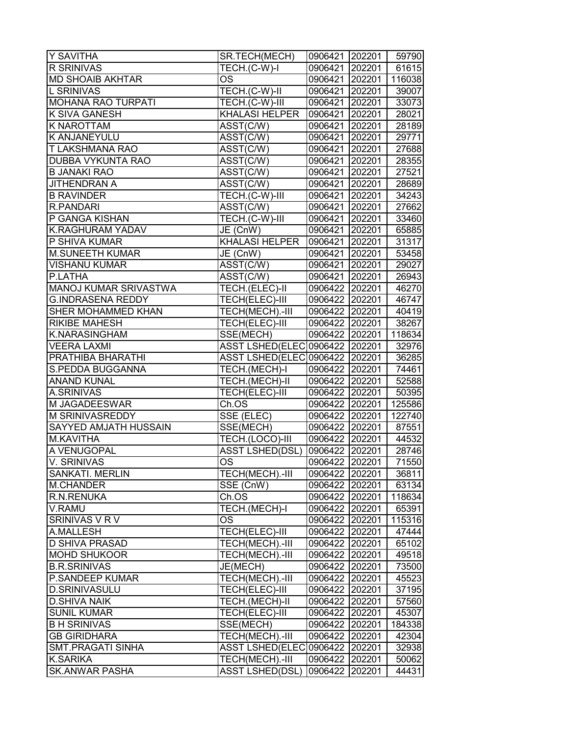| | | | | |
|---|---|---|---|---|
| Y SAVITHA | SR.TECH(MECH) | 0906421 | 202201 | 59790 |
| R SRINIVAS | TECH.(C-W)-I | 0906421 | 202201 | 61615 |
| MD SHOAIB AKHTAR | OS | 0906421 | 202201 | 116038 |
| L SRINIVAS | TECH.(C-W)-II | 0906421 | 202201 | 39007 |
| MOHANA RAO TURPATI | TECH.(C-W)-III | 0906421 | 202201 | 33073 |
| K SIVA GANESH | KHALASI HELPER | 0906421 | 202201 | 28021 |
| K NAROTTAM | ASST(C/W) | 0906421 | 202201 | 28189 |
| K ANJANEYULU | ASST(C/W) | 0906421 | 202201 | 29771 |
| T LAKSHMANA RAO | ASST(C/W) | 0906421 | 202201 | 27688 |
| DUBBA VYKUNTA RAO | ASST(C/W) | 0906421 | 202201 | 28355 |
| B JANAKI RAO | ASST(C/W) | 0906421 | 202201 | 27521 |
| JITHENDRAN A | ASST(C/W) | 0906421 | 202201 | 28689 |
| B RAVINDER | TECH.(C-W)-III | 0906421 | 202201 | 34243 |
| R.PANDARI | ASST(C/W) | 0906421 | 202201 | 27662 |
| P GANGA KISHAN | TECH.(C-W)-III | 0906421 | 202201 | 33460 |
| K.RAGHURAM YADAV | JE (CnW) | 0906421 | 202201 | 65885 |
| P SHIVA KUMAR | KHALASI HELPER | 0906421 | 202201 | 31317 |
| M.SUNEETH KUMAR | JE (CnW) | 0906421 | 202201 | 53458 |
| VISHANU KUMAR | ASST(C/W) | 0906421 | 202201 | 29027 |
| P.LATHA | ASST(C/W) | 0906421 | 202201 | 26943 |
| MANOJ KUMAR SRIVASTWA | TECH.(ELEC)-II | 0906422 | 202201 | 46270 |
| G.INDRASENA REDDY | TECH(ELEC)-III | 0906422 | 202201 | 46747 |
| SHER MOHAMMED KHAN | TECH(MECH).-III | 0906422 | 202201 | 40419 |
| RIKIBE MAHESH | TECH(ELEC)-III | 0906422 | 202201 | 38267 |
| K.NARASINGHAM | SSE(MECH) | 0906422 | 202201 | 118634 |
| VEERA LAXMI | ASST LSHED(ELEC | 0906422 | 202201 | 32976 |
| PRATHIBA BHARATHI | ASST LSHED(ELEC | 0906422 | 202201 | 36285 |
| S.PEDDA BUGGANNA | TECH.(MECH)-I | 0906422 | 202201 | 74461 |
| ANAND KUNAL | TECH.(MECH)-II | 0906422 | 202201 | 52588 |
| A.SRINIVAS | TECH(ELEC)-III | 0906422 | 202201 | 50395 |
| M JAGADEESWAR | Ch.OS | 0906422 | 202201 | 125586 |
| M SRINIVASREDDY | SSE (ELEC) | 0906422 | 202201 | 122740 |
| SAYYED AMJATH HUSSAIN | SSE(MECH) | 0906422 | 202201 | 87551 |
| M.KAVITHA | TECH.(LOCO)-III | 0906422 | 202201 | 44532 |
| A VENUGOPAL | ASST LSHED(DSL) | 0906422 | 202201 | 28746 |
| V. SRINIVAS | OS | 0906422 | 202201 | 71550 |
| SANKATI. MERLIN | TECH(MECH).-III | 0906422 | 202201 | 36811 |
| M.CHANDER | SSE (CnW) | 0906422 | 202201 | 63134 |
| R.N.RENUKA | Ch.OS | 0906422 | 202201 | 118634 |
| V.RAMU | TECH.(MECH)-I | 0906422 | 202201 | 65391 |
| SRINIVAS V R V | OS | 0906422 | 202201 | 115316 |
| A.MALLESH | TECH(ELEC)-III | 0906422 | 202201 | 47444 |
| D SHIVA PRASAD | TECH(MECH).-III | 0906422 | 202201 | 65102 |
| MOHD SHUKOOR | TECH(MECH).-III | 0906422 | 202201 | 49518 |
| B.R.SRINIVAS | JE(MECH) | 0906422 | 202201 | 73500 |
| P.SANDEEP KUMAR | TECH(MECH).-III | 0906422 | 202201 | 45523 |
| D.SRINIVASULU | TECH(ELEC)-III | 0906422 | 202201 | 37195 |
| D.SHIVA NAIK | TECH.(MECH)-II | 0906422 | 202201 | 57560 |
| SUNIL KUMAR | TECH(ELEC)-III | 0906422 | 202201 | 45307 |
| B H SRINIVAS | SSE(MECH) | 0906422 | 202201 | 184338 |
| GB GIRIDHARA | TECH(MECH).-III | 0906422 | 202201 | 42304 |
| SMT.PRAGATI SINHA | ASST LSHED(ELEC | 0906422 | 202201 | 32938 |
| K.SARIKA | TECH(MECH).-III | 0906422 | 202201 | 50062 |
| SK.ANWAR PASHA | ASST LSHED(DSL) | 0906422 | 202201 | 44431 |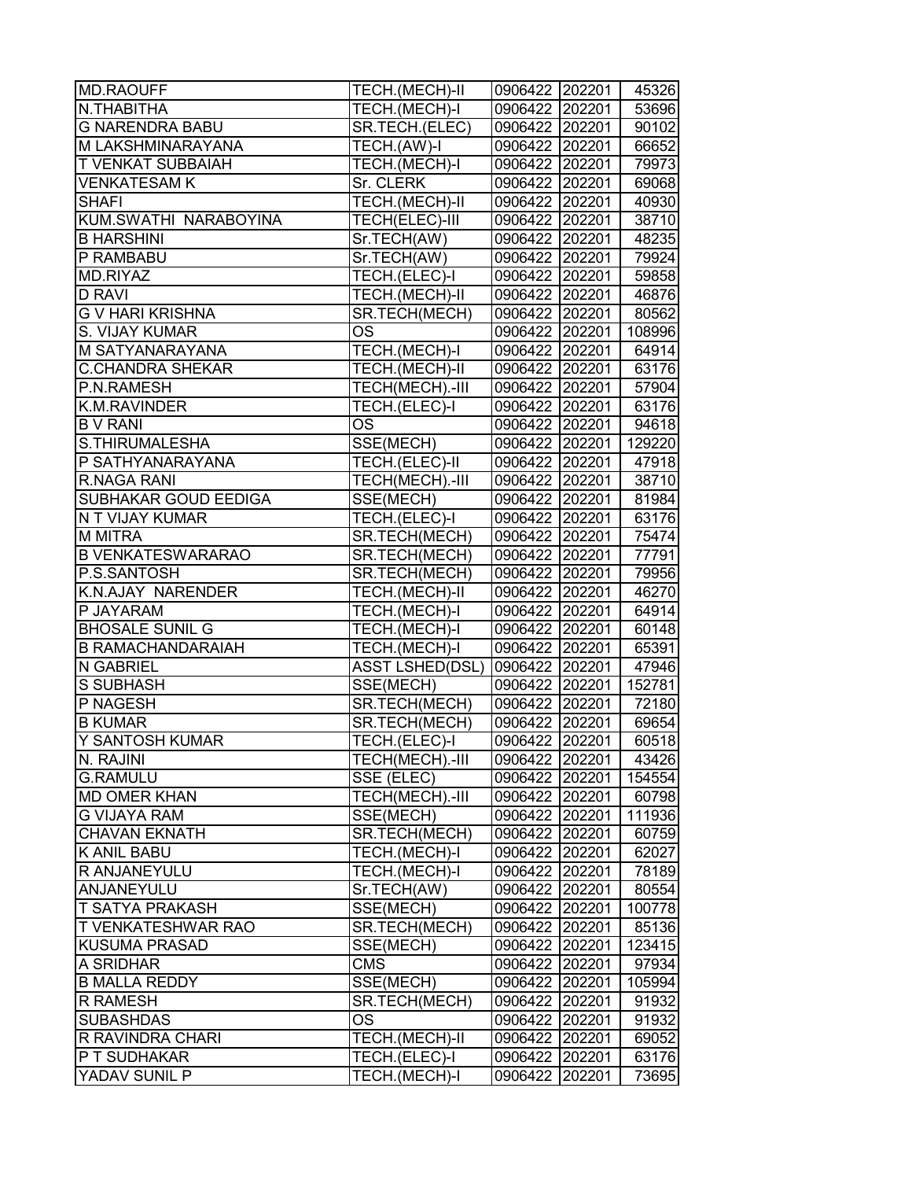| MD.RAOUFF | TECH.(MECH)-II | 0906422 | 202201 | 45326 |
|---|---|---|---|---|
| N.THABITHA | TECH.(MECH)-I | 0906422 | 202201 | 53696 |
| G NARENDRA BABU | SR.TECH.(ELEC) | 0906422 | 202201 | 90102 |
| M LAKSHMINARAYANA | TECH.(AW)-I | 0906422 | 202201 | 66652 |
| T VENKAT SUBBAIAH | TECH.(MECH)-I | 0906422 | 202201 | 79973 |
| VENKATESAM K | Sr. CLERK | 0906422 | 202201 | 69068 |
| SHAFI | TECH.(MECH)-II | 0906422 | 202201 | 40930 |
| KUM.SWATHI NARABOYINA | TECH(ELEC)-III | 0906422 | 202201 | 38710 |
| B HARSHINI | Sr.TECH(AW) | 0906422 | 202201 | 48235 |
| P RAMBABU | Sr.TECH(AW) | 0906422 | 202201 | 79924 |
| MD.RIYAZ | TECH.(ELEC)-I | 0906422 | 202201 | 59858 |
| D RAVI | TECH.(MECH)-II | 0906422 | 202201 | 46876 |
| G V HARI KRISHNA | SR.TECH(MECH) | 0906422 | 202201 | 80562 |
| S. VIJAY KUMAR | OS | 0906422 | 202201 | 108996 |
| M SATYANARAYANA | TECH.(MECH)-I | 0906422 | 202201 | 64914 |
| C.CHANDRA SHEKAR | TECH.(MECH)-II | 0906422 | 202201 | 63176 |
| P.N.RAMESH | TECH(MECH).-III | 0906422 | 202201 | 57904 |
| K.M.RAVINDER | TECH.(ELEC)-I | 0906422 | 202201 | 63176 |
| B V RANI | OS | 0906422 | 202201 | 94618 |
| S.THIRUMALESHA | SSE(MECH) | 0906422 | 202201 | 129220 |
| P SATHYANARAYANA | TECH.(ELEC)-II | 0906422 | 202201 | 47918 |
| R.NAGA RANI | TECH(MECH).-III | 0906422 | 202201 | 38710 |
| SUBHAKAR GOUD EEDIGA | SSE(MECH) | 0906422 | 202201 | 81984 |
| N T VIJAY KUMAR | TECH.(ELEC)-I | 0906422 | 202201 | 63176 |
| M MITRA | SR.TECH(MECH) | 0906422 | 202201 | 75474 |
| B VENKATESWARARAO | SR.TECH(MECH) | 0906422 | 202201 | 77791 |
| P.S.SANTOSH | SR.TECH(MECH) | 0906422 | 202201 | 79956 |
| K.N.AJAY NARENDER | TECH.(MECH)-II | 0906422 | 202201 | 46270 |
| P JAYARAM | TECH.(MECH)-I | 0906422 | 202201 | 64914 |
| BHOSALE SUNIL G | TECH.(MECH)-I | 0906422 | 202201 | 60148 |
| B RAMACHANDARAIAH | TECH.(MECH)-I | 0906422 | 202201 | 65391 |
| N GABRIEL | ASST LSHED(DSL) | 0906422 | 202201 | 47946 |
| S SUBHASH | SSE(MECH) | 0906422 | 202201 | 152781 |
| P NAGESH | SR.TECH(MECH) | 0906422 | 202201 | 72180 |
| B KUMAR | SR.TECH(MECH) | 0906422 | 202201 | 69654 |
| Y SANTOSH KUMAR | TECH.(ELEC)-I | 0906422 | 202201 | 60518 |
| N. RAJINI | TECH(MECH).-III | 0906422 | 202201 | 43426 |
| G.RAMULU | SSE (ELEC) | 0906422 | 202201 | 154554 |
| MD OMER KHAN | TECH(MECH).-III | 0906422 | 202201 | 60798 |
| G VIJAYA RAM | SSE(MECH) | 0906422 | 202201 | 111936 |
| CHAVAN EKNATH | SR.TECH(MECH) | 0906422 | 202201 | 60759 |
| K ANIL BABU | TECH.(MECH)-I | 0906422 | 202201 | 62027 |
| R ANJANEYULU | TECH.(MECH)-I | 0906422 | 202201 | 78189 |
| ANJANEYULU | Sr.TECH(AW) | 0906422 | 202201 | 80554 |
| T SATYA PRAKASH | SSE(MECH) | 0906422 | 202201 | 100778 |
| T VENKATESHWAR RAO | SR.TECH(MECH) | 0906422 | 202201 | 85136 |
| KUSUMA PRASAD | SSE(MECH) | 0906422 | 202201 | 123415 |
| A SRIDHAR | CMS | 0906422 | 202201 | 97934 |
| B MALLA REDDY | SSE(MECH) | 0906422 | 202201 | 105994 |
| R RAMESH | SR.TECH(MECH) | 0906422 | 202201 | 91932 |
| SUBASHDAS | OS | 0906422 | 202201 | 91932 |
| R RAVINDRA CHARI | TECH.(MECH)-II | 0906422 | 202201 | 69052 |
| P T SUDHAKAR | TECH.(ELEC)-I | 0906422 | 202201 | 63176 |
| YADAV SUNIL P | TECH.(MECH)-I | 0906422 | 202201 | 73695 |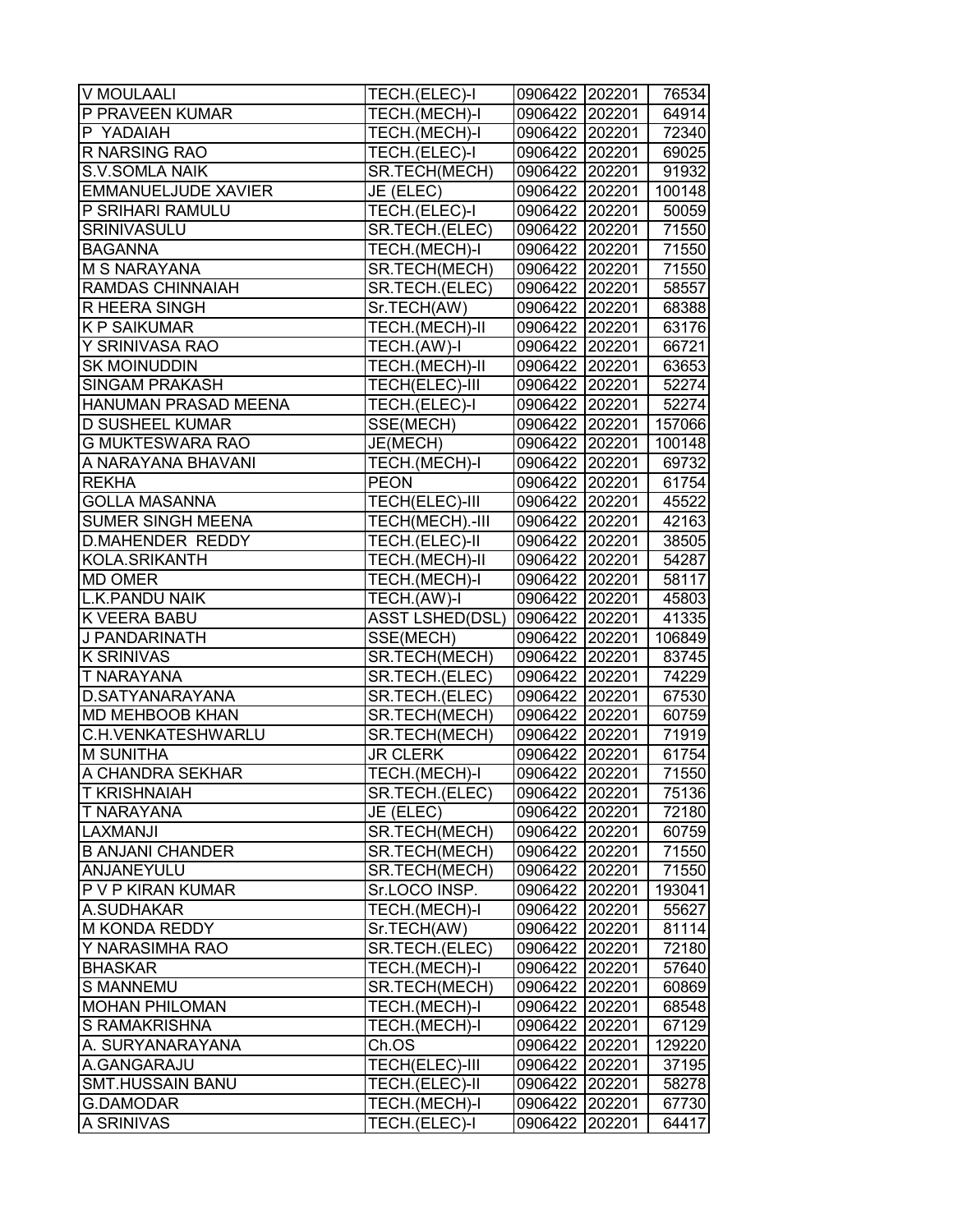| V MOULAALI | TECH.(ELEC)-I | 0906422 | 202201 | 76534 |
|---|---|---|---|---|
| P PRAVEEN KUMAR | TECH.(MECH)-I | 0906422 | 202201 | 64914 |
| P YADAIAH | TECH.(MECH)-I | 0906422 | 202201 | 72340 |
| R NARSING RAO | TECH.(ELEC)-I | 0906422 | 202201 | 69025 |
| S.V.SOMLA NAIK | SR.TECH(MECH) | 0906422 | 202201 | 91932 |
| EMMANUELJUDE XAVIER | JE (ELEC) | 0906422 | 202201 | 100148 |
| P SRIHARI RAMULU | TECH.(ELEC)-I | 0906422 | 202201 | 50059 |
| SRINIVASULU | SR.TECH.(ELEC) | 0906422 | 202201 | 71550 |
| BAGANNA | TECH.(MECH)-I | 0906422 | 202201 | 71550 |
| M S NARAYANA | SR.TECH(MECH) | 0906422 | 202201 | 71550 |
| RAMDAS CHINNAIAH | SR.TECH.(ELEC) | 0906422 | 202201 | 58557 |
| R HEERA SINGH | Sr.TECH(AW) | 0906422 | 202201 | 68388 |
| K P SAIKUMAR | TECH.(MECH)-II | 0906422 | 202201 | 63176 |
| Y SRINIVASA RAO | TECH.(AW)-I | 0906422 | 202201 | 66721 |
| SK MOINUDDIN | TECH.(MECH)-II | 0906422 | 202201 | 63653 |
| SINGAM PRAKASH | TECH(ELEC)-III | 0906422 | 202201 | 52274 |
| HANUMAN PRASAD MEENA | TECH.(ELEC)-I | 0906422 | 202201 | 52274 |
| D SUSHEEL KUMAR | SSE(MECH) | 0906422 | 202201 | 157066 |
| G MUKTESWARA RAO | JE(MECH) | 0906422 | 202201 | 100148 |
| A NARAYANA BHAVANI | TECH.(MECH)-I | 0906422 | 202201 | 69732 |
| REKHA | PEON | 0906422 | 202201 | 61754 |
| GOLLA MASANNA | TECH(ELEC)-III | 0906422 | 202201 | 45522 |
| SUMER SINGH MEENA | TECH(MECH).-III | 0906422 | 202201 | 42163 |
| D.MAHENDER REDDY | TECH.(ELEC)-II | 0906422 | 202201 | 38505 |
| KOLA.SRIKANTH | TECH.(MECH)-II | 0906422 | 202201 | 54287 |
| MD OMER | TECH.(MECH)-I | 0906422 | 202201 | 58117 |
| L.K.PANDU NAIK | TECH.(AW)-I | 0906422 | 202201 | 45803 |
| K VEERA BABU | ASST LSHED(DSL) | 0906422 | 202201 | 41335 |
| J PANDARINATH | SSE(MECH) | 0906422 | 202201 | 106849 |
| K SRINIVAS | SR.TECH(MECH) | 0906422 | 202201 | 83745 |
| T NARAYANA | SR.TECH.(ELEC) | 0906422 | 202201 | 74229 |
| D.SATYANARAYANA | SR.TECH.(ELEC) | 0906422 | 202201 | 67530 |
| MD MEHBOOB KHAN | SR.TECH(MECH) | 0906422 | 202201 | 60759 |
| C.H.VENKATESHWARLU | SR.TECH(MECH) | 0906422 | 202201 | 71919 |
| M SUNITHA | JR CLERK | 0906422 | 202201 | 61754 |
| A CHANDRA SEKHAR | TECH.(MECH)-I | 0906422 | 202201 | 71550 |
| T KRISHNAIAH | SR.TECH.(ELEC) | 0906422 | 202201 | 75136 |
| T NARAYANA | JE (ELEC) | 0906422 | 202201 | 72180 |
| LAXMANJI | SR.TECH(MECH) | 0906422 | 202201 | 60759 |
| B ANJANI CHANDER | SR.TECH(MECH) | 0906422 | 202201 | 71550 |
| ANJANEYULU | SR.TECH(MECH) | 0906422 | 202201 | 71550 |
| P V P KIRAN KUMAR | Sr.LOCO INSP. | 0906422 | 202201 | 193041 |
| A.SUDHAKAR | TECH.(MECH)-I | 0906422 | 202201 | 55627 |
| M KONDA REDDY | Sr.TECH(AW) | 0906422 | 202201 | 81114 |
| Y NARASIMHA RAO | SR.TECH.(ELEC) | 0906422 | 202201 | 72180 |
| BHASKAR | TECH.(MECH)-I | 0906422 | 202201 | 57640 |
| S MANNEMU | SR.TECH(MECH) | 0906422 | 202201 | 60869 |
| MOHAN PHILOMAN | TECH.(MECH)-I | 0906422 | 202201 | 68548 |
| S RAMAKRISHNA | TECH.(MECH)-I | 0906422 | 202201 | 67129 |
| A. SURYANARAYANA | Ch.OS | 0906422 | 202201 | 129220 |
| A.GANGARAJU | TECH(ELEC)-III | 0906422 | 202201 | 37195 |
| SMT.HUSSAIN BANU | TECH.(ELEC)-II | 0906422 | 202201 | 58278 |
| G.DAMODAR | TECH.(MECH)-I | 0906422 | 202201 | 67730 |
| A SRINIVAS | TECH.(ELEC)-I | 0906422 | 202201 | 64417 |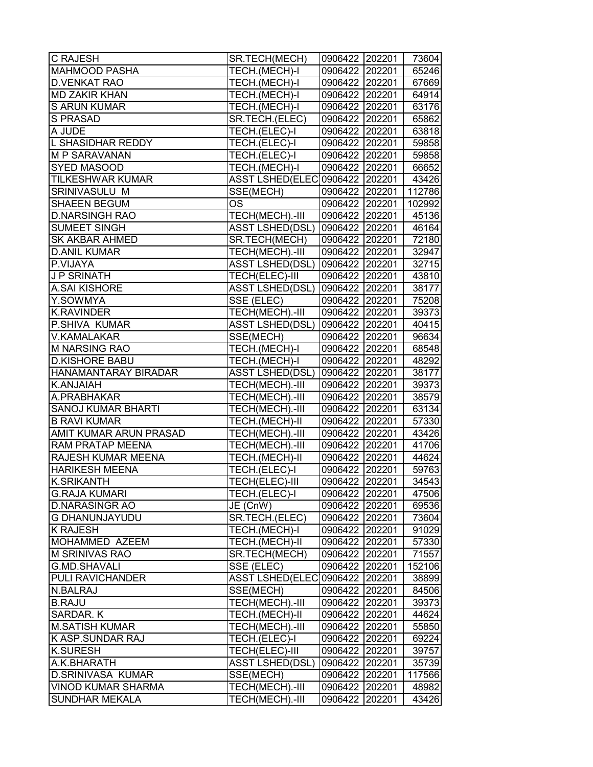| C RAJESH | SR.TECH(MECH) | 0906422 | 202201 | 73604 |
|---|---|---|---|---|
| MAHMOOD PASHA | TECH.(MECH)-I | 0906422 | 202201 | 65246 |
| D.VENKAT RAO | TECH.(MECH)-I | 0906422 | 202201 | 67669 |
| MD ZAKIR KHAN | TECH.(MECH)-I | 0906422 | 202201 | 64914 |
| S ARUN KUMAR | TECH.(MECH)-I | 0906422 | 202201 | 63176 |
| S PRASAD | SR.TECH.(ELEC) | 0906422 | 202201 | 65862 |
| A JUDE | TECH.(ELEC)-I | 0906422 | 202201 | 63818 |
| L SHASIDHAR REDDY | TECH.(ELEC)-I | 0906422 | 202201 | 59858 |
| M P SARAVANAN | TECH.(ELEC)-I | 0906422 | 202201 | 59858 |
| SYED MASOOD | TECH.(MECH)-I | 0906422 | 202201 | 66652 |
| TILKESHWAR KUMAR | ASST LSHED(ELEC | 0906422 | 202201 | 43426 |
| SRINIVASULU M | SSE(MECH) | 0906422 | 202201 | 112786 |
| SHAEEN BEGUM | OS | 0906422 | 202201 | 102992 |
| D.NARSINGH RAO | TECH(MECH).-III | 0906422 | 202201 | 45136 |
| SUMEET SINGH | ASST LSHED(DSL) | 0906422 | 202201 | 46164 |
| SK AKBAR AHMED | SR.TECH(MECH) | 0906422 | 202201 | 72180 |
| D.ANIL KUMAR | TECH(MECH).-III | 0906422 | 202201 | 32947 |
| P.VIJAYA | ASST LSHED(DSL) | 0906422 | 202201 | 32715 |
| J P SRINATH | TECH(ELEC)-III | 0906422 | 202201 | 43810 |
| A.SAI KISHORE | ASST LSHED(DSL) | 0906422 | 202201 | 38177 |
| Y.SOWMYA | SSE (ELEC) | 0906422 | 202201 | 75208 |
| K.RAVINDER | TECH(MECH).-III | 0906422 | 202201 | 39373 |
| P.SHIVA KUMAR | ASST LSHED(DSL) | 0906422 | 202201 | 40415 |
| V.KAMALAKAR | SSE(MECH) | 0906422 | 202201 | 96634 |
| M NARSING RAO | TECH.(MECH)-I | 0906422 | 202201 | 68548 |
| D.KISHORE BABU | TECH.(MECH)-I | 0906422 | 202201 | 48292 |
| HANAMANTARAY BIRADAR | ASST LSHED(DSL) | 0906422 | 202201 | 38177 |
| K.ANJAIAH | TECH(MECH).-III | 0906422 | 202201 | 39373 |
| A.PRABHAKAR | TECH(MECH).-III | 0906422 | 202201 | 38579 |
| SANOJ KUMAR BHARTI | TECH(MECH).-III | 0906422 | 202201 | 63134 |
| B RAVI KUMAR | TECH.(MECH)-II | 0906422 | 202201 | 57330 |
| AMIT KUMAR ARUN PRASAD | TECH(MECH).-III | 0906422 | 202201 | 43426 |
| RAM PRATAP MEENA | TECH(MECH).-III | 0906422 | 202201 | 41706 |
| RAJESH KUMAR MEENA | TECH.(MECH)-II | 0906422 | 202201 | 44624 |
| HARIKESH MEENA | TECH.(ELEC)-I | 0906422 | 202201 | 59763 |
| K.SRIKANTH | TECH(ELEC)-III | 0906422 | 202201 | 34543 |
| G.RAJA KUMARI | TECH.(ELEC)-I | 0906422 | 202201 | 47506 |
| D.NARASINGR AO | JE (CnW) | 0906422 | 202201 | 69536 |
| G DHANUNJAYUDU | SR.TECH.(ELEC) | 0906422 | 202201 | 73604 |
| K RAJESH | TECH.(MECH)-I | 0906422 | 202201 | 91029 |
| MOHAMMED AZEEM | TECH.(MECH)-II | 0906422 | 202201 | 57330 |
| M SRINIVAS RAO | SR.TECH(MECH) | 0906422 | 202201 | 71557 |
| G.MD.SHAVALI | SSE (ELEC) | 0906422 | 202201 | 152106 |
| PULI RAVICHANDER | ASST LSHED(ELEC | 0906422 | 202201 | 38899 |
| N.BALRAJ | SSE(MECH) | 0906422 | 202201 | 84506 |
| B.RAJU | TECH(MECH).-III | 0906422 | 202201 | 39373 |
| SARDAR. K | TECH.(MECH)-II | 0906422 | 202201 | 44624 |
| M.SATISH KUMAR | TECH(MECH).-III | 0906422 | 202201 | 55850 |
| K ASP.SUNDAR RAJ | TECH.(ELEC)-I | 0906422 | 202201 | 69224 |
| K.SURESH | TECH(ELEC)-III | 0906422 | 202201 | 39757 |
| A.K.BHARATH | ASST LSHED(DSL) | 0906422 | 202201 | 35739 |
| D.SRINIVASA KUMAR | SSE(MECH) | 0906422 | 202201 | 117566 |
| VINOD KUMAR SHARMA | TECH(MECH).-III | 0906422 | 202201 | 48982 |
| SUNDHAR MEKALA | TECH(MECH).-III | 0906422 | 202201 | 43426 |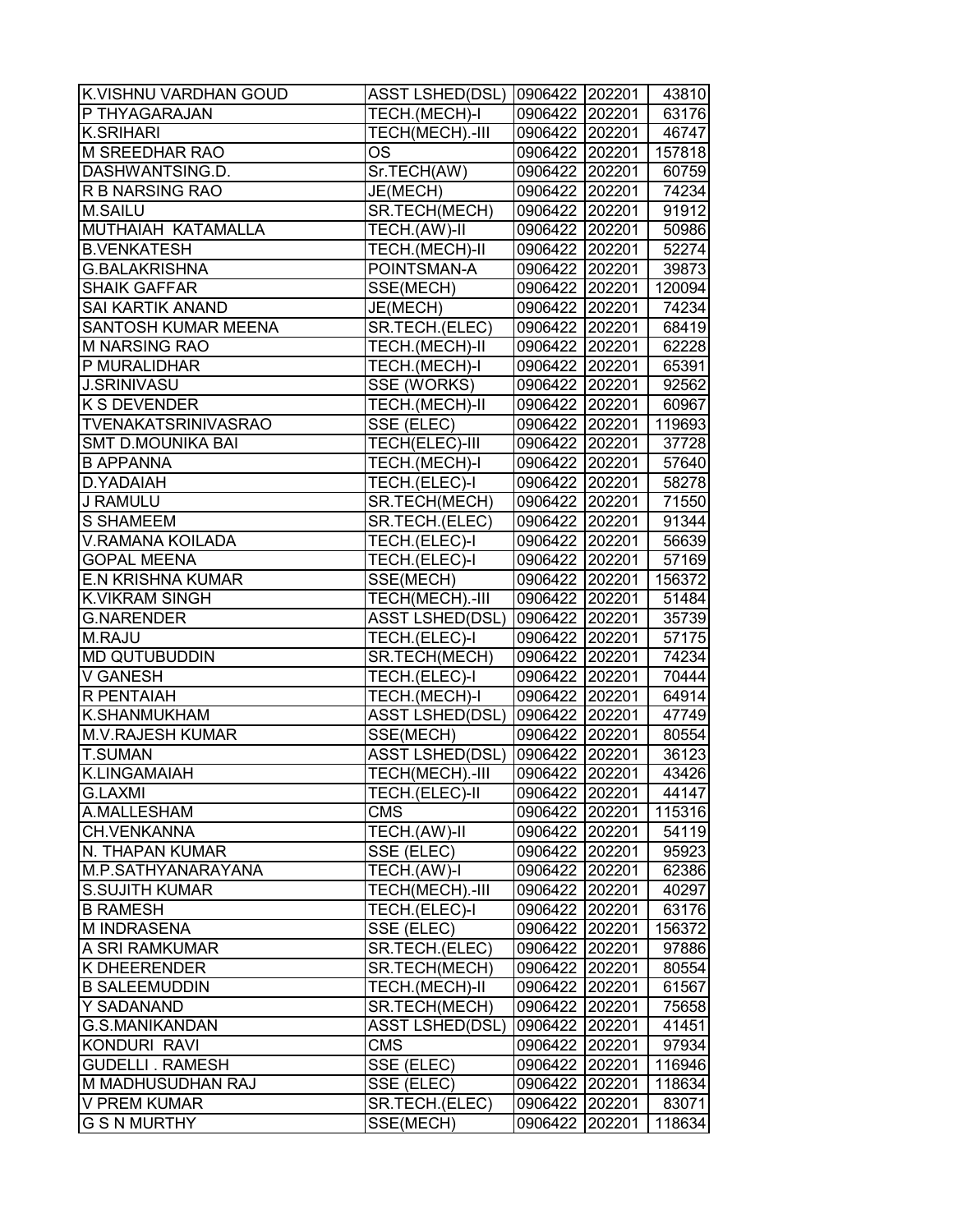| K.VISHNU VARDHAN GOUD | ASST LSHED(DSL) | 0906422 | 202201 | 43810 |
|---|---|---|---|---|
| P THYAGARAJAN | TECH.(MECH)-I | 0906422 | 202201 | 63176 |
| K.SRIHARI | TECH(MECH).-III | 0906422 | 202201 | 46747 |
| M SREEDHAR RAO | OS | 0906422 | 202201 | 157818 |
| DASHWANTSING.D. | Sr.TECH(AW) | 0906422 | 202201 | 60759 |
| R B NARSING RAO | JE(MECH) | 0906422 | 202201 | 74234 |
| M.SAILU | SR.TECH(MECH) | 0906422 | 202201 | 91912 |
| MUTHAIAH KATAMALLA | TECH.(AW)-II | 0906422 | 202201 | 50986 |
| B.VENKATESH | TECH.(MECH)-II | 0906422 | 202201 | 52274 |
| G.BALAKRISHNA | POINTSMAN-A | 0906422 | 202201 | 39873 |
| SHAIK GAFFAR | SSE(MECH) | 0906422 | 202201 | 120094 |
| SAI KARTIK ANAND | JE(MECH) | 0906422 | 202201 | 74234 |
| SANTOSH KUMAR MEENA | SR.TECH.(ELEC) | 0906422 | 202201 | 68419 |
| M NARSING RAO | TECH.(MECH)-II | 0906422 | 202201 | 62228 |
| P MURALIDHAR | TECH.(MECH)-I | 0906422 | 202201 | 65391 |
| J.SRINIVASU | SSE (WORKS) | 0906422 | 202201 | 92562 |
| K S DEVENDER | TECH.(MECH)-II | 0906422 | 202201 | 60967 |
| TVENAKATSRINIVASRAO | SSE (ELEC) | 0906422 | 202201 | 119693 |
| SMT D.MOUNIKA BAI | TECH(ELEC)-III | 0906422 | 202201 | 37728 |
| B APPANNA | TECH.(MECH)-I | 0906422 | 202201 | 57640 |
| D.YADAIAH | TECH.(ELEC)-I | 0906422 | 202201 | 58278 |
| J RAMULU | SR.TECH(MECH) | 0906422 | 202201 | 71550 |
| S SHAMEEM | SR.TECH.(ELEC) | 0906422 | 202201 | 91344 |
| V.RAMANA KOILADA | TECH.(ELEC)-I | 0906422 | 202201 | 56639 |
| GOPAL MEENA | TECH.(ELEC)-I | 0906422 | 202201 | 57169 |
| E.N KRISHNA KUMAR | SSE(MECH) | 0906422 | 202201 | 156372 |
| K.VIKRAM SINGH | TECH(MECH).-III | 0906422 | 202201 | 51484 |
| G.NARENDER | ASST LSHED(DSL) | 0906422 | 202201 | 35739 |
| M.RAJU | TECH.(ELEC)-I | 0906422 | 202201 | 57175 |
| MD QUTUBUDDIN | SR.TECH(MECH) | 0906422 | 202201 | 74234 |
| V GANESH | TECH.(ELEC)-I | 0906422 | 202201 | 70444 |
| R PENTAIAH | TECH.(MECH)-I | 0906422 | 202201 | 64914 |
| K.SHANMUKHAM | ASST LSHED(DSL) | 0906422 | 202201 | 47749 |
| M.V.RAJESH KUMAR | SSE(MECH) | 0906422 | 202201 | 80554 |
| T.SUMAN | ASST LSHED(DSL) | 0906422 | 202201 | 36123 |
| K.LINGAMAIAH | TECH(MECH).-III | 0906422 | 202201 | 43426 |
| G.LAXMI | TECH.(ELEC)-II | 0906422 | 202201 | 44147 |
| A.MALLESHAM | CMS | 0906422 | 202201 | 115316 |
| CH.VENKANNA | TECH.(AW)-II | 0906422 | 202201 | 54119 |
| N. THAPAN KUMAR | SSE (ELEC) | 0906422 | 202201 | 95923 |
| M.P.SATHYANARAYANA | TECH.(AW)-I | 0906422 | 202201 | 62386 |
| S.SUJITH KUMAR | TECH(MECH).-III | 0906422 | 202201 | 40297 |
| B RAMESH | TECH.(ELEC)-I | 0906422 | 202201 | 63176 |
| M INDRASENA | SSE (ELEC) | 0906422 | 202201 | 156372 |
| A SRI RAMKUMAR | SR.TECH.(ELEC) | 0906422 | 202201 | 97886 |
| K DHEERENDER | SR.TECH(MECH) | 0906422 | 202201 | 80554 |
| B SALEEMUDDIN | TECH.(MECH)-II | 0906422 | 202201 | 61567 |
| Y SADANAND | SR.TECH(MECH) | 0906422 | 202201 | 75658 |
| G.S.MANIKANDAN | ASST LSHED(DSL) | 0906422 | 202201 | 41451 |
| KONDURI RAVI | CMS | 0906422 | 202201 | 97934 |
| GUDELLI . RAMESH | SSE (ELEC) | 0906422 | 202201 | 116946 |
| M MADHUSUDHAN RAJ | SSE (ELEC) | 0906422 | 202201 | 118634 |
| V PREM KUMAR | SR.TECH.(ELEC) | 0906422 | 202201 | 83071 |
| G S N MURTHY | SSE(MECH) | 0906422 | 202201 | 118634 |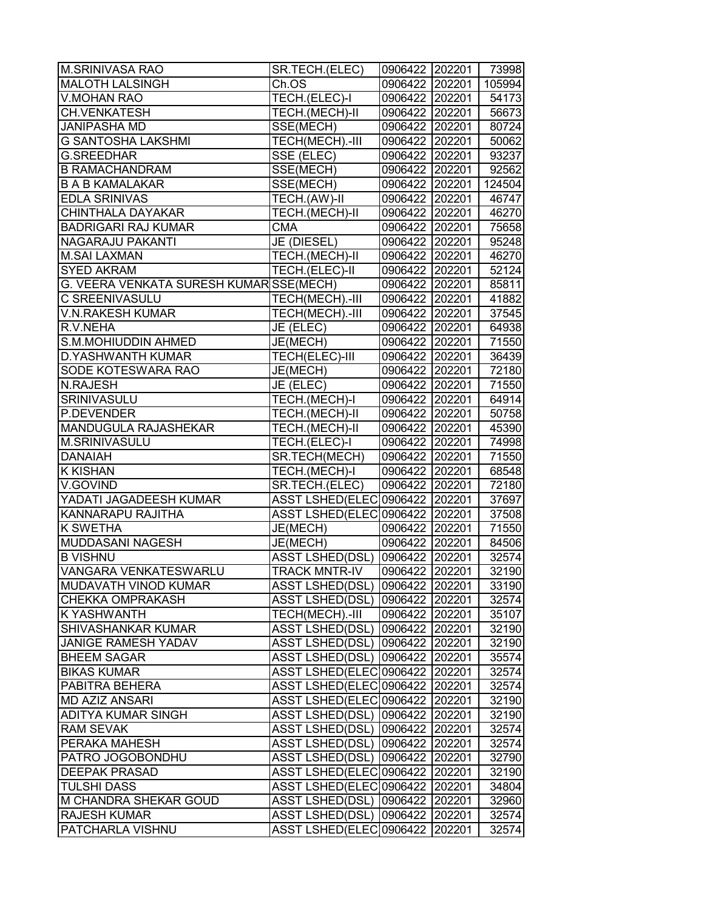| | | | | |
|---|---|---|---|---|
| M.SRINIVASA RAO | SR.TECH.(ELEC) | 0906422 | 202201 | 73998 |
| MALOTH LALSINGH | Ch.OS | 0906422 | 202201 | 105994 |
| V.MOHAN RAO | TECH.(ELEC)-I | 0906422 | 202201 | 54173 |
| CH.VENKATESH | TECH.(MECH)-II | 0906422 | 202201 | 56673 |
| JANIPASHA MD | SSE(MECH) | 0906422 | 202201 | 80724 |
| G SANTOSHA LAKSHMI | TECH(MECH).-III | 0906422 | 202201 | 50062 |
| G.SREEDHAR | SSE (ELEC) | 0906422 | 202201 | 93237 |
| B RAMACHANDRAM | SSE(MECH) | 0906422 | 202201 | 92562 |
| B A B KAMALAKAR | SSE(MECH) | 0906422 | 202201 | 124504 |
| EDLA SRINIVAS | TECH.(AW)-II | 0906422 | 202201 | 46747 |
| CHINTHALA DAYAKAR | TECH.(MECH)-II | 0906422 | 202201 | 46270 |
| BADRIGARI RAJ KUMAR | CMA | 0906422 | 202201 | 75658 |
| NAGARAJU PAKANTI | JE (DIESEL) | 0906422 | 202201 | 95248 |
| M.SAI LAXMAN | TECH.(MECH)-II | 0906422 | 202201 | 46270 |
| SYED AKRAM | TECH.(ELEC)-II | 0906422 | 202201 | 52124 |
| G. VEERA VENKATA SURESH KUMAR | SSE(MECH) | 0906422 | 202201 | 85811 |
| C SREENIVASULU | TECH(MECH).-III | 0906422 | 202201 | 41882 |
| V.N.RAKESH KUMAR | TECH(MECH).-III | 0906422 | 202201 | 37545 |
| R.V.NEHA | JE (ELEC) | 0906422 | 202201 | 64938 |
| S.M.MOHIUDDIN AHMED | JE(MECH) | 0906422 | 202201 | 71550 |
| D.YASHWANTH KUMAR | TECH(ELEC)-III | 0906422 | 202201 | 36439 |
| SODE KOTESWARA RAO | JE(MECH) | 0906422 | 202201 | 72180 |
| N.RAJESH | JE (ELEC) | 0906422 | 202201 | 71550 |
| SRINIVASULU | TECH.(MECH)-I | 0906422 | 202201 | 64914 |
| P.DEVENDER | TECH.(MECH)-II | 0906422 | 202201 | 50758 |
| MANDUGULA RAJASHEKAR | TECH.(MECH)-II | 0906422 | 202201 | 45390 |
| M.SRINIVASULU | TECH.(ELEC)-I | 0906422 | 202201 | 74998 |
| DANAIAH | SR.TECH(MECH) | 0906422 | 202201 | 71550 |
| K KISHAN | TECH.(MECH)-I | 0906422 | 202201 | 68548 |
| V.GOVIND | SR.TECH.(ELEC) | 0906422 | 202201 | 72180 |
| YADATI JAGADEESH KUMAR | ASST LSHED(ELEC | 0906422 | 202201 | 37697 |
| KANNARAPU RAJITHA | ASST LSHED(ELEC | 0906422 | 202201 | 37508 |
| K SWETHA | JE(MECH) | 0906422 | 202201 | 71550 |
| MUDDASANI NAGESH | JE(MECH) | 0906422 | 202201 | 84506 |
| B VISHNU | ASST LSHED(DSL) | 0906422 | 202201 | 32574 |
| VANGARA VENKATESWARLU | TRACK MNTR-IV | 0906422 | 202201 | 32190 |
| MUDAVATH VINOD KUMAR | ASST LSHED(DSL) | 0906422 | 202201 | 33190 |
| CHEKKA OMPRAKASH | ASST LSHED(DSL) | 0906422 | 202201 | 32574 |
| K YASHWANTH | TECH(MECH).-III | 0906422 | 202201 | 35107 |
| SHIVASHANKAR KUMAR | ASST LSHED(DSL) | 0906422 | 202201 | 32190 |
| JANIGE RAMESH YADAV | ASST LSHED(DSL) | 0906422 | 202201 | 32190 |
| BHEEM SAGAR | ASST LSHED(DSL) | 0906422 | 202201 | 35574 |
| BIKAS KUMAR | ASST LSHED(ELEC | 0906422 | 202201 | 32574 |
| PABITRA BEHERA | ASST LSHED(ELEC | 0906422 | 202201 | 32574 |
| MD AZIZ ANSARI | ASST LSHED(ELEC | 0906422 | 202201 | 32190 |
| ADITYA KUMAR SINGH | ASST LSHED(DSL) | 0906422 | 202201 | 32190 |
| RAM SEVAK | ASST LSHED(DSL) | 0906422 | 202201 | 32574 |
| PERAKA MAHESH | ASST LSHED(DSL) | 0906422 | 202201 | 32574 |
| PATRO JOGOBONDHU | ASST LSHED(DSL) | 0906422 | 202201 | 32790 |
| DEEPAK PRASAD | ASST LSHED(ELEC | 0906422 | 202201 | 32190 |
| TULSHI DASS | ASST LSHED(ELEC | 0906422 | 202201 | 34804 |
| M CHANDRA SHEKAR GOUD | ASST LSHED(DSL) | 0906422 | 202201 | 32960 |
| RAJESH KUMAR | ASST LSHED(DSL) | 0906422 | 202201 | 32574 |
| PATCHARLA VISHNU | ASST LSHED(ELEC | 0906422 | 202201 | 32574 |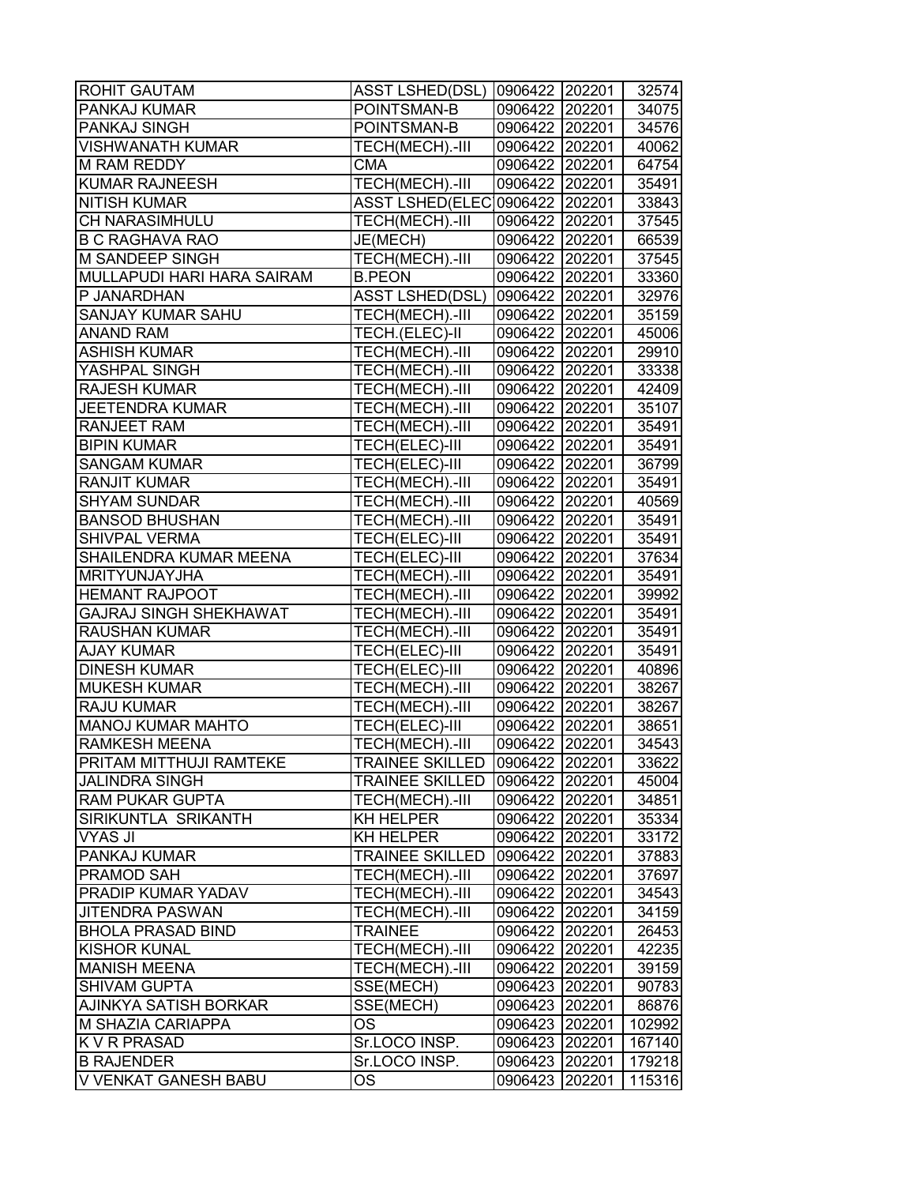| ROHIT GAUTAM | ASST LSHED(DSL) | 0906422 | 202201 | 32574 |
|---|---|---|---|---|
| PANKAJ KUMAR | POINTSMAN-B | 0906422 | 202201 | 34075 |
| PANKAJ SINGH | POINTSMAN-B | 0906422 | 202201 | 34576 |
| VISHWANATH KUMAR | TECH(MECH).-III | 0906422 | 202201 | 40062 |
| M RAM REDDY | CMA | 0906422 | 202201 | 64754 |
| KUMAR RAJNEESH | TECH(MECH).-III | 0906422 | 202201 | 35491 |
| NITISH KUMAR | ASST LSHED(ELEC | 0906422 | 202201 | 33843 |
| CH NARASIMHULU | TECH(MECH).-III | 0906422 | 202201 | 37545 |
| B C RAGHAVA RAO | JE(MECH) | 0906422 | 202201 | 66539 |
| M SANDEEP SINGH | TECH(MECH).-III | 0906422 | 202201 | 37545 |
| MULLAPUDI HARI HARA SAIRAM | B.PEON | 0906422 | 202201 | 33360 |
| P JANARDHAN | ASST LSHED(DSL) | 0906422 | 202201 | 32976 |
| SANJAY KUMAR SAHU | TECH(MECH).-III | 0906422 | 202201 | 35159 |
| ANAND RAM | TECH.(ELEC)-II | 0906422 | 202201 | 45006 |
| ASHISH KUMAR | TECH(MECH).-III | 0906422 | 202201 | 29910 |
| YASHPAL SINGH | TECH(MECH).-III | 0906422 | 202201 | 33338 |
| RAJESH KUMAR | TECH(MECH).-III | 0906422 | 202201 | 42409 |
| JEETENDRA KUMAR | TECH(MECH).-III | 0906422 | 202201 | 35107 |
| RANJEET RAM | TECH(MECH).-III | 0906422 | 202201 | 35491 |
| BIPIN KUMAR | TECH(ELEC)-III | 0906422 | 202201 | 35491 |
| SANGAM KUMAR | TECH(ELEC)-III | 0906422 | 202201 | 36799 |
| RANJIT KUMAR | TECH(MECH).-III | 0906422 | 202201 | 35491 |
| SHYAM SUNDAR | TECH(MECH).-III | 0906422 | 202201 | 40569 |
| BANSOD BHUSHAN | TECH(MECH).-III | 0906422 | 202201 | 35491 |
| SHIVPAL VERMA | TECH(ELEC)-III | 0906422 | 202201 | 35491 |
| SHAILENDRA KUMAR MEENA | TECH(ELEC)-III | 0906422 | 202201 | 37634 |
| MRITYUNJAYJHA | TECH(MECH).-III | 0906422 | 202201 | 35491 |
| HEMANT RAJPOOT | TECH(MECH).-III | 0906422 | 202201 | 39992 |
| GAJRAJ SINGH SHEKHAWAT | TECH(MECH).-III | 0906422 | 202201 | 35491 |
| RAUSHAN KUMAR | TECH(MECH).-III | 0906422 | 202201 | 35491 |
| AJAY KUMAR | TECH(ELEC)-III | 0906422 | 202201 | 35491 |
| DINESH KUMAR | TECH(ELEC)-III | 0906422 | 202201 | 40896 |
| MUKESH KUMAR | TECH(MECH).-III | 0906422 | 202201 | 38267 |
| RAJU KUMAR | TECH(MECH).-III | 0906422 | 202201 | 38267 |
| MANOJ KUMAR MAHTO | TECH(ELEC)-III | 0906422 | 202201 | 38651 |
| RAMKESH MEENA | TECH(MECH).-III | 0906422 | 202201 | 34543 |
| PRITAM MITTHUJI RAMTEKE | TRAINEE SKILLED | 0906422 | 202201 | 33622 |
| JALINDRA SINGH | TRAINEE SKILLED | 0906422 | 202201 | 45004 |
| RAM PUKAR GUPTA | TECH(MECH).-III | 0906422 | 202201 | 34851 |
| SIRIKUNTLA SRIKANTH | KH HELPER | 0906422 | 202201 | 35334 |
| VYAS JI | KH HELPER | 0906422 | 202201 | 33172 |
| PANKAJ KUMAR | TRAINEE SKILLED | 0906422 | 202201 | 37883 |
| PRAMOD SAH | TECH(MECH).-III | 0906422 | 202201 | 37697 |
| PRADIP KUMAR YADAV | TECH(MECH).-III | 0906422 | 202201 | 34543 |
| JITENDRA PASWAN | TECH(MECH).-III | 0906422 | 202201 | 34159 |
| BHOLA PRASAD BIND | TRAINEE | 0906422 | 202201 | 26453 |
| KISHOR KUNAL | TECH(MECH).-III | 0906422 | 202201 | 42235 |
| MANISH MEENA | TECH(MECH).-III | 0906422 | 202201 | 39159 |
| SHIVAM GUPTA | SSE(MECH) | 0906423 | 202201 | 90783 |
| AJINKYA SATISH BORKAR | SSE(MECH) | 0906423 | 202201 | 86876 |
| M SHAZIA CARIAPPA | OS | 0906423 | 202201 | 102992 |
| K V R PRASAD | Sr.LOCO INSP. | 0906423 | 202201 | 167140 |
| B RAJENDER | Sr.LOCO INSP. | 0906423 | 202201 | 179218 |
| V VENKAT GANESH BABU | OS | 0906423 | 202201 | 115316 |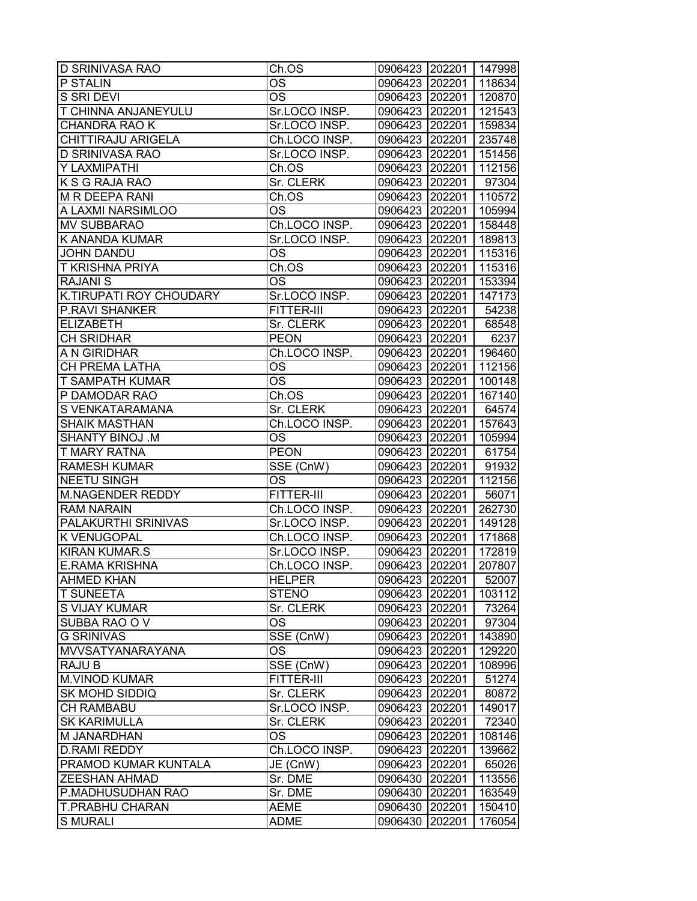| D SRINIVASA RAO | Ch.OS | 0906423 | 202201 | 147998 |
|---|---|---|---|---|
| P STALIN | OS | 0906423 | 202201 | 118634 |
| S SRI DEVI | OS | 0906423 | 202201 | 120870 |
| T CHINNA ANJANEYULU | Sr.LOCO INSP. | 0906423 | 202201 | 121543 |
| CHANDRA RAO K | Sr.LOCO INSP. | 0906423 | 202201 | 159834 |
| CHITTIRAJU ARIGELA | Ch.LOCO INSP. | 0906423 | 202201 | 235748 |
| D SRINIVASA RAO | Sr.LOCO INSP. | 0906423 | 202201 | 151456 |
| Y LAXMIPATHI | Ch.OS | 0906423 | 202201 | 112156 |
| K S G RAJA RAO | Sr. CLERK | 0906423 | 202201 | 97304 |
| M R DEEPA RANI | Ch.OS | 0906423 | 202201 | 110572 |
| A LAXMI NARSIMLOO | OS | 0906423 | 202201 | 105994 |
| MV SUBBARAO | Ch.LOCO INSP. | 0906423 | 202201 | 158448 |
| K ANANDA KUMAR | Sr.LOCO INSP. | 0906423 | 202201 | 189813 |
| JOHN DANDU | OS | 0906423 | 202201 | 115316 |
| T KRISHNA PRIYA | Ch.OS | 0906423 | 202201 | 115316 |
| RAJANI S | OS | 0906423 | 202201 | 153394 |
| K.TIRUPATI ROY CHOUDARY | Sr.LOCO INSP. | 0906423 | 202201 | 147173 |
| P.RAVI SHANKER | FITTER-III | 0906423 | 202201 | 54238 |
| ELIZABETH | Sr. CLERK | 0906423 | 202201 | 68548 |
| CH SRIDHAR | PEON | 0906423 | 202201 | 6237 |
| A N GIRIDHAR | Ch.LOCO INSP. | 0906423 | 202201 | 196460 |
| CH PREMA LATHA | OS | 0906423 | 202201 | 112156 |
| T SAMPATH KUMAR | OS | 0906423 | 202201 | 100148 |
| P DAMODAR RAO | Ch.OS | 0906423 | 202201 | 167140 |
| S VENKATARAMANA | Sr. CLERK | 0906423 | 202201 | 64574 |
| SHAIK MASTHAN | Ch.LOCO INSP. | 0906423 | 202201 | 157643 |
| SHANTY BINOJ .M | OS | 0906423 | 202201 | 105994 |
| T MARY RATNA | PEON | 0906423 | 202201 | 61754 |
| RAMESH KUMAR | SSE (CnW) | 0906423 | 202201 | 91932 |
| NEETU SINGH | OS | 0906423 | 202201 | 112156 |
| M.NAGENDER REDDY | FITTER-III | 0906423 | 202201 | 56071 |
| RAM NARAIN | Ch.LOCO INSP. | 0906423 | 202201 | 262730 |
| PALAKURTHI SRINIVAS | Sr.LOCO INSP. | 0906423 | 202201 | 149128 |
| K VENUGOPAL | Ch.LOCO INSP. | 0906423 | 202201 | 171868 |
| KIRAN KUMAR.S | Sr.LOCO INSP. | 0906423 | 202201 | 172819 |
| E.RAMA KRISHNA | Ch.LOCO INSP. | 0906423 | 202201 | 207807 |
| AHMED KHAN | HELPER | 0906423 | 202201 | 52007 |
| T SUNEETA | STENO | 0906423 | 202201 | 103112 |
| S VIJAY KUMAR | Sr. CLERK | 0906423 | 202201 | 73264 |
| SUBBA RAO O V | OS | 0906423 | 202201 | 97304 |
| G SRINIVAS | SSE (CnW) | 0906423 | 202201 | 143890 |
| MVVSATYANARAYANA | OS | 0906423 | 202201 | 129220 |
| RAJU B | SSE (CnW) | 0906423 | 202201 | 108996 |
| M.VINOD KUMAR | FITTER-III | 0906423 | 202201 | 51274 |
| SK MOHD SIDDIQ | Sr. CLERK | 0906423 | 202201 | 80872 |
| CH RAMBABU | Sr.LOCO INSP. | 0906423 | 202201 | 149017 |
| SK KARIMULLA | Sr. CLERK | 0906423 | 202201 | 72340 |
| M JANARDHAN | OS | 0906423 | 202201 | 108146 |
| D.RAMI REDDY | Ch.LOCO INSP. | 0906423 | 202201 | 139662 |
| PRAMOD KUMAR KUNTALA | JE (CnW) | 0906423 | 202201 | 65026 |
| ZEESHAN AHMAD | Sr. DME | 0906430 | 202201 | 113556 |
| P.MADHUSUDHAN RAO | Sr. DME | 0906430 | 202201 | 163549 |
| T.PRABHU CHARAN | AEME | 0906430 | 202201 | 150410 |
| S MURALI | ADME | 0906430 | 202201 | 176054 |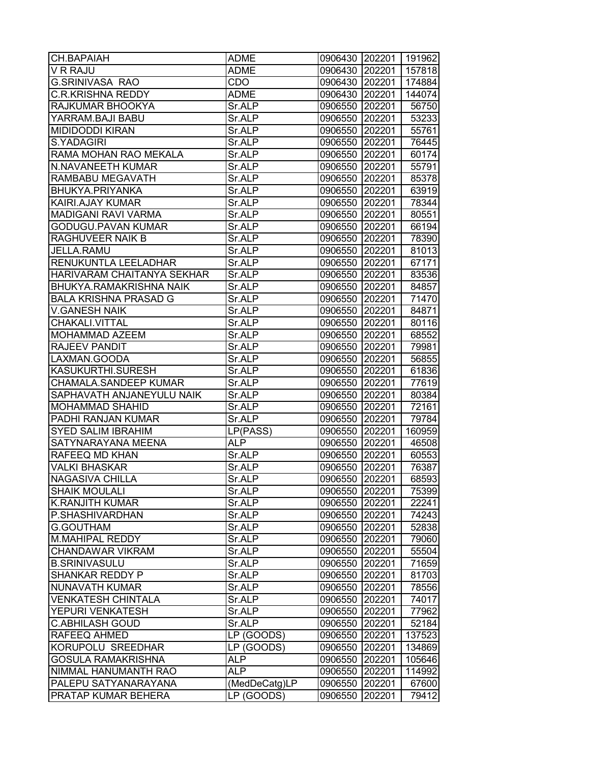| CH.BAPAIAH | ADME | 0906430 | 202201 | 191962 |
|---|---|---|---|---|
| V R RAJU | ADME | 0906430 | 202201 | 157818 |
| G.SRINIVASA RAO | CDO | 0906430 | 202201 | 174884 |
| C.R.KRISHNA REDDY | ADME | 0906430 | 202201 | 144074 |
| RAJKUMAR BHOOKYA | Sr.ALP | 0906550 | 202201 | 56750 |
| YARRAM.BAJI BABU | Sr.ALP | 0906550 | 202201 | 53233 |
| MIDIDODDI KIRAN | Sr.ALP | 0906550 | 202201 | 55761 |
| S.YADAGIRI | Sr.ALP | 0906550 | 202201 | 76445 |
| RAMA MOHAN RAO MEKALA | Sr.ALP | 0906550 | 202201 | 60174 |
| N.NAVANEETH KUMAR | Sr.ALP | 0906550 | 202201 | 55791 |
| RAMBABU MEGAVATH | Sr.ALP | 0906550 | 202201 | 85378 |
| BHUKYA.PRIYANKA | Sr.ALP | 0906550 | 202201 | 63919 |
| KAIRI.AJAY KUMAR | Sr.ALP | 0906550 | 202201 | 78344 |
| MADIGANI RAVI VARMA | Sr.ALP | 0906550 | 202201 | 80551 |
| GODUGU.PAVAN KUMAR | Sr.ALP | 0906550 | 202201 | 66194 |
| RAGHUVEER NAIK B | Sr.ALP | 0906550 | 202201 | 78390 |
| JELLA.RAMU | Sr.ALP | 0906550 | 202201 | 81013 |
| RENUKUNTLA LEELADHAR | Sr.ALP | 0906550 | 202201 | 67171 |
| HARIVARAM CHAITANYA SEKHAR | Sr.ALP | 0906550 | 202201 | 83536 |
| BHUKYA.RAMAKRISHNA NAIK | Sr.ALP | 0906550 | 202201 | 84857 |
| BALA KRISHNA PRASAD G | Sr.ALP | 0906550 | 202201 | 71470 |
| V.GANESH NAIK | Sr.ALP | 0906550 | 202201 | 84871 |
| CHAKALI.VITTAL | Sr.ALP | 0906550 | 202201 | 80116 |
| MOHAMMAD AZEEM | Sr.ALP | 0906550 | 202201 | 68552 |
| RAJEEV PANDIT | Sr.ALP | 0906550 | 202201 | 79981 |
| LAXMAN.GOODA | Sr.ALP | 0906550 | 202201 | 56855 |
| KASUKURTHI.SURESH | Sr.ALP | 0906550 | 202201 | 61836 |
| CHAMALA.SANDEEP KUMAR | Sr.ALP | 0906550 | 202201 | 77619 |
| SAPHAVATH ANJANEYULU NAIK | Sr.ALP | 0906550 | 202201 | 80384 |
| MOHAMMAD SHAHID | Sr.ALP | 0906550 | 202201 | 72161 |
| PADHI RANJAN KUMAR | Sr.ALP | 0906550 | 202201 | 79784 |
| SYED SALIM IBRAHIM | LP(PASS) | 0906550 | 202201 | 160959 |
| SATYNARAYANA MEENA | ALP | 0906550 | 202201 | 46508 |
| RAFEEQ MD KHAN | Sr.ALP | 0906550 | 202201 | 60553 |
| VALKI BHASKAR | Sr.ALP | 0906550 | 202201 | 76387 |
| NAGASIVA CHILLA | Sr.ALP | 0906550 | 202201 | 68593 |
| SHAIK MOULALI | Sr.ALP | 0906550 | 202201 | 75399 |
| K.RANJITH KUMAR | Sr.ALP | 0906550 | 202201 | 22241 |
| P.SHASHIVARDHAN | Sr.ALP | 0906550 | 202201 | 74243 |
| G.GOUTHAM | Sr.ALP | 0906550 | 202201 | 52838 |
| M.MAHIPAL REDDY | Sr.ALP | 0906550 | 202201 | 79060 |
| CHANDAWAR VIKRAM | Sr.ALP | 0906550 | 202201 | 55504 |
| B.SRINIVASULU | Sr.ALP | 0906550 | 202201 | 71659 |
| SHANKAR REDDY P | Sr.ALP | 0906550 | 202201 | 81703 |
| NUNAVATH KUMAR | Sr.ALP | 0906550 | 202201 | 78556 |
| VENKATESH CHINTALA | Sr.ALP | 0906550 | 202201 | 74017 |
| YEPURI VENKATESH | Sr.ALP | 0906550 | 202201 | 77962 |
| C.ABHILASH GOUD | Sr.ALP | 0906550 | 202201 | 52184 |
| RAFEEQ AHMED | LP (GOODS) | 0906550 | 202201 | 137523 |
| KORUPOLU SREEDHAR | LP (GOODS) | 0906550 | 202201 | 134869 |
| GOSULA RAMAKRISHNA | ALP | 0906550 | 202201 | 105646 |
| NIMMAL HANUMANTH RAO | ALP | 0906550 | 202201 | 114992 |
| PALEPU SATYANARAYANA | (MedDeCatg)LP | 0906550 | 202201 | 67600 |
| PRATAP KUMAR BEHERA | LP (GOODS) | 0906550 | 202201 | 79412 |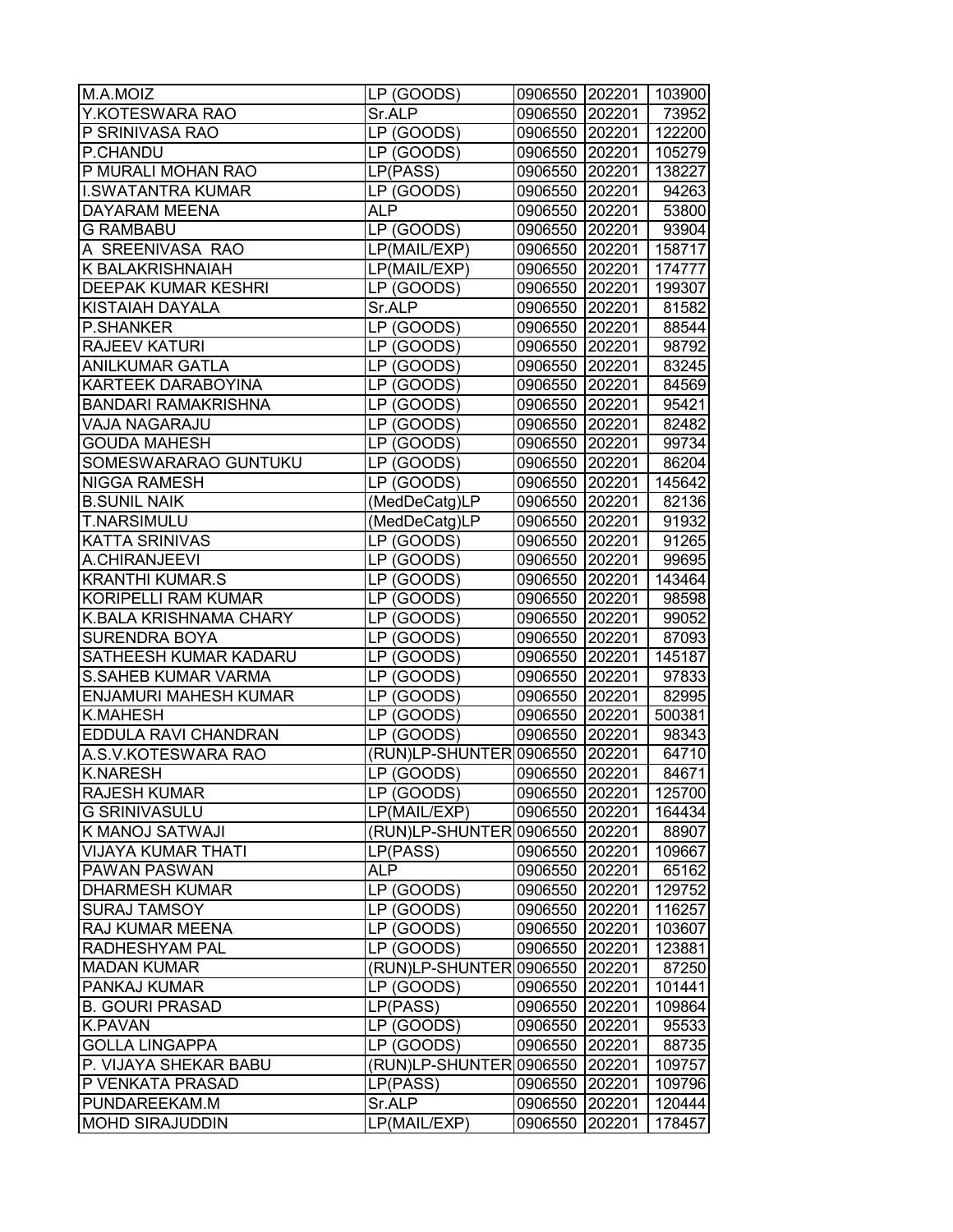| M.A.MOIZ | LP (GOODS) | 0906550 | 202201 | 103900 |
|---|---|---|---|---|
| Y.KOTESWARA RAO | Sr.ALP | 0906550 | 202201 | 73952 |
| P SRINIVASA RAO | LP (GOODS) | 0906550 | 202201 | 122200 |
| P.CHANDU | LP (GOODS) | 0906550 | 202201 | 105279 |
| P MURALI MOHAN RAO | LP(PASS) | 0906550 | 202201 | 138227 |
| I.SWATANTRA KUMAR | LP (GOODS) | 0906550 | 202201 | 94263 |
| DAYARAM MEENA | ALP | 0906550 | 202201 | 53800 |
| G RAMBABU | LP (GOODS) | 0906550 | 202201 | 93904 |
| A SREENIVASA RAO | LP(MAIL/EXP) | 0906550 | 202201 | 158717 |
| K BALAKRISHNAIAH | LP(MAIL/EXP) | 0906550 | 202201 | 174777 |
| DEEPAK KUMAR KESHRI | LP (GOODS) | 0906550 | 202201 | 199307 |
| KISTAIAH DAYALA | Sr.ALP | 0906550 | 202201 | 81582 |
| P.SHANKER | LP (GOODS) | 0906550 | 202201 | 88544 |
| RAJEEV KATURI | LP (GOODS) | 0906550 | 202201 | 98792 |
| ANILKUMAR GATLA | LP (GOODS) | 0906550 | 202201 | 83245 |
| KARTEEK DARABOYINA | LP (GOODS) | 0906550 | 202201 | 84569 |
| BANDARI RAMAKRISHNA | LP (GOODS) | 0906550 | 202201 | 95421 |
| VAJA NAGARAJU | LP (GOODS) | 0906550 | 202201 | 82482 |
| GOUDA MAHESH | LP (GOODS) | 0906550 | 202201 | 99734 |
| SOMESWARARAO GUNTUKU | LP (GOODS) | 0906550 | 202201 | 86204 |
| NIGGA RAMESH | LP (GOODS) | 0906550 | 202201 | 145642 |
| B.SUNIL NAIK | (MedDeCatg)LP | 0906550 | 202201 | 82136 |
| T.NARSIMULU | (MedDeCatg)LP | 0906550 | 202201 | 91932 |
| KATTA SRINIVAS | LP (GOODS) | 0906550 | 202201 | 91265 |
| A.CHIRANJEEVI | LP (GOODS) | 0906550 | 202201 | 99695 |
| KRANTHI KUMAR.S | LP (GOODS) | 0906550 | 202201 | 143464 |
| KORIPELLI RAM KUMAR | LP (GOODS) | 0906550 | 202201 | 98598 |
| K.BALA KRISHNAMA CHARY | LP (GOODS) | 0906550 | 202201 | 99052 |
| SURENDRA BOYA | LP (GOODS) | 0906550 | 202201 | 87093 |
| SATHEESH KUMAR KADARU | LP (GOODS) | 0906550 | 202201 | 145187 |
| S.SAHEB KUMAR VARMA | LP (GOODS) | 0906550 | 202201 | 97833 |
| ENJAMURI MAHESH KUMAR | LP (GOODS) | 0906550 | 202201 | 82995 |
| K.MAHESH | LP (GOODS) | 0906550 | 202201 | 500381 |
| EDDULA RAVI CHANDRAN | LP (GOODS) | 0906550 | 202201 | 98343 |
| A.S.V.KOTESWARA RAO | (RUN)LP-SHUNTER | 0906550 | 202201 | 64710 |
| K.NARESH | LP (GOODS) | 0906550 | 202201 | 84671 |
| RAJESH KUMAR | LP (GOODS) | 0906550 | 202201 | 125700 |
| G SRINIVASULU | LP(MAIL/EXP) | 0906550 | 202201 | 164434 |
| K MANOJ SATWAJI | (RUN)LP-SHUNTER | 0906550 | 202201 | 88907 |
| VIJAYA KUMAR THATI | LP(PASS) | 0906550 | 202201 | 109667 |
| PAWAN PASWAN | ALP | 0906550 | 202201 | 65162 |
| DHARMESH KUMAR | LP (GOODS) | 0906550 | 202201 | 129752 |
| SURAJ TAMSOY | LP (GOODS) | 0906550 | 202201 | 116257 |
| RAJ KUMAR MEENA | LP (GOODS) | 0906550 | 202201 | 103607 |
| RADHESHYAM PAL | LP (GOODS) | 0906550 | 202201 | 123881 |
| MADAN KUMAR | (RUN)LP-SHUNTER | 0906550 | 202201 | 87250 |
| PANKAJ KUMAR | LP (GOODS) | 0906550 | 202201 | 101441 |
| B. GOURI PRASAD | LP(PASS) | 0906550 | 202201 | 109864 |
| K.PAVAN | LP (GOODS) | 0906550 | 202201 | 95533 |
| GOLLA LINGAPPA | LP (GOODS) | 0906550 | 202201 | 88735 |
| P. VIJAYA SHEKAR BABU | (RUN)LP-SHUNTER | 0906550 | 202201 | 109757 |
| P VENKATA PRASAD | LP(PASS) | 0906550 | 202201 | 109796 |
| PUNDAREEKAM.M | Sr.ALP | 0906550 | 202201 | 120444 |
| MOHD SIRAJUDDIN | LP(MAIL/EXP) | 0906550 | 202201 | 178457 |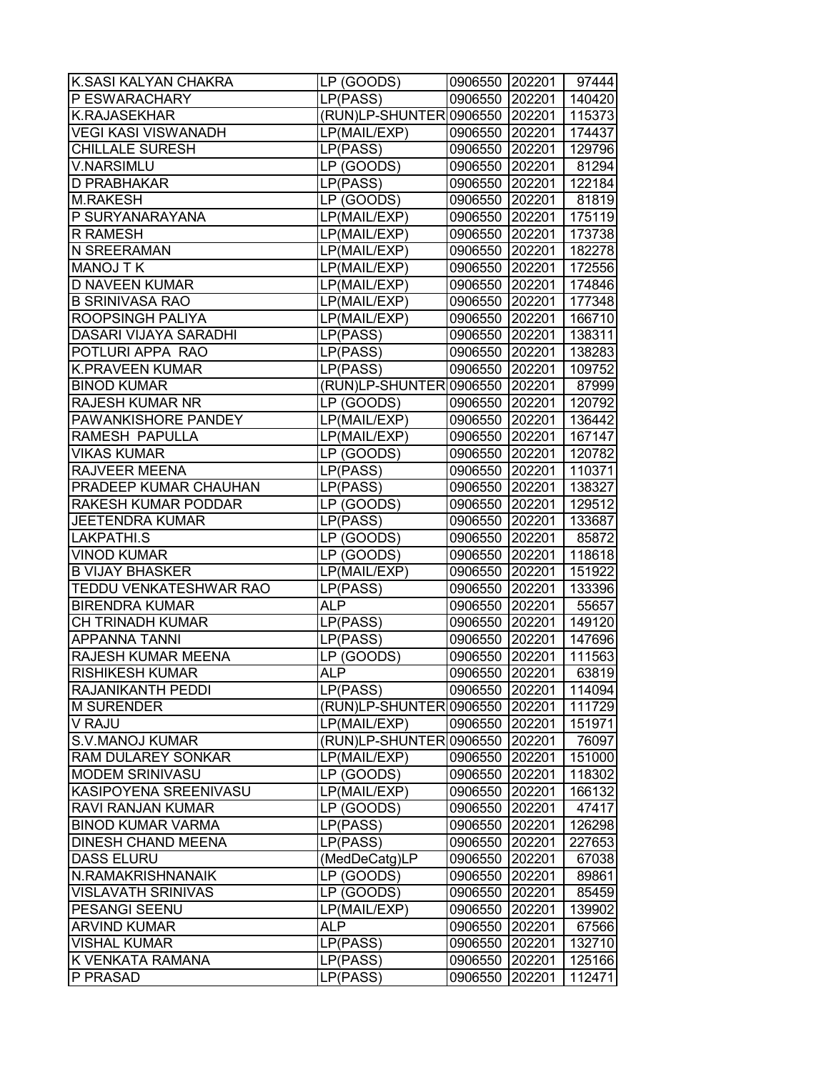| | | | | |
|---|---|---|---|---|
| K.SASI KALYAN CHAKRA | LP (GOODS) | 0906550 | 202201 | 97444 |
| P ESWARACHARY | LP(PASS) | 0906550 | 202201 | 140420 |
| K.RAJASEKHAR | (RUN)LP-SHUNTER | 0906550 | 202201 | 115373 |
| VEGI KASI VISWANADH | LP(MAIL/EXP) | 0906550 | 202201 | 174437 |
| CHILLALE SURESH | LP(PASS) | 0906550 | 202201 | 129796 |
| V.NARSIMLU | LP (GOODS) | 0906550 | 202201 | 81294 |
| D PRABHAKAR | LP(PASS) | 0906550 | 202201 | 122184 |
| M.RAKESH | LP (GOODS) | 0906550 | 202201 | 81819 |
| P SURYANARAYANA | LP(MAIL/EXP) | 0906550 | 202201 | 175119 |
| R RAMESH | LP(MAIL/EXP) | 0906550 | 202201 | 173738 |
| N SREERAMAN | LP(MAIL/EXP) | 0906550 | 202201 | 182278 |
| MANOJ T K | LP(MAIL/EXP) | 0906550 | 202201 | 172556 |
| D NAVEEN KUMAR | LP(MAIL/EXP) | 0906550 | 202201 | 174846 |
| B SRINIVASA RAO | LP(MAIL/EXP) | 0906550 | 202201 | 177348 |
| ROOPSINGH PALIYA | LP(MAIL/EXP) | 0906550 | 202201 | 166710 |
| DASARI VIJAYA SARADHI | LP(PASS) | 0906550 | 202201 | 138311 |
| POTLURI APPA RAO | LP(PASS) | 0906550 | 202201 | 138283 |
| K.PRAVEEN KUMAR | LP(PASS) | 0906550 | 202201 | 109752 |
| BINOD KUMAR | (RUN)LP-SHUNTER | 0906550 | 202201 | 87999 |
| RAJESH KUMAR NR | LP (GOODS) | 0906550 | 202201 | 120792 |
| PAWANKISHORE PANDEY | LP(MAIL/EXP) | 0906550 | 202201 | 136442 |
| RAMESH PAPULLA | LP(MAIL/EXP) | 0906550 | 202201 | 167147 |
| VIKAS KUMAR | LP (GOODS) | 0906550 | 202201 | 120782 |
| RAJVEER MEENA | LP(PASS) | 0906550 | 202201 | 110371 |
| PRADEEP KUMAR CHAUHAN | LP(PASS) | 0906550 | 202201 | 138327 |
| RAKESH KUMAR PODDAR | LP (GOODS) | 0906550 | 202201 | 129512 |
| JEETENDRA KUMAR | LP(PASS) | 0906550 | 202201 | 133687 |
| LAKPATHI.S | LP (GOODS) | 0906550 | 202201 | 85872 |
| VINOD KUMAR | LP (GOODS) | 0906550 | 202201 | 118618 |
| B VIJAY BHASKER | LP(MAIL/EXP) | 0906550 | 202201 | 151922 |
| TEDDU VENKATESHWAR RAO | LP(PASS) | 0906550 | 202201 | 133396 |
| BIRENDRA KUMAR | ALP | 0906550 | 202201 | 55657 |
| CH TRINADH KUMAR | LP(PASS) | 0906550 | 202201 | 149120 |
| APPANNA TANNI | LP(PASS) | 0906550 | 202201 | 147696 |
| RAJESH KUMAR MEENA | LP (GOODS) | 0906550 | 202201 | 111563 |
| RISHIKESH KUMAR | ALP | 0906550 | 202201 | 63819 |
| RAJANIKANTH PEDDI | LP(PASS) | 0906550 | 202201 | 114094 |
| M SURENDER | (RUN)LP-SHUNTER | 0906550 | 202201 | 111729 |
| V RAJU | LP(MAIL/EXP) | 0906550 | 202201 | 151971 |
| S.V.MANOJ KUMAR | (RUN)LP-SHUNTER | 0906550 | 202201 | 76097 |
| RAM DULAREY SONKAR | LP(MAIL/EXP) | 0906550 | 202201 | 151000 |
| MODEM SRINIVASU | LP (GOODS) | 0906550 | 202201 | 118302 |
| KASIPOYENA SREENIVASU | LP(MAIL/EXP) | 0906550 | 202201 | 166132 |
| RAVI RANJAN KUMAR | LP (GOODS) | 0906550 | 202201 | 47417 |
| BINOD KUMAR VARMA | LP(PASS) | 0906550 | 202201 | 126298 |
| DINESH CHAND MEENA | LP(PASS) | 0906550 | 202201 | 227653 |
| DASS ELURU | (MedDeCatg)LP | 0906550 | 202201 | 67038 |
| N.RAMAKRISHNANAIK | LP (GOODS) | 0906550 | 202201 | 89861 |
| VISLAVATH SRINIVAS | LP (GOODS) | 0906550 | 202201 | 85459 |
| PESANGI SEENU | LP(MAIL/EXP) | 0906550 | 202201 | 139902 |
| ARVIND KUMAR | ALP | 0906550 | 202201 | 67566 |
| VISHAL KUMAR | LP(PASS) | 0906550 | 202201 | 132710 |
| K VENKATA RAMANA | LP(PASS) | 0906550 | 202201 | 125166 |
| P PRASAD | LP(PASS) | 0906550 | 202201 | 112471 |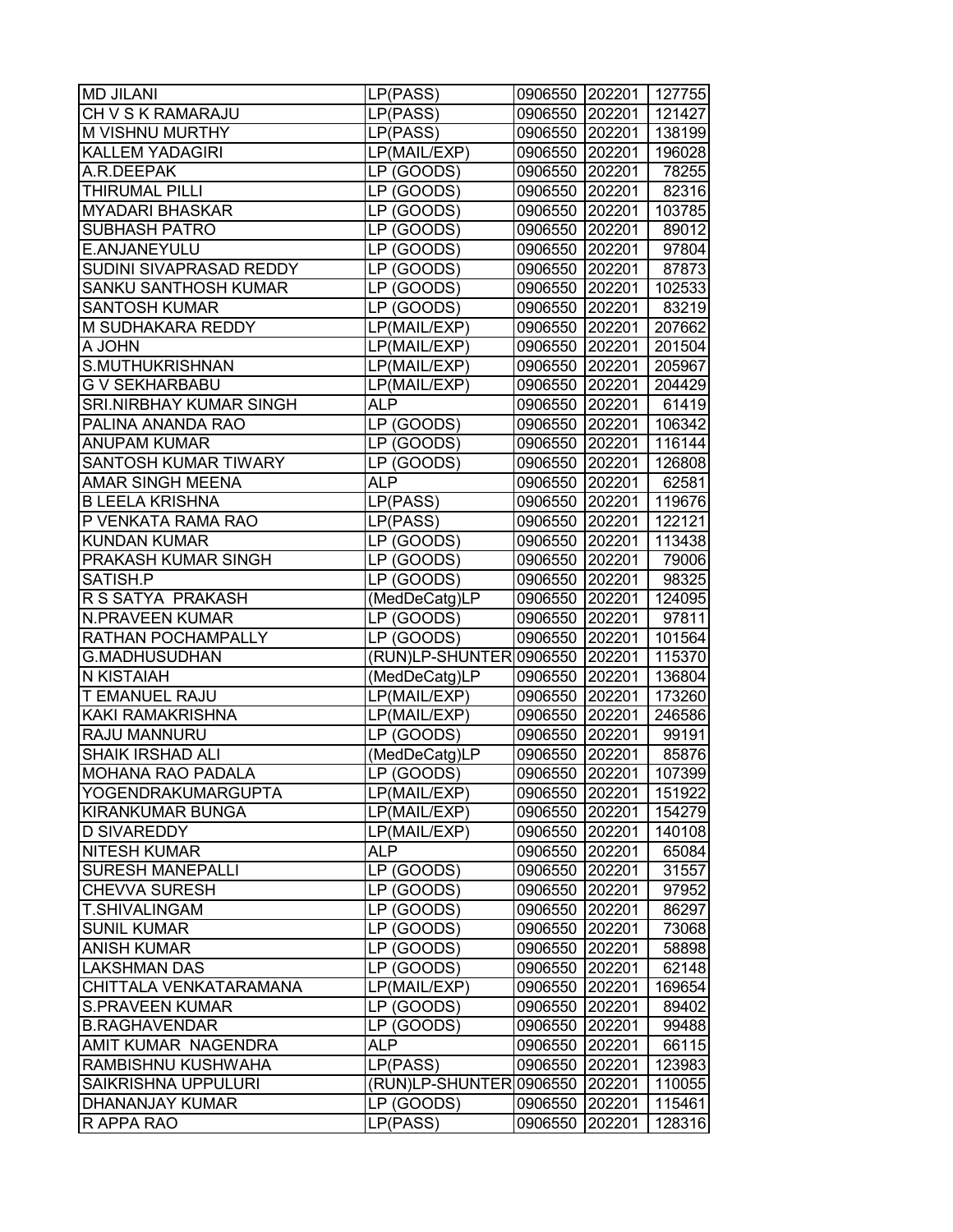| MD JILANI | LP(PASS) | 0906550 | 202201 | 127755 |
|---|---|---|---|---|
| CH V S K RAMARAJU | LP(PASS) | 0906550 | 202201 | 121427 |
| M VISHNU MURTHY | LP(PASS) | 0906550 | 202201 | 138199 |
| KALLEM YADAGIRI | LP(MAIL/EXP) | 0906550 | 202201 | 196028 |
| A.R.DEEPAK | LP (GOODS) | 0906550 | 202201 | 78255 |
| THIRUMAL PILLI | LP (GOODS) | 0906550 | 202201 | 82316 |
| MYADARI BHASKAR | LP (GOODS) | 0906550 | 202201 | 103785 |
| SUBHASH PATRO | LP (GOODS) | 0906550 | 202201 | 89012 |
| E.ANJANEYULU | LP (GOODS) | 0906550 | 202201 | 97804 |
| SUDINI SIVAPRASAD REDDY | LP (GOODS) | 0906550 | 202201 | 87873 |
| SANKU SANTHOSH KUMAR | LP (GOODS) | 0906550 | 202201 | 102533 |
| SANTOSH KUMAR | LP (GOODS) | 0906550 | 202201 | 83219 |
| M SUDHAKARA REDDY | LP(MAIL/EXP) | 0906550 | 202201 | 207662 |
| A JOHN | LP(MAIL/EXP) | 0906550 | 202201 | 201504 |
| S.MUTHUKRISHNAN | LP(MAIL/EXP) | 0906550 | 202201 | 205967 |
| G V SEKHARBABU | LP(MAIL/EXP) | 0906550 | 202201 | 204429 |
| SRI.NIRBHAY KUMAR SINGH | ALP | 0906550 | 202201 | 61419 |
| PALINA ANANDA RAO | LP (GOODS) | 0906550 | 202201 | 106342 |
| ANUPAM KUMAR | LP (GOODS) | 0906550 | 202201 | 116144 |
| SANTOSH KUMAR TIWARY | LP (GOODS) | 0906550 | 202201 | 126808 |
| AMAR SINGH MEENA | ALP | 0906550 | 202201 | 62581 |
| B LEELA KRISHNA | LP(PASS) | 0906550 | 202201 | 119676 |
| P VENKATA RAMA RAO | LP(PASS) | 0906550 | 202201 | 122121 |
| KUNDAN KUMAR | LP (GOODS) | 0906550 | 202201 | 113438 |
| PRAKASH KUMAR SINGH | LP (GOODS) | 0906550 | 202201 | 79006 |
| SATISH.P | LP (GOODS) | 0906550 | 202201 | 98325 |
| R S SATYA PRAKASH | (MedDeCatg)LP | 0906550 | 202201 | 124095 |
| N.PRAVEEN KUMAR | LP (GOODS) | 0906550 | 202201 | 97811 |
| RATHAN POCHAMPALLY | LP (GOODS) | 0906550 | 202201 | 101564 |
| G.MADHUSUDHAN | (RUN)LP-SHUNTER | 0906550 | 202201 | 115370 |
| N KISTAIAH | (MedDeCatg)LP | 0906550 | 202201 | 136804 |
| T EMANUEL RAJU | LP(MAIL/EXP) | 0906550 | 202201 | 173260 |
| KAKI RAMAKRISHNA | LP(MAIL/EXP) | 0906550 | 202201 | 246586 |
| RAJU MANNURU | LP (GOODS) | 0906550 | 202201 | 99191 |
| SHAIK IRSHAD ALI | (MedDeCatg)LP | 0906550 | 202201 | 85876 |
| MOHANA RAO PADALA | LP (GOODS) | 0906550 | 202201 | 107399 |
| YOGENDRAKUMARGUPTA | LP(MAIL/EXP) | 0906550 | 202201 | 151922 |
| KIRANKUMAR BUNGA | LP(MAIL/EXP) | 0906550 | 202201 | 154279 |
| D SIVAREDDY | LP(MAIL/EXP) | 0906550 | 202201 | 140108 |
| NITESH KUMAR | ALP | 0906550 | 202201 | 65084 |
| SURESH MANEPALLI | LP (GOODS) | 0906550 | 202201 | 31557 |
| CHEVVA SURESH | LP (GOODS) | 0906550 | 202201 | 97952 |
| T.SHIVALINGAM | LP (GOODS) | 0906550 | 202201 | 86297 |
| SUNIL KUMAR | LP (GOODS) | 0906550 | 202201 | 73068 |
| ANISH KUMAR | LP (GOODS) | 0906550 | 202201 | 58898 |
| LAKSHMAN DAS | LP (GOODS) | 0906550 | 202201 | 62148 |
| CHITTALA VENKATARAMANA | LP(MAIL/EXP) | 0906550 | 202201 | 169654 |
| S.PRAVEEN KUMAR | LP (GOODS) | 0906550 | 202201 | 89402 |
| B.RAGHAVENDAR | LP (GOODS) | 0906550 | 202201 | 99488 |
| AMIT KUMAR NAGENDRA | ALP | 0906550 | 202201 | 66115 |
| RAMBISHNU KUSHWAHA | LP(PASS) | 0906550 | 202201 | 123983 |
| SAIKRISHNA UPPULURI | (RUN)LP-SHUNTER | 0906550 | 202201 | 110055 |
| DHANANJAY KUMAR | LP (GOODS) | 0906550 | 202201 | 115461 |
| R APPA RAO | LP(PASS) | 0906550 | 202201 | 128316 |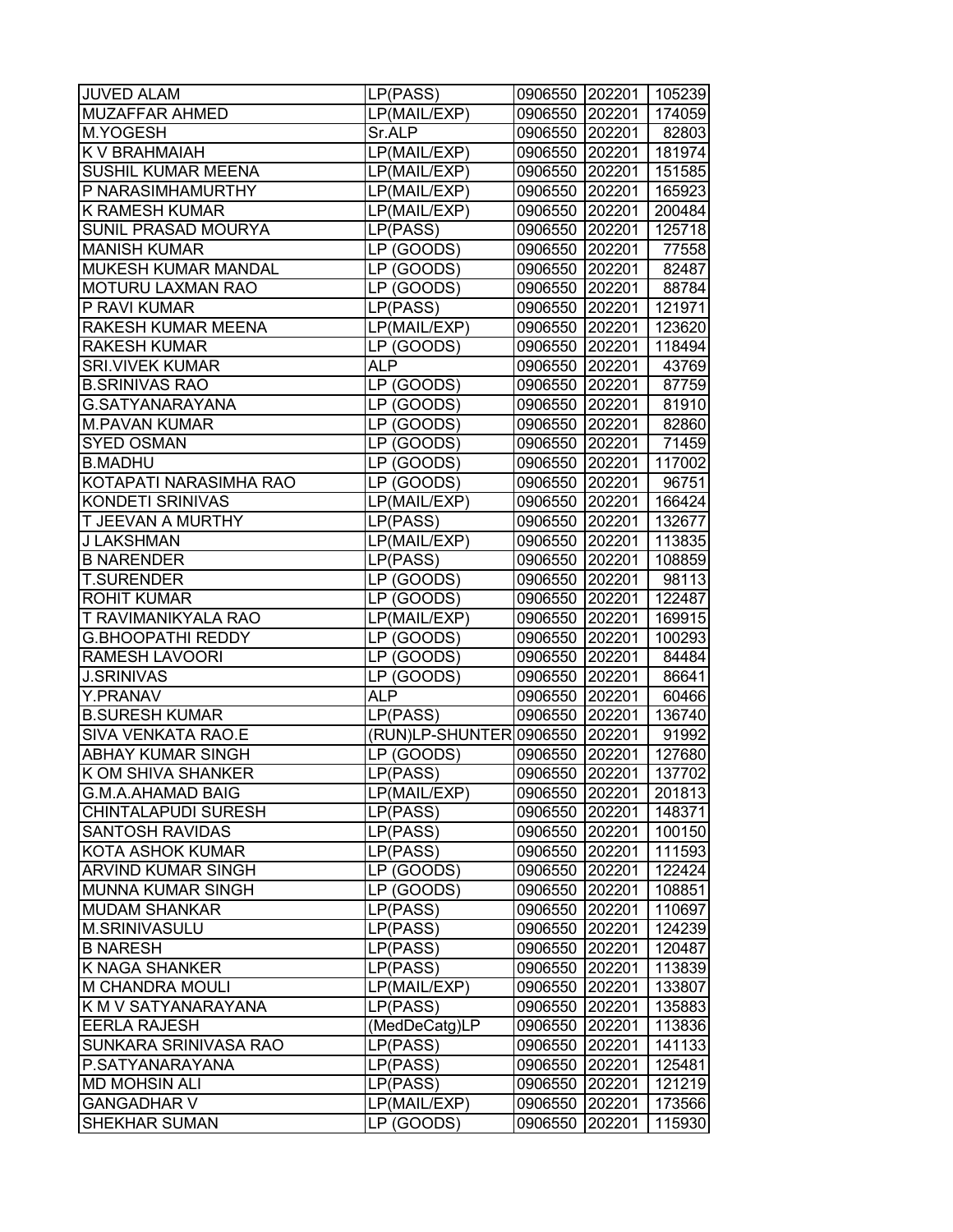| JUVED ALAM | LP(PASS) | 0906550 | 202201 | 105239 |
|---|---|---|---|---|
| MUZAFFAR AHMED | LP(MAIL/EXP) | 0906550 | 202201 | 174059 |
| M.YOGESH | Sr.ALP | 0906550 | 202201 | 82803 |
| K V BRAHMAIAH | LP(MAIL/EXP) | 0906550 | 202201 | 181974 |
| SUSHIL KUMAR MEENA | LP(MAIL/EXP) | 0906550 | 202201 | 151585 |
| P NARASIMHAMURTHY | LP(MAIL/EXP) | 0906550 | 202201 | 165923 |
| K RAMESH KUMAR | LP(MAIL/EXP) | 0906550 | 202201 | 200484 |
| SUNIL PRASAD MOURYA | LP(PASS) | 0906550 | 202201 | 125718 |
| MANISH KUMAR | LP (GOODS) | 0906550 | 202201 | 77558 |
| MUKESH KUMAR MANDAL | LP (GOODS) | 0906550 | 202201 | 82487 |
| MOTURU LAXMAN RAO | LP (GOODS) | 0906550 | 202201 | 88784 |
| P RAVI KUMAR | LP(PASS) | 0906550 | 202201 | 121971 |
| RAKESH KUMAR MEENA | LP(MAIL/EXP) | 0906550 | 202201 | 123620 |
| RAKESH KUMAR | LP (GOODS) | 0906550 | 202201 | 118494 |
| SRI.VIVEK KUMAR | ALP | 0906550 | 202201 | 43769 |
| B.SRINIVAS RAO | LP (GOODS) | 0906550 | 202201 | 87759 |
| G.SATYANARAYANA | LP (GOODS) | 0906550 | 202201 | 81910 |
| M.PAVAN KUMAR | LP (GOODS) | 0906550 | 202201 | 82860 |
| SYED OSMAN | LP (GOODS) | 0906550 | 202201 | 71459 |
| B.MADHU | LP (GOODS) | 0906550 | 202201 | 117002 |
| KOTAPATI NARASIMHA RAO | LP (GOODS) | 0906550 | 202201 | 96751 |
| KONDETI SRINIVAS | LP(MAIL/EXP) | 0906550 | 202201 | 166424 |
| T JEEVAN A MURTHY | LP(PASS) | 0906550 | 202201 | 132677 |
| J LAKSHMAN | LP(MAIL/EXP) | 0906550 | 202201 | 113835 |
| B NARENDER | LP(PASS) | 0906550 | 202201 | 108859 |
| T.SURENDER | LP (GOODS) | 0906550 | 202201 | 98113 |
| ROHIT KUMAR | LP (GOODS) | 0906550 | 202201 | 122487 |
| T RAVIMANIKYALA RAO | LP(MAIL/EXP) | 0906550 | 202201 | 169915 |
| G.BHOOPATHI REDDY | LP (GOODS) | 0906550 | 202201 | 100293 |
| RAMESH LAVOORI | LP (GOODS) | 0906550 | 202201 | 84484 |
| J.SRINIVAS | LP (GOODS) | 0906550 | 202201 | 86641 |
| Y.PRANAV | ALP | 0906550 | 202201 | 60466 |
| B.SURESH KUMAR | LP(PASS) | 0906550 | 202201 | 136740 |
| SIVA VENKATA RAO.E | (RUN)LP-SHUNTER | 0906550 | 202201 | 91992 |
| ABHAY KUMAR SINGH | LP (GOODS) | 0906550 | 202201 | 127680 |
| K OM SHIVA SHANKER | LP(PASS) | 0906550 | 202201 | 137702 |
| G.M.A.AHAMAD BAIG | LP(MAIL/EXP) | 0906550 | 202201 | 201813 |
| CHINTALAPUDI SURESH | LP(PASS) | 0906550 | 202201 | 148371 |
| SANTOSH RAVIDAS | LP(PASS) | 0906550 | 202201 | 100150 |
| KOTA ASHOK KUMAR | LP(PASS) | 0906550 | 202201 | 111593 |
| ARVIND KUMAR SINGH | LP (GOODS) | 0906550 | 202201 | 122424 |
| MUNNA KUMAR SINGH | LP (GOODS) | 0906550 | 202201 | 108851 |
| MUDAM SHANKAR | LP(PASS) | 0906550 | 202201 | 110697 |
| M.SRINIVASULU | LP(PASS) | 0906550 | 202201 | 124239 |
| B NARESH | LP(PASS) | 0906550 | 202201 | 120487 |
| K NAGA SHANKER | LP(PASS) | 0906550 | 202201 | 113839 |
| M CHANDRA MOULI | LP(MAIL/EXP) | 0906550 | 202201 | 133807 |
| K M V SATYANARAYANA | LP(PASS) | 0906550 | 202201 | 135883 |
| EERLA RAJESH | (MedDeCatg)LP | 0906550 | 202201 | 113836 |
| SUNKARA SRINIVASA RAO | LP(PASS) | 0906550 | 202201 | 141133 |
| P.SATYANARAYANA | LP(PASS) | 0906550 | 202201 | 125481 |
| MD MOHSIN ALI | LP(PASS) | 0906550 | 202201 | 121219 |
| GANGADHAR V | LP(MAIL/EXP) | 0906550 | 202201 | 173566 |
| SHEKHAR SUMAN | LP (GOODS) | 0906550 | 202201 | 115930 |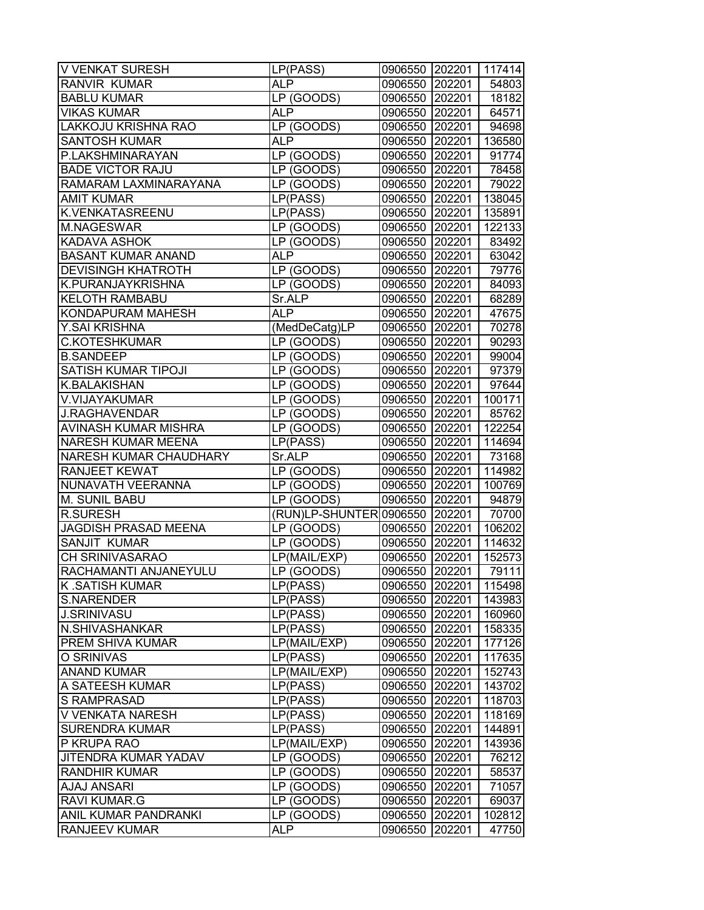| | | | | |
|---|---|---|---|---|
| V VENKAT SURESH | LP(PASS) | 0906550 | 202201 | 117414 |
| RANVIR KUMAR | ALP | 0906550 | 202201 | 54803 |
| BABLU KUMAR | LP (GOODS) | 0906550 | 202201 | 18182 |
| VIKAS KUMAR | ALP | 0906550 | 202201 | 64571 |
| LAKKOJU KRISHNA RAO | LP (GOODS) | 0906550 | 202201 | 94698 |
| SANTOSH KUMAR | ALP | 0906550 | 202201 | 136580 |
| P.LAKSHMINARAYAN | LP (GOODS) | 0906550 | 202201 | 91774 |
| BADE VICTOR RAJU | LP (GOODS) | 0906550 | 202201 | 78458 |
| RAMARAM LAXMINARAYANA | LP (GOODS) | 0906550 | 202201 | 79022 |
| AMIT KUMAR | LP(PASS) | 0906550 | 202201 | 138045 |
| K.VENKATASREENU | LP(PASS) | 0906550 | 202201 | 135891 |
| M.NAGESWAR | LP (GOODS) | 0906550 | 202201 | 122133 |
| KADAVA ASHOK | LP (GOODS) | 0906550 | 202201 | 83492 |
| BASANT KUMAR ANAND | ALP | 0906550 | 202201 | 63042 |
| DEVISINGH KHATROTH | LP (GOODS) | 0906550 | 202201 | 79776 |
| K.PURANJAYKRISHNA | LP (GOODS) | 0906550 | 202201 | 84093 |
| KELOTH RAMBABU | Sr.ALP | 0906550 | 202201 | 68289 |
| KONDAPURAM MAHESH | ALP | 0906550 | 202201 | 47675 |
| Y.SAI KRISHNA | (MedDeCatg)LP | 0906550 | 202201 | 70278 |
| C.KOTESHKUMAR | LP (GOODS) | 0906550 | 202201 | 90293 |
| B.SANDEEP | LP (GOODS) | 0906550 | 202201 | 99004 |
| SATISH KUMAR TIPOJI | LP (GOODS) | 0906550 | 202201 | 97379 |
| K.BALAKISHAN | LP (GOODS) | 0906550 | 202201 | 97644 |
| V.VIJAYAKUMAR | LP (GOODS) | 0906550 | 202201 | 100171 |
| J.RAGHAVENDAR | LP (GOODS) | 0906550 | 202201 | 85762 |
| AVINASH KUMAR MISHRA | LP (GOODS) | 0906550 | 202201 | 122254 |
| NARESH KUMAR MEENA | LP(PASS) | 0906550 | 202201 | 114694 |
| NARESH KUMAR CHAUDHARY | Sr.ALP | 0906550 | 202201 | 73168 |
| RANJEET KEWAT | LP (GOODS) | 0906550 | 202201 | 114982 |
| NUNAVATH VEERANNA | LP (GOODS) | 0906550 | 202201 | 100769 |
| M. SUNIL BABU | LP (GOODS) | 0906550 | 202201 | 94879 |
| R.SURESH | (RUN)LP-SHUNTER | 0906550 | 202201 | 70700 |
| JAGDISH PRASAD MEENA | LP (GOODS) | 0906550 | 202201 | 106202 |
| SANJIT KUMAR | LP (GOODS) | 0906550 | 202201 | 114632 |
| CH SRINIVASARAO | LP(MAIL/EXP) | 0906550 | 202201 | 152573 |
| RACHAMANTI ANJANEYULU | LP (GOODS) | 0906550 | 202201 | 79111 |
| K .SATISH KUMAR | LP(PASS) | 0906550 | 202201 | 115498 |
| S.NARENDER | LP(PASS) | 0906550 | 202201 | 143983 |
| J.SRINIVASU | LP(PASS) | 0906550 | 202201 | 160960 |
| N.SHIVASHANKAR | LP(PASS) | 0906550 | 202201 | 158335 |
| PREM SHIVA KUMAR | LP(MAIL/EXP) | 0906550 | 202201 | 177126 |
| O SRINIVAS | LP(PASS) | 0906550 | 202201 | 117635 |
| ANAND KUMAR | LP(MAIL/EXP) | 0906550 | 202201 | 152743 |
| A SATEESH KUMAR | LP(PASS) | 0906550 | 202201 | 143702 |
| S RAMPRASAD | LP(PASS) | 0906550 | 202201 | 118703 |
| V VENKATA NARESH | LP(PASS) | 0906550 | 202201 | 118169 |
| SURENDRA KUMAR | LP(PASS) | 0906550 | 202201 | 144891 |
| P KRUPA RAO | LP(MAIL/EXP) | 0906550 | 202201 | 143936 |
| JITENDRA KUMAR YADAV | LP (GOODS) | 0906550 | 202201 | 76212 |
| RANDHIR KUMAR | LP (GOODS) | 0906550 | 202201 | 58537 |
| AJAJ ANSARI | LP (GOODS) | 0906550 | 202201 | 71057 |
| RAVI KUMAR.G | LP (GOODS) | 0906550 | 202201 | 69037 |
| ANIL KUMAR PANDRANKI | LP (GOODS) | 0906550 | 202201 | 102812 |
| RANJEEV KUMAR | ALP | 0906550 | 202201 | 47750 |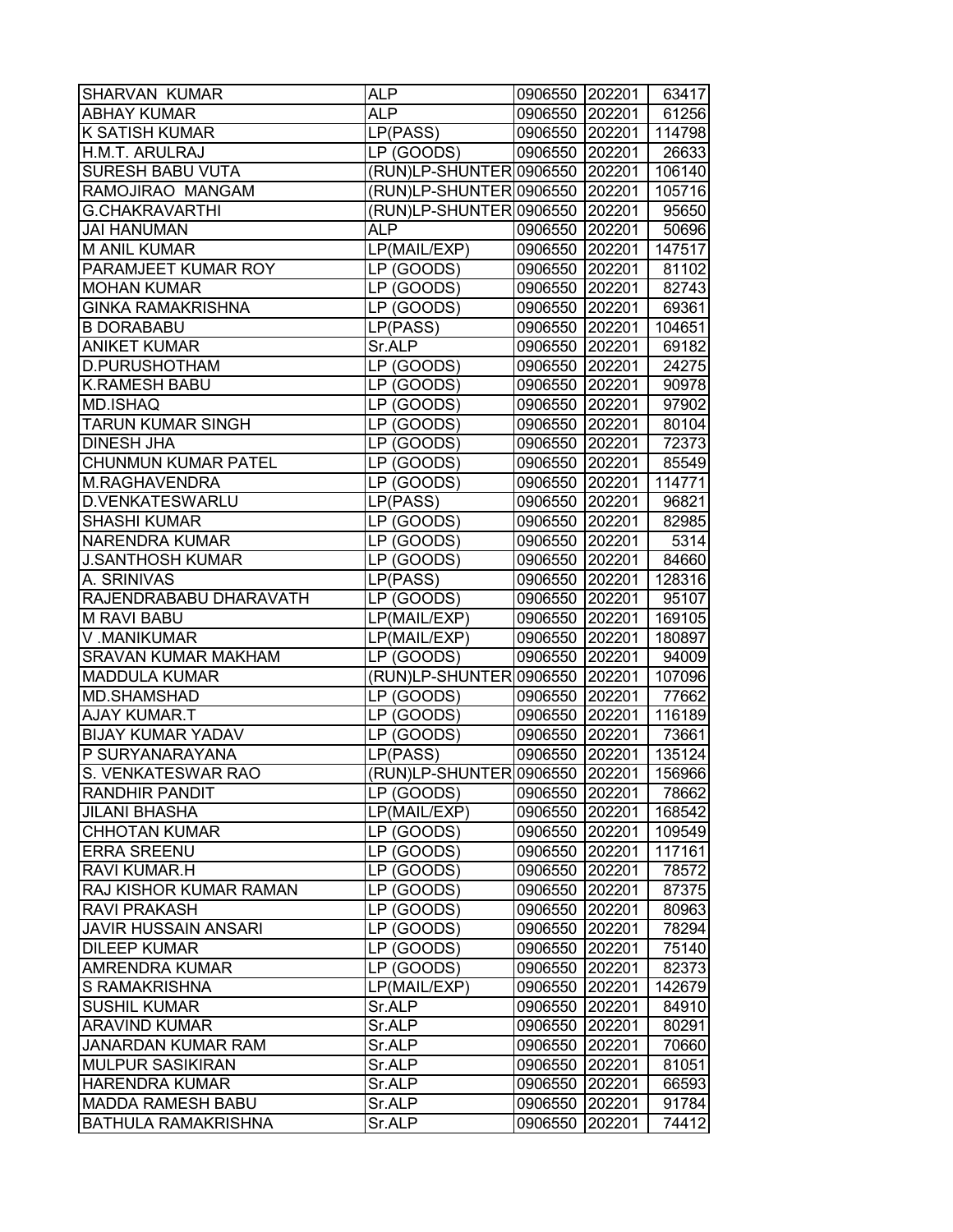| SHARVAN KUMAR | ALP | 0906550 | 202201 | 63417 |
|---|---|---|---|---|
| ABHAY KUMAR | ALP | 0906550 | 202201 | 61256 |
| K SATISH KUMAR | LP(PASS) | 0906550 | 202201 | 114798 |
| H.M.T. ARULRAJ | LP (GOODS) | 0906550 | 202201 | 26633 |
| SURESH BABU VUTA | (RUN)LP-SHUNTER | 0906550 | 202201 | 106140 |
| RAMOJIRAO MANGAM | (RUN)LP-SHUNTER | 0906550 | 202201 | 105716 |
| G.CHAKRAVARTHI | (RUN)LP-SHUNTER | 0906550 | 202201 | 95650 |
| JAI HANUMAN | ALP | 0906550 | 202201 | 50696 |
| M ANIL KUMAR | LP(MAIL/EXP) | 0906550 | 202201 | 147517 |
| PARAMJEET KUMAR ROY | LP (GOODS) | 0906550 | 202201 | 81102 |
| MOHAN KUMAR | LP (GOODS) | 0906550 | 202201 | 82743 |
| GINKA RAMAKRISHNA | LP (GOODS) | 0906550 | 202201 | 69361 |
| B DORABABU | LP(PASS) | 0906550 | 202201 | 104651 |
| ANIKET KUMAR | Sr.ALP | 0906550 | 202201 | 69182 |
| D.PURUSHOTHAM | LP (GOODS) | 0906550 | 202201 | 24275 |
| K.RAMESH BABU | LP (GOODS) | 0906550 | 202201 | 90978 |
| MD.ISHAQ | LP (GOODS) | 0906550 | 202201 | 97902 |
| TARUN KUMAR SINGH | LP (GOODS) | 0906550 | 202201 | 80104 |
| DINESH JHA | LP (GOODS) | 0906550 | 202201 | 72373 |
| CHUNMUN KUMAR PATEL | LP (GOODS) | 0906550 | 202201 | 85549 |
| M.RAGHAVENDRA | LP (GOODS) | 0906550 | 202201 | 114771 |
| D.VENKATESWARLU | LP(PASS) | 0906550 | 202201 | 96821 |
| SHASHI KUMAR | LP (GOODS) | 0906550 | 202201 | 82985 |
| NARENDRA KUMAR | LP (GOODS) | 0906550 | 202201 | 5314 |
| J.SANTHOSH KUMAR | LP (GOODS) | 0906550 | 202201 | 84660 |
| A. SRINIVAS | LP(PASS) | 0906550 | 202201 | 128316 |
| RAJENDRABABU DHARAVATH | LP (GOODS) | 0906550 | 202201 | 95107 |
| M RAVI BABU | LP(MAIL/EXP) | 0906550 | 202201 | 169105 |
| V .MANIKUMAR | LP(MAIL/EXP) | 0906550 | 202201 | 180897 |
| SRAVAN KUMAR MAKHAM | LP (GOODS) | 0906550 | 202201 | 94009 |
| MADDULA KUMAR | (RUN)LP-SHUNTER | 0906550 | 202201 | 107096 |
| MD.SHAMSHAD | LP (GOODS) | 0906550 | 202201 | 77662 |
| AJAY KUMAR.T | LP (GOODS) | 0906550 | 202201 | 116189 |
| BIJAY KUMAR YADAV | LP (GOODS) | 0906550 | 202201 | 73661 |
| P SURYANARAYANA | LP(PASS) | 0906550 | 202201 | 135124 |
| S. VENKATESWAR RAO | (RUN)LP-SHUNTER | 0906550 | 202201 | 156966 |
| RANDHIR PANDIT | LP (GOODS) | 0906550 | 202201 | 78662 |
| JILANI BHASHA | LP(MAIL/EXP) | 0906550 | 202201 | 168542 |
| CHHOTAN KUMAR | LP (GOODS) | 0906550 | 202201 | 109549 |
| ERRA SREENU | LP (GOODS) | 0906550 | 202201 | 117161 |
| RAVI KUMAR.H | LP (GOODS) | 0906550 | 202201 | 78572 |
| RAJ KISHOR KUMAR RAMAN | LP (GOODS) | 0906550 | 202201 | 87375 |
| RAVI PRAKASH | LP (GOODS) | 0906550 | 202201 | 80963 |
| JAVIR HUSSAIN ANSARI | LP (GOODS) | 0906550 | 202201 | 78294 |
| DILEEP KUMAR | LP (GOODS) | 0906550 | 202201 | 75140 |
| AMRENDRA KUMAR | LP (GOODS) | 0906550 | 202201 | 82373 |
| S RAMAKRISHNA | LP(MAIL/EXP) | 0906550 | 202201 | 142679 |
| SUSHIL KUMAR | Sr.ALP | 0906550 | 202201 | 84910 |
| ARAVIND KUMAR | Sr.ALP | 0906550 | 202201 | 80291 |
| JANARDAN KUMAR RAM | Sr.ALP | 0906550 | 202201 | 70660 |
| MULPUR SASIKIRAN | Sr.ALP | 0906550 | 202201 | 81051 |
| HARENDRA KUMAR | Sr.ALP | 0906550 | 202201 | 66593 |
| MADDA RAMESH BABU | Sr.ALP | 0906550 | 202201 | 91784 |
| BATHULA RAMAKRISHNA | Sr.ALP | 0906550 | 202201 | 74412 |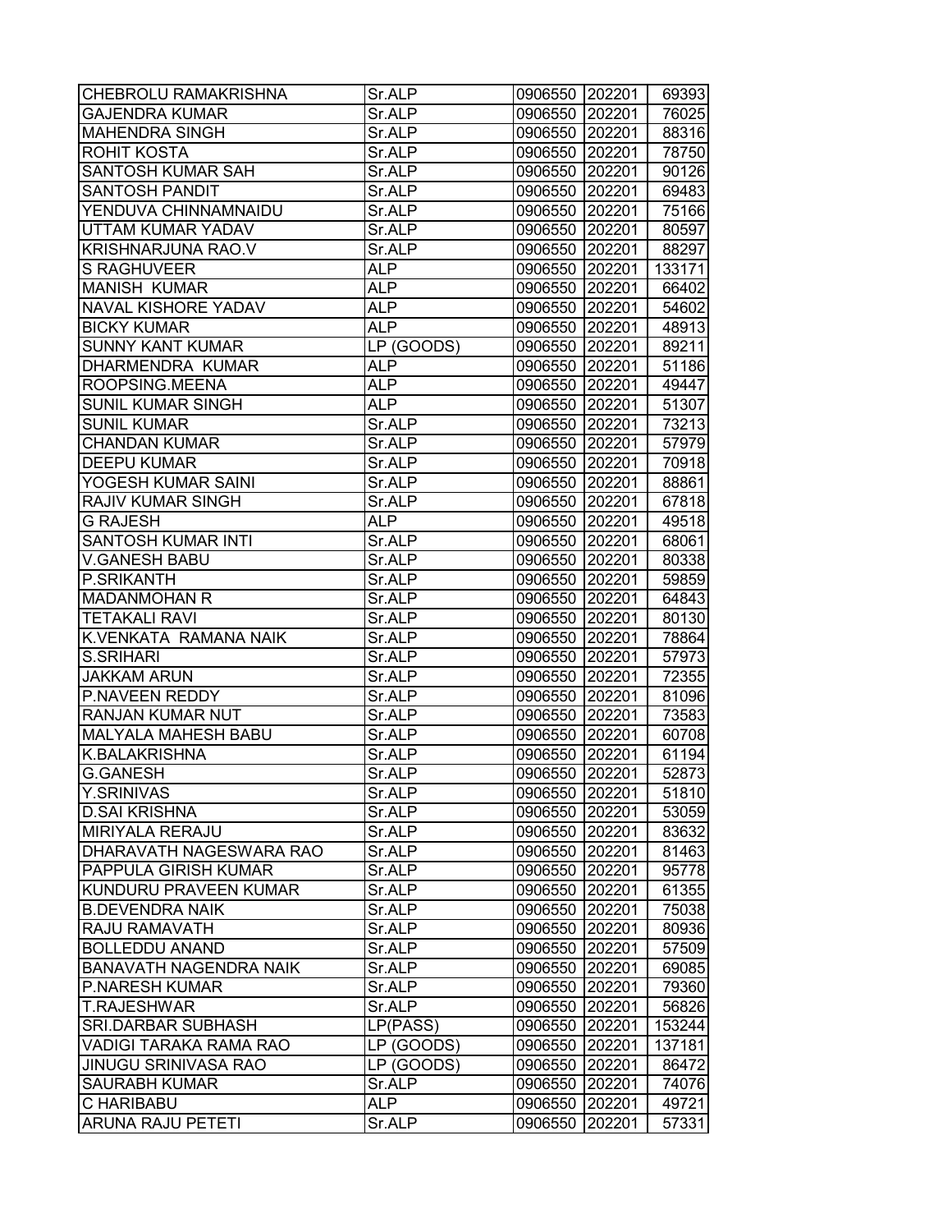| CHEBROLU RAMAKRISHNA | Sr.ALP | 0906550 | 202201 | 69393 |
|---|---|---|---|---|
| GAJENDRA KUMAR | Sr.ALP | 0906550 | 202201 | 76025 |
| MAHENDRA SINGH | Sr.ALP | 0906550 | 202201 | 88316 |
| ROHIT KOSTA | Sr.ALP | 0906550 | 202201 | 78750 |
| SANTOSH KUMAR SAH | Sr.ALP | 0906550 | 202201 | 90126 |
| SANTOSH PANDIT | Sr.ALP | 0906550 | 202201 | 69483 |
| YENDUVA CHINNAMNAIDU | Sr.ALP | 0906550 | 202201 | 75166 |
| UTTAM KUMAR YADAV | Sr.ALP | 0906550 | 202201 | 80597 |
| KRISHNARJUNA RAO.V | Sr.ALP | 0906550 | 202201 | 88297 |
| S RAGHUVEER | ALP | 0906550 | 202201 | 133171 |
| MANISH KUMAR | ALP | 0906550 | 202201 | 66402 |
| NAVAL KISHORE YADAV | ALP | 0906550 | 202201 | 54602 |
| BICKY KUMAR | ALP | 0906550 | 202201 | 48913 |
| SUNNY KANT KUMAR | LP (GOODS) | 0906550 | 202201 | 89211 |
| DHARMENDRA KUMAR | ALP | 0906550 | 202201 | 51186 |
| ROOPSING.MEENA | ALP | 0906550 | 202201 | 49447 |
| SUNIL KUMAR SINGH | ALP | 0906550 | 202201 | 51307 |
| SUNIL KUMAR | Sr.ALP | 0906550 | 202201 | 73213 |
| CHANDAN KUMAR | Sr.ALP | 0906550 | 202201 | 57979 |
| DEEPU KUMAR | Sr.ALP | 0906550 | 202201 | 70918 |
| YOGESH KUMAR SAINI | Sr.ALP | 0906550 | 202201 | 88861 |
| RAJIV KUMAR SINGH | Sr.ALP | 0906550 | 202201 | 67818 |
| G RAJESH | ALP | 0906550 | 202201 | 49518 |
| SANTOSH KUMAR INTI | Sr.ALP | 0906550 | 202201 | 68061 |
| V.GANESH BABU | Sr.ALP | 0906550 | 202201 | 80338 |
| P.SRIKANTH | Sr.ALP | 0906550 | 202201 | 59859 |
| MADANMOHAN R | Sr.ALP | 0906550 | 202201 | 64843 |
| TETAKALI RAVI | Sr.ALP | 0906550 | 202201 | 80130 |
| K.VENKATA RAMANA NAIK | Sr.ALP | 0906550 | 202201 | 78864 |
| S.SRIHARI | Sr.ALP | 0906550 | 202201 | 57973 |
| JAKKAM ARUN | Sr.ALP | 0906550 | 202201 | 72355 |
| P.NAVEEN REDDY | Sr.ALP | 0906550 | 202201 | 81096 |
| RANJAN KUMAR NUT | Sr.ALP | 0906550 | 202201 | 73583 |
| MALYALA MAHESH BABU | Sr.ALP | 0906550 | 202201 | 60708 |
| K.BALAKRISHNA | Sr.ALP | 0906550 | 202201 | 61194 |
| G.GANESH | Sr.ALP | 0906550 | 202201 | 52873 |
| Y.SRINIVAS | Sr.ALP | 0906550 | 202201 | 51810 |
| D.SAI KRISHNA | Sr.ALP | 0906550 | 202201 | 53059 |
| MIRIYALA RERAJU | Sr.ALP | 0906550 | 202201 | 83632 |
| DHARAVATH NAGESWARA RAO | Sr.ALP | 0906550 | 202201 | 81463 |
| PAPPULA GIRISH KUMAR | Sr.ALP | 0906550 | 202201 | 95778 |
| KUNDURU PRAVEEN KUMAR | Sr.ALP | 0906550 | 202201 | 61355 |
| B.DEVENDRA NAIK | Sr.ALP | 0906550 | 202201 | 75038 |
| RAJU RAMAVATH | Sr.ALP | 0906550 | 202201 | 80936 |
| BOLLEDDU ANAND | Sr.ALP | 0906550 | 202201 | 57509 |
| BANAVATH NAGENDRA NAIK | Sr.ALP | 0906550 | 202201 | 69085 |
| P.NARESH KUMAR | Sr.ALP | 0906550 | 202201 | 79360 |
| T.RAJESHWAR | Sr.ALP | 0906550 | 202201 | 56826 |
| SRI.DARBAR SUBHASH | LP(PASS) | 0906550 | 202201 | 153244 |
| VADIGI TARAKA RAMA RAO | LP (GOODS) | 0906550 | 202201 | 137181 |
| JINUGU SRINIVASA RAO | LP (GOODS) | 0906550 | 202201 | 86472 |
| SAURABH KUMAR | Sr.ALP | 0906550 | 202201 | 74076 |
| C HARIBABU | ALP | 0906550 | 202201 | 49721 |
| ARUNA RAJU PETETI | Sr.ALP | 0906550 | 202201 | 57331 |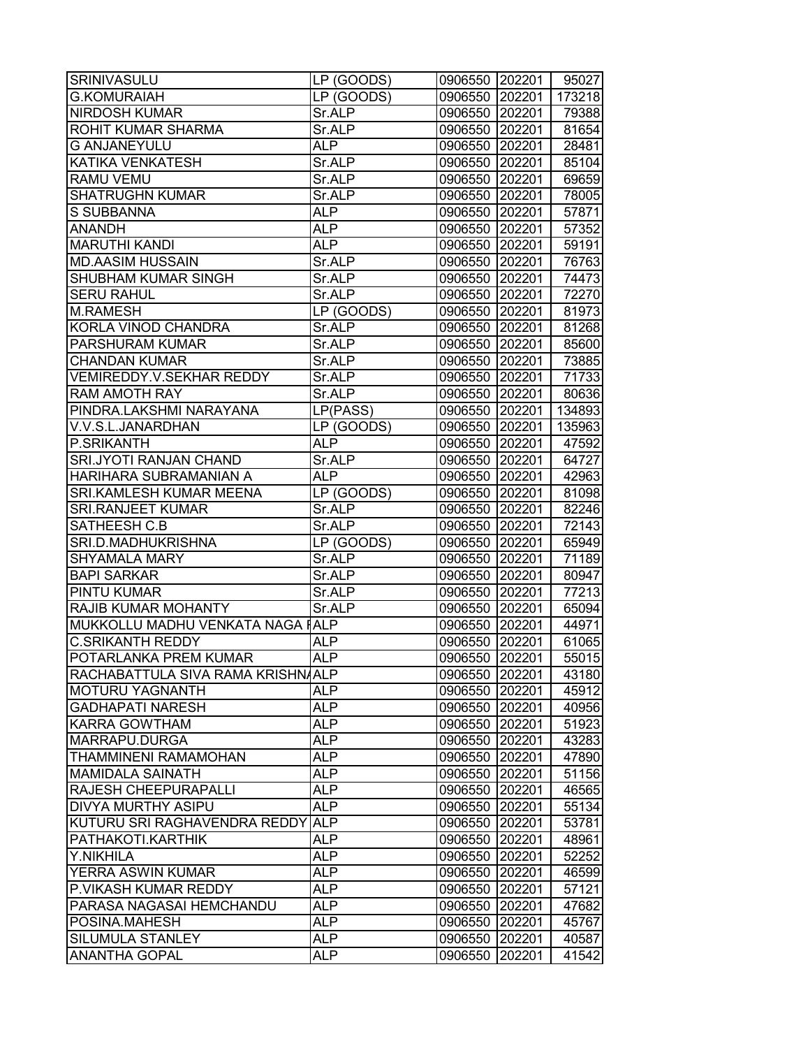| SRINIVASULU | LP (GOODS) | 0906550 | 202201 | 95027 |
|---|---|---|---|---|
| G.KOMURAIAH | LP (GOODS) | 0906550 | 202201 | 173218 |
| NIRDOSH KUMAR | Sr.ALP | 0906550 | 202201 | 79388 |
| ROHIT KUMAR SHARMA | Sr.ALP | 0906550 | 202201 | 81654 |
| G ANJANEYULU | ALP | 0906550 | 202201 | 28481 |
| KATIKA VENKATESH | Sr.ALP | 0906550 | 202201 | 85104 |
| RAMU VEMU | Sr.ALP | 0906550 | 202201 | 69659 |
| SHATRUGHN KUMAR | Sr.ALP | 0906550 | 202201 | 78005 |
| S SUBBANNA | ALP | 0906550 | 202201 | 57871 |
| ANANDH | ALP | 0906550 | 202201 | 57352 |
| MARUTHI KANDI | ALP | 0906550 | 202201 | 59191 |
| MD.AASIM HUSSAIN | Sr.ALP | 0906550 | 202201 | 76763 |
| SHUBHAM KUMAR SINGH | Sr.ALP | 0906550 | 202201 | 74473 |
| SERU RAHUL | Sr.ALP | 0906550 | 202201 | 72270 |
| M.RAMESH | LP (GOODS) | 0906550 | 202201 | 81973 |
| KORLA VINOD CHANDRA | Sr.ALP | 0906550 | 202201 | 81268 |
| PARSHURAM KUMAR | Sr.ALP | 0906550 | 202201 | 85600 |
| CHANDAN KUMAR | Sr.ALP | 0906550 | 202201 | 73885 |
| VEMIREDDY.V.SEKHAR REDDY | Sr.ALP | 0906550 | 202201 | 71733 |
| RAM AMOTH RAY | Sr.ALP | 0906550 | 202201 | 80636 |
| PINDRA.LAKSHMI NARAYANA | LP(PASS) | 0906550 | 202201 | 134893 |
| V.V.S.L.JANARDHAN | LP (GOODS) | 0906550 | 202201 | 135963 |
| P.SRIKANTH | ALP | 0906550 | 202201 | 47592 |
| SRI.JYOTI RANJAN CHAND | Sr.ALP | 0906550 | 202201 | 64727 |
| HARIHARA SUBRAMANIAN A | ALP | 0906550 | 202201 | 42963 |
| SRI.KAMLESH KUMAR MEENA | LP (GOODS) | 0906550 | 202201 | 81098 |
| SRI.RANJEET KUMAR | Sr.ALP | 0906550 | 202201 | 82246 |
| SATHEESH C.B | Sr.ALP | 0906550 | 202201 | 72143 |
| SRI.D.MADHUKRISHNA | LP (GOODS) | 0906550 | 202201 | 65949 |
| SHYAMALA MARY | Sr.ALP | 0906550 | 202201 | 71189 |
| BAPI SARKAR | Sr.ALP | 0906550 | 202201 | 80947 |
| PINTU KUMAR | Sr.ALP | 0906550 | 202201 | 77213 |
| RAJIB KUMAR MOHANTY | Sr.ALP | 0906550 | 202201 | 65094 |
| MUKKOLLU MADHU VENKATA NAGA R | ALP | 0906550 | 202201 | 44971 |
| C.SRIKANTH REDDY | ALP | 0906550 | 202201 | 61065 |
| POTARLANKA PREM KUMAR | ALP | 0906550 | 202201 | 55015 |
| RACHABATTULA SIVA RAMA KRISHNA | ALP | 0906550 | 202201 | 43180 |
| MOTURU YAGNANTH | ALP | 0906550 | 202201 | 45912 |
| GADHAPATI NARESH | ALP | 0906550 | 202201 | 40956 |
| KARRA GOWTHAM | ALP | 0906550 | 202201 | 51923 |
| MARRAPU.DURGA | ALP | 0906550 | 202201 | 43283 |
| THAMMINENI RAMAMOHAN | ALP | 0906550 | 202201 | 47890 |
| MAMIDALA SAINATH | ALP | 0906550 | 202201 | 51156 |
| RAJESH CHEEPURAPALLI | ALP | 0906550 | 202201 | 46565 |
| DIVYA MURTHY ASIPU | ALP | 0906550 | 202201 | 55134 |
| KUTURU SRI RAGHAVENDRA REDDY | ALP | 0906550 | 202201 | 53781 |
| PATHAKOTI.KARTHIK | ALP | 0906550 | 202201 | 48961 |
| Y.NIKHILA | ALP | 0906550 | 202201 | 52252 |
| YERRA ASWIN KUMAR | ALP | 0906550 | 202201 | 46599 |
| P.VIKASH KUMAR REDDY | ALP | 0906550 | 202201 | 57121 |
| PARASA NAGASAI HEMCHANDU | ALP | 0906550 | 202201 | 47682 |
| POSINA.MAHESH | ALP | 0906550 | 202201 | 45767 |
| SILUMULA STANLEY | ALP | 0906550 | 202201 | 40587 |
| ANANTHA GOPAL | ALP | 0906550 | 202201 | 41542 |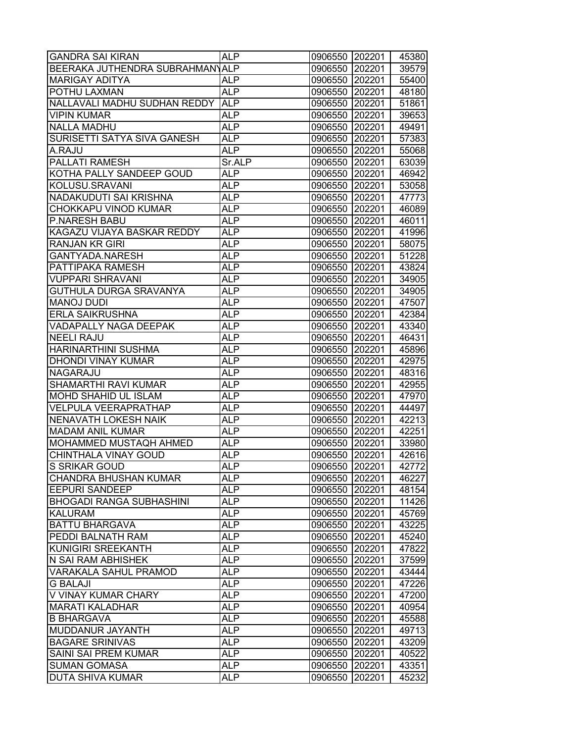| | | | | |
|---|---|---|---|---|
| GANDRA SAI KIRAN | ALP | 0906550 | 202201 | 45380 |
| BEERAKA JUTHENDRA SUBRAHMANY | ALP | 0906550 | 202201 | 39579 |
| MARIGAY ADITYA | ALP | 0906550 | 202201 | 55400 |
| POTHU LAXMAN | ALP | 0906550 | 202201 | 48180 |
| NALLAVALI MADHU SUDHAN REDDY | ALP | 0906550 | 202201 | 51861 |
| VIPIN KUMAR | ALP | 0906550 | 202201 | 39653 |
| NALLA MADHU | ALP | 0906550 | 202201 | 49491 |
| SURISETTI SATYA SIVA GANESH | ALP | 0906550 | 202201 | 57383 |
| A.RAJU | ALP | 0906550 | 202201 | 55068 |
| PALLATI RAMESH | Sr.ALP | 0906550 | 202201 | 63039 |
| KOTHA PALLY SANDEEP GOUD | ALP | 0906550 | 202201 | 46942 |
| KOLUSU.SRAVANI | ALP | 0906550 | 202201 | 53058 |
| NADAKUDUTI SAI KRISHNA | ALP | 0906550 | 202201 | 47773 |
| CHOKKAPU VINOD KUMAR | ALP | 0906550 | 202201 | 46089 |
| P.NARESH BABU | ALP | 0906550 | 202201 | 46011 |
| KAGAZU VIJAYA BASKAR REDDY | ALP | 0906550 | 202201 | 41996 |
| RANJAN KR GIRI | ALP | 0906550 | 202201 | 58075 |
| GANTYADA.NARESH | ALP | 0906550 | 202201 | 51228 |
| PATTIPAKA RAMESH | ALP | 0906550 | 202201 | 43824 |
| VUPPARI SHRAVANI | ALP | 0906550 | 202201 | 34905 |
| GUTHULA DURGA SRAVANYA | ALP | 0906550 | 202201 | 34905 |
| MANOJ DUDI | ALP | 0906550 | 202201 | 47507 |
| ERLA SAIKRUSHNA | ALP | 0906550 | 202201 | 42384 |
| VADAPALLY NAGA DEEPAK | ALP | 0906550 | 202201 | 43340 |
| NEELI RAJU | ALP | 0906550 | 202201 | 46431 |
| HARINARTHINI SUSHMA | ALP | 0906550 | 202201 | 45896 |
| DHONDI VINAY KUMAR | ALP | 0906550 | 202201 | 42975 |
| NAGARAJU | ALP | 0906550 | 202201 | 48316 |
| SHAMARTHI RAVI KUMAR | ALP | 0906550 | 202201 | 42955 |
| MOHD SHAHID UL ISLAM | ALP | 0906550 | 202201 | 47970 |
| VELPULA VEERAPRATHAP | ALP | 0906550 | 202201 | 44497 |
| NENAVATH LOKESH NAIK | ALP | 0906550 | 202201 | 42213 |
| MADAM ANIL KUMAR | ALP | 0906550 | 202201 | 42251 |
| MOHAMMED MUSTAQH AHMED | ALP | 0906550 | 202201 | 33980 |
| CHINTHALA VINAY GOUD | ALP | 0906550 | 202201 | 42616 |
| S SRIKAR GOUD | ALP | 0906550 | 202201 | 42772 |
| CHANDRA BHUSHAN KUMAR | ALP | 0906550 | 202201 | 46227 |
| EEPURI SANDEEP | ALP | 0906550 | 202201 | 48154 |
| BHOGADI RANGA SUBHASHINI | ALP | 0906550 | 202201 | 11426 |
| KALURAM | ALP | 0906550 | 202201 | 45769 |
| BATTU BHARGAVA | ALP | 0906550 | 202201 | 43225 |
| PEDDI BALNATH RAM | ALP | 0906550 | 202201 | 45240 |
| KUNIGIRI SREEKANTH | ALP | 0906550 | 202201 | 47822 |
| N SAI RAM ABHISHEK | ALP | 0906550 | 202201 | 37599 |
| VARAKALA SAHUL PRAMOD | ALP | 0906550 | 202201 | 43444 |
| G BALAJI | ALP | 0906550 | 202201 | 47226 |
| V VINAY KUMAR CHARY | ALP | 0906550 | 202201 | 47200 |
| MARATI KALADHAR | ALP | 0906550 | 202201 | 40954 |
| B BHARGAVA | ALP | 0906550 | 202201 | 45588 |
| MUDDANUR JAYANTH | ALP | 0906550 | 202201 | 49713 |
| BAGARE SRINIVAS | ALP | 0906550 | 202201 | 43209 |
| SAINI SAI PREM KUMAR | ALP | 0906550 | 202201 | 40522 |
| SUMAN GOMASA | ALP | 0906550 | 202201 | 43351 |
| DUTA SHIVA KUMAR | ALP | 0906550 | 202201 | 45232 |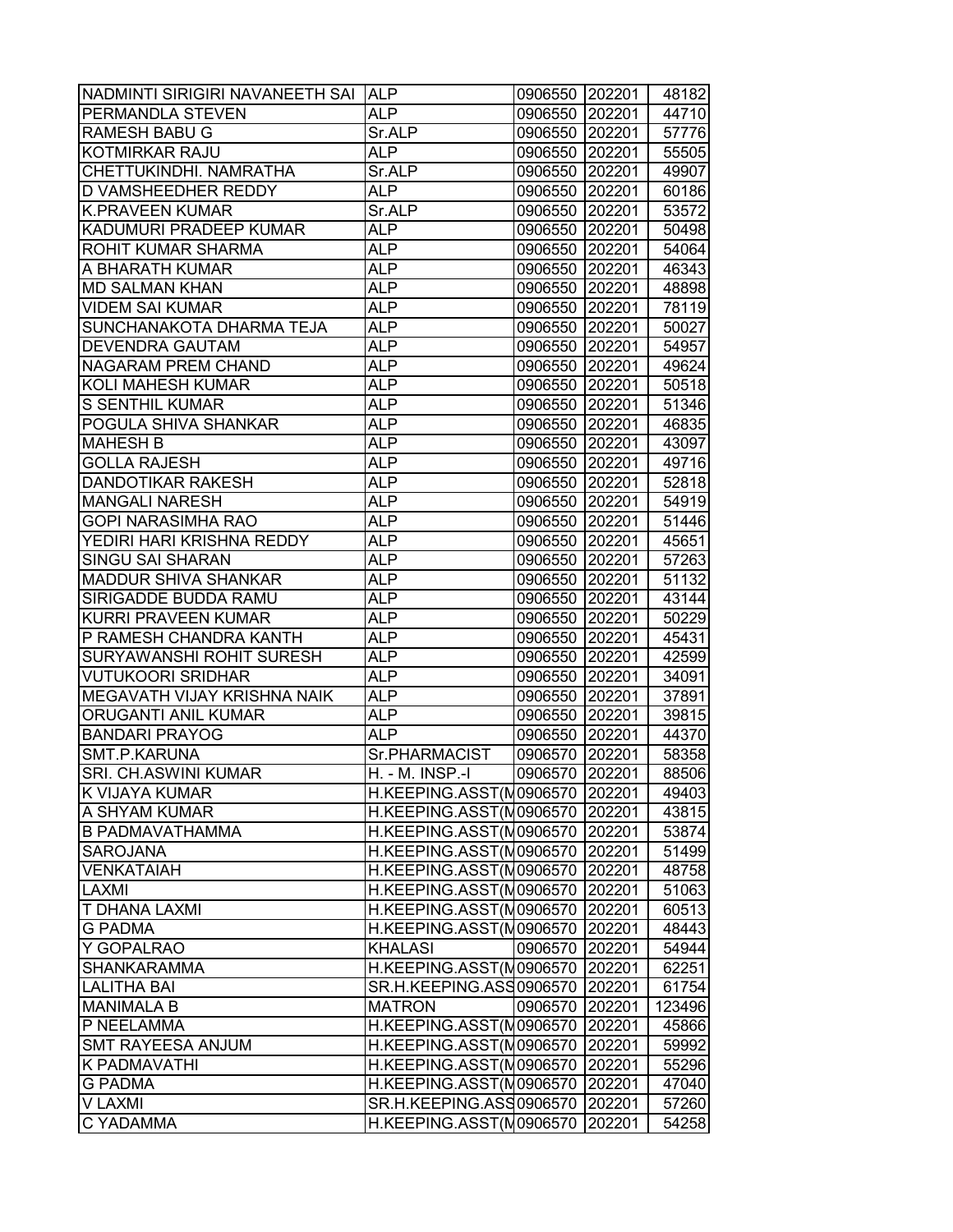| | | | | |
|---|---|---|---|---|
| NADMINTI SIRIGIRI NAVANEETH SAI | ALP | 0906550 | 202201 | 48182 |
| PERMANDLA STEVEN | ALP | 0906550 | 202201 | 44710 |
| RAMESH BABU G | Sr.ALP | 0906550 | 202201 | 57776 |
| KOTMIRKAR RAJU | ALP | 0906550 | 202201 | 55505 |
| CHETTUKINDHI. NAMRATHA | Sr.ALP | 0906550 | 202201 | 49907 |
| D VAMSHEEDHER REDDY | ALP | 0906550 | 202201 | 60186 |
| K.PRAVEEN KUMAR | Sr.ALP | 0906550 | 202201 | 53572 |
| KADUMURI PRADEEP KUMAR | ALP | 0906550 | 202201 | 50498 |
| ROHIT KUMAR SHARMA | ALP | 0906550 | 202201 | 54064 |
| A BHARATH KUMAR | ALP | 0906550 | 202201 | 46343 |
| MD SALMAN KHAN | ALP | 0906550 | 202201 | 48898 |
| VIDEM SAI KUMAR | ALP | 0906550 | 202201 | 78119 |
| SUNCHANAKOTA DHARMA TEJA | ALP | 0906550 | 202201 | 50027 |
| DEVENDRA GAUTAM | ALP | 0906550 | 202201 | 54957 |
| NAGARAM PREM CHAND | ALP | 0906550 | 202201 | 49624 |
| KOLI MAHESH KUMAR | ALP | 0906550 | 202201 | 50518 |
| S SENTHIL KUMAR | ALP | 0906550 | 202201 | 51346 |
| POGULA SHIVA SHANKAR | ALP | 0906550 | 202201 | 46835 |
| MAHESH B | ALP | 0906550 | 202201 | 43097 |
| GOLLA RAJESH | ALP | 0906550 | 202201 | 49716 |
| DANDOTIKAR RAKESH | ALP | 0906550 | 202201 | 52818 |
| MANGALI NARESH | ALP | 0906550 | 202201 | 54919 |
| GOPI NARASIMHA RAO | ALP | 0906550 | 202201 | 51446 |
| YEDIRI HARI KRISHNA REDDY | ALP | 0906550 | 202201 | 45651 |
| SINGU SAI SHARAN | ALP | 0906550 | 202201 | 57263 |
| MADDUR SHIVA SHANKAR | ALP | 0906550 | 202201 | 51132 |
| SIRIGADDE BUDDA RAMU | ALP | 0906550 | 202201 | 43144 |
| KURRI PRAVEEN KUMAR | ALP | 0906550 | 202201 | 50229 |
| P RAMESH CHANDRA KANTH | ALP | 0906550 | 202201 | 45431 |
| SURYAWANSHI ROHIT SURESH | ALP | 0906550 | 202201 | 42599 |
| VUTUKOORI SRIDHAR | ALP | 0906550 | 202201 | 34091 |
| MEGAVATH VIJAY KRISHNA NAIK | ALP | 0906550 | 202201 | 37891 |
| ORUGANTI ANIL KUMAR | ALP | 0906550 | 202201 | 39815 |
| BANDARI PRAYOG | ALP | 0906550 | 202201 | 44370 |
| SMT.P.KARUNA | Sr.PHARMACIST | 0906570 | 202201 | 58358 |
| SRI. CH.ASWINI KUMAR | H. - M. INSP.-I | 0906570 | 202201 | 88506 |
| K VIJAYA KUMAR | H.KEEPING.ASST(M | 0906570 | 202201 | 49403 |
| A SHYAM KUMAR | H.KEEPING.ASST(M | 0906570 | 202201 | 43815 |
| B PADMAVATHAMMA | H.KEEPING.ASST(M | 0906570 | 202201 | 53874 |
| SAROJANA | H.KEEPING.ASST(M | 0906570 | 202201 | 51499 |
| VENKATAIAH | H.KEEPING.ASST(M | 0906570 | 202201 | 48758 |
| LAXMI | H.KEEPING.ASST(M | 0906570 | 202201 | 51063 |
| T DHANA LAXMI | H.KEEPING.ASST(M | 0906570 | 202201 | 60513 |
| G PADMA | H.KEEPING.ASST(M | 0906570 | 202201 | 48443 |
| Y GOPALRAO | KHALASI | 0906570 | 202201 | 54944 |
| SHANKARAMMA | H.KEEPING.ASST(M | 0906570 | 202201 | 62251 |
| LALITHA BAI | SR.H.KEEPING.ASS | 0906570 | 202201 | 61754 |
| MANIMALA B | MATRON | 0906570 | 202201 | 123496 |
| P NEELAMMA | H.KEEPING.ASST(M | 0906570 | 202201 | 45866 |
| SMT RAYEESA ANJUM | H.KEEPING.ASST(M | 0906570 | 202201 | 59992 |
| K PADMAVATHI | H.KEEPING.ASST(M | 0906570 | 202201 | 55296 |
| G PADMA | H.KEEPING.ASST(M | 0906570 | 202201 | 47040 |
| V LAXMI | SR.H.KEEPING.ASS | 0906570 | 202201 | 57260 |
| C YADAMMA | H.KEEPING.ASST(M | 0906570 | 202201 | 54258 |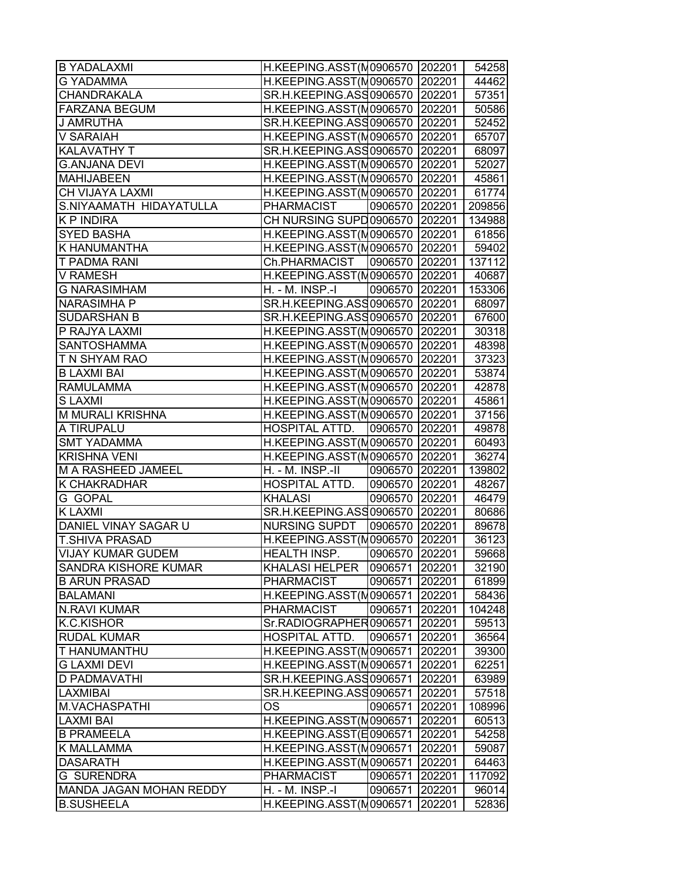| B YADALAXMI | H.KEEPING.ASST(M | 0906570 | 202201 | 54258 |
|---|---|---|---|---|
| G YADAMMA | H.KEEPING.ASST(M | 0906570 | 202201 | 44462 |
| CHANDRAKALA | SR.H.KEEPING.ASS | 0906570 | 202201 | 57351 |
| FARZANA BEGUM | H.KEEPING.ASST(M | 0906570 | 202201 | 50586 |
| J AMRUTHA | SR.H.KEEPING.ASS | 0906570 | 202201 | 52452 |
| V SARAIAH | H.KEEPING.ASST(M | 0906570 | 202201 | 65707 |
| KALAVATHY T | SR.H.KEEPING.ASS | 0906570 | 202201 | 68097 |
| G.ANJANA DEVI | H.KEEPING.ASST(M | 0906570 | 202201 | 52027 |
| MAHIJABEEN | H.KEEPING.ASST(M | 0906570 | 202201 | 45861 |
| CH VIJAYA LAXMI | H.KEEPING.ASST(M | 0906570 | 202201 | 61774 |
| S.NIYAAMATH HIDAYATULLA | PHARMACIST | 0906570 | 202201 | 209856 |
| K P INDIRA | CH NURSING SUPD | 0906570 | 202201 | 134988 |
| SYED BASHA | H.KEEPING.ASST(M | 0906570 | 202201 | 61856 |
| K HANUMANTHA | H.KEEPING.ASST(M | 0906570 | 202201 | 59402 |
| T PADMA RANI | Ch.PHARMACIST | 0906570 | 202201 | 137112 |
| V RAMESH | H.KEEPING.ASST(M | 0906570 | 202201 | 40687 |
| G NARASIMHAM | H. - M. INSP.-I | 0906570 | 202201 | 153306 |
| NARASIMHA P | SR.H.KEEPING.ASS | 0906570 | 202201 | 68097 |
| SUDARSHAN B | SR.H.KEEPING.ASS | 0906570 | 202201 | 67600 |
| P RAJYA LAXMI | H.KEEPING.ASST(M | 0906570 | 202201 | 30318 |
| SANTOSHAMMA | H.KEEPING.ASST(M | 0906570 | 202201 | 48398 |
| T N SHYAM RAO | H.KEEPING.ASST(M | 0906570 | 202201 | 37323 |
| B LAXMI BAI | H.KEEPING.ASST(M | 0906570 | 202201 | 53874 |
| RAMULAMMA | H.KEEPING.ASST(M | 0906570 | 202201 | 42878 |
| S LAXMI | H.KEEPING.ASST(M | 0906570 | 202201 | 45861 |
| M MURALI KRISHNA | H.KEEPING.ASST(M | 0906570 | 202201 | 37156 |
| A TIRUPALU | HOSPITAL ATTD. | 0906570 | 202201 | 49878 |
| SMT YADAMMA | H.KEEPING.ASST(M | 0906570 | 202201 | 60493 |
| KRISHNA VENI | H.KEEPING.ASST(M | 0906570 | 202201 | 36274 |
| M A RASHEED JAMEEL | H. - M. INSP.-II | 0906570 | 202201 | 139802 |
| K CHAKRADHAR | HOSPITAL ATTD. | 0906570 | 202201 | 48267 |
| G GOPAL | KHALASI | 0906570 | 202201 | 46479 |
| K LAXMI | SR.H.KEEPING.ASS | 0906570 | 202201 | 80686 |
| DANIEL VINAY SAGAR U | NURSING SUPDT | 0906570 | 202201 | 89678 |
| T.SHIVA PRASAD | H.KEEPING.ASST(M | 0906570 | 202201 | 36123 |
| VIJAY KUMAR GUDEM | HEALTH INSP. | 0906570 | 202201 | 59668 |
| SANDRA KISHORE KUMAR | KHALASI HELPER | 0906571 | 202201 | 32190 |
| B ARUN PRASAD | PHARMACIST | 0906571 | 202201 | 61899 |
| BALAMANI | H.KEEPING.ASST(M | 0906571 | 202201 | 58436 |
| N.RAVI KUMAR | PHARMACIST | 0906571 | 202201 | 104248 |
| K.C.KISHOR | Sr.RADIOGRAPHER | 0906571 | 202201 | 59513 |
| RUDAL KUMAR | HOSPITAL ATTD. | 0906571 | 202201 | 36564 |
| T HANUMANTHU | H.KEEPING.ASST(M | 0906571 | 202201 | 39300 |
| G LAXMI DEVI | H.KEEPING.ASST(M | 0906571 | 202201 | 62251 |
| D PADMAVATHI | SR.H.KEEPING.ASS | 0906571 | 202201 | 63989 |
| LAXMIBAI | SR.H.KEEPING.ASS | 0906571 | 202201 | 57518 |
| M.VACHASPATHI | OS | 0906571 | 202201 | 108996 |
| LAXMI BAI | H.KEEPING.ASST(M | 0906571 | 202201 | 60513 |
| B PRAMEELA | H.KEEPING.ASST(E | 0906571 | 202201 | 54258 |
| K MALLAMMA | H.KEEPING.ASST(M | 0906571 | 202201 | 59087 |
| DASARATH | H.KEEPING.ASST(M | 0906571 | 202201 | 64463 |
| G SURENDRA | PHARMACIST | 0906571 | 202201 | 117092 |
| MANDA JAGAN MOHAN REDDY | H. - M. INSP.-I | 0906571 | 202201 | 96014 |
| B.SUSHEELA | H.KEEPING.ASST(M | 0906571 | 202201 | 52836 |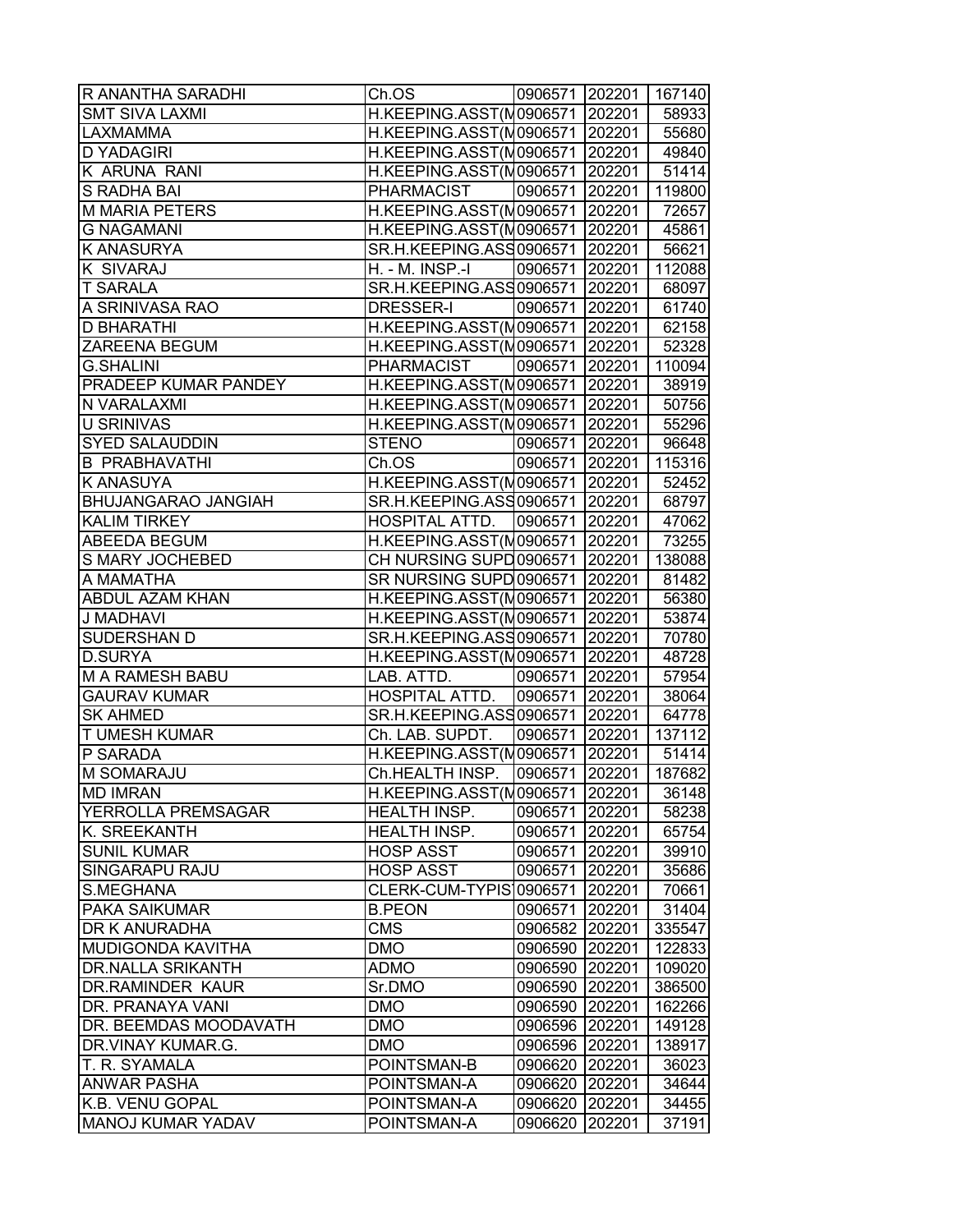| R ANANTHA SARADHI | Ch.OS | 0906571 | 202201 | 167140 |
|---|---|---|---|---|
| SMT SIVA LAXMI | H.KEEPING.ASST(M | 0906571 | 202201 | 58933 |
| LAXMAMMA | H.KEEPING.ASST(M | 0906571 | 202201 | 55680 |
| D YADAGIRI | H.KEEPING.ASST(M | 0906571 | 202201 | 49840 |
| K ARUNA RANI | H.KEEPING.ASST(M | 0906571 | 202201 | 51414 |
| S RADHA BAI | PHARMACIST | 0906571 | 202201 | 119800 |
| M MARIA PETERS | H.KEEPING.ASST(M | 0906571 | 202201 | 72657 |
| G NAGAMANI | H.KEEPING.ASST(M | 0906571 | 202201 | 45861 |
| K ANASURYA | SR.H.KEEPING.ASS | 0906571 | 202201 | 56621 |
| K SIVARAJ | H. - M. INSP.-I | 0906571 | 202201 | 112088 |
| T SARALA | SR.H.KEEPING.ASS | 0906571 | 202201 | 68097 |
| A SRINIVASA RAO | DRESSER-I | 0906571 | 202201 | 61740 |
| D BHARATHI | H.KEEPING.ASST(M | 0906571 | 202201 | 62158 |
| ZAREENA BEGUM | H.KEEPING.ASST(M | 0906571 | 202201 | 52328 |
| G.SHALINI | PHARMACIST | 0906571 | 202201 | 110094 |
| PRADEEP KUMAR PANDEY | H.KEEPING.ASST(M | 0906571 | 202201 | 38919 |
| N VARALAXMI | H.KEEPING.ASST(M | 0906571 | 202201 | 50756 |
| U SRINIVAS | H.KEEPING.ASST(M | 0906571 | 202201 | 55296 |
| SYED SALAUDDIN | STENO | 0906571 | 202201 | 96648 |
| B PRABHAVATHI | Ch.OS | 0906571 | 202201 | 115316 |
| K ANASUYA | H.KEEPING.ASST(M | 0906571 | 202201 | 52452 |
| BHUJANGARAO JANGIAH | SR.H.KEEPING.ASS | 0906571 | 202201 | 68797 |
| KALIM TIRKEY | HOSPITAL ATTD. | 0906571 | 202201 | 47062 |
| ABEEDA BEGUM | H.KEEPING.ASST(M | 0906571 | 202201 | 73255 |
| S MARY JOCHEBED | CH NURSING SUPD | 0906571 | 202201 | 138088 |
| A MAMATHA | SR NURSING SUPD | 0906571 | 202201 | 81482 |
| ABDUL AZAM KHAN | H.KEEPING.ASST(M | 0906571 | 202201 | 56380 |
| J MADHAVI | H.KEEPING.ASST(M | 0906571 | 202201 | 53874 |
| SUDERSHAN D | SR.H.KEEPING.ASS | 0906571 | 202201 | 70780 |
| D.SURYA | H.KEEPING.ASST(M | 0906571 | 202201 | 48728 |
| M A RAMESH BABU | LAB. ATTD. | 0906571 | 202201 | 57954 |
| GAURAV KUMAR | HOSPITAL ATTD. | 0906571 | 202201 | 38064 |
| SK AHMED | SR.H.KEEPING.ASS | 0906571 | 202201 | 64778 |
| T UMESH KUMAR | Ch. LAB. SUPDT. | 0906571 | 202201 | 137112 |
| P SARADA | H.KEEPING.ASST(M | 0906571 | 202201 | 51414 |
| M SOMARAJU | Ch.HEALTH INSP. | 0906571 | 202201 | 187682 |
| MD IMRAN | H.KEEPING.ASST(M | 0906571 | 202201 | 36148 |
| YERROLLA PREMSAGAR | HEALTH INSP. | 0906571 | 202201 | 58238 |
| K. SREEKANTH | HEALTH INSP. | 0906571 | 202201 | 65754 |
| SUNIL KUMAR | HOSP ASST | 0906571 | 202201 | 39910 |
| SINGARAPU RAJU | HOSP ASST | 0906571 | 202201 | 35686 |
| S.MEGHANA | CLERK-CUM-TYPIS | 0906571 | 202201 | 70661 |
| PAKA SAIKUMAR | B.PEON | 0906571 | 202201 | 31404 |
| DR K ANURADHA | CMS | 0906582 | 202201 | 335547 |
| MUDIGONDA KAVITHA | DMO | 0906590 | 202201 | 122833 |
| DR.NALLA SRIKANTH | ADMO | 0906590 | 202201 | 109020 |
| DR.RAMINDER KAUR | Sr.DMO | 0906590 | 202201 | 386500 |
| DR. PRANAYA VANI | DMO | 0906590 | 202201 | 162266 |
| DR. BEEMDAS MOODAVATH | DMO | 0906596 | 202201 | 149128 |
| DR.VINAY KUMAR.G. | DMO | 0906596 | 202201 | 138917 |
| T. R. SYAMALA | POINTSMAN-B | 0906620 | 202201 | 36023 |
| ANWAR PASHA | POINTSMAN-A | 0906620 | 202201 | 34644 |
| K.B. VENU GOPAL | POINTSMAN-A | 0906620 | 202201 | 34455 |
| MANOJ KUMAR YADAV | POINTSMAN-A | 0906620 | 202201 | 37191 |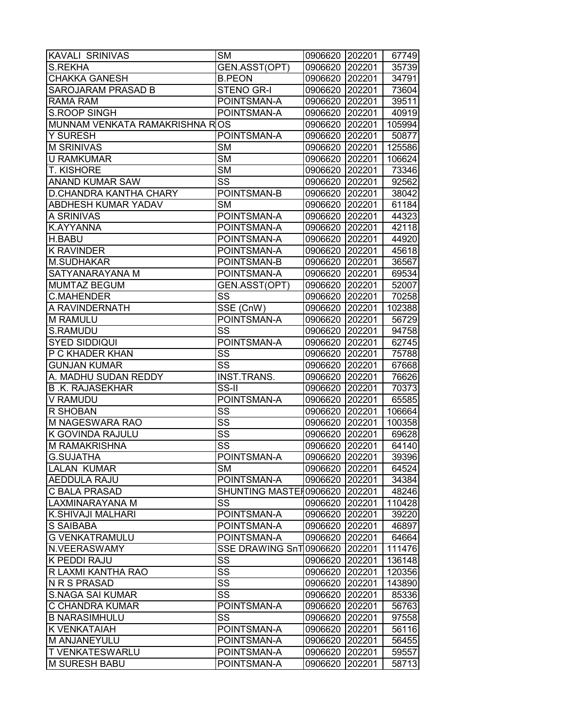| | | | | |
|---|---|---|---|---|
| KAVALI SRINIVAS | SM | 0906620 | 202201 | 67749 |
| S.REKHA | GEN.ASST(OPT) | 0906620 | 202201 | 35739 |
| CHAKKA GANESH | B.PEON | 0906620 | 202201 | 34791 |
| SAROJARAM PRASAD B | STENO GR-I | 0906620 | 202201 | 73604 |
| RAMA RAM | POINTSMAN-A | 0906620 | 202201 | 39511 |
| S.ROOP SINGH | POINTSMAN-A | 0906620 | 202201 | 40919 |
| MUNNAM VENKATA RAMAKRISHNA R | OS | 0906620 | 202201 | 105994 |
| Y SURESH | POINTSMAN-A | 0906620 | 202201 | 50877 |
| M SRINIVAS | SM | 0906620 | 202201 | 125586 |
| U RAMKUMAR | SM | 0906620 | 202201 | 106624 |
| T. KISHORE | SM | 0906620 | 202201 | 73346 |
| ANAND KUMAR SAW | SS | 0906620 | 202201 | 92562 |
| D.CHANDRA KANTHA CHARY | POINTSMAN-B | 0906620 | 202201 | 38042 |
| ABDHESH KUMAR YADAV | SM | 0906620 | 202201 | 61184 |
| A SRINIVAS | POINTSMAN-A | 0906620 | 202201 | 44323 |
| K.AYYANNA | POINTSMAN-A | 0906620 | 202201 | 42118 |
| H.BABU | POINTSMAN-A | 0906620 | 202201 | 44920 |
| K RAVINDER | POINTSMAN-A | 0906620 | 202201 | 45618 |
| M.SUDHAKAR | POINTSMAN-B | 0906620 | 202201 | 36567 |
| SATYANARAYANA M | POINTSMAN-A | 0906620 | 202201 | 69534 |
| MUMTAZ BEGUM | GEN.ASST(OPT) | 0906620 | 202201 | 52007 |
| C.MAHENDER | SS | 0906620 | 202201 | 70258 |
| A RAVINDERNATH | SSE (CnW) | 0906620 | 202201 | 102388 |
| M RAMULU | POINTSMAN-A | 0906620 | 202201 | 56729 |
| S.RAMUDU | SS | 0906620 | 202201 | 94758 |
| SYED SIDDIQUI | POINTSMAN-A | 0906620 | 202201 | 62745 |
| P C KHADER KHAN | SS | 0906620 | 202201 | 75788 |
| GUNJAN KUMAR | SS | 0906620 | 202201 | 67668 |
| A. MADHU SUDAN REDDY | INST.TRANS. | 0906620 | 202201 | 76626 |
| B .K. RAJASEKHAR | SS-II | 0906620 | 202201 | 70373 |
| V RAMUDU | POINTSMAN-A | 0906620 | 202201 | 65585 |
| R SHOBAN | SS | 0906620 | 202201 | 106664 |
| M NAGESWARA RAO | SS | 0906620 | 202201 | 100358 |
| K GOVINDA RAJULU | SS | 0906620 | 202201 | 69628 |
| M RAMAKRISHNA | SS | 0906620 | 202201 | 64140 |
| G.SUJATHA | POINTSMAN-A | 0906620 | 202201 | 39396 |
| LALAN KUMAR | SM | 0906620 | 202201 | 64524 |
| AEDDULA RAJU | POINTSMAN-A | 0906620 | 202201 | 34384 |
| C BALA PRASAD | SHUNTING MASTEI | 0906620 | 202201 | 48246 |
| LAXMINARAYANA M | SS | 0906620 | 202201 | 110428 |
| K.SHIVAJI MALHARI | POINTSMAN-A | 0906620 | 202201 | 39220 |
| S SAIBABA | POINTSMAN-A | 0906620 | 202201 | 46897 |
| G VENKATRAMULU | POINTSMAN-A | 0906620 | 202201 | 64664 |
| N.VEERASWAMY | SSE DRAWING SnT | 0906620 | 202201 | 111476 |
| K PEDDI RAJU | SS | 0906620 | 202201 | 136148 |
| R LAXMI KANTHA RAO | SS | 0906620 | 202201 | 120356 |
| N R S PRASAD | SS | 0906620 | 202201 | 143890 |
| S.NAGA SAI KUMAR | SS | 0906620 | 202201 | 85336 |
| C CHANDRA KUMAR | POINTSMAN-A | 0906620 | 202201 | 56763 |
| B NARASIMHULU | SS | 0906620 | 202201 | 97558 |
| K VENKATAIAH | POINTSMAN-A | 0906620 | 202201 | 56116 |
| M ANJANEYULU | POINTSMAN-A | 0906620 | 202201 | 56455 |
| T VENKATESWARLU | POINTSMAN-A | 0906620 | 202201 | 59557 |
| M SURESH BABU | POINTSMAN-A | 0906620 | 202201 | 58713 |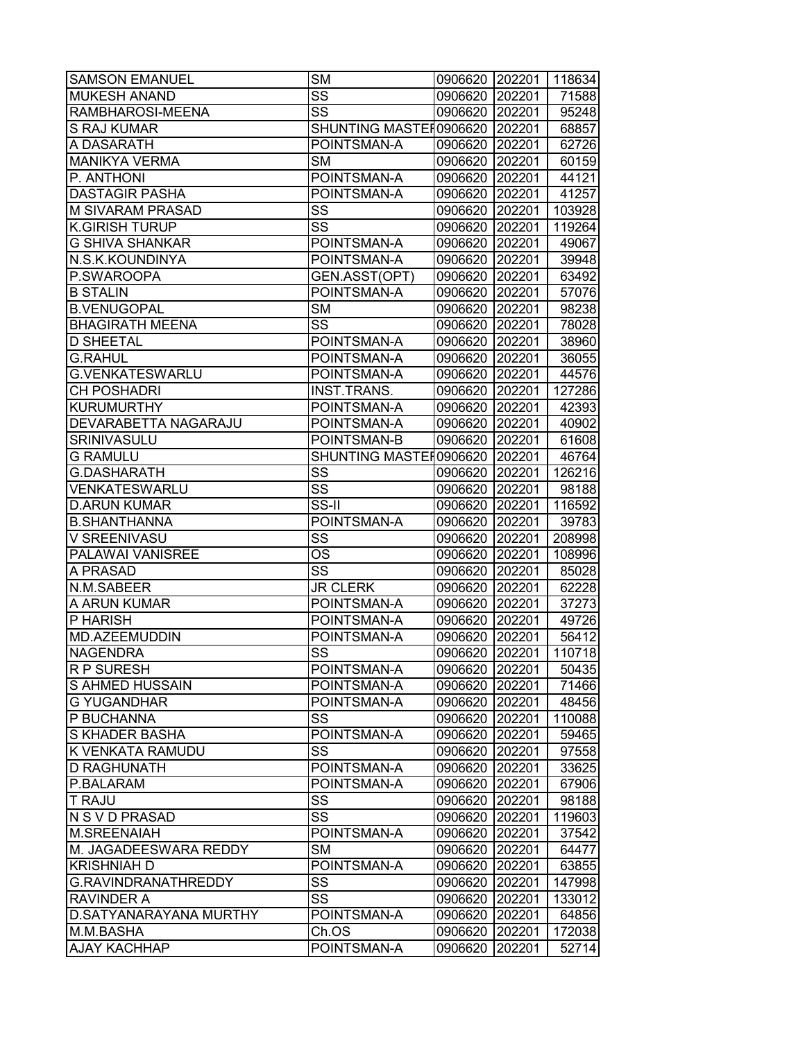| SAMSON EMANUEL | SM | 0906620 | 202201 | 118634 |
|---|---|---|---|---|
| MUKESH ANAND | SS | 0906620 | 202201 | 71588 |
| RAMBHAROSI-MEENA | SS | 0906620 | 202201 | 95248 |
| S RAJ KUMAR | SHUNTING MASTEI | 0906620 | 202201 | 68857 |
| A DASARATH | POINTSMAN-A | 0906620 | 202201 | 62726 |
| MANIKYA VERMA | SM | 0906620 | 202201 | 60159 |
| P. ANTHONI | POINTSMAN-A | 0906620 | 202201 | 44121 |
| DASTAGIR PASHA | POINTSMAN-A | 0906620 | 202201 | 41257 |
| M SIVARAM PRASAD | SS | 0906620 | 202201 | 103928 |
| K.GIRISH TURUP | SS | 0906620 | 202201 | 119264 |
| G SHIVA SHANKAR | POINTSMAN-A | 0906620 | 202201 | 49067 |
| N.S.K.KOUNDINYA | POINTSMAN-A | 0906620 | 202201 | 39948 |
| P.SWAROOPA | GEN.ASST(OPT) | 0906620 | 202201 | 63492 |
| B STALIN | POINTSMAN-A | 0906620 | 202201 | 57076 |
| B.VENUGOPAL | SM | 0906620 | 202201 | 98238 |
| BHAGIRATH MEENA | SS | 0906620 | 202201 | 78028 |
| D SHEETAL | POINTSMAN-A | 0906620 | 202201 | 38960 |
| G.RAHUL | POINTSMAN-A | 0906620 | 202201 | 36055 |
| G.VENKATESWARLU | POINTSMAN-A | 0906620 | 202201 | 44576 |
| CH POSHADRI | INST.TRANS. | 0906620 | 202201 | 127286 |
| KURUMURTHY | POINTSMAN-A | 0906620 | 202201 | 42393 |
| DEVARABETTA NAGARAJU | POINTSMAN-A | 0906620 | 202201 | 40902 |
| SRINIVASULU | POINTSMAN-B | 0906620 | 202201 | 61608 |
| G RAMULU | SHUNTING MASTEI | 0906620 | 202201 | 46764 |
| G.DASHARATH | SS | 0906620 | 202201 | 126216 |
| VENKATESWARLU | SS | 0906620 | 202201 | 98188 |
| D.ARUN KUMAR | SS-II | 0906620 | 202201 | 116592 |
| B.SHANTHANNA | POINTSMAN-A | 0906620 | 202201 | 39783 |
| V SREENIVASU | SS | 0906620 | 202201 | 208998 |
| PALAWAI VANISREE | OS | 0906620 | 202201 | 108996 |
| A PRASAD | SS | 0906620 | 202201 | 85028 |
| N.M.SABEER | JR CLERK | 0906620 | 202201 | 62228 |
| A ARUN KUMAR | POINTSMAN-A | 0906620 | 202201 | 37273 |
| P HARISH | POINTSMAN-A | 0906620 | 202201 | 49726 |
| MD.AZEEMUDDIN | POINTSMAN-A | 0906620 | 202201 | 56412 |
| NAGENDRA | SS | 0906620 | 202201 | 110718 |
| R P SURESH | POINTSMAN-A | 0906620 | 202201 | 50435 |
| S AHMED HUSSAIN | POINTSMAN-A | 0906620 | 202201 | 71466 |
| G YUGANDHAR | POINTSMAN-A | 0906620 | 202201 | 48456 |
| P BUCHANNA | SS | 0906620 | 202201 | 110088 |
| S KHADER BASHA | POINTSMAN-A | 0906620 | 202201 | 59465 |
| K VENKATA RAMUDU | SS | 0906620 | 202201 | 97558 |
| D RAGHUNATH | POINTSMAN-A | 0906620 | 202201 | 33625 |
| P.BALARAM | POINTSMAN-A | 0906620 | 202201 | 67906 |
| T RAJU | SS | 0906620 | 202201 | 98188 |
| N S V D PRASAD | SS | 0906620 | 202201 | 119603 |
| M.SREENAIAH | POINTSMAN-A | 0906620 | 202201 | 37542 |
| M. JAGADEESWARA REDDY | SM | 0906620 | 202201 | 64477 |
| KRISHNIAH D | POINTSMAN-A | 0906620 | 202201 | 63855 |
| G.RAVINDRANATHREDDY | SS | 0906620 | 202201 | 147998 |
| RAVINDER A | SS | 0906620 | 202201 | 133012 |
| D.SATYANARAYANA MURTHY | POINTSMAN-A | 0906620 | 202201 | 64856 |
| M.M.BASHA | Ch.OS | 0906620 | 202201 | 172038 |
| AJAY KACHHAP | POINTSMAN-A | 0906620 | 202201 | 52714 |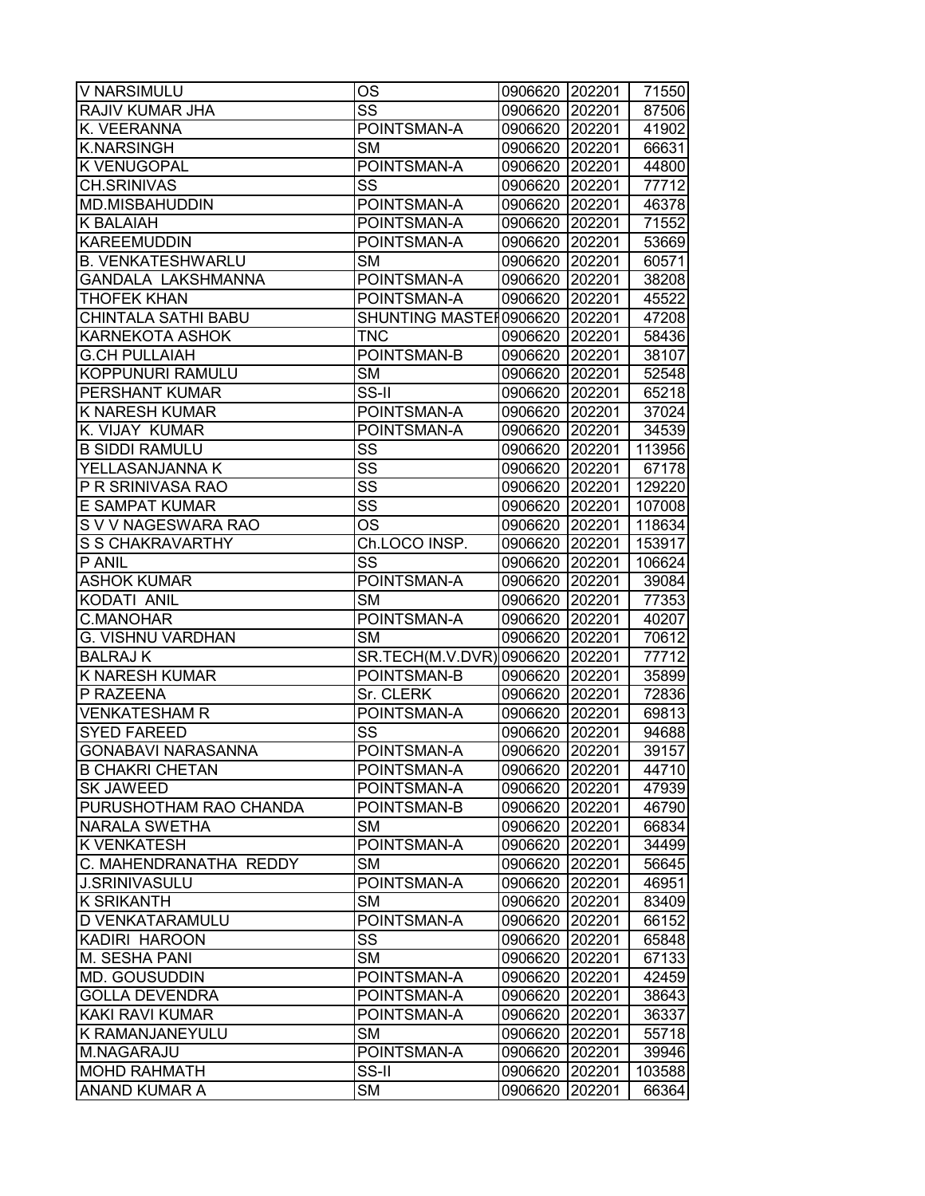| | | | | |
|---|---|---|---|---|
| V NARSIMULU | OS | 0906620 | 202201 | 71550 |
| RAJIV KUMAR JHA | SS | 0906620 | 202201 | 87506 |
| K. VEERANNA | POINTSMAN-A | 0906620 | 202201 | 41902 |
| K.NARSINGH | SM | 0906620 | 202201 | 66631 |
| K VENUGOPAL | POINTSMAN-A | 0906620 | 202201 | 44800 |
| CH.SRINIVAS | SS | 0906620 | 202201 | 77712 |
| MD.MISBAHUDDIN | POINTSMAN-A | 0906620 | 202201 | 46378 |
| K BALAIAH | POINTSMAN-A | 0906620 | 202201 | 71552 |
| KAREEMUDDIN | POINTSMAN-A | 0906620 | 202201 | 53669 |
| B. VENKATESHWARLU | SM | 0906620 | 202201 | 60571 |
| GANDALA LAKSHMANNA | POINTSMAN-A | 0906620 | 202201 | 38208 |
| THOFEK KHAN | POINTSMAN-A | 0906620 | 202201 | 45522 |
| CHINTALA SATHI BABU | SHUNTING MASTEF | 0906620 | 202201 | 47208 |
| KARNEKOTA ASHOK | TNC | 0906620 | 202201 | 58436 |
| G.CH PULLAIAH | POINTSMAN-B | 0906620 | 202201 | 38107 |
| KOPPUNURI RAMULU | SM | 0906620 | 202201 | 52548 |
| PERSHANT KUMAR | SS-II | 0906620 | 202201 | 65218 |
| K NARESH KUMAR | POINTSMAN-A | 0906620 | 202201 | 37024 |
| K. VIJAY KUMAR | POINTSMAN-A | 0906620 | 202201 | 34539 |
| B SIDDI RAMULU | SS | 0906620 | 202201 | 113956 |
| YELLASANJANNA K | SS | 0906620 | 202201 | 67178 |
| P R SRINIVASA RAO | SS | 0906620 | 202201 | 129220 |
| E SAMPAT KUMAR | SS | 0906620 | 202201 | 107008 |
| S V V NAGESWARA RAO | OS | 0906620 | 202201 | 118634 |
| S S CHAKRAVARTHY | Ch.LOCO INSP. | 0906620 | 202201 | 153917 |
| P ANIL | SS | 0906620 | 202201 | 106624 |
| ASHOK KUMAR | POINTSMAN-A | 0906620 | 202201 | 39084 |
| KODATI ANIL | SM | 0906620 | 202201 | 77353 |
| C.MANOHAR | POINTSMAN-A | 0906620 | 202201 | 40207 |
| G. VISHNU VARDHAN | SM | 0906620 | 202201 | 70612 |
| BALRAJ K | SR.TECH(M.V.DVR) | 0906620 | 202201 | 77712 |
| K NARESH KUMAR | POINTSMAN-B | 0906620 | 202201 | 35899 |
| P RAZEENA | Sr. CLERK | 0906620 | 202201 | 72836 |
| VENKATESHAM R | POINTSMAN-A | 0906620 | 202201 | 69813 |
| SYED FAREED | SS | 0906620 | 202201 | 94688 |
| GONABAVI NARASANNA | POINTSMAN-A | 0906620 | 202201 | 39157 |
| B CHAKRI CHETAN | POINTSMAN-A | 0906620 | 202201 | 44710 |
| SK JAWEED | POINTSMAN-A | 0906620 | 202201 | 47939 |
| PURUSHOTHAM RAO CHANDA | POINTSMAN-B | 0906620 | 202201 | 46790 |
| NARALA SWETHA | SM | 0906620 | 202201 | 66834 |
| K VENKATESH | POINTSMAN-A | 0906620 | 202201 | 34499 |
| C. MAHENDRANATHA REDDY | SM | 0906620 | 202201 | 56645 |
| J.SRINIVASULU | POINTSMAN-A | 0906620 | 202201 | 46951 |
| K SRIKANTH | SM | 0906620 | 202201 | 83409 |
| D VENKATARAMULU | POINTSMAN-A | 0906620 | 202201 | 66152 |
| KADIRI HAROON | SS | 0906620 | 202201 | 65848 |
| M. SESHA PANI | SM | 0906620 | 202201 | 67133 |
| MD. GOUSUDDIN | POINTSMAN-A | 0906620 | 202201 | 42459 |
| GOLLA DEVENDRA | POINTSMAN-A | 0906620 | 202201 | 38643 |
| KAKI RAVI KUMAR | POINTSMAN-A | 0906620 | 202201 | 36337 |
| K RAMANJANEYULU | SM | 0906620 | 202201 | 55718 |
| M.NAGARAJU | POINTSMAN-A | 0906620 | 202201 | 39946 |
| MOHD RAHMATH | SS-II | 0906620 | 202201 | 103588 |
| ANAND KUMAR A | SM | 0906620 | 202201 | 66364 |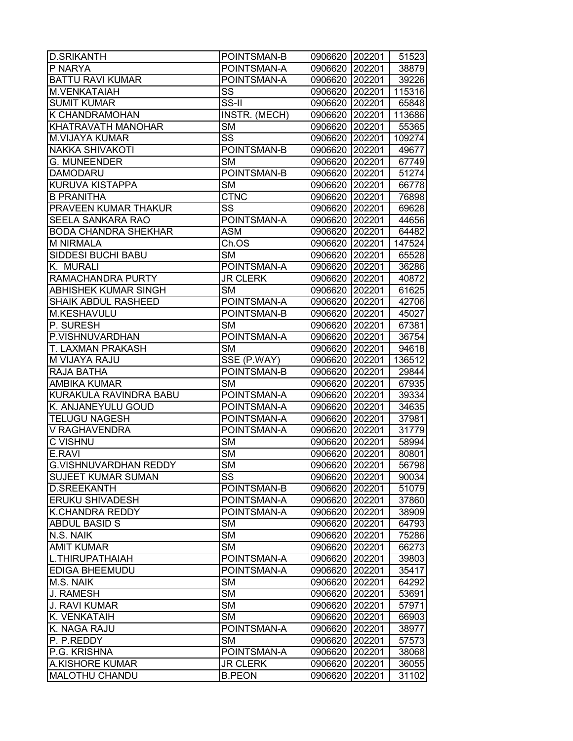| | | | | |
|---|---|---|---|---|
| D.SRIKANTH | POINTSMAN-B | 0906620 | 202201 | 51523 |
| P NARYA | POINTSMAN-A | 0906620 | 202201 | 38879 |
| BATTU RAVI KUMAR | POINTSMAN-A | 0906620 | 202201 | 39226 |
| M.VENKATAIAH | SS | 0906620 | 202201 | 115316 |
| SUMIT KUMAR | SS-II | 0906620 | 202201 | 65848 |
| K CHANDRAMOHAN | INSTR. (MECH) | 0906620 | 202201 | 113686 |
| KHATRAVATH MANOHAR | SM | 0906620 | 202201 | 55365 |
| M.VIJAYA KUMAR | SS | 0906620 | 202201 | 109274 |
| NAKKA SHIVAKOTI | POINTSMAN-B | 0906620 | 202201 | 49677 |
| G. MUNEENDER | SM | 0906620 | 202201 | 67749 |
| DAMODARU | POINTSMAN-B | 0906620 | 202201 | 51274 |
| KURUVA KISTAPPA | SM | 0906620 | 202201 | 66778 |
| B PRANITHA | CTNC | 0906620 | 202201 | 76898 |
| PRAVEEN KUMAR THAKUR | SS | 0906620 | 202201 | 69628 |
| SEELA SANKARA RAO | POINTSMAN-A | 0906620 | 202201 | 44656 |
| BODA CHANDRA SHEKHAR | ASM | 0906620 | 202201 | 64482 |
| M NIRMALA | Ch.OS | 0906620 | 202201 | 147524 |
| SIDDESI BUCHI BABU | SM | 0906620 | 202201 | 65528 |
| K. MURALI | POINTSMAN-A | 0906620 | 202201 | 36286 |
| RAMACHANDRA PURTY | JR CLERK | 0906620 | 202201 | 40872 |
| ABHISHEK KUMAR SINGH | SM | 0906620 | 202201 | 61625 |
| SHAIK ABDUL RASHEED | POINTSMAN-A | 0906620 | 202201 | 42706 |
| M.KESHAVULU | POINTSMAN-B | 0906620 | 202201 | 45027 |
| P. SURESH | SM | 0906620 | 202201 | 67381 |
| P.VISHNUVARDHAN | POINTSMAN-A | 0906620 | 202201 | 36754 |
| T. LAXMAN PRAKASH | SM | 0906620 | 202201 | 94618 |
| M VIJAYA RAJU | SSE (P.WAY) | 0906620 | 202201 | 136512 |
| RAJA BATHA | POINTSMAN-B | 0906620 | 202201 | 29844 |
| AMBIKA KUMAR | SM | 0906620 | 202201 | 67935 |
| KURAKULA RAVINDRA BABU | POINTSMAN-A | 0906620 | 202201 | 39334 |
| K. ANJANEYULU GOUD | POINTSMAN-A | 0906620 | 202201 | 34635 |
| TELUGU NAGESH | POINTSMAN-A | 0906620 | 202201 | 37981 |
| V RAGHAVENDRA | POINTSMAN-A | 0906620 | 202201 | 31779 |
| C VISHNU | SM | 0906620 | 202201 | 58994 |
| E.RAVI | SM | 0906620 | 202201 | 80801 |
| G.VISHNUVARDHAN REDDY | SM | 0906620 | 202201 | 56798 |
| SUJEET KUMAR SUMAN | SS | 0906620 | 202201 | 90034 |
| D.SREEKANTH | POINTSMAN-B | 0906620 | 202201 | 51079 |
| ERUKU SHIVADESH | POINTSMAN-A | 0906620 | 202201 | 37860 |
| K.CHANDRA REDDY | POINTSMAN-A | 0906620 | 202201 | 38909 |
| ABDUL BASID S | SM | 0906620 | 202201 | 64793 |
| N.S. NAIK | SM | 0906620 | 202201 | 75286 |
| AMIT KUMAR | SM | 0906620 | 202201 | 66273 |
| L.THIRUPATHAIAH | POINTSMAN-A | 0906620 | 202201 | 39803 |
| EDIGA BHEEMUDU | POINTSMAN-A | 0906620 | 202201 | 35417 |
| M.S. NAIK | SM | 0906620 | 202201 | 64292 |
| J. RAMESH | SM | 0906620 | 202201 | 53691 |
| J. RAVI KUMAR | SM | 0906620 | 202201 | 57971 |
| K. VENKATAIH | SM | 0906620 | 202201 | 66903 |
| K. NAGA RAJU | POINTSMAN-A | 0906620 | 202201 | 38977 |
| P. P.REDDY | SM | 0906620 | 202201 | 57573 |
| P.G. KRISHNA | POINTSMAN-A | 0906620 | 202201 | 38068 |
| A.KISHORE KUMAR | JR CLERK | 0906620 | 202201 | 36055 |
| MALOTHU CHANDU | B.PEON | 0906620 | 202201 | 31102 |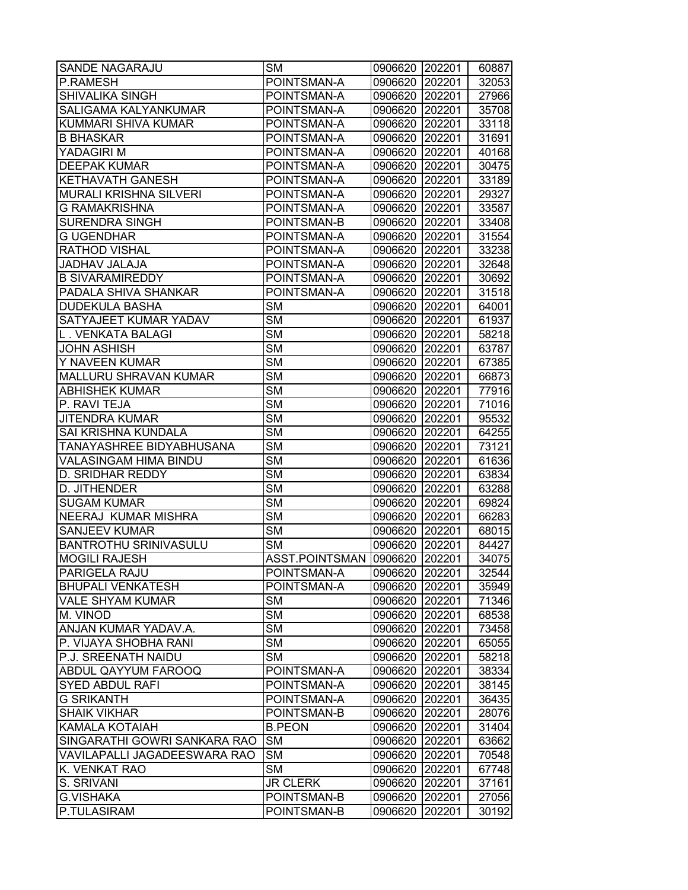| SANDE NAGARAJU | SM | 0906620 | 202201 | 60887 |
|---|---|---|---|---|
| P.RAMESH | POINTSMAN-A | 0906620 | 202201 | 32053 |
| SHIVALIKA SINGH | POINTSMAN-A | 0906620 | 202201 | 27966 |
| SALIGAMA KALYANKUMAR | POINTSMAN-A | 0906620 | 202201 | 35708 |
| KUMMARI SHIVA KUMAR | POINTSMAN-A | 0906620 | 202201 | 33118 |
| B BHASKAR | POINTSMAN-A | 0906620 | 202201 | 31691 |
| YADAGIRI M | POINTSMAN-A | 0906620 | 202201 | 40168 |
| DEEPAK KUMAR | POINTSMAN-A | 0906620 | 202201 | 30475 |
| KETHAVATH GANESH | POINTSMAN-A | 0906620 | 202201 | 33189 |
| MURALI KRISHNA SILVERI | POINTSMAN-A | 0906620 | 202201 | 29327 |
| G RAMAKRISHNA | POINTSMAN-A | 0906620 | 202201 | 33587 |
| SURENDRA SINGH | POINTSMAN-B | 0906620 | 202201 | 33408 |
| G UGENDHAR | POINTSMAN-A | 0906620 | 202201 | 31554 |
| RATHOD VISHAL | POINTSMAN-A | 0906620 | 202201 | 33238 |
| JADHAV JALAJA | POINTSMAN-A | 0906620 | 202201 | 32648 |
| B SIVARAMIREDDY | POINTSMAN-A | 0906620 | 202201 | 30692 |
| PADALA SHIVA SHANKAR | POINTSMAN-A | 0906620 | 202201 | 31518 |
| DUDEKULA BASHA | SM | 0906620 | 202201 | 64001 |
| SATYAJEET KUMAR YADAV | SM | 0906620 | 202201 | 61937 |
| L . VENKATA BALAGI | SM | 0906620 | 202201 | 58218 |
| JOHN ASHISH | SM | 0906620 | 202201 | 63787 |
| Y NAVEEN KUMAR | SM | 0906620 | 202201 | 67385 |
| MALLURU SHRAVAN KUMAR | SM | 0906620 | 202201 | 66873 |
| ABHISHEK KUMAR | SM | 0906620 | 202201 | 77916 |
| P. RAVI TEJA | SM | 0906620 | 202201 | 71016 |
| JITENDRA KUMAR | SM | 0906620 | 202201 | 95532 |
| SAI KRISHNA KUNDALA | SM | 0906620 | 202201 | 64255 |
| TANAYASHREE BIDYABHUSANA | SM | 0906620 | 202201 | 73121 |
| VALASINGAM HIMA BINDU | SM | 0906620 | 202201 | 61636 |
| D. SRIDHAR REDDY | SM | 0906620 | 202201 | 63834 |
| D. JITHENDER | SM | 0906620 | 202201 | 63288 |
| SUGAM KUMAR | SM | 0906620 | 202201 | 69824 |
| NEERAJ KUMAR MISHRA | SM | 0906620 | 202201 | 66283 |
| SANJEEV KUMAR | SM | 0906620 | 202201 | 68015 |
| BANTROTHU SRINIVASULU | SM | 0906620 | 202201 | 84427 |
| MOGILI RAJESH | ASST.POINTSMAN | 0906620 | 202201 | 34075 |
| PARIGELA RAJU | POINTSMAN-A | 0906620 | 202201 | 32544 |
| BHUPALI VENKATESH | POINTSMAN-A | 0906620 | 202201 | 35949 |
| VALE SHYAM KUMAR | SM | 0906620 | 202201 | 71346 |
| M. VINOD | SM | 0906620 | 202201 | 68538 |
| ANJAN KUMAR YADAV.A. | SM | 0906620 | 202201 | 73458 |
| P. VIJAYA SHOBHA RANI | SM | 0906620 | 202201 | 65055 |
| P.J. SREENATH NAIDU | SM | 0906620 | 202201 | 58218 |
| ABDUL QAYYUM FAROOQ | POINTSMAN-A | 0906620 | 202201 | 38334 |
| SYED ABDUL RAFI | POINTSMAN-A | 0906620 | 202201 | 38145 |
| G SRIKANTH | POINTSMAN-A | 0906620 | 202201 | 36435 |
| SHAIK VIKHAR | POINTSMAN-B | 0906620 | 202201 | 28076 |
| KAMALA KOTAIAH | B.PEON | 0906620 | 202201 | 31404 |
| SINGARATHI GOWRI SANKARA RAO | SM | 0906620 | 202201 | 63662 |
| VAVILAPALLI JAGADEESWARA RAO | SM | 0906620 | 202201 | 70548 |
| K. VENKAT RAO | SM | 0906620 | 202201 | 67748 |
| S. SRIVANI | JR CLERK | 0906620 | 202201 | 37161 |
| G.VISHAKA | POINTSMAN-B | 0906620 | 202201 | 27056 |
| P.TULASIRAM | POINTSMAN-B | 0906620 | 202201 | 30192 |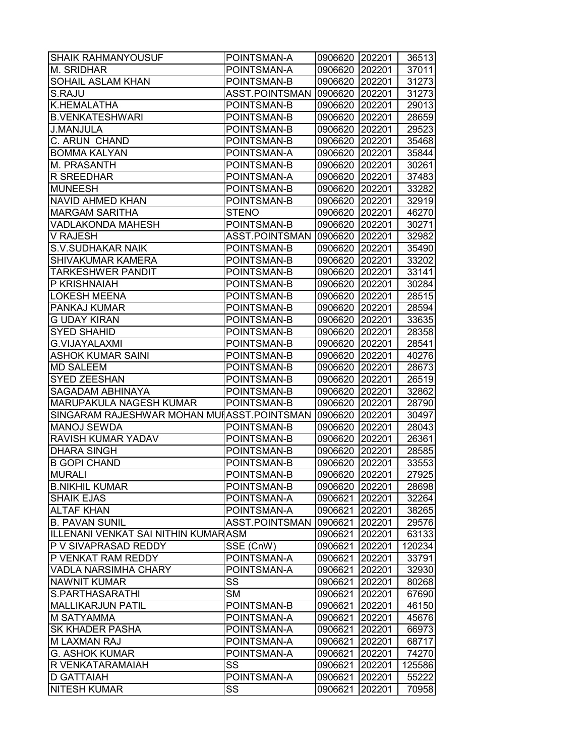| SHAIK RAHMANYOUSUF | POINTSMAN-A | 0906620 | 202201 | 36513 |
|---|---|---|---|---|
| M. SRIDHAR | POINTSMAN-A | 0906620 | 202201 | 37011 |
| SOHAIL ASLAM KHAN | POINTSMAN-B | 0906620 | 202201 | 31273 |
| S.RAJU | ASST.POINTSMAN | 0906620 | 202201 | 31273 |
| K.HEMALATHA | POINTSMAN-B | 0906620 | 202201 | 29013 |
| B.VENKATESHWARI | POINTSMAN-B | 0906620 | 202201 | 28659 |
| J.MANJULA | POINTSMAN-B | 0906620 | 202201 | 29523 |
| C. ARUN CHAND | POINTSMAN-B | 0906620 | 202201 | 35468 |
| BOMMA KALYAN | POINTSMAN-A | 0906620 | 202201 | 35844 |
| M. PRASANTH | POINTSMAN-B | 0906620 | 202201 | 30261 |
| R SREEDHAR | POINTSMAN-A | 0906620 | 202201 | 37483 |
| MUNEESH | POINTSMAN-B | 0906620 | 202201 | 33282 |
| NAVID AHMED KHAN | POINTSMAN-B | 0906620 | 202201 | 32919 |
| MARGAM SARITHA | STENO | 0906620 | 202201 | 46270 |
| VADLAKONDA MAHESH | POINTSMAN-B | 0906620 | 202201 | 30271 |
| V RAJESH | ASST.POINTSMAN | 0906620 | 202201 | 32982 |
| S.V.SUDHAKAR NAIK | POINTSMAN-B | 0906620 | 202201 | 35490 |
| SHIVAKUMAR KAMERA | POINTSMAN-B | 0906620 | 202201 | 33202 |
| TARKESHWER PANDIT | POINTSMAN-B | 0906620 | 202201 | 33141 |
| P KRISHNAIAH | POINTSMAN-B | 0906620 | 202201 | 30284 |
| LOKESH MEENA | POINTSMAN-B | 0906620 | 202201 | 28515 |
| PANKAJ KUMAR | POINTSMAN-B | 0906620 | 202201 | 28594 |
| G UDAY KIRAN | POINTSMAN-B | 0906620 | 202201 | 33635 |
| SYED SHAHID | POINTSMAN-B | 0906620 | 202201 | 28358 |
| G.VIJAYALAXMI | POINTSMAN-B | 0906620 | 202201 | 28541 |
| ASHOK KUMAR SAINI | POINTSMAN-B | 0906620 | 202201 | 40276 |
| MD SALEEM | POINTSMAN-B | 0906620 | 202201 | 28673 |
| SYED ZEESHAN | POINTSMAN-B | 0906620 | 202201 | 26519 |
| SAGADAM ABHINAYA | POINTSMAN-B | 0906620 | 202201 | 32862 |
| MARUPAKULA NAGESH KUMAR | POINTSMAN-B | 0906620 | 202201 | 28790 |
| SINGARAM RAJESHWAR MOHAN MUI | ASST.POINTSMAN | 0906620 | 202201 | 30497 |
| MANOJ SEWDA | POINTSMAN-B | 0906620 | 202201 | 28043 |
| RAVISH KUMAR YADAV | POINTSMAN-B | 0906620 | 202201 | 26361 |
| DHARA SINGH | POINTSMAN-B | 0906620 | 202201 | 28585 |
| B GOPI CHAND | POINTSMAN-B | 0906620 | 202201 | 33553 |
| MURALI | POINTSMAN-B | 0906620 | 202201 | 27925 |
| B.NIKHIL KUMAR | POINTSMAN-B | 0906620 | 202201 | 28698 |
| SHAIK EJAS | POINTSMAN-A | 0906621 | 202201 | 32264 |
| ALTAF KHAN | POINTSMAN-A | 0906621 | 202201 | 38265 |
| B. PAVAN SUNIL | ASST.POINTSMAN | 0906621 | 202201 | 29576 |
| ILLENANI VENKAT SAI NITHIN KUMAR | ASM | 0906621 | 202201 | 63133 |
| P V SIVAPRASAD REDDY | SSE (CnW) | 0906621 | 202201 | 120234 |
| P VENKAT RAM REDDY | POINTSMAN-A | 0906621 | 202201 | 33791 |
| VADLA NARSIMHA CHARY | POINTSMAN-A | 0906621 | 202201 | 32930 |
| NAWNIT KUMAR | SS | 0906621 | 202201 | 80268 |
| S.PARTHASARATHI | SM | 0906621 | 202201 | 67690 |
| MALLIKARJUN PATIL | POINTSMAN-B | 0906621 | 202201 | 46150 |
| M SATYAMMA | POINTSMAN-A | 0906621 | 202201 | 45676 |
| SK KHADER PASHA | POINTSMAN-A | 0906621 | 202201 | 66973 |
| M LAXMAN RAJ | POINTSMAN-A | 0906621 | 202201 | 68717 |
| G. ASHOK KUMAR | POINTSMAN-A | 0906621 | 202201 | 74270 |
| R VENKATARAMAIAH | SS | 0906621 | 202201 | 125586 |
| D GATTAIAH | POINTSMAN-A | 0906621 | 202201 | 55222 |
| NITESH KUMAR | SS | 0906621 | 202201 | 70958 |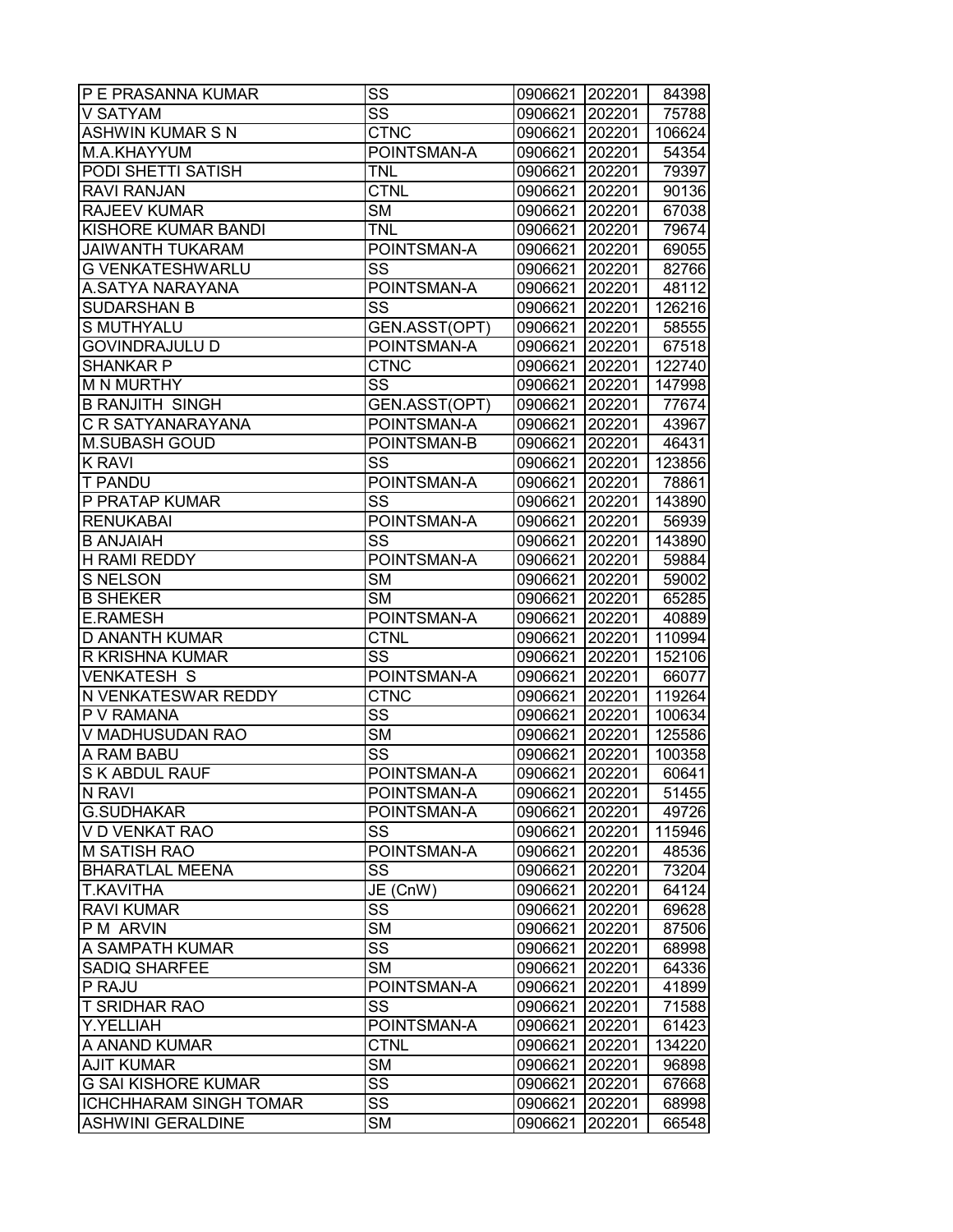| | | | | |
|---|---|---|---|---|
| P E PRASANNA KUMAR | SS | 0906621 | 202201 | 84398 |
| V SATYAM | SS | 0906621 | 202201 | 75788 |
| ASHWIN KUMAR S N | CTNC | 0906621 | 202201 | 106624 |
| M.A.KHAYYUM | POINTSMAN-A | 0906621 | 202201 | 54354 |
| PODI SHETTI SATISH | TNL | 0906621 | 202201 | 79397 |
| RAVI RANJAN | CTNL | 0906621 | 202201 | 90136 |
| RAJEEV KUMAR | SM | 0906621 | 202201 | 67038 |
| KISHORE KUMAR BANDI | TNL | 0906621 | 202201 | 79674 |
| JAIWANTH TUKARAM | POINTSMAN-A | 0906621 | 202201 | 69055 |
| G VENKATESHWARLU | SS | 0906621 | 202201 | 82766 |
| A.SATYA NARAYANA | POINTSMAN-A | 0906621 | 202201 | 48112 |
| SUDARSHAN B | SS | 0906621 | 202201 | 126216 |
| S MUTHYALU | GEN.ASST(OPT) | 0906621 | 202201 | 58555 |
| GOVINDRAJULU D | POINTSMAN-A | 0906621 | 202201 | 67518 |
| SHANKAR P | CTNC | 0906621 | 202201 | 122740 |
| M N MURTHY | SS | 0906621 | 202201 | 147998 |
| B RANJITH SINGH | GEN.ASST(OPT) | 0906621 | 202201 | 77674 |
| C R SATYANARAYANA | POINTSMAN-A | 0906621 | 202201 | 43967 |
| M.SUBASH GOUD | POINTSMAN-B | 0906621 | 202201 | 46431 |
| K RAVI | SS | 0906621 | 202201 | 123856 |
| T PANDU | POINTSMAN-A | 0906621 | 202201 | 78861 |
| P PRATAP KUMAR | SS | 0906621 | 202201 | 143890 |
| RENUKABAI | POINTSMAN-A | 0906621 | 202201 | 56939 |
| B ANJAIAH | SS | 0906621 | 202201 | 143890 |
| H RAMI REDDY | POINTSMAN-A | 0906621 | 202201 | 59884 |
| S NELSON | SM | 0906621 | 202201 | 59002 |
| B SHEKER | SM | 0906621 | 202201 | 65285 |
| E.RAMESH | POINTSMAN-A | 0906621 | 202201 | 40889 |
| D ANANTH KUMAR | CTNL | 0906621 | 202201 | 110994 |
| R KRISHNA KUMAR | SS | 0906621 | 202201 | 152106 |
| VENKATESH S | POINTSMAN-A | 0906621 | 202201 | 66077 |
| N VENKATESWAR REDDY | CTNC | 0906621 | 202201 | 119264 |
| P V RAMANA | SS | 0906621 | 202201 | 100634 |
| V MADHUSUDAN RAO | SM | 0906621 | 202201 | 125586 |
| A RAM BABU | SS | 0906621 | 202201 | 100358 |
| S K ABDUL RAUF | POINTSMAN-A | 0906621 | 202201 | 60641 |
| N RAVI | POINTSMAN-A | 0906621 | 202201 | 51455 |
| G.SUDHAKAR | POINTSMAN-A | 0906621 | 202201 | 49726 |
| V D VENKAT RAO | SS | 0906621 | 202201 | 115946 |
| M SATISH RAO | POINTSMAN-A | 0906621 | 202201 | 48536 |
| BHARATLAL MEENA | SS | 0906621 | 202201 | 73204 |
| T.KAVITHA | JE (CnW) | 0906621 | 202201 | 64124 |
| RAVI KUMAR | SS | 0906621 | 202201 | 69628 |
| P M ARVIN | SM | 0906621 | 202201 | 87506 |
| A SAMPATH KUMAR | SS | 0906621 | 202201 | 68998 |
| SADIQ SHARFEE | SM | 0906621 | 202201 | 64336 |
| P RAJU | POINTSMAN-A | 0906621 | 202201 | 41899 |
| T SRIDHAR RAO | SS | 0906621 | 202201 | 71588 |
| Y.YELLIAH | POINTSMAN-A | 0906621 | 202201 | 61423 |
| A ANAND KUMAR | CTNL | 0906621 | 202201 | 134220 |
| AJIT KUMAR | SM | 0906621 | 202201 | 96898 |
| G SAI KISHORE KUMAR | SS | 0906621 | 202201 | 67668 |
| ICHCHHARAM SINGH TOMAR | SS | 0906621 | 202201 | 68998 |
| ASHWINI GERALDINE | SM | 0906621 | 202201 | 66548 |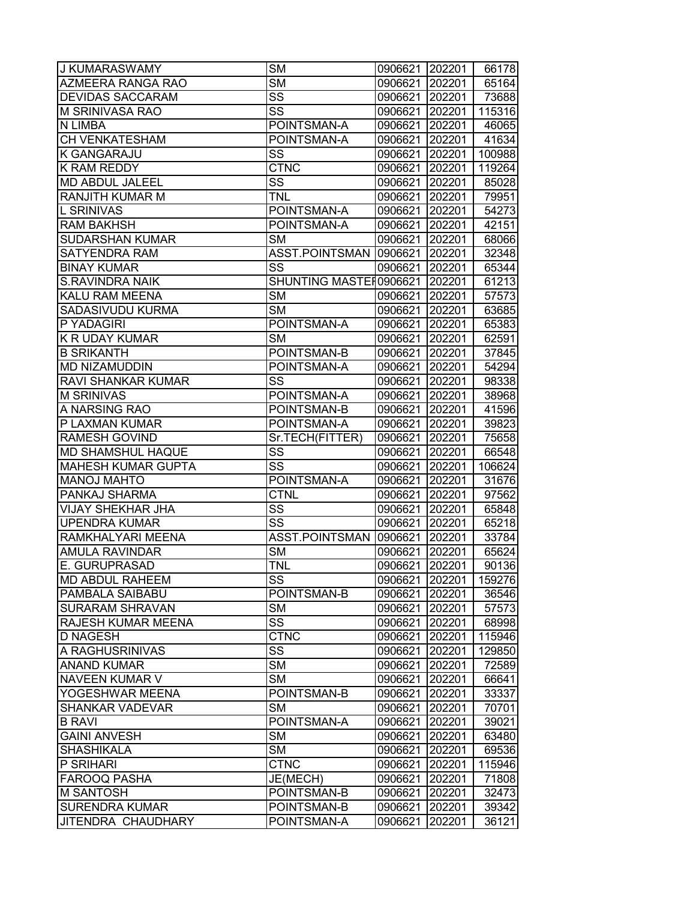| J KUMARASWAMY | SM | 0906621 | 202201 | 66178 |
|---|---|---|---|---|
| AZMEERA RANGA RAO | SM | 0906621 | 202201 | 65164 |
| DEVIDAS SACCARAM | SS | 0906621 | 202201 | 73688 |
| M SRINIVASA RAO | SS | 0906621 | 202201 | 115316 |
| N LIMBA | POINTSMAN-A | 0906621 | 202201 | 46065 |
| CH VENKATESHAM | POINTSMAN-A | 0906621 | 202201 | 41634 |
| K GANGARAJU | SS | 0906621 | 202201 | 100988 |
| K RAM REDDY | CTNC | 0906621 | 202201 | 119264 |
| MD ABDUL JALEEL | SS | 0906621 | 202201 | 85028 |
| RANJITH KUMAR M | TNL | 0906621 | 202201 | 79951 |
| L SRINIVAS | POINTSMAN-A | 0906621 | 202201 | 54273 |
| RAM BAKHSH | POINTSMAN-A | 0906621 | 202201 | 42151 |
| SUDARSHAN KUMAR | SM | 0906621 | 202201 | 68066 |
| SATYENDRA RAM | ASST.POINTSMAN | 0906621 | 202201 | 32348 |
| BINAY KUMAR | SS | 0906621 | 202201 | 65344 |
| S.RAVINDRA NAIK | SHUNTING MASTER | 0906621 | 202201 | 61213 |
| KALU RAM MEENA | SM | 0906621 | 202201 | 57573 |
| SADASIVUDU KURMA | SM | 0906621 | 202201 | 63685 |
| P YADAGIRI | POINTSMAN-A | 0906621 | 202201 | 65383 |
| K R UDAY KUMAR | SM | 0906621 | 202201 | 62591 |
| B SRIKANTH | POINTSMAN-B | 0906621 | 202201 | 37845 |
| MD NIZAMUDDIN | POINTSMAN-A | 0906621 | 202201 | 54294 |
| RAVI SHANKAR KUMAR | SS | 0906621 | 202201 | 98338 |
| M SRINIVAS | POINTSMAN-A | 0906621 | 202201 | 38968 |
| A NARSING RAO | POINTSMAN-B | 0906621 | 202201 | 41596 |
| P LAXMAN KUMAR | POINTSMAN-A | 0906621 | 202201 | 39823 |
| RAMESH GOVIND | Sr.TECH(FITTER) | 0906621 | 202201 | 75658 |
| MD SHAMSHUL HAQUE | SS | 0906621 | 202201 | 66548 |
| MAHESH KUMAR GUPTA | SS | 0906621 | 202201 | 106624 |
| MANOJ MAHTO | POINTSMAN-A | 0906621 | 202201 | 31676 |
| PANKAJ SHARMA | CTNL | 0906621 | 202201 | 97562 |
| VIJAY SHEKHAR JHA | SS | 0906621 | 202201 | 65848 |
| UPENDRA KUMAR | SS | 0906621 | 202201 | 65218 |
| RAMKHALYARI MEENA | ASST.POINTSMAN | 0906621 | 202201 | 33784 |
| AMULA RAVINDAR | SM | 0906621 | 202201 | 65624 |
| E. GURUPRASAD | TNL | 0906621 | 202201 | 90136 |
| MD ABDUL RAHEEM | SS | 0906621 | 202201 | 159276 |
| PAMBALA SAIBABU | POINTSMAN-B | 0906621 | 202201 | 36546 |
| SURARAM SHRAVAN | SM | 0906621 | 202201 | 57573 |
| RAJESH KUMAR MEENA | SS | 0906621 | 202201 | 68998 |
| D NAGESH | CTNC | 0906621 | 202201 | 115946 |
| A RAGHUSRINIVAS | SS | 0906621 | 202201 | 129850 |
| ANAND KUMAR | SM | 0906621 | 202201 | 72589 |
| NAVEEN KUMAR V | SM | 0906621 | 202201 | 66641 |
| YOGESHWAR MEENA | POINTSMAN-B | 0906621 | 202201 | 33337 |
| SHANKAR VADEVAR | SM | 0906621 | 202201 | 70701 |
| B RAVI | POINTSMAN-A | 0906621 | 202201 | 39021 |
| GAINI ANVESH | SM | 0906621 | 202201 | 63480 |
| SHASHIKALA | SM | 0906621 | 202201 | 69536 |
| P SRIHARI | CTNC | 0906621 | 202201 | 115946 |
| FAROOQ PASHA | JE(MECH) | 0906621 | 202201 | 71808 |
| M SANTOSH | POINTSMAN-B | 0906621 | 202201 | 32473 |
| SURENDRA KUMAR | POINTSMAN-B | 0906621 | 202201 | 39342 |
| JITENDRA CHAUDHARY | POINTSMAN-A | 0906621 | 202201 | 36121 |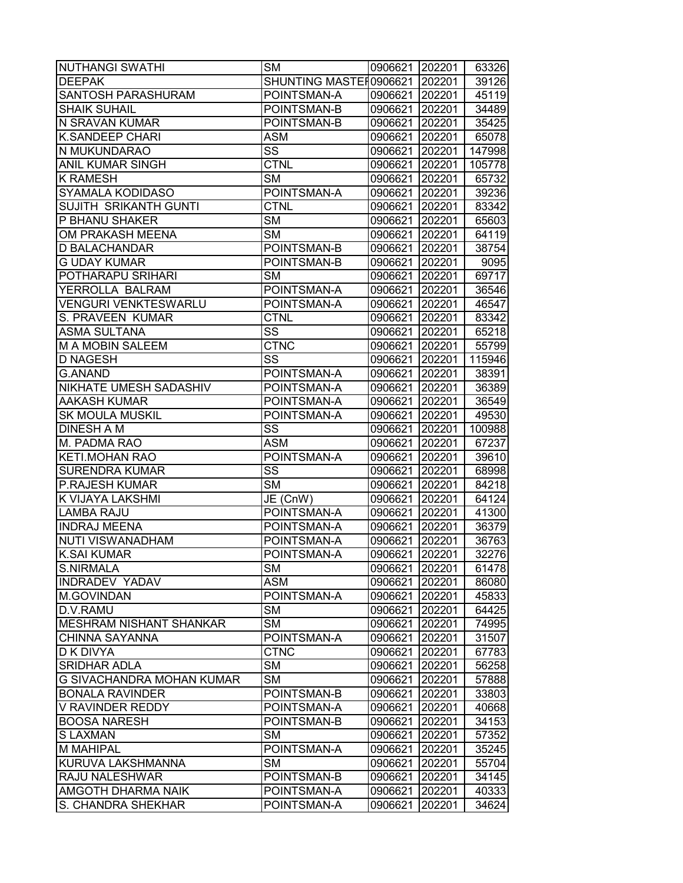| | | | | |
|---|---|---|---|---|
| NUTHANGI SWATHI | SM | 0906621 | 202201 | 63326 |
| DEEPAK | SHUNTING MASTEI | 0906621 | 202201 | 39126 |
| SANTOSH PARASHURAM | POINTSMAN-A | 0906621 | 202201 | 45119 |
| SHAIK SUHAIL | POINTSMAN-B | 0906621 | 202201 | 34489 |
| N SRAVAN KUMAR | POINTSMAN-B | 0906621 | 202201 | 35425 |
| K.SANDEEP CHARI | ASM | 0906621 | 202201 | 65078 |
| N MUKUNDARAO | SS | 0906621 | 202201 | 147998 |
| ANIL KUMAR SINGH | CTNL | 0906621 | 202201 | 105778 |
| K RAMESH | SM | 0906621 | 202201 | 65732 |
| SYAMALA KODIDASO | POINTSMAN-A | 0906621 | 202201 | 39236 |
| SUJITH SRIKANTH GUNTI | CTNL | 0906621 | 202201 | 83342 |
| P BHANU SHAKER | SM | 0906621 | 202201 | 65603 |
| OM PRAKASH MEENA | SM | 0906621 | 202201 | 64119 |
| D BALACHANDAR | POINTSMAN-B | 0906621 | 202201 | 38754 |
| G UDAY KUMAR | POINTSMAN-B | 0906621 | 202201 | 9095 |
| POTHARAPU SRIHARI | SM | 0906621 | 202201 | 69717 |
| YERROLLA BALRAM | POINTSMAN-A | 0906621 | 202201 | 36546 |
| VENGURI VENKTESWARLU | POINTSMAN-A | 0906621 | 202201 | 46547 |
| S. PRAVEEN KUMAR | CTNL | 0906621 | 202201 | 83342 |
| ASMA SULTANA | SS | 0906621 | 202201 | 65218 |
| M A MOBIN SALEEM | CTNC | 0906621 | 202201 | 55799 |
| D NAGESH | SS | 0906621 | 202201 | 115946 |
| G.ANAND | POINTSMAN-A | 0906621 | 202201 | 38391 |
| NIKHATE UMESH SADASHIV | POINTSMAN-A | 0906621 | 202201 | 36389 |
| AAKASH KUMAR | POINTSMAN-A | 0906621 | 202201 | 36549 |
| SK MOULA MUSKIL | POINTSMAN-A | 0906621 | 202201 | 49530 |
| DINESH A M | SS | 0906621 | 202201 | 100988 |
| M. PADMA RAO | ASM | 0906621 | 202201 | 67237 |
| KETI.MOHAN RAO | POINTSMAN-A | 0906621 | 202201 | 39610 |
| SURENDRA KUMAR | SS | 0906621 | 202201 | 68998 |
| P.RAJESH KUMAR | SM | 0906621 | 202201 | 84218 |
| K VIJAYA LAKSHMI | JE (CnW) | 0906621 | 202201 | 64124 |
| LAMBA RAJU | POINTSMAN-A | 0906621 | 202201 | 41300 |
| INDRAJ MEENA | POINTSMAN-A | 0906621 | 202201 | 36379 |
| NUTI VISWANADHAM | POINTSMAN-A | 0906621 | 202201 | 36763 |
| K.SAI KUMAR | POINTSMAN-A | 0906621 | 202201 | 32276 |
| S.NIRMALA | SM | 0906621 | 202201 | 61478 |
| INDRADEV YADAV | ASM | 0906621 | 202201 | 86080 |
| M.GOVINDAN | POINTSMAN-A | 0906621 | 202201 | 45833 |
| D.V.RAMU | SM | 0906621 | 202201 | 64425 |
| MESHRAM NISHANT SHANKAR | SM | 0906621 | 202201 | 74995 |
| CHINNA SAYANNA | POINTSMAN-A | 0906621 | 202201 | 31507 |
| D K DIVYA | CTNC | 0906621 | 202201 | 67783 |
| SRIDHAR ADLA | SM | 0906621 | 202201 | 56258 |
| G SIVACHANDRA MOHAN KUMAR | SM | 0906621 | 202201 | 57888 |
| BONALA RAVINDER | POINTSMAN-B | 0906621 | 202201 | 33803 |
| V RAVINDER REDDY | POINTSMAN-A | 0906621 | 202201 | 40668 |
| BOOSA NARESH | POINTSMAN-B | 0906621 | 202201 | 34153 |
| S LAXMAN | SM | 0906621 | 202201 | 57352 |
| M MAHIPAL | POINTSMAN-A | 0906621 | 202201 | 35245 |
| KURUVA LAKSHMANNA | SM | 0906621 | 202201 | 55704 |
| RAJU NALESHWAR | POINTSMAN-B | 0906621 | 202201 | 34145 |
| AMGOTH DHARMA NAIK | POINTSMAN-A | 0906621 | 202201 | 40333 |
| S. CHANDRA SHEKHAR | POINTSMAN-A | 0906621 | 202201 | 34624 |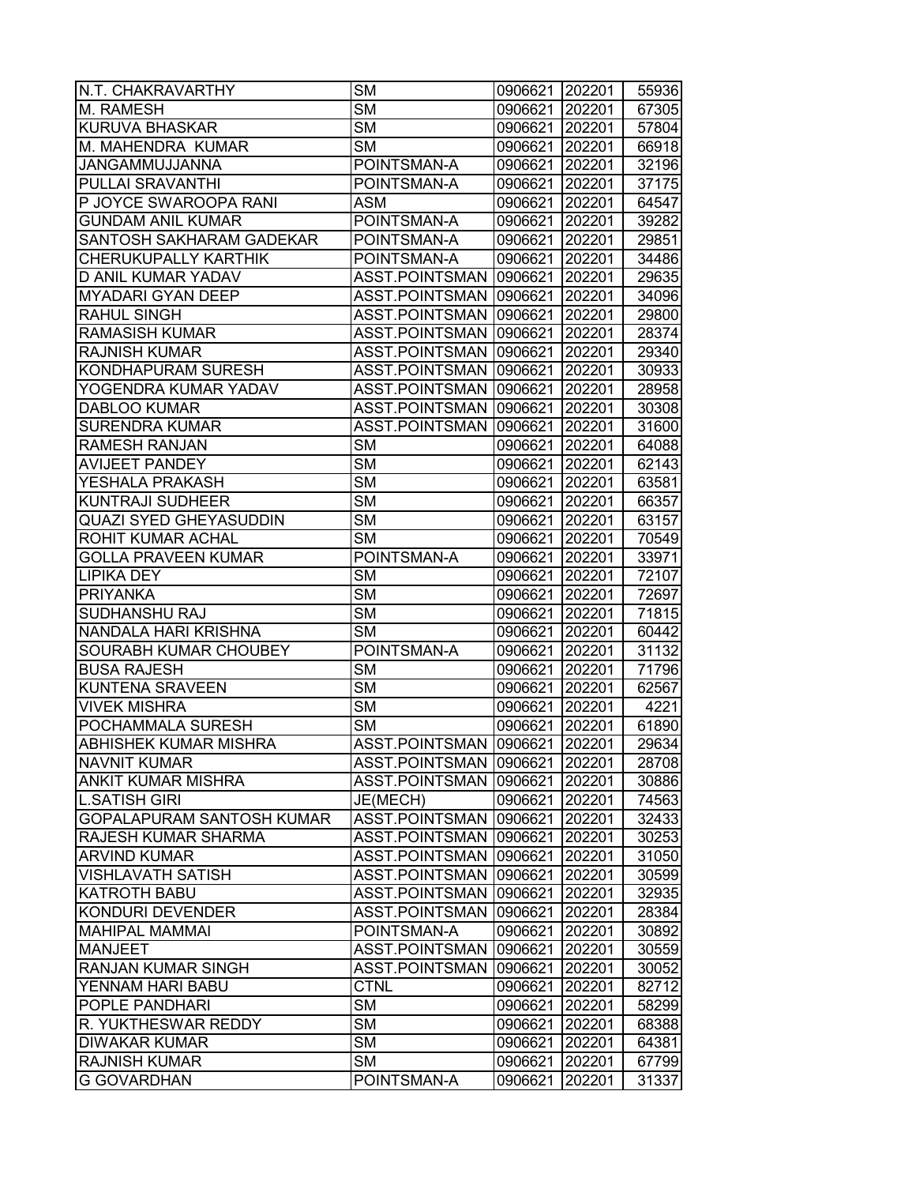| | | | | |
|---|---|---|---|---|
| N.T. CHAKRAVARTHY | SM | 0906621 | 202201 | 55936 |
| M. RAMESH | SM | 0906621 | 202201 | 67305 |
| KURUVA BHASKAR | SM | 0906621 | 202201 | 57804 |
| M. MAHENDRA KUMAR | SM | 0906621 | 202201 | 66918 |
| JANGAMMUJJANNA | POINTSMAN-A | 0906621 | 202201 | 32196 |
| PULLAI SRAVANTHI | POINTSMAN-A | 0906621 | 202201 | 37175 |
| P JOYCE SWAROOPA RANI | ASM | 0906621 | 202201 | 64547 |
| GUNDAM ANIL KUMAR | POINTSMAN-A | 0906621 | 202201 | 39282 |
| SANTOSH SAKHARAM GADEKAR | POINTSMAN-A | 0906621 | 202201 | 29851 |
| CHERUKUPALLY KARTHIK | POINTSMAN-A | 0906621 | 202201 | 34486 |
| D ANIL KUMAR YADAV | ASST.POINTSMAN | 0906621 | 202201 | 29635 |
| MYADARI GYAN DEEP | ASST.POINTSMAN | 0906621 | 202201 | 34096 |
| RAHUL SINGH | ASST.POINTSMAN | 0906621 | 202201 | 29800 |
| RAMASISH KUMAR | ASST.POINTSMAN | 0906621 | 202201 | 28374 |
| RAJNISH KUMAR | ASST.POINTSMAN | 0906621 | 202201 | 29340 |
| KONDHAPURAM SURESH | ASST.POINTSMAN | 0906621 | 202201 | 30933 |
| YOGENDRA KUMAR YADAV | ASST.POINTSMAN | 0906621 | 202201 | 28958 |
| DABLOO KUMAR | ASST.POINTSMAN | 0906621 | 202201 | 30308 |
| SURENDRA KUMAR | ASST.POINTSMAN | 0906621 | 202201 | 31600 |
| RAMESH RANJAN | SM | 0906621 | 202201 | 64088 |
| AVIJEET PANDEY | SM | 0906621 | 202201 | 62143 |
| YESHALA PRAKASH | SM | 0906621 | 202201 | 63581 |
| KUNTRAJI SUDHEER | SM | 0906621 | 202201 | 66357 |
| QUAZI SYED GHEYASUDDIN | SM | 0906621 | 202201 | 63157 |
| ROHIT KUMAR ACHAL | SM | 0906621 | 202201 | 70549 |
| GOLLA PRAVEEN KUMAR | POINTSMAN-A | 0906621 | 202201 | 33971 |
| LIPIKA DEY | SM | 0906621 | 202201 | 72107 |
| PRIYANKA | SM | 0906621 | 202201 | 72697 |
| SUDHANSHU RAJ | SM | 0906621 | 202201 | 71815 |
| NANDALA HARI KRISHNA | SM | 0906621 | 202201 | 60442 |
| SOURABH KUMAR CHOUBEY | POINTSMAN-A | 0906621 | 202201 | 31132 |
| BUSA RAJESH | SM | 0906621 | 202201 | 71796 |
| KUNTENA SRAVEEN | SM | 0906621 | 202201 | 62567 |
| VIVEK MISHRA | SM | 0906621 | 202201 | 4221 |
| POCHAMMALA SURESH | SM | 0906621 | 202201 | 61890 |
| ABHISHEK KUMAR MISHRA | ASST.POINTSMAN | 0906621 | 202201 | 29634 |
| NAVNIT KUMAR | ASST.POINTSMAN | 0906621 | 202201 | 28708 |
| ANKIT KUMAR MISHRA | ASST.POINTSMAN | 0906621 | 202201 | 30886 |
| L.SATISH GIRI | JE(MECH) | 0906621 | 202201 | 74563 |
| GOPALAPURAM SANTOSH KUMAR | ASST.POINTSMAN | 0906621 | 202201 | 32433 |
| RAJESH KUMAR SHARMA | ASST.POINTSMAN | 0906621 | 202201 | 30253 |
| ARVIND KUMAR | ASST.POINTSMAN | 0906621 | 202201 | 31050 |
| VISHLAVATH SATISH | ASST.POINTSMAN | 0906621 | 202201 | 30599 |
| KATROTH BABU | ASST.POINTSMAN | 0906621 | 202201 | 32935 |
| KONDURI DEVENDER | ASST.POINTSMAN | 0906621 | 202201 | 28384 |
| MAHIPAL MAMMAI | POINTSMAN-A | 0906621 | 202201 | 30892 |
| MANJEET | ASST.POINTSMAN | 0906621 | 202201 | 30559 |
| RANJAN KUMAR SINGH | ASST.POINTSMAN | 0906621 | 202201 | 30052 |
| YENNAM HARI BABU | CTNL | 0906621 | 202201 | 82712 |
| POPLE PANDHARI | SM | 0906621 | 202201 | 58299 |
| R. YUKTHESWAR REDDY | SM | 0906621 | 202201 | 68388 |
| DIWAKAR KUMAR | SM | 0906621 | 202201 | 64381 |
| RAJNISH KUMAR | SM | 0906621 | 202201 | 67799 |
| G GOVARDHAN | POINTSMAN-A | 0906621 | 202201 | 31337 |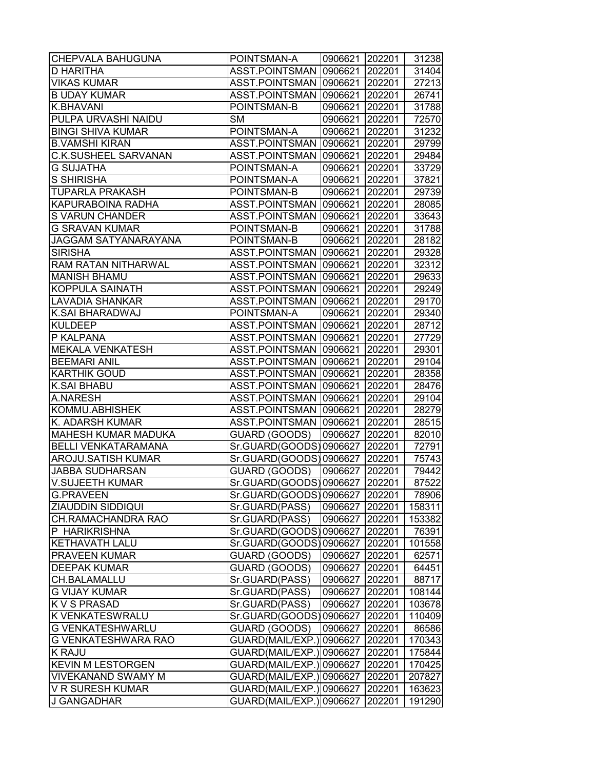| CHEPVALA BAHUGUNA | POINTSMAN-A | 0906621 | 202201 | 31238 |
|---|---|---|---|---|
| D HARITHA | ASST.POINTSMAN | 0906621 | 202201 | 31404 |
| VIKAS KUMAR | ASST.POINTSMAN | 0906621 | 202201 | 27213 |
| B UDAY KUMAR | ASST.POINTSMAN | 0906621 | 202201 | 26741 |
| K.BHAVANI | POINTSMAN-B | 0906621 | 202201 | 31788 |
| PULPA URVASHI NAIDU | SM | 0906621 | 202201 | 72570 |
| BINGI SHIVA KUMAR | POINTSMAN-A | 0906621 | 202201 | 31232 |
| B.VAMSHI KIRAN | ASST.POINTSMAN | 0906621 | 202201 | 29799 |
| C.K.SUSHEEL SARVANAN | ASST.POINTSMAN | 0906621 | 202201 | 29484 |
| G SUJATHA | POINTSMAN-A | 0906621 | 202201 | 33729 |
| S SHIRISHA | POINTSMAN-A | 0906621 | 202201 | 37821 |
| TUPARLA PRAKASH | POINTSMAN-B | 0906621 | 202201 | 29739 |
| KAPURABOINA RADHA | ASST.POINTSMAN | 0906621 | 202201 | 28085 |
| S VARUN CHANDER | ASST.POINTSMAN | 0906621 | 202201 | 33643 |
| G SRAVAN KUMAR | POINTSMAN-B | 0906621 | 202201 | 31788 |
| JAGGAM SATYANARAYANA | POINTSMAN-B | 0906621 | 202201 | 28182 |
| SIRISHA | ASST.POINTSMAN | 0906621 | 202201 | 29328 |
| RAM RATAN NITHARWAL | ASST.POINTSMAN | 0906621 | 202201 | 32312 |
| MANISH BHAMU | ASST.POINTSMAN | 0906621 | 202201 | 29633 |
| KOPPULA SAINATH | ASST.POINTSMAN | 0906621 | 202201 | 29249 |
| LAVADIA SHANKAR | ASST.POINTSMAN | 0906621 | 202201 | 29170 |
| K.SAI BHARADWAJ | POINTSMAN-A | 0906621 | 202201 | 29340 |
| KULDEEP | ASST.POINTSMAN | 0906621 | 202201 | 28712 |
| P KALPANA | ASST.POINTSMAN | 0906621 | 202201 | 27729 |
| MEKALA VENKATESH | ASST.POINTSMAN | 0906621 | 202201 | 29301 |
| BEEMARI ANIL | ASST.POINTSMAN | 0906621 | 202201 | 29104 |
| KARTHIK GOUD | ASST.POINTSMAN | 0906621 | 202201 | 28358 |
| K.SAI BHABU | ASST.POINTSMAN | 0906621 | 202201 | 28476 |
| A.NARESH | ASST.POINTSMAN | 0906621 | 202201 | 29104 |
| KOMMU.ABHISHEK | ASST.POINTSMAN | 0906621 | 202201 | 28279 |
| K. ADARSH KUMAR | ASST.POINTSMAN | 0906621 | 202201 | 28515 |
| MAHESH KUMAR MADUKA | GUARD (GOODS) | 0906627 | 202201 | 82010 |
| BELLI VENKATARAMANA | Sr.GUARD(GOODS) | 0906627 | 202201 | 72791 |
| AROJU.SATISH KUMAR | Sr.GUARD(GOODS) | 0906627 | 202201 | 75743 |
| JABBA SUDHARSAN | GUARD (GOODS) | 0906627 | 202201 | 79442 |
| V.SUJEETH KUMAR | Sr.GUARD(GOODS) | 0906627 | 202201 | 87522 |
| G.PRAVEEN | Sr.GUARD(GOODS) | 0906627 | 202201 | 78906 |
| ZIAUDDIN SIDDIQUI | Sr.GUARD(PASS) | 0906627 | 202201 | 158311 |
| CH.RAMACHANDRA RAO | Sr.GUARD(PASS) | 0906627 | 202201 | 153382 |
| P HARIKRISHNA | Sr.GUARD(GOODS) | 0906627 | 202201 | 76391 |
| KETHAVATH LALU | Sr.GUARD(GOODS) | 0906627 | 202201 | 101558 |
| PRAVEEN KUMAR | GUARD (GOODS) | 0906627 | 202201 | 62571 |
| DEEPAK KUMAR | GUARD (GOODS) | 0906627 | 202201 | 64451 |
| CH.BALAMALLU | Sr.GUARD(PASS) | 0906627 | 202201 | 88717 |
| G VIJAY KUMAR | Sr.GUARD(PASS) | 0906627 | 202201 | 108144 |
| K V S PRASAD | Sr.GUARD(PASS) | 0906627 | 202201 | 103678 |
| K VENKATESWRALU | Sr.GUARD(GOODS) | 0906627 | 202201 | 110409 |
| G VENKATESHWARLU | GUARD (GOODS) | 0906627 | 202201 | 86586 |
| G VENKATESHWARA RAO | GUARD(MAIL/EXP.) | 0906627 | 202201 | 170343 |
| K RAJU | GUARD(MAIL/EXP.) | 0906627 | 202201 | 175844 |
| KEVIN M LESTORGEN | GUARD(MAIL/EXP.) | 0906627 | 202201 | 170425 |
| VIVEKANAND SWAMY M | GUARD(MAIL/EXP.) | 0906627 | 202201 | 207827 |
| V R SURESH KUMAR | GUARD(MAIL/EXP.) | 0906627 | 202201 | 163623 |
| J GANGADHAR | GUARD(MAIL/EXP.) | 0906627 | 202201 | 191290 |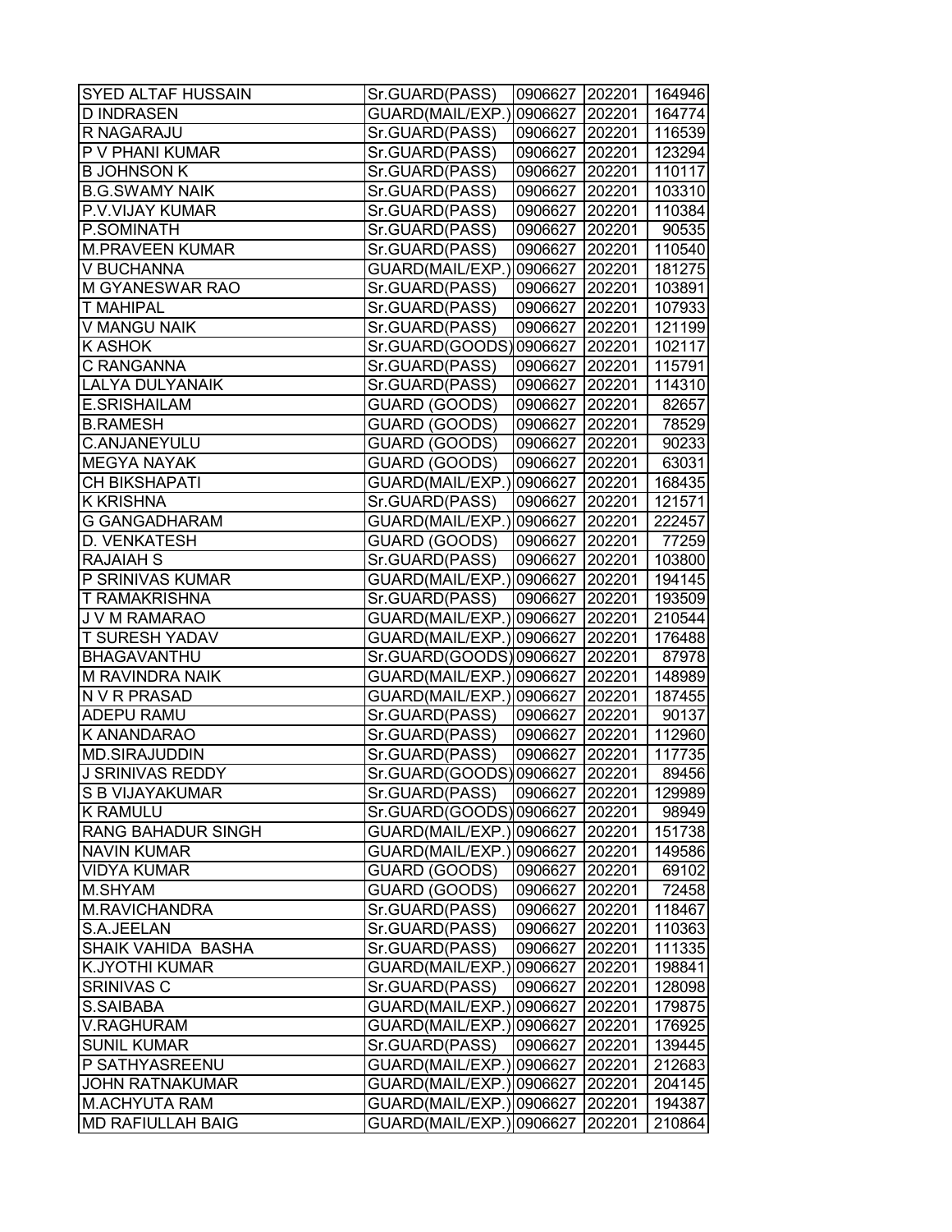| SYED ALTAF HUSSAIN | Sr.GUARD(PASS) | 0906627 | 202201 | 164946 |
|---|---|---|---|---|
| D INDRASEN | GUARD(MAIL/EXP.) | 0906627 | 202201 | 164774 |
| R NAGARAJU | Sr.GUARD(PASS) | 0906627 | 202201 | 116539 |
| P V PHANI KUMAR | Sr.GUARD(PASS) | 0906627 | 202201 | 123294 |
| B JOHNSON K | Sr.GUARD(PASS) | 0906627 | 202201 | 110117 |
| B.G.SWAMY NAIK | Sr.GUARD(PASS) | 0906627 | 202201 | 103310 |
| P.V.VIJAY KUMAR | Sr.GUARD(PASS) | 0906627 | 202201 | 110384 |
| P.SOMINATH | Sr.GUARD(PASS) | 0906627 | 202201 | 90535 |
| M.PRAVEEN KUMAR | Sr.GUARD(PASS) | 0906627 | 202201 | 110540 |
| V BUCHANNA | GUARD(MAIL/EXP.) | 0906627 | 202201 | 181275 |
| M GYANESWAR RAO | Sr.GUARD(PASS) | 0906627 | 202201 | 103891 |
| T MAHIPAL | Sr.GUARD(PASS) | 0906627 | 202201 | 107933 |
| V MANGU NAIK | Sr.GUARD(PASS) | 0906627 | 202201 | 121199 |
| K ASHOK | Sr.GUARD(GOODS) | 0906627 | 202201 | 102117 |
| C RANGANNA | Sr.GUARD(PASS) | 0906627 | 202201 | 115791 |
| LALYA DULYANAIK | Sr.GUARD(PASS) | 0906627 | 202201 | 114310 |
| E.SRISHAILAM | GUARD (GOODS) | 0906627 | 202201 | 82657 |
| B.RAMESH | GUARD (GOODS) | 0906627 | 202201 | 78529 |
| C.ANJANEYULU | GUARD (GOODS) | 0906627 | 202201 | 90233 |
| MEGYA NAYAK | GUARD (GOODS) | 0906627 | 202201 | 63031 |
| CH BIKSHAPATI | GUARD(MAIL/EXP.) | 0906627 | 202201 | 168435 |
| K KRISHNA | Sr.GUARD(PASS) | 0906627 | 202201 | 121571 |
| G GANGADHARAM | GUARD(MAIL/EXP.) | 0906627 | 202201 | 222457 |
| D. VENKATESH | GUARD (GOODS) | 0906627 | 202201 | 77259 |
| RAJAIAH S | Sr.GUARD(PASS) | 0906627 | 202201 | 103800 |
| P SRINIVAS KUMAR | GUARD(MAIL/EXP.) | 0906627 | 202201 | 194145 |
| T RAMAKRISHNA | Sr.GUARD(PASS) | 0906627 | 202201 | 193509 |
| J V M RAMARAO | GUARD(MAIL/EXP.) | 0906627 | 202201 | 210544 |
| T SURESH YADAV | GUARD(MAIL/EXP.) | 0906627 | 202201 | 176488 |
| BHAGAVANTHU | Sr.GUARD(GOODS) | 0906627 | 202201 | 87978 |
| M RAVINDRA NAIK | GUARD(MAIL/EXP.) | 0906627 | 202201 | 148989 |
| N V R PRASAD | GUARD(MAIL/EXP.) | 0906627 | 202201 | 187455 |
| ADEPU RAMU | Sr.GUARD(PASS) | 0906627 | 202201 | 90137 |
| K ANANDARAO | Sr.GUARD(PASS) | 0906627 | 202201 | 112960 |
| MD.SIRAJUDDIN | Sr.GUARD(PASS) | 0906627 | 202201 | 117735 |
| J SRINIVAS REDDY | Sr.GUARD(GOODS) | 0906627 | 202201 | 89456 |
| S B VIJAYAKUMAR | Sr.GUARD(PASS) | 0906627 | 202201 | 129989 |
| K RAMULU | Sr.GUARD(GOODS) | 0906627 | 202201 | 98949 |
| RANG BAHADUR SINGH | GUARD(MAIL/EXP.) | 0906627 | 202201 | 151738 |
| NAVIN KUMAR | GUARD(MAIL/EXP.) | 0906627 | 202201 | 149586 |
| VIDYA KUMAR | GUARD (GOODS) | 0906627 | 202201 | 69102 |
| M.SHYAM | GUARD (GOODS) | 0906627 | 202201 | 72458 |
| M.RAVICHANDRA | Sr.GUARD(PASS) | 0906627 | 202201 | 118467 |
| S.A.JEELAN | Sr.GUARD(PASS) | 0906627 | 202201 | 110363 |
| SHAIK VAHIDA BASHA | Sr.GUARD(PASS) | 0906627 | 202201 | 111335 |
| K.JYOTHI KUMAR | GUARD(MAIL/EXP.) | 0906627 | 202201 | 198841 |
| SRINIVAS C | Sr.GUARD(PASS) | 0906627 | 202201 | 128098 |
| S.SAIBABA | GUARD(MAIL/EXP.) | 0906627 | 202201 | 179875 |
| V.RAGHURAM | GUARD(MAIL/EXP.) | 0906627 | 202201 | 176925 |
| SUNIL KUMAR | Sr.GUARD(PASS) | 0906627 | 202201 | 139445 |
| P SATHYASREENU | GUARD(MAIL/EXP.) | 0906627 | 202201 | 212683 |
| JOHN RATNAKUMAR | GUARD(MAIL/EXP.) | 0906627 | 202201 | 204145 |
| M.ACHYUTA RAM | GUARD(MAIL/EXP.) | 0906627 | 202201 | 194387 |
| MD RAFIULLAH BAIG | GUARD(MAIL/EXP.) | 0906627 | 202201 | 210864 |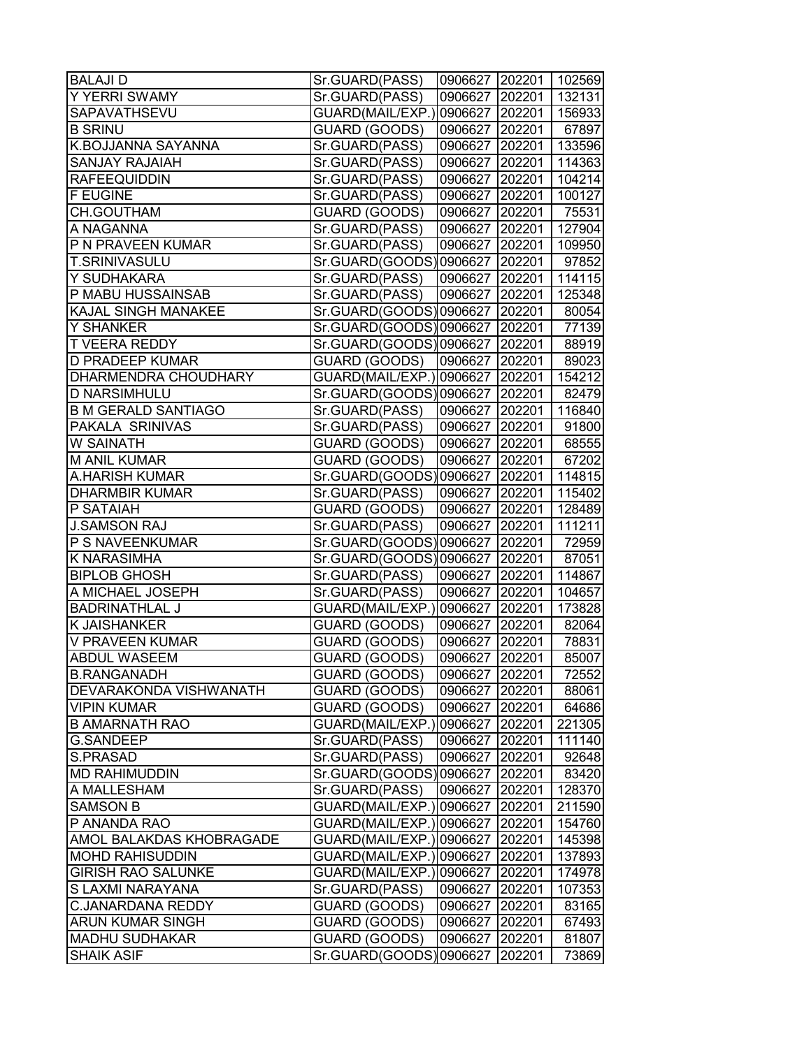| BALAJI D | Sr.GUARD(PASS) | 0906627 | 202201 | 102569 |
|---|---|---|---|---|
| Y YERRI SWAMY | Sr.GUARD(PASS) | 0906627 | 202201 | 132131 |
| SAPAVATHSEVU | GUARD(MAIL/EXP.) | 0906627 | 202201 | 156933 |
| B SRINU | GUARD (GOODS) | 0906627 | 202201 | 67897 |
| K.BOJJANNA SAYANNA | Sr.GUARD(PASS) | 0906627 | 202201 | 133596 |
| SANJAY RAJAIAH | Sr.GUARD(PASS) | 0906627 | 202201 | 114363 |
| RAFEEQUIDDIN | Sr.GUARD(PASS) | 0906627 | 202201 | 104214 |
| F EUGINE | Sr.GUARD(PASS) | 0906627 | 202201 | 100127 |
| CH.GOUTHAM | GUARD (GOODS) | 0906627 | 202201 | 75531 |
| A NAGANNA | Sr.GUARD(PASS) | 0906627 | 202201 | 127904 |
| P N PRAVEEN KUMAR | Sr.GUARD(PASS) | 0906627 | 202201 | 109950 |
| T.SRINIVASULU | Sr.GUARD(GOODS) | 0906627 | 202201 | 97852 |
| Y SUDHAKARA | Sr.GUARD(PASS) | 0906627 | 202201 | 114115 |
| P MABU HUSSAINSAB | Sr.GUARD(PASS) | 0906627 | 202201 | 125348 |
| KAJAL SINGH MANAKEE | Sr.GUARD(GOODS) | 0906627 | 202201 | 80054 |
| Y SHANKER | Sr.GUARD(GOODS) | 0906627 | 202201 | 77139 |
| T VEERA REDDY | Sr.GUARD(GOODS) | 0906627 | 202201 | 88919 |
| D PRADEEP KUMAR | GUARD (GOODS) | 0906627 | 202201 | 89023 |
| DHARMENDRA CHOUDHARY | GUARD(MAIL/EXP.) | 0906627 | 202201 | 154212 |
| D NARSIMHULU | Sr.GUARD(GOODS) | 0906627 | 202201 | 82479 |
| B M GERALD SANTIAGO | Sr.GUARD(PASS) | 0906627 | 202201 | 116840 |
| PAKALA SRINIVAS | Sr.GUARD(PASS) | 0906627 | 202201 | 91800 |
| W SAINATH | GUARD (GOODS) | 0906627 | 202201 | 68555 |
| M ANIL KUMAR | GUARD (GOODS) | 0906627 | 202201 | 67202 |
| A.HARISH KUMAR | Sr.GUARD(GOODS) | 0906627 | 202201 | 114815 |
| DHARMBIR KUMAR | Sr.GUARD(PASS) | 0906627 | 202201 | 115402 |
| P SATAIAH | GUARD (GOODS) | 0906627 | 202201 | 128489 |
| J.SAMSON RAJ | Sr.GUARD(PASS) | 0906627 | 202201 | 111211 |
| P S NAVEENKUMAR | Sr.GUARD(GOODS) | 0906627 | 202201 | 72959 |
| K NARASIMHA | Sr.GUARD(GOODS) | 0906627 | 202201 | 87051 |
| BIPLOB GHOSH | Sr.GUARD(PASS) | 0906627 | 202201 | 114867 |
| A MICHAEL JOSEPH | Sr.GUARD(PASS) | 0906627 | 202201 | 104657 |
| BADRINATHLAL J | GUARD(MAIL/EXP.) | 0906627 | 202201 | 173828 |
| K JAISHANKER | GUARD (GOODS) | 0906627 | 202201 | 82064 |
| V PRAVEEN KUMAR | GUARD (GOODS) | 0906627 | 202201 | 78831 |
| ABDUL WASEEM | GUARD (GOODS) | 0906627 | 202201 | 85007 |
| B.RANGANADH | GUARD (GOODS) | 0906627 | 202201 | 72552 |
| DEVARAKONDA VISHWANATH | GUARD (GOODS) | 0906627 | 202201 | 88061 |
| VIPIN KUMAR | GUARD (GOODS) | 0906627 | 202201 | 64686 |
| B AMARNATH RAO | GUARD(MAIL/EXP.) | 0906627 | 202201 | 221305 |
| G.SANDEEP | Sr.GUARD(PASS) | 0906627 | 202201 | 111140 |
| S.PRASAD | Sr.GUARD(PASS) | 0906627 | 202201 | 92648 |
| MD RAHIMUDDIN | Sr.GUARD(GOODS) | 0906627 | 202201 | 83420 |
| A MALLESHAM | Sr.GUARD(PASS) | 0906627 | 202201 | 128370 |
| SAMSON B | GUARD(MAIL/EXP.) | 0906627 | 202201 | 211590 |
| P ANANDA RAO | GUARD(MAIL/EXP.) | 0906627 | 202201 | 154760 |
| AMOL BALAKDAS KHOBRAGADE | GUARD(MAIL/EXP.) | 0906627 | 202201 | 145398 |
| MOHD RAHISUDDIN | GUARD(MAIL/EXP.) | 0906627 | 202201 | 137893 |
| GIRISH RAO SALUNKE | GUARD(MAIL/EXP.) | 0906627 | 202201 | 174978 |
| S LAXMI NARAYANA | Sr.GUARD(PASS) | 0906627 | 202201 | 107353 |
| C.JANARDANA REDDY | GUARD (GOODS) | 0906627 | 202201 | 83165 |
| ARUN KUMAR SINGH | GUARD (GOODS) | 0906627 | 202201 | 67493 |
| MADHU SUDHAKAR | GUARD (GOODS) | 0906627 | 202201 | 81807 |
| SHAIK ASIF | Sr.GUARD(GOODS) | 0906627 | 202201 | 73869 |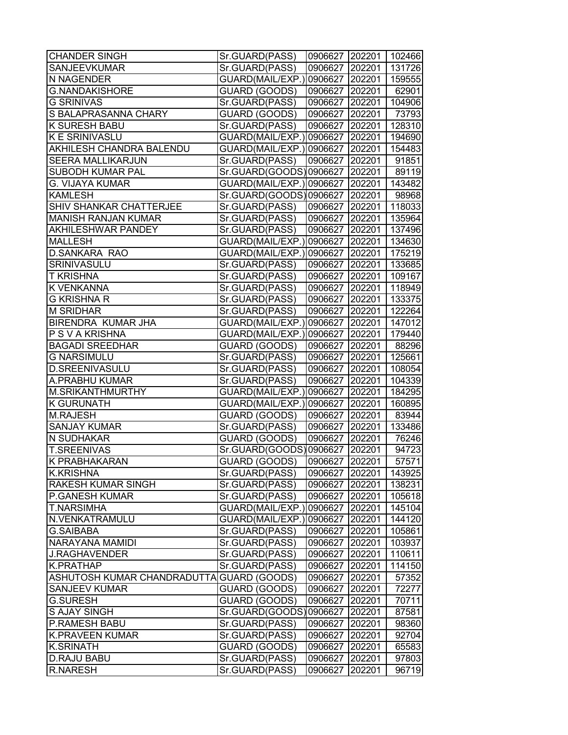| CHANDER SINGH | Sr.GUARD(PASS) | 0906627 | 202201 | 102466 |
|---|---|---|---|---|
| SANJEEVKUMAR | Sr.GUARD(PASS) | 0906627 | 202201 | 131726 |
| N NAGENDER | GUARD(MAIL/EXP.) | 0906627 | 202201 | 159555 |
| G.NANDAKISHORE | GUARD (GOODS) | 0906627 | 202201 | 62901 |
| G SRINIVAS | Sr.GUARD(PASS) | 0906627 | 202201 | 104906 |
| S BALAPRASANNA CHARY | GUARD (GOODS) | 0906627 | 202201 | 73793 |
| K SURESH BABU | Sr.GUARD(PASS) | 0906627 | 202201 | 128310 |
| K E SRINIVASLU | GUARD(MAIL/EXP.) | 0906627 | 202201 | 194690 |
| AKHILESH CHANDRA BALENDU | GUARD(MAIL/EXP.) | 0906627 | 202201 | 154483 |
| SEERA MALLIKARJUN | Sr.GUARD(PASS) | 0906627 | 202201 | 91851 |
| SUBODH KUMAR PAL | Sr.GUARD(GOODS) | 0906627 | 202201 | 89119 |
| G. VIJAYA KUMAR | GUARD(MAIL/EXP.) | 0906627 | 202201 | 143482 |
| KAMLESH | Sr.GUARD(GOODS) | 0906627 | 202201 | 98968 |
| SHIV SHANKAR CHATTERJEE | Sr.GUARD(PASS) | 0906627 | 202201 | 118033 |
| MANISH RANJAN KUMAR | Sr.GUARD(PASS) | 0906627 | 202201 | 135964 |
| AKHILESHWAR PANDEY | Sr.GUARD(PASS) | 0906627 | 202201 | 137496 |
| MALLESH | GUARD(MAIL/EXP.) | 0906627 | 202201 | 134630 |
| D.SANKARA RAO | GUARD(MAIL/EXP.) | 0906627 | 202201 | 175219 |
| SRINIVASULU | Sr.GUARD(PASS) | 0906627 | 202201 | 133685 |
| T KRISHNA | Sr.GUARD(PASS) | 0906627 | 202201 | 109167 |
| K VENKANNA | Sr.GUARD(PASS) | 0906627 | 202201 | 118949 |
| G KRISHNA R | Sr.GUARD(PASS) | 0906627 | 202201 | 133375 |
| M SRIDHAR | Sr.GUARD(PASS) | 0906627 | 202201 | 122264 |
| BIRENDRA KUMAR JHA | GUARD(MAIL/EXP.) | 0906627 | 202201 | 147012 |
| P S V A KRISHNA | GUARD(MAIL/EXP.) | 0906627 | 202201 | 179440 |
| BAGADI SREEDHAR | GUARD (GOODS) | 0906627 | 202201 | 88296 |
| G NARSIMULU | Sr.GUARD(PASS) | 0906627 | 202201 | 125661 |
| D.SREENIVASULU | Sr.GUARD(PASS) | 0906627 | 202201 | 108054 |
| A.PRABHU KUMAR | Sr.GUARD(PASS) | 0906627 | 202201 | 104339 |
| M.SRIKANTHMURTHY | GUARD(MAIL/EXP.) | 0906627 | 202201 | 184295 |
| K GURUNATH | GUARD(MAIL/EXP.) | 0906627 | 202201 | 160895 |
| M.RAJESH | GUARD (GOODS) | 0906627 | 202201 | 83944 |
| SANJAY KUMAR | Sr.GUARD(PASS) | 0906627 | 202201 | 133486 |
| N SUDHAKAR | GUARD (GOODS) | 0906627 | 202201 | 76246 |
| T.SREENIVAS | Sr.GUARD(GOODS) | 0906627 | 202201 | 94723 |
| K PRABHAKARAN | GUARD (GOODS) | 0906627 | 202201 | 57571 |
| K.KRISHNA | Sr.GUARD(PASS) | 0906627 | 202201 | 143925 |
| RAKESH KUMAR SINGH | Sr.GUARD(PASS) | 0906627 | 202201 | 138231 |
| P.GANESH KUMAR | Sr.GUARD(PASS) | 0906627 | 202201 | 105618 |
| T.NARSIMHA | GUARD(MAIL/EXP.) | 0906627 | 202201 | 145104 |
| N.VENKATRAMULU | GUARD(MAIL/EXP.) | 0906627 | 202201 | 144120 |
| G.SAIBABA | Sr.GUARD(PASS) | 0906627 | 202201 | 105861 |
| NARAYANA MAMIDI | Sr.GUARD(PASS) | 0906627 | 202201 | 103937 |
| J.RAGHAVENDER | Sr.GUARD(PASS) | 0906627 | 202201 | 110611 |
| K.PRATHAP | Sr.GUARD(PASS) | 0906627 | 202201 | 114150 |
| ASHUTOSH KUMAR CHANDRADUTTA | GUARD (GOODS) | 0906627 | 202201 | 57352 |
| SANJEEV KUMAR | GUARD (GOODS) | 0906627 | 202201 | 72277 |
| G.SURESH | GUARD (GOODS) | 0906627 | 202201 | 70711 |
| S AJAY SINGH | Sr.GUARD(GOODS) | 0906627 | 202201 | 87581 |
| P.RAMESH BABU | Sr.GUARD(PASS) | 0906627 | 202201 | 98360 |
| K.PRAVEEN KUMAR | Sr.GUARD(PASS) | 0906627 | 202201 | 92704 |
| K.SRINATH | GUARD (GOODS) | 0906627 | 202201 | 65583 |
| D.RAJU BABU | Sr.GUARD(PASS) | 0906627 | 202201 | 97803 |
| R.NARESH | Sr.GUARD(PASS) | 0906627 | 202201 | 96719 |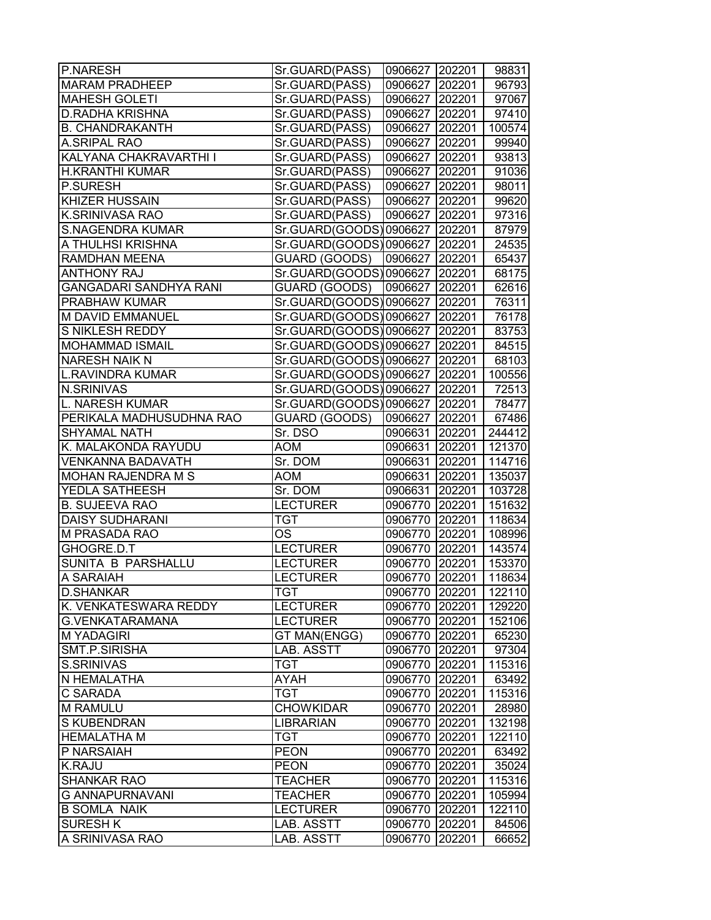| | | | | |
|---|---|---|---|---|
| P.NARESH | Sr.GUARD(PASS) | 0906627 | 202201 | 98831 |
| MARAM PRADHEEP | Sr.GUARD(PASS) | 0906627 | 202201 | 96793 |
| MAHESH GOLETI | Sr.GUARD(PASS) | 0906627 | 202201 | 97067 |
| D.RADHA KRISHNA | Sr.GUARD(PASS) | 0906627 | 202201 | 97410 |
| B. CHANDRAKANTH | Sr.GUARD(PASS) | 0906627 | 202201 | 100574 |
| A.SRIPAL RAO | Sr.GUARD(PASS) | 0906627 | 202201 | 99940 |
| KALYANA CHAKRAVARTHI I | Sr.GUARD(PASS) | 0906627 | 202201 | 93813 |
| H.KRANTHI KUMAR | Sr.GUARD(PASS) | 0906627 | 202201 | 91036 |
| P.SURESH | Sr.GUARD(PASS) | 0906627 | 202201 | 98011 |
| KHIZER HUSSAIN | Sr.GUARD(PASS) | 0906627 | 202201 | 99620 |
| K.SRINIVASA RAO | Sr.GUARD(PASS) | 0906627 | 202201 | 97316 |
| S.NAGENDRA KUMAR | Sr.GUARD(GOODS) | 0906627 | 202201 | 87979 |
| A THULHSI KRISHNA | Sr.GUARD(GOODS) | 0906627 | 202201 | 24535 |
| RAMDHAN MEENA | GUARD (GOODS) | 0906627 | 202201 | 65437 |
| ANTHONY RAJ | Sr.GUARD(GOODS) | 0906627 | 202201 | 68175 |
| GANGADARI SANDHYA RANI | GUARD (GOODS) | 0906627 | 202201 | 62616 |
| PRABHAW KUMAR | Sr.GUARD(GOODS) | 0906627 | 202201 | 76311 |
| M DAVID EMMANUEL | Sr.GUARD(GOODS) | 0906627 | 202201 | 76178 |
| S NIKLESH REDDY | Sr.GUARD(GOODS) | 0906627 | 202201 | 83753 |
| MOHAMMAD ISMAIL | Sr.GUARD(GOODS) | 0906627 | 202201 | 84515 |
| NARESH NAIK N | Sr.GUARD(GOODS) | 0906627 | 202201 | 68103 |
| L.RAVINDRA KUMAR | Sr.GUARD(GOODS) | 0906627 | 202201 | 100556 |
| N.SRINIVAS | Sr.GUARD(GOODS) | 0906627 | 202201 | 72513 |
| L. NARESH KUMAR | Sr.GUARD(GOODS) | 0906627 | 202201 | 78477 |
| PERIKALA MADHUSUDHNA RAO | GUARD (GOODS) | 0906627 | 202201 | 67486 |
| SHYAMAL NATH | Sr. DSO | 0906631 | 202201 | 244412 |
| K. MALAKONDA RAYUDU | AOM | 0906631 | 202201 | 121370 |
| VENKANNA BADAVATH | Sr. DOM | 0906631 | 202201 | 114716 |
| MOHAN RAJENDRA M S | AOM | 0906631 | 202201 | 135037 |
| YEDLA SATHEESH | Sr. DOM | 0906631 | 202201 | 103728 |
| B. SUJEEVA RAO | LECTURER | 0906770 | 202201 | 151632 |
| DAISY SUDHARANI | TGT | 0906770 | 202201 | 118634 |
| M PRASADA RAO | OS | 0906770 | 202201 | 108996 |
| GHOGRE.D.T | LECTURER | 0906770 | 202201 | 143574 |
| SUNITA B PARSHALLU | LECTURER | 0906770 | 202201 | 153370 |
| A SARAIAH | LECTURER | 0906770 | 202201 | 118634 |
| D.SHANKAR | TGT | 0906770 | 202201 | 122110 |
| K. VENKATESWARA REDDY | LECTURER | 0906770 | 202201 | 129220 |
| G.VENKATARAMANA | LECTURER | 0906770 | 202201 | 152106 |
| M YADAGIRI | GT MAN(ENGG) | 0906770 | 202201 | 65230 |
| SMT.P.SIRISHA | LAB. ASSTT | 0906770 | 202201 | 97304 |
| S.SRINIVAS | TGT | 0906770 | 202201 | 115316 |
| N HEMALATHA | AYAH | 0906770 | 202201 | 63492 |
| C SARADA | TGT | 0906770 | 202201 | 115316 |
| M RAMULU | CHOWKIDAR | 0906770 | 202201 | 28980 |
| S KUBENDRAN | LIBRARIAN | 0906770 | 202201 | 132198 |
| HEMALATHA M | TGT | 0906770 | 202201 | 122110 |
| P NARSAIAH | PEON | 0906770 | 202201 | 63492 |
| K.RAJU | PEON | 0906770 | 202201 | 35024 |
| SHANKAR RAO | TEACHER | 0906770 | 202201 | 115316 |
| G ANNAPURNAVANI | TEACHER | 0906770 | 202201 | 105994 |
| B SOMLA NAIK | LECTURER | 0906770 | 202201 | 122110 |
| SURESH K | LAB. ASSTT | 0906770 | 202201 | 84506 |
| A SRINIVASA RAO | LAB. ASSTT | 0906770 | 202201 | 66652 |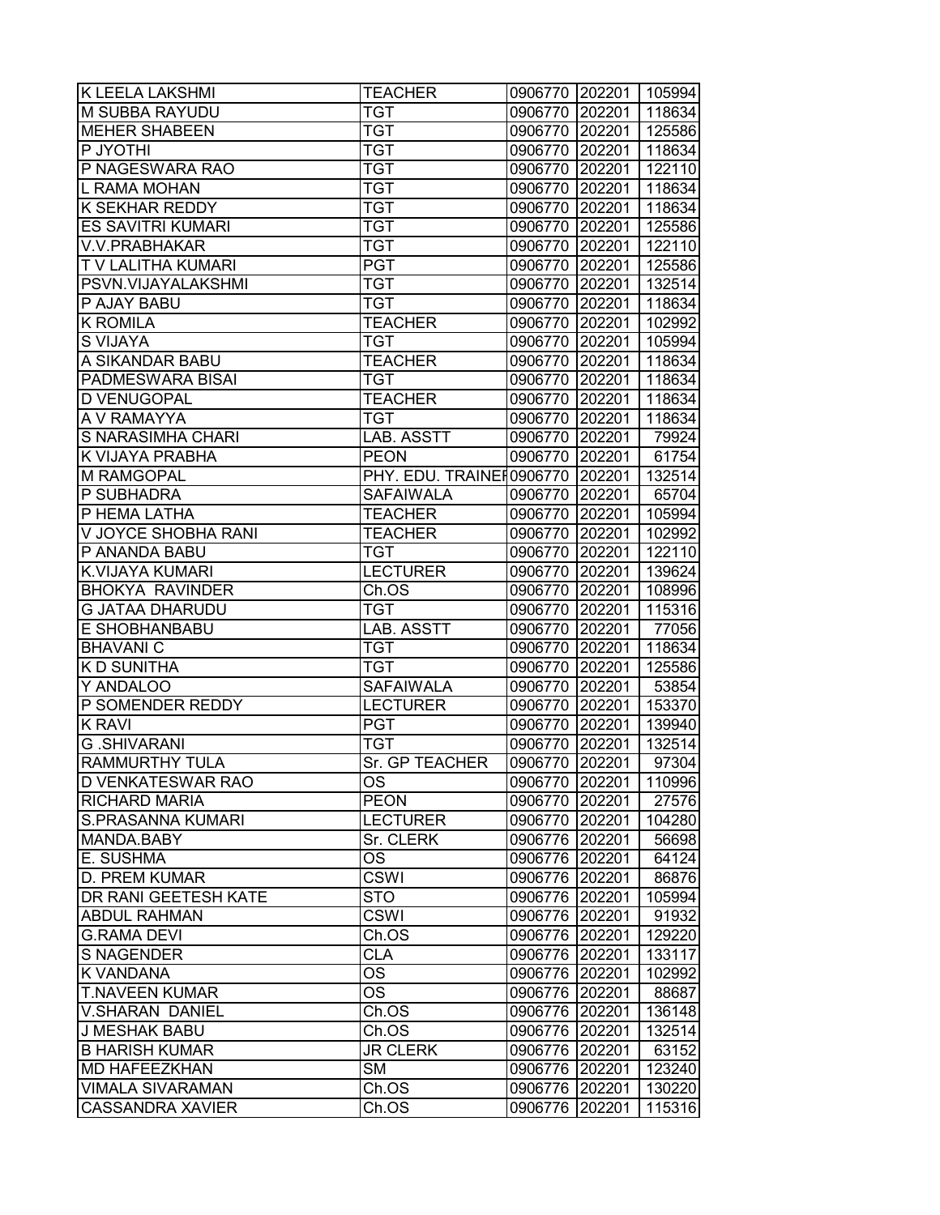| K LEELA LAKSHMI | TEACHER | 0906770 | 202201 | 105994 |
|---|---|---|---|---|
| M SUBBA RAYUDU | TGT | 0906770 | 202201 | 118634 |
| MEHER SHABEEN | TGT | 0906770 | 202201 | 125586 |
| P JYOTHI | TGT | 0906770 | 202201 | 118634 |
| P NAGESWARA RAO | TGT | 0906770 | 202201 | 122110 |
| L RAMA MOHAN | TGT | 0906770 | 202201 | 118634 |
| K SEKHAR REDDY | TGT | 0906770 | 202201 | 118634 |
| ES SAVITRI KUMARI | TGT | 0906770 | 202201 | 125586 |
| V.V.PRABHAKAR | TGT | 0906770 | 202201 | 122110 |
| T V LALITHA KUMARI | PGT | 0906770 | 202201 | 125586 |
| PSVN.VIJAYALAKSHMI | TGT | 0906770 | 202201 | 132514 |
| P AJAY BABU | TGT | 0906770 | 202201 | 118634 |
| K ROMILA | TEACHER | 0906770 | 202201 | 102992 |
| S VIJAYA | TGT | 0906770 | 202201 | 105994 |
| A SIKANDAR BABU | TEACHER | 0906770 | 202201 | 118634 |
| PADMESWARA BISAI | TGT | 0906770 | 202201 | 118634 |
| D VENUGOPAL | TEACHER | 0906770 | 202201 | 118634 |
| A V RAMAYYA | TGT | 0906770 | 202201 | 118634 |
| S NARASIMHA CHARI | LAB. ASSTT | 0906770 | 202201 | 79924 |
| K VIJAYA PRABHA | PEON | 0906770 | 202201 | 61754 |
| M RAMGOPAL | PHY. EDU. TRAINER | 0906770 | 202201 | 132514 |
| P SUBHADRA | SAFAIWALA | 0906770 | 202201 | 65704 |
| P HEMA LATHA | TEACHER | 0906770 | 202201 | 105994 |
| V JOYCE SHOBHA RANI | TEACHER | 0906770 | 202201 | 102992 |
| P ANANDA BABU | TGT | 0906770 | 202201 | 122110 |
| K.VIJAYA KUMARI | LECTURER | 0906770 | 202201 | 139624 |
| BHOKYA RAVINDER | Ch.OS | 0906770 | 202201 | 108996 |
| G JATAA DHARUDU | TGT | 0906770 | 202201 | 115316 |
| E SHOBHANBABU | LAB. ASSTT | 0906770 | 202201 | 77056 |
| BHAVANI C | TGT | 0906770 | 202201 | 118634 |
| K D SUNITHA | TGT | 0906770 | 202201 | 125586 |
| Y ANDALOO | SAFAIWALA | 0906770 | 202201 | 53854 |
| P SOMENDER REDDY | LECTURER | 0906770 | 202201 | 153370 |
| K RAVI | PGT | 0906770 | 202201 | 139940 |
| G .SHIVARANI | TGT | 0906770 | 202201 | 132514 |
| RAMMURTHY TULA | Sr. GP TEACHER | 0906770 | 202201 | 97304 |
| D VENKATESWAR RAO | OS | 0906770 | 202201 | 110996 |
| RICHARD MARIA | PEON | 0906770 | 202201 | 27576 |
| S.PRASANNA KUMARI | LECTURER | 0906770 | 202201 | 104280 |
| MANDA.BABY | Sr. CLERK | 0906776 | 202201 | 56698 |
| E. SUSHMA | OS | 0906776 | 202201 | 64124 |
| D. PREM KUMAR | CSWI | 0906776 | 202201 | 86876 |
| DR RANI GEETESH KATE | STO | 0906776 | 202201 | 105994 |
| ABDUL RAHMAN | CSWI | 0906776 | 202201 | 91932 |
| G.RAMA DEVI | Ch.OS | 0906776 | 202201 | 129220 |
| S NAGENDER | CLA | 0906776 | 202201 | 133117 |
| K VANDANA | OS | 0906776 | 202201 | 102992 |
| T.NAVEEN KUMAR | OS | 0906776 | 202201 | 88687 |
| V.SHARAN DANIEL | Ch.OS | 0906776 | 202201 | 136148 |
| J MESHAK BABU | Ch.OS | 0906776 | 202201 | 132514 |
| B HARISH KUMAR | JR CLERK | 0906776 | 202201 | 63152 |
| MD HAFEEZKHAN | SM | 0906776 | 202201 | 123240 |
| VIMALA SIVARAMAN | Ch.OS | 0906776 | 202201 | 130220 |
| CASSANDRA XAVIER | Ch.OS | 0906776 | 202201 | 115316 |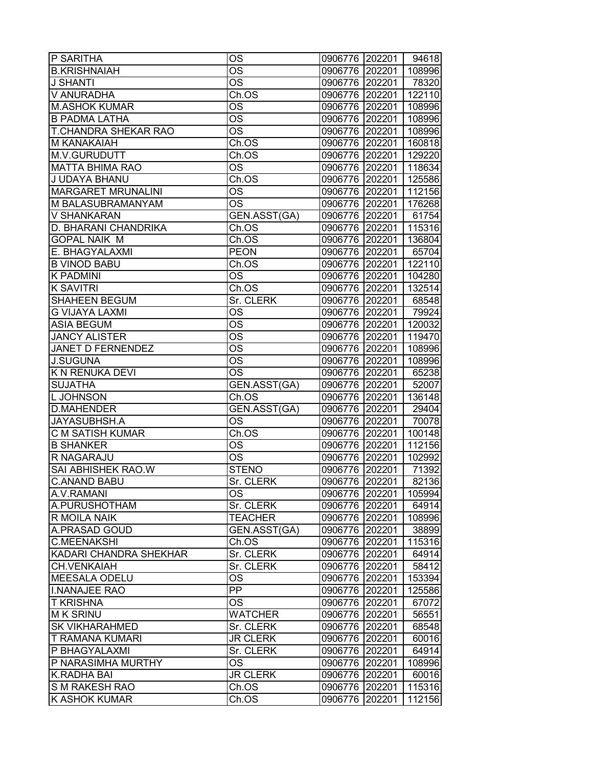| P SARITHA | OS | 0906776 | 202201 | 94618 |
|---|---|---|---|---|
| B.KRISHNAIAH | OS | 0906776 | 202201 | 108996 |
| J SHANTI | OS | 0906776 | 202201 | 78320 |
| V ANURADHA | Ch.OS | 0906776 | 202201 | 122110 |
| M.ASHOK KUMAR | OS | 0906776 | 202201 | 108996 |
| B PADMA LATHA | OS | 0906776 | 202201 | 108996 |
| T.CHANDRA SHEKAR RAO | OS | 0906776 | 202201 | 108996 |
| M KANAKAIAH | Ch.OS | 0906776 | 202201 | 160818 |
| M.V.GURUDUTT | Ch.OS | 0906776 | 202201 | 129220 |
| MATTA BHIMA RAO | OS | 0906776 | 202201 | 118634 |
| J UDAYA BHANU | Ch.OS | 0906776 | 202201 | 125586 |
| MARGARET MRUNALINI | OS | 0906776 | 202201 | 112156 |
| M BALASUBRAMANYAM | OS | 0906776 | 202201 | 176268 |
| V SHANKARAN | GEN.ASST(GA) | 0906776 | 202201 | 61754 |
| D. BHARANI CHANDRIKA | Ch.OS | 0906776 | 202201 | 115316 |
| GOPAL NAIK M | Ch.OS | 0906776 | 202201 | 136804 |
| E. BHAGYALAXMI | PEON | 0906776 | 202201 | 65704 |
| B VINOD BABU | Ch.OS | 0906776 | 202201 | 122110 |
| K PADMINI | OS | 0906776 | 202201 | 104280 |
| K SAVITRI | Ch.OS | 0906776 | 202201 | 132514 |
| SHAHEEN BEGUM | Sr. CLERK | 0906776 | 202201 | 68548 |
| G VIJAYA LAXMI | OS | 0906776 | 202201 | 79924 |
| ASIA BEGUM | OS | 0906776 | 202201 | 120032 |
| JANCY ALISTER | OS | 0906776 | 202201 | 119470 |
| JANET D FERNENDEZ | OS | 0906776 | 202201 | 108996 |
| J.SUGUNA | OS | 0906776 | 202201 | 108996 |
| K N RENUKA DEVI | OS | 0906776 | 202201 | 65238 |
| SUJATHA | GEN.ASST(GA) | 0906776 | 202201 | 52007 |
| L JOHNSON | Ch.OS | 0906776 | 202201 | 136148 |
| D.MAHENDER | GEN.ASST(GA) | 0906776 | 202201 | 29404 |
| JAYASUBHSH.A | OS | 0906776 | 202201 | 70078 |
| C M SATISH KUMAR | Ch.OS | 0906776 | 202201 | 100148 |
| B SHANKER | OS | 0906776 | 202201 | 112156 |
| R NAGARAJU | OS | 0906776 | 202201 | 102992 |
| SAI ABHISHEK RAO.W | STENO | 0906776 | 202201 | 71392 |
| C.ANAND BABU | Sr. CLERK | 0906776 | 202201 | 82136 |
| A.V.RAMANI | OS | 0906776 | 202201 | 105994 |
| A.PURUSHOTHAM | Sr. CLERK | 0906776 | 202201 | 64914 |
| R MOILA NAIK | TEACHER | 0906776 | 202201 | 108996 |
| A.PRASAD GOUD | GEN.ASST(GA) | 0906776 | 202201 | 38899 |
| C.MEENAKSHI | Ch.OS | 0906776 | 202201 | 115316 |
| KADARI CHANDRA SHEKHAR | Sr. CLERK | 0906776 | 202201 | 64914 |
| CH.VENKAIAH | Sr. CLERK | 0906776 | 202201 | 58412 |
| MEESALA ODELU | OS | 0906776 | 202201 | 153394 |
| I.NANAJEE RAO | PP | 0906776 | 202201 | 125586 |
| T KRISHNA | OS | 0906776 | 202201 | 67072 |
| M K SRINU | WATCHER | 0906776 | 202201 | 56551 |
| SK VIKHARAHMED | Sr. CLERK | 0906776 | 202201 | 68548 |
| T RAMANA KUMARI | JR CLERK | 0906776 | 202201 | 60016 |
| P BHAGYALAXMI | Sr. CLERK | 0906776 | 202201 | 64914 |
| P NARASIMHA MURTHY | OS | 0906776 | 202201 | 108996 |
| K.RADHA BAI | JR CLERK | 0906776 | 202201 | 60016 |
| S M RAKESH RAO | Ch.OS | 0906776 | 202201 | 115316 |
| K ASHOK KUMAR | Ch.OS | 0906776 | 202201 | 112156 |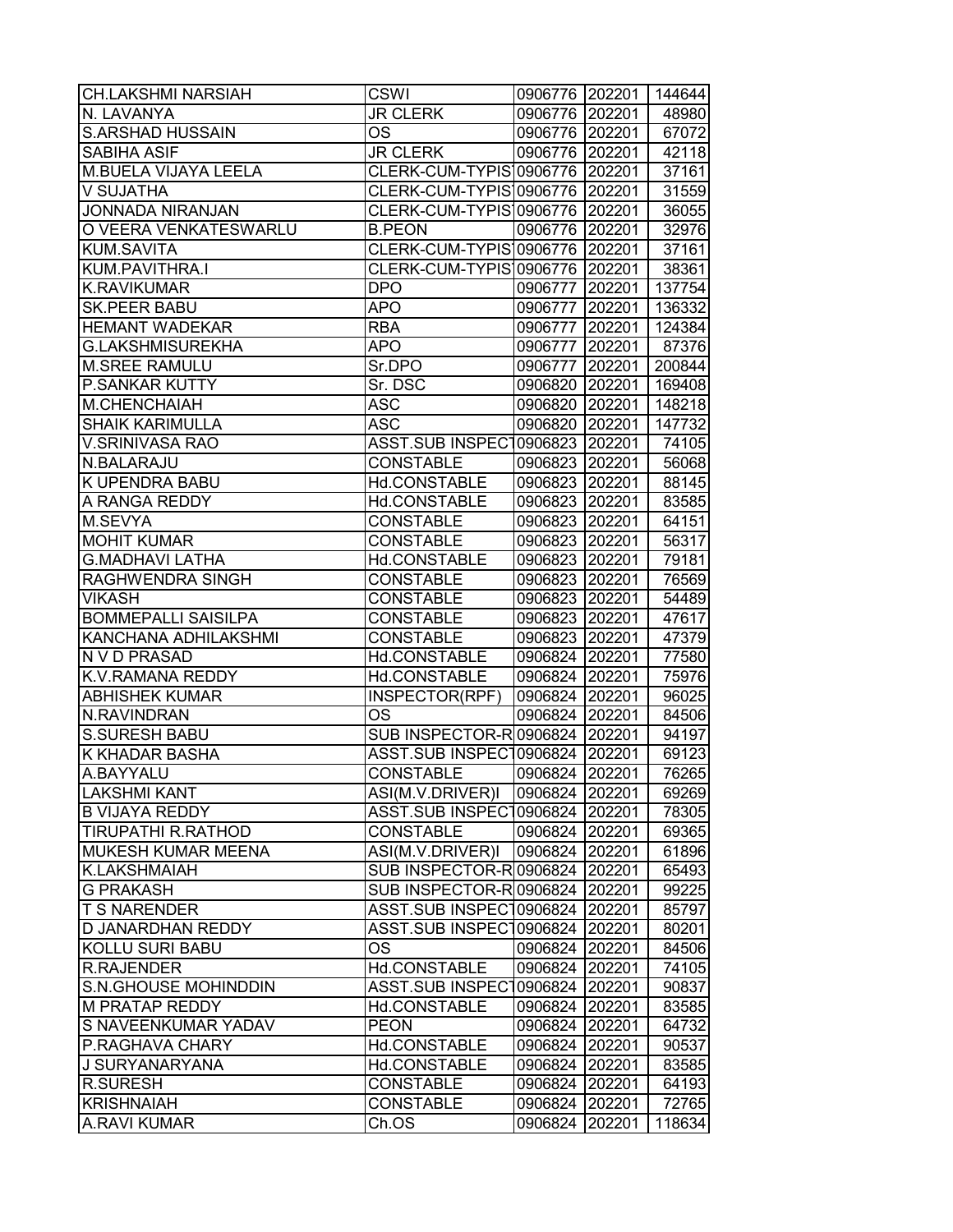| CH.LAKSHMI NARSIAH | CSWI | 0906776 | 202201 | 144644 |
|---|---|---|---|---|
| N. LAVANYA | JR CLERK | 0906776 | 202201 | 48980 |
| S.ARSHAD HUSSAIN | OS | 0906776 | 202201 | 67072 |
| SABIHA ASIF | JR CLERK | 0906776 | 202201 | 42118 |
| M.BUELA VIJAYA LEELA | CLERK-CUM-TYPIST | 0906776 | 202201 | 37161 |
| V SUJATHA | CLERK-CUM-TYPIST | 0906776 | 202201 | 31559 |
| JONNADA NIRANJAN | CLERK-CUM-TYPIST | 0906776 | 202201 | 36055 |
| O VEERA VENKATESWARLU | B.PEON | 0906776 | 202201 | 32976 |
| KUM.SAVITA | CLERK-CUM-TYPIST | 0906776 | 202201 | 37161 |
| KUM.PAVITHRA.I | CLERK-CUM-TYPIST | 0906776 | 202201 | 38361 |
| K.RAVIKUMAR | DPO | 0906777 | 202201 | 137754 |
| SK.PEER BABU | APO | 0906777 | 202201 | 136332 |
| HEMANT WADEKAR | RBA | 0906777 | 202201 | 124384 |
| G.LAKSHMISUREKHA | APO | 0906777 | 202201 | 87376 |
| M.SREE RAMULU | Sr.DPO | 0906777 | 202201 | 200844 |
| P.SANKAR KUTTY | Sr. DSC | 0906820 | 202201 | 169408 |
| M.CHENCHAIAH | ASC | 0906820 | 202201 | 148218 |
| SHAIK KARIMULLA | ASC | 0906820 | 202201 | 147732 |
| V.SRINIVASA RAO | ASST.SUB INSPECT | 0906823 | 202201 | 74105 |
| N.BALARAJU | CONSTABLE | 0906823 | 202201 | 56068 |
| K UPENDRA BABU | Hd.CONSTABLE | 0906823 | 202201 | 88145 |
| A RANGA REDDY | Hd.CONSTABLE | 0906823 | 202201 | 83585 |
| M.SEVYA | CONSTABLE | 0906823 | 202201 | 64151 |
| MOHIT KUMAR | CONSTABLE | 0906823 | 202201 | 56317 |
| G.MADHAVI LATHA | Hd.CONSTABLE | 0906823 | 202201 | 79181 |
| RAGHWENDRA SINGH | CONSTABLE | 0906823 | 202201 | 76569 |
| VIKASH | CONSTABLE | 0906823 | 202201 | 54489 |
| BOMMEPALLI SAISILPA | CONSTABLE | 0906823 | 202201 | 47617 |
| KANCHANA ADHILAKSHMI | CONSTABLE | 0906823 | 202201 | 47379 |
| N V D PRASAD | Hd.CONSTABLE | 0906824 | 202201 | 77580 |
| K.V.RAMANA REDDY | Hd.CONSTABLE | 0906824 | 202201 | 75976 |
| ABHISHEK KUMAR | INSPECTOR(RPF) | 0906824 | 202201 | 96025 |
| N.RAVINDRAN | OS | 0906824 | 202201 | 84506 |
| S.SURESH BABU | SUB INSPECTOR-R | 0906824 | 202201 | 94197 |
| K KHADAR BASHA | ASST.SUB INSPECT | 0906824 | 202201 | 69123 |
| A.BAYYALU | CONSTABLE | 0906824 | 202201 | 76265 |
| LAKSHMI KANT | ASI(M.V.DRIVER)I | 0906824 | 202201 | 69269 |
| B VIJAYA REDDY | ASST.SUB INSPECT | 0906824 | 202201 | 78305 |
| TIRUPATHI R.RATHOD | CONSTABLE | 0906824 | 202201 | 69365 |
| MUKESH KUMAR MEENA | ASI(M.V.DRIVER)I | 0906824 | 202201 | 61896 |
| K.LAKSHMAIAH | SUB INSPECTOR-R | 0906824 | 202201 | 65493 |
| G PRAKASH | SUB INSPECTOR-R | 0906824 | 202201 | 99225 |
| T S NARENDER | ASST.SUB INSPECT | 0906824 | 202201 | 85797 |
| D JANARDHAN REDDY | ASST.SUB INSPECT | 0906824 | 202201 | 80201 |
| KOLLU SURI BABU | OS | 0906824 | 202201 | 84506 |
| R.RAJENDER | Hd.CONSTABLE | 0906824 | 202201 | 74105 |
| S.N.GHOUSE MOHINDDIN | ASST.SUB INSPECT | 0906824 | 202201 | 90837 |
| M PRATAP REDDY | Hd.CONSTABLE | 0906824 | 202201 | 83585 |
| S NAVEENKUMAR YADAV | PEON | 0906824 | 202201 | 64732 |
| P.RAGHAVA CHARY | Hd.CONSTABLE | 0906824 | 202201 | 90537 |
| J SURYANARYANA | Hd.CONSTABLE | 0906824 | 202201 | 83585 |
| R.SURESH | CONSTABLE | 0906824 | 202201 | 64193 |
| KRISHNAIAH | CONSTABLE | 0906824 | 202201 | 72765 |
| A.RAVI KUMAR | Ch.OS | 0906824 | 202201 | 118634 |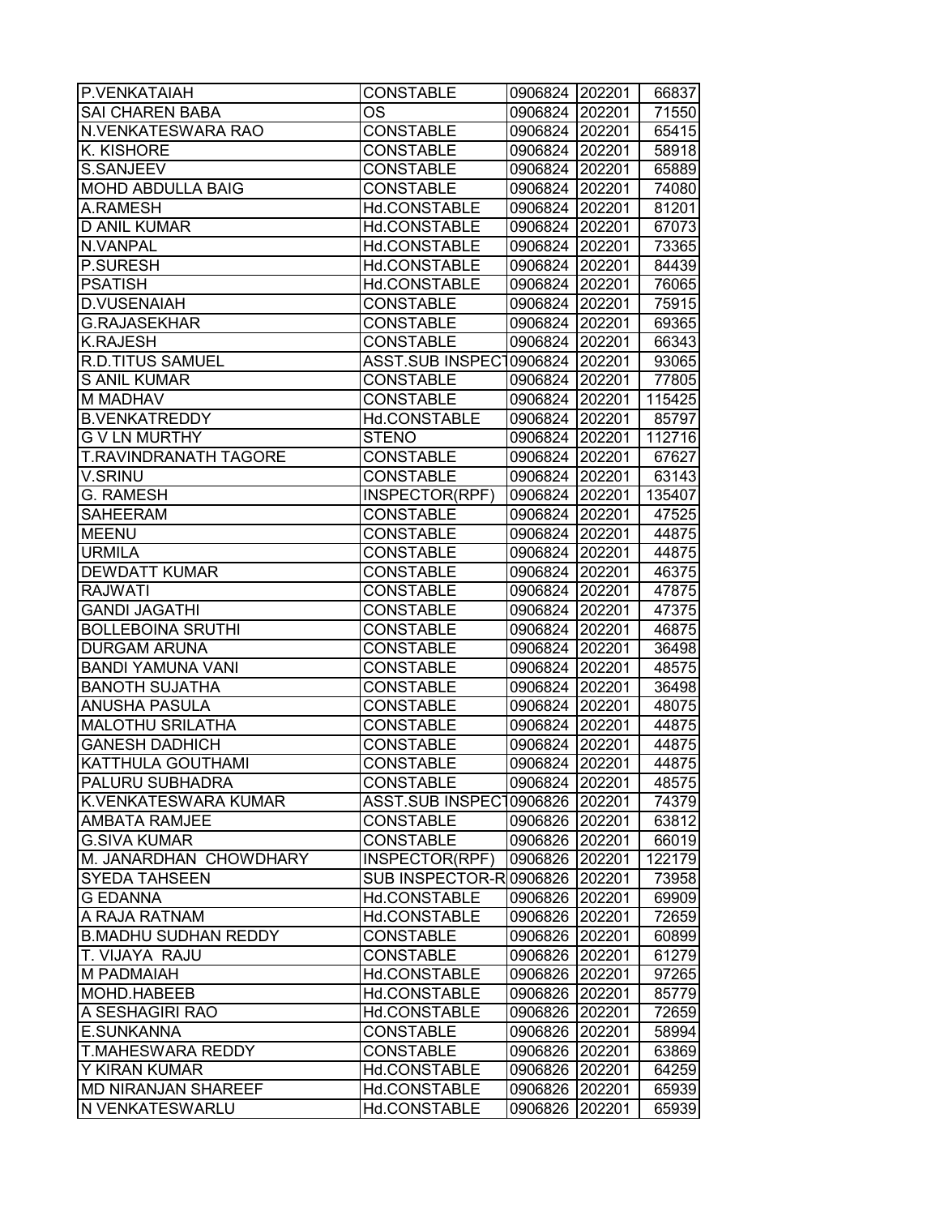| | | | | |
|---|---|---|---|---|
| P.VENKATAIAH | CONSTABLE | 0906824 | 202201 | 66837 |
| SAI CHAREN BABA | OS | 0906824 | 202201 | 71550 |
| N.VENKATESWARA RAO | CONSTABLE | 0906824 | 202201 | 65415 |
| K. KISHORE | CONSTABLE | 0906824 | 202201 | 58918 |
| S.SANJEEV | CONSTABLE | 0906824 | 202201 | 65889 |
| MOHD ABDULLA BAIG | CONSTABLE | 0906824 | 202201 | 74080 |
| A.RAMESH | Hd.CONSTABLE | 0906824 | 202201 | 81201 |
| D ANIL KUMAR | Hd.CONSTABLE | 0906824 | 202201 | 67073 |
| N.VANPAL | Hd.CONSTABLE | 0906824 | 202201 | 73365 |
| P.SURESH | Hd.CONSTABLE | 0906824 | 202201 | 84439 |
| PSATISH | Hd.CONSTABLE | 0906824 | 202201 | 76065 |
| D.VUSENAIAH | CONSTABLE | 0906824 | 202201 | 75915 |
| G.RAJASEKHAR | CONSTABLE | 0906824 | 202201 | 69365 |
| K.RAJESH | CONSTABLE | 0906824 | 202201 | 66343 |
| R.D.TITUS SAMUEL | ASST.SUB INSPECT | 0906824 | 202201 | 93065 |
| S ANIL KUMAR | CONSTABLE | 0906824 | 202201 | 77805 |
| M MADHAV | CONSTABLE | 0906824 | 202201 | 115425 |
| B.VENKATREDDY | Hd.CONSTABLE | 0906824 | 202201 | 85797 |
| G V LN MURTHY | STENO | 0906824 | 202201 | 112716 |
| T.RAVINDRANATH TAGORE | CONSTABLE | 0906824 | 202201 | 67627 |
| V.SRINU | CONSTABLE | 0906824 | 202201 | 63143 |
| G. RAMESH | INSPECTOR(RPF) | 0906824 | 202201 | 135407 |
| SAHEERAM | CONSTABLE | 0906824 | 202201 | 47525 |
| MEENU | CONSTABLE | 0906824 | 202201 | 44875 |
| URMILA | CONSTABLE | 0906824 | 202201 | 44875 |
| DEWDATT KUMAR | CONSTABLE | 0906824 | 202201 | 46375 |
| RAJWATI | CONSTABLE | 0906824 | 202201 | 47875 |
| GANDI JAGATHI | CONSTABLE | 0906824 | 202201 | 47375 |
| BOLLEBOINA SRUTHI | CONSTABLE | 0906824 | 202201 | 46875 |
| DURGAM ARUNA | CONSTABLE | 0906824 | 202201 | 36498 |
| BANDI YAMUNA VANI | CONSTABLE | 0906824 | 202201 | 48575 |
| BANOTH SUJATHA | CONSTABLE | 0906824 | 202201 | 36498 |
| ANUSHA PASULA | CONSTABLE | 0906824 | 202201 | 48075 |
| MALOTHU SRILATHA | CONSTABLE | 0906824 | 202201 | 44875 |
| GANESH DADHICH | CONSTABLE | 0906824 | 202201 | 44875 |
| KATTHULA GOUTHAMI | CONSTABLE | 0906824 | 202201 | 44875 |
| PALURU SUBHADRA | CONSTABLE | 0906824 | 202201 | 48575 |
| K.VENKATESWARA KUMAR | ASST.SUB INSPECT | 0906826 | 202201 | 74379 |
| AMBATA RAMJEE | CONSTABLE | 0906826 | 202201 | 63812 |
| G.SIVA KUMAR | CONSTABLE | 0906826 | 202201 | 66019 |
| M. JANARDHAN CHOWDHARY | INSPECTOR(RPF) | 0906826 | 202201 | 122179 |
| SYEDA TAHSEEN | SUB INSPECTOR-R | 0906826 | 202201 | 73958 |
| G EDANNA | Hd.CONSTABLE | 0906826 | 202201 | 69909 |
| A RAJA RATNAM | Hd.CONSTABLE | 0906826 | 202201 | 72659 |
| B.MADHU SUDHAN REDDY | CONSTABLE | 0906826 | 202201 | 60899 |
| T. VIJAYA RAJU | CONSTABLE | 0906826 | 202201 | 61279 |
| M PADMAIAH | Hd.CONSTABLE | 0906826 | 202201 | 97265 |
| MOHD.HABEEB | Hd.CONSTABLE | 0906826 | 202201 | 85779 |
| A SESHAGIRI RAO | Hd.CONSTABLE | 0906826 | 202201 | 72659 |
| E.SUNKANNA | CONSTABLE | 0906826 | 202201 | 58994 |
| T.MAHESWARA REDDY | CONSTABLE | 0906826 | 202201 | 63869 |
| Y KIRAN KUMAR | Hd.CONSTABLE | 0906826 | 202201 | 64259 |
| MD NIRANJAN SHAREEF | Hd.CONSTABLE | 0906826 | 202201 | 65939 |
| N VENKATESWARLU | Hd.CONSTABLE | 0906826 | 202201 | 65939 |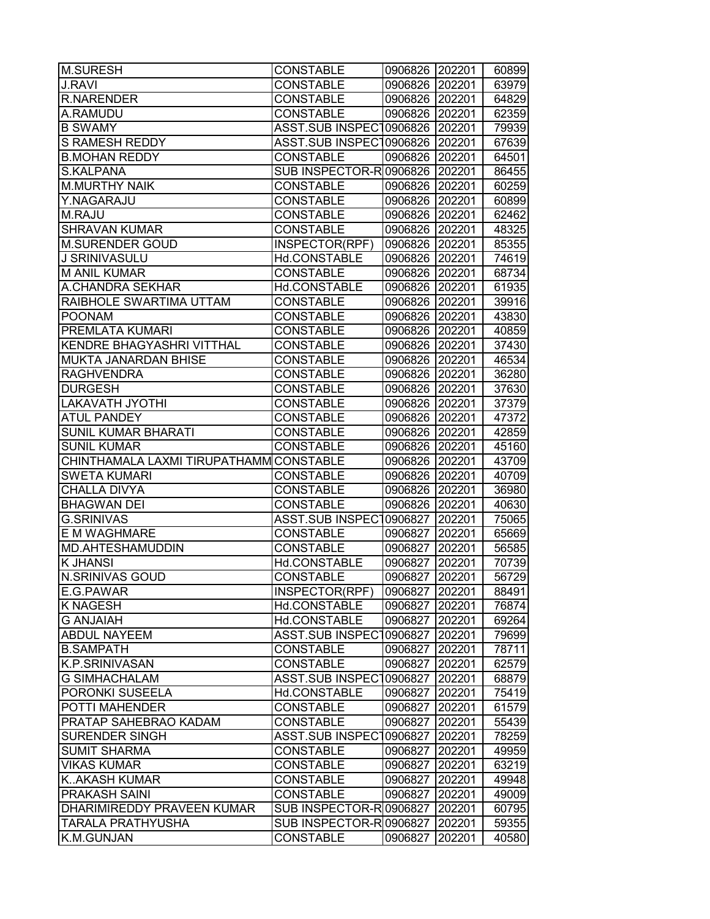| | | | | |
|---|---|---|---|---|
| M.SURESH | CONSTABLE | 0906826 | 202201 | 60899 |
| J.RAVI | CONSTABLE | 0906826 | 202201 | 63979 |
| R.NARENDER | CONSTABLE | 0906826 | 202201 | 64829 |
| A.RAMUDU | CONSTABLE | 0906826 | 202201 | 62359 |
| B SWAMY | ASST.SUB INSPECT | 0906826 | 202201 | 79939 |
| S RAMESH REDDY | ASST.SUB INSPECT | 0906826 | 202201 | 67639 |
| B.MOHAN REDDY | CONSTABLE | 0906826 | 202201 | 64501 |
| S.KALPANA | SUB INSPECTOR-R | 0906826 | 202201 | 86455 |
| M.MURTHY NAIK | CONSTABLE | 0906826 | 202201 | 60259 |
| Y.NAGARAJU | CONSTABLE | 0906826 | 202201 | 60899 |
| M.RAJU | CONSTABLE | 0906826 | 202201 | 62462 |
| SHRAVAN KUMAR | CONSTABLE | 0906826 | 202201 | 48325 |
| M.SURENDER GOUD | INSPECTOR(RPF) | 0906826 | 202201 | 85355 |
| J SRINIVASULU | Hd.CONSTABLE | 0906826 | 202201 | 74619 |
| M ANIL KUMAR | CONSTABLE | 0906826 | 202201 | 68734 |
| A.CHANDRA SEKHAR | Hd.CONSTABLE | 0906826 | 202201 | 61935 |
| RAIBHOLE SWARTIMA UTTAM | CONSTABLE | 0906826 | 202201 | 39916 |
| POONAM | CONSTABLE | 0906826 | 202201 | 43830 |
| PREMLATA KUMARI | CONSTABLE | 0906826 | 202201 | 40859 |
| KENDRE BHAGYASHRI VITTHAL | CONSTABLE | 0906826 | 202201 | 37430 |
| MUKTA JANARDAN BHISE | CONSTABLE | 0906826 | 202201 | 46534 |
| RAGHVENDRA | CONSTABLE | 0906826 | 202201 | 36280 |
| DURGESH | CONSTABLE | 0906826 | 202201 | 37630 |
| LAKAVATH JYOTHI | CONSTABLE | 0906826 | 202201 | 37379 |
| ATUL PANDEY | CONSTABLE | 0906826 | 202201 | 47372 |
| SUNIL KUMAR BHARATI | CONSTABLE | 0906826 | 202201 | 42859 |
| SUNIL KUMAR | CONSTABLE | 0906826 | 202201 | 45160 |
| CHINTHAMALA LAXMI TIRUPATHAMM | CONSTABLE | 0906826 | 202201 | 43709 |
| SWETA KUMARI | CONSTABLE | 0906826 | 202201 | 40709 |
| CHALLA DIVYA | CONSTABLE | 0906826 | 202201 | 36980 |
| BHAGWAN DEI | CONSTABLE | 0906826 | 202201 | 40630 |
| G.SRINIVAS | ASST.SUB INSPECT | 0906827 | 202201 | 75065 |
| E M WAGHMARE | CONSTABLE | 0906827 | 202201 | 65669 |
| MD.AHTESHAMUDDIN | CONSTABLE | 0906827 | 202201 | 56585 |
| K JHANSI | Hd.CONSTABLE | 0906827 | 202201 | 70739 |
| N.SRINIVAS GOUD | CONSTABLE | 0906827 | 202201 | 56729 |
| E.G.PAWAR | INSPECTOR(RPF) | 0906827 | 202201 | 88491 |
| K NAGESH | Hd.CONSTABLE | 0906827 | 202201 | 76874 |
| G ANJAIAH | Hd.CONSTABLE | 0906827 | 202201 | 69264 |
| ABDUL NAYEEM | ASST.SUB INSPECT | 0906827 | 202201 | 79699 |
| B.SAMPATH | CONSTABLE | 0906827 | 202201 | 78711 |
| K.P.SRINIVASAN | CONSTABLE | 0906827 | 202201 | 62579 |
| G SIMHACHALAM | ASST.SUB INSPECT | 0906827 | 202201 | 68879 |
| PORONKI SUSEELA | Hd.CONSTABLE | 0906827 | 202201 | 75419 |
| POTTI MAHENDER | CONSTABLE | 0906827 | 202201 | 61579 |
| PRATAP SAHEBRAO KADAM | CONSTABLE | 0906827 | 202201 | 55439 |
| SURENDER SINGH | ASST.SUB INSPECT | 0906827 | 202201 | 78259 |
| SUMIT SHARMA | CONSTABLE | 0906827 | 202201 | 49959 |
| VIKAS KUMAR | CONSTABLE | 0906827 | 202201 | 63219 |
| K..AKASH KUMAR | CONSTABLE | 0906827 | 202201 | 49948 |
| PRAKASH SAINI | CONSTABLE | 0906827 | 202201 | 49009 |
| DHARIMIREDDY PRAVEEN KUMAR | SUB INSPECTOR-R | 0906827 | 202201 | 60795 |
| TARALA PRATHYUSHA | SUB INSPECTOR-R | 0906827 | 202201 | 59355 |
| K.M.GUNJAN | CONSTABLE | 0906827 | 202201 | 40580 |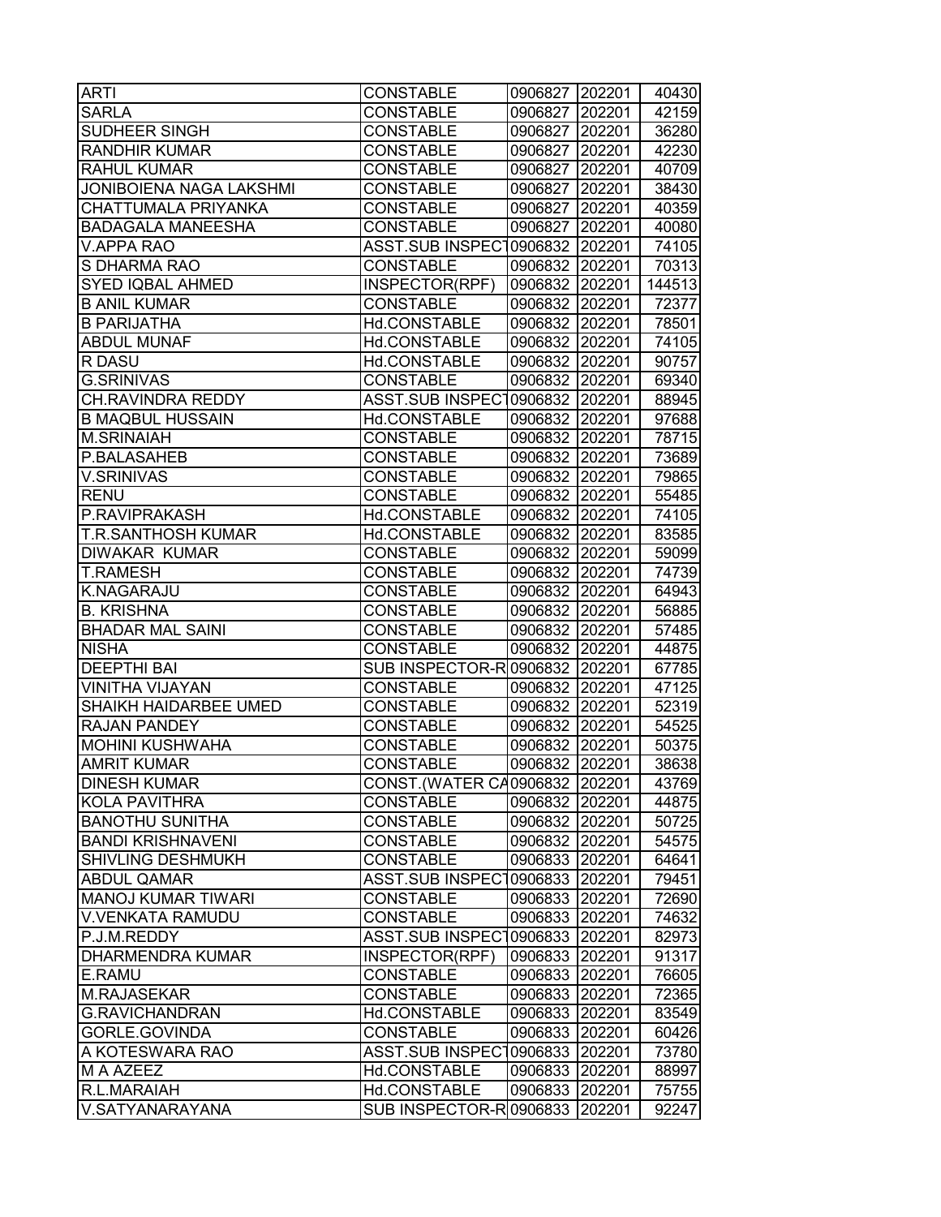| | | | | |
|---|---|---|---|---|
| ARTI | CONSTABLE | 0906827 | 202201 | 40430 |
| SARLA | CONSTABLE | 0906827 | 202201 | 42159 |
| SUDHEER SINGH | CONSTABLE | 0906827 | 202201 | 36280 |
| RANDHIR KUMAR | CONSTABLE | 0906827 | 202201 | 42230 |
| RAHUL KUMAR | CONSTABLE | 0906827 | 202201 | 40709 |
| JONIBOIENA NAGA LAKSHMI | CONSTABLE | 0906827 | 202201 | 38430 |
| CHATTUMALA PRIYANKA | CONSTABLE | 0906827 | 202201 | 40359 |
| BADAGALA MANEESHA | CONSTABLE | 0906827 | 202201 | 40080 |
| V.APPA RAO | ASST.SUB INSPECT | 0906832 | 202201 | 74105 |
| S DHARMA RAO | CONSTABLE | 0906832 | 202201 | 70313 |
| SYED IQBAL AHMED | INSPECTOR(RPF) | 0906832 | 202201 | 144513 |
| B ANIL KUMAR | CONSTABLE | 0906832 | 202201 | 72377 |
| B PARIJATHA | Hd.CONSTABLE | 0906832 | 202201 | 78501 |
| ABDUL MUNAF | Hd.CONSTABLE | 0906832 | 202201 | 74105 |
| R DASU | Hd.CONSTABLE | 0906832 | 202201 | 90757 |
| G.SRINIVAS | CONSTABLE | 0906832 | 202201 | 69340 |
| CH.RAVINDRA REDDY | ASST.SUB INSPECT | 0906832 | 202201 | 88945 |
| B MAQBUL HUSSAIN | Hd.CONSTABLE | 0906832 | 202201 | 97688 |
| M.SRINAIAH | CONSTABLE | 0906832 | 202201 | 78715 |
| P.BALASAHEB | CONSTABLE | 0906832 | 202201 | 73689 |
| V.SRINIVAS | CONSTABLE | 0906832 | 202201 | 79865 |
| RENU | CONSTABLE | 0906832 | 202201 | 55485 |
| P.RAVIPRAKASH | Hd.CONSTABLE | 0906832 | 202201 | 74105 |
| T.R.SANTHOSH KUMAR | Hd.CONSTABLE | 0906832 | 202201 | 83585 |
| DIWAKAR KUMAR | CONSTABLE | 0906832 | 202201 | 59099 |
| T.RAMESH | CONSTABLE | 0906832 | 202201 | 74739 |
| K.NAGARAJU | CONSTABLE | 0906832 | 202201 | 64943 |
| B. KRISHNA | CONSTABLE | 0906832 | 202201 | 56885 |
| BHADAR MAL SAINI | CONSTABLE | 0906832 | 202201 | 57485 |
| NISHA | CONSTABLE | 0906832 | 202201 | 44875 |
| DEEPTHI BAI | SUB INSPECTOR-R | 0906832 | 202201 | 67785 |
| VINITHA VIJAYAN | CONSTABLE | 0906832 | 202201 | 47125 |
| SHAIKH HAIDARBEE UMED | CONSTABLE | 0906832 | 202201 | 52319 |
| RAJAN PANDEY | CONSTABLE | 0906832 | 202201 | 54525 |
| MOHINI KUSHWAHA | CONSTABLE | 0906832 | 202201 | 50375 |
| AMRIT KUMAR | CONSTABLE | 0906832 | 202201 | 38638 |
| DINESH KUMAR | CONST.(WATER CA | 0906832 | 202201 | 43769 |
| KOLA PAVITHRA | CONSTABLE | 0906832 | 202201 | 44875 |
| BANOTHU SUNITHA | CONSTABLE | 0906832 | 202201 | 50725 |
| BANDI KRISHNAVENI | CONSTABLE | 0906832 | 202201 | 54575 |
| SHIVLING DESHMUKH | CONSTABLE | 0906833 | 202201 | 64641 |
| ABDUL QAMAR | ASST.SUB INSPECT | 0906833 | 202201 | 79451 |
| MANOJ KUMAR TIWARI | CONSTABLE | 0906833 | 202201 | 72690 |
| V.VENKATA RAMUDU | CONSTABLE | 0906833 | 202201 | 74632 |
| P.J.M.REDDY | ASST.SUB INSPECT | 0906833 | 202201 | 82973 |
| DHARMENDRA KUMAR | INSPECTOR(RPF) | 0906833 | 202201 | 91317 |
| E.RAMU | CONSTABLE | 0906833 | 202201 | 76605 |
| M.RAJASEKAR | CONSTABLE | 0906833 | 202201 | 72365 |
| G.RAVICHANDRAN | Hd.CONSTABLE | 0906833 | 202201 | 83549 |
| GORLE.GOVINDA | CONSTABLE | 0906833 | 202201 | 60426 |
| A KOTESWARA RAO | ASST.SUB INSPECT | 0906833 | 202201 | 73780 |
| M A AZEEZ | Hd.CONSTABLE | 0906833 | 202201 | 88997 |
| R.L.MARAIAH | Hd.CONSTABLE | 0906833 | 202201 | 75755 |
| V.SATYANARAYANA | SUB INSPECTOR-R | 0906833 | 202201 | 92247 |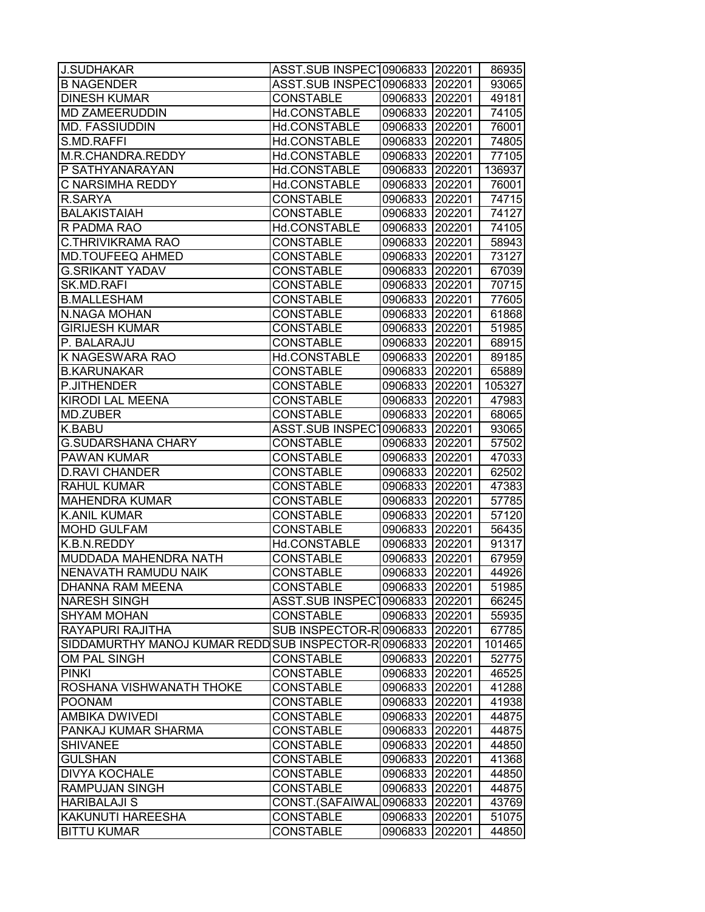| | | | | |
|---|---|---|---|---|
| J.SUDHAKAR | ASST.SUB INSPECT | 0906833 | 202201 | 86935 |
| B NAGENDER | ASST.SUB INSPECT | 0906833 | 202201 | 93065 |
| DINESH KUMAR | CONSTABLE | 0906833 | 202201 | 49181 |
| MD ZAMEERUDDIN | Hd.CONSTABLE | 0906833 | 202201 | 74105 |
| MD. FASSIUDDIN | Hd.CONSTABLE | 0906833 | 202201 | 76001 |
| S.MD.RAFFI | Hd.CONSTABLE | 0906833 | 202201 | 74805 |
| M.R.CHANDRA.REDDY | Hd.CONSTABLE | 0906833 | 202201 | 77105 |
| P SATHYANARAYAN | Hd.CONSTABLE | 0906833 | 202201 | 136937 |
| C NARSIMHA REDDY | Hd.CONSTABLE | 0906833 | 202201 | 76001 |
| R.SARYA | CONSTABLE | 0906833 | 202201 | 74715 |
| BALAKISTAIAH | CONSTABLE | 0906833 | 202201 | 74127 |
| R PADMA RAO | Hd.CONSTABLE | 0906833 | 202201 | 74105 |
| C.THRIVIKRAMA RAO | CONSTABLE | 0906833 | 202201 | 58943 |
| MD.TOUFEEQ AHMED | CONSTABLE | 0906833 | 202201 | 73127 |
| G.SRIKANT YADAV | CONSTABLE | 0906833 | 202201 | 67039 |
| SK.MD.RAFI | CONSTABLE | 0906833 | 202201 | 70715 |
| B.MALLESHAM | CONSTABLE | 0906833 | 202201 | 77605 |
| N.NAGA MOHAN | CONSTABLE | 0906833 | 202201 | 61868 |
| GIRIJESH KUMAR | CONSTABLE | 0906833 | 202201 | 51985 |
| P. BALARAJU | CONSTABLE | 0906833 | 202201 | 68915 |
| K NAGESWARA RAO | Hd.CONSTABLE | 0906833 | 202201 | 89185 |
| B.KARUNAKAR | CONSTABLE | 0906833 | 202201 | 65889 |
| P.JITHENDER | CONSTABLE | 0906833 | 202201 | 105327 |
| KIRODI LAL MEENA | CONSTABLE | 0906833 | 202201 | 47983 |
| MD.ZUBER | CONSTABLE | 0906833 | 202201 | 68065 |
| K.BABU | ASST.SUB INSPECT | 0906833 | 202201 | 93065 |
| G.SUDARSHANA CHARY | CONSTABLE | 0906833 | 202201 | 57502 |
| PAWAN KUMAR | CONSTABLE | 0906833 | 202201 | 47033 |
| D.RAVI CHANDER | CONSTABLE | 0906833 | 202201 | 62502 |
| RAHUL KUMAR | CONSTABLE | 0906833 | 202201 | 47383 |
| MAHENDRA KUMAR | CONSTABLE | 0906833 | 202201 | 57785 |
| K.ANIL KUMAR | CONSTABLE | 0906833 | 202201 | 57120 |
| MOHD GULFAM | CONSTABLE | 0906833 | 202201 | 56435 |
| K.B.N.REDDY | Hd.CONSTABLE | 0906833 | 202201 | 91317 |
| MUDDADA MAHENDRA NATH | CONSTABLE | 0906833 | 202201 | 67959 |
| NENAVATH RAMUDU NAIK | CONSTABLE | 0906833 | 202201 | 44926 |
| DHANNA RAM MEENA | CONSTABLE | 0906833 | 202201 | 51985 |
| NARESH SINGH | ASST.SUB INSPECT | 0906833 | 202201 | 66245 |
| SHYAM MOHAN | CONSTABLE | 0906833 | 202201 | 55935 |
| RAYAPURI RAJITHA | SUB INSPECTOR-R | 0906833 | 202201 | 67785 |
| SIDDAMURTHY MANOJ KUMAR REDD | SUB INSPECTOR-R | 0906833 | 202201 | 101465 |
| OM PAL SINGH | CONSTABLE | 0906833 | 202201 | 52775 |
| PINKI | CONSTABLE | 0906833 | 202201 | 46525 |
| ROSHANA VISHWANATH THOKE | CONSTABLE | 0906833 | 202201 | 41288 |
| POONAM | CONSTABLE | 0906833 | 202201 | 41938 |
| AMBIKA DWIVEDI | CONSTABLE | 0906833 | 202201 | 44875 |
| PANKAJ KUMAR SHARMA | CONSTABLE | 0906833 | 202201 | 44875 |
| SHIVANEE | CONSTABLE | 0906833 | 202201 | 44850 |
| GULSHAN | CONSTABLE | 0906833 | 202201 | 41368 |
| DIVYA KOCHALE | CONSTABLE | 0906833 | 202201 | 44850 |
| RAMPUJAN SINGH | CONSTABLE | 0906833 | 202201 | 44875 |
| HARIBALAJI S | CONST.(SAFAIWAL | 0906833 | 202201 | 43769 |
| KAKUNUTI HAREESHA | CONSTABLE | 0906833 | 202201 | 51075 |
| BITTU KUMAR | CONSTABLE | 0906833 | 202201 | 44850 |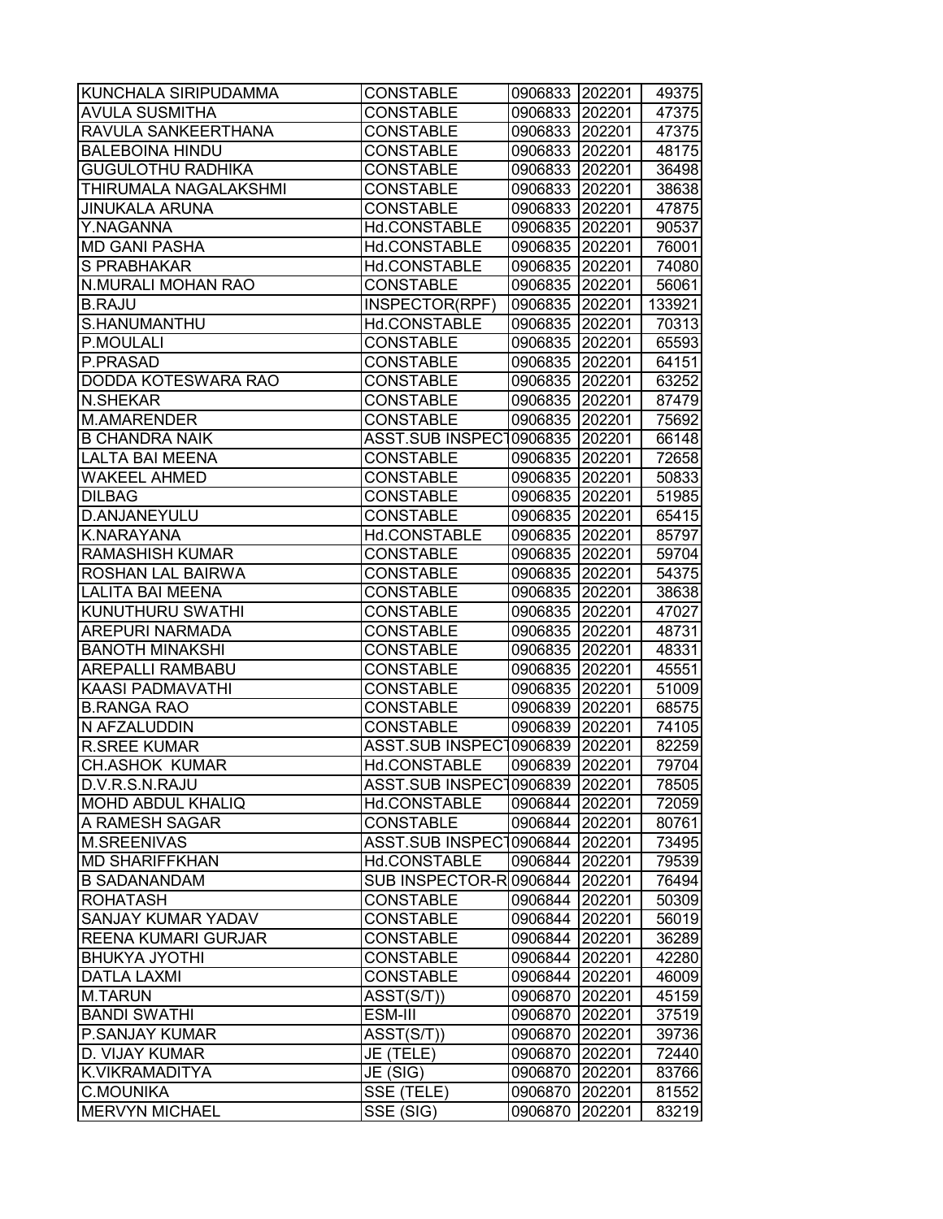| | | | | |
|---|---|---|---|---|
| KUNCHALA SIRIPUDAMMA | CONSTABLE | 0906833 | 202201 | 49375 |
| AVULA SUSMITHA | CONSTABLE | 0906833 | 202201 | 47375 |
| RAVULA SANKEERTHANA | CONSTABLE | 0906833 | 202201 | 47375 |
| BALEBOINA HINDU | CONSTABLE | 0906833 | 202201 | 48175 |
| GUGULOTHU RADHIKA | CONSTABLE | 0906833 | 202201 | 36498 |
| THIRUMALA NAGALAKSHMI | CONSTABLE | 0906833 | 202201 | 38638 |
| JINUKALA ARUNA | CONSTABLE | 0906833 | 202201 | 47875 |
| Y.NAGANNA | Hd.CONSTABLE | 0906835 | 202201 | 90537 |
| MD GANI PASHA | Hd.CONSTABLE | 0906835 | 202201 | 76001 |
| S PRABHAKAR | Hd.CONSTABLE | 0906835 | 202201 | 74080 |
| N.MURALI MOHAN RAO | CONSTABLE | 0906835 | 202201 | 56061 |
| B.RAJU | INSPECTOR(RPF) | 0906835 | 202201 | 133921 |
| S.HANUMANTHU | Hd.CONSTABLE | 0906835 | 202201 | 70313 |
| P.MOULALI | CONSTABLE | 0906835 | 202201 | 65593 |
| P.PRASAD | CONSTABLE | 0906835 | 202201 | 64151 |
| DODDA KOTESWARA RAO | CONSTABLE | 0906835 | 202201 | 63252 |
| N.SHEKAR | CONSTABLE | 0906835 | 202201 | 87479 |
| M.AMARENDER | CONSTABLE | 0906835 | 202201 | 75692 |
| B CHANDRA NAIK | ASST.SUB INSPECT | 0906835 | 202201 | 66148 |
| LALTA BAI MEENA | CONSTABLE | 0906835 | 202201 | 72658 |
| WAKEEL AHMED | CONSTABLE | 0906835 | 202201 | 50833 |
| DILBAG | CONSTABLE | 0906835 | 202201 | 51985 |
| D.ANJANEYULU | CONSTABLE | 0906835 | 202201 | 65415 |
| K.NARAYANA | Hd.CONSTABLE | 0906835 | 202201 | 85797 |
| RAMASHISH KUMAR | CONSTABLE | 0906835 | 202201 | 59704 |
| ROSHAN LAL BAIRWA | CONSTABLE | 0906835 | 202201 | 54375 |
| LALITA BAI MEENA | CONSTABLE | 0906835 | 202201 | 38638 |
| KUNUTHURU SWATHI | CONSTABLE | 0906835 | 202201 | 47027 |
| AREPURI NARMADA | CONSTABLE | 0906835 | 202201 | 48731 |
| BANOTH MINAKSHI | CONSTABLE | 0906835 | 202201 | 48331 |
| AREPALLI RAMBABU | CONSTABLE | 0906835 | 202201 | 45551 |
| KAASI PADMAVATHI | CONSTABLE | 0906835 | 202201 | 51009 |
| B.RANGA RAO | CONSTABLE | 0906839 | 202201 | 68575 |
| N AFZALUDDIN | CONSTABLE | 0906839 | 202201 | 74105 |
| R.SREE KUMAR | ASST.SUB INSPECT | 0906839 | 202201 | 82259 |
| CH.ASHOK KUMAR | Hd.CONSTABLE | 0906839 | 202201 | 79704 |
| D.V.R.S.N.RAJU | ASST.SUB INSPECT | 0906839 | 202201 | 78505 |
| MOHD ABDUL KHALIQ | Hd.CONSTABLE | 0906844 | 202201 | 72059 |
| A RAMESH SAGAR | CONSTABLE | 0906844 | 202201 | 80761 |
| M.SREENIVAS | ASST.SUB INSPECT | 0906844 | 202201 | 73495 |
| MD SHARIFFKHAN | Hd.CONSTABLE | 0906844 | 202201 | 79539 |
| B SADANANDAM | SUB INSPECTOR-R | 0906844 | 202201 | 76494 |
| ROHATASH | CONSTABLE | 0906844 | 202201 | 50309 |
| SANJAY KUMAR YADAV | CONSTABLE | 0906844 | 202201 | 56019 |
| REENA KUMARI GURJAR | CONSTABLE | 0906844 | 202201 | 36289 |
| BHUKYA JYOTHI | CONSTABLE | 0906844 | 202201 | 42280 |
| DATLA LAXMI | CONSTABLE | 0906844 | 202201 | 46009 |
| M.TARUN | ASST(S/T)) | 0906870 | 202201 | 45159 |
| BANDI SWATHI | ESM-III | 0906870 | 202201 | 37519 |
| P.SANJAY KUMAR | ASST(S/T)) | 0906870 | 202201 | 39736 |
| D. VIJAY KUMAR | JE (TELE) | 0906870 | 202201 | 72440 |
| K.VIKRAMADITYA | JE (SIG) | 0906870 | 202201 | 83766 |
| C.MOUNIKA | SSE (TELE) | 0906870 | 202201 | 81552 |
| MERVYN MICHAEL | SSE (SIG) | 0906870 | 202201 | 83219 |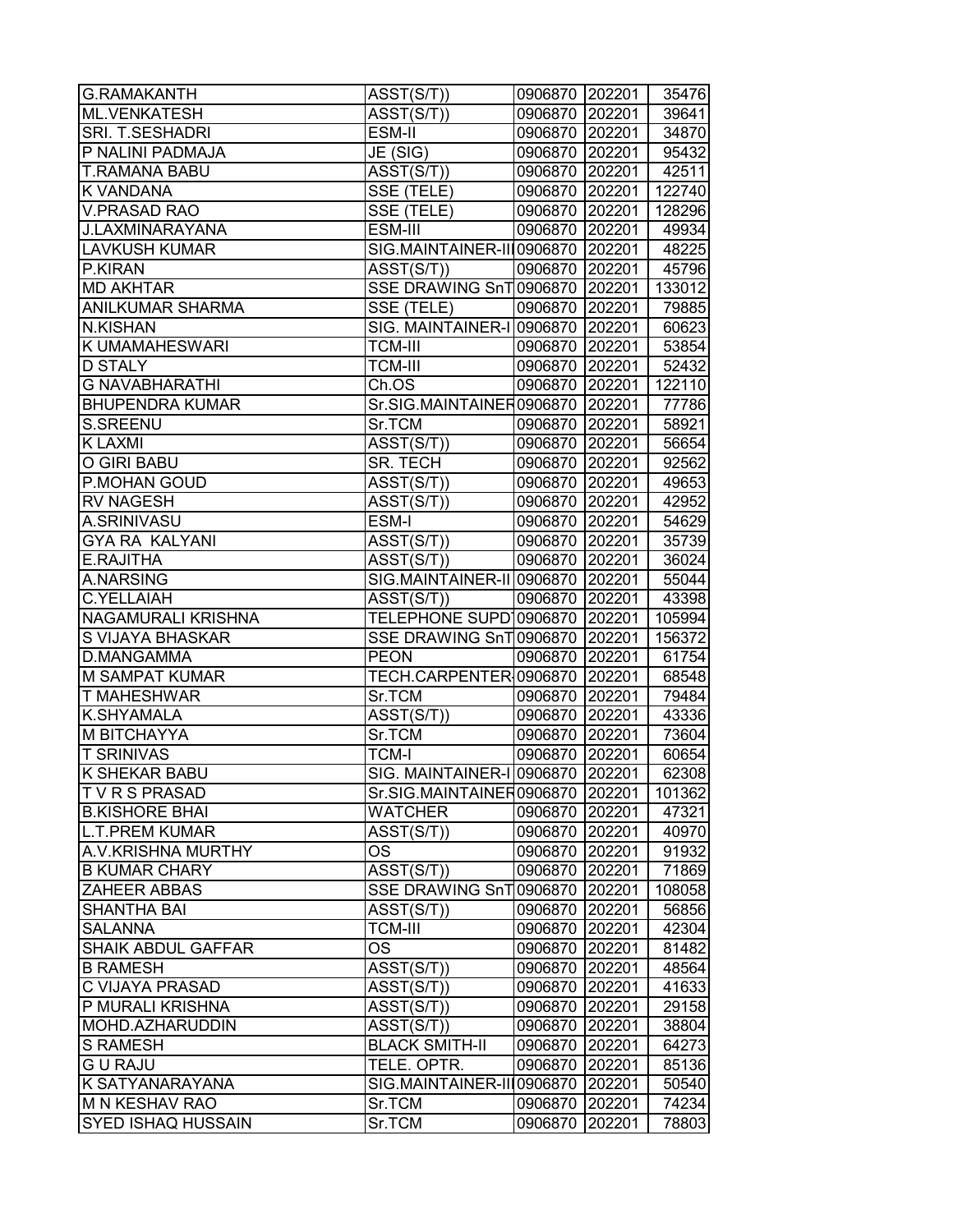| G.RAMAKANTH | ASST(S/T)) | 0906870 | 202201 | 35476 |
|---|---|---|---|---|
| ML.VENKATESH | ASST(S/T)) | 0906870 | 202201 | 39641 |
| SRI. T.SESHADRI | ESM-II | 0906870 | 202201 | 34870 |
| P NALINI PADMAJA | JE (SIG) | 0906870 | 202201 | 95432 |
| T.RAMANA BABU | ASST(S/T)) | 0906870 | 202201 | 42511 |
| K VANDANA | SSE (TELE) | 0906870 | 202201 | 122740 |
| V.PRASAD RAO | SSE (TELE) | 0906870 | 202201 | 128296 |
| J.LAXMINARAYANA | ESM-III | 0906870 | 202201 | 49934 |
| LAVKUSH KUMAR | SIG.MAINTAINER-III | 0906870 | 202201 | 48225 |
| P.KIRAN | ASST(S/T)) | 0906870 | 202201 | 45796 |
| MD AKHTAR | SSE DRAWING SnT | 0906870 | 202201 | 133012 |
| ANILKUMAR SHARMA | SSE (TELE) | 0906870 | 202201 | 79885 |
| N.KISHAN | SIG. MAINTAINER-I | 0906870 | 202201 | 60623 |
| K UMAMAHESWARI | TCM-III | 0906870 | 202201 | 53854 |
| D STALY | TCM-III | 0906870 | 202201 | 52432 |
| G NAVABHARATHI | Ch.OS | 0906870 | 202201 | 122110 |
| BHUPENDRA KUMAR | Sr.SIG.MAINTAINER | 0906870 | 202201 | 77786 |
| S.SREENU | Sr.TCM | 0906870 | 202201 | 58921 |
| K LAXMI | ASST(S/T)) | 0906870 | 202201 | 56654 |
| O GIRI BABU | SR. TECH | 0906870 | 202201 | 92562 |
| P.MOHAN GOUD | ASST(S/T)) | 0906870 | 202201 | 49653 |
| RV NAGESH | ASST(S/T)) | 0906870 | 202201 | 42952 |
| A.SRINIVASU | ESM-I | 0906870 | 202201 | 54629 |
| GYA RA KALYANI | ASST(S/T)) | 0906870 | 202201 | 35739 |
| E.RAJITHA | ASST(S/T)) | 0906870 | 202201 | 36024 |
| A.NARSING | SIG.MAINTAINER-II | 0906870 | 202201 | 55044 |
| C.YELLAIAH | ASST(S/T)) | 0906870 | 202201 | 43398 |
| NAGAMURALI KRISHNA | TELEPHONE SUPDT | 0906870 | 202201 | 105994 |
| S VIJAYA BHASKAR | SSE DRAWING SnT | 0906870 | 202201 | 156372 |
| D.MANGAMMA | PEON | 0906870 | 202201 | 61754 |
| M SAMPAT KUMAR | TECH.CARPENTER- | 0906870 | 202201 | 68548 |
| T MAHESHWAR | Sr.TCM | 0906870 | 202201 | 79484 |
| K.SHYAMALA | ASST(S/T)) | 0906870 | 202201 | 43336 |
| M BITCHAYYA | Sr.TCM | 0906870 | 202201 | 73604 |
| T SRINIVAS | TCM-I | 0906870 | 202201 | 60654 |
| K SHEKAR BABU | SIG. MAINTAINER-I | 0906870 | 202201 | 62308 |
| T V R S PRASAD | Sr.SIG.MAINTAINER | 0906870 | 202201 | 101362 |
| B.KISHORE BHAI | WATCHER | 0906870 | 202201 | 47321 |
| L.T.PREM KUMAR | ASST(S/T)) | 0906870 | 202201 | 40970 |
| A.V.KRISHNA MURTHY | OS | 0906870 | 202201 | 91932 |
| B KUMAR CHARY | ASST(S/T)) | 0906870 | 202201 | 71869 |
| ZAHEER ABBAS | SSE DRAWING SnT | 0906870 | 202201 | 108058 |
| SHANTHA BAI | ASST(S/T)) | 0906870 | 202201 | 56856 |
| SALANNA | TCM-III | 0906870 | 202201 | 42304 |
| SHAIK ABDUL GAFFAR | OS | 0906870 | 202201 | 81482 |
| B RAMESH | ASST(S/T)) | 0906870 | 202201 | 48564 |
| C VIJAYA PRASAD | ASST(S/T)) | 0906870 | 202201 | 41633 |
| P MURALI KRISHNA | ASST(S/T)) | 0906870 | 202201 | 29158 |
| MOHD.AZHARUDDIN | ASST(S/T)) | 0906870 | 202201 | 38804 |
| S RAMESH | BLACK SMITH-II | 0906870 | 202201 | 64273 |
| G U RAJU | TELE. OPTR. | 0906870 | 202201 | 85136 |
| K SATYANARAYANA | SIG.MAINTAINER-III | 0906870 | 202201 | 50540 |
| M N KESHAV RAO | Sr.TCM | 0906870 | 202201 | 74234 |
| SYED ISHAQ HUSSAIN | Sr.TCM | 0906870 | 202201 | 78803 |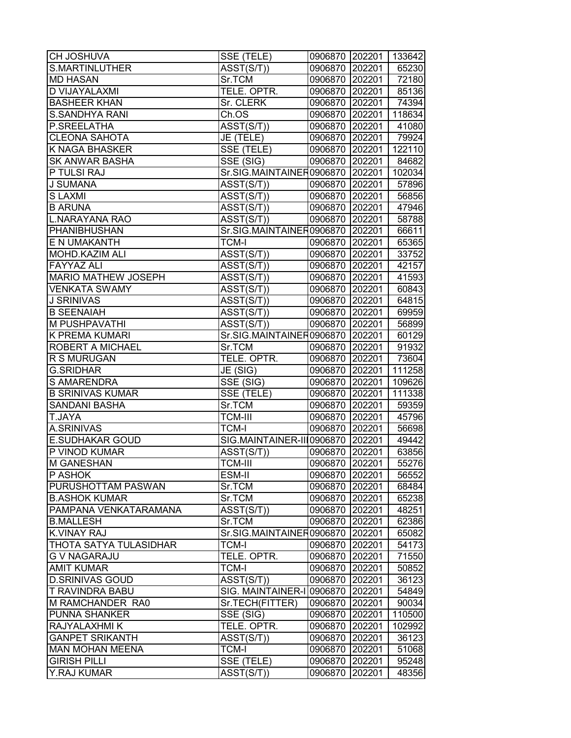| CH JOSHUVA | SSE (TELE) | 0906870 | 202201 | 133642 |
|---|---|---|---|---|
| S.MARTINLUTHER | ASST(S/T)) | 0906870 | 202201 | 65230 |
| MD HASAN | Sr.TCM | 0906870 | 202201 | 72180 |
| D VIJAYALAXMI | TELE. OPTR. | 0906870 | 202201 | 85136 |
| BASHEER KHAN | Sr. CLERK | 0906870 | 202201 | 74394 |
| S.SANDHYA RANI | Ch.OS | 0906870 | 202201 | 118634 |
| P.SREELATHA | ASST(S/T)) | 0906870 | 202201 | 41080 |
| CLEONA SAHOTA | JE (TELE) | 0906870 | 202201 | 79924 |
| K NAGA BHASKER | SSE (TELE) | 0906870 | 202201 | 122110 |
| SK ANWAR BASHA | SSE (SIG) | 0906870 | 202201 | 84682 |
| P TULSI RAJ | Sr.SIG.MAINTAINER | 0906870 | 202201 | 102034 |
| J SUMANA | ASST(S/T)) | 0906870 | 202201 | 57896 |
| S LAXMI | ASST(S/T)) | 0906870 | 202201 | 56856 |
| B ARUNA | ASST(S/T)) | 0906870 | 202201 | 47946 |
| L.NARAYANA RAO | ASST(S/T)) | 0906870 | 202201 | 58788 |
| PHANIBHUSHAN | Sr.SIG.MAINTAINER | 0906870 | 202201 | 66611 |
| E N UMAKANTH | TCM-I | 0906870 | 202201 | 65365 |
| MOHD.KAZIM ALI | ASST(S/T)) | 0906870 | 202201 | 33752 |
| FAYYAZ ALI | ASST(S/T)) | 0906870 | 202201 | 42157 |
| MARIO MATHEW JOSEPH | ASST(S/T)) | 0906870 | 202201 | 41593 |
| VENKATA SWAMY | ASST(S/T)) | 0906870 | 202201 | 60843 |
| J SRINIVAS | ASST(S/T)) | 0906870 | 202201 | 64815 |
| B SEENAIAH | ASST(S/T)) | 0906870 | 202201 | 69959 |
| M PUSHPAVATHI | ASST(S/T)) | 0906870 | 202201 | 56899 |
| K PREMA KUMARI | Sr.SIG.MAINTAINER | 0906870 | 202201 | 60129 |
| ROBERT A MICHAEL | Sr.TCM | 0906870 | 202201 | 91932 |
| R S MURUGAN | TELE. OPTR. | 0906870 | 202201 | 73604 |
| G.SRIDHAR | JE (SIG) | 0906870 | 202201 | 111258 |
| S AMARENDRA | SSE (SIG) | 0906870 | 202201 | 109626 |
| B SRINIVAS KUMAR | SSE (TELE) | 0906870 | 202201 | 111338 |
| SANDANI BASHA | Sr.TCM | 0906870 | 202201 | 59359 |
| T.JAYA | TCM-III | 0906870 | 202201 | 45796 |
| A.SRINIVAS | TCM-I | 0906870 | 202201 | 56698 |
| E.SUDHAKAR GOUD | SIG.MAINTAINER-III | 0906870 | 202201 | 49442 |
| P VINOD KUMAR | ASST(S/T)) | 0906870 | 202201 | 63856 |
| M GANESHAN | TCM-III | 0906870 | 202201 | 55276 |
| P ASHOK | ESM-II | 0906870 | 202201 | 56552 |
| PURUSHOTTAM PASWAN | Sr.TCM | 0906870 | 202201 | 68484 |
| B.ASHOK KUMAR | Sr.TCM | 0906870 | 202201 | 65238 |
| PAMPANA VENKATARAMANA | ASST(S/T)) | 0906870 | 202201 | 48251 |
| B.MALLESH | Sr.TCM | 0906870 | 202201 | 62386 |
| K.VINAY RAJ | Sr.SIG.MAINTAINER | 0906870 | 202201 | 65082 |
| THOTA SATYA TULASIDHAR | TCM-I | 0906870 | 202201 | 54173 |
| G V NAGARAJU | TELE. OPTR. | 0906870 | 202201 | 71550 |
| AMIT KUMAR | TCM-I | 0906870 | 202201 | 50852 |
| D.SRINIVAS GOUD | ASST(S/T)) | 0906870 | 202201 | 36123 |
| T RAVINDRA BABU | SIG. MAINTAINER-I | 0906870 | 202201 | 54849 |
| M RAMCHANDER RA0 | Sr.TECH(FITTER) | 0906870 | 202201 | 90034 |
| PUNNA SHANKER | SSE (SIG) | 0906870 | 202201 | 110500 |
| RAJYALAXHMI K | TELE. OPTR. | 0906870 | 202201 | 102992 |
| GANPET SRIKANTH | ASST(S/T)) | 0906870 | 202201 | 36123 |
| MAN MOHAN MEENA | TCM-I | 0906870 | 202201 | 51068 |
| GIRISH PILLI | SSE (TELE) | 0906870 | 202201 | 95248 |
| Y.RAJ KUMAR | ASST(S/T)) | 0906870 | 202201 | 48356 |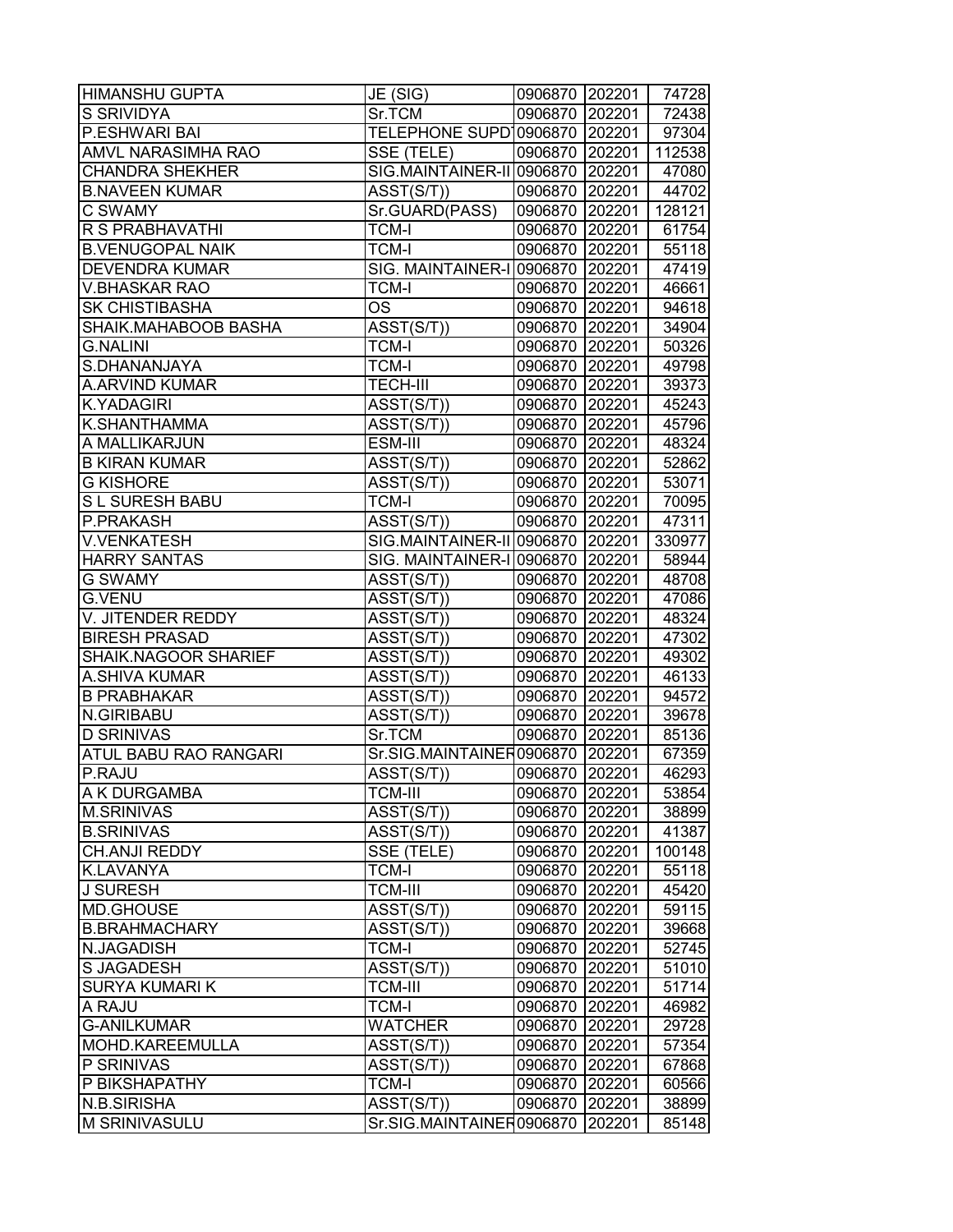| | | | | |
|---|---|---|---|---|
| HIMANSHU GUPTA | JE (SIG) | 0906870 | 202201 | 74728 |
| S SRIVIDYA | Sr.TCM | 0906870 | 202201 | 72438 |
| P.ESHWARI BAI | TELEPHONE SUPDT | 0906870 | 202201 | 97304 |
| AMVL NARASIMHA RAO | SSE (TELE) | 0906870 | 202201 | 112538 |
| CHANDRA SHEKHER | SIG.MAINTAINER-II | 0906870 | 202201 | 47080 |
| B.NAVEEN KUMAR | ASST(S/T)) | 0906870 | 202201 | 44702 |
| C SWAMY | Sr.GUARD(PASS) | 0906870 | 202201 | 128121 |
| R S PRABHAVATHI | TCM-I | 0906870 | 202201 | 61754 |
| B.VENUGOPAL NAIK | TCM-I | 0906870 | 202201 | 55118 |
| DEVENDRA KUMAR | SIG. MAINTAINER-I | 0906870 | 202201 | 47419 |
| V.BHASKAR RAO | TCM-I | 0906870 | 202201 | 46661 |
| SK CHISTIBASHA | OS | 0906870 | 202201 | 94618 |
| SHAIK.MAHABOOB BASHA | ASST(S/T)) | 0906870 | 202201 | 34904 |
| G.NALINI | TCM-I | 0906870 | 202201 | 50326 |
| S.DHANANJAYA | TCM-I | 0906870 | 202201 | 49798 |
| A.ARVIND KUMAR | TECH-III | 0906870 | 202201 | 39373 |
| K.YADAGIRI | ASST(S/T)) | 0906870 | 202201 | 45243 |
| K.SHANTHAMMA | ASST(S/T)) | 0906870 | 202201 | 45796 |
| A MALLIKARJUN | ESM-III | 0906870 | 202201 | 48324 |
| B KIRAN KUMAR | ASST(S/T)) | 0906870 | 202201 | 52862 |
| G KISHORE | ASST(S/T)) | 0906870 | 202201 | 53071 |
| S L SURESH BABU | TCM-I | 0906870 | 202201 | 70095 |
| P.PRAKASH | ASST(S/T)) | 0906870 | 202201 | 47311 |
| V.VENKATESH | SIG.MAINTAINER-II | 0906870 | 202201 | 330977 |
| HARRY SANTAS | SIG. MAINTAINER-I | 0906870 | 202201 | 58944 |
| G SWAMY | ASST(S/T)) | 0906870 | 202201 | 48708 |
| G.VENU | ASST(S/T)) | 0906870 | 202201 | 47086 |
| V. JITENDER REDDY | ASST(S/T)) | 0906870 | 202201 | 48324 |
| BIRESH PRASAD | ASST(S/T)) | 0906870 | 202201 | 47302 |
| SHAIK.NAGOOR SHARIEF | ASST(S/T)) | 0906870 | 202201 | 49302 |
| A.SHIVA KUMAR | ASST(S/T)) | 0906870 | 202201 | 46133 |
| B PRABHAKAR | ASST(S/T)) | 0906870 | 202201 | 94572 |
| N.GIRIBABU | ASST(S/T)) | 0906870 | 202201 | 39678 |
| D SRINIVAS | Sr.TCM | 0906870 | 202201 | 85136 |
| ATUL BABU RAO RANGARI | Sr.SIG.MAINTAINER | 0906870 | 202201 | 67359 |
| P.RAJU | ASST(S/T)) | 0906870 | 202201 | 46293 |
| A K DURGAMBA | TCM-III | 0906870 | 202201 | 53854 |
| M.SRINIVAS | ASST(S/T)) | 0906870 | 202201 | 38899 |
| B.SRINIVAS | ASST(S/T)) | 0906870 | 202201 | 41387 |
| CH.ANJI REDDY | SSE (TELE) | 0906870 | 202201 | 100148 |
| K.LAVANYA | TCM-I | 0906870 | 202201 | 55118 |
| J SURESH | TCM-III | 0906870 | 202201 | 45420 |
| MD.GHOUSE | ASST(S/T)) | 0906870 | 202201 | 59115 |
| B.BRAHMACHARY | ASST(S/T)) | 0906870 | 202201 | 39668 |
| N.JAGADISH | TCM-I | 0906870 | 202201 | 52745 |
| S JAGADESH | ASST(S/T)) | 0906870 | 202201 | 51010 |
| SURYA KUMARI K | TCM-III | 0906870 | 202201 | 51714 |
| A RAJU | TCM-I | 0906870 | 202201 | 46982 |
| G-ANILKUMAR | WATCHER | 0906870 | 202201 | 29728 |
| MOHD.KAREEMULLA | ASST(S/T)) | 0906870 | 202201 | 57354 |
| P SRINIVAS | ASST(S/T)) | 0906870 | 202201 | 67868 |
| P BIKSHAPATHY | TCM-I | 0906870 | 202201 | 60566 |
| N.B.SIRISHA | ASST(S/T)) | 0906870 | 202201 | 38899 |
| M SRINIVASULU | Sr.SIG.MAINTAINER | 0906870 | 202201 | 85148 |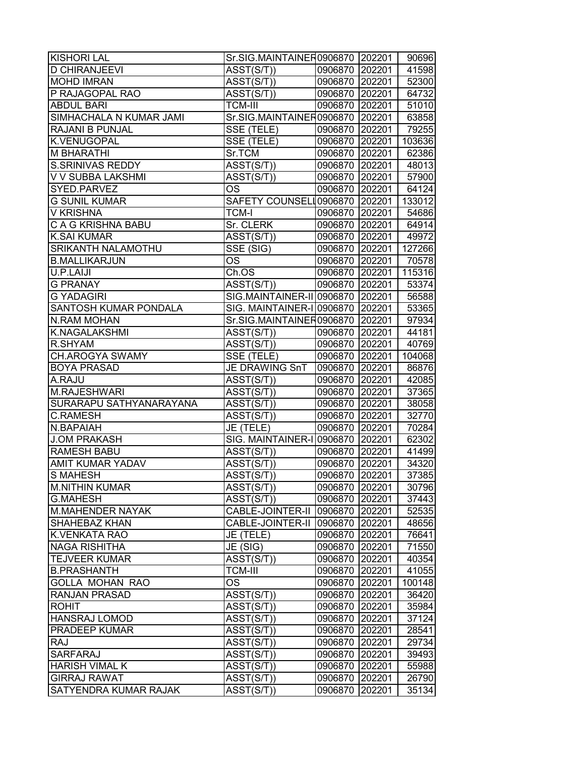| KISHORI LAL | Sr.SIG.MAINTAINER | 0906870 | 202201 | 90696 |
|---|---|---|---|---|
| D CHIRANJEEVI | ASST(S/T)) | 0906870 | 202201 | 41598 |
| MOHD IMRAN | ASST(S/T)) | 0906870 | 202201 | 52300 |
| P RAJAGOPAL RAO | ASST(S/T)) | 0906870 | 202201 | 64732 |
| ABDUL BARI | TCM-III | 0906870 | 202201 | 51010 |
| SIMHACHALA N KUMAR JAMI | Sr.SIG.MAINTAINER | 0906870 | 202201 | 63858 |
| RAJANI B PUNJAL | SSE (TELE) | 0906870 | 202201 | 79255 |
| K.VENUGOPAL | SSE (TELE) | 0906870 | 202201 | 103636 |
| M BHARATHI | Sr.TCM | 0906870 | 202201 | 62386 |
| S.SRINIVAS REDDY | ASST(S/T)) | 0906870 | 202201 | 48013 |
| V V SUBBA LAKSHMI | ASST(S/T)) | 0906870 | 202201 | 57900 |
| SYED.PARVEZ | OS | 0906870 | 202201 | 64124 |
| G SUNIL KUMAR | SAFETY COUNSELL | 0906870 | 202201 | 133012 |
| V KRISHNA | TCM-I | 0906870 | 202201 | 54686 |
| C A G KRISHNA BABU | Sr. CLERK | 0906870 | 202201 | 64914 |
| K.SAI KUMAR | ASST(S/T)) | 0906870 | 202201 | 49972 |
| SRIKANTH NALAMOTHU | SSE (SIG) | 0906870 | 202201 | 127266 |
| B.MALLIKARJUN | OS | 0906870 | 202201 | 70578 |
| U.P.LAIJI | Ch.OS | 0906870 | 202201 | 115316 |
| G PRANAY | ASST(S/T)) | 0906870 | 202201 | 53374 |
| G YADAGIRI | SIG.MAINTAINER-II | 0906870 | 202201 | 56588 |
| SANTOSH KUMAR PONDALA | SIG. MAINTAINER-I | 0906870 | 202201 | 53365 |
| N.RAM MOHAN | Sr.SIG.MAINTAINER | 0906870 | 202201 | 97934 |
| K.NAGALAKSHMI | ASST(S/T)) | 0906870 | 202201 | 44181 |
| R.SHYAM | ASST(S/T)) | 0906870 | 202201 | 40769 |
| CH.AROGYA SWAMY | SSE (TELE) | 0906870 | 202201 | 104068 |
| BOYA PRASAD | JE DRAWING SnT | 0906870 | 202201 | 86876 |
| A.RAJU | ASST(S/T)) | 0906870 | 202201 | 42085 |
| M.RAJESHWARI | ASST(S/T)) | 0906870 | 202201 | 37365 |
| SURARAPU SATHYANARAYANA | ASST(S/T)) | 0906870 | 202201 | 38058 |
| C.RAMESH | ASST(S/T)) | 0906870 | 202201 | 32770 |
| N.BAPAIAH | JE (TELE) | 0906870 | 202201 | 70284 |
| J.OM PRAKASH | SIG. MAINTAINER-I | 0906870 | 202201 | 62302 |
| RAMESH BABU | ASST(S/T)) | 0906870 | 202201 | 41499 |
| AMIT KUMAR YADAV | ASST(S/T)) | 0906870 | 202201 | 34320 |
| S MAHESH | ASST(S/T)) | 0906870 | 202201 | 37385 |
| M.NITHIN KUMAR | ASST(S/T)) | 0906870 | 202201 | 30796 |
| G.MAHESH | ASST(S/T)) | 0906870 | 202201 | 37443 |
| M.MAHENDER NAYAK | CABLE-JOINTER-II | 0906870 | 202201 | 52535 |
| SHAHEBAZ KHAN | CABLE-JOINTER-II | 0906870 | 202201 | 48656 |
| K.VENKATA RAO | JE (TELE) | 0906870 | 202201 | 76641 |
| NAGA RISHITHA | JE (SIG) | 0906870 | 202201 | 71550 |
| TEJVEER KUMAR | ASST(S/T)) | 0906870 | 202201 | 40354 |
| B.PRASHANTH | TCM-III | 0906870 | 202201 | 41055 |
| GOLLA MOHAN RAO | OS | 0906870 | 202201 | 100148 |
| RANJAN PRASAD | ASST(S/T)) | 0906870 | 202201 | 36420 |
| ROHIT | ASST(S/T)) | 0906870 | 202201 | 35984 |
| HANSRAJ LOMOD | ASST(S/T)) | 0906870 | 202201 | 37124 |
| PRADEEP KUMAR | ASST(S/T)) | 0906870 | 202201 | 28541 |
| RAJ | ASST(S/T)) | 0906870 | 202201 | 29734 |
| SARFARAJ | ASST(S/T)) | 0906870 | 202201 | 39493 |
| HARISH VIMAL K | ASST(S/T)) | 0906870 | 202201 | 55988 |
| GIRRAJ RAWAT | ASST(S/T)) | 0906870 | 202201 | 26790 |
| SATYENDRA KUMAR RAJAK | ASST(S/T)) | 0906870 | 202201 | 35134 |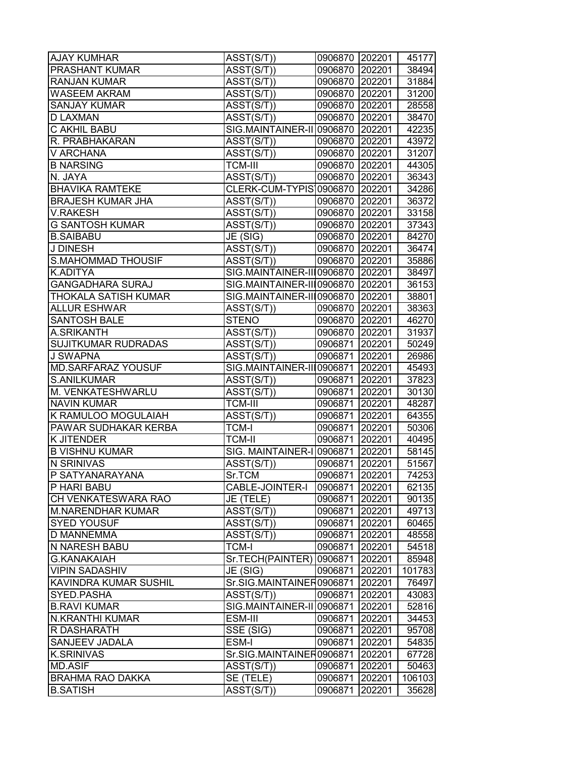| AJAY KUMHAR | ASST(S/T)) | 0906870 | 202201 | 45177 |
|---|---|---|---|---|
| PRASHANT KUMAR | ASST(S/T)) | 0906870 | 202201 | 38494 |
| RANJAN KUMAR | ASST(S/T)) | 0906870 | 202201 | 31884 |
| WASEEM AKRAM | ASST(S/T)) | 0906870 | 202201 | 31200 |
| SANJAY KUMAR | ASST(S/T)) | 0906870 | 202201 | 28558 |
| D LAXMAN | ASST(S/T)) | 0906870 | 202201 | 38470 |
| C AKHIL BABU | SIG.MAINTAINER-II | 0906870 | 202201 | 42235 |
| R. PRABHAKARAN | ASST(S/T)) | 0906870 | 202201 | 43972 |
| V ARCHANA | ASST(S/T)) | 0906870 | 202201 | 31207 |
| B NARSING | TCM-III | 0906870 | 202201 | 44305 |
| N. JAYA | ASST(S/T)) | 0906870 | 202201 | 36343 |
| BHAVIKA RAMTEKE | CLERK-CUM-TYPIST | 0906870 | 202201 | 34286 |
| BRAJESH KUMAR JHA | ASST(S/T)) | 0906870 | 202201 | 36372 |
| V.RAKESH | ASST(S/T)) | 0906870 | 202201 | 33158 |
| G SANTOSH KUMAR | ASST(S/T)) | 0906870 | 202201 | 37343 |
| B.SAIBABU | JE (SIG) | 0906870 | 202201 | 84270 |
| J DINESH | ASST(S/T)) | 0906870 | 202201 | 36474 |
| S.MAHOMMAD THOUSIF | ASST(S/T)) | 0906870 | 202201 | 35886 |
| K.ADITYA | SIG.MAINTAINER-III | 0906870 | 202201 | 38497 |
| GANGADHARA SURAJ | SIG.MAINTAINER-III | 0906870 | 202201 | 36153 |
| THOKALA SATISH KUMAR | SIG.MAINTAINER-III | 0906870 | 202201 | 38801 |
| ALLUR ESHWAR | ASST(S/T)) | 0906870 | 202201 | 38363 |
| SANTOSH BALE | STENO | 0906870 | 202201 | 46270 |
| A.SRIKANTH | ASST(S/T)) | 0906870 | 202201 | 31937 |
| SUJITKUMAR RUDRADAS | ASST(S/T)) | 0906871 | 202201 | 50249 |
| J SWAPNA | ASST(S/T)) | 0906871 | 202201 | 26986 |
| MD.SARFARAZ YOUSUF | SIG.MAINTAINER-III | 0906871 | 202201 | 45493 |
| S.ANILKUMAR | ASST(S/T)) | 0906871 | 202201 | 37823 |
| M. VENKATESHWARLU | ASST(S/T)) | 0906871 | 202201 | 30130 |
| NAVIN KUMAR | TCM-III | 0906871 | 202201 | 48287 |
| K RAMULOO MOGULAIAH | ASST(S/T)) | 0906871 | 202201 | 64355 |
| PAWAR SUDHAKAR KERBA | TCM-I | 0906871 | 202201 | 50306 |
| K JITENDER | TCM-II | 0906871 | 202201 | 40495 |
| B VISHNU KUMAR | SIG. MAINTAINER-I | 0906871 | 202201 | 58145 |
| N SRINIVAS | ASST(S/T)) | 0906871 | 202201 | 51567 |
| P SATYANARAYANA | Sr.TCM | 0906871 | 202201 | 74253 |
| P HARI BABU | CABLE-JOINTER-I | 0906871 | 202201 | 62135 |
| CH VENKATESWARA RAO | JE (TELE) | 0906871 | 202201 | 90135 |
| M.NARENDHAR KUMAR | ASST(S/T)) | 0906871 | 202201 | 49713 |
| SYED YOUSUF | ASST(S/T)) | 0906871 | 202201 | 60465 |
| D MANNEMMA | ASST(S/T)) | 0906871 | 202201 | 48558 |
| N NARESH BABU | TCM-I | 0906871 | 202201 | 54518 |
| G.KANAKAIAH | Sr.TECH(PAINTER) | 0906871 | 202201 | 85948 |
| VIPIN SADASHIV | JE (SIG) | 0906871 | 202201 | 101783 |
| KAVINDRA KUMAR SUSHIL | Sr.SIG.MAINTAINER | 0906871 | 202201 | 76497 |
| SYED.PASHA | ASST(S/T)) | 0906871 | 202201 | 43083 |
| B.RAVI KUMAR | SIG.MAINTAINER-II | 0906871 | 202201 | 52816 |
| N.KRANTHI KUMAR | ESM-III | 0906871 | 202201 | 34453 |
| R DASHARATH | SSE (SIG) | 0906871 | 202201 | 95708 |
| SANJEEV JADALA | ESM-I | 0906871 | 202201 | 54835 |
| K.SRINIVAS | Sr.SIG.MAINTAINER | 0906871 | 202201 | 67728 |
| MD.ASIF | ASST(S/T)) | 0906871 | 202201 | 50463 |
| BRAHMA RAO DAKKA | SE (TELE) | 0906871 | 202201 | 106103 |
| B.SATISH | ASST(S/T)) | 0906871 | 202201 | 35628 |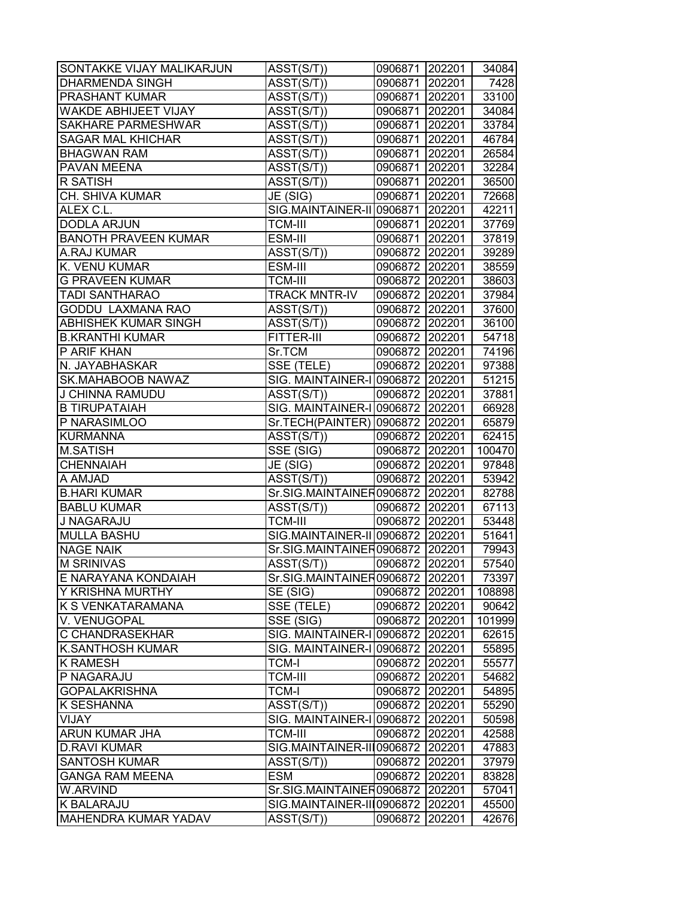| | | | | |
|---|---|---|---|---|
| SONTAKKE VIJAY MALIKARJUN | ASST(S/T)) | 0906871 | 202201 | 34084 |
| DHARMENDA SINGH | ASST(S/T)) | 0906871 | 202201 | 7428 |
| PRASHANT KUMAR | ASST(S/T)) | 0906871 | 202201 | 33100 |
| WAKDE ABHIJEET VIJAY | ASST(S/T)) | 0906871 | 202201 | 34084 |
| SAKHARE PARMESHWAR | ASST(S/T)) | 0906871 | 202201 | 33784 |
| SAGAR MAL KHICHAR | ASST(S/T)) | 0906871 | 202201 | 46784 |
| BHAGWAN RAM | ASST(S/T)) | 0906871 | 202201 | 26584 |
| PAVAN MEENA | ASST(S/T)) | 0906871 | 202201 | 32284 |
| R SATISH | ASST(S/T)) | 0906871 | 202201 | 36500 |
| CH. SHIVA KUMAR | JE (SIG) | 0906871 | 202201 | 72668 |
| ALEX C.L. | SIG.MAINTAINER-II | 0906871 | 202201 | 42211 |
| DODLA ARJUN | TCM-III | 0906871 | 202201 | 37769 |
| BANOTH PRAVEEN KUMAR | ESM-III | 0906871 | 202201 | 37819 |
| A.RAJ KUMAR | ASST(S/T)) | 0906872 | 202201 | 39289 |
| K. VENU KUMAR | ESM-III | 0906872 | 202201 | 38559 |
| G PRAVEEN KUMAR | TCM-III | 0906872 | 202201 | 38603 |
| TADI SANTHARAO | TRACK MNTR-IV | 0906872 | 202201 | 37984 |
| GODDU LAXMANA RAO | ASST(S/T)) | 0906872 | 202201 | 37600 |
| ABHISHEK KUMAR SINGH | ASST(S/T)) | 0906872 | 202201 | 36100 |
| B.KRANTHI KUMAR | FITTER-III | 0906872 | 202201 | 54718 |
| P ARIF KHAN | Sr.TCM | 0906872 | 202201 | 74196 |
| N. JAYABHASKAR | SSE (TELE) | 0906872 | 202201 | 97388 |
| SK.MAHABOOB NAWAZ | SIG. MAINTAINER-I | 0906872 | 202201 | 51215 |
| J CHINNA RAMUDU | ASST(S/T)) | 0906872 | 202201 | 37881 |
| B TIRUPATAIAH | SIG. MAINTAINER-I | 0906872 | 202201 | 66928 |
| P NARASIMLOO | Sr.TECH(PAINTER) | 0906872 | 202201 | 65879 |
| KURMANNA | ASST(S/T)) | 0906872 | 202201 | 62415 |
| M.SATISH | SSE (SIG) | 0906872 | 202201 | 100470 |
| CHENNAIAH | JE (SIG) | 0906872 | 202201 | 97848 |
| A AMJAD | ASST(S/T)) | 0906872 | 202201 | 53942 |
| B.HARI KUMAR | Sr.SIG.MAINTAINER | 0906872 | 202201 | 82788 |
| BABLU KUMAR | ASST(S/T)) | 0906872 | 202201 | 67113 |
| J NAGARAJU | TCM-III | 0906872 | 202201 | 53448 |
| MULLA BASHU | SIG.MAINTAINER-II | 0906872 | 202201 | 51641 |
| NAGE NAIK | Sr.SIG.MAINTAINER | 0906872 | 202201 | 79943 |
| M SRINIVAS | ASST(S/T)) | 0906872 | 202201 | 57540 |
| E NARAYANA KONDAIAH | Sr.SIG.MAINTAINER | 0906872 | 202201 | 73397 |
| Y KRISHNA MURTHY | SE (SIG) | 0906872 | 202201 | 108898 |
| K S VENKATARAMANA | SSE (TELE) | 0906872 | 202201 | 90642 |
| V. VENUGOPAL | SSE (SIG) | 0906872 | 202201 | 101999 |
| C CHANDRASEKHAR | SIG. MAINTAINER-I | 0906872 | 202201 | 62615 |
| K.SANTHOSH KUMAR | SIG. MAINTAINER-I | 0906872 | 202201 | 55895 |
| K RAMESH | TCM-I | 0906872 | 202201 | 55577 |
| P NAGARAJU | TCM-III | 0906872 | 202201 | 54682 |
| GOPALAKRISHNA | TCM-I | 0906872 | 202201 | 54895 |
| K SESHANNA | ASST(S/T)) | 0906872 | 202201 | 55290 |
| VIJAY | SIG. MAINTAINER-I | 0906872 | 202201 | 50598 |
| ARUN KUMAR JHA | TCM-III | 0906872 | 202201 | 42588 |
| D.RAVI KUMAR | SIG.MAINTAINER-III | 0906872 | 202201 | 47883 |
| SANTOSH KUMAR | ASST(S/T)) | 0906872 | 202201 | 37979 |
| GANGA RAM MEENA | ESM | 0906872 | 202201 | 83828 |
| W.ARVIND | Sr.SIG.MAINTAINER | 0906872 | 202201 | 57041 |
| K BALARAJU | SIG.MAINTAINER-III | 0906872 | 202201 | 45500 |
| MAHENDRA KUMAR YADAV | ASST(S/T)) | 0906872 | 202201 | 42676 |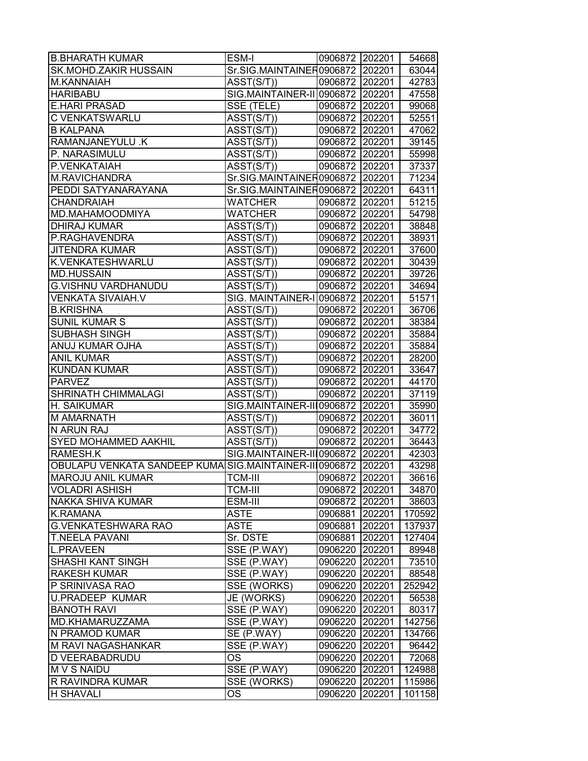| | | | | |
|---|---|---|---|---|
| B.BHARATH KUMAR | ESM-I | 0906872 | 202201 | 54668 |
| SK.MOHD.ZAKIR HUSSAIN | Sr.SIG.MAINTAINER | 0906872 | 202201 | 63044 |
| M.KANNAIAH | ASST(S/T)) | 0906872 | 202201 | 42783 |
| HARIBABU | SIG.MAINTAINER-II | 0906872 | 202201 | 47558 |
| E.HARI PRASAD | SSE (TELE) | 0906872 | 202201 | 99068 |
| C VENKATSWARLU | ASST(S/T)) | 0906872 | 202201 | 52551 |
| B KALPANA | ASST(S/T)) | 0906872 | 202201 | 47062 |
| RAMANJANEYULU .K | ASST(S/T)) | 0906872 | 202201 | 39145 |
| P. NARASIMULU | ASST(S/T)) | 0906872 | 202201 | 55998 |
| P.VENKATAIAH | ASST(S/T)) | 0906872 | 202201 | 37337 |
| M.RAVICHANDRA | Sr.SIG.MAINTAINER | 0906872 | 202201 | 71234 |
| PEDDI SATYANARAYANA | Sr.SIG.MAINTAINER | 0906872 | 202201 | 64311 |
| CHANDRAIAH | WATCHER | 0906872 | 202201 | 51215 |
| MD.MAHAMOODMIYA | WATCHER | 0906872 | 202201 | 54798 |
| DHIRAJ KUMAR | ASST(S/T)) | 0906872 | 202201 | 38848 |
| P.RAGHAVENDRA | ASST(S/T)) | 0906872 | 202201 | 38931 |
| JITENDRA KUMAR | ASST(S/T)) | 0906872 | 202201 | 37600 |
| K.VENKATESHWARLU | ASST(S/T)) | 0906872 | 202201 | 30439 |
| MD.HUSSAIN | ASST(S/T)) | 0906872 | 202201 | 39726 |
| G.VISHNU VARDHANUDU | ASST(S/T)) | 0906872 | 202201 | 34694 |
| VENKATA SIVAIAH.V | SIG. MAINTAINER-I | 0906872 | 202201 | 51571 |
| B.KRISHNA | ASST(S/T)) | 0906872 | 202201 | 36706 |
| SUNIL KUMAR S | ASST(S/T)) | 0906872 | 202201 | 38384 |
| SUBHASH SINGH | ASST(S/T)) | 0906872 | 202201 | 35884 |
| ANUJ KUMAR OJHA | ASST(S/T)) | 0906872 | 202201 | 35884 |
| ANIL KUMAR | ASST(S/T)) | 0906872 | 202201 | 28200 |
| KUNDAN KUMAR | ASST(S/T)) | 0906872 | 202201 | 33647 |
| PARVEZ | ASST(S/T)) | 0906872 | 202201 | 44170 |
| SHRINATH CHIMMALAGI | ASST(S/T)) | 0906872 | 202201 | 37119 |
| H. SAIKUMAR | SIG.MAINTAINER-III | 0906872 | 202201 | 35990 |
| M AMARNATH | ASST(S/T)) | 0906872 | 202201 | 36011 |
| N ARUN RAJ | ASST(S/T)) | 0906872 | 202201 | 34772 |
| SYED MOHAMMED AAKHIL | ASST(S/T)) | 0906872 | 202201 | 36443 |
| RAMESH.K | SIG.MAINTAINER-III | 0906872 | 202201 | 42303 |
| OBULAPU VENKATA SANDEEP KUMA | SIG.MAINTAINER-III | 0906872 | 202201 | 43298 |
| MAROJU ANIL KUMAR | TCM-III | 0906872 | 202201 | 36616 |
| VOLADRI ASHISH | TCM-III | 0906872 | 202201 | 34870 |
| NAKKA SHIVA KUMAR | ESM-III | 0906872 | 202201 | 38603 |
| K.RAMANA | ASTE | 0906881 | 202201 | 170592 |
| G.VENKATESHWARA RAO | ASTE | 0906881 | 202201 | 137937 |
| T.NEELA PAVANI | Sr. DSTE | 0906881 | 202201 | 127404 |
| L.PRAVEEN | SSE (P.WAY) | 0906220 | 202201 | 89948 |
| SHASHI KANT SINGH | SSE (P.WAY) | 0906220 | 202201 | 73510 |
| RAKESH KUMAR | SSE (P.WAY) | 0906220 | 202201 | 88548 |
| P SRINIVASA RAO | SSE (WORKS) | 0906220 | 202201 | 252942 |
| U.PRADEEP KUMAR | JE (WORKS) | 0906220 | 202201 | 56538 |
| BANOTH RAVI | SSE (P.WAY) | 0906220 | 202201 | 80317 |
| MD.KHAMARUZZAMA | SSE (P.WAY) | 0906220 | 202201 | 142756 |
| N PRAMOD KUMAR | SE (P.WAY) | 0906220 | 202201 | 134766 |
| M RAVI NAGASHANKAR | SSE (P.WAY) | 0906220 | 202201 | 96442 |
| D VEERABADRUDU | OS | 0906220 | 202201 | 72068 |
| M V S NAIDU | SSE (P.WAY) | 0906220 | 202201 | 124988 |
| R RAVINDRA KUMAR | SSE (WORKS) | 0906220 | 202201 | 115986 |
| H SHAVALI | OS | 0906220 | 202201 | 101158 |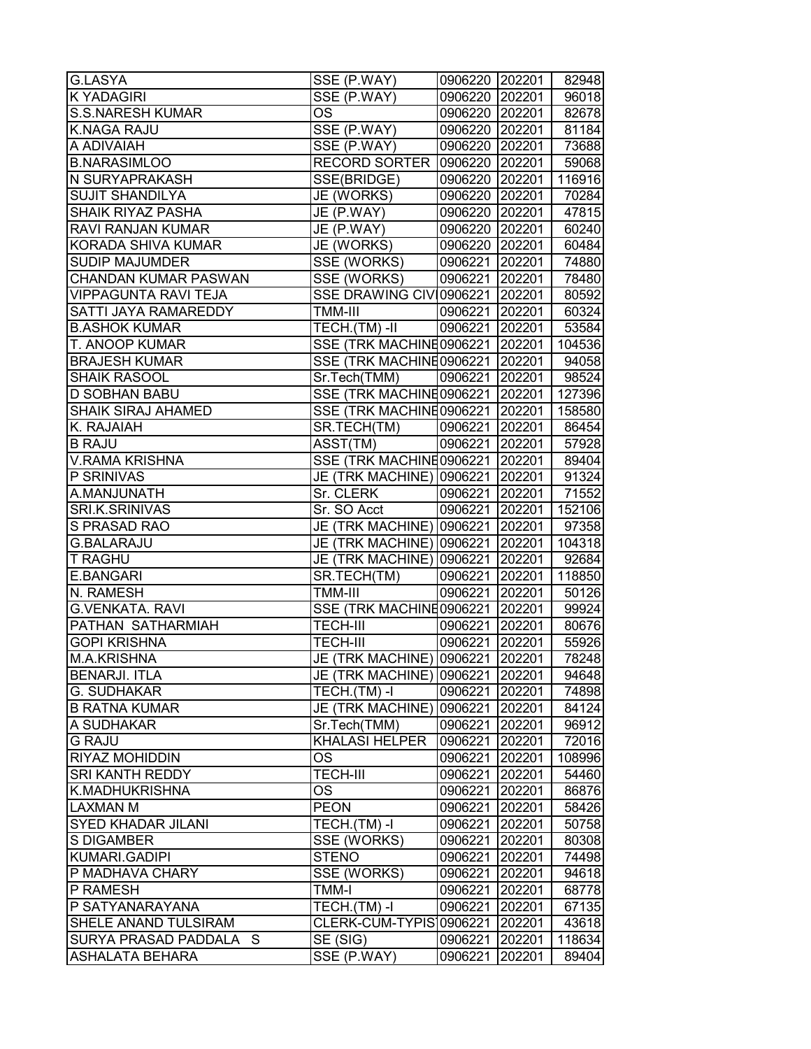| G.LASYA | SSE (P.WAY) | 0906220 | 202201 | 82948 |
|---|---|---|---|---|
| K YADAGIRI | SSE (P.WAY) | 0906220 | 202201 | 96018 |
| S.S.NARESH KUMAR | OS | 0906220 | 202201 | 82678 |
| K.NAGA RAJU | SSE (P.WAY) | 0906220 | 202201 | 81184 |
| A ADIVAIAH | SSE (P.WAY) | 0906220 | 202201 | 73688 |
| B.NARASIMLOO | RECORD SORTER | 0906220 | 202201 | 59068 |
| N SURYAPRAKASH | SSE(BRIDGE) | 0906220 | 202201 | 116916 |
| SUJIT SHANDILYA | JE (WORKS) | 0906220 | 202201 | 70284 |
| SHAIK RIYAZ PASHA | JE (P.WAY) | 0906220 | 202201 | 47815 |
| RAVI RANJAN KUMAR | JE (P.WAY) | 0906220 | 202201 | 60240 |
| KORADA SHIVA KUMAR | JE (WORKS) | 0906220 | 202201 | 60484 |
| SUDIP MAJUMDER | SSE (WORKS) | 0906221 | 202201 | 74880 |
| CHANDAN KUMAR PASWAN | SSE (WORKS) | 0906221 | 202201 | 78480 |
| VIPPAGUNTA RAVI TEJA | SSE DRAWING CIV | 0906221 | 202201 | 80592 |
| SATTI JAYA RAMAREDDY | TMM-III | 0906221 | 202201 | 60324 |
| B.ASHOK KUMAR | TECH.(TM) -II | 0906221 | 202201 | 53584 |
| T. ANOOP KUMAR | SSE (TRK MACHINE | 0906221 | 202201 | 104536 |
| BRAJESH KUMAR | SSE (TRK MACHINE | 0906221 | 202201 | 94058 |
| SHAIK RASOOL | Sr.Tech(TMM) | 0906221 | 202201 | 98524 |
| D SOBHAN BABU | SSE (TRK MACHINE | 0906221 | 202201 | 127396 |
| SHAIK SIRAJ AHAMED | SSE (TRK MACHINE | 0906221 | 202201 | 158580 |
| K. RAJAIAH | SR.TECH(TM) | 0906221 | 202201 | 86454 |
| B RAJU | ASST(TM) | 0906221 | 202201 | 57928 |
| V.RAMA KRISHNA | SSE (TRK MACHINE | 0906221 | 202201 | 89404 |
| P SRINIVAS | JE (TRK MACHINE) | 0906221 | 202201 | 91324 |
| A.MANJUNATH | Sr. CLERK | 0906221 | 202201 | 71552 |
| SRI.K.SRINIVAS | Sr. SO Acct | 0906221 | 202201 | 152106 |
| S PRASAD RAO | JE (TRK MACHINE) | 0906221 | 202201 | 97358 |
| G.BALARAJU | JE (TRK MACHINE) | 0906221 | 202201 | 104318 |
| T RAGHU | JE (TRK MACHINE) | 0906221 | 202201 | 92684 |
| E.BANGARI | SR.TECH(TM) | 0906221 | 202201 | 118850 |
| N. RAMESH | TMM-III | 0906221 | 202201 | 50126 |
| G.VENKATA. RAVI | SSE (TRK MACHINE | 0906221 | 202201 | 99924 |
| PATHAN SATHARMIAH | TECH-III | 0906221 | 202201 | 80676 |
| GOPI KRISHNA | TECH-III | 0906221 | 202201 | 55926 |
| M.A.KRISHNA | JE (TRK MACHINE) | 0906221 | 202201 | 78248 |
| BENARJI. ITLA | JE (TRK MACHINE) | 0906221 | 202201 | 94648 |
| G. SUDHAKAR | TECH.(TM) -I | 0906221 | 202201 | 74898 |
| B RATNA KUMAR | JE (TRK MACHINE) | 0906221 | 202201 | 84124 |
| A SUDHAKAR | Sr.Tech(TMM) | 0906221 | 202201 | 96912 |
| G RAJU | KHALASI HELPER | 0906221 | 202201 | 72016 |
| RIYAZ MOHIDDIN | OS | 0906221 | 202201 | 108996 |
| SRI KANTH REDDY | TECH-III | 0906221 | 202201 | 54460 |
| K.MADHUKRISHNA | OS | 0906221 | 202201 | 86876 |
| LAXMAN M | PEON | 0906221 | 202201 | 58426 |
| SYED KHADAR JILANI | TECH.(TM) -I | 0906221 | 202201 | 50758 |
| S DIGAMBER | SSE (WORKS) | 0906221 | 202201 | 80308 |
| KUMARI.GADIPI | STENO | 0906221 | 202201 | 74498 |
| P MADHAVA CHARY | SSE (WORKS) | 0906221 | 202201 | 94618 |
| P RAMESH | TMM-I | 0906221 | 202201 | 68778 |
| P SATYANARAYANA | TECH.(TM) -I | 0906221 | 202201 | 67135 |
| SHELE ANAND TULSIRAM | CLERK-CUM-TYPIS | 0906221 | 202201 | 43618 |
| SURYA PRASAD PADDALA S | SE (SIG) | 0906221 | 202201 | 118634 |
| ASHALATA BEHARA | SSE (P.WAY) | 0906221 | 202201 | 89404 |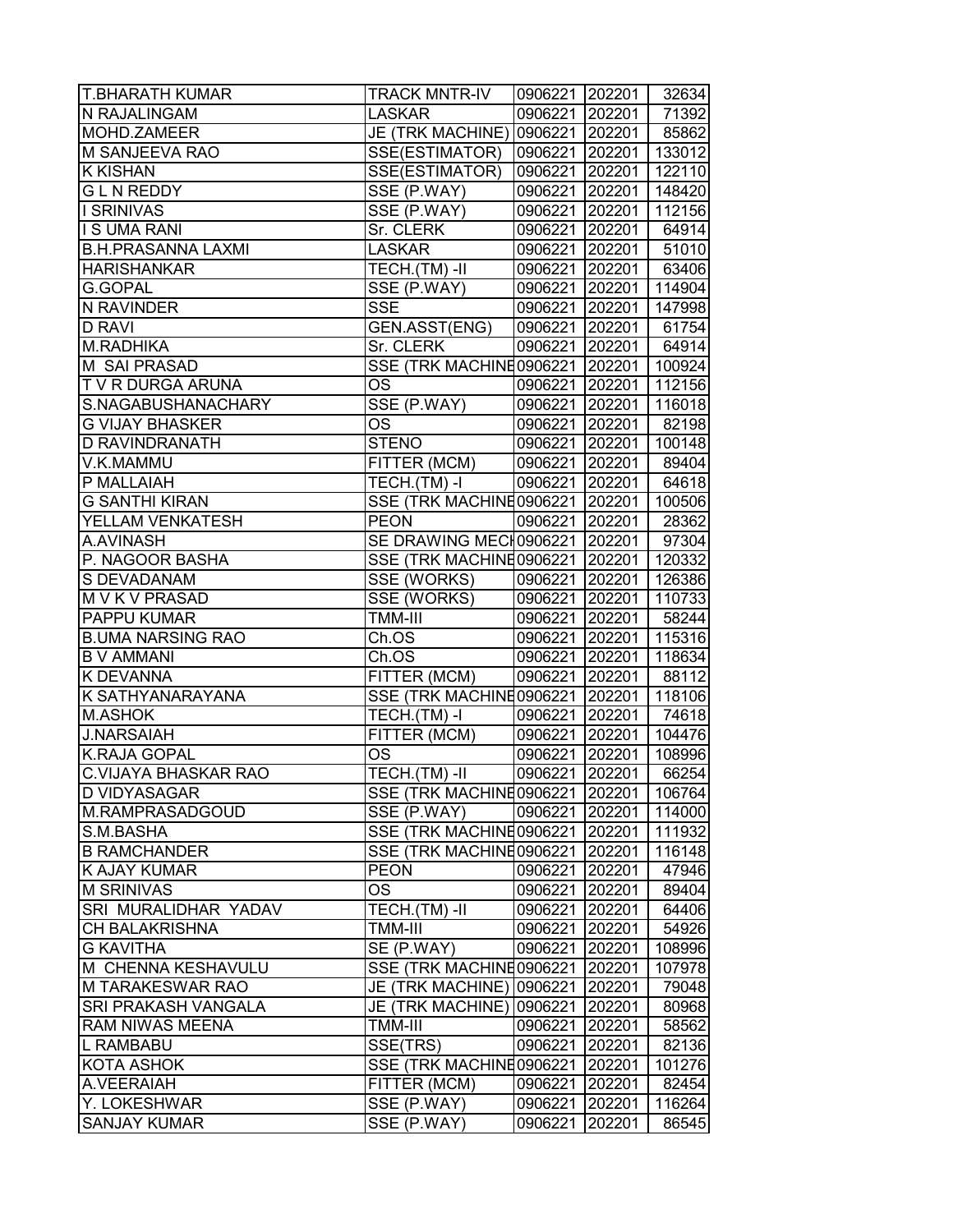| T.BHARATH KUMAR | TRACK MNTR-IV | 0906221 | 202201 | 32634 |
|---|---|---|---|---|
| N RAJALINGAM | LASKAR | 0906221 | 202201 | 71392 |
| MOHD.ZAMEER | JE (TRK MACHINE) | 0906221 | 202201 | 85862 |
| M SANJEEVA RAO | SSE(ESTIMATOR) | 0906221 | 202201 | 133012 |
| K KISHAN | SSE(ESTIMATOR) | 0906221 | 202201 | 122110 |
| G L N REDDY | SSE (P.WAY) | 0906221 | 202201 | 148420 |
| I SRINIVAS | SSE (P.WAY) | 0906221 | 202201 | 112156 |
| I S UMA RANI | Sr. CLERK | 0906221 | 202201 | 64914 |
| B.H.PRASANNA LAXMI | LASKAR | 0906221 | 202201 | 51010 |
| HARISHANKAR | TECH.(TM) -II | 0906221 | 202201 | 63406 |
| G.GOPAL | SSE (P.WAY) | 0906221 | 202201 | 114904 |
| N RAVINDER | SSE | 0906221 | 202201 | 147998 |
| D RAVI | GEN.ASST(ENG) | 0906221 | 202201 | 61754 |
| M.RADHIKA | Sr. CLERK | 0906221 | 202201 | 64914 |
| M SAI PRASAD | SSE (TRK MACHINE | 0906221 | 202201 | 100924 |
| T V R DURGA ARUNA | OS | 0906221 | 202201 | 112156 |
| S.NAGABUSHANACHARY | SSE (P.WAY) | 0906221 | 202201 | 116018 |
| G VIJAY BHASKER | OS | 0906221 | 202201 | 82198 |
| D RAVINDRANATH | STENO | 0906221 | 202201 | 100148 |
| V.K.MAMMU | FITTER (MCM) | 0906221 | 202201 | 89404 |
| P MALLAIAH | TECH.(TM) -I | 0906221 | 202201 | 64618 |
| G SANTHI KIRAN | SSE (TRK MACHINE | 0906221 | 202201 | 100506 |
| YELLAM VENKATESH | PEON | 0906221 | 202201 | 28362 |
| A.AVINASH | SE DRAWING MECH | 0906221 | 202201 | 97304 |
| P. NAGOOR BASHA | SSE (TRK MACHINE | 0906221 | 202201 | 120332 |
| S DEVADANAM | SSE (WORKS) | 0906221 | 202201 | 126386 |
| M V K V PRASAD | SSE (WORKS) | 0906221 | 202201 | 110733 |
| PAPPU KUMAR | TMM-III | 0906221 | 202201 | 58244 |
| B.UMA NARSING RAO | Ch.OS | 0906221 | 202201 | 115316 |
| B V AMMANI | Ch.OS | 0906221 | 202201 | 118634 |
| K DEVANNA | FITTER (MCM) | 0906221 | 202201 | 88112 |
| K SATHYANARAYANA | SSE (TRK MACHINE | 0906221 | 202201 | 118106 |
| M.ASHOK | TECH.(TM) -I | 0906221 | 202201 | 74618 |
| J.NARSAIAH | FITTER (MCM) | 0906221 | 202201 | 104476 |
| K.RAJA GOPAL | OS | 0906221 | 202201 | 108996 |
| C.VIJAYA BHASKAR RAO | TECH.(TM) -II | 0906221 | 202201 | 66254 |
| D VIDYASAGAR | SSE (TRK MACHINE | 0906221 | 202201 | 106764 |
| M.RAMPRASADGOUD | SSE (P.WAY) | 0906221 | 202201 | 114000 |
| S.M.BASHA | SSE (TRK MACHINE | 0906221 | 202201 | 111932 |
| B RAMCHANDER | SSE (TRK MACHINE | 0906221 | 202201 | 116148 |
| K AJAY KUMAR | PEON | 0906221 | 202201 | 47946 |
| M SRINIVAS | OS | 0906221 | 202201 | 89404 |
| SRI MURALIDHAR YADAV | TECH.(TM) -II | 0906221 | 202201 | 64406 |
| CH BALAKRISHNA | TMM-III | 0906221 | 202201 | 54926 |
| G KAVITHA | SE (P.WAY) | 0906221 | 202201 | 108996 |
| M CHENNA KESHAVULU | SSE (TRK MACHINE | 0906221 | 202201 | 107978 |
| M TARAKESWAR RAO | JE (TRK MACHINE) | 0906221 | 202201 | 79048 |
| SRI PRAKASH VANGALA | JE (TRK MACHINE) | 0906221 | 202201 | 80968 |
| RAM NIWAS MEENA | TMM-III | 0906221 | 202201 | 58562 |
| L RAMBABU | SSE(TRS) | 0906221 | 202201 | 82136 |
| KOTA ASHOK | SSE (TRK MACHINE | 0906221 | 202201 | 101276 |
| A.VEERAIAH | FITTER (MCM) | 0906221 | 202201 | 82454 |
| Y. LOKESHWAR | SSE (P.WAY) | 0906221 | 202201 | 116264 |
| SANJAY KUMAR | SSE (P.WAY) | 0906221 | 202201 | 86545 |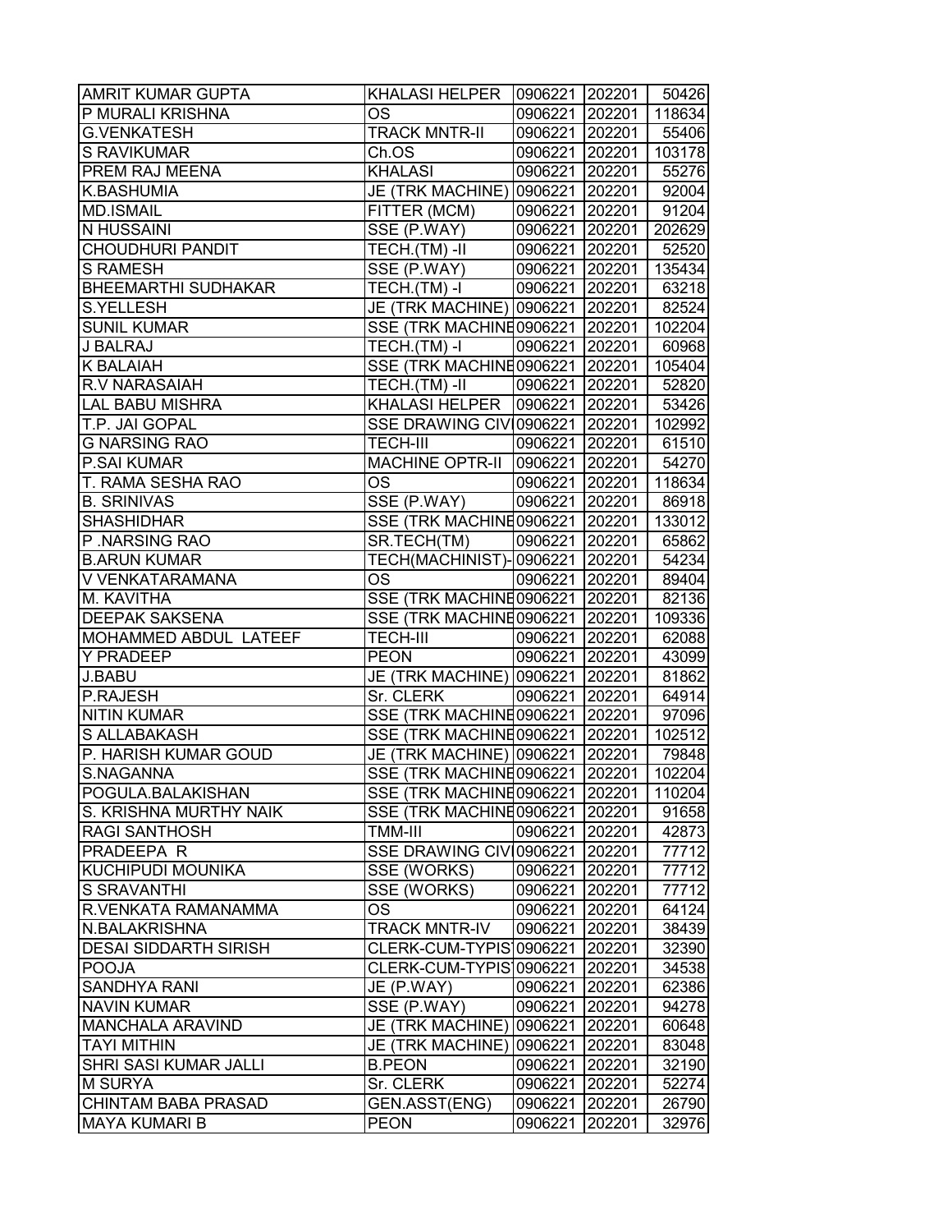| | | | | |
|---|---|---|---|---|
| AMRIT KUMAR GUPTA | KHALASI HELPER | 0906221 | 202201 | 50426 |
| P MURALI KRISHNA | OS | 0906221 | 202201 | 118634 |
| G.VENKATESH | TRACK MNTR-II | 0906221 | 202201 | 55406 |
| S RAVIKUMAR | Ch.OS | 0906221 | 202201 | 103178 |
| PREM RAJ MEENA | KHALASI | 0906221 | 202201 | 55276 |
| K.BASHUMIA | JE (TRK MACHINE) | 0906221 | 202201 | 92004 |
| MD.ISMAIL | FITTER (MCM) | 0906221 | 202201 | 91204 |
| N HUSSAINI | SSE (P.WAY) | 0906221 | 202201 | 202629 |
| CHOUDHURI PANDIT | TECH.(TM) -II | 0906221 | 202201 | 52520 |
| S RAMESH | SSE (P.WAY) | 0906221 | 202201 | 135434 |
| BHEEMARTHI SUDHAKAR | TECH.(TM) -I | 0906221 | 202201 | 63218 |
| S.YELLESH | JE (TRK MACHINE) | 0906221 | 202201 | 82524 |
| SUNIL KUMAR | SSE (TRK MACHINE | 0906221 | 202201 | 102204 |
| J BALRAJ | TECH.(TM) -I | 0906221 | 202201 | 60968 |
| K BALAIAH | SSE (TRK MACHINE | 0906221 | 202201 | 105404 |
| R.V NARASAIAH | TECH.(TM) -II | 0906221 | 202201 | 52820 |
| LAL BABU MISHRA | KHALASI HELPER | 0906221 | 202201 | 53426 |
| T.P. JAI GOPAL | SSE DRAWING CIV | 0906221 | 202201 | 102992 |
| G NARSING RAO | TECH-III | 0906221 | 202201 | 61510 |
| P.SAI KUMAR | MACHINE OPTR-II | 0906221 | 202201 | 54270 |
| T. RAMA SESHA RAO | OS | 0906221 | 202201 | 118634 |
| B. SRINIVAS | SSE (P.WAY) | 0906221 | 202201 | 86918 |
| SHASHIDHAR | SSE (TRK MACHINE | 0906221 | 202201 | 133012 |
| P .NARSING RAO | SR.TECH(TM) | 0906221 | 202201 | 65862 |
| B.ARUN KUMAR | TECH(MACHINIST)- | 0906221 | 202201 | 54234 |
| V VENKATARAMANA | OS | 0906221 | 202201 | 89404 |
| M. KAVITHA | SSE (TRK MACHINE | 0906221 | 202201 | 82136 |
| DEEPAK SAKSENA | SSE (TRK MACHINE | 0906221 | 202201 | 109336 |
| MOHAMMED ABDUL LATEEF | TECH-III | 0906221 | 202201 | 62088 |
| Y PRADEEP | PEON | 0906221 | 202201 | 43099 |
| J.BABU | JE (TRK MACHINE) | 0906221 | 202201 | 81862 |
| P.RAJESH | Sr. CLERK | 0906221 | 202201 | 64914 |
| NITIN KUMAR | SSE (TRK MACHINE | 0906221 | 202201 | 97096 |
| S ALLABAKASH | SSE (TRK MACHINE | 0906221 | 202201 | 102512 |
| P. HARISH KUMAR GOUD | JE (TRK MACHINE) | 0906221 | 202201 | 79848 |
| S.NAGANNA | SSE (TRK MACHINE | 0906221 | 202201 | 102204 |
| POGULA.BALAKISHAN | SSE (TRK MACHINE | 0906221 | 202201 | 110204 |
| S. KRISHNA MURTHY NAIK | SSE (TRK MACHINE | 0906221 | 202201 | 91658 |
| RAGI SANTHOSH | TMM-III | 0906221 | 202201 | 42873 |
| PRADEEPA R | SSE DRAWING CIV | 0906221 | 202201 | 77712 |
| KUCHIPUDI MOUNIKA | SSE (WORKS) | 0906221 | 202201 | 77712 |
| S SRAVANTHI | SSE (WORKS) | 0906221 | 202201 | 77712 |
| R.VENKATA RAMANAMMA | OS | 0906221 | 202201 | 64124 |
| N.BALAKRISHNA | TRACK MNTR-IV | 0906221 | 202201 | 38439 |
| DESAI SIDDARTH SIRISH | CLERK-CUM-TYPIS | 0906221 | 202201 | 32390 |
| POOJA | CLERK-CUM-TYPIS | 0906221 | 202201 | 34538 |
| SANDHYA RANI | JE (P.WAY) | 0906221 | 202201 | 62386 |
| NAVIN KUMAR | SSE (P.WAY) | 0906221 | 202201 | 94278 |
| MANCHALA ARAVIND | JE (TRK MACHINE) | 0906221 | 202201 | 60648 |
| TAYI MITHIN | JE (TRK MACHINE) | 0906221 | 202201 | 83048 |
| SHRI SASI KUMAR JALLI | B.PEON | 0906221 | 202201 | 32190 |
| M SURYA | Sr. CLERK | 0906221 | 202201 | 52274 |
| CHINTAM BABA PRASAD | GEN.ASST(ENG) | 0906221 | 202201 | 26790 |
| MAYA KUMARI B | PEON | 0906221 | 202201 | 32976 |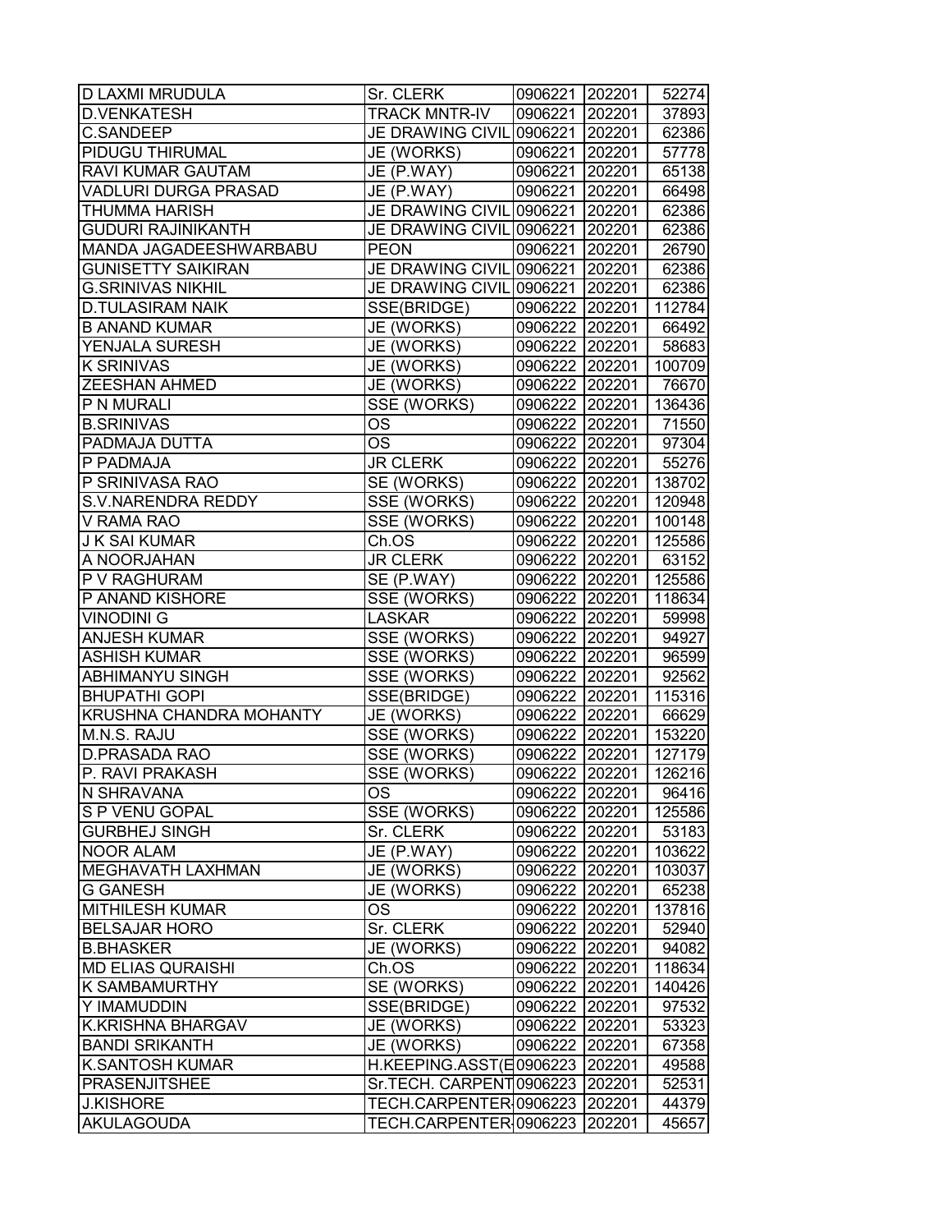| D LAXMI MRUDULA | Sr. CLERK | 0906221 | 202201 | 52274 |
|---|---|---|---|---|
| D.VENKATESH | TRACK MNTR-IV | 0906221 | 202201 | 37893 |
| C.SANDEEP | JE DRAWING CIVIL | 0906221 | 202201 | 62386 |
| PIDUGU THIRUMAL | JE (WORKS) | 0906221 | 202201 | 57778 |
| RAVI KUMAR GAUTAM | JE (P.WAY) | 0906221 | 202201 | 65138 |
| VADLURI DURGA PRASAD | JE (P.WAY) | 0906221 | 202201 | 66498 |
| THUMMA HARISH | JE DRAWING CIVIL | 0906221 | 202201 | 62386 |
| GUDURI RAJINIKANTH | JE DRAWING CIVIL | 0906221 | 202201 | 62386 |
| MANDA JAGADEESHWARBABU | PEON | 0906221 | 202201 | 26790 |
| GUNISETTY SAIKIRAN | JE DRAWING CIVIL | 0906221 | 202201 | 62386 |
| G.SRINIVAS NIKHIL | JE DRAWING CIVIL | 0906221 | 202201 | 62386 |
| D.TULASIRAM NAIK | SSE(BRIDGE) | 0906222 | 202201 | 112784 |
| B ANAND KUMAR | JE (WORKS) | 0906222 | 202201 | 66492 |
| YENJALA SURESH | JE (WORKS) | 0906222 | 202201 | 58683 |
| K SRINIVAS | JE (WORKS) | 0906222 | 202201 | 100709 |
| ZEESHAN AHMED | JE (WORKS) | 0906222 | 202201 | 76670 |
| P N MURALI | SSE (WORKS) | 0906222 | 202201 | 136436 |
| B.SRINIVAS | OS | 0906222 | 202201 | 71550 |
| PADMAJA DUTTA | OS | 0906222 | 202201 | 97304 |
| P PADMAJA | JR CLERK | 0906222 | 202201 | 55276 |
| P SRINIVASA RAO | SE (WORKS) | 0906222 | 202201 | 138702 |
| S.V.NARENDRA REDDY | SSE (WORKS) | 0906222 | 202201 | 120948 |
| V RAMA RAO | SSE (WORKS) | 0906222 | 202201 | 100148 |
| J K SAI KUMAR | Ch.OS | 0906222 | 202201 | 125586 |
| A NOORJAHAN | JR CLERK | 0906222 | 202201 | 63152 |
| P V RAGHURAM | SE (P.WAY) | 0906222 | 202201 | 125586 |
| P ANAND KISHORE | SSE (WORKS) | 0906222 | 202201 | 118634 |
| VINODINI G | LASKAR | 0906222 | 202201 | 59998 |
| ANJESH KUMAR | SSE (WORKS) | 0906222 | 202201 | 94927 |
| ASHISH KUMAR | SSE (WORKS) | 0906222 | 202201 | 96599 |
| ABHIMANYU SINGH | SSE (WORKS) | 0906222 | 202201 | 92562 |
| BHUPATHI GOPI | SSE(BRIDGE) | 0906222 | 202201 | 115316 |
| KRUSHNA CHANDRA MOHANTY | JE (WORKS) | 0906222 | 202201 | 66629 |
| M.N.S. RAJU | SSE (WORKS) | 0906222 | 202201 | 153220 |
| D.PRASADA RAO | SSE (WORKS) | 0906222 | 202201 | 127179 |
| P. RAVI PRAKASH | SSE (WORKS) | 0906222 | 202201 | 126216 |
| N SHRAVANA | OS | 0906222 | 202201 | 96416 |
| S P VENU GOPAL | SSE (WORKS) | 0906222 | 202201 | 125586 |
| GURBHEJ SINGH | Sr. CLERK | 0906222 | 202201 | 53183 |
| NOOR ALAM | JE (P.WAY) | 0906222 | 202201 | 103622 |
| MEGHAVATH LAXHMAN | JE (WORKS) | 0906222 | 202201 | 103037 |
| G GANESH | JE (WORKS) | 0906222 | 202201 | 65238 |
| MITHILESH KUMAR | OS | 0906222 | 202201 | 137816 |
| BELSAJAR HORO | Sr. CLERK | 0906222 | 202201 | 52940 |
| B.BHASKER | JE (WORKS) | 0906222 | 202201 | 94082 |
| MD ELIAS QURAISHI | Ch.OS | 0906222 | 202201 | 118634 |
| K SAMBAMURTHY | SE (WORKS) | 0906222 | 202201 | 140426 |
| Y IMAMUDDIN | SSE(BRIDGE) | 0906222 | 202201 | 97532 |
| K.KRISHNA BHARGAV | JE (WORKS) | 0906222 | 202201 | 53323 |
| BANDI SRIKANTH | JE (WORKS) | 0906222 | 202201 | 67358 |
| K.SANTOSH KUMAR | H.KEEPING.ASST(E | 0906223 | 202201 | 49588 |
| PRASENJITSHEE | Sr.TECH. CARPENT | 0906223 | 202201 | 52531 |
| J.KISHORE | TECH.CARPENTER | 0906223 | 202201 | 44379 |
| AKULAGOUDA | TECH.CARPENTER | 0906223 | 202201 | 45657 |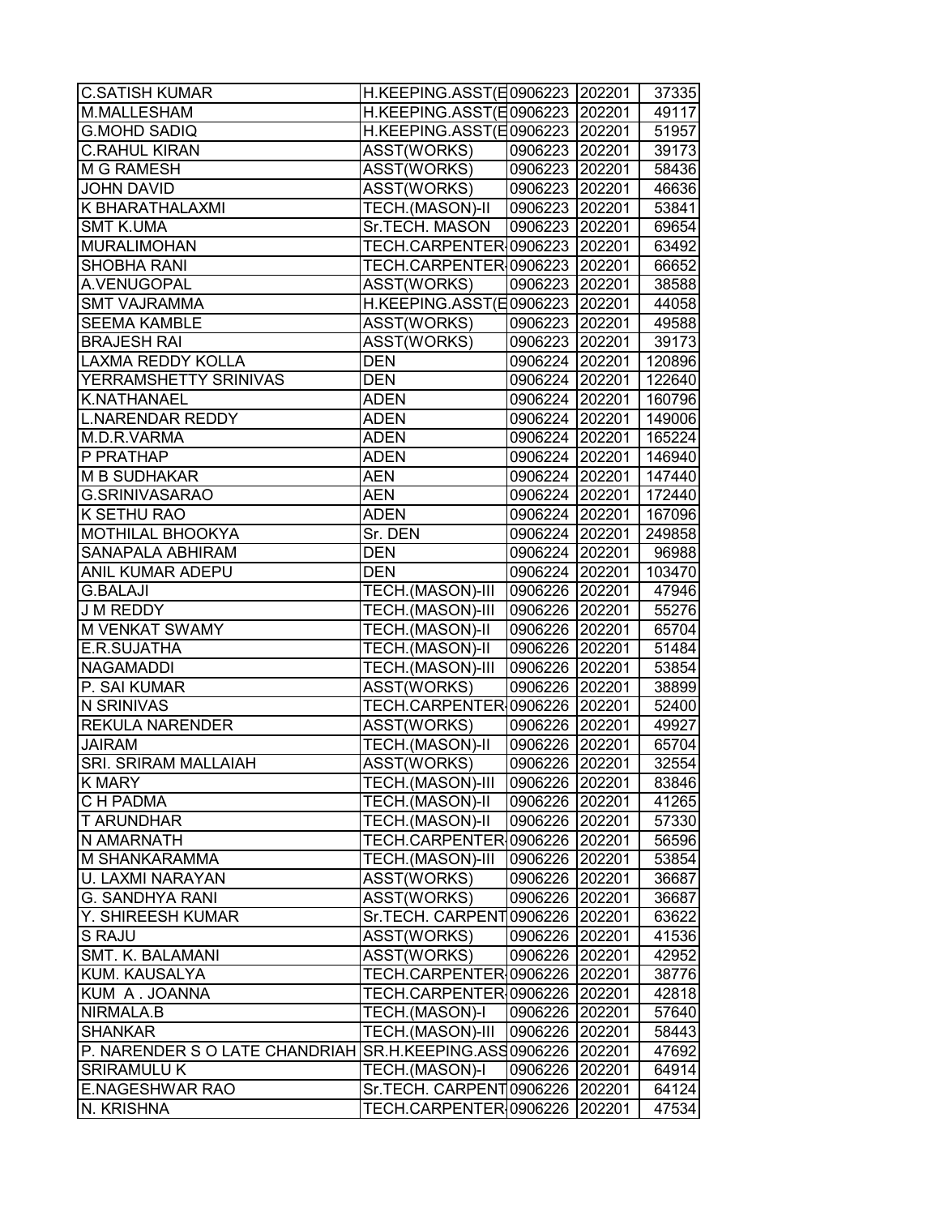| C.SATISH KUMAR | H.KEEPING.ASST(E | 0906223 | 202201 | 37335 |
|---|---|---|---|---|
| M.MALLESHAM | H.KEEPING.ASST(E | 0906223 | 202201 | 49117 |
| G.MOHD SADIQ | H.KEEPING.ASST(E | 0906223 | 202201 | 51957 |
| C.RAHUL KIRAN | ASST(WORKS) | 0906223 | 202201 | 39173 |
| M G RAMESH | ASST(WORKS) | 0906223 | 202201 | 58436 |
| JOHN DAVID | ASST(WORKS) | 0906223 | 202201 | 46636 |
| K BHARATHALAXMI | TECH.(MASON)-II | 0906223 | 202201 | 53841 |
| SMT K.UMA | Sr.TECH. MASON | 0906223 | 202201 | 69654 |
| MURALIMOHAN | TECH.CARPENTER | 0906223 | 202201 | 63492 |
| SHOBHA RANI | TECH.CARPENTER | 0906223 | 202201 | 66652 |
| A.VENUGOPAL | ASST(WORKS) | 0906223 | 202201 | 38588 |
| SMT VAJRAMMA | H.KEEPING.ASST(E | 0906223 | 202201 | 44058 |
| SEEMA KAMBLE | ASST(WORKS) | 0906223 | 202201 | 49588 |
| BRAJESH RAI | ASST(WORKS) | 0906223 | 202201 | 39173 |
| LAXMA REDDY KOLLA | DEN | 0906224 | 202201 | 120896 |
| YERRAMSHETTY SRINIVAS | DEN | 0906224 | 202201 | 122640 |
| K.NATHANAEL | ADEN | 0906224 | 202201 | 160796 |
| L.NARENDAR REDDY | ADEN | 0906224 | 202201 | 149006 |
| M.D.R.VARMA | ADEN | 0906224 | 202201 | 165224 |
| P PRATHAP | ADEN | 0906224 | 202201 | 146940 |
| M B SUDHAKAR | AEN | 0906224 | 202201 | 147440 |
| G.SRINIVASARAO | AEN | 0906224 | 202201 | 172440 |
| K SETHU RAO | ADEN | 0906224 | 202201 | 167096 |
| MOTHILAL BHOOKYA | Sr. DEN | 0906224 | 202201 | 249858 |
| SANAPALA ABHIRAM | DEN | 0906224 | 202201 | 96988 |
| ANIL KUMAR ADEPU | DEN | 0906224 | 202201 | 103470 |
| G.BALAJI | TECH.(MASON)-III | 0906226 | 202201 | 47946 |
| J M REDDY | TECH.(MASON)-III | 0906226 | 202201 | 55276 |
| M VENKAT SWAMY | TECH.(MASON)-II | 0906226 | 202201 | 65704 |
| E.R.SUJATHA | TECH.(MASON)-II | 0906226 | 202201 | 51484 |
| NAGAMADDI | TECH.(MASON)-III | 0906226 | 202201 | 53854 |
| P. SAI KUMAR | ASST(WORKS) | 0906226 | 202201 | 38899 |
| N SRINIVAS | TECH.CARPENTER | 0906226 | 202201 | 52400 |
| REKULA NARENDER | ASST(WORKS) | 0906226 | 202201 | 49927 |
| JAIRAM | TECH.(MASON)-II | 0906226 | 202201 | 65704 |
| SRI. SRIRAM MALLAIAH | ASST(WORKS) | 0906226 | 202201 | 32554 |
| K MARY | TECH.(MASON)-III | 0906226 | 202201 | 83846 |
| C H PADMA | TECH.(MASON)-II | 0906226 | 202201 | 41265 |
| T ARUNDHAR | TECH.(MASON)-II | 0906226 | 202201 | 57330 |
| N AMARNATH | TECH.CARPENTER | 0906226 | 202201 | 56596 |
| M SHANKARAMMA | TECH.(MASON)-III | 0906226 | 202201 | 53854 |
| U. LAXMI NARAYAN | ASST(WORKS) | 0906226 | 202201 | 36687 |
| G. SANDHYA RANI | ASST(WORKS) | 0906226 | 202201 | 36687 |
| Y. SHIREESH KUMAR | Sr.TECH. CARPENT | 0906226 | 202201 | 63622 |
| S RAJU | ASST(WORKS) | 0906226 | 202201 | 41536 |
| SMT. K. BALAMANI | ASST(WORKS) | 0906226 | 202201 | 42952 |
| KUM. KAUSALYA | TECH.CARPENTER | 0906226 | 202201 | 38776 |
| KUM A . JOANNA | TECH.CARPENTER | 0906226 | 202201 | 42818 |
| NIRMALA.B | TECH.(MASON)-I | 0906226 | 202201 | 57640 |
| SHANKAR | TECH.(MASON)-III | 0906226 | 202201 | 58443 |
| P. NARENDER S O LATE CHANDRIAH | SR.H.KEEPING.ASS | 0906226 | 202201 | 47692 |
| SRIRAMULU K | TECH.(MASON)-I | 0906226 | 202201 | 64914 |
| E.NAGESHWAR RAO | Sr.TECH. CARPENT | 0906226 | 202201 | 64124 |
| N. KRISHNA | TECH.CARPENTER | 0906226 | 202201 | 47534 |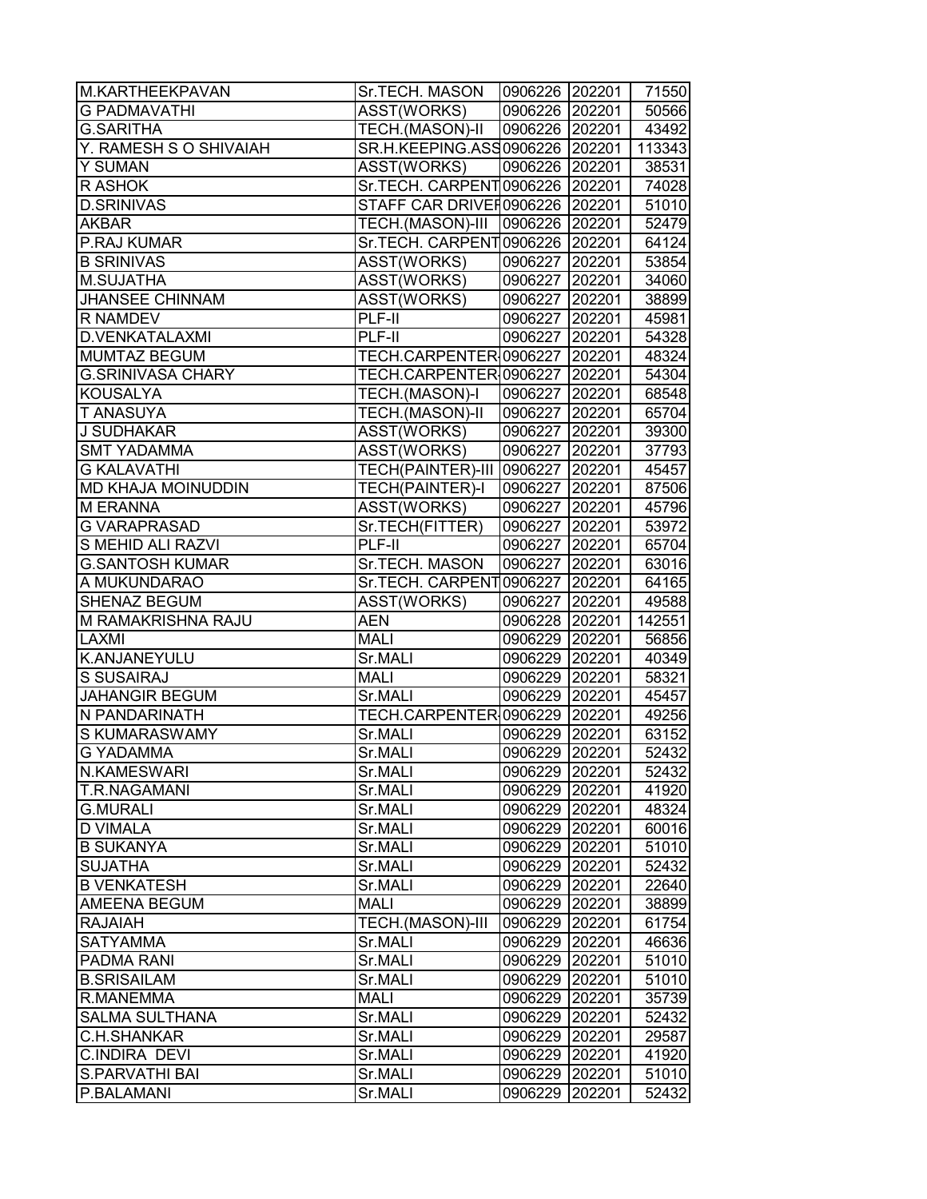| M.KARTHEEKPAVAN | Sr.TECH. MASON | 0906226 | 202201 | 71550 |
|---|---|---|---|---|
| G PADMAVATHI | ASST(WORKS) | 0906226 | 202201 | 50566 |
| G.SARITHA | TECH.(MASON)-II | 0906226 | 202201 | 43492 |
| Y. RAMESH S O SHIVAIAH | SR.H.KEEPING.ASS | 0906226 | 202201 | 113343 |
| Y SUMAN | ASST(WORKS) | 0906226 | 202201 | 38531 |
| R ASHOK | Sr.TECH. CARPENT | 0906226 | 202201 | 74028 |
| D.SRINIVAS | STAFF CAR DRIVEF | 0906226 | 202201 | 51010 |
| AKBAR | TECH.(MASON)-III | 0906226 | 202201 | 52479 |
| P.RAJ KUMAR | Sr.TECH. CARPENT | 0906226 | 202201 | 64124 |
| B SRINIVAS | ASST(WORKS) | 0906227 | 202201 | 53854 |
| M.SUJATHA | ASST(WORKS) | 0906227 | 202201 | 34060 |
| JHANSEE CHINNAM | ASST(WORKS) | 0906227 | 202201 | 38899 |
| R NAMDEV | PLF-II | 0906227 | 202201 | 45981 |
| D.VENKATALAXMI | PLF-II | 0906227 | 202201 | 54328 |
| MUMTAZ BEGUM | TECH.CARPENTER | 0906227 | 202201 | 48324 |
| G.SRINIVASA CHARY | TECH.CARPENTER | 0906227 | 202201 | 54304 |
| KOUSALYA | TECH.(MASON)-I | 0906227 | 202201 | 68548 |
| T ANASUYA | TECH.(MASON)-II | 0906227 | 202201 | 65704 |
| J SUDHAKAR | ASST(WORKS) | 0906227 | 202201 | 39300 |
| SMT YADAMMA | ASST(WORKS) | 0906227 | 202201 | 37793 |
| G KALAVATHI | TECH(PAINTER)-III | 0906227 | 202201 | 45457 |
| MD KHAJA MOINUDDIN | TECH(PAINTER)-I | 0906227 | 202201 | 87506 |
| M ERANNA | ASST(WORKS) | 0906227 | 202201 | 45796 |
| G VARAPRASAD | Sr.TECH(FITTER) | 0906227 | 202201 | 53972 |
| S MEHID ALI RAZVI | PLF-II | 0906227 | 202201 | 65704 |
| G.SANTOSH KUMAR | Sr.TECH. MASON | 0906227 | 202201 | 63016 |
| A MUKUNDARAO | Sr.TECH. CARPENT | 0906227 | 202201 | 64165 |
| SHENAZ BEGUM | ASST(WORKS) | 0906227 | 202201 | 49588 |
| M RAMAKRISHNA RAJU | AEN | 0906228 | 202201 | 142551 |
| LAXMI | MALI | 0906229 | 202201 | 56856 |
| K.ANJANEYULU | Sr.MALI | 0906229 | 202201 | 40349 |
| S SUSAIRAJ | MALI | 0906229 | 202201 | 58321 |
| JAHANGIR BEGUM | Sr.MALI | 0906229 | 202201 | 45457 |
| N PANDARINATH | TECH.CARPENTER | 0906229 | 202201 | 49256 |
| S KUMARASWAMY | Sr.MALI | 0906229 | 202201 | 63152 |
| G YADAMMA | Sr.MALI | 0906229 | 202201 | 52432 |
| N.KAMESWARI | Sr.MALI | 0906229 | 202201 | 52432 |
| T.R.NAGAMANI | Sr.MALI | 0906229 | 202201 | 41920 |
| G.MURALI | Sr.MALI | 0906229 | 202201 | 48324 |
| D VIMALA | Sr.MALI | 0906229 | 202201 | 60016 |
| B SUKANYA | Sr.MALI | 0906229 | 202201 | 51010 |
| SUJATHA | Sr.MALI | 0906229 | 202201 | 52432 |
| B VENKATESH | Sr.MALI | 0906229 | 202201 | 22640 |
| AMEENA BEGUM | MALI | 0906229 | 202201 | 38899 |
| RAJAIAH | TECH.(MASON)-III | 0906229 | 202201 | 61754 |
| SATYAMMA | Sr.MALI | 0906229 | 202201 | 46636 |
| PADMA RANI | Sr.MALI | 0906229 | 202201 | 51010 |
| B.SRISAILAM | Sr.MALI | 0906229 | 202201 | 51010 |
| R.MANEMMA | MALI | 0906229 | 202201 | 35739 |
| SALMA SULTHANA | Sr.MALI | 0906229 | 202201 | 52432 |
| C.H.SHANKAR | Sr.MALI | 0906229 | 202201 | 29587 |
| C.INDIRA DEVI | Sr.MALI | 0906229 | 202201 | 41920 |
| S.PARVATHI BAI | Sr.MALI | 0906229 | 202201 | 51010 |
| P.BALAMANI | Sr.MALI | 0906229 | 202201 | 52432 |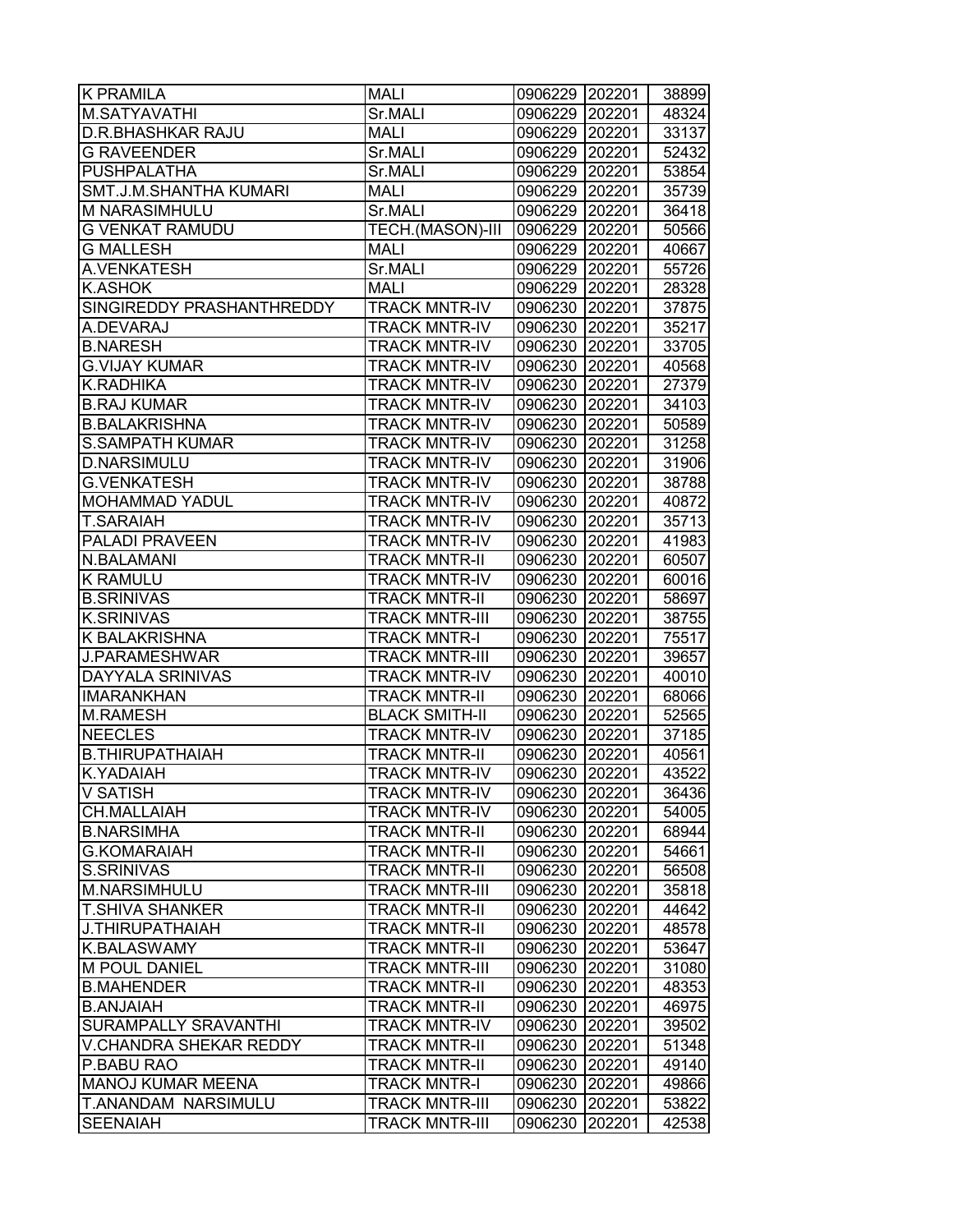| K PRAMILA | MALI | 0906229 | 202201 | 38899 |
|---|---|---|---|---|
| M.SATYAVATHI | Sr.MALI | 0906229 | 202201 | 48324 |
| D.R.BHASHKAR RAJU | MALI | 0906229 | 202201 | 33137 |
| G RAVEENDER | Sr.MALI | 0906229 | 202201 | 52432 |
| PUSHPALATHA | Sr.MALI | 0906229 | 202201 | 53854 |
| SMT.J.M.SHANTHA KUMARI | MALI | 0906229 | 202201 | 35739 |
| M NARASIMHULU | Sr.MALI | 0906229 | 202201 | 36418 |
| G VENKAT RAMUDU | TECH.(MASON)-III | 0906229 | 202201 | 50566 |
| G MALLESH | MALI | 0906229 | 202201 | 40667 |
| A.VENKATESH | Sr.MALI | 0906229 | 202201 | 55726 |
| K.ASHOK | MALI | 0906229 | 202201 | 28328 |
| SINGIREDDY PRASHANTHREDDY | TRACK MNTR-IV | 0906230 | 202201 | 37875 |
| A.DEVARAJ | TRACK MNTR-IV | 0906230 | 202201 | 35217 |
| B.NARESH | TRACK MNTR-IV | 0906230 | 202201 | 33705 |
| G.VIJAY KUMAR | TRACK MNTR-IV | 0906230 | 202201 | 40568 |
| K.RADHIKA | TRACK MNTR-IV | 0906230 | 202201 | 27379 |
| B.RAJ KUMAR | TRACK MNTR-IV | 0906230 | 202201 | 34103 |
| B.BALAKRISHNA | TRACK MNTR-IV | 0906230 | 202201 | 50589 |
| S.SAMPATH KUMAR | TRACK MNTR-IV | 0906230 | 202201 | 31258 |
| D.NARSIMULU | TRACK MNTR-IV | 0906230 | 202201 | 31906 |
| G.VENKATESH | TRACK MNTR-IV | 0906230 | 202201 | 38788 |
| MOHAMMAD YADUL | TRACK MNTR-IV | 0906230 | 202201 | 40872 |
| T.SARAIAH | TRACK MNTR-IV | 0906230 | 202201 | 35713 |
| PALADI PRAVEEN | TRACK MNTR-IV | 0906230 | 202201 | 41983 |
| N.BALAMANI | TRACK MNTR-II | 0906230 | 202201 | 60507 |
| K RAMULU | TRACK MNTR-IV | 0906230 | 202201 | 60016 |
| B.SRINIVAS | TRACK MNTR-II | 0906230 | 202201 | 58697 |
| K.SRINIVAS | TRACK MNTR-III | 0906230 | 202201 | 38755 |
| K BALAKRISHNA | TRACK MNTR-I | 0906230 | 202201 | 75517 |
| J.PARAMESHWAR | TRACK MNTR-III | 0906230 | 202201 | 39657 |
| DAYYALA SRINIVAS | TRACK MNTR-IV | 0906230 | 202201 | 40010 |
| IMARANKHAN | TRACK MNTR-II | 0906230 | 202201 | 68066 |
| M.RAMESH | BLACK SMITH-II | 0906230 | 202201 | 52565 |
| NEECLES | TRACK MNTR-IV | 0906230 | 202201 | 37185 |
| B.THIRUPATHAIAH | TRACK MNTR-II | 0906230 | 202201 | 40561 |
| K.YADAIAH | TRACK MNTR-IV | 0906230 | 202201 | 43522 |
| V SATISH | TRACK MNTR-IV | 0906230 | 202201 | 36436 |
| CH.MALLAIAH | TRACK MNTR-IV | 0906230 | 202201 | 54005 |
| B.NARSIMHA | TRACK MNTR-II | 0906230 | 202201 | 68944 |
| G.KOMARAIAH | TRACK MNTR-II | 0906230 | 202201 | 54661 |
| S.SRINIVAS | TRACK MNTR-II | 0906230 | 202201 | 56508 |
| M.NARSIMHULU | TRACK MNTR-III | 0906230 | 202201 | 35818 |
| T.SHIVA SHANKER | TRACK MNTR-II | 0906230 | 202201 | 44642 |
| J.THIRUPATHAIAH | TRACK MNTR-II | 0906230 | 202201 | 48578 |
| K.BALASWAMY | TRACK MNTR-II | 0906230 | 202201 | 53647 |
| M POUL DANIEL | TRACK MNTR-III | 0906230 | 202201 | 31080 |
| B.MAHENDER | TRACK MNTR-II | 0906230 | 202201 | 48353 |
| B.ANJAIAH | TRACK MNTR-II | 0906230 | 202201 | 46975 |
| SURAMPALLY SRAVANTHI | TRACK MNTR-IV | 0906230 | 202201 | 39502 |
| V.CHANDRA SHEKAR REDDY | TRACK MNTR-II | 0906230 | 202201 | 51348 |
| P.BABU RAO | TRACK MNTR-II | 0906230 | 202201 | 49140 |
| MANOJ KUMAR MEENA | TRACK MNTR-I | 0906230 | 202201 | 49866 |
| T.ANANDAM NARSIMULU | TRACK MNTR-III | 0906230 | 202201 | 53822 |
| SEENAIAH | TRACK MNTR-III | 0906230 | 202201 | 42538 |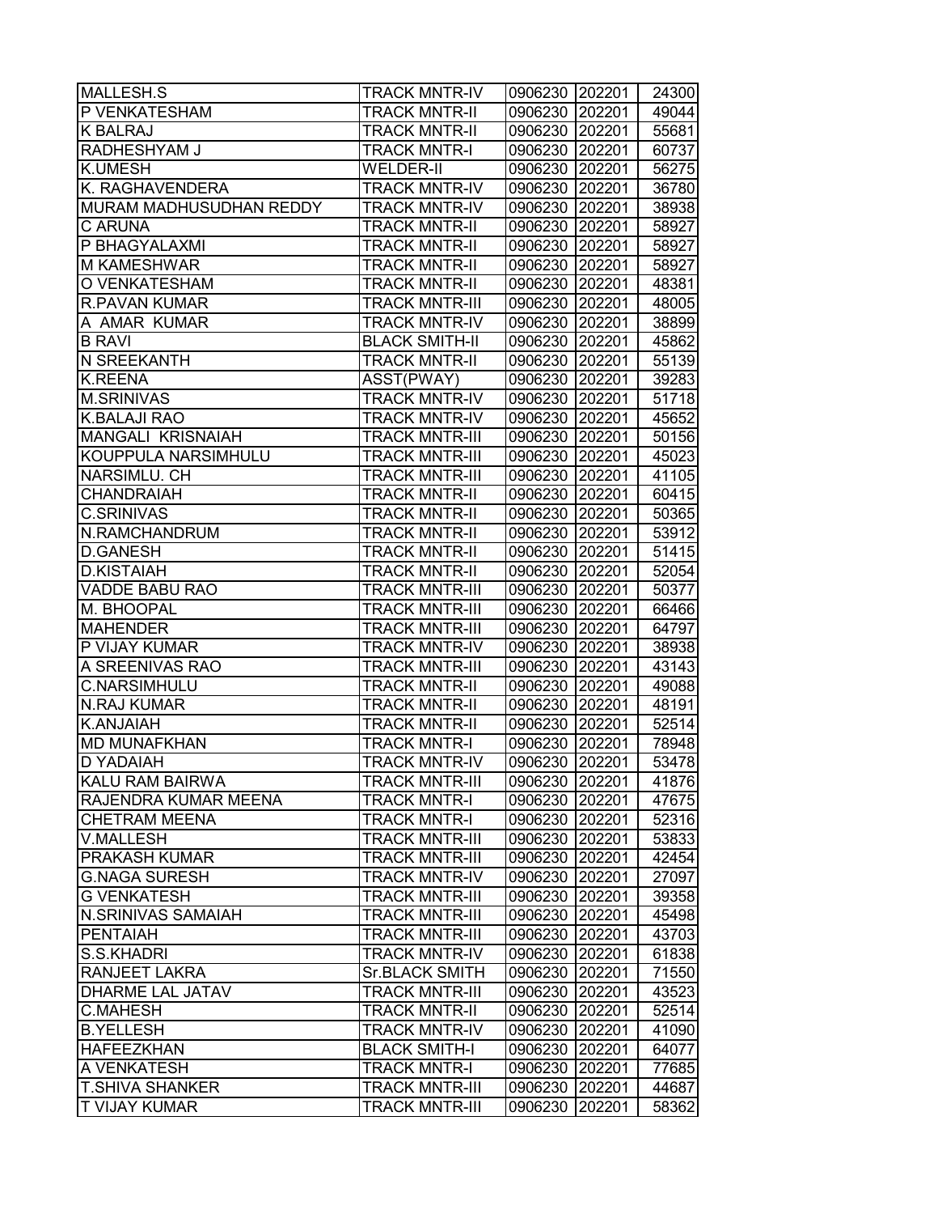| MALLESH.S | TRACK MNTR-IV | 0906230 | 202201 | 24300 |
|---|---|---|---|---|
| P VENKATESHAM | TRACK MNTR-II | 0906230 | 202201 | 49044 |
| K BALRAJ | TRACK MNTR-II | 0906230 | 202201 | 55681 |
| RADHESHYAM J | TRACK MNTR-I | 0906230 | 202201 | 60737 |
| K.UMESH | WELDER-II | 0906230 | 202201 | 56275 |
| K. RAGHAVENDERA | TRACK MNTR-IV | 0906230 | 202201 | 36780 |
| MURAM MADHUSUDHAN REDDY | TRACK MNTR-IV | 0906230 | 202201 | 38938 |
| C ARUNA | TRACK MNTR-II | 0906230 | 202201 | 58927 |
| P BHAGYALAXMI | TRACK MNTR-II | 0906230 | 202201 | 58927 |
| M KAMESHWAR | TRACK MNTR-II | 0906230 | 202201 | 58927 |
| O VENKATESHAM | TRACK MNTR-II | 0906230 | 202201 | 48381 |
| R.PAVAN KUMAR | TRACK MNTR-III | 0906230 | 202201 | 48005 |
| A AMAR KUMAR | TRACK MNTR-IV | 0906230 | 202201 | 38899 |
| B RAVI | BLACK SMITH-II | 0906230 | 202201 | 45862 |
| N SREEKANTH | TRACK MNTR-II | 0906230 | 202201 | 55139 |
| K.REENA | ASST(PWAY) | 0906230 | 202201 | 39283 |
| M.SRINIVAS | TRACK MNTR-IV | 0906230 | 202201 | 51718 |
| K.BALAJI RAO | TRACK MNTR-IV | 0906230 | 202201 | 45652 |
| MANGALI KRISNAIAH | TRACK MNTR-III | 0906230 | 202201 | 50156 |
| KOUPPULA NARSIMHULU | TRACK MNTR-III | 0906230 | 202201 | 45023 |
| NARSIMLU. CH | TRACK MNTR-III | 0906230 | 202201 | 41105 |
| CHANDRAIAH | TRACK MNTR-II | 0906230 | 202201 | 60415 |
| C.SRINIVAS | TRACK MNTR-II | 0906230 | 202201 | 50365 |
| N.RAMCHANDRUM | TRACK MNTR-II | 0906230 | 202201 | 53912 |
| D.GANESH | TRACK MNTR-II | 0906230 | 202201 | 51415 |
| D.KISTAIAH | TRACK MNTR-II | 0906230 | 202201 | 52054 |
| VADDE BABU RAO | TRACK MNTR-III | 0906230 | 202201 | 50377 |
| M. BHOOPAL | TRACK MNTR-III | 0906230 | 202201 | 66466 |
| MAHENDER | TRACK MNTR-III | 0906230 | 202201 | 64797 |
| P VIJAY KUMAR | TRACK MNTR-IV | 0906230 | 202201 | 38938 |
| A SREENIVAS RAO | TRACK MNTR-III | 0906230 | 202201 | 43143 |
| C.NARSIMHULU | TRACK MNTR-II | 0906230 | 202201 | 49088 |
| N.RAJ KUMAR | TRACK MNTR-II | 0906230 | 202201 | 48191 |
| K.ANJAIAH | TRACK MNTR-II | 0906230 | 202201 | 52514 |
| MD MUNAFKHAN | TRACK MNTR-I | 0906230 | 202201 | 78948 |
| D YADAIAH | TRACK MNTR-IV | 0906230 | 202201 | 53478 |
| KALU RAM BAIRWA | TRACK MNTR-III | 0906230 | 202201 | 41876 |
| RAJENDRA KUMAR MEENA | TRACK MNTR-I | 0906230 | 202201 | 47675 |
| CHETRAM MEENA | TRACK MNTR-I | 0906230 | 202201 | 52316 |
| V.MALLESH | TRACK MNTR-III | 0906230 | 202201 | 53833 |
| PRAKASH KUMAR | TRACK MNTR-III | 0906230 | 202201 | 42454 |
| G.NAGA SURESH | TRACK MNTR-IV | 0906230 | 202201 | 27097 |
| G VENKATESH | TRACK MNTR-III | 0906230 | 202201 | 39358 |
| N.SRINIVAS SAMAIAH | TRACK MNTR-III | 0906230 | 202201 | 45498 |
| PENTAIAH | TRACK MNTR-III | 0906230 | 202201 | 43703 |
| S.S.KHADRI | TRACK MNTR-IV | 0906230 | 202201 | 61838 |
| RANJEET LAKRA | Sr.BLACK SMITH | 0906230 | 202201 | 71550 |
| DHARME LAL JATAV | TRACK MNTR-III | 0906230 | 202201 | 43523 |
| C.MAHESH | TRACK MNTR-II | 0906230 | 202201 | 52514 |
| B.YELLESH | TRACK MNTR-IV | 0906230 | 202201 | 41090 |
| HAFEEZKHAN | BLACK SMITH-I | 0906230 | 202201 | 64077 |
| A VENKATESH | TRACK MNTR-I | 0906230 | 202201 | 77685 |
| T.SHIVA SHANKER | TRACK MNTR-III | 0906230 | 202201 | 44687 |
| T VIJAY KUMAR | TRACK MNTR-III | 0906230 | 202201 | 58362 |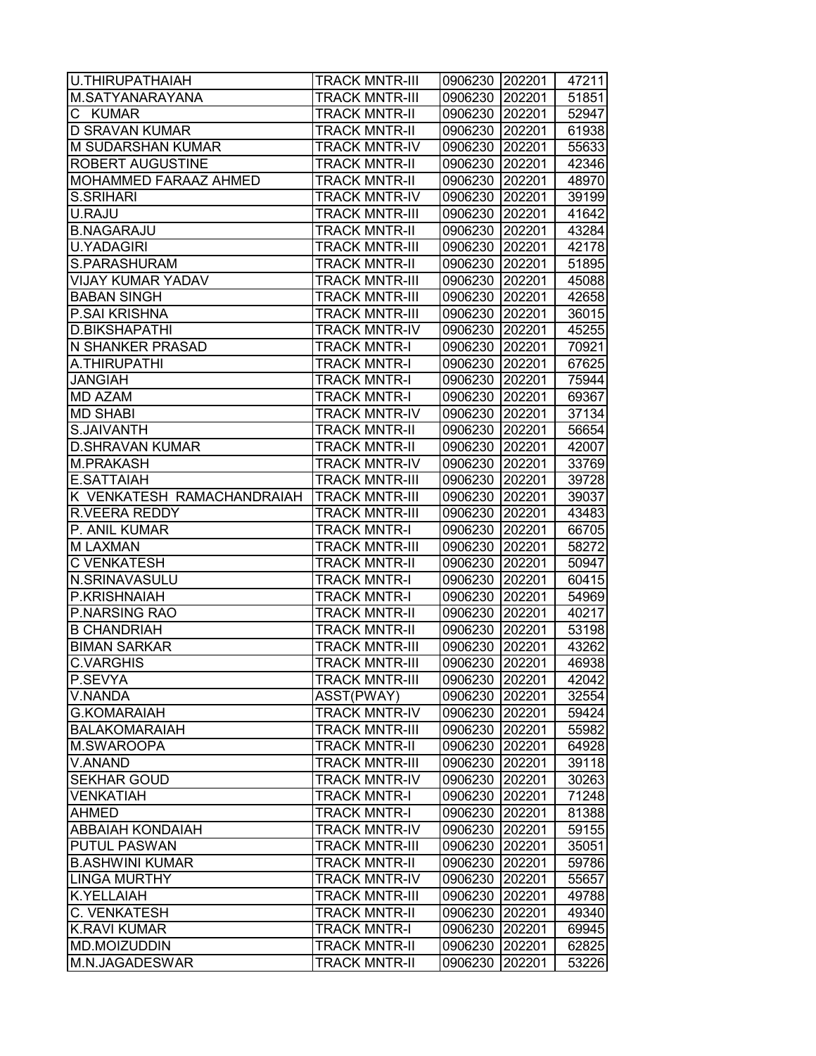| | | | | |
|---|---|---|---|---|
| U.THIRUPATHAIAH | TRACK MNTR-III | 0906230 | 202201 | 47211 |
| M.SATYANARAYANA | TRACK MNTR-III | 0906230 | 202201 | 51851 |
| C KUMAR | TRACK MNTR-II | 0906230 | 202201 | 52947 |
| D SRAVAN KUMAR | TRACK MNTR-II | 0906230 | 202201 | 61938 |
| M SUDARSHAN KUMAR | TRACK MNTR-IV | 0906230 | 202201 | 55633 |
| ROBERT AUGUSTINE | TRACK MNTR-II | 0906230 | 202201 | 42346 |
| MOHAMMED FARAAZ AHMED | TRACK MNTR-II | 0906230 | 202201 | 48970 |
| S.SRIHARI | TRACK MNTR-IV | 0906230 | 202201 | 39199 |
| U.RAJU | TRACK MNTR-III | 0906230 | 202201 | 41642 |
| B.NAGARAJU | TRACK MNTR-II | 0906230 | 202201 | 43284 |
| U.YADAGIRI | TRACK MNTR-III | 0906230 | 202201 | 42178 |
| S.PARASHURAM | TRACK MNTR-II | 0906230 | 202201 | 51895 |
| VIJAY KUMAR YADAV | TRACK MNTR-III | 0906230 | 202201 | 45088 |
| BABAN SINGH | TRACK MNTR-III | 0906230 | 202201 | 42658 |
| P.SAI KRISHNA | TRACK MNTR-III | 0906230 | 202201 | 36015 |
| D.BIKSHAPATHI | TRACK MNTR-IV | 0906230 | 202201 | 45255 |
| N SHANKER PRASAD | TRACK MNTR-I | 0906230 | 202201 | 70921 |
| A.THIRUPATHI | TRACK MNTR-I | 0906230 | 202201 | 67625 |
| JANGIAH | TRACK MNTR-I | 0906230 | 202201 | 75944 |
| MD AZAM | TRACK MNTR-I | 0906230 | 202201 | 69367 |
| MD SHABI | TRACK MNTR-IV | 0906230 | 202201 | 37134 |
| S.JAIVANTH | TRACK MNTR-II | 0906230 | 202201 | 56654 |
| D.SHRAVAN KUMAR | TRACK MNTR-II | 0906230 | 202201 | 42007 |
| M.PRAKASH | TRACK MNTR-IV | 0906230 | 202201 | 33769 |
| E.SATTAIAH | TRACK MNTR-III | 0906230 | 202201 | 39728 |
| K VENKATESH RAMACHANDRAIAH | TRACK MNTR-III | 0906230 | 202201 | 39037 |
| R.VEERA REDDY | TRACK MNTR-III | 0906230 | 202201 | 43483 |
| P. ANIL KUMAR | TRACK MNTR-I | 0906230 | 202201 | 66705 |
| M LAXMAN | TRACK MNTR-III | 0906230 | 202201 | 58272 |
| C VENKATESH | TRACK MNTR-II | 0906230 | 202201 | 50947 |
| N.SRINAVASULU | TRACK MNTR-I | 0906230 | 202201 | 60415 |
| P.KRISHNAIAH | TRACK MNTR-I | 0906230 | 202201 | 54969 |
| P.NARSING RAO | TRACK MNTR-II | 0906230 | 202201 | 40217 |
| B CHANDRIAH | TRACK MNTR-II | 0906230 | 202201 | 53198 |
| BIMAN SARKAR | TRACK MNTR-III | 0906230 | 202201 | 43262 |
| C.VARGHIS | TRACK MNTR-III | 0906230 | 202201 | 46938 |
| P.SEVYA | TRACK MNTR-III | 0906230 | 202201 | 42042 |
| V.NANDA | ASST(PWAY) | 0906230 | 202201 | 32554 |
| G.KOMARAIAH | TRACK MNTR-IV | 0906230 | 202201 | 59424 |
| BALAKOMARAIAH | TRACK MNTR-III | 0906230 | 202201 | 55982 |
| M.SWAROOPA | TRACK MNTR-II | 0906230 | 202201 | 64928 |
| V.ANAND | TRACK MNTR-III | 0906230 | 202201 | 39118 |
| SEKHAR GOUD | TRACK MNTR-IV | 0906230 | 202201 | 30263 |
| VENKATIAH | TRACK MNTR-I | 0906230 | 202201 | 71248 |
| AHMED | TRACK MNTR-I | 0906230 | 202201 | 81388 |
| ABBAIAH KONDAIAH | TRACK MNTR-IV | 0906230 | 202201 | 59155 |
| PUTUL PASWAN | TRACK MNTR-III | 0906230 | 202201 | 35051 |
| B.ASHWINI KUMAR | TRACK MNTR-II | 0906230 | 202201 | 59786 |
| LINGA MURTHY | TRACK MNTR-IV | 0906230 | 202201 | 55657 |
| K.YELLAIAH | TRACK MNTR-III | 0906230 | 202201 | 49788 |
| C. VENKATESH | TRACK MNTR-II | 0906230 | 202201 | 49340 |
| K.RAVI KUMAR | TRACK MNTR-I | 0906230 | 202201 | 69945 |
| MD.MOIZUDDIN | TRACK MNTR-II | 0906230 | 202201 | 62825 |
| M.N.JAGADESWAR | TRACK MNTR-II | 0906230 | 202201 | 53226 |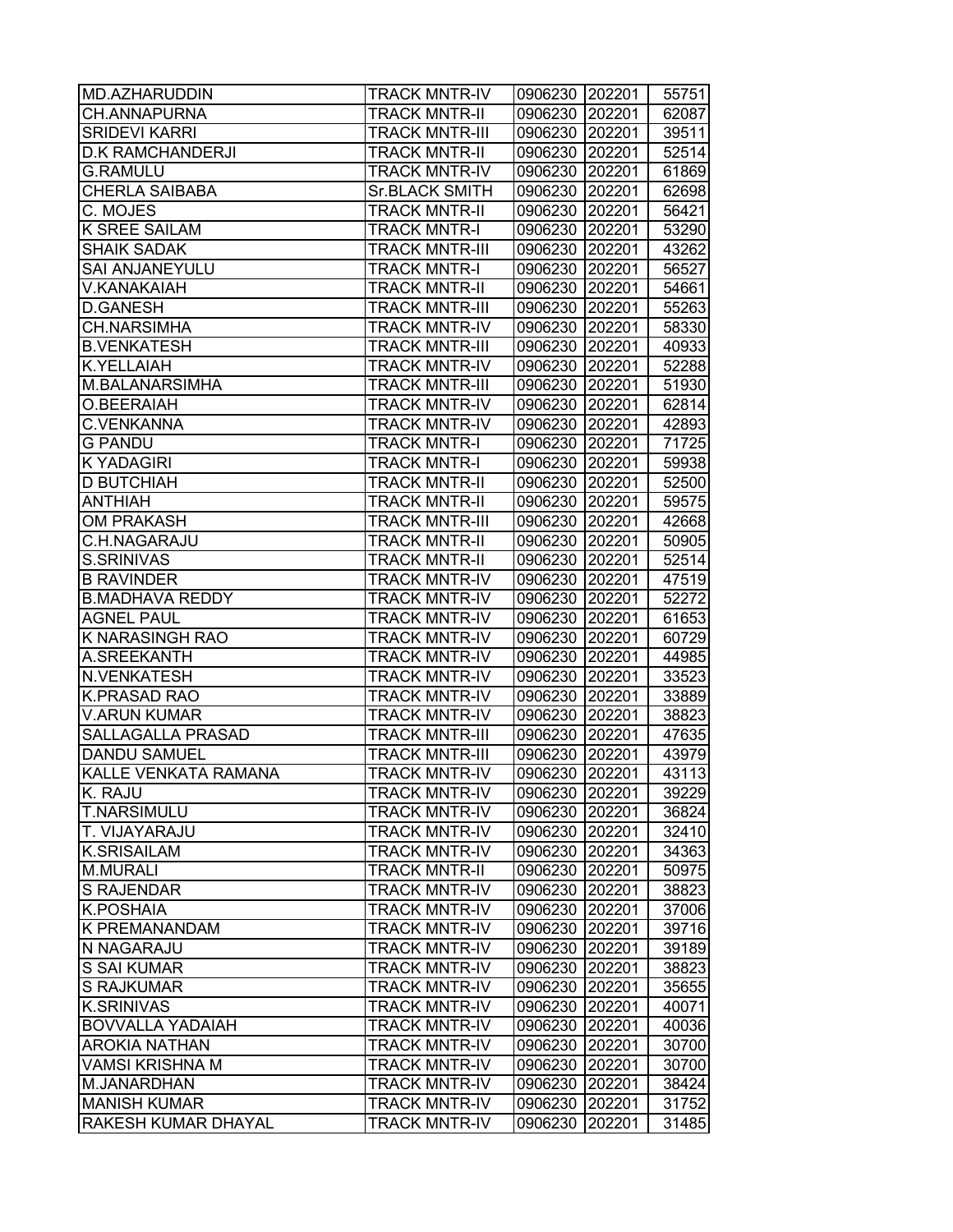| | | | | |
|---|---|---|---|---|
| MD.AZHARUDDIN | TRACK MNTR-IV | 0906230 | 202201 | 55751 |
| CH.ANNAPURNA | TRACK MNTR-II | 0906230 | 202201 | 62087 |
| SRIDEVI KARRI | TRACK MNTR-III | 0906230 | 202201 | 39511 |
| D.K RAMCHANDERJI | TRACK MNTR-II | 0906230 | 202201 | 52514 |
| G.RAMULU | TRACK MNTR-IV | 0906230 | 202201 | 61869 |
| CHERLA SAIBABA | Sr.BLACK SMITH | 0906230 | 202201 | 62698 |
| C. MOJES | TRACK MNTR-II | 0906230 | 202201 | 56421 |
| K SREE SAILAM | TRACK MNTR-I | 0906230 | 202201 | 53290 |
| SHAIK SADAK | TRACK MNTR-III | 0906230 | 202201 | 43262 |
| SAI ANJANEYULU | TRACK MNTR-I | 0906230 | 202201 | 56527 |
| V.KANAKAIAH | TRACK MNTR-II | 0906230 | 202201 | 54661 |
| D.GANESH | TRACK MNTR-III | 0906230 | 202201 | 55263 |
| CH.NARSIMHA | TRACK MNTR-IV | 0906230 | 202201 | 58330 |
| B.VENKATESH | TRACK MNTR-III | 0906230 | 202201 | 40933 |
| K.YELLAIAH | TRACK MNTR-IV | 0906230 | 202201 | 52288 |
| M.BALANARSIMHA | TRACK MNTR-III | 0906230 | 202201 | 51930 |
| O.BEERAIAH | TRACK MNTR-IV | 0906230 | 202201 | 62814 |
| C.VENKANNA | TRACK MNTR-IV | 0906230 | 202201 | 42893 |
| G PANDU | TRACK MNTR-I | 0906230 | 202201 | 71725 |
| K YADAGIRI | TRACK MNTR-I | 0906230 | 202201 | 59938 |
| D BUTCHIAH | TRACK MNTR-II | 0906230 | 202201 | 52500 |
| ANTHIAH | TRACK MNTR-II | 0906230 | 202201 | 59575 |
| OM PRAKASH | TRACK MNTR-III | 0906230 | 202201 | 42668 |
| C.H.NAGARAJU | TRACK MNTR-II | 0906230 | 202201 | 50905 |
| S.SRINIVAS | TRACK MNTR-II | 0906230 | 202201 | 52514 |
| B RAVINDER | TRACK MNTR-IV | 0906230 | 202201 | 47519 |
| B.MADHAVA REDDY | TRACK MNTR-IV | 0906230 | 202201 | 52272 |
| AGNEL PAUL | TRACK MNTR-IV | 0906230 | 202201 | 61653 |
| K NARASINGH RAO | TRACK MNTR-IV | 0906230 | 202201 | 60729 |
| A.SREEKANTH | TRACK MNTR-IV | 0906230 | 202201 | 44985 |
| N.VENKATESH | TRACK MNTR-IV | 0906230 | 202201 | 33523 |
| K.PRASAD RAO | TRACK MNTR-IV | 0906230 | 202201 | 33889 |
| V.ARUN KUMAR | TRACK MNTR-IV | 0906230 | 202201 | 38823 |
| SALLAGALLA PRASAD | TRACK MNTR-III | 0906230 | 202201 | 47635 |
| DANDU SAMUEL | TRACK MNTR-III | 0906230 | 202201 | 43979 |
| KALLE VENKATA RAMANA | TRACK MNTR-IV | 0906230 | 202201 | 43113 |
| K. RAJU | TRACK MNTR-IV | 0906230 | 202201 | 39229 |
| T.NARSIMULU | TRACK MNTR-IV | 0906230 | 202201 | 36824 |
| T. VIJAYARAJU | TRACK MNTR-IV | 0906230 | 202201 | 32410 |
| K.SRISAILAM | TRACK MNTR-IV | 0906230 | 202201 | 34363 |
| M.MURALI | TRACK MNTR-II | 0906230 | 202201 | 50975 |
| S RAJENDAR | TRACK MNTR-IV | 0906230 | 202201 | 38823 |
| K.POSHAIA | TRACK MNTR-IV | 0906230 | 202201 | 37006 |
| K PREMANANDAM | TRACK MNTR-IV | 0906230 | 202201 | 39716 |
| N NAGARAJU | TRACK MNTR-IV | 0906230 | 202201 | 39189 |
| S SAI KUMAR | TRACK MNTR-IV | 0906230 | 202201 | 38823 |
| S RAJKUMAR | TRACK MNTR-IV | 0906230 | 202201 | 35655 |
| K.SRINIVAS | TRACK MNTR-IV | 0906230 | 202201 | 40071 |
| BOVVALLA YADAIAH | TRACK MNTR-IV | 0906230 | 202201 | 40036 |
| AROKIA NATHAN | TRACK MNTR-IV | 0906230 | 202201 | 30700 |
| VAMSI KRISHNA M | TRACK MNTR-IV | 0906230 | 202201 | 30700 |
| M.JANARDHAN | TRACK MNTR-IV | 0906230 | 202201 | 38424 |
| MANISH KUMAR | TRACK MNTR-IV | 0906230 | 202201 | 31752 |
| RAKESH KUMAR DHAYAL | TRACK MNTR-IV | 0906230 | 202201 | 31485 |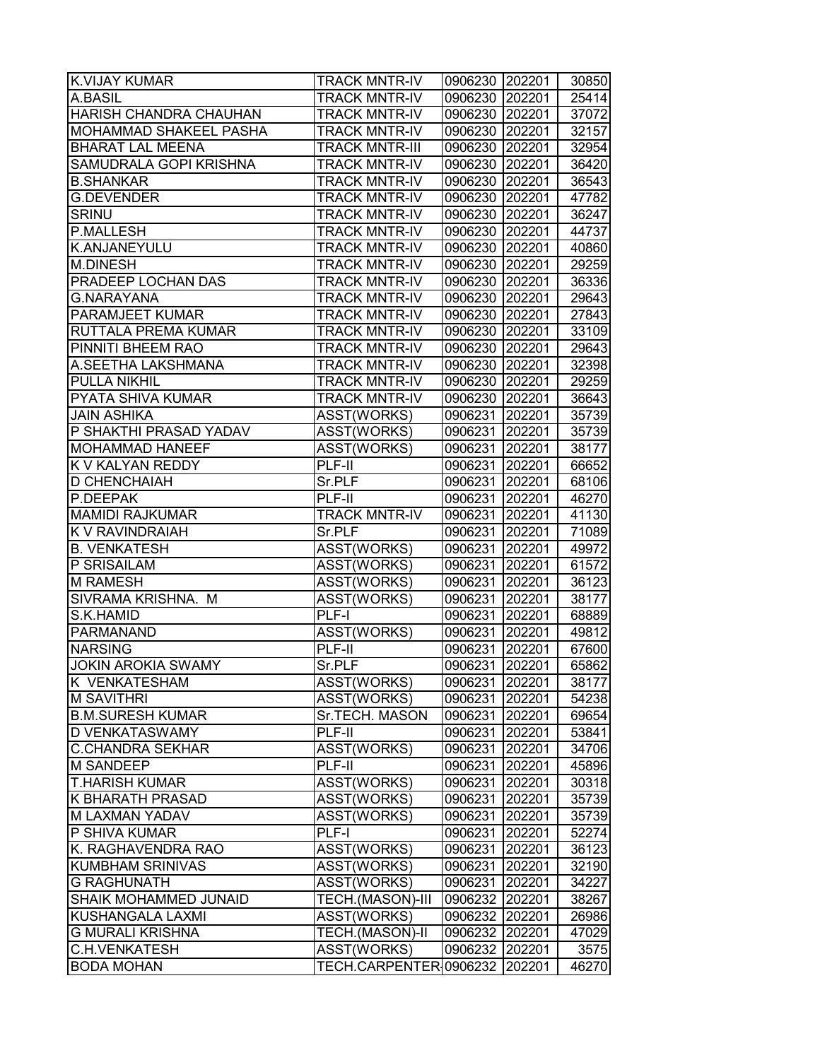| K.VIJAY KUMAR | TRACK MNTR-IV | 0906230 | 202201 | 30850 |
|---|---|---|---|---|
| A.BASIL | TRACK MNTR-IV | 0906230 | 202201 | 25414 |
| HARISH CHANDRA CHAUHAN | TRACK MNTR-IV | 0906230 | 202201 | 37072 |
| MOHAMMAD SHAKEEL PASHA | TRACK MNTR-IV | 0906230 | 202201 | 32157 |
| BHARAT LAL MEENA | TRACK MNTR-III | 0906230 | 202201 | 32954 |
| SAMUDRALA GOPI KRISHNA | TRACK MNTR-IV | 0906230 | 202201 | 36420 |
| B.SHANKAR | TRACK MNTR-IV | 0906230 | 202201 | 36543 |
| G.DEVENDER | TRACK MNTR-IV | 0906230 | 202201 | 47782 |
| SRINU | TRACK MNTR-IV | 0906230 | 202201 | 36247 |
| P.MALLESH | TRACK MNTR-IV | 0906230 | 202201 | 44737 |
| K.ANJANEYULU | TRACK MNTR-IV | 0906230 | 202201 | 40860 |
| M.DINESH | TRACK MNTR-IV | 0906230 | 202201 | 29259 |
| PRADEEP LOCHAN DAS | TRACK MNTR-IV | 0906230 | 202201 | 36336 |
| G.NARAYANA | TRACK MNTR-IV | 0906230 | 202201 | 29643 |
| PARAMJEET KUMAR | TRACK MNTR-IV | 0906230 | 202201 | 27843 |
| RUTTALA PREMA KUMAR | TRACK MNTR-IV | 0906230 | 202201 | 33109 |
| PINNITI BHEEM RAO | TRACK MNTR-IV | 0906230 | 202201 | 29643 |
| A.SEETHA LAKSHMANA | TRACK MNTR-IV | 0906230 | 202201 | 32398 |
| PULLA NIKHIL | TRACK MNTR-IV | 0906230 | 202201 | 29259 |
| PYATA SHIVA KUMAR | TRACK MNTR-IV | 0906230 | 202201 | 36643 |
| JAIN ASHIKA | ASST(WORKS) | 0906231 | 202201 | 35739 |
| P SHAKTHI PRASAD YADAV | ASST(WORKS) | 0906231 | 202201 | 35739 |
| MOHAMMAD HANEEF | ASST(WORKS) | 0906231 | 202201 | 38177 |
| K V KALYAN REDDY | PLF-II | 0906231 | 202201 | 66652 |
| D CHENCHAIAH | Sr.PLF | 0906231 | 202201 | 68106 |
| P.DEEPAK | PLF-II | 0906231 | 202201 | 46270 |
| MAMIDI RAJKUMAR | TRACK MNTR-IV | 0906231 | 202201 | 41130 |
| K V RAVINDRAIAH | Sr.PLF | 0906231 | 202201 | 71089 |
| B. VENKATESH | ASST(WORKS) | 0906231 | 202201 | 49972 |
| P SRISAILAM | ASST(WORKS) | 0906231 | 202201 | 61572 |
| M RAMESH | ASST(WORKS) | 0906231 | 202201 | 36123 |
| SIVRAMA KRISHNA. M | ASST(WORKS) | 0906231 | 202201 | 38177 |
| S.K.HAMID | PLF-I | 0906231 | 202201 | 68889 |
| PARMANAND | ASST(WORKS) | 0906231 | 202201 | 49812 |
| NARSING | PLF-II | 0906231 | 202201 | 67600 |
| JOKIN AROKIA SWAMY | Sr.PLF | 0906231 | 202201 | 65862 |
| K VENKATESHAM | ASST(WORKS) | 0906231 | 202201 | 38177 |
| M SAVITHRI | ASST(WORKS) | 0906231 | 202201 | 54238 |
| B.M.SURESH KUMAR | Sr.TECH. MASON | 0906231 | 202201 | 69654 |
| D VENKATASWAMY | PLF-II | 0906231 | 202201 | 53841 |
| C.CHANDRA SEKHAR | ASST(WORKS) | 0906231 | 202201 | 34706 |
| M SANDEEP | PLF-II | 0906231 | 202201 | 45896 |
| T.HARISH KUMAR | ASST(WORKS) | 0906231 | 202201 | 30318 |
| K BHARATH PRASAD | ASST(WORKS) | 0906231 | 202201 | 35739 |
| M LAXMAN YADAV | ASST(WORKS) | 0906231 | 202201 | 35739 |
| P SHIVA KUMAR | PLF-I | 0906231 | 202201 | 52274 |
| K. RAGHAVENDRA RAO | ASST(WORKS) | 0906231 | 202201 | 36123 |
| KUMBHAM SRINIVAS | ASST(WORKS) | 0906231 | 202201 | 32190 |
| G RAGHUNATH | ASST(WORKS) | 0906231 | 202201 | 34227 |
| SHAIK MOHAMMED JUNAID | TECH.(MASON)-III | 0906232 | 202201 | 38267 |
| KUSHANGALA LAXMI | ASST(WORKS) | 0906232 | 202201 | 26986 |
| G MURALI KRISHNA | TECH.(MASON)-II | 0906232 | 202201 | 47029 |
| C.H.VENKATESH | ASST(WORKS) | 0906232 | 202201 | 3575 |
| BODA MOHAN | TECH.CARPENTER | 0906232 | 202201 | 46270 |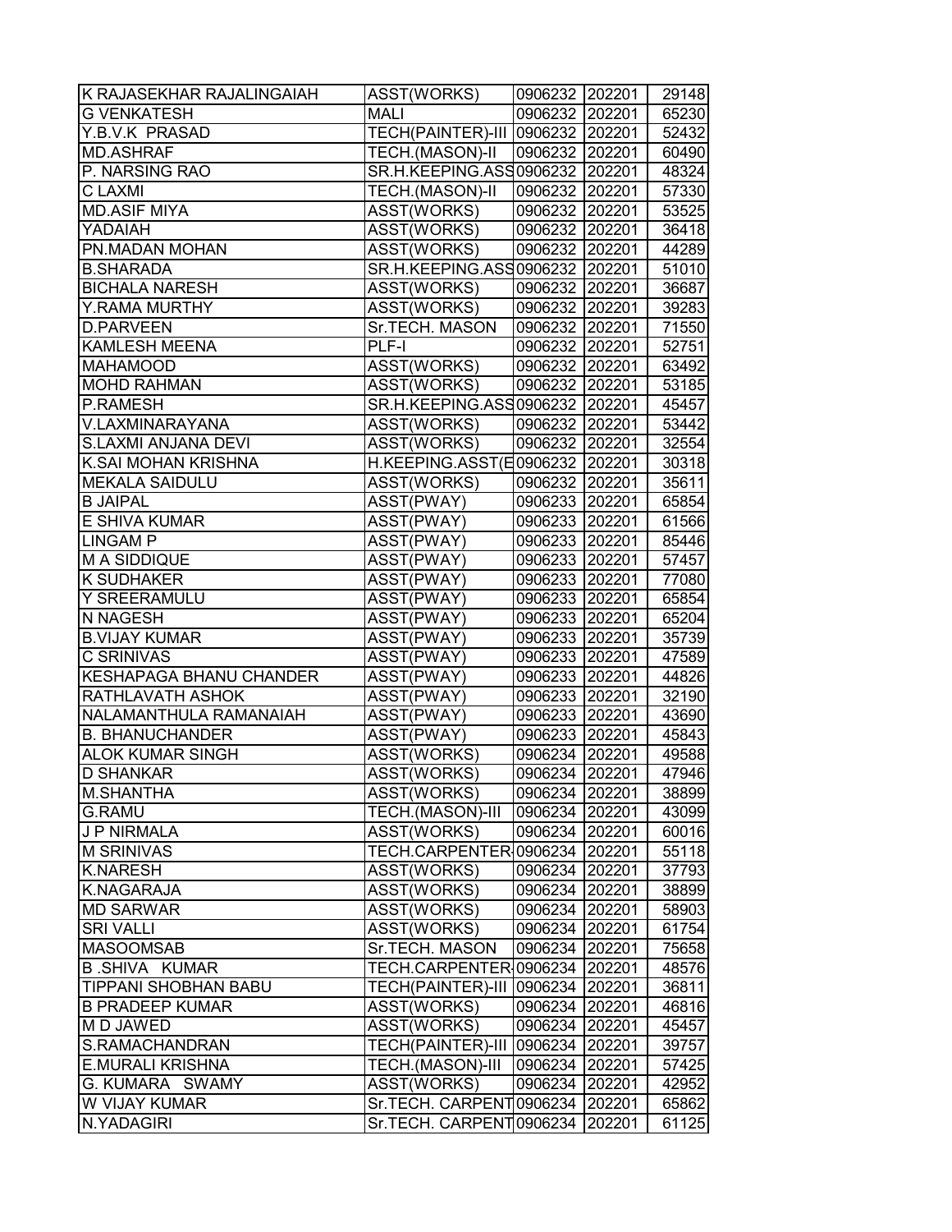| K RAJASEKHAR RAJALINGAIAH | ASST(WORKS) | 0906232 | 202201 | 29148 |
|---|---|---|---|---|
| G VENKATESH | MALI | 0906232 | 202201 | 65230 |
| Y.B.V.K PRASAD | TECH(PAINTER)-III | 0906232 | 202201 | 52432 |
| MD.ASHRAF | TECH.(MASON)-II | 0906232 | 202201 | 60490 |
| P. NARSING RAO | SR.H.KEEPING.ASS | 0906232 | 202201 | 48324 |
| C LAXMI | TECH.(MASON)-II | 0906232 | 202201 | 57330 |
| MD.ASIF MIYA | ASST(WORKS) | 0906232 | 202201 | 53525 |
| YADAIAH | ASST(WORKS) | 0906232 | 202201 | 36418 |
| PN.MADAN MOHAN | ASST(WORKS) | 0906232 | 202201 | 44289 |
| B.SHARADA | SR.H.KEEPING.ASS | 0906232 | 202201 | 51010 |
| BICHALA NARESH | ASST(WORKS) | 0906232 | 202201 | 36687 |
| Y.RAMA MURTHY | ASST(WORKS) | 0906232 | 202201 | 39283 |
| D.PARVEEN | Sr.TECH. MASON | 0906232 | 202201 | 71550 |
| KAMLESH MEENA | PLF-I | 0906232 | 202201 | 52751 |
| MAHAMOOD | ASST(WORKS) | 0906232 | 202201 | 63492 |
| MOHD RAHMAN | ASST(WORKS) | 0906232 | 202201 | 53185 |
| P.RAMESH | SR.H.KEEPING.ASS | 0906232 | 202201 | 45457 |
| V.LAXMINARAYANA | ASST(WORKS) | 0906232 | 202201 | 53442 |
| S.LAXMI ANJANA DEVI | ASST(WORKS) | 0906232 | 202201 | 32554 |
| K.SAI MOHAN KRISHNA | H.KEEPING.ASST(E | 0906232 | 202201 | 30318 |
| MEKALA SAIDULU | ASST(WORKS) | 0906232 | 202201 | 35611 |
| B JAIPAL | ASST(PWAY) | 0906233 | 202201 | 65854 |
| E SHIVA KUMAR | ASST(PWAY) | 0906233 | 202201 | 61566 |
| LINGAM P | ASST(PWAY) | 0906233 | 202201 | 85446 |
| M A SIDDIQUE | ASST(PWAY) | 0906233 | 202201 | 57457 |
| K SUDHAKER | ASST(PWAY) | 0906233 | 202201 | 77080 |
| Y SREERAMULU | ASST(PWAY) | 0906233 | 202201 | 65854 |
| N NAGESH | ASST(PWAY) | 0906233 | 202201 | 65204 |
| B.VIJAY KUMAR | ASST(PWAY) | 0906233 | 202201 | 35739 |
| C SRINIVAS | ASST(PWAY) | 0906233 | 202201 | 47589 |
| KESHAPAGA BHANU CHANDER | ASST(PWAY) | 0906233 | 202201 | 44826 |
| RATHLAVATH ASHOK | ASST(PWAY) | 0906233 | 202201 | 32190 |
| NALAMANTHULA RAMANAIAH | ASST(PWAY) | 0906233 | 202201 | 43690 |
| B. BHANUCHANDER | ASST(PWAY) | 0906233 | 202201 | 45843 |
| ALOK KUMAR SINGH | ASST(WORKS) | 0906234 | 202201 | 49588 |
| D SHANKAR | ASST(WORKS) | 0906234 | 202201 | 47946 |
| M.SHANTHA | ASST(WORKS) | 0906234 | 202201 | 38899 |
| G.RAMU | TECH.(MASON)-III | 0906234 | 202201 | 43099 |
| J P NIRMALA | ASST(WORKS) | 0906234 | 202201 | 60016 |
| M SRINIVAS | TECH.CARPENTER- | 0906234 | 202201 | 55118 |
| K.NARESH | ASST(WORKS) | 0906234 | 202201 | 37793 |
| K.NAGARAJA | ASST(WORKS) | 0906234 | 202201 | 38899 |
| MD SARWAR | ASST(WORKS) | 0906234 | 202201 | 58903 |
| SRI VALLI | ASST(WORKS) | 0906234 | 202201 | 61754 |
| MASOOMSAB | Sr.TECH. MASON | 0906234 | 202201 | 75658 |
| B .SHIVA KUMAR | TECH.CARPENTER- | 0906234 | 202201 | 48576 |
| TIPPANI SHOBHAN BABU | TECH(PAINTER)-III | 0906234 | 202201 | 36811 |
| B PRADEEP KUMAR | ASST(WORKS) | 0906234 | 202201 | 46816 |
| M D JAWED | ASST(WORKS) | 0906234 | 202201 | 45457 |
| S.RAMACHANDRAN | TECH(PAINTER)-III | 0906234 | 202201 | 39757 |
| E.MURALI KRISHNA | TECH.(MASON)-III | 0906234 | 202201 | 57425 |
| G. KUMARA SWAMY | ASST(WORKS) | 0906234 | 202201 | 42952 |
| W VIJAY KUMAR | Sr.TECH. CARPENT | 0906234 | 202201 | 65862 |
| N.YADAGIRI | Sr.TECH. CARPENT | 0906234 | 202201 | 61125 |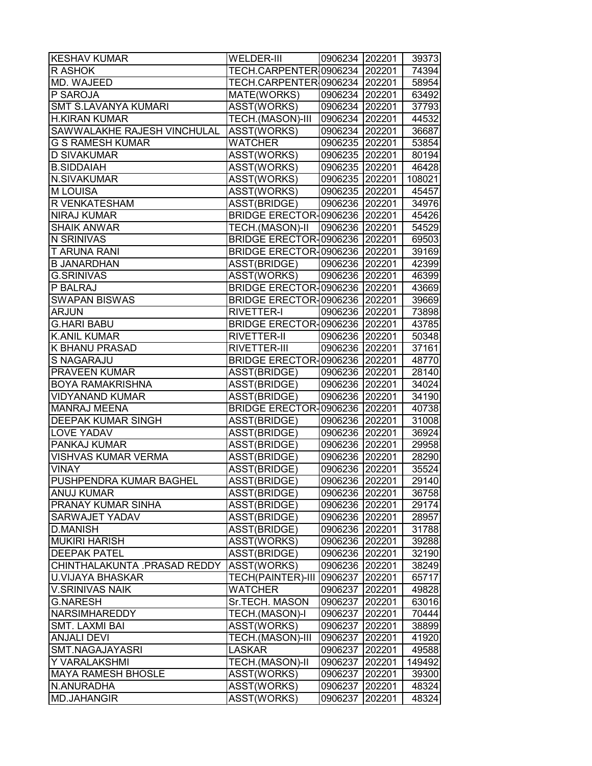| | | | | |
|---|---|---|---|---|
| KESHAV KUMAR | WELDER-III | 0906234 | 202201 | 39373 |
| R ASHOK | TECH.CARPENTER | 0906234 | 202201 | 74394 |
| MD. WAJEED | TECH.CARPENTER | 0906234 | 202201 | 58954 |
| P SAROJA | MATE(WORKS) | 0906234 | 202201 | 63492 |
| SMT S.LAVANYA KUMARI | ASST(WORKS) | 0906234 | 202201 | 37793 |
| H.KIRAN KUMAR | TECH.(MASON)-III | 0906234 | 202201 | 44532 |
| SAWWALAKHE RAJESH VINCHULAL | ASST(WORKS) | 0906234 | 202201 | 36687 |
| G S RAMESH KUMAR | WATCHER | 0906235 | 202201 | 53854 |
| D SIVAKUMAR | ASST(WORKS) | 0906235 | 202201 | 80194 |
| B.SIDDAIAH | ASST(WORKS) | 0906235 | 202201 | 46428 |
| N.SIVAKUMAR | ASST(WORKS) | 0906235 | 202201 | 108021 |
| M LOUISA | ASST(WORKS) | 0906235 | 202201 | 45457 |
| R VENKATESHAM | ASST(BRIDGE) | 0906236 | 202201 | 34976 |
| NIRAJ KUMAR | BRIDGE ERECTOR- | 0906236 | 202201 | 45426 |
| SHAIK ANWAR | TECH.(MASON)-II | 0906236 | 202201 | 54529 |
| N SRINIVAS | BRIDGE ERECTOR- | 0906236 | 202201 | 69503 |
| T ARUNA RANI | BRIDGE ERECTOR- | 0906236 | 202201 | 39169 |
| B JANARDHAN | ASST(BRIDGE) | 0906236 | 202201 | 42399 |
| G.SRINIVAS | ASST(WORKS) | 0906236 | 202201 | 46399 |
| P BALRAJ | BRIDGE ERECTOR- | 0906236 | 202201 | 43669 |
| SWAPAN BISWAS | BRIDGE ERECTOR- | 0906236 | 202201 | 39669 |
| ARJUN | RIVETTER-I | 0906236 | 202201 | 73898 |
| G.HARI BABU | BRIDGE ERECTOR- | 0906236 | 202201 | 43785 |
| K.ANIL KUMAR | RIVETTER-II | 0906236 | 202201 | 50348 |
| K BHANU PRASAD | RIVETTER-III | 0906236 | 202201 | 37161 |
| S NAGARAJU | BRIDGE ERECTOR- | 0906236 | 202201 | 48770 |
| PRAVEEN KUMAR | ASST(BRIDGE) | 0906236 | 202201 | 28140 |
| BOYA RAMAKRISHNA | ASST(BRIDGE) | 0906236 | 202201 | 34024 |
| VIDYANAND KUMAR | ASST(BRIDGE) | 0906236 | 202201 | 34190 |
| MANRAJ MEENA | BRIDGE ERECTOR- | 0906236 | 202201 | 40738 |
| DEEPAK KUMAR SINGH | ASST(BRIDGE) | 0906236 | 202201 | 31008 |
| LOVE YADAV | ASST(BRIDGE) | 0906236 | 202201 | 36924 |
| PANKAJ KUMAR | ASST(BRIDGE) | 0906236 | 202201 | 29958 |
| VISHVAS KUMAR VERMA | ASST(BRIDGE) | 0906236 | 202201 | 28290 |
| VINAY | ASST(BRIDGE) | 0906236 | 202201 | 35524 |
| PUSHPENDRA KUMAR BAGHEL | ASST(BRIDGE) | 0906236 | 202201 | 29140 |
| ANUJ KUMAR | ASST(BRIDGE) | 0906236 | 202201 | 36758 |
| PRANAY KUMAR SINHA | ASST(BRIDGE) | 0906236 | 202201 | 29174 |
| SARWAJET YADAV | ASST(BRIDGE) | 0906236 | 202201 | 28957 |
| D.MANISH | ASST(BRIDGE) | 0906236 | 202201 | 31788 |
| MUKIRI HARISH | ASST(WORKS) | 0906236 | 202201 | 39288 |
| DEEPAK PATEL | ASST(BRIDGE) | 0906236 | 202201 | 32190 |
| CHINTHALAKUNTA .PRASAD REDDY | ASST(WORKS) | 0906236 | 202201 | 38249 |
| U.VIJAYA BHASKAR | TECH(PAINTER)-III | 0906237 | 202201 | 65717 |
| V.SRINIVAS NAIK | WATCHER | 0906237 | 202201 | 49828 |
| G.NARESH | Sr.TECH. MASON | 0906237 | 202201 | 63016 |
| NARSIMHAREDDY | TECH.(MASON)-I | 0906237 | 202201 | 70444 |
| SMT. LAXMI BAI | ASST(WORKS) | 0906237 | 202201 | 38899 |
| ANJALI DEVI | TECH.(MASON)-III | 0906237 | 202201 | 41920 |
| SMT.NAGAJAYASRI | LASKAR | 0906237 | 202201 | 49588 |
| Y VARALAKSHMI | TECH.(MASON)-II | 0906237 | 202201 | 149492 |
| MAYA RAMESH BHOSLE | ASST(WORKS) | 0906237 | 202201 | 39300 |
| N.ANURADHA | ASST(WORKS) | 0906237 | 202201 | 48324 |
| MD.JAHANGIR | ASST(WORKS) | 0906237 | 202201 | 48324 |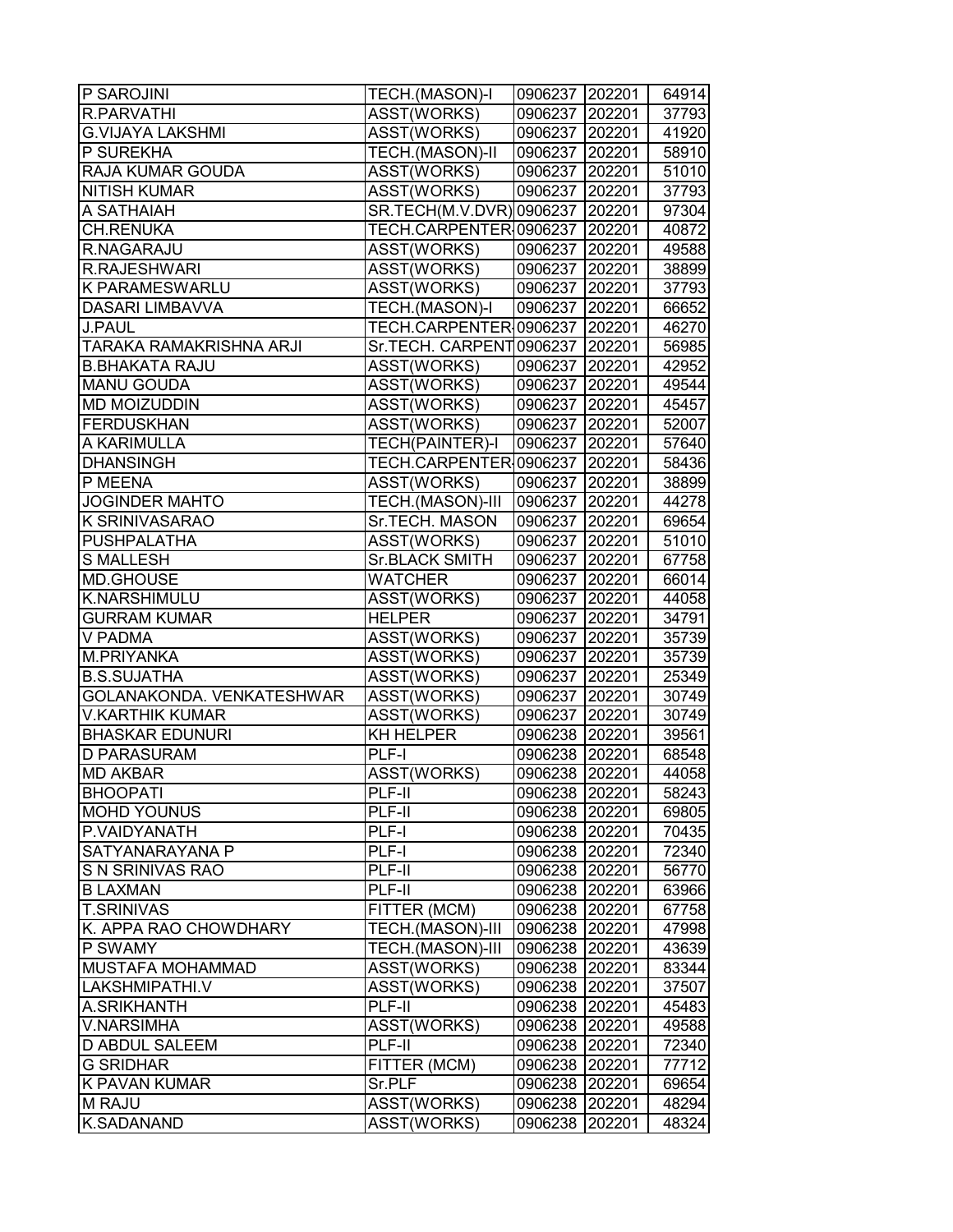| P SAROJINI | TECH.(MASON)-I | 0906237 | 202201 | 64914 |
|---|---|---|---|---|
| R.PARVATHI | ASST(WORKS) | 0906237 | 202201 | 37793 |
| G.VIJAYA LAKSHMI | ASST(WORKS) | 0906237 | 202201 | 41920 |
| P SUREKHA | TECH.(MASON)-II | 0906237 | 202201 | 58910 |
| RAJA KUMAR GOUDA | ASST(WORKS) | 0906237 | 202201 | 51010 |
| NITISH KUMAR | ASST(WORKS) | 0906237 | 202201 | 37793 |
| A SATHAIAH | SR.TECH(M.V.DVR) | 0906237 | 202201 | 97304 |
| CH.RENUKA | TECH.CARPENTER | 0906237 | 202201 | 40872 |
| R.NAGARAJU | ASST(WORKS) | 0906237 | 202201 | 49588 |
| R.RAJESHWARI | ASST(WORKS) | 0906237 | 202201 | 38899 |
| K PARAMESWARLU | ASST(WORKS) | 0906237 | 202201 | 37793 |
| DASARI LIMBAVVA | TECH.(MASON)-I | 0906237 | 202201 | 66652 |
| J.PAUL | TECH.CARPENTER | 0906237 | 202201 | 46270 |
| TARAKA RAMAKRISHNA ARJI | Sr.TECH. CARPENT | 0906237 | 202201 | 56985 |
| B.BHAKATA RAJU | ASST(WORKS) | 0906237 | 202201 | 42952 |
| MANU GOUDA | ASST(WORKS) | 0906237 | 202201 | 49544 |
| MD MOIZUDDIN | ASST(WORKS) | 0906237 | 202201 | 45457 |
| FERDUSKHAN | ASST(WORKS) | 0906237 | 202201 | 52007 |
| A KARIMULLA | TECH(PAINTER)-I | 0906237 | 202201 | 57640 |
| DHANSINGH | TECH.CARPENTER | 0906237 | 202201 | 58436 |
| P MEENA | ASST(WORKS) | 0906237 | 202201 | 38899 |
| JOGINDER MAHTO | TECH.(MASON)-III | 0906237 | 202201 | 44278 |
| K SRINIVASARAO | Sr.TECH. MASON | 0906237 | 202201 | 69654 |
| PUSHPALATHA | ASST(WORKS) | 0906237 | 202201 | 51010 |
| S MALLESH | Sr.BLACK SMITH | 0906237 | 202201 | 67758 |
| MD.GHOUSE | WATCHER | 0906237 | 202201 | 66014 |
| K.NARSHIMULU | ASST(WORKS) | 0906237 | 202201 | 44058 |
| GURRAM KUMAR | HELPER | 0906237 | 202201 | 34791 |
| V PADMA | ASST(WORKS) | 0906237 | 202201 | 35739 |
| M.PRIYANKA | ASST(WORKS) | 0906237 | 202201 | 35739 |
| B.S.SUJATHA | ASST(WORKS) | 0906237 | 202201 | 25349 |
| GOLANAKONDA. VENKATESHWAR | ASST(WORKS) | 0906237 | 202201 | 30749 |
| V.KARTHIK KUMAR | ASST(WORKS) | 0906237 | 202201 | 30749 |
| BHASKAR EDUNURI | KH HELPER | 0906238 | 202201 | 39561 |
| D PARASURAM | PLF-I | 0906238 | 202201 | 68548 |
| MD AKBAR | ASST(WORKS) | 0906238 | 202201 | 44058 |
| BHOOPATI | PLF-II | 0906238 | 202201 | 58243 |
| MOHD YOUNUS | PLF-II | 0906238 | 202201 | 69805 |
| P.VAIDYANATH | PLF-I | 0906238 | 202201 | 70435 |
| SATYANARAYANA P | PLF-I | 0906238 | 202201 | 72340 |
| S N SRINIVAS RAO | PLF-II | 0906238 | 202201 | 56770 |
| B LAXMAN | PLF-II | 0906238 | 202201 | 63966 |
| T.SRINIVAS | FITTER (MCM) | 0906238 | 202201 | 67758 |
| K. APPA RAO CHOWDHARY | TECH.(MASON)-III | 0906238 | 202201 | 47998 |
| P SWAMY | TECH.(MASON)-III | 0906238 | 202201 | 43639 |
| MUSTAFA MOHAMMAD | ASST(WORKS) | 0906238 | 202201 | 83344 |
| LAKSHMIPATHI.V | ASST(WORKS) | 0906238 | 202201 | 37507 |
| A.SRIKHANTH | PLF-II | 0906238 | 202201 | 45483 |
| V.NARSIMHA | ASST(WORKS) | 0906238 | 202201 | 49588 |
| D ABDUL SALEEM | PLF-II | 0906238 | 202201 | 72340 |
| G SRIDHAR | FITTER (MCM) | 0906238 | 202201 | 77712 |
| K PAVAN KUMAR | Sr.PLF | 0906238 | 202201 | 69654 |
| M RAJU | ASST(WORKS) | 0906238 | 202201 | 48294 |
| K.SADANAND | ASST(WORKS) | 0906238 | 202201 | 48324 |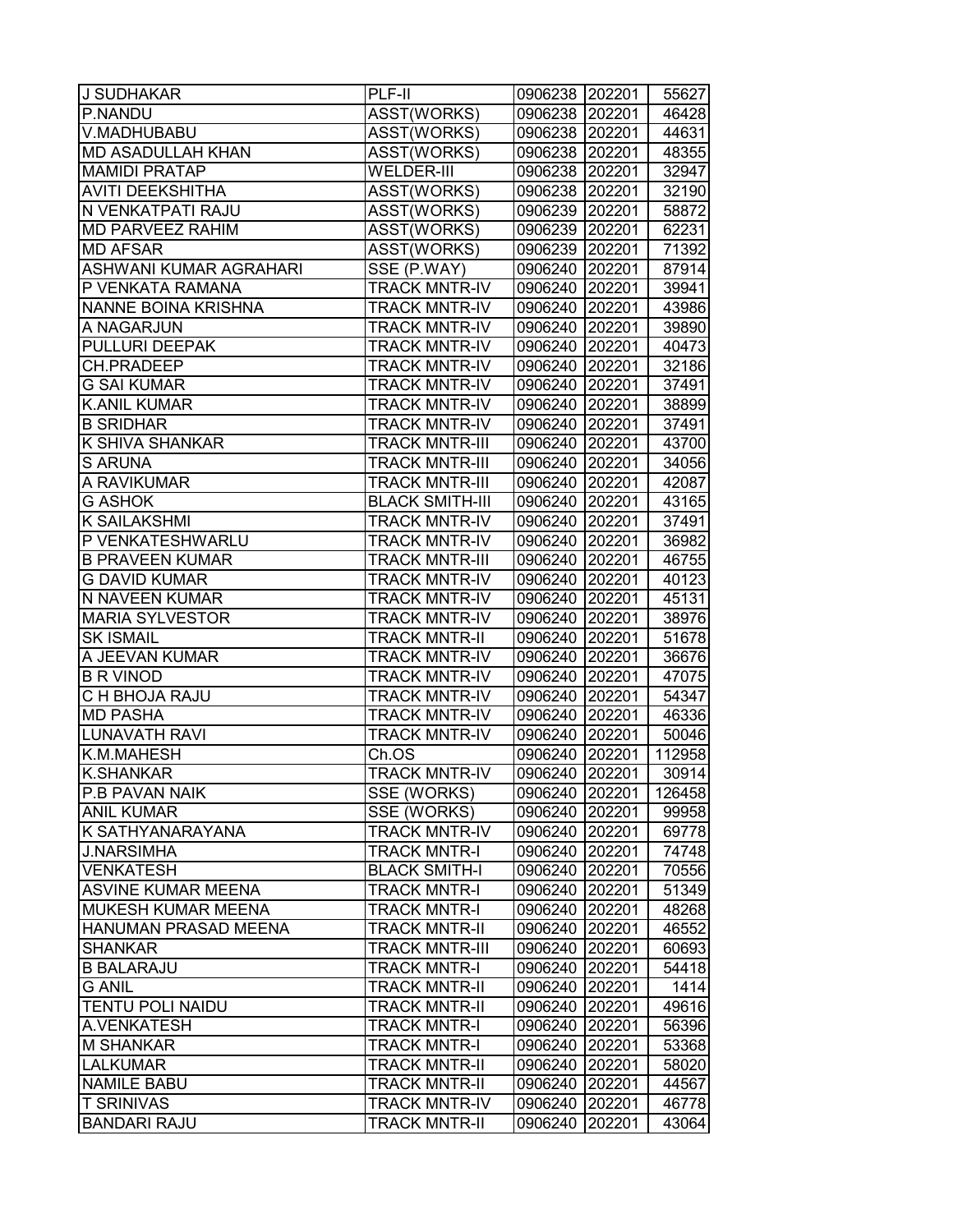| J SUDHAKAR | PLF-II | 0906238 | 202201 | 55627 |
|---|---|---|---|---|
| P.NANDU | ASST(WORKS) | 0906238 | 202201 | 46428 |
| V.MADHUBABU | ASST(WORKS) | 0906238 | 202201 | 44631 |
| MD ASADULLAH KHAN | ASST(WORKS) | 0906238 | 202201 | 48355 |
| MAMIDI PRATAP | WELDER-III | 0906238 | 202201 | 32947 |
| AVITI DEEKSHITHA | ASST(WORKS) | 0906238 | 202201 | 32190 |
| N VENKATPATI RAJU | ASST(WORKS) | 0906239 | 202201 | 58872 |
| MD PARVEEZ RAHIM | ASST(WORKS) | 0906239 | 202201 | 62231 |
| MD AFSAR | ASST(WORKS) | 0906239 | 202201 | 71392 |
| ASHWANI KUMAR AGRAHARI | SSE (P.WAY) | 0906240 | 202201 | 87914 |
| P VENKATA RAMANA | TRACK MNTR-IV | 0906240 | 202201 | 39941 |
| NANNE BOINA KRISHNA | TRACK MNTR-IV | 0906240 | 202201 | 43986 |
| A NAGARJUN | TRACK MNTR-IV | 0906240 | 202201 | 39890 |
| PULLURI DEEPAK | TRACK MNTR-IV | 0906240 | 202201 | 40473 |
| CH.PRADEEP | TRACK MNTR-IV | 0906240 | 202201 | 32186 |
| G SAI KUMAR | TRACK MNTR-IV | 0906240 | 202201 | 37491 |
| K.ANIL KUMAR | TRACK MNTR-IV | 0906240 | 202201 | 38899 |
| B SRIDHAR | TRACK MNTR-IV | 0906240 | 202201 | 37491 |
| K SHIVA SHANKAR | TRACK MNTR-III | 0906240 | 202201 | 43700 |
| S ARUNA | TRACK MNTR-III | 0906240 | 202201 | 34056 |
| A RAVIKUMAR | TRACK MNTR-III | 0906240 | 202201 | 42087 |
| G ASHOK | BLACK SMITH-III | 0906240 | 202201 | 43165 |
| K SAILAKSHMI | TRACK MNTR-IV | 0906240 | 202201 | 37491 |
| P VENKATESHWARLU | TRACK MNTR-IV | 0906240 | 202201 | 36982 |
| B PRAVEEN KUMAR | TRACK MNTR-III | 0906240 | 202201 | 46755 |
| G DAVID KUMAR | TRACK MNTR-IV | 0906240 | 202201 | 40123 |
| N NAVEEN KUMAR | TRACK MNTR-IV | 0906240 | 202201 | 45131 |
| MARIA SYLVESTOR | TRACK MNTR-IV | 0906240 | 202201 | 38976 |
| SK ISMAIL | TRACK MNTR-II | 0906240 | 202201 | 51678 |
| A JEEVAN KUMAR | TRACK MNTR-IV | 0906240 | 202201 | 36676 |
| B R VINOD | TRACK MNTR-IV | 0906240 | 202201 | 47075 |
| C H BHOJA RAJU | TRACK MNTR-IV | 0906240 | 202201 | 54347 |
| MD PASHA | TRACK MNTR-IV | 0906240 | 202201 | 46336 |
| LUNAVATH RAVI | TRACK MNTR-IV | 0906240 | 202201 | 50046 |
| K.M.MAHESH | Ch.OS | 0906240 | 202201 | 112958 |
| K.SHANKAR | TRACK MNTR-IV | 0906240 | 202201 | 30914 |
| P.B PAVAN NAIK | SSE (WORKS) | 0906240 | 202201 | 126458 |
| ANIL KUMAR | SSE (WORKS) | 0906240 | 202201 | 99958 |
| K SATHYANARAYANA | TRACK MNTR-IV | 0906240 | 202201 | 69778 |
| J.NARSIMHA | TRACK MNTR-I | 0906240 | 202201 | 74748 |
| VENKATESH | BLACK SMITH-I | 0906240 | 202201 | 70556 |
| ASVINE KUMAR MEENA | TRACK MNTR-I | 0906240 | 202201 | 51349 |
| MUKESH KUMAR MEENA | TRACK MNTR-I | 0906240 | 202201 | 48268 |
| HANUMAN PRASAD MEENA | TRACK MNTR-II | 0906240 | 202201 | 46552 |
| SHANKAR | TRACK MNTR-III | 0906240 | 202201 | 60693 |
| B BALARAJU | TRACK MNTR-I | 0906240 | 202201 | 54418 |
| G ANIL | TRACK MNTR-II | 0906240 | 202201 | 1414 |
| TENTU POLI NAIDU | TRACK MNTR-II | 0906240 | 202201 | 49616 |
| A.VENKATESH | TRACK MNTR-I | 0906240 | 202201 | 56396 |
| M SHANKAR | TRACK MNTR-I | 0906240 | 202201 | 53368 |
| LALKUMAR | TRACK MNTR-II | 0906240 | 202201 | 58020 |
| NAMILE BABU | TRACK MNTR-II | 0906240 | 202201 | 44567 |
| T SRINIVAS | TRACK MNTR-IV | 0906240 | 202201 | 46778 |
| BANDARI RAJU | TRACK MNTR-II | 0906240 | 202201 | 43064 |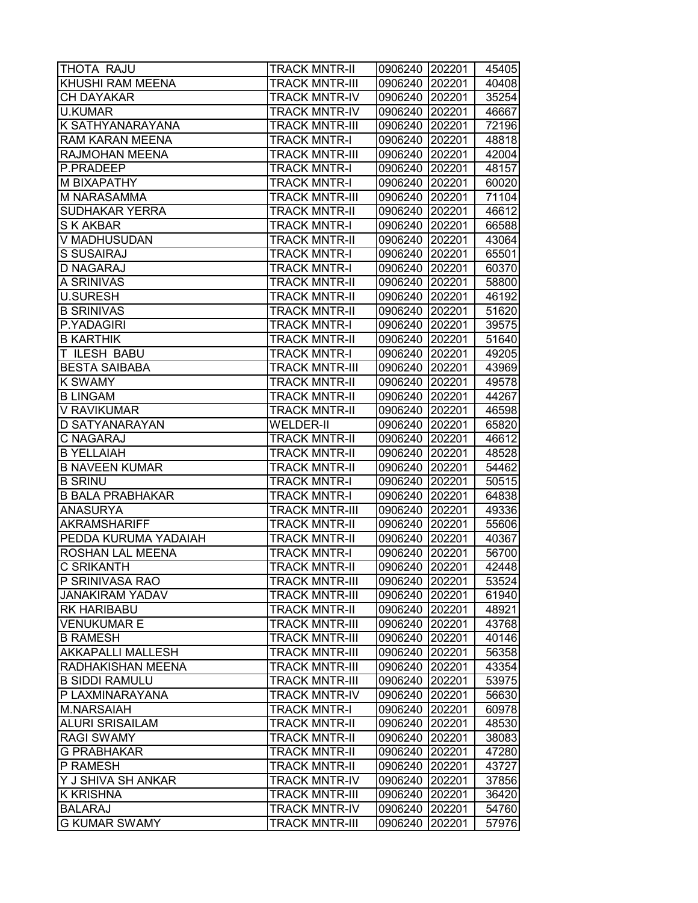| THOTA RAJU | TRACK MNTR-II | 0906240 | 202201 | 45405 |
|---|---|---|---|---|
| KHUSHI RAM MEENA | TRACK MNTR-III | 0906240 | 202201 | 40408 |
| CH DAYAKAR | TRACK MNTR-IV | 0906240 | 202201 | 35254 |
| U.KUMAR | TRACK MNTR-IV | 0906240 | 202201 | 46667 |
| K SATHYANARAYANA | TRACK MNTR-III | 0906240 | 202201 | 72196 |
| RAM KARAN MEENA | TRACK MNTR-I | 0906240 | 202201 | 48818 |
| RAJMOHAN MEENA | TRACK MNTR-III | 0906240 | 202201 | 42004 |
| P.PRADEEP | TRACK MNTR-I | 0906240 | 202201 | 48157 |
| M BIXAPATHY | TRACK MNTR-I | 0906240 | 202201 | 60020 |
| M NARASAMMA | TRACK MNTR-III | 0906240 | 202201 | 71104 |
| SUDHAKAR YERRA | TRACK MNTR-II | 0906240 | 202201 | 46612 |
| S K AKBAR | TRACK MNTR-I | 0906240 | 202201 | 66588 |
| V MADHUSUDAN | TRACK MNTR-II | 0906240 | 202201 | 43064 |
| S SUSAIRAJ | TRACK MNTR-I | 0906240 | 202201 | 65501 |
| D NAGARAJ | TRACK MNTR-I | 0906240 | 202201 | 60370 |
| A SRINIVAS | TRACK MNTR-II | 0906240 | 202201 | 58800 |
| U.SURESH | TRACK MNTR-II | 0906240 | 202201 | 46192 |
| B SRINIVAS | TRACK MNTR-II | 0906240 | 202201 | 51620 |
| P.YADAGIRI | TRACK MNTR-I | 0906240 | 202201 | 39575 |
| B KARTHIK | TRACK MNTR-II | 0906240 | 202201 | 51640 |
| T ILESH BABU | TRACK MNTR-I | 0906240 | 202201 | 49205 |
| BESTA SAIBABA | TRACK MNTR-III | 0906240 | 202201 | 43969 |
| K SWAMY | TRACK MNTR-II | 0906240 | 202201 | 49578 |
| B LINGAM | TRACK MNTR-II | 0906240 | 202201 | 44267 |
| V RAVIKUMAR | TRACK MNTR-II | 0906240 | 202201 | 46598 |
| D SATYANARAYAN | WELDER-II | 0906240 | 202201 | 65820 |
| C NAGARAJ | TRACK MNTR-II | 0906240 | 202201 | 46612 |
| B YELLAIAH | TRACK MNTR-II | 0906240 | 202201 | 48528 |
| B NAVEEN KUMAR | TRACK MNTR-II | 0906240 | 202201 | 54462 |
| B SRINU | TRACK MNTR-I | 0906240 | 202201 | 50515 |
| B BALA PRABHAKAR | TRACK MNTR-I | 0906240 | 202201 | 64838 |
| ANASURYA | TRACK MNTR-III | 0906240 | 202201 | 49336 |
| AKRAMSHARIFF | TRACK MNTR-II | 0906240 | 202201 | 55606 |
| PEDDA KURUMA YADAIAH | TRACK MNTR-II | 0906240 | 202201 | 40367 |
| ROSHAN LAL MEENA | TRACK MNTR-I | 0906240 | 202201 | 56700 |
| C SRIKANTH | TRACK MNTR-II | 0906240 | 202201 | 42448 |
| P SRINIVASA RAO | TRACK MNTR-III | 0906240 | 202201 | 53524 |
| JANAKIRAM YADAV | TRACK MNTR-III | 0906240 | 202201 | 61940 |
| RK HARIBABU | TRACK MNTR-II | 0906240 | 202201 | 48921 |
| VENUKUMAR E | TRACK MNTR-III | 0906240 | 202201 | 43768 |
| B RAMESH | TRACK MNTR-III | 0906240 | 202201 | 40146 |
| AKKAPALLI MALLESH | TRACK MNTR-III | 0906240 | 202201 | 56358 |
| RADHAKISHAN MEENA | TRACK MNTR-III | 0906240 | 202201 | 43354 |
| B SIDDI RAMULU | TRACK MNTR-III | 0906240 | 202201 | 53975 |
| P LAXMINARAYANA | TRACK MNTR-IV | 0906240 | 202201 | 56630 |
| M.NARSAIAH | TRACK MNTR-I | 0906240 | 202201 | 60978 |
| ALURI SRISAILAM | TRACK MNTR-II | 0906240 | 202201 | 48530 |
| RAGI SWAMY | TRACK MNTR-II | 0906240 | 202201 | 38083 |
| G PRABHAKAR | TRACK MNTR-II | 0906240 | 202201 | 47280 |
| P RAMESH | TRACK MNTR-II | 0906240 | 202201 | 43727 |
| Y J SHIVA SH ANKAR | TRACK MNTR-IV | 0906240 | 202201 | 37856 |
| K KRISHNA | TRACK MNTR-III | 0906240 | 202201 | 36420 |
| BALARAJ | TRACK MNTR-IV | 0906240 | 202201 | 54760 |
| G KUMAR SWAMY | TRACK MNTR-III | 0906240 | 202201 | 57976 |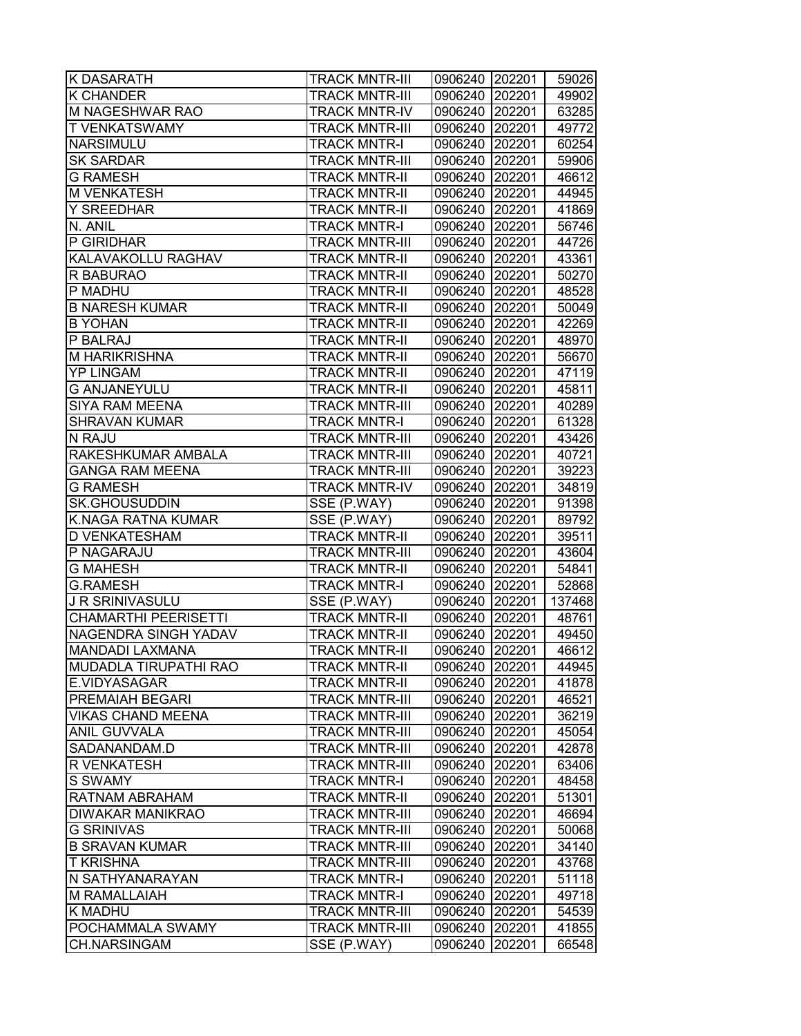| | | | | |
|---|---|---|---|---|
| K DASARATH | TRACK MNTR-III | 0906240 | 202201 | 59026 |
| K CHANDER | TRACK MNTR-III | 0906240 | 202201 | 49902 |
| M NAGESHWAR RAO | TRACK MNTR-IV | 0906240 | 202201 | 63285 |
| T VENKATSWAMY | TRACK MNTR-III | 0906240 | 202201 | 49772 |
| NARSIMULU | TRACK MNTR-I | 0906240 | 202201 | 60254 |
| SK SARDAR | TRACK MNTR-III | 0906240 | 202201 | 59906 |
| G RAMESH | TRACK MNTR-II | 0906240 | 202201 | 46612 |
| M VENKATESH | TRACK MNTR-II | 0906240 | 202201 | 44945 |
| Y SREEDHAR | TRACK MNTR-II | 0906240 | 202201 | 41869 |
| N. ANIL | TRACK MNTR-I | 0906240 | 202201 | 56746 |
| P GIRIDHAR | TRACK MNTR-III | 0906240 | 202201 | 44726 |
| KALAVAKOLLU RAGHAV | TRACK MNTR-II | 0906240 | 202201 | 43361 |
| R BABURAO | TRACK MNTR-II | 0906240 | 202201 | 50270 |
| P MADHU | TRACK MNTR-II | 0906240 | 202201 | 48528 |
| B NARESH KUMAR | TRACK MNTR-II | 0906240 | 202201 | 50049 |
| B YOHAN | TRACK MNTR-II | 0906240 | 202201 | 42269 |
| P BALRAJ | TRACK MNTR-II | 0906240 | 202201 | 48970 |
| M HARIKRISHNA | TRACK MNTR-II | 0906240 | 202201 | 56670 |
| YP LINGAM | TRACK MNTR-II | 0906240 | 202201 | 47119 |
| G ANJANEYULU | TRACK MNTR-II | 0906240 | 202201 | 45811 |
| SIYA RAM MEENA | TRACK MNTR-III | 0906240 | 202201 | 40289 |
| SHRAVAN KUMAR | TRACK MNTR-I | 0906240 | 202201 | 61328 |
| N RAJU | TRACK MNTR-III | 0906240 | 202201 | 43426 |
| RAKESHKUMAR AMBALA | TRACK MNTR-III | 0906240 | 202201 | 40721 |
| GANGA RAM MEENA | TRACK MNTR-III | 0906240 | 202201 | 39223 |
| G RAMESH | TRACK MNTR-IV | 0906240 | 202201 | 34819 |
| SK.GHOUSUDDIN | SSE (P.WAY) | 0906240 | 202201 | 91398 |
| K.NAGA RATNA KUMAR | SSE (P.WAY) | 0906240 | 202201 | 89792 |
| D VENKATESHAM | TRACK MNTR-II | 0906240 | 202201 | 39511 |
| P NAGARAJU | TRACK MNTR-III | 0906240 | 202201 | 43604 |
| G MAHESH | TRACK MNTR-II | 0906240 | 202201 | 54841 |
| G.RAMESH | TRACK MNTR-I | 0906240 | 202201 | 52868 |
| J R SRINIVASULU | SSE (P.WAY) | 0906240 | 202201 | 137468 |
| CHAMARTHI PEERISETTI | TRACK MNTR-II | 0906240 | 202201 | 48761 |
| NAGENDRA SINGH YADAV | TRACK MNTR-II | 0906240 | 202201 | 49450 |
| MANDADI LAXMANA | TRACK MNTR-II | 0906240 | 202201 | 46612 |
| MUDADLA TIRUPATHI RAO | TRACK MNTR-II | 0906240 | 202201 | 44945 |
| E.VIDYASAGAR | TRACK MNTR-II | 0906240 | 202201 | 41878 |
| PREMAIAH BEGARI | TRACK MNTR-III | 0906240 | 202201 | 46521 |
| VIKAS CHAND MEENA | TRACK MNTR-III | 0906240 | 202201 | 36219 |
| ANIL GUVVALA | TRACK MNTR-III | 0906240 | 202201 | 45054 |
| SADANANDAM.D | TRACK MNTR-III | 0906240 | 202201 | 42878 |
| R VENKATESH | TRACK MNTR-III | 0906240 | 202201 | 63406 |
| S SWAMY | TRACK MNTR-I | 0906240 | 202201 | 48458 |
| RATNAM ABRAHAM | TRACK MNTR-II | 0906240 | 202201 | 51301 |
| DIWAKAR MANIKRAO | TRACK MNTR-III | 0906240 | 202201 | 46694 |
| G SRINIVAS | TRACK MNTR-III | 0906240 | 202201 | 50068 |
| B SRAVAN KUMAR | TRACK MNTR-III | 0906240 | 202201 | 34140 |
| T KRISHNA | TRACK MNTR-III | 0906240 | 202201 | 43768 |
| N SATHYANARAYAN | TRACK MNTR-I | 0906240 | 202201 | 51118 |
| M RAMALLAIAH | TRACK MNTR-I | 0906240 | 202201 | 49718 |
| K MADHU | TRACK MNTR-III | 0906240 | 202201 | 54539 |
| POCHAMMALA SWAMY | TRACK MNTR-III | 0906240 | 202201 | 41855 |
| CH.NARSINGAM | SSE (P.WAY) | 0906240 | 202201 | 66548 |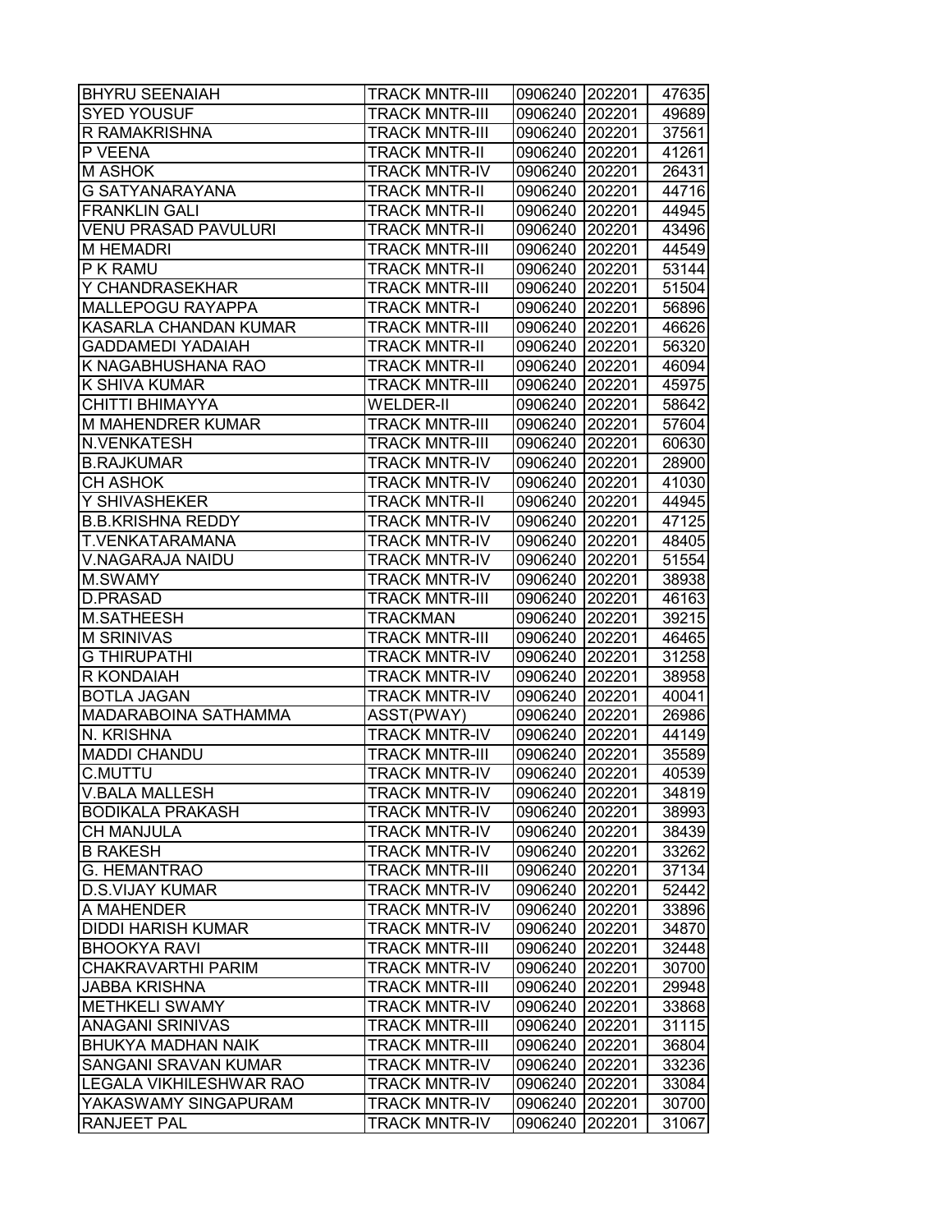| BHYRU SEENAIAH | TRACK MNTR-III | 0906240 | 202201 | 47635 |
|---|---|---|---|---|
| SYED YOUSUF | TRACK MNTR-III | 0906240 | 202201 | 49689 |
| R RAMAKRISHNA | TRACK MNTR-III | 0906240 | 202201 | 37561 |
| P VEENA | TRACK MNTR-II | 0906240 | 202201 | 41261 |
| M ASHOK | TRACK MNTR-IV | 0906240 | 202201 | 26431 |
| G SATYANARAYANA | TRACK MNTR-II | 0906240 | 202201 | 44716 |
| FRANKLIN GALI | TRACK MNTR-II | 0906240 | 202201 | 44945 |
| VENU PRASAD PAVULURI | TRACK MNTR-II | 0906240 | 202201 | 43496 |
| M HEMADRI | TRACK MNTR-III | 0906240 | 202201 | 44549 |
| P K RAMU | TRACK MNTR-II | 0906240 | 202201 | 53144 |
| Y CHANDRASEKHAR | TRACK MNTR-III | 0906240 | 202201 | 51504 |
| MALLEPOGU RAYAPPA | TRACK MNTR-I | 0906240 | 202201 | 56896 |
| KASARLA CHANDAN KUMAR | TRACK MNTR-III | 0906240 | 202201 | 46626 |
| GADDAMEDI YADAIAH | TRACK MNTR-II | 0906240 | 202201 | 56320 |
| K NAGABHUSHANA RAO | TRACK MNTR-II | 0906240 | 202201 | 46094 |
| K SHIVA KUMAR | TRACK MNTR-III | 0906240 | 202201 | 45975 |
| CHITTI BHIMAYYA | WELDER-II | 0906240 | 202201 | 58642 |
| M MAHENDER KUMAR | TRACK MNTR-III | 0906240 | 202201 | 57604 |
| N.VENKATESH | TRACK MNTR-III | 0906240 | 202201 | 60630 |
| B.RAJKUMAR | TRACK MNTR-IV | 0906240 | 202201 | 28900 |
| CH ASHOK | TRACK MNTR-IV | 0906240 | 202201 | 41030 |
| Y SHIVASHEKER | TRACK MNTR-II | 0906240 | 202201 | 44945 |
| B.B.KRISHNA REDDY | TRACK MNTR-IV | 0906240 | 202201 | 47125 |
| T.VENKATARAMANA | TRACK MNTR-IV | 0906240 | 202201 | 48405 |
| V.NAGARAJA NAIDU | TRACK MNTR-IV | 0906240 | 202201 | 51554 |
| M.SWAMY | TRACK MNTR-IV | 0906240 | 202201 | 38938 |
| D.PRASAD | TRACK MNTR-III | 0906240 | 202201 | 46163 |
| M.SATHEESH | TRACKMAN | 0906240 | 202201 | 39215 |
| M SRINIVAS | TRACK MNTR-III | 0906240 | 202201 | 46465 |
| G THIRUPATHI | TRACK MNTR-IV | 0906240 | 202201 | 31258 |
| R KONDAIAH | TRACK MNTR-IV | 0906240 | 202201 | 38958 |
| BOTLA JAGAN | TRACK MNTR-IV | 0906240 | 202201 | 40041 |
| MADARABOINA SATHAMMA | ASST(PWAY) | 0906240 | 202201 | 26986 |
| N. KRISHNA | TRACK MNTR-IV | 0906240 | 202201 | 44149 |
| MADDI CHANDU | TRACK MNTR-III | 0906240 | 202201 | 35589 |
| C.MUTTU | TRACK MNTR-IV | 0906240 | 202201 | 40539 |
| V.BALA MALLESH | TRACK MNTR-IV | 0906240 | 202201 | 34819 |
| BODIKALA PRAKASH | TRACK MNTR-IV | 0906240 | 202201 | 38993 |
| CH MANJULA | TRACK MNTR-IV | 0906240 | 202201 | 38439 |
| B RAKESH | TRACK MNTR-IV | 0906240 | 202201 | 33262 |
| G. HEMANTRAO | TRACK MNTR-III | 0906240 | 202201 | 37134 |
| D.S.VIJAY KUMAR | TRACK MNTR-IV | 0906240 | 202201 | 52442 |
| A MAHENDER | TRACK MNTR-IV | 0906240 | 202201 | 33896 |
| DIDDI HARISH KUMAR | TRACK MNTR-IV | 0906240 | 202201 | 34870 |
| BHOOKYA RAVI | TRACK MNTR-III | 0906240 | 202201 | 32448 |
| CHAKRAVARTHI PARIM | TRACK MNTR-IV | 0906240 | 202201 | 30700 |
| JABBA KRISHNA | TRACK MNTR-III | 0906240 | 202201 | 29948 |
| METHKELI SWAMY | TRACK MNTR-IV | 0906240 | 202201 | 33868 |
| ANAGANI SRINIVAS | TRACK MNTR-III | 0906240 | 202201 | 31115 |
| BHUKYA MADHAN NAIK | TRACK MNTR-III | 0906240 | 202201 | 36804 |
| SANGANI SRAVAN KUMAR | TRACK MNTR-IV | 0906240 | 202201 | 33236 |
| LEGALA VIKHILESHWAR RAO | TRACK MNTR-IV | 0906240 | 202201 | 33084 |
| YAKASWAMY SINGAPURAM | TRACK MNTR-IV | 0906240 | 202201 | 30700 |
| RANJEET PAL | TRACK MNTR-IV | 0906240 | 202201 | 31067 |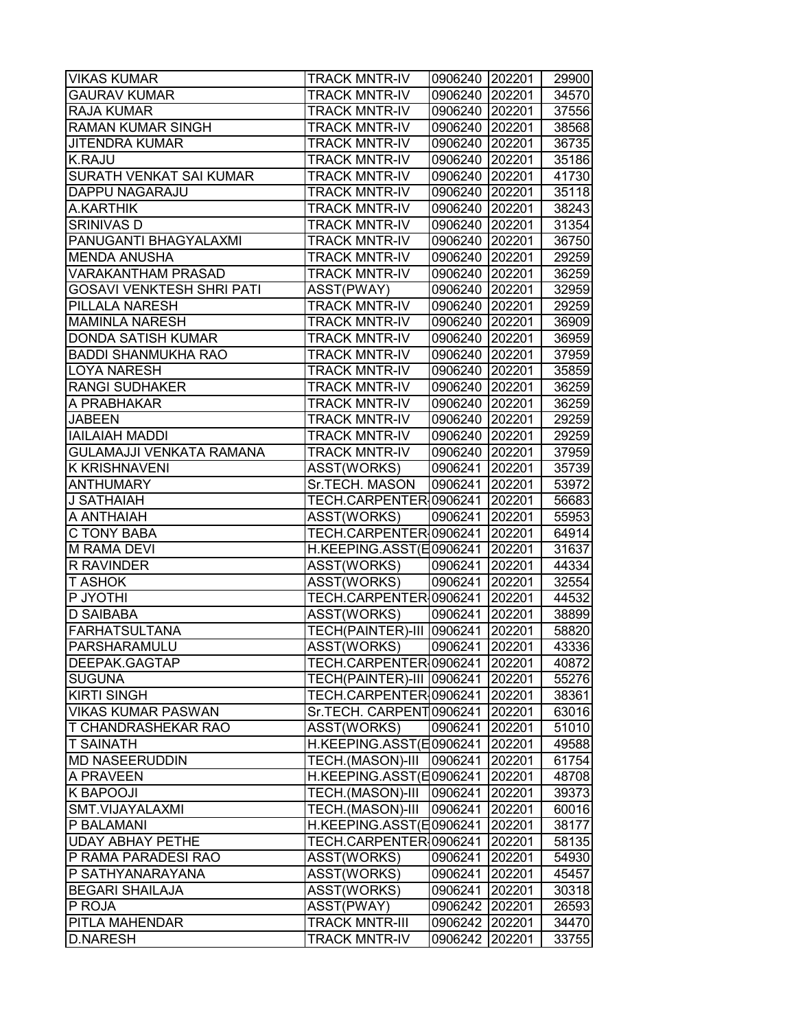| | | | | |
|---|---|---|---|---|
| VIKAS KUMAR | TRACK MNTR-IV | 0906240 | 202201 | 29900 |
| GAURAV KUMAR | TRACK MNTR-IV | 0906240 | 202201 | 34570 |
| RAJA KUMAR | TRACK MNTR-IV | 0906240 | 202201 | 37556 |
| RAMAN KUMAR SINGH | TRACK MNTR-IV | 0906240 | 202201 | 38568 |
| JITENDRA KUMAR | TRACK MNTR-IV | 0906240 | 202201 | 36735 |
| K.RAJU | TRACK MNTR-IV | 0906240 | 202201 | 35186 |
| SURATH VENKAT SAI KUMAR | TRACK MNTR-IV | 0906240 | 202201 | 41730 |
| DAPPU NAGARAJU | TRACK MNTR-IV | 0906240 | 202201 | 35118 |
| A.KARTHIK | TRACK MNTR-IV | 0906240 | 202201 | 38243 |
| SRINIVAS D | TRACK MNTR-IV | 0906240 | 202201 | 31354 |
| PANUGANTI BHAGYALAXMI | TRACK MNTR-IV | 0906240 | 202201 | 36750 |
| MENDA ANUSHA | TRACK MNTR-IV | 0906240 | 202201 | 29259 |
| VARAKANTHAM PRASAD | TRACK MNTR-IV | 0906240 | 202201 | 36259 |
| GOSAVI VENKTESH SHRI PATI | ASST(PWAY) | 0906240 | 202201 | 32959 |
| PILLALA NARESH | TRACK MNTR-IV | 0906240 | 202201 | 29259 |
| MAMINLA NARESH | TRACK MNTR-IV | 0906240 | 202201 | 36909 |
| DONDA SATISH KUMAR | TRACK MNTR-IV | 0906240 | 202201 | 36959 |
| BADDI SHANMUKHA RAO | TRACK MNTR-IV | 0906240 | 202201 | 37959 |
| LOYA NARESH | TRACK MNTR-IV | 0906240 | 202201 | 35859 |
| RANGI SUDHAKER | TRACK MNTR-IV | 0906240 | 202201 | 36259 |
| A PRABHAKAR | TRACK MNTR-IV | 0906240 | 202201 | 36259 |
| JABEEN | TRACK MNTR-IV | 0906240 | 202201 | 29259 |
| IAILAIAH MADDI | TRACK MNTR-IV | 0906240 | 202201 | 29259 |
| GULAMAJJI VENKATA RAMANA | TRACK MNTR-IV | 0906240 | 202201 | 37959 |
| K KRISHNAVENI | ASST(WORKS) | 0906241 | 202201 | 35739 |
| ANTHUMARY | Sr.TECH. MASON | 0906241 | 202201 | 53972 |
| J SATHAIAH | TECH.CARPENTER | 0906241 | 202201 | 56683 |
| A ANTHAIAH | ASST(WORKS) | 0906241 | 202201 | 55953 |
| C TONY BABA | TECH.CARPENTER | 0906241 | 202201 | 64914 |
| M RAMA DEVI | H.KEEPING.ASST(E | 0906241 | 202201 | 31637 |
| R RAVINDER | ASST(WORKS) | 0906241 | 202201 | 44334 |
| T ASHOK | ASST(WORKS) | 0906241 | 202201 | 32554 |
| P JYOTHI | TECH.CARPENTER | 0906241 | 202201 | 44532 |
| D SAIBABA | ASST(WORKS) | 0906241 | 202201 | 38899 |
| FARHATSULTANA | TECH(PAINTER)-III | 0906241 | 202201 | 58820 |
| PARSHARAMULU | ASST(WORKS) | 0906241 | 202201 | 43336 |
| DEEPAK.GAGTAP | TECH.CARPENTER | 0906241 | 202201 | 40872 |
| SUGUNA | TECH(PAINTER)-III | 0906241 | 202201 | 55276 |
| KIRTI SINGH | TECH.CARPENTER | 0906241 | 202201 | 38361 |
| VIKAS KUMAR PASWAN | Sr.TECH. CARPENT | 0906241 | 202201 | 63016 |
| T CHANDRASHEKAR RAO | ASST(WORKS) | 0906241 | 202201 | 51010 |
| T SAINATH | H.KEEPING.ASST(E | 0906241 | 202201 | 49588 |
| MD NASEERUDDIN | TECH.(MASON)-III | 0906241 | 202201 | 61754 |
| A PRAVEEN | H.KEEPING.ASST(E | 0906241 | 202201 | 48708 |
| K BAPOOJI | TECH.(MASON)-III | 0906241 | 202201 | 39373 |
| SMT.VIJAYALAXMI | TECH.(MASON)-III | 0906241 | 202201 | 60016 |
| P BALAMANI | H.KEEPING.ASST(E | 0906241 | 202201 | 38177 |
| UDAY ABHAY PETHE | TECH.CARPENTER | 0906241 | 202201 | 58135 |
| P RAMA PARADESI RAO | ASST(WORKS) | 0906241 | 202201 | 54930 |
| P SATHYANARAYANA | ASST(WORKS) | 0906241 | 202201 | 45457 |
| BEGARI SHAILAJA | ASST(WORKS) | 0906241 | 202201 | 30318 |
| P ROJA | ASST(PWAY) | 0906242 | 202201 | 26593 |
| PITLA MAHENDAR | TRACK MNTR-III | 0906242 | 202201 | 34470 |
| D.NARESH | TRACK MNTR-IV | 0906242 | 202201 | 33755 |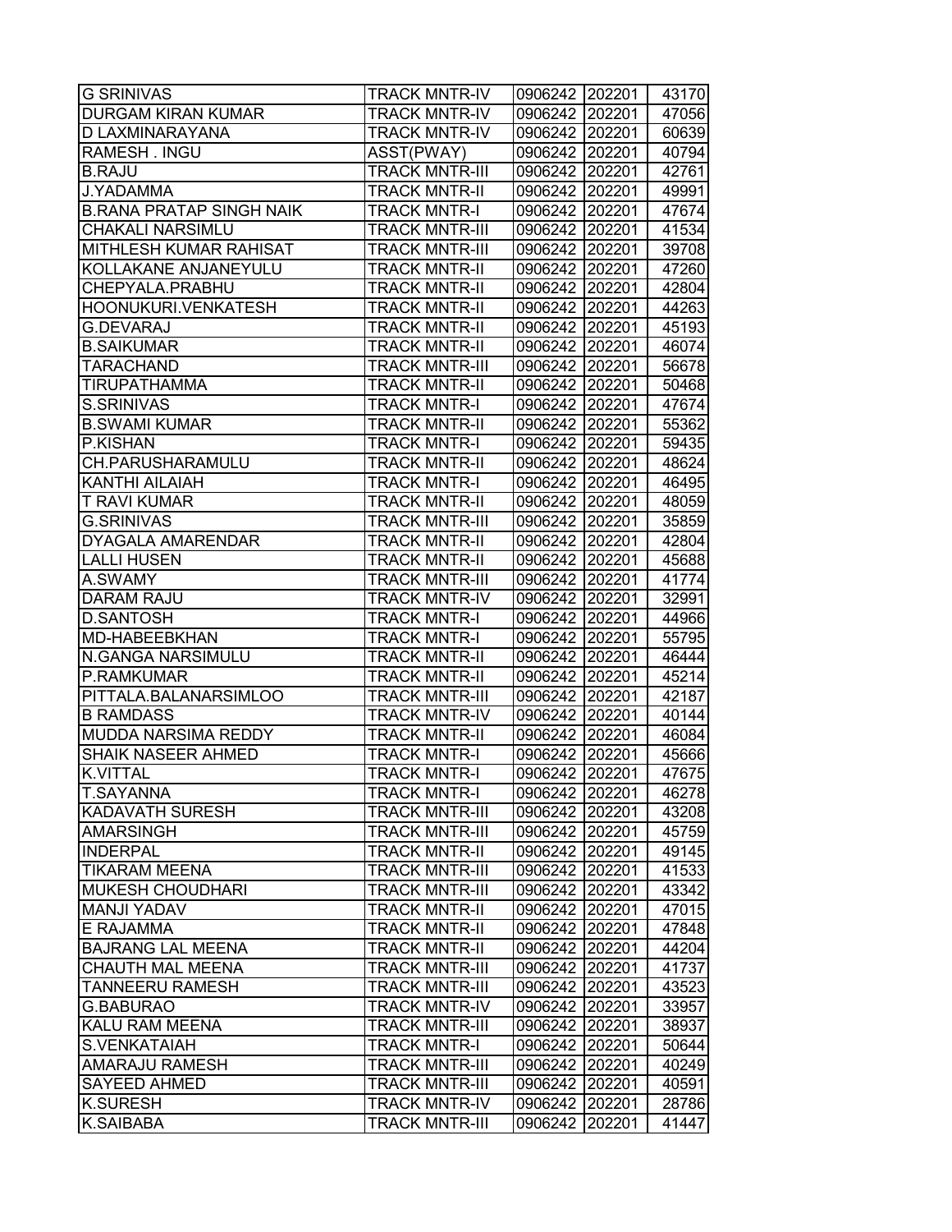| | | | | |
|---|---|---|---|---|
| G SRINIVAS | TRACK MNTR-IV | 0906242 | 202201 | 43170 |
| DURGAM KIRAN KUMAR | TRACK MNTR-IV | 0906242 | 202201 | 47056 |
| D LAXMINARAYANA | TRACK MNTR-IV | 0906242 | 202201 | 60639 |
| RAMESH . INGU | ASST(PWAY) | 0906242 | 202201 | 40794 |
| B.RAJU | TRACK MNTR-III | 0906242 | 202201 | 42761 |
| J.YADAMMA | TRACK MNTR-II | 0906242 | 202201 | 49991 |
| B.RANA PRATAP SINGH NAIK | TRACK MNTR-I | 0906242 | 202201 | 47674 |
| CHAKALI NARSIMLU | TRACK MNTR-III | 0906242 | 202201 | 41534 |
| MITHLESH KUMAR RAHISAT | TRACK MNTR-III | 0906242 | 202201 | 39708 |
| KOLLAKANE ANJANEYULU | TRACK MNTR-II | 0906242 | 202201 | 47260 |
| CHEPYALA.PRABHU | TRACK MNTR-II | 0906242 | 202201 | 42804 |
| HOONUKURI.VENKATESH | TRACK MNTR-II | 0906242 | 202201 | 44263 |
| G.DEVARAJ | TRACK MNTR-II | 0906242 | 202201 | 45193 |
| B.SAIKUMAR | TRACK MNTR-II | 0906242 | 202201 | 46074 |
| TARACHAND | TRACK MNTR-III | 0906242 | 202201 | 56678 |
| TIRUPATHAMMA | TRACK MNTR-II | 0906242 | 202201 | 50468 |
| S.SRINIVAS | TRACK MNTR-I | 0906242 | 202201 | 47674 |
| B.SWAMI KUMAR | TRACK MNTR-II | 0906242 | 202201 | 55362 |
| P.KISHAN | TRACK MNTR-I | 0906242 | 202201 | 59435 |
| CH.PARUSHARAMULU | TRACK MNTR-II | 0906242 | 202201 | 48624 |
| KANTHI AILAIAH | TRACK MNTR-I | 0906242 | 202201 | 46495 |
| T RAVI KUMAR | TRACK MNTR-II | 0906242 | 202201 | 48059 |
| G.SRINIVAS | TRACK MNTR-III | 0906242 | 202201 | 35859 |
| DYAGALA AMARENDAR | TRACK MNTR-II | 0906242 | 202201 | 42804 |
| LALLI HUSEN | TRACK MNTR-II | 0906242 | 202201 | 45688 |
| A.SWAMY | TRACK MNTR-III | 0906242 | 202201 | 41774 |
| DARAM RAJU | TRACK MNTR-IV | 0906242 | 202201 | 32991 |
| D.SANTOSH | TRACK MNTR-I | 0906242 | 202201 | 44966 |
| MD-HABEEBKHAN | TRACK MNTR-I | 0906242 | 202201 | 55795 |
| N.GANGA NARSIMULU | TRACK MNTR-II | 0906242 | 202201 | 46444 |
| P.RAMKUMAR | TRACK MNTR-II | 0906242 | 202201 | 45214 |
| PITTALA.BALANARSIMLOO | TRACK MNTR-III | 0906242 | 202201 | 42187 |
| B RAMDASS | TRACK MNTR-IV | 0906242 | 202201 | 40144 |
| MUDDA NARSIMA REDDY | TRACK MNTR-II | 0906242 | 202201 | 46084 |
| SHAIK NASEER AHMED | TRACK MNTR-I | 0906242 | 202201 | 45666 |
| K.VITTAL | TRACK MNTR-I | 0906242 | 202201 | 47675 |
| T.SAYANNA | TRACK MNTR-I | 0906242 | 202201 | 46278 |
| KADAVATH SURESH | TRACK MNTR-III | 0906242 | 202201 | 43208 |
| AMARSINGH | TRACK MNTR-III | 0906242 | 202201 | 45759 |
| INDERPAL | TRACK MNTR-II | 0906242 | 202201 | 49145 |
| TIKARAM MEENA | TRACK MNTR-III | 0906242 | 202201 | 41533 |
| MUKESH CHOUDHARI | TRACK MNTR-III | 0906242 | 202201 | 43342 |
| MANJI YADAV | TRACK MNTR-II | 0906242 | 202201 | 47015 |
| E RAJAMMA | TRACK MNTR-II | 0906242 | 202201 | 47848 |
| BAJRANG LAL MEENA | TRACK MNTR-II | 0906242 | 202201 | 44204 |
| CHAUTH MAL MEENA | TRACK MNTR-III | 0906242 | 202201 | 41737 |
| TANNEERU RAMESH | TRACK MNTR-III | 0906242 | 202201 | 43523 |
| G.BABURAO | TRACK MNTR-IV | 0906242 | 202201 | 33957 |
| KALU RAM MEENA | TRACK MNTR-III | 0906242 | 202201 | 38937 |
| S.VENKATAIAH | TRACK MNTR-I | 0906242 | 202201 | 50644 |
| AMARAJU RAMESH | TRACK MNTR-III | 0906242 | 202201 | 40249 |
| SAYEED AHMED | TRACK MNTR-III | 0906242 | 202201 | 40591 |
| K.SURESH | TRACK MNTR-IV | 0906242 | 202201 | 28786 |
| K.SAIBABA | TRACK MNTR-III | 0906242 | 202201 | 41447 |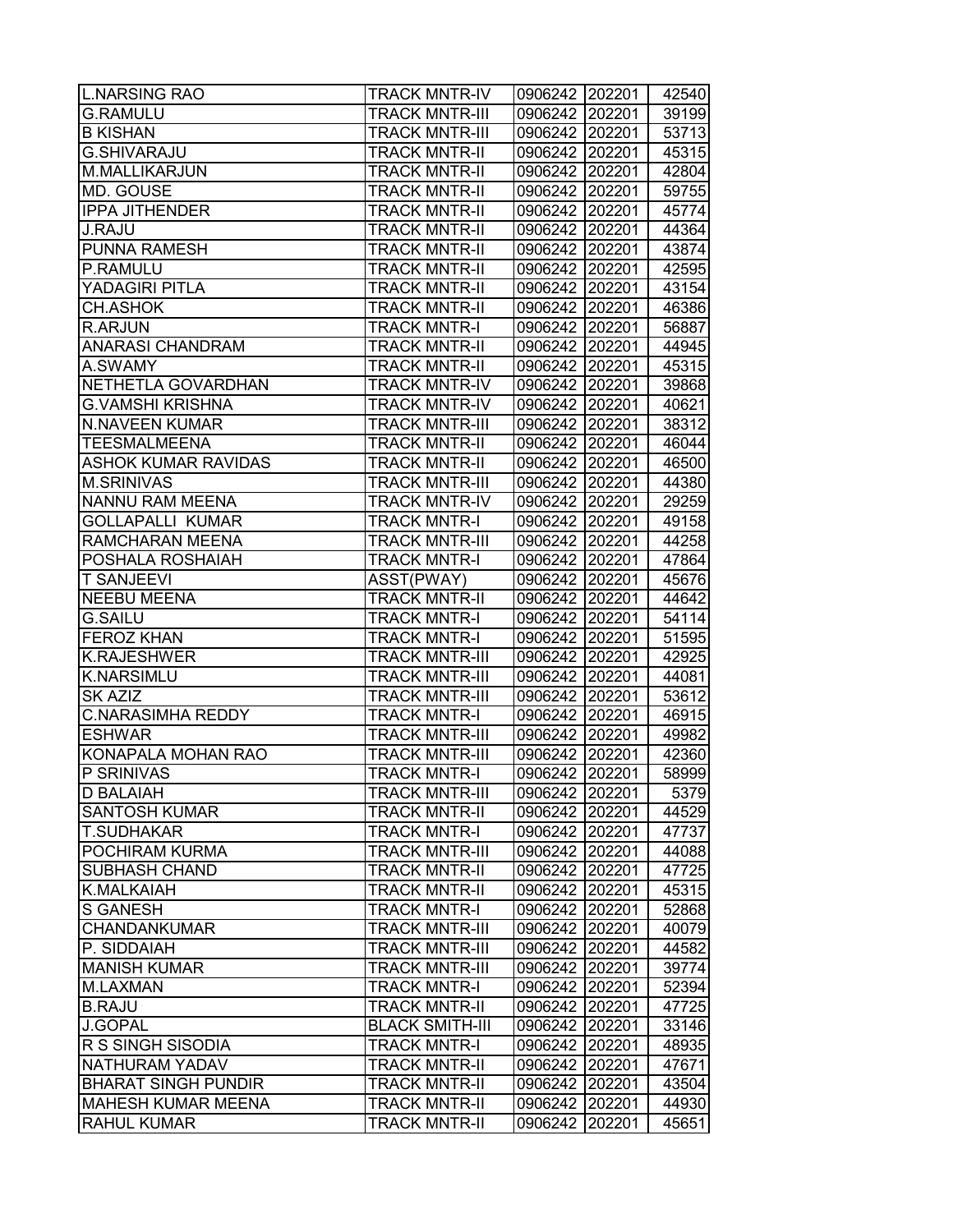| L.NARSING RAO | TRACK MNTR-IV | 0906242 | 202201 | 42540 |
|---|---|---|---|---|
| G.RAMULU | TRACK MNTR-III | 0906242 | 202201 | 39199 |
| B KISHAN | TRACK MNTR-III | 0906242 | 202201 | 53713 |
| G.SHIVARAJU | TRACK MNTR-II | 0906242 | 202201 | 45315 |
| M.MALLIKARJUN | TRACK MNTR-II | 0906242 | 202201 | 42804 |
| MD. GOUSE | TRACK MNTR-II | 0906242 | 202201 | 59755 |
| IPPA JITHENDER | TRACK MNTR-II | 0906242 | 202201 | 45774 |
| J.RAJU | TRACK MNTR-II | 0906242 | 202201 | 44364 |
| PUNNA RAMESH | TRACK MNTR-II | 0906242 | 202201 | 43874 |
| P.RAMULU | TRACK MNTR-II | 0906242 | 202201 | 42595 |
| YADAGIRI PITLA | TRACK MNTR-II | 0906242 | 202201 | 43154 |
| CH.ASHOK | TRACK MNTR-II | 0906242 | 202201 | 46386 |
| R.ARJUN | TRACK MNTR-I | 0906242 | 202201 | 56887 |
| ANARASI CHANDRAM | TRACK MNTR-II | 0906242 | 202201 | 44945 |
| A.SWAMY | TRACK MNTR-II | 0906242 | 202201 | 45315 |
| NETHETLA GOVARDHAN | TRACK MNTR-IV | 0906242 | 202201 | 39868 |
| G.VAMSHI KRISHNA | TRACK MNTR-IV | 0906242 | 202201 | 40621 |
| N.NAVEEN KUMAR | TRACK MNTR-III | 0906242 | 202201 | 38312 |
| TEESMALMEENA | TRACK MNTR-II | 0906242 | 202201 | 46044 |
| ASHOK KUMAR RAVIDAS | TRACK MNTR-II | 0906242 | 202201 | 46500 |
| M.SRINIVAS | TRACK MNTR-III | 0906242 | 202201 | 44380 |
| NANNU RAM MEENA | TRACK MNTR-IV | 0906242 | 202201 | 29259 |
| GOLLAPALLI KUMAR | TRACK MNTR-I | 0906242 | 202201 | 49158 |
| RAMCHARAN MEENA | TRACK MNTR-III | 0906242 | 202201 | 44258 |
| POSHALA ROSHAIAH | TRACK MNTR-I | 0906242 | 202201 | 47864 |
| T SANJEEVI | ASST(PWAY) | 0906242 | 202201 | 45676 |
| NEEBU MEENA | TRACK MNTR-II | 0906242 | 202201 | 44642 |
| G.SAILU | TRACK MNTR-I | 0906242 | 202201 | 54114 |
| FEROZ KHAN | TRACK MNTR-I | 0906242 | 202201 | 51595 |
| K.RAJESHWER | TRACK MNTR-III | 0906242 | 202201 | 42925 |
| K.NARSIMLU | TRACK MNTR-III | 0906242 | 202201 | 44081 |
| SK AZIZ | TRACK MNTR-III | 0906242 | 202201 | 53612 |
| C.NARASIMHA REDDY | TRACK MNTR-I | 0906242 | 202201 | 46915 |
| ESHWAR | TRACK MNTR-III | 0906242 | 202201 | 49982 |
| KONAPALA MOHAN RAO | TRACK MNTR-III | 0906242 | 202201 | 42360 |
| P SRINIVAS | TRACK MNTR-I | 0906242 | 202201 | 58999 |
| D BALAIAH | TRACK MNTR-III | 0906242 | 202201 | 5379 |
| SANTOSH KUMAR | TRACK MNTR-II | 0906242 | 202201 | 44529 |
| T.SUDHAKAR | TRACK MNTR-I | 0906242 | 202201 | 47737 |
| POCHIRAM KURMA | TRACK MNTR-III | 0906242 | 202201 | 44088 |
| SUBHASH CHAND | TRACK MNTR-II | 0906242 | 202201 | 47725 |
| K.MALKAIAH | TRACK MNTR-II | 0906242 | 202201 | 45315 |
| S GANESH | TRACK MNTR-I | 0906242 | 202201 | 52868 |
| CHANDANKUMAR | TRACK MNTR-III | 0906242 | 202201 | 40079 |
| P. SIDDAIAH | TRACK MNTR-III | 0906242 | 202201 | 44582 |
| MANISH KUMAR | TRACK MNTR-III | 0906242 | 202201 | 39774 |
| M.LAXMAN | TRACK MNTR-I | 0906242 | 202201 | 52394 |
| B.RAJU | TRACK MNTR-II | 0906242 | 202201 | 47725 |
| J.GOPAL | BLACK SMITH-III | 0906242 | 202201 | 33146 |
| R S SINGH SISODIA | TRACK MNTR-I | 0906242 | 202201 | 48935 |
| NATHURAM YADAV | TRACK MNTR-II | 0906242 | 202201 | 47671 |
| BHARAT SINGH PUNDIR | TRACK MNTR-II | 0906242 | 202201 | 43504 |
| MAHESH KUMAR MEENA | TRACK MNTR-II | 0906242 | 202201 | 44930 |
| RAHUL KUMAR | TRACK MNTR-II | 0906242 | 202201 | 45651 |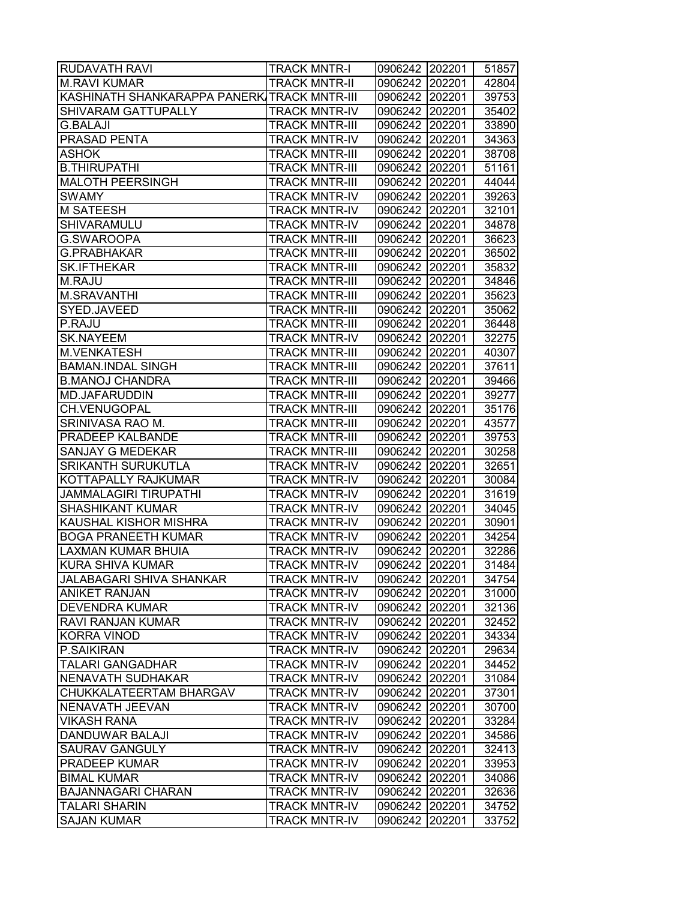| RUDAVATH RAVI | TRACK MNTR-I | 0906242 | 202201 | 51857 |
|---|---|---|---|---|
| M.RAVI KUMAR | TRACK MNTR-II | 0906242 | 202201 | 42804 |
| KASHINATH SHANKARAPPA PANERK | TRACK MNTR-III | 0906242 | 202201 | 39753 |
| SHIVARAM GATTUPALLY | TRACK MNTR-IV | 0906242 | 202201 | 35402 |
| G.BALAJI | TRACK MNTR-III | 0906242 | 202201 | 33890 |
| PRASAD PENTA | TRACK MNTR-IV | 0906242 | 202201 | 34363 |
| ASHOK | TRACK MNTR-III | 0906242 | 202201 | 38708 |
| B.THIRUPATHI | TRACK MNTR-III | 0906242 | 202201 | 51161 |
| MALOTH PEERSINGH | TRACK MNTR-III | 0906242 | 202201 | 44044 |
| SWAMY | TRACK MNTR-IV | 0906242 | 202201 | 39263 |
| M SATEESH | TRACK MNTR-IV | 0906242 | 202201 | 32101 |
| SHIVARAMULU | TRACK MNTR-IV | 0906242 | 202201 | 34878 |
| G.SWAROOPA | TRACK MNTR-III | 0906242 | 202201 | 36623 |
| G.PRABHAKAR | TRACK MNTR-III | 0906242 | 202201 | 36502 |
| SK.IFTHEKAR | TRACK MNTR-III | 0906242 | 202201 | 35832 |
| M.RAJU | TRACK MNTR-III | 0906242 | 202201 | 34846 |
| M.SRAVANTHI | TRACK MNTR-III | 0906242 | 202201 | 35623 |
| SYED.JAVEED | TRACK MNTR-III | 0906242 | 202201 | 35062 |
| P.RAJU | TRACK MNTR-III | 0906242 | 202201 | 36448 |
| SK.NAYEEM | TRACK MNTR-IV | 0906242 | 202201 | 32275 |
| M.VENKATESH | TRACK MNTR-III | 0906242 | 202201 | 40307 |
| BAMAN.INDAL SINGH | TRACK MNTR-III | 0906242 | 202201 | 37611 |
| B.MANOJ CHANDRA | TRACK MNTR-III | 0906242 | 202201 | 39466 |
| MD.JAFARUDDIN | TRACK MNTR-III | 0906242 | 202201 | 39277 |
| CH.VENUGOPAL | TRACK MNTR-III | 0906242 | 202201 | 35176 |
| SRINIVASA RAO M. | TRACK MNTR-III | 0906242 | 202201 | 43577 |
| PRADEEP KALBANDE | TRACK MNTR-III | 0906242 | 202201 | 39753 |
| SANJAY G MEDEKAR | TRACK MNTR-III | 0906242 | 202201 | 30258 |
| SRIKANTH SURUKUTLA | TRACK MNTR-IV | 0906242 | 202201 | 32651 |
| KOTTAPALLY RAJKUMAR | TRACK MNTR-IV | 0906242 | 202201 | 30084 |
| JAMMALAGIRI TIRUPATHI | TRACK MNTR-IV | 0906242 | 202201 | 31619 |
| SHASHIKANT KUMAR | TRACK MNTR-IV | 0906242 | 202201 | 34045 |
| KAUSHAL KISHOR MISHRA | TRACK MNTR-IV | 0906242 | 202201 | 30901 |
| BOGA PRANEETH KUMAR | TRACK MNTR-IV | 0906242 | 202201 | 34254 |
| LAXMAN KUMAR BHUIA | TRACK MNTR-IV | 0906242 | 202201 | 32286 |
| KURA SHIVA KUMAR | TRACK MNTR-IV | 0906242 | 202201 | 31484 |
| JALABAGARI SHIVA SHANKAR | TRACK MNTR-IV | 0906242 | 202201 | 34754 |
| ANIKET RANJAN | TRACK MNTR-IV | 0906242 | 202201 | 31000 |
| DEVENDRA KUMAR | TRACK MNTR-IV | 0906242 | 202201 | 32136 |
| RAVI RANJAN KUMAR | TRACK MNTR-IV | 0906242 | 202201 | 32452 |
| KORRA VINOD | TRACK MNTR-IV | 0906242 | 202201 | 34334 |
| P.SAIKIRAN | TRACK MNTR-IV | 0906242 | 202201 | 29634 |
| TALARI GANGADHAR | TRACK MNTR-IV | 0906242 | 202201 | 34452 |
| NENAVATH SUDHAKAR | TRACK MNTR-IV | 0906242 | 202201 | 31084 |
| CHUKKALATEERTAM BHARGAV | TRACK MNTR-IV | 0906242 | 202201 | 37301 |
| NENAVATH JEEVAN | TRACK MNTR-IV | 0906242 | 202201 | 30700 |
| VIKASH RANA | TRACK MNTR-IV | 0906242 | 202201 | 33284 |
| DANDUWAR BALAJI | TRACK MNTR-IV | 0906242 | 202201 | 34586 |
| SAURAV GANGULY | TRACK MNTR-IV | 0906242 | 202201 | 32413 |
| PRADEEP KUMAR | TRACK MNTR-IV | 0906242 | 202201 | 33953 |
| BIMAL KUMAR | TRACK MNTR-IV | 0906242 | 202201 | 34086 |
| BAJANNAGARI CHARAN | TRACK MNTR-IV | 0906242 | 202201 | 32636 |
| TALARI SHARIN | TRACK MNTR-IV | 0906242 | 202201 | 34752 |
| SAJAN KUMAR | TRACK MNTR-IV | 0906242 | 202201 | 33752 |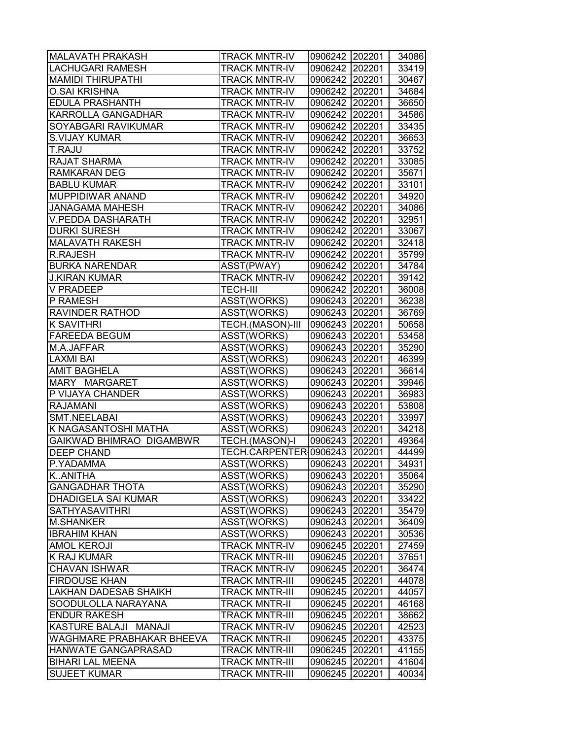| | | | | |
|---|---|---|---|---|
| MALAVATH PRAKASH | TRACK MNTR-IV | 0906242 | 202201 | 34086 |
| LACHUGARI RAMESH | TRACK MNTR-IV | 0906242 | 202201 | 33419 |
| MAMIDI THIRUPATHI | TRACK MNTR-IV | 0906242 | 202201 | 30467 |
| O.SAI KRISHNA | TRACK MNTR-IV | 0906242 | 202201 | 34684 |
| EDULA PRASHANTH | TRACK MNTR-IV | 0906242 | 202201 | 36650 |
| KARROLLA GANGADHAR | TRACK MNTR-IV | 0906242 | 202201 | 34586 |
| SOYABGARI RAVIKUMAR | TRACK MNTR-IV | 0906242 | 202201 | 33435 |
| S.VIJAY KUMAR | TRACK MNTR-IV | 0906242 | 202201 | 36653 |
| T.RAJU | TRACK MNTR-IV | 0906242 | 202201 | 33752 |
| RAJAT SHARMA | TRACK MNTR-IV | 0906242 | 202201 | 33085 |
| RAMKARAN DEG | TRACK MNTR-IV | 0906242 | 202201 | 35671 |
| BABLU KUMAR | TRACK MNTR-IV | 0906242 | 202201 | 33101 |
| MUPPIDIWAR ANAND | TRACK MNTR-IV | 0906242 | 202201 | 34920 |
| JANAGAMA MAHESH | TRACK MNTR-IV | 0906242 | 202201 | 34086 |
| V.PEDDA DASHARATH | TRACK MNTR-IV | 0906242 | 202201 | 32951 |
| DURKI SURESH | TRACK MNTR-IV | 0906242 | 202201 | 33067 |
| MALAVATH RAKESH | TRACK MNTR-IV | 0906242 | 202201 | 32418 |
| R.RAJESH | TRACK MNTR-IV | 0906242 | 202201 | 35799 |
| BURKA NARENDAR | ASST(PWAY) | 0906242 | 202201 | 34784 |
| J.KIRAN KUMAR | TRACK MNTR-IV | 0906242 | 202201 | 39142 |
| V PRADEEP | TECH-III | 0906242 | 202201 | 36008 |
| P RAMESH | ASST(WORKS) | 0906243 | 202201 | 36238 |
| RAVINDER RATHOD | ASST(WORKS) | 0906243 | 202201 | 36769 |
| K SAVITHRI | TECH.(MASON)-III | 0906243 | 202201 | 50658 |
| FAREEDA BEGUM | ASST(WORKS) | 0906243 | 202201 | 53458 |
| M.A.JAFFAR | ASST(WORKS) | 0906243 | 202201 | 35290 |
| LAXMI BAI | ASST(WORKS) | 0906243 | 202201 | 46399 |
| AMIT BAGHELA | ASST(WORKS) | 0906243 | 202201 | 36614 |
| MARY MARGARET | ASST(WORKS) | 0906243 | 202201 | 39946 |
| P VIJAYA CHANDER | ASST(WORKS) | 0906243 | 202201 | 36983 |
| RAJAMANI | ASST(WORKS) | 0906243 | 202201 | 53808 |
| SMT.NEELABAI | ASST(WORKS) | 0906243 | 202201 | 33997 |
| K NAGASANTOSHI MATHA | ASST(WORKS) | 0906243 | 202201 | 34218 |
| GAIKWAD BHIMRAO DIGAMBWR | TECH.(MASON)-I | 0906243 | 202201 | 49364 |
| DEEP CHAND | TECH.CARPENTER | 0906243 | 202201 | 44499 |
| P.YADAMMA | ASST(WORKS) | 0906243 | 202201 | 34931 |
| K..ANITHA | ASST(WORKS) | 0906243 | 202201 | 35064 |
| GANGADHAR THOTA | ASST(WORKS) | 0906243 | 202201 | 35290 |
| DHADIGELA SAI KUMAR | ASST(WORKS) | 0906243 | 202201 | 33422 |
| SATHYASAVITHRI | ASST(WORKS) | 0906243 | 202201 | 35479 |
| M.SHANKER | ASST(WORKS) | 0906243 | 202201 | 36409 |
| IBRAHIM KHAN | ASST(WORKS) | 0906243 | 202201 | 30536 |
| AMOL KEROJI | TRACK MNTR-IV | 0906245 | 202201 | 27459 |
| K RAJ KUMAR | TRACK MNTR-III | 0906245 | 202201 | 37651 |
| CHAVAN ISHWAR | TRACK MNTR-IV | 0906245 | 202201 | 36474 |
| FIRDOUSE KHAN | TRACK MNTR-III | 0906245 | 202201 | 44078 |
| LAKHAN DADESAB SHAIKH | TRACK MNTR-III | 0906245 | 202201 | 44057 |
| SOODULOLLA NARAYANA | TRACK MNTR-II | 0906245 | 202201 | 46168 |
| ENDUR RAKESH | TRACK MNTR-III | 0906245 | 202201 | 38662 |
| KASTURE BALAJI MANAJI | TRACK MNTR-IV | 0906245 | 202201 | 42523 |
| WAGHMARE PRABHAKAR BHEEVA | TRACK MNTR-II | 0906245 | 202201 | 43375 |
| HANWATE GANGAPRASAD | TRACK MNTR-III | 0906245 | 202201 | 41155 |
| BIHARI LAL MEENA | TRACK MNTR-III | 0906245 | 202201 | 41604 |
| SUJEET KUMAR | TRACK MNTR-III | 0906245 | 202201 | 40034 |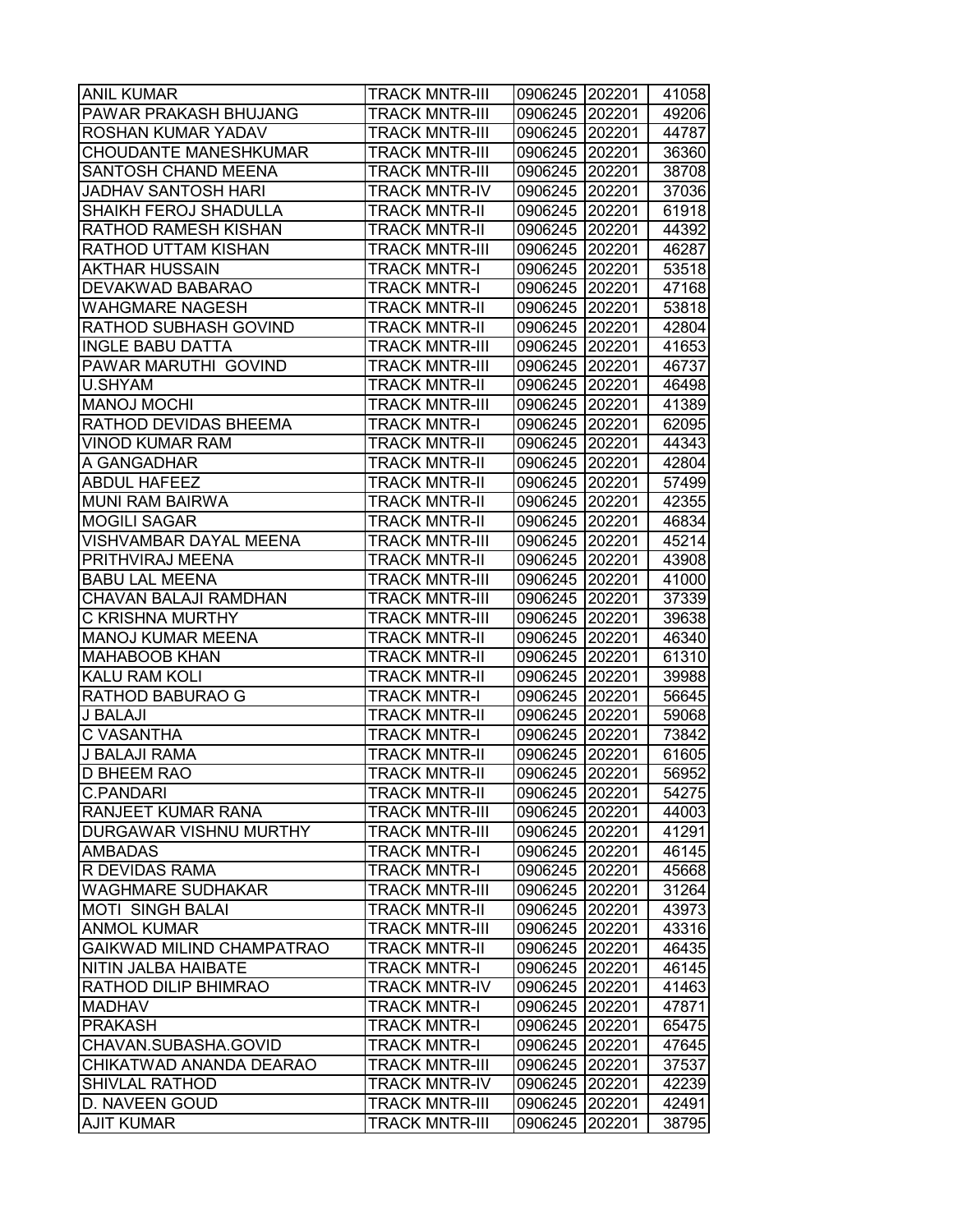| ANIL KUMAR | TRACK MNTR-III | 0906245 | 202201 | 41058 |
|---|---|---|---|---|
| PAWAR PRAKASH BHUJANG | TRACK MNTR-III | 0906245 | 202201 | 49206 |
| ROSHAN KUMAR YADAV | TRACK MNTR-III | 0906245 | 202201 | 44787 |
| CHOUDANTE MANESHKUMAR | TRACK MNTR-III | 0906245 | 202201 | 36360 |
| SANTOSH CHAND MEENA | TRACK MNTR-III | 0906245 | 202201 | 38708 |
| JADHAV SANTOSH HARI | TRACK MNTR-IV | 0906245 | 202201 | 37036 |
| SHAIKH FEROJ SHADULLA | TRACK MNTR-II | 0906245 | 202201 | 61918 |
| RATHOD RAMESH KISHAN | TRACK MNTR-II | 0906245 | 202201 | 44392 |
| RATHOD UTTAM KISHAN | TRACK MNTR-III | 0906245 | 202201 | 46287 |
| AKTHAR HUSSAIN | TRACK MNTR-I | 0906245 | 202201 | 53518 |
| DEVAKWAD BABARAO | TRACK MNTR-I | 0906245 | 202201 | 47168 |
| WAHGMARE NAGESH | TRACK MNTR-II | 0906245 | 202201 | 53818 |
| RATHOD SUBHASH GOVIND | TRACK MNTR-II | 0906245 | 202201 | 42804 |
| INGLE BABU DATTA | TRACK MNTR-III | 0906245 | 202201 | 41653 |
| PAWAR MARUTHI GOVIND | TRACK MNTR-III | 0906245 | 202201 | 46737 |
| U.SHYAM | TRACK MNTR-II | 0906245 | 202201 | 46498 |
| MANOJ MOCHI | TRACK MNTR-III | 0906245 | 202201 | 41389 |
| RATHOD DEVIDAS BHEEMA | TRACK MNTR-I | 0906245 | 202201 | 62095 |
| VINOD KUMAR RAM | TRACK MNTR-II | 0906245 | 202201 | 44343 |
| A GANGADHAR | TRACK MNTR-II | 0906245 | 202201 | 42804 |
| ABDUL HAFEEZ | TRACK MNTR-II | 0906245 | 202201 | 57499 |
| MUNI RAM BAIRWA | TRACK MNTR-II | 0906245 | 202201 | 42355 |
| MOGILI SAGAR | TRACK MNTR-II | 0906245 | 202201 | 46834 |
| VISHVAMBAR DAYAL MEENA | TRACK MNTR-III | 0906245 | 202201 | 45214 |
| PRITHVIRAJ MEENA | TRACK MNTR-II | 0906245 | 202201 | 43908 |
| BABU LAL MEENA | TRACK MNTR-III | 0906245 | 202201 | 41000 |
| CHAVAN BALAJI RAMDHAN | TRACK MNTR-III | 0906245 | 202201 | 37339 |
| C KRISHNA MURTHY | TRACK MNTR-III | 0906245 | 202201 | 39638 |
| MANOJ KUMAR MEENA | TRACK MNTR-II | 0906245 | 202201 | 46340 |
| MAHABOOB KHAN | TRACK MNTR-II | 0906245 | 202201 | 61310 |
| KALU RAM KOLI | TRACK MNTR-II | 0906245 | 202201 | 39988 |
| RATHOD BABURAO G | TRACK MNTR-I | 0906245 | 202201 | 56645 |
| J BALAJI | TRACK MNTR-II | 0906245 | 202201 | 59068 |
| C VASANTHA | TRACK MNTR-I | 0906245 | 202201 | 73842 |
| J BALAJI RAMA | TRACK MNTR-II | 0906245 | 202201 | 61605 |
| D BHEEM RAO | TRACK MNTR-II | 0906245 | 202201 | 56952 |
| C.PANDARI | TRACK MNTR-II | 0906245 | 202201 | 54275 |
| RANJEET KUMAR RANA | TRACK MNTR-III | 0906245 | 202201 | 44003 |
| DURGAWAR VISHNU MURTHY | TRACK MNTR-III | 0906245 | 202201 | 41291 |
| AMBADAS | TRACK MNTR-I | 0906245 | 202201 | 46145 |
| R DEVIDAS RAMA | TRACK MNTR-I | 0906245 | 202201 | 45668 |
| WAGHMARE SUDHAKAR | TRACK MNTR-III | 0906245 | 202201 | 31264 |
| MOTI SINGH BALAI | TRACK MNTR-II | 0906245 | 202201 | 43973 |
| ANMOL KUMAR | TRACK MNTR-III | 0906245 | 202201 | 43316 |
| GAIKWAD MILIND CHAMPATRAO | TRACK MNTR-II | 0906245 | 202201 | 46435 |
| NITIN JALBA HAIBATE | TRACK MNTR-I | 0906245 | 202201 | 46145 |
| RATHOD DILIP BHIMRAO | TRACK MNTR-IV | 0906245 | 202201 | 41463 |
| MADHAV | TRACK MNTR-I | 0906245 | 202201 | 47871 |
| PRAKASH | TRACK MNTR-I | 0906245 | 202201 | 65475 |
| CHAVAN.SUBASHA.GOVID | TRACK MNTR-I | 0906245 | 202201 | 47645 |
| CHIKATWAD ANANDA DEARAO | TRACK MNTR-III | 0906245 | 202201 | 37537 |
| SHIVLAL RATHOD | TRACK MNTR-IV | 0906245 | 202201 | 42239 |
| D. NAVEEN GOUD | TRACK MNTR-III | 0906245 | 202201 | 42491 |
| AJIT KUMAR | TRACK MNTR-III | 0906245 | 202201 | 38795 |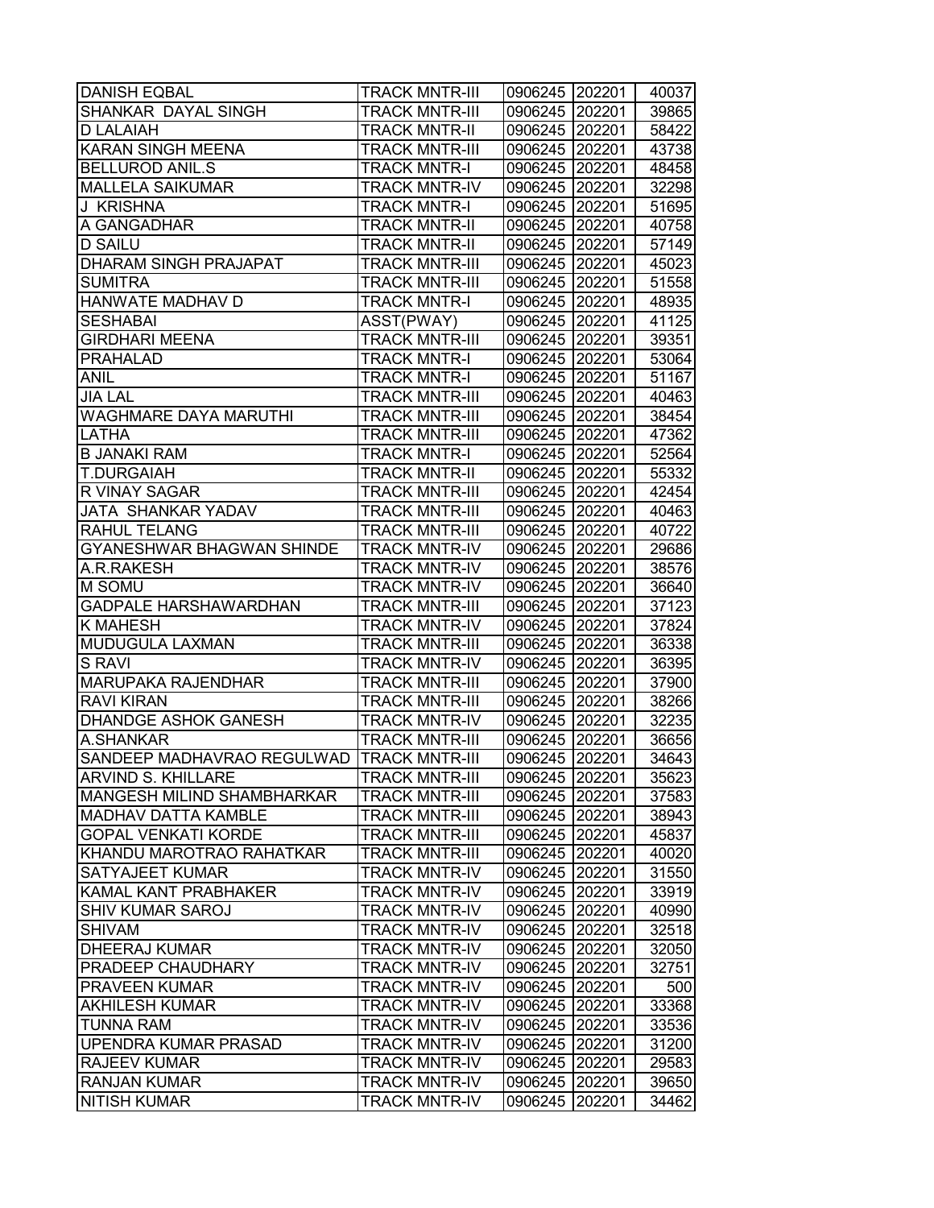| DANISH EQBAL | TRACK MNTR-III | 0906245 | 202201 | 40037 |
|---|---|---|---|---|
| SHANKAR  DAYAL SINGH | TRACK MNTR-III | 0906245 | 202201 | 39865 |
| D LALAIAH | TRACK MNTR-II | 0906245 | 202201 | 58422 |
| KARAN SINGH MEENA | TRACK MNTR-III | 0906245 | 202201 | 43738 |
| BELLUROD ANIL.S | TRACK MNTR-I | 0906245 | 202201 | 48458 |
| MALLELA SAIKUMAR | TRACK MNTR-IV | 0906245 | 202201 | 32298 |
| J  KRISHNA | TRACK MNTR-I | 0906245 | 202201 | 51695 |
| A GANGADHAR | TRACK MNTR-II | 0906245 | 202201 | 40758 |
| D SAILU | TRACK MNTR-II | 0906245 | 202201 | 57149 |
| DHARAM SINGH PRAJAPAT | TRACK MNTR-III | 0906245 | 202201 | 45023 |
| SUMITRA | TRACK MNTR-III | 0906245 | 202201 | 51558 |
| HANWATE MADHAV D | TRACK MNTR-I | 0906245 | 202201 | 48935 |
| SESHABAI | ASST(PWAY) | 0906245 | 202201 | 41125 |
| GIRDHARI MEENA | TRACK MNTR-III | 0906245 | 202201 | 39351 |
| PRAHALAD | TRACK MNTR-I | 0906245 | 202201 | 53064 |
| ANIL | TRACK MNTR-I | 0906245 | 202201 | 51167 |
| JIA LAL | TRACK MNTR-III | 0906245 | 202201 | 40463 |
| WAGHMARE DAYA MARUTHI | TRACK MNTR-III | 0906245 | 202201 | 38454 |
| LATHA | TRACK MNTR-III | 0906245 | 202201 | 47362 |
| B JANAKI RAM | TRACK MNTR-I | 0906245 | 202201 | 52564 |
| T.DURGAIAH | TRACK MNTR-II | 0906245 | 202201 | 55332 |
| R VINAY SAGAR | TRACK MNTR-III | 0906245 | 202201 | 42454 |
| JATA  SHANKAR YADAV | TRACK MNTR-III | 0906245 | 202201 | 40463 |
| RAHUL TELANG | TRACK MNTR-III | 0906245 | 202201 | 40722 |
| GYANESHWAR BHAGWAN SHINDE | TRACK MNTR-IV | 0906245 | 202201 | 29686 |
| A.R.RAKESH | TRACK MNTR-IV | 0906245 | 202201 | 38576 |
| M SOMU | TRACK MNTR-IV | 0906245 | 202201 | 36640 |
| GADPALE HARSHAWARDHAN | TRACK MNTR-III | 0906245 | 202201 | 37123 |
| K MAHESH | TRACK MNTR-IV | 0906245 | 202201 | 37824 |
| MUDUGULA LAXMAN | TRACK MNTR-III | 0906245 | 202201 | 36338 |
| S RAVI | TRACK MNTR-IV | 0906245 | 202201 | 36395 |
| MARUPAKA RAJENDHAR | TRACK MNTR-III | 0906245 | 202201 | 37900 |
| RAVI KIRAN | TRACK MNTR-III | 0906245 | 202201 | 38266 |
| DHANDGE ASHOK GANESH | TRACK MNTR-IV | 0906245 | 202201 | 32235 |
| A.SHANKAR | TRACK MNTR-III | 0906245 | 202201 | 36656 |
| SANDEEP MADHAVRAO REGULWAD | TRACK MNTR-III | 0906245 | 202201 | 34643 |
| ARVIND S. KHILLARE | TRACK MNTR-III | 0906245 | 202201 | 35623 |
| MANGESH MILIND SHAMBHARKAR | TRACK MNTR-III | 0906245 | 202201 | 37583 |
| MADHAV DATTA KAMBLE | TRACK MNTR-III | 0906245 | 202201 | 38943 |
| GOPAL VENKATI KORDE | TRACK MNTR-III | 0906245 | 202201 | 45837 |
| KHANDU MAROTRAO RAHATKAR | TRACK MNTR-III | 0906245 | 202201 | 40020 |
| SATYAJEET KUMAR | TRACK MNTR-IV | 0906245 | 202201 | 31550 |
| KAMAL KANT PRABHAKER | TRACK MNTR-IV | 0906245 | 202201 | 33919 |
| SHIV KUMAR SAROJ | TRACK MNTR-IV | 0906245 | 202201 | 40990 |
| SHIVAM | TRACK MNTR-IV | 0906245 | 202201 | 32518 |
| DHEERAJ KUMAR | TRACK MNTR-IV | 0906245 | 202201 | 32050 |
| PRADEEP CHAUDHARY | TRACK MNTR-IV | 0906245 | 202201 | 32751 |
| PRAVEEN KUMAR | TRACK MNTR-IV | 0906245 | 202201 | 500 |
| AKHILESH KUMAR | TRACK MNTR-IV | 0906245 | 202201 | 33368 |
| TUNNA RAM | TRACK MNTR-IV | 0906245 | 202201 | 33536 |
| UPENDRA KUMAR PRASAD | TRACK MNTR-IV | 0906245 | 202201 | 31200 |
| RAJEEV KUMAR | TRACK MNTR-IV | 0906245 | 202201 | 29583 |
| RANJAN KUMAR | TRACK MNTR-IV | 0906245 | 202201 | 39650 |
| NITISH KUMAR | TRACK MNTR-IV | 0906245 | 202201 | 34462 |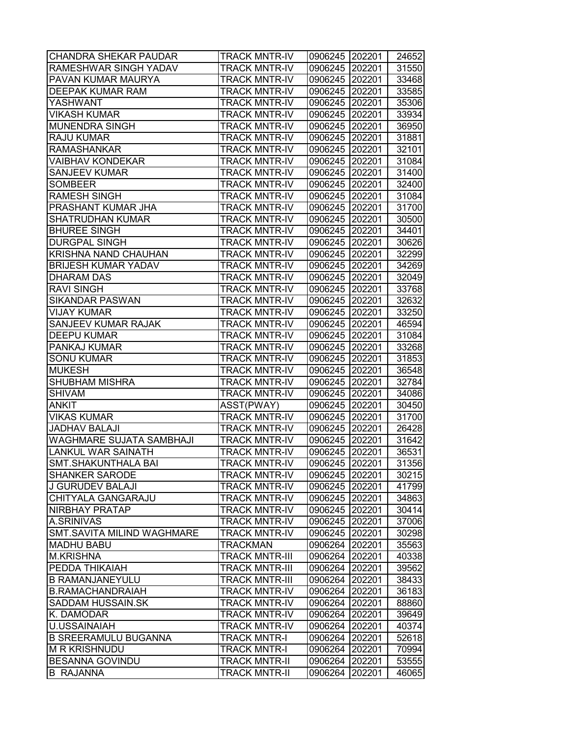| | | | | |
|---|---|---|---|---|
| CHANDRA SHEKAR PAUDAR | TRACK MNTR-IV | 0906245 | 202201 | 24652 |
| RAMESHWAR SINGH YADAV | TRACK MNTR-IV | 0906245 | 202201 | 31550 |
| PAVAN KUMAR MAURYA | TRACK MNTR-IV | 0906245 | 202201 | 33468 |
| DEEPAK KUMAR RAM | TRACK MNTR-IV | 0906245 | 202201 | 33585 |
| YASHWANT | TRACK MNTR-IV | 0906245 | 202201 | 35306 |
| VIKASH KUMAR | TRACK MNTR-IV | 0906245 | 202201 | 33934 |
| MUNENDRA SINGH | TRACK MNTR-IV | 0906245 | 202201 | 36950 |
| RAJU KUMAR | TRACK MNTR-IV | 0906245 | 202201 | 31881 |
| RAMASHANKAR | TRACK MNTR-IV | 0906245 | 202201 | 32101 |
| VAIBHAV KONDEKAR | TRACK MNTR-IV | 0906245 | 202201 | 31084 |
| SANJEEV KUMAR | TRACK MNTR-IV | 0906245 | 202201 | 31400 |
| SOMBEER | TRACK MNTR-IV | 0906245 | 202201 | 32400 |
| RAMESH SINGH | TRACK MNTR-IV | 0906245 | 202201 | 31084 |
| PRASHANT KUMAR JHA | TRACK MNTR-IV | 0906245 | 202201 | 31700 |
| SHATRUDHAN KUMAR | TRACK MNTR-IV | 0906245 | 202201 | 30500 |
| BHUREE SINGH | TRACK MNTR-IV | 0906245 | 202201 | 34401 |
| DURGPAL SINGH | TRACK MNTR-IV | 0906245 | 202201 | 30626 |
| KRISHNA NAND CHAUHAN | TRACK MNTR-IV | 0906245 | 202201 | 32299 |
| BRIJESH KUMAR YADAV | TRACK MNTR-IV | 0906245 | 202201 | 34269 |
| DHARAM DAS | TRACK MNTR-IV | 0906245 | 202201 | 32049 |
| RAVI SINGH | TRACK MNTR-IV | 0906245 | 202201 | 33768 |
| SIKANDAR PASWAN | TRACK MNTR-IV | 0906245 | 202201 | 32632 |
| VIJAY KUMAR | TRACK MNTR-IV | 0906245 | 202201 | 33250 |
| SANJEEV KUMAR RAJAK | TRACK MNTR-IV | 0906245 | 202201 | 46594 |
| DEEPU KUMAR | TRACK MNTR-IV | 0906245 | 202201 | 31084 |
| PANKAJ KUMAR | TRACK MNTR-IV | 0906245 | 202201 | 33268 |
| SONU KUMAR | TRACK MNTR-IV | 0906245 | 202201 | 31853 |
| MUKESH | TRACK MNTR-IV | 0906245 | 202201 | 36548 |
| SHUBHAM MISHRA | TRACK MNTR-IV | 0906245 | 202201 | 32784 |
| SHIVAM | TRACK MNTR-IV | 0906245 | 202201 | 34086 |
| ANKIT | ASST(PWAY) | 0906245 | 202201 | 30450 |
| VIKAS KUMAR | TRACK MNTR-IV | 0906245 | 202201 | 31700 |
| JADHAV BALAJI | TRACK MNTR-IV | 0906245 | 202201 | 26428 |
| WAGHMARE SUJATA SAMBHAJI | TRACK MNTR-IV | 0906245 | 202201 | 31642 |
| LANKUL WAR SAINATH | TRACK MNTR-IV | 0906245 | 202201 | 36531 |
| SMT.SHAKUNTHALA BAI | TRACK MNTR-IV | 0906245 | 202201 | 31356 |
| SHANKER SARODE | TRACK MNTR-IV | 0906245 | 202201 | 30215 |
| J GURUDEV BALAJI | TRACK MNTR-IV | 0906245 | 202201 | 41799 |
| CHITYALA GANGARAJU | TRACK MNTR-IV | 0906245 | 202201 | 34863 |
| NIRBHAY PRATAP | TRACK MNTR-IV | 0906245 | 202201 | 30414 |
| A.SRINIVAS | TRACK MNTR-IV | 0906245 | 202201 | 37006 |
| SMT.SAVITA MILIND WAGHMARE | TRACK MNTR-IV | 0906245 | 202201 | 30298 |
| MADHU BABU | TRACKMAN | 0906264 | 202201 | 35563 |
| M.KRISHNA | TRACK MNTR-III | 0906264 | 202201 | 40338 |
| PEDDA THIKAIAH | TRACK MNTR-III | 0906264 | 202201 | 39562 |
| B RAMANJANEYULU | TRACK MNTR-III | 0906264 | 202201 | 38433 |
| B.RAMACHANDRAIAH | TRACK MNTR-IV | 0906264 | 202201 | 36183 |
| SADDAM HUSSAIN.SK | TRACK MNTR-IV | 0906264 | 202201 | 88860 |
| K. DAMODAR | TRACK MNTR-IV | 0906264 | 202201 | 39649 |
| U.USSAINAIAH | TRACK MNTR-IV | 0906264 | 202201 | 40374 |
| B SREERAMULU BUGANNA | TRACK MNTR-I | 0906264 | 202201 | 52618 |
| M R KRISHNUDU | TRACK MNTR-I | 0906264 | 202201 | 70994 |
| BESANNA GOVINDU | TRACK MNTR-II | 0906264 | 202201 | 53555 |
| B RAJANNA | TRACK MNTR-II | 0906264 | 202201 | 46065 |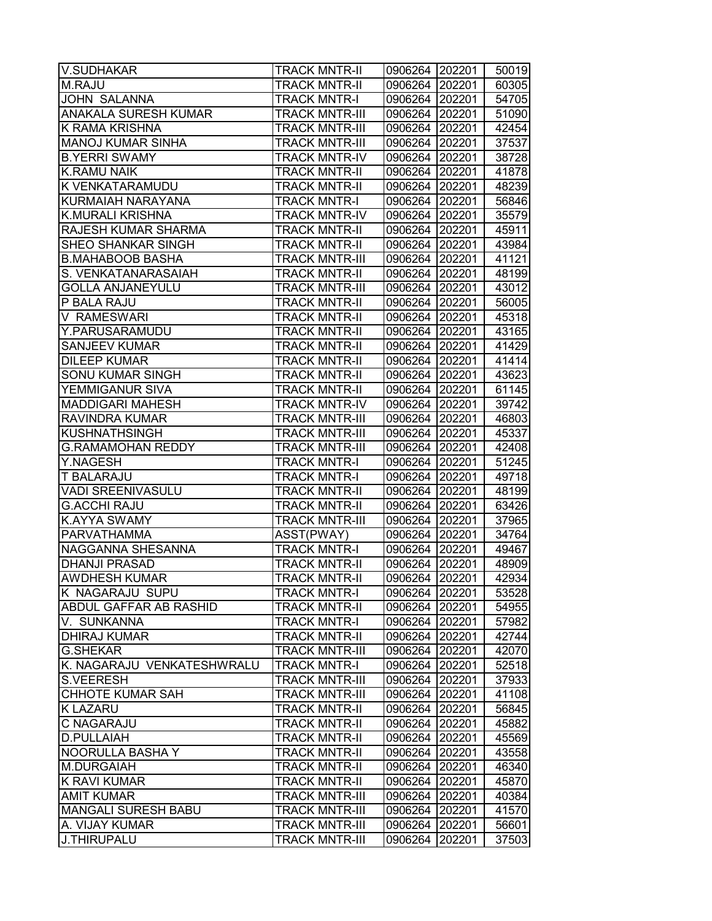| | | | | |
|---|---|---|---|---|
| V.SUDHAKAR | TRACK MNTR-II | 0906264 | 202201 | 50019 |
| M.RAJU | TRACK MNTR-II | 0906264 | 202201 | 60305 |
| JOHN SALANNA | TRACK MNTR-I | 0906264 | 202201 | 54705 |
| ANAKALA SURESH KUMAR | TRACK MNTR-III | 0906264 | 202201 | 51090 |
| K RAMA KRISHNA | TRACK MNTR-III | 0906264 | 202201 | 42454 |
| MANOJ KUMAR SINHA | TRACK MNTR-III | 0906264 | 202201 | 37537 |
| B.YERRI SWAMY | TRACK MNTR-IV | 0906264 | 202201 | 38728 |
| K.RAMU NAIK | TRACK MNTR-II | 0906264 | 202201 | 41878 |
| K VENKATARAMUDU | TRACK MNTR-II | 0906264 | 202201 | 48239 |
| KURMAIAH NARAYANA | TRACK MNTR-I | 0906264 | 202201 | 56846 |
| K.MURALI KRISHNA | TRACK MNTR-IV | 0906264 | 202201 | 35579 |
| RAJESH KUMAR SHARMA | TRACK MNTR-II | 0906264 | 202201 | 45911 |
| SHEO SHANKAR SINGH | TRACK MNTR-II | 0906264 | 202201 | 43984 |
| B.MAHABOOB BASHA | TRACK MNTR-III | 0906264 | 202201 | 41121 |
| S. VENKATANARASAIAH | TRACK MNTR-II | 0906264 | 202201 | 48199 |
| GOLLA ANJANEYULU | TRACK MNTR-III | 0906264 | 202201 | 43012 |
| P BALA RAJU | TRACK MNTR-II | 0906264 | 202201 | 56005 |
| V RAMESWARI | TRACK MNTR-II | 0906264 | 202201 | 45318 |
| Y.PARUSARAMUDU | TRACK MNTR-II | 0906264 | 202201 | 43165 |
| SANJEEV KUMAR | TRACK MNTR-II | 0906264 | 202201 | 41429 |
| DILEEP KUMAR | TRACK MNTR-II | 0906264 | 202201 | 41414 |
| SONU KUMAR SINGH | TRACK MNTR-II | 0906264 | 202201 | 43623 |
| YEMMIGANUR SIVA | TRACK MNTR-II | 0906264 | 202201 | 61145 |
| MADDIGARI MAHESH | TRACK MNTR-IV | 0906264 | 202201 | 39742 |
| RAVINDRA KUMAR | TRACK MNTR-III | 0906264 | 202201 | 46803 |
| KUSHNATHSINGH | TRACK MNTR-III | 0906264 | 202201 | 45337 |
| G.RAMAMOHAN REDDY | TRACK MNTR-III | 0906264 | 202201 | 42408 |
| Y.NAGESH | TRACK MNTR-I | 0906264 | 202201 | 51245 |
| T BALARAJU | TRACK MNTR-I | 0906264 | 202201 | 49718 |
| VADI SREENIVASULU | TRACK MNTR-II | 0906264 | 202201 | 48199 |
| G.ACCHI RAJU | TRACK MNTR-II | 0906264 | 202201 | 63426 |
| K.AYYA SWAMY | TRACK MNTR-III | 0906264 | 202201 | 37965 |
| PARVATHAMMA | ASST(PWAY) | 0906264 | 202201 | 34764 |
| NAGGANNA SHESANNA | TRACK MNTR-I | 0906264 | 202201 | 49467 |
| DHANJI PRASAD | TRACK MNTR-II | 0906264 | 202201 | 48909 |
| AWDHESH KUMAR | TRACK MNTR-II | 0906264 | 202201 | 42934 |
| K NAGARAJU SUPU | TRACK MNTR-I | 0906264 | 202201 | 53528 |
| ABDUL GAFFAR AB RASHID | TRACK MNTR-II | 0906264 | 202201 | 54955 |
| V. SUNKANNA | TRACK MNTR-I | 0906264 | 202201 | 57982 |
| DHIRAJ KUMAR | TRACK MNTR-II | 0906264 | 202201 | 42744 |
| G.SHEKAR | TRACK MNTR-III | 0906264 | 202201 | 42070 |
| K. NAGARAJU VENKATESHWRALU | TRACK MNTR-I | 0906264 | 202201 | 52518 |
| S.VEERESH | TRACK MNTR-III | 0906264 | 202201 | 37933 |
| CHHOTE KUMAR SAH | TRACK MNTR-III | 0906264 | 202201 | 41108 |
| K LAZARU | TRACK MNTR-II | 0906264 | 202201 | 56845 |
| C NAGARAJU | TRACK MNTR-II | 0906264 | 202201 | 45882 |
| D.PULLAIAH | TRACK MNTR-II | 0906264 | 202201 | 45569 |
| NOORULLA BASHA Y | TRACK MNTR-II | 0906264 | 202201 | 43558 |
| M.DURGAIAH | TRACK MNTR-II | 0906264 | 202201 | 46340 |
| K RAVI KUMAR | TRACK MNTR-II | 0906264 | 202201 | 45870 |
| AMIT KUMAR | TRACK MNTR-III | 0906264 | 202201 | 40384 |
| MANGALI SURESH BABU | TRACK MNTR-III | 0906264 | 202201 | 41570 |
| A. VIJAY KUMAR | TRACK MNTR-III | 0906264 | 202201 | 56601 |
| J.THIRUPALU | TRACK MNTR-III | 0906264 | 202201 | 37503 |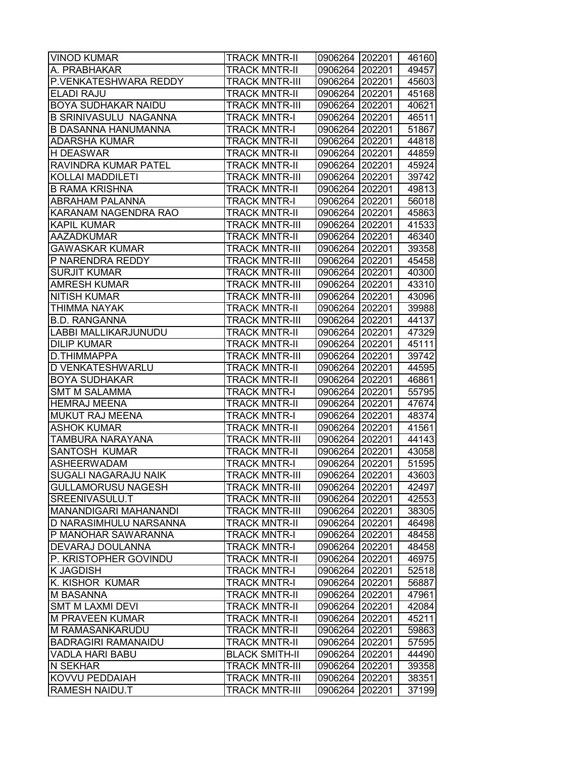| VINOD KUMAR | TRACK MNTR-II | 0906264 | 202201 | 46160 |
|---|---|---|---|---|
| A. PRABHAKAR | TRACK MNTR-II | 0906264 | 202201 | 49457 |
| P.VENKATESHWARA REDDY | TRACK MNTR-III | 0906264 | 202201 | 45603 |
| ELADI RAJU | TRACK MNTR-II | 0906264 | 202201 | 45168 |
| BOYA SUDHAKAR NAIDU | TRACK MNTR-III | 0906264 | 202201 | 40621 |
| B SRINIVASULU NAGANNA | TRACK MNTR-I | 0906264 | 202201 | 46511 |
| B DASANNA HANUMANNA | TRACK MNTR-I | 0906264 | 202201 | 51867 |
| ADARSHA KUMAR | TRACK MNTR-II | 0906264 | 202201 | 44818 |
| H DEASWAR | TRACK MNTR-II | 0906264 | 202201 | 44859 |
| RAVINDRA KUMAR PATEL | TRACK MNTR-II | 0906264 | 202201 | 45924 |
| KOLLAI MADDILETI | TRACK MNTR-III | 0906264 | 202201 | 39742 |
| B RAMA KRISHNA | TRACK MNTR-II | 0906264 | 202201 | 49813 |
| ABRAHAM PALANNA | TRACK MNTR-I | 0906264 | 202201 | 56018 |
| KARANAM NAGENDRA RAO | TRACK MNTR-II | 0906264 | 202201 | 45863 |
| KAPIL KUMAR | TRACK MNTR-III | 0906264 | 202201 | 41533 |
| AAZADKUMAR | TRACK MNTR-II | 0906264 | 202201 | 46340 |
| GAWASKAR KUMAR | TRACK MNTR-III | 0906264 | 202201 | 39358 |
| P NARENDRA REDDY | TRACK MNTR-III | 0906264 | 202201 | 45458 |
| SURJIT KUMAR | TRACK MNTR-III | 0906264 | 202201 | 40300 |
| AMRESH KUMAR | TRACK MNTR-III | 0906264 | 202201 | 43310 |
| NITISH KUMAR | TRACK MNTR-III | 0906264 | 202201 | 43096 |
| THIMMA NAYAK | TRACK MNTR-II | 0906264 | 202201 | 39988 |
| B.D. RANGANNA | TRACK MNTR-III | 0906264 | 202201 | 44137 |
| LABBI MALLIKARJUNUDU | TRACK MNTR-II | 0906264 | 202201 | 47329 |
| DILIP KUMAR | TRACK MNTR-II | 0906264 | 202201 | 45111 |
| D.THIMMAPPA | TRACK MNTR-III | 0906264 | 202201 | 39742 |
| D VENKATESHWARLU | TRACK MNTR-II | 0906264 | 202201 | 44595 |
| BOYA SUDHAKAR | TRACK MNTR-II | 0906264 | 202201 | 46861 |
| SMT M SALAMMA | TRACK MNTR-I | 0906264 | 202201 | 55795 |
| HEMRAJ MEENA | TRACK MNTR-II | 0906264 | 202201 | 47674 |
| MUKUT RAJ MEENA | TRACK MNTR-I | 0906264 | 202201 | 48374 |
| ASHOK KUMAR | TRACK MNTR-II | 0906264 | 202201 | 41561 |
| TAMBURA NARAYANA | TRACK MNTR-III | 0906264 | 202201 | 44143 |
| SANTOSH KUMAR | TRACK MNTR-II | 0906264 | 202201 | 43058 |
| ASHEERWADAM | TRACK MNTR-I | 0906264 | 202201 | 51595 |
| SUGALI NAGARAJU NAIK | TRACK MNTR-III | 0906264 | 202201 | 43603 |
| GULLAMORUSU NAGESH | TRACK MNTR-III | 0906264 | 202201 | 42497 |
| SREENIVASULU.T | TRACK MNTR-III | 0906264 | 202201 | 42553 |
| MANANDIGARI MAHANANDI | TRACK MNTR-III | 0906264 | 202201 | 38305 |
| D NARASIMHULU NARSANNA | TRACK MNTR-II | 0906264 | 202201 | 46498 |
| P MANOHAR SAWARANNA | TRACK MNTR-I | 0906264 | 202201 | 48458 |
| DEVARAJ DOULANNA | TRACK MNTR-I | 0906264 | 202201 | 48458 |
| P. KRISTOPHER GOVINDU | TRACK MNTR-II | 0906264 | 202201 | 46975 |
| K JAGDISH | TRACK MNTR-I | 0906264 | 202201 | 52518 |
| K. KISHOR KUMAR | TRACK MNTR-I | 0906264 | 202201 | 56887 |
| M BASANNA | TRACK MNTR-II | 0906264 | 202201 | 47961 |
| SMT M LAXMI DEVI | TRACK MNTR-II | 0906264 | 202201 | 42084 |
| M PRAVEEN KUMAR | TRACK MNTR-II | 0906264 | 202201 | 45211 |
| M RAMASANKARUDU | TRACK MNTR-II | 0906264 | 202201 | 59863 |
| BADRAGIRI RAMANAIDU | TRACK MNTR-II | 0906264 | 202201 | 57595 |
| VADLA HARI BABU | BLACK SMITH-II | 0906264 | 202201 | 44490 |
| N SEKHAR | TRACK MNTR-III | 0906264 | 202201 | 39358 |
| KOVVU PEDDAIAH | TRACK MNTR-III | 0906264 | 202201 | 38351 |
| RAMESH NAIDU.T | TRACK MNTR-III | 0906264 | 202201 | 37199 |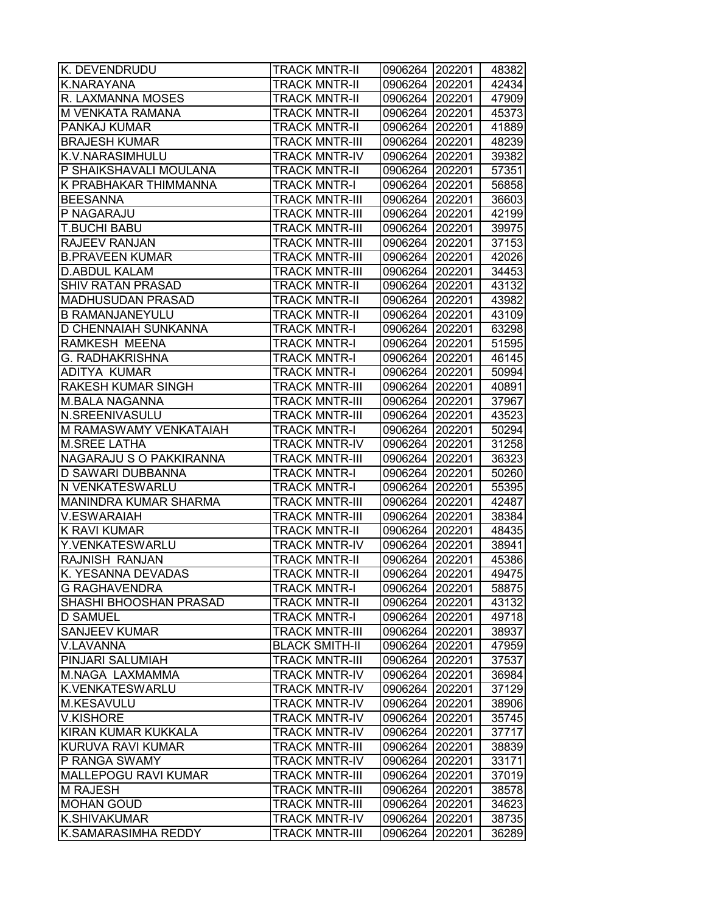| | | | | |
|---|---|---|---|---|
| K. DEVENDRUDU | TRACK MNTR-II | 0906264 | 202201 | 48382 |
| K.NARAYANA | TRACK MNTR-II | 0906264 | 202201 | 42434 |
| R. LAXMANNA MOSES | TRACK MNTR-II | 0906264 | 202201 | 47909 |
| M VENKATA RAMANA | TRACK MNTR-II | 0906264 | 202201 | 45373 |
| PANKAJ KUMAR | TRACK MNTR-II | 0906264 | 202201 | 41889 |
| BRAJESH KUMAR | TRACK MNTR-III | 0906264 | 202201 | 48239 |
| K.V.NARASIMHULU | TRACK MNTR-IV | 0906264 | 202201 | 39382 |
| P SHAIKSHAVALI MOULANA | TRACK MNTR-II | 0906264 | 202201 | 57351 |
| K PRABHAKAR THIMMANNA | TRACK MNTR-I | 0906264 | 202201 | 56858 |
| BEESANNA | TRACK MNTR-III | 0906264 | 202201 | 36603 |
| P NAGARAJU | TRACK MNTR-III | 0906264 | 202201 | 42199 |
| T.BUCHI BABU | TRACK MNTR-III | 0906264 | 202201 | 39975 |
| RAJEEV RANJAN | TRACK MNTR-III | 0906264 | 202201 | 37153 |
| B.PRAVEEN KUMAR | TRACK MNTR-III | 0906264 | 202201 | 42026 |
| D.ABDUL KALAM | TRACK MNTR-III | 0906264 | 202201 | 34453 |
| SHIV RATAN PRASAD | TRACK MNTR-II | 0906264 | 202201 | 43132 |
| MADHUSUDAN PRASAD | TRACK MNTR-II | 0906264 | 202201 | 43982 |
| B RAMANJANEYULU | TRACK MNTR-II | 0906264 | 202201 | 43109 |
| D CHENNAIAH SUNKANNA | TRACK MNTR-I | 0906264 | 202201 | 63298 |
| RAMKESH MEENA | TRACK MNTR-I | 0906264 | 202201 | 51595 |
| G. RADHAKRISHNA | TRACK MNTR-I | 0906264 | 202201 | 46145 |
| ADITYA KUMAR | TRACK MNTR-I | 0906264 | 202201 | 50994 |
| RAKESH KUMAR SINGH | TRACK MNTR-III | 0906264 | 202201 | 40891 |
| M.BALA NAGANNA | TRACK MNTR-III | 0906264 | 202201 | 37967 |
| N.SREENIVASULU | TRACK MNTR-III | 0906264 | 202201 | 43523 |
| M RAMASWAMY VENKATAIAH | TRACK MNTR-I | 0906264 | 202201 | 50294 |
| M.SREE LATHA | TRACK MNTR-IV | 0906264 | 202201 | 31258 |
| NAGARAJU S O PAKKIRANNA | TRACK MNTR-III | 0906264 | 202201 | 36323 |
| D SAWARI DUBBANNA | TRACK MNTR-I | 0906264 | 202201 | 50260 |
| N VENKATESWARLU | TRACK MNTR-I | 0906264 | 202201 | 55395 |
| MANINDRA KUMAR SHARMA | TRACK MNTR-III | 0906264 | 202201 | 42487 |
| V.ESWARAIAH | TRACK MNTR-III | 0906264 | 202201 | 38384 |
| K RAVI KUMAR | TRACK MNTR-II | 0906264 | 202201 | 48435 |
| Y.VENKATESWARLU | TRACK MNTR-IV | 0906264 | 202201 | 38941 |
| RAJNISH RANJAN | TRACK MNTR-II | 0906264 | 202201 | 45386 |
| K. YESANNA DEVADAS | TRACK MNTR-II | 0906264 | 202201 | 49475 |
| G RAGHAVENDRA | TRACK MNTR-I | 0906264 | 202201 | 58875 |
| SHASHI BHOOSHAN PRASAD | TRACK MNTR-II | 0906264 | 202201 | 43132 |
| D SAMUEL | TRACK MNTR-I | 0906264 | 202201 | 49718 |
| SANJEEV KUMAR | TRACK MNTR-III | 0906264 | 202201 | 38937 |
| V.LAVANNA | BLACK SMITH-II | 0906264 | 202201 | 47959 |
| PINJARI SALUMIAH | TRACK MNTR-III | 0906264 | 202201 | 37537 |
| M.NAGA LAXMAMMA | TRACK MNTR-IV | 0906264 | 202201 | 36984 |
| K.VENKATESWARLU | TRACK MNTR-IV | 0906264 | 202201 | 37129 |
| M.KESAVULU | TRACK MNTR-IV | 0906264 | 202201 | 38906 |
| V.KISHORE | TRACK MNTR-IV | 0906264 | 202201 | 35745 |
| KIRAN KUMAR KUKKALA | TRACK MNTR-IV | 0906264 | 202201 | 37717 |
| KURUVA RAVI KUMAR | TRACK MNTR-III | 0906264 | 202201 | 38839 |
| P RANGA SWAMY | TRACK MNTR-IV | 0906264 | 202201 | 33171 |
| MALLEPOGU RAVI KUMAR | TRACK MNTR-III | 0906264 | 202201 | 37019 |
| M RAJESH | TRACK MNTR-III | 0906264 | 202201 | 38578 |
| MOHAN GOUD | TRACK MNTR-III | 0906264 | 202201 | 34623 |
| K.SHIVAKUMAR | TRACK MNTR-IV | 0906264 | 202201 | 38735 |
| K.SAMARASIMHA REDDY | TRACK MNTR-III | 0906264 | 202201 | 36289 |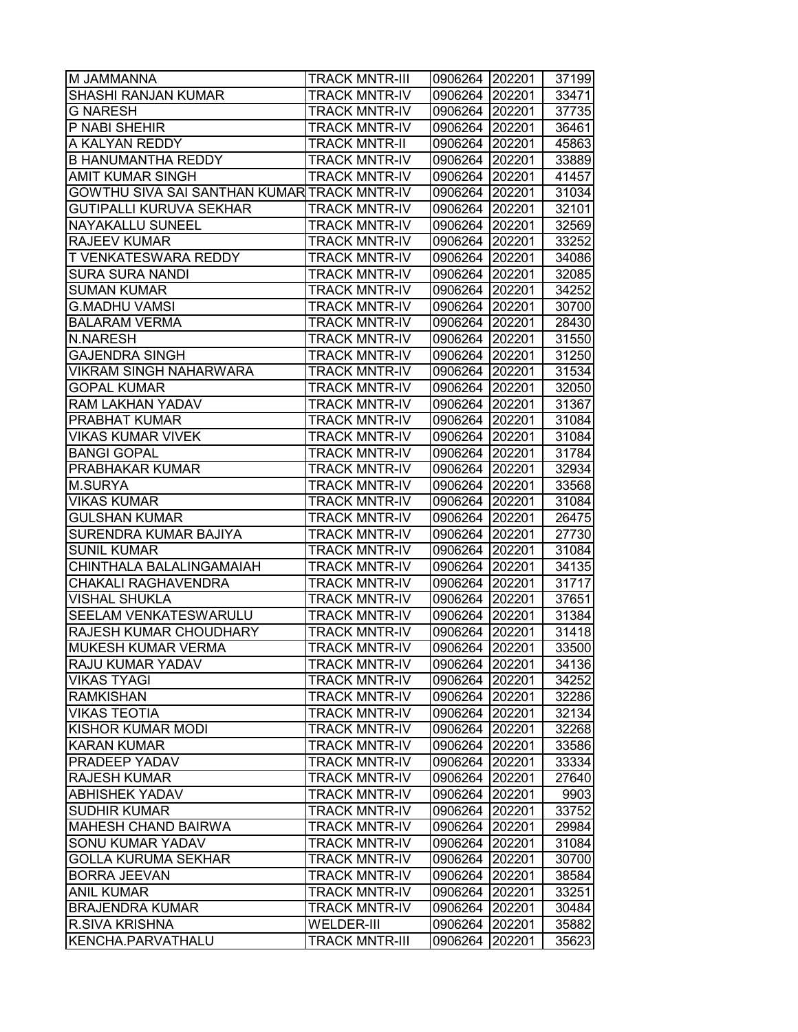| | | | | |
|---|---|---|---|---|
| M JAMMANNA | TRACK MNTR-III | 0906264 | 202201 | 37199 |
| SHASHI RANJAN KUMAR | TRACK MNTR-IV | 0906264 | 202201 | 33471 |
| G NARESH | TRACK MNTR-IV | 0906264 | 202201 | 37735 |
| P NABI SHEHIR | TRACK MNTR-IV | 0906264 | 202201 | 36461 |
| A KALYAN REDDY | TRACK MNTR-II | 0906264 | 202201 | 45863 |
| B HANUMANTHA REDDY | TRACK MNTR-IV | 0906264 | 202201 | 33889 |
| AMIT KUMAR SINGH | TRACK MNTR-IV | 0906264 | 202201 | 41457 |
| GOWTHU SIVA SAI SANTHAN KUMAR | TRACK MNTR-IV | 0906264 | 202201 | 31034 |
| GUTIPALLI KURUVA SEKHAR | TRACK MNTR-IV | 0906264 | 202201 | 32101 |
| NAYAKALLU SUNEEL | TRACK MNTR-IV | 0906264 | 202201 | 32569 |
| RAJEEV KUMAR | TRACK MNTR-IV | 0906264 | 202201 | 33252 |
| T VENKATESWARA REDDY | TRACK MNTR-IV | 0906264 | 202201 | 34086 |
| SURA SURA NANDI | TRACK MNTR-IV | 0906264 | 202201 | 32085 |
| SUMAN KUMAR | TRACK MNTR-IV | 0906264 | 202201 | 34252 |
| G.MADHU VAMSI | TRACK MNTR-IV | 0906264 | 202201 | 30700 |
| BALARAM VERMA | TRACK MNTR-IV | 0906264 | 202201 | 28430 |
| N.NARESH | TRACK MNTR-IV | 0906264 | 202201 | 31550 |
| GAJENDRA SINGH | TRACK MNTR-IV | 0906264 | 202201 | 31250 |
| VIKRAM SINGH NAHARWARA | TRACK MNTR-IV | 0906264 | 202201 | 31534 |
| GOPAL KUMAR | TRACK MNTR-IV | 0906264 | 202201 | 32050 |
| RAM LAKHAN YADAV | TRACK MNTR-IV | 0906264 | 202201 | 31367 |
| PRABHAT KUMAR | TRACK MNTR-IV | 0906264 | 202201 | 31084 |
| VIKAS KUMAR VIVEK | TRACK MNTR-IV | 0906264 | 202201 | 31084 |
| BANGI GOPAL | TRACK MNTR-IV | 0906264 | 202201 | 31784 |
| PRABHAKAR KUMAR | TRACK MNTR-IV | 0906264 | 202201 | 32934 |
| M.SURYA | TRACK MNTR-IV | 0906264 | 202201 | 33568 |
| VIKAS KUMAR | TRACK MNTR-IV | 0906264 | 202201 | 31084 |
| GULSHAN KUMAR | TRACK MNTR-IV | 0906264 | 202201 | 26475 |
| SURENDRA KUMAR BAJIYA | TRACK MNTR-IV | 0906264 | 202201 | 27730 |
| SUNIL KUMAR | TRACK MNTR-IV | 0906264 | 202201 | 31084 |
| CHINTHALA BALALINGAMAIAH | TRACK MNTR-IV | 0906264 | 202201 | 34135 |
| CHAKALI RAGHAVENDRA | TRACK MNTR-IV | 0906264 | 202201 | 31717 |
| VISHAL SHUKLA | TRACK MNTR-IV | 0906264 | 202201 | 37651 |
| SEELAM VENKATESWARULU | TRACK MNTR-IV | 0906264 | 202201 | 31384 |
| RAJESH KUMAR CHOUDHARY | TRACK MNTR-IV | 0906264 | 202201 | 31418 |
| MUKESH KUMAR VERMA | TRACK MNTR-IV | 0906264 | 202201 | 33500 |
| RAJU KUMAR YADAV | TRACK MNTR-IV | 0906264 | 202201 | 34136 |
| VIKAS TYAGI | TRACK MNTR-IV | 0906264 | 202201 | 34252 |
| RAMKISHAN | TRACK MNTR-IV | 0906264 | 202201 | 32286 |
| VIKAS TEOTIA | TRACK MNTR-IV | 0906264 | 202201 | 32134 |
| KISHOR KUMAR MODI | TRACK MNTR-IV | 0906264 | 202201 | 32268 |
| KARAN KUMAR | TRACK MNTR-IV | 0906264 | 202201 | 33586 |
| PRADEEP YADAV | TRACK MNTR-IV | 0906264 | 202201 | 33334 |
| RAJESH KUMAR | TRACK MNTR-IV | 0906264 | 202201 | 27640 |
| ABHISHEK YADAV | TRACK MNTR-IV | 0906264 | 202201 | 9903 |
| SUDHIR KUMAR | TRACK MNTR-IV | 0906264 | 202201 | 33752 |
| MAHESH CHAND BAIRWA | TRACK MNTR-IV | 0906264 | 202201 | 29984 |
| SONU KUMAR YADAV | TRACK MNTR-IV | 0906264 | 202201 | 31084 |
| GOLLA KURUMA SEKHAR | TRACK MNTR-IV | 0906264 | 202201 | 30700 |
| BORRA JEEVAN | TRACK MNTR-IV | 0906264 | 202201 | 38584 |
| ANIL KUMAR | TRACK MNTR-IV | 0906264 | 202201 | 33251 |
| BRAJENDRA KUMAR | TRACK MNTR-IV | 0906264 | 202201 | 30484 |
| R.SIVA KRISHNA | WELDER-III | 0906264 | 202201 | 35882 |
| KENCHA.PARVATHALU | TRACK MNTR-III | 0906264 | 202201 | 35623 |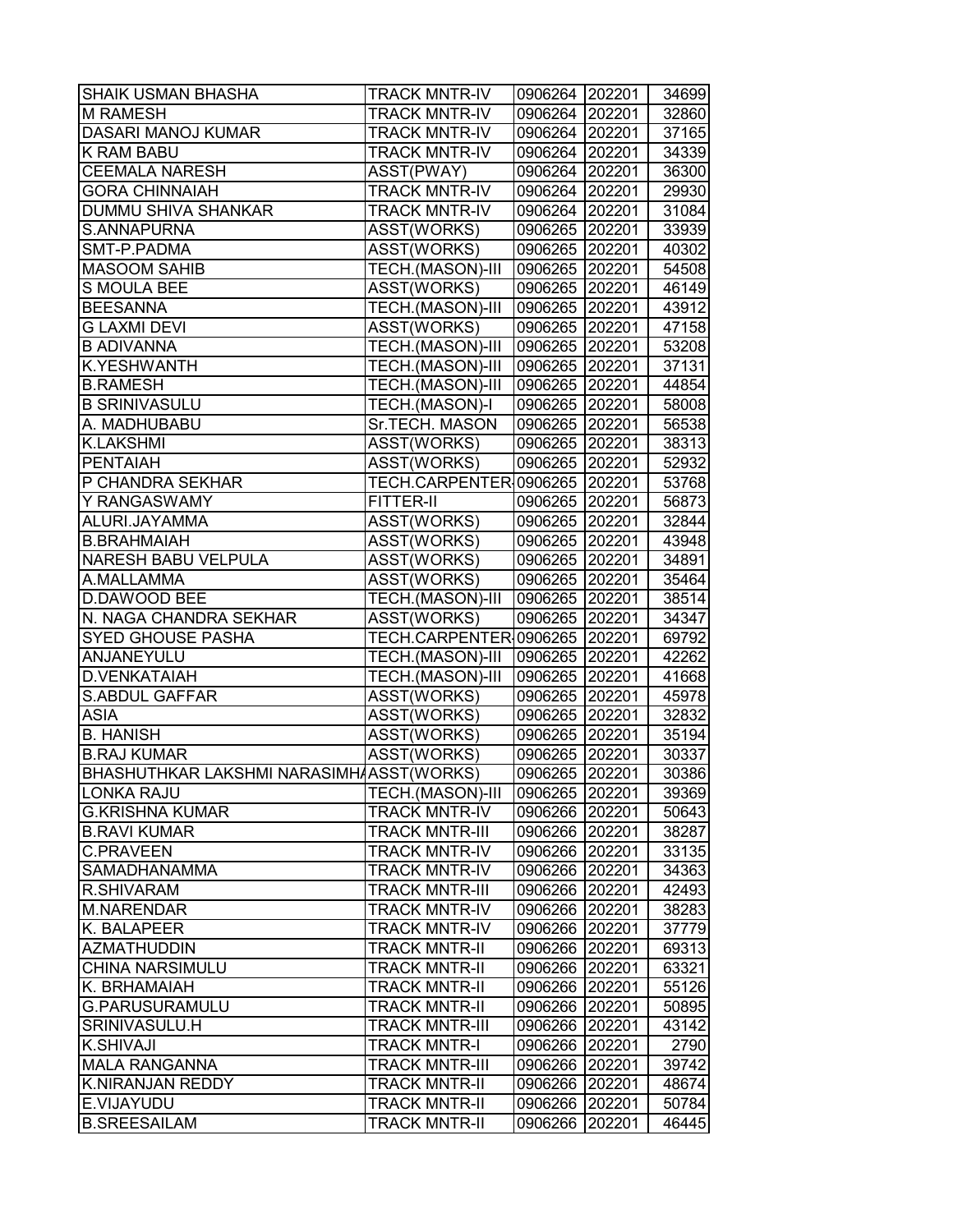| | | | | |
|---|---|---|---|---|
| SHAIK USMAN BHASHA | TRACK MNTR-IV | 0906264 | 202201 | 34699 |
| M RAMESH | TRACK MNTR-IV | 0906264 | 202201 | 32860 |
| DASARI MANOJ KUMAR | TRACK MNTR-IV | 0906264 | 202201 | 37165 |
| K RAM BABU | TRACK MNTR-IV | 0906264 | 202201 | 34339 |
| CEEMALA NARESH | ASST(PWAY) | 0906264 | 202201 | 36300 |
| GORA CHINNAIAH | TRACK MNTR-IV | 0906264 | 202201 | 29930 |
| DUMMU SHIVA SHANKAR | TRACK MNTR-IV | 0906264 | 202201 | 31084 |
| S.ANNAPURNA | ASST(WORKS) | 0906265 | 202201 | 33939 |
| SMT-P.PADMA | ASST(WORKS) | 0906265 | 202201 | 40302 |
| MASOOM SAHIB | TECH.(MASON)-III | 0906265 | 202201 | 54508 |
| S MOULA BEE | ASST(WORKS) | 0906265 | 202201 | 46149 |
| BEESANNA | TECH.(MASON)-III | 0906265 | 202201 | 43912 |
| G LAXMI DEVI | ASST(WORKS) | 0906265 | 202201 | 47158 |
| B ADIVANNA | TECH.(MASON)-III | 0906265 | 202201 | 53208 |
| K.YESHWANTH | TECH.(MASON)-III | 0906265 | 202201 | 37131 |
| B.RAMESH | TECH.(MASON)-III | 0906265 | 202201 | 44854 |
| B SRINIVASULU | TECH.(MASON)-I | 0906265 | 202201 | 58008 |
| A. MADHUBABU | Sr.TECH. MASON | 0906265 | 202201 | 56538 |
| K.LAKSHMI | ASST(WORKS) | 0906265 | 202201 | 38313 |
| PENTAIAH | ASST(WORKS) | 0906265 | 202201 | 52932 |
| P CHANDRA SEKHAR | TECH.CARPENTER | 0906265 | 202201 | 53768 |
| Y RANGASWAMY | FITTER-II | 0906265 | 202201 | 56873 |
| ALURI.JAYAMMA | ASST(WORKS) | 0906265 | 202201 | 32844 |
| B.BRAHMAIAH | ASST(WORKS) | 0906265 | 202201 | 43948 |
| NARESH BABU VELPULA | ASST(WORKS) | 0906265 | 202201 | 34891 |
| A.MALLAMMA | ASST(WORKS) | 0906265 | 202201 | 35464 |
| D.DAWOOD BEE | TECH.(MASON)-III | 0906265 | 202201 | 38514 |
| N. NAGA CHANDRA SEKHAR | ASST(WORKS) | 0906265 | 202201 | 34347 |
| SYED GHOUSE PASHA | TECH.CARPENTER | 0906265 | 202201 | 69792 |
| ANJANEYULU | TECH.(MASON)-III | 0906265 | 202201 | 42262 |
| D.VENKATAIAH | TECH.(MASON)-III | 0906265 | 202201 | 41668 |
| S.ABDUL GAFFAR | ASST(WORKS) | 0906265 | 202201 | 45978 |
| ASIA | ASST(WORKS) | 0906265 | 202201 | 32832 |
| B. HANISH | ASST(WORKS) | 0906265 | 202201 | 35194 |
| B.RAJ KUMAR | ASST(WORKS) | 0906265 | 202201 | 30337 |
| BHASHUTHKAR LAKSHMI NARASIMHA | ASST(WORKS) | 0906265 | 202201 | 30386 |
| LONKA RAJU | TECH.(MASON)-III | 0906265 | 202201 | 39369 |
| G.KRISHNA KUMAR | TRACK MNTR-IV | 0906266 | 202201 | 50643 |
| B.RAVI KUMAR | TRACK MNTR-III | 0906266 | 202201 | 38287 |
| C.PRAVEEN | TRACK MNTR-IV | 0906266 | 202201 | 33135 |
| SAMADHANAMMA | TRACK MNTR-IV | 0906266 | 202201 | 34363 |
| R.SHIVARAM | TRACK MNTR-III | 0906266 | 202201 | 42493 |
| M.NARENDAR | TRACK MNTR-IV | 0906266 | 202201 | 38283 |
| K. BALAPEER | TRACK MNTR-IV | 0906266 | 202201 | 37779 |
| AZMATHUDDIN | TRACK MNTR-II | 0906266 | 202201 | 69313 |
| CHINA NARSIMULU | TRACK MNTR-II | 0906266 | 202201 | 63321 |
| K. BRHAMAIAH | TRACK MNTR-II | 0906266 | 202201 | 55126 |
| G.PARUSURAMULU | TRACK MNTR-II | 0906266 | 202201 | 50895 |
| SRINIVASULU.H | TRACK MNTR-III | 0906266 | 202201 | 43142 |
| K.SHIVAJI | TRACK MNTR-I | 0906266 | 202201 | 2790 |
| MALA RANGANNA | TRACK MNTR-III | 0906266 | 202201 | 39742 |
| K.NIRANJAN REDDY | TRACK MNTR-II | 0906266 | 202201 | 48674 |
| E.VIJAYUDU | TRACK MNTR-II | 0906266 | 202201 | 50784 |
| B.SREESAILAM | TRACK MNTR-II | 0906266 | 202201 | 46445 |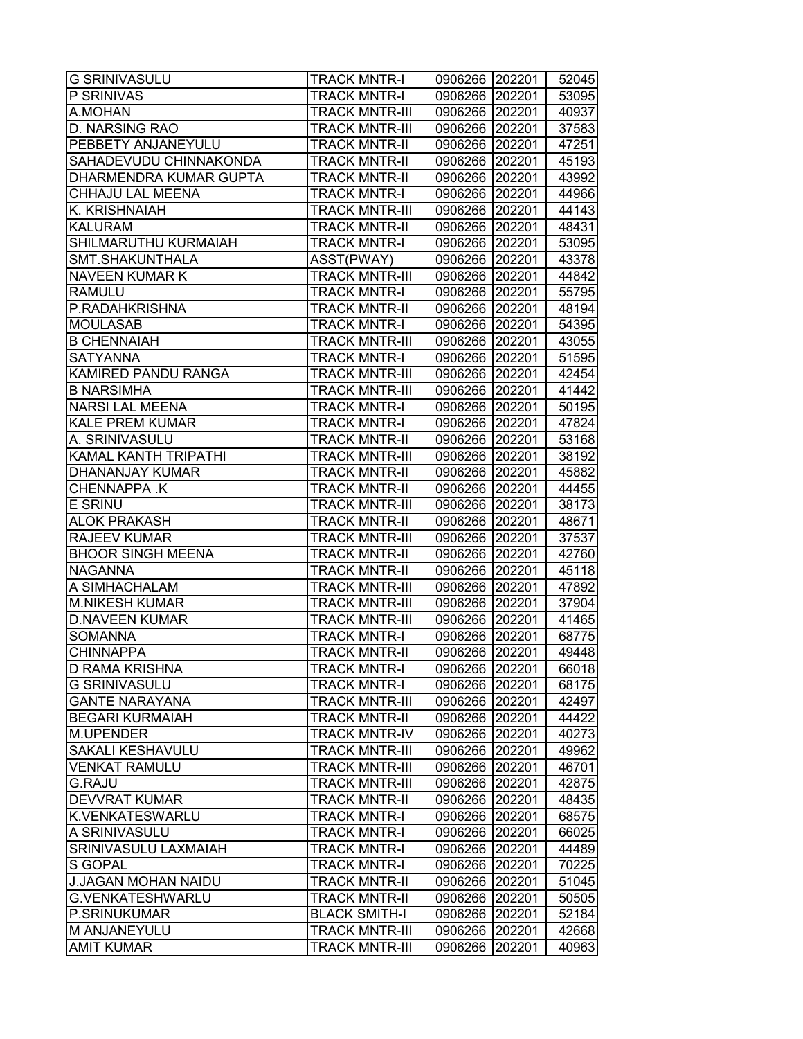| G SRINIVASULU | TRACK MNTR-I | 0906266 | 202201 | 52045 |
|---|---|---|---|---|
| P SRINIVAS | TRACK MNTR-I | 0906266 | 202201 | 53095 |
| A.MOHAN | TRACK MNTR-III | 0906266 | 202201 | 40937 |
| D. NARSING RAO | TRACK MNTR-III | 0906266 | 202201 | 37583 |
| PEBBETY ANJANEYULU | TRACK MNTR-II | 0906266 | 202201 | 47251 |
| SAHADEVUDU CHINNAKONDA | TRACK MNTR-II | 0906266 | 202201 | 45193 |
| DHARMENDRA KUMAR GUPTA | TRACK MNTR-II | 0906266 | 202201 | 43992 |
| CHHAJU LAL MEENA | TRACK MNTR-I | 0906266 | 202201 | 44966 |
| K. KRISHNAIAH | TRACK MNTR-III | 0906266 | 202201 | 44143 |
| KALURAM | TRACK MNTR-II | 0906266 | 202201 | 48431 |
| SHILMARUTHU KURMAIAH | TRACK MNTR-I | 0906266 | 202201 | 53095 |
| SMT.SHAKUNTHALA | ASST(PWAY) | 0906266 | 202201 | 43378 |
| NAVEEN KUMAR K | TRACK MNTR-III | 0906266 | 202201 | 44842 |
| RAMULU | TRACK MNTR-I | 0906266 | 202201 | 55795 |
| P.RADAHKRISHNA | TRACK MNTR-II | 0906266 | 202201 | 48194 |
| MOULASAB | TRACK MNTR-I | 0906266 | 202201 | 54395 |
| B CHENNAIAH | TRACK MNTR-III | 0906266 | 202201 | 43055 |
| SATYANNA | TRACK MNTR-I | 0906266 | 202201 | 51595 |
| KAMIRED PANDU RANGA | TRACK MNTR-III | 0906266 | 202201 | 42454 |
| B NARSIMHA | TRACK MNTR-III | 0906266 | 202201 | 41442 |
| NARSI LAL MEENA | TRACK MNTR-I | 0906266 | 202201 | 50195 |
| KALE PREM KUMAR | TRACK MNTR-I | 0906266 | 202201 | 47824 |
| A. SRINIVASULU | TRACK MNTR-II | 0906266 | 202201 | 53168 |
| KAMAL KANTH TRIPATHI | TRACK MNTR-III | 0906266 | 202201 | 38192 |
| DHANANJAY KUMAR | TRACK MNTR-II | 0906266 | 202201 | 45882 |
| CHENNAPPA .K | TRACK MNTR-II | 0906266 | 202201 | 44455 |
| E SRINU | TRACK MNTR-III | 0906266 | 202201 | 38173 |
| ALOK PRAKASH | TRACK MNTR-II | 0906266 | 202201 | 48671 |
| RAJEEV KUMAR | TRACK MNTR-III | 0906266 | 202201 | 37537 |
| BHOOR SINGH MEENA | TRACK MNTR-II | 0906266 | 202201 | 42760 |
| NAGANNA | TRACK MNTR-II | 0906266 | 202201 | 45118 |
| A SIMHACHALAM | TRACK MNTR-III | 0906266 | 202201 | 47892 |
| M.NIKESH KUMAR | TRACK MNTR-III | 0906266 | 202201 | 37904 |
| D.NAVEEN KUMAR | TRACK MNTR-III | 0906266 | 202201 | 41465 |
| SOMANNA | TRACK MNTR-I | 0906266 | 202201 | 68775 |
| CHINNAPPA | TRACK MNTR-II | 0906266 | 202201 | 49448 |
| D RAMA KRISHNA | TRACK MNTR-I | 0906266 | 202201 | 66018 |
| G SRINIVASULU | TRACK MNTR-I | 0906266 | 202201 | 68175 |
| GANTE NARAYANA | TRACK MNTR-III | 0906266 | 202201 | 42497 |
| BEGARI KURMAIAH | TRACK MNTR-II | 0906266 | 202201 | 44422 |
| M.UPENDER | TRACK MNTR-IV | 0906266 | 202201 | 40273 |
| SAKALI KESHAVULU | TRACK MNTR-III | 0906266 | 202201 | 49962 |
| VENKAT RAMULU | TRACK MNTR-III | 0906266 | 202201 | 46701 |
| G.RAJU | TRACK MNTR-III | 0906266 | 202201 | 42875 |
| DEVVRAT KUMAR | TRACK MNTR-II | 0906266 | 202201 | 48435 |
| K.VENKATESWARLU | TRACK MNTR-I | 0906266 | 202201 | 68575 |
| A SRINIVASULU | TRACK MNTR-I | 0906266 | 202201 | 66025 |
| SRINIVASULU LAXMAIAH | TRACK MNTR-I | 0906266 | 202201 | 44489 |
| S GOPAL | TRACK MNTR-I | 0906266 | 202201 | 70225 |
| J.JAGAN MOHAN NAIDU | TRACK MNTR-II | 0906266 | 202201 | 51045 |
| G.VENKATESHWARLU | TRACK MNTR-II | 0906266 | 202201 | 50505 |
| P.SRINUKUMAR | BLACK SMITH-I | 0906266 | 202201 | 52184 |
| M ANJANEYULU | TRACK MNTR-III | 0906266 | 202201 | 42668 |
| AMIT KUMAR | TRACK MNTR-III | 0906266 | 202201 | 40963 |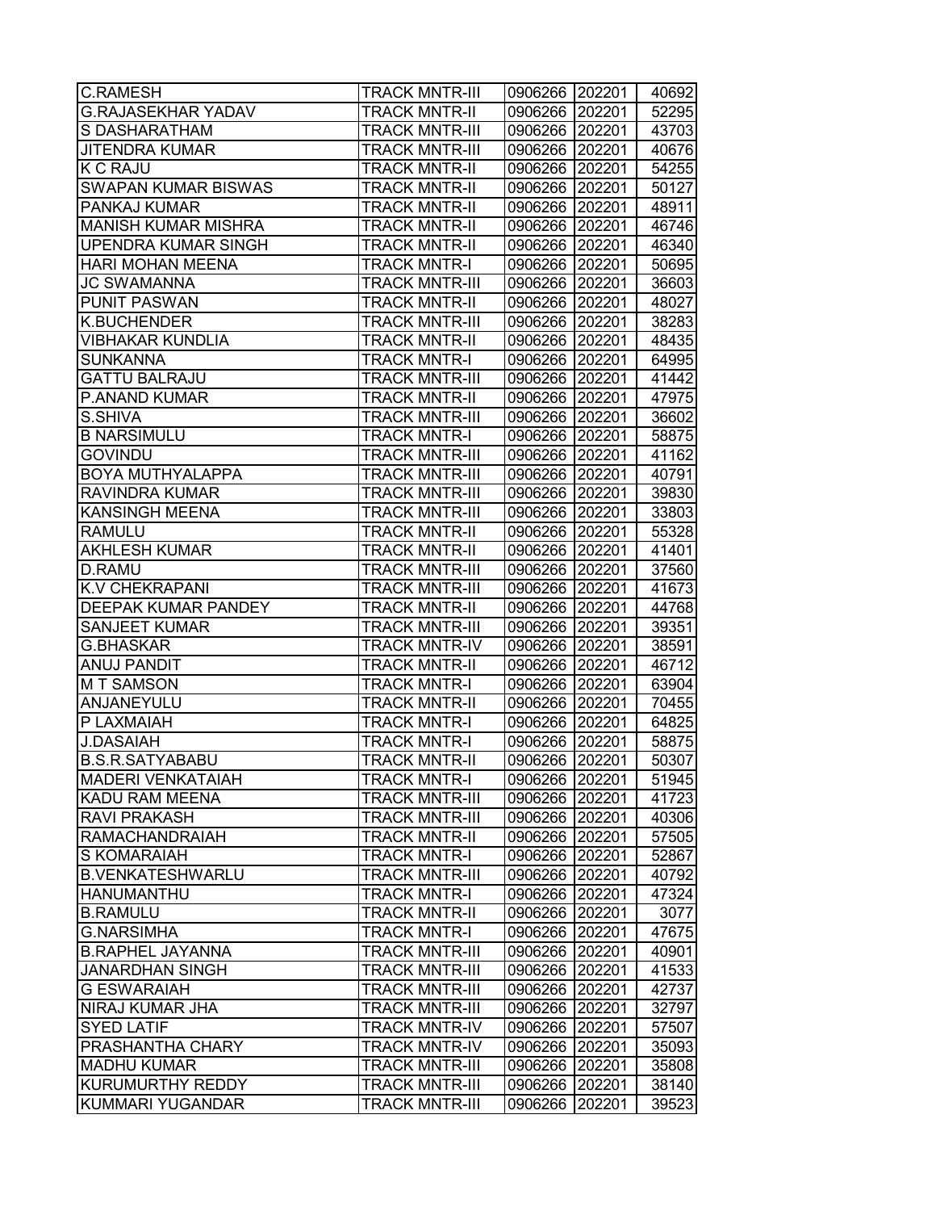| C.RAMESH | TRACK MNTR-III | 0906266 | 202201 | 40692 |
|---|---|---|---|---|
| G.RAJASEKHAR YADAV | TRACK MNTR-II | 0906266 | 202201 | 52295 |
| S DASHARATHAM | TRACK MNTR-III | 0906266 | 202201 | 43703 |
| JITENDRA KUMAR | TRACK MNTR-III | 0906266 | 202201 | 40676 |
| K C RAJU | TRACK MNTR-II | 0906266 | 202201 | 54255 |
| SWAPAN KUMAR BISWAS | TRACK MNTR-II | 0906266 | 202201 | 50127 |
| PANKAJ KUMAR | TRACK MNTR-II | 0906266 | 202201 | 48911 |
| MANISH KUMAR MISHRA | TRACK MNTR-II | 0906266 | 202201 | 46746 |
| UPENDRA KUMAR SINGH | TRACK MNTR-II | 0906266 | 202201 | 46340 |
| HARI MOHAN MEENA | TRACK MNTR-I | 0906266 | 202201 | 50695 |
| JC SWAMANNA | TRACK MNTR-III | 0906266 | 202201 | 36603 |
| PUNIT PASWAN | TRACK MNTR-II | 0906266 | 202201 | 48027 |
| K.BUCHENDER | TRACK MNTR-III | 0906266 | 202201 | 38283 |
| VIBHAKAR KUNDLIA | TRACK MNTR-II | 0906266 | 202201 | 48435 |
| SUNKANNA | TRACK MNTR-I | 0906266 | 202201 | 64995 |
| GATTU BALRAJU | TRACK MNTR-III | 0906266 | 202201 | 41442 |
| P.ANAND KUMAR | TRACK MNTR-II | 0906266 | 202201 | 47975 |
| S.SHIVA | TRACK MNTR-III | 0906266 | 202201 | 36602 |
| B NARSIMULU | TRACK MNTR-I | 0906266 | 202201 | 58875 |
| GOVINDU | TRACK MNTR-III | 0906266 | 202201 | 41162 |
| BOYA MUTHYALAPPA | TRACK MNTR-III | 0906266 | 202201 | 40791 |
| RAVINDRA KUMAR | TRACK MNTR-III | 0906266 | 202201 | 39830 |
| KANSINGH MEENA | TRACK MNTR-III | 0906266 | 202201 | 33803 |
| RAMULU | TRACK MNTR-II | 0906266 | 202201 | 55328 |
| AKHLESH KUMAR | TRACK MNTR-II | 0906266 | 202201 | 41401 |
| D.RAMU | TRACK MNTR-III | 0906266 | 202201 | 37560 |
| K.V CHEKRAPANI | TRACK MNTR-III | 0906266 | 202201 | 41673 |
| DEEPAK KUMAR PANDEY | TRACK MNTR-II | 0906266 | 202201 | 44768 |
| SANJEET KUMAR | TRACK MNTR-III | 0906266 | 202201 | 39351 |
| G.BHASKAR | TRACK MNTR-IV | 0906266 | 202201 | 38591 |
| ANUJ PANDIT | TRACK MNTR-II | 0906266 | 202201 | 46712 |
| M T SAMSON | TRACK MNTR-I | 0906266 | 202201 | 63904 |
| ANJANEYULU | TRACK MNTR-II | 0906266 | 202201 | 70455 |
| P LAXMAIAH | TRACK MNTR-I | 0906266 | 202201 | 64825 |
| J.DASAIAH | TRACK MNTR-I | 0906266 | 202201 | 58875 |
| B.S.R.SATYABABU | TRACK MNTR-II | 0906266 | 202201 | 50307 |
| MADERI VENKATAIAH | TRACK MNTR-I | 0906266 | 202201 | 51945 |
| KADU RAM MEENA | TRACK MNTR-III | 0906266 | 202201 | 41723 |
| RAVI PRAKASH | TRACK MNTR-III | 0906266 | 202201 | 40306 |
| RAMACHANDRAIAH | TRACK MNTR-II | 0906266 | 202201 | 57505 |
| S KOMARAIAH | TRACK MNTR-I | 0906266 | 202201 | 52867 |
| B.VENKATESHWARLU | TRACK MNTR-III | 0906266 | 202201 | 40792 |
| HANUMANTHU | TRACK MNTR-I | 0906266 | 202201 | 47324 |
| B.RAMULU | TRACK MNTR-II | 0906266 | 202201 | 3077 |
| G.NARSIMHA | TRACK MNTR-I | 0906266 | 202201 | 47675 |
| B.RAPHEL JAYANNA | TRACK MNTR-III | 0906266 | 202201 | 40901 |
| JANARDHAN SINGH | TRACK MNTR-III | 0906266 | 202201 | 41533 |
| G ESWARAIAH | TRACK MNTR-III | 0906266 | 202201 | 42737 |
| NIRAJ KUMAR JHA | TRACK MNTR-III | 0906266 | 202201 | 32797 |
| SYED LATIF | TRACK MNTR-IV | 0906266 | 202201 | 57507 |
| PRASHANTHA CHARY | TRACK MNTR-IV | 0906266 | 202201 | 35093 |
| MADHU KUMAR | TRACK MNTR-III | 0906266 | 202201 | 35808 |
| KURUMURTHY REDDY | TRACK MNTR-III | 0906266 | 202201 | 38140 |
| KUMMARI YUGANDAR | TRACK MNTR-III | 0906266 | 202201 | 39523 |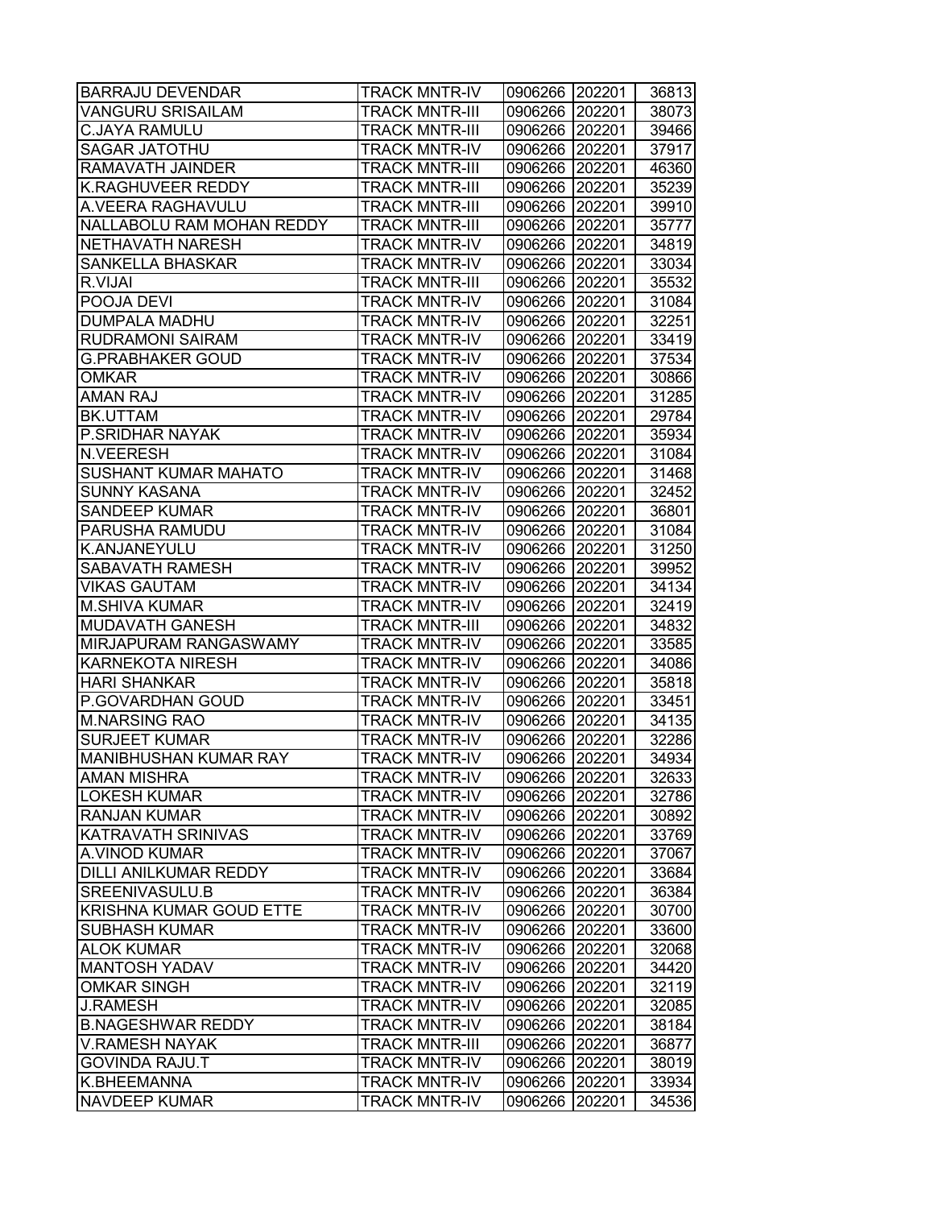| BARRAJU DEVENDAR | TRACK MNTR-IV | 0906266 | 202201 | 36813 |
|---|---|---|---|---|
| VANGURU SRISAILAM | TRACK MNTR-III | 0906266 | 202201 | 38073 |
| C.JAYA RAMULU | TRACK MNTR-III | 0906266 | 202201 | 39466 |
| SAGAR JATOTHU | TRACK MNTR-IV | 0906266 | 202201 | 37917 |
| RAMAVATH JAINDER | TRACK MNTR-III | 0906266 | 202201 | 46360 |
| K.RAGHUVEER REDDY | TRACK MNTR-III | 0906266 | 202201 | 35239 |
| A.VEERA RAGHAVULU | TRACK MNTR-III | 0906266 | 202201 | 39910 |
| NALLABOLU RAM MOHAN REDDY | TRACK MNTR-III | 0906266 | 202201 | 35777 |
| NETHAVATH NARESH | TRACK MNTR-IV | 0906266 | 202201 | 34819 |
| SANKELLA BHASKAR | TRACK MNTR-IV | 0906266 | 202201 | 33034 |
| R.VIJAI | TRACK MNTR-III | 0906266 | 202201 | 35532 |
| POOJA DEVI | TRACK MNTR-IV | 0906266 | 202201 | 31084 |
| DUMPALA MADHU | TRACK MNTR-IV | 0906266 | 202201 | 32251 |
| RUDRAMONI SAIRAM | TRACK MNTR-IV | 0906266 | 202201 | 33419 |
| G.PRABHAKER GOUD | TRACK MNTR-IV | 0906266 | 202201 | 37534 |
| OMKAR | TRACK MNTR-IV | 0906266 | 202201 | 30866 |
| AMAN RAJ | TRACK MNTR-IV | 0906266 | 202201 | 31285 |
| BK.UTTAM | TRACK MNTR-IV | 0906266 | 202201 | 29784 |
| P.SRIDHAR NAYAK | TRACK MNTR-IV | 0906266 | 202201 | 35934 |
| N.VEERESH | TRACK MNTR-IV | 0906266 | 202201 | 31084 |
| SUSHANT KUMAR MAHATO | TRACK MNTR-IV | 0906266 | 202201 | 31468 |
| SUNNY KASANA | TRACK MNTR-IV | 0906266 | 202201 | 32452 |
| SANDEEP KUMAR | TRACK MNTR-IV | 0906266 | 202201 | 36801 |
| PARUSHA RAMUDU | TRACK MNTR-IV | 0906266 | 202201 | 31084 |
| K.ANJANEYULU | TRACK MNTR-IV | 0906266 | 202201 | 31250 |
| SABAVATH RAMESH | TRACK MNTR-IV | 0906266 | 202201 | 39952 |
| VIKAS GAUTAM | TRACK MNTR-IV | 0906266 | 202201 | 34134 |
| M.SHIVA KUMAR | TRACK MNTR-IV | 0906266 | 202201 | 32419 |
| MUDAVATH GANESH | TRACK MNTR-III | 0906266 | 202201 | 34832 |
| MIRJAPURAM RANGASWAMY | TRACK MNTR-IV | 0906266 | 202201 | 33585 |
| KARNEKOTA NIRESH | TRACK MNTR-IV | 0906266 | 202201 | 34086 |
| HARI SHANKAR | TRACK MNTR-IV | 0906266 | 202201 | 35818 |
| P.GOVARDHAN GOUD | TRACK MNTR-IV | 0906266 | 202201 | 33451 |
| M.NARSING RAO | TRACK MNTR-IV | 0906266 | 202201 | 34135 |
| SURJEET KUMAR | TRACK MNTR-IV | 0906266 | 202201 | 32286 |
| MANIBHUSHAN KUMAR RAY | TRACK MNTR-IV | 0906266 | 202201 | 34934 |
| AMAN MISHRA | TRACK MNTR-IV | 0906266 | 202201 | 32633 |
| LOKESH KUMAR | TRACK MNTR-IV | 0906266 | 202201 | 32786 |
| RANJAN KUMAR | TRACK MNTR-IV | 0906266 | 202201 | 30892 |
| KATRAVATH SRINIVAS | TRACK MNTR-IV | 0906266 | 202201 | 33769 |
| A.VINOD KUMAR | TRACK MNTR-IV | 0906266 | 202201 | 37067 |
| DILLI ANILKUMAR REDDY | TRACK MNTR-IV | 0906266 | 202201 | 33684 |
| SREENIVASULU.B | TRACK MNTR-IV | 0906266 | 202201 | 36384 |
| KRISHNA KUMAR GOUD ETTE | TRACK MNTR-IV | 0906266 | 202201 | 30700 |
| SUBHASH KUMAR | TRACK MNTR-IV | 0906266 | 202201 | 33600 |
| ALOK KUMAR | TRACK MNTR-IV | 0906266 | 202201 | 32068 |
| MANTOSH YADAV | TRACK MNTR-IV | 0906266 | 202201 | 34420 |
| OMKAR SINGH | TRACK MNTR-IV | 0906266 | 202201 | 32119 |
| J.RAMESH | TRACK MNTR-IV | 0906266 | 202201 | 32085 |
| B.NAGESHWAR REDDY | TRACK MNTR-IV | 0906266 | 202201 | 38184 |
| V.RAMESH NAYAK | TRACK MNTR-III | 0906266 | 202201 | 36877 |
| GOVINDA RAJU.T | TRACK MNTR-IV | 0906266 | 202201 | 38019 |
| K.BHEEMANNA | TRACK MNTR-IV | 0906266 | 202201 | 33934 |
| NAVDEEP KUMAR | TRACK MNTR-IV | 0906266 | 202201 | 34536 |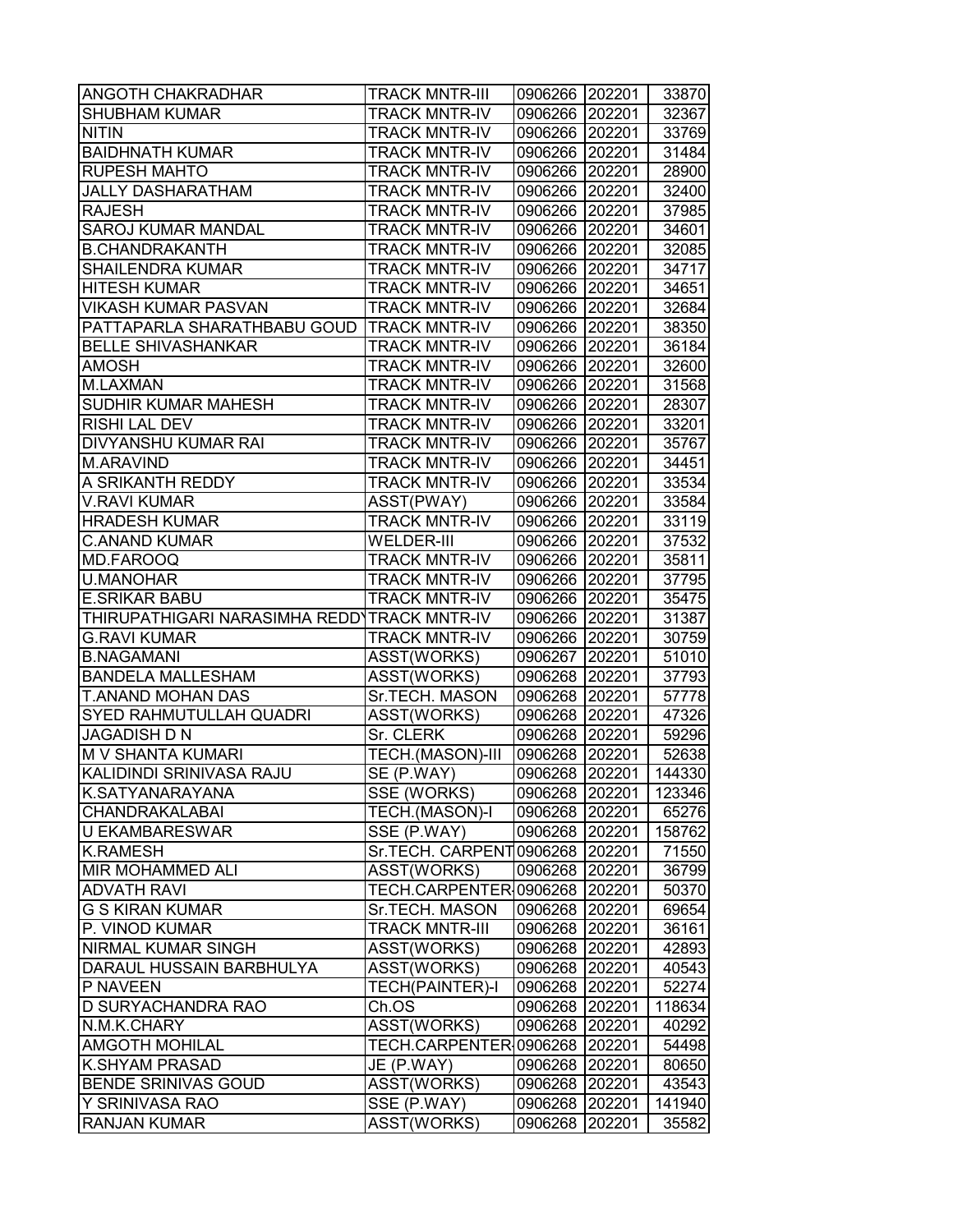| | | | | |
|---|---|---|---|---|
| ANGOTH CHAKRADHAR | TRACK MNTR-III | 0906266 | 202201 | 33870 |
| SHUBHAM KUMAR | TRACK MNTR-IV | 0906266 | 202201 | 32367 |
| NITIN | TRACK MNTR-IV | 0906266 | 202201 | 33769 |
| BAIDHNATH KUMAR | TRACK MNTR-IV | 0906266 | 202201 | 31484 |
| RUPESH MAHTO | TRACK MNTR-IV | 0906266 | 202201 | 28900 |
| JALLY DASHARATHAM | TRACK MNTR-IV | 0906266 | 202201 | 32400 |
| RAJESH | TRACK MNTR-IV | 0906266 | 202201 | 37985 |
| SAROJ KUMAR MANDAL | TRACK MNTR-IV | 0906266 | 202201 | 34601 |
| B.CHANDRAKANTH | TRACK MNTR-IV | 0906266 | 202201 | 32085 |
| SHAILENDRA KUMAR | TRACK MNTR-IV | 0906266 | 202201 | 34717 |
| HITESH KUMAR | TRACK MNTR-IV | 0906266 | 202201 | 34651 |
| VIKASH KUMAR PASVAN | TRACK MNTR-IV | 0906266 | 202201 | 32684 |
| PATTAPARLA SHARATHBABU GOUD | TRACK MNTR-IV | 0906266 | 202201 | 38350 |
| BELLE SHIVASHANKAR | TRACK MNTR-IV | 0906266 | 202201 | 36184 |
| AMOSH | TRACK MNTR-IV | 0906266 | 202201 | 32600 |
| M.LAXMAN | TRACK MNTR-IV | 0906266 | 202201 | 31568 |
| SUDHIR KUMAR MAHESH | TRACK MNTR-IV | 0906266 | 202201 | 28307 |
| RISHI LAL DEV | TRACK MNTR-IV | 0906266 | 202201 | 33201 |
| DIVYANSHU KUMAR RAI | TRACK MNTR-IV | 0906266 | 202201 | 35767 |
| M.ARAVIND | TRACK MNTR-IV | 0906266 | 202201 | 34451 |
| A SRIKANTH REDDY | TRACK MNTR-IV | 0906266 | 202201 | 33534 |
| V.RAVI KUMAR | ASST(PWAY) | 0906266 | 202201 | 33584 |
| HRADESH KUMAR | TRACK MNTR-IV | 0906266 | 202201 | 33119 |
| C.ANAND KUMAR | WELDER-III | 0906266 | 202201 | 37532 |
| MD.FAROOQ | TRACK MNTR-IV | 0906266 | 202201 | 35811 |
| U.MANOHAR | TRACK MNTR-IV | 0906266 | 202201 | 37795 |
| E.SRIKAR BABU | TRACK MNTR-IV | 0906266 | 202201 | 35475 |
| THIRUPATHIGARI NARASIMHA REDDY | TRACK MNTR-IV | 0906266 | 202201 | 31387 |
| G.RAVI KUMAR | TRACK MNTR-IV | 0906266 | 202201 | 30759 |
| B.NAGAMANI | ASST(WORKS) | 0906267 | 202201 | 51010 |
| BANDELA MALLESHAM | ASST(WORKS) | 0906268 | 202201 | 37793 |
| T.ANAND MOHAN DAS | Sr.TECH. MASON | 0906268 | 202201 | 57778 |
| SYED RAHMUTULLAH QUADRI | ASST(WORKS) | 0906268 | 202201 | 47326 |
| JAGADISH D N | Sr. CLERK | 0906268 | 202201 | 59296 |
| M V SHANTA KUMARI | TECH.(MASON)-III | 0906268 | 202201 | 52638 |
| KALIDINDI SRINIVASA RAJU | SE (P.WAY) | 0906268 | 202201 | 144330 |
| K.SATYANARAYANA | SSE (WORKS) | 0906268 | 202201 | 123346 |
| CHANDRAKALABAI | TECH.(MASON)-I | 0906268 | 202201 | 65276 |
| U EKAMBARESWAR | SSE (P.WAY) | 0906268 | 202201 | 158762 |
| K.RAMESH | Sr.TECH. CARPENT | 0906268 | 202201 | 71550 |
| MIR MOHAMMED ALI | ASST(WORKS) | 0906268 | 202201 | 36799 |
| ADVATH RAVI | TECH.CARPENTER | 0906268 | 202201 | 50370 |
| G S KIRAN KUMAR | Sr.TECH. MASON | 0906268 | 202201 | 69654 |
| P. VINOD KUMAR | TRACK MNTR-III | 0906268 | 202201 | 36161 |
| NIRMAL KUMAR SINGH | ASST(WORKS) | 0906268 | 202201 | 42893 |
| DARAUL HUSSAIN BARBHULYA | ASST(WORKS) | 0906268 | 202201 | 40543 |
| P NAVEEN | TECH(PAINTER)-I | 0906268 | 202201 | 52274 |
| D SURYACHANDRA RAO | Ch.OS | 0906268 | 202201 | 118634 |
| N.M.K.CHARY | ASST(WORKS) | 0906268 | 202201 | 40292 |
| AMGOTH MOHILAL | TECH.CARPENTER | 0906268 | 202201 | 54498 |
| K.SHYAM PRASAD | JE (P.WAY) | 0906268 | 202201 | 80650 |
| BENDE SRINIVAS GOUD | ASST(WORKS) | 0906268 | 202201 | 43543 |
| Y SRINIVASA RAO | SSE (P.WAY) | 0906268 | 202201 | 141940 |
| RANJAN KUMAR | ASST(WORKS) | 0906268 | 202201 | 35582 |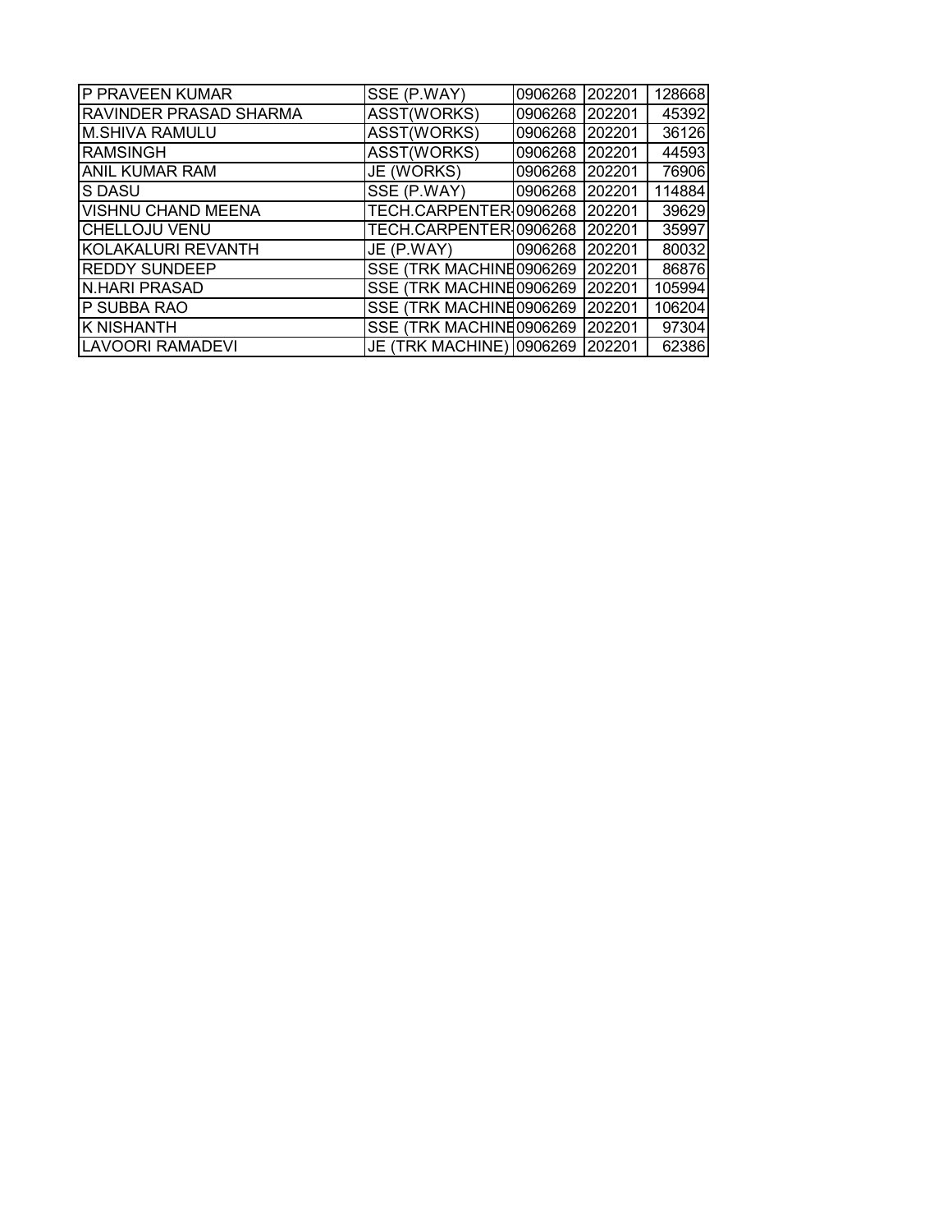| | | | | |
|---|---|---|---|---|
| P PRAVEEN KUMAR | SSE (P.WAY) | 0906268 | 202201 | 128668 |
| RAVINDER PRASAD SHARMA | ASST(WORKS) | 0906268 | 202201 | 45392 |
| M.SHIVA RAMULU | ASST(WORKS) | 0906268 | 202201 | 36126 |
| RAMSINGH | ASST(WORKS) | 0906268 | 202201 | 44593 |
| ANIL KUMAR RAM | JE (WORKS) | 0906268 | 202201 | 76906 |
| S DASU | SSE (P.WAY) | 0906268 | 202201 | 114884 |
| VISHNU CHAND MEENA | TECH.CARPENTER | 0906268 | 202201 | 39629 |
| CHELLOJU VENU | TECH.CARPENTER | 0906268 | 202201 | 35997 |
| KOLAKALURI REVANTH | JE (P.WAY) | 0906268 | 202201 | 80032 |
| REDDY SUNDEEP | SSE (TRK MACHINE | 0906269 | 202201 | 86876 |
| N.HARI PRASAD | SSE (TRK MACHINE | 0906269 | 202201 | 105994 |
| P SUBBA RAO | SSE (TRK MACHINE | 0906269 | 202201 | 106204 |
| K NISHANTH | SSE (TRK MACHINE | 0906269 | 202201 | 97304 |
| LAVOORI RAMADEVI | JE (TRK MACHINE) | 0906269 | 202201 | 62386 |